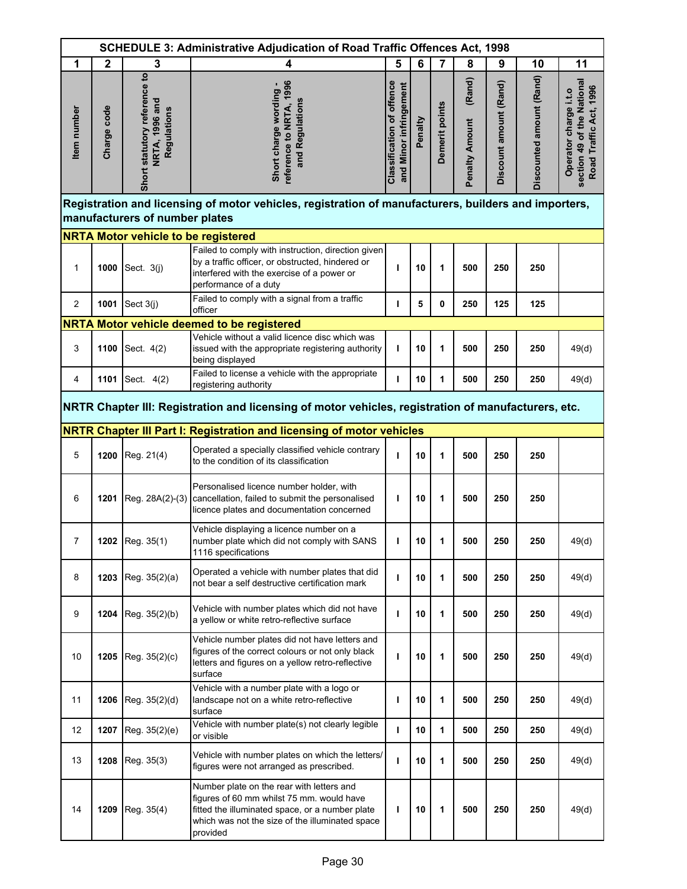# SCHEDULE 3: Administrative Adjudication of Road Traffic Offences Act, 1998

| 1 | 2 | 3 | 4 | 5 | 6 | 7 | 8 | 9 | 10 | 11 |
|---|---|---|---|---|---|---|---|---|---|---|
| Item number | Charge code | Short statutory reference to NRTA, 1996 and Regulations | Short charge wording - reference to NRTA, 1996 and Regulations | Classification of offence and Minor infringement | Penalty | Demerit points | Penalty Amount (Rand) | Discount amount (Rand) | Discounted amount (Rand) | Operator charge i.t.o section 49 of the National Road Traffic Act, 1996 |
| **Registration and licensing of motor vehicles, registration of manufacturers, builders and importers, manufacturers of number plates** | | | | | | | | | | |
| **NRTA Motor vehicle to be registered** | | | | | | | | | | |
| 1 | **1000** | Sect. 3(j) | Failed to comply with instruction, direction given by a traffic officer, or obstructed, hindered or interfered with the exercise of a power or performance of a duty | I | 10 | 1 | 500 | 250 | 250 | |
| 2 | **1001** | Sect 3(j) | Failed to comply with a signal from a traffic officer | I | 5 | 0 | 250 | 125 | 125 | |
| **NRTA Motor vehicle deemed to be registered** | | | | | | | | | | |
| 3 | **1100** | Sect. 4(2) | Vehicle without a valid licence disc which was issued with the appropriate registering authority being displayed | I | 10 | 1 | 500 | 250 | 250 | 49(d) |
| 4 | **1101** | Sect. 4(2) | Failed to license a vehicle with the appropriate registering authority | I | 10 | 1 | 500 | 250 | 250 | 49(d) |
| **NRTR Chapter III: Registration and licensing of motor vehicles, registration of manufacturers, etc.** | | | | | | | | | | |
| **NRTR Chapter III Part I: Registration and licensing of motor vehicles** | | | | | | | | | | |
| 5 | **1200** | Reg. 21(4) | Operated a specially classified vehicle contrary to the condition of its classification | I | 10 | 1 | 500 | 250 | 250 | |
| 6 | **1201** | Reg. 28A(2)-(3) | Personalised licence number holder, with cancellation, failed to submit the personalised licence plates and documentation concerned | I | 10 | 1 | 500 | 250 | 250 | |
| 7 | **1202** | Reg. 35(1) | Vehicle displaying a licence number on a number plate which did not comply with SANS 1116 specifications | I | 10 | 1 | 500 | 250 | 250 | 49(d) |
| 8 | **1203** | Reg. 35(2)(a) | Operated a vehicle with number plates that did not bear a self destructive certification mark | I | 10 | 1 | 500 | 250 | 250 | 49(d) |
| 9 | **1204** | Reg. 35(2)(b) | Vehicle with number plates which did not have a yellow or white retro-reflective surface | I | 10 | 1 | 500 | 250 | 250 | 49(d) |
| 10 | **1205** | Reg. 35(2)(c) | Vehicle number plates did not have letters and figures of the correct colours or not only black letters and figures on a yellow retro-reflective surface | I | 10 | 1 | 500 | 250 | 250 | 49(d) |
| 11 | **1206** | Reg. 35(2)(d) | Vehicle with a number plate with a logo or landscape not on a white retro-reflective surface | I | 10 | 1 | 500 | 250 | 250 | 49(d) |
| 12 | **1207** | Reg. 35(2)(e) | Vehicle with number plate(s) not clearly legible or visible | I | 10 | 1 | 500 | 250 | 250 | 49(d) |
| 13 | **1208** | Reg. 35(3) | Vehicle with number plates on which the letters/ figures were not arranged as prescribed. | I | 10 | 1 | 500 | 250 | 250 | 49(d) |
| 14 | **1209** | Reg. 35(4) | Number plate on the rear with letters and figures of 60 mm whilst 75 mm. would have fitted the illuminated space, or a number plate which was not the size of the illuminated space provided | I | 10 | 1 | 500 | 250 | 250 | 49(d) |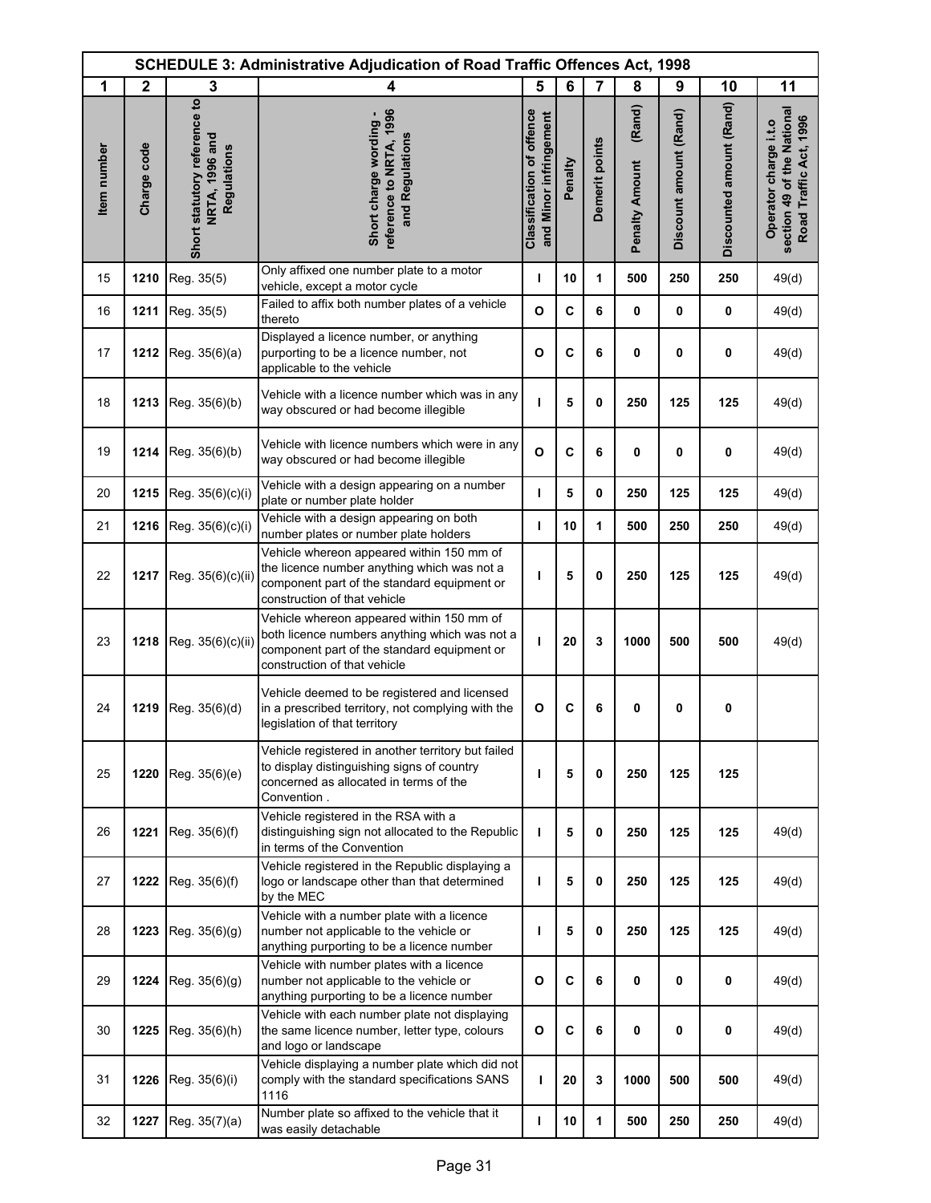**SCHEDULE 3: Administrative Adjudication of Road Traffic Offences Act, 1998**

| 1 | 2 | 3 | 4 | 5 | 6 | 7 | 8 | 9 | 10 | 11 |
|---|---|---|---|---|---|---|---|---|---|---|
| Item number | Charge code | Short statutory reference to NRTA, 1996 and Regulations | Short charge wording - reference to NRTA, 1996 and Regulations | Classification of offence and Minor infringement | Penalty | Demerit points | Penalty Amount (Rand) | Discount amount (Rand) | Discounted amount (Rand) | Operator charge i.t.o section 49 of the National Road Traffic Act, 1996 |
| 15 | 1210 | Reg. 35(5) | Only affixed one number plate to a motor vehicle, except a motor cycle | I | 10 | 1 | 500 | 250 | 250 | 49(d) |
| 16 | 1211 | Reg. 35(5) | Failed to affix both number plates of a vehicle thereto | O | C | 6 | 0 | 0 | 0 | 49(d) |
| 17 | 1212 | Reg. 35(6)(a) | Displayed a licence number, or anything purporting to be a licence number, not applicable to the vehicle | O | C | 6 | 0 | 0 | 0 | 49(d) |
| 18 | 1213 | Reg. 35(6)(b) | Vehicle with a licence number which was in any way obscured or had become illegible | I | 5 | 0 | 250 | 125 | 125 | 49(d) |
| 19 | 1214 | Reg. 35(6)(b) | Vehicle with licence numbers which were in any way obscured or had become illegible | O | C | 6 | 0 | 0 | 0 | 49(d) |
| 20 | 1215 | Reg. 35(6)(c)(i) | Vehicle with a design appearing on a number plate or number plate holder | I | 5 | 0 | 250 | 125 | 125 | 49(d) |
| 21 | 1216 | Reg. 35(6)(c)(i) | Vehicle with a design appearing on both number plates or number plate holders | I | 10 | 1 | 500 | 250 | 250 | 49(d) |
| 22 | 1217 | Reg. 35(6)(c)(ii) | Vehicle whereon appeared within 150 mm of the licence number anything which was not a component part of the standard equipment or construction of that vehicle | I | 5 | 0 | 250 | 125 | 125 | 49(d) |
| 23 | 1218 | Reg. 35(6)(c)(ii) | Vehicle whereon appeared within 150 mm of both licence numbers anything which was not a component part of the standard equipment or construction of that vehicle | I | 20 | 3 | 1000 | 500 | 500 | 49(d) |
| 24 | 1219 | Reg. 35(6)(d) | Vehicle deemed to be registered and licensed in a prescribed territory, not complying with the legislation of that territory | O | C | 6 | 0 | 0 | 0 | |
| 25 | 1220 | Reg. 35(6)(e) | Vehicle registered in another territory but failed to display distinguishing signs of country concerned as allocated in terms of the Convention . | I | 5 | 0 | 250 | 125 | 125 | |
| 26 | 1221 | Reg. 35(6)(f) | Vehicle registered in the RSA with a distinguishing sign not allocated to the Republic in terms of the Convention | I | 5 | 0 | 250 | 125 | 125 | 49(d) |
| 27 | 1222 | Reg. 35(6)(f) | Vehicle registered in the Republic displaying a logo or landscape other than that determined by the MEC | I | 5 | 0 | 250 | 125 | 125 | 49(d) |
| 28 | 1223 | Reg. 35(6)(g) | Vehicle with a number plate with a licence number not applicable to the vehicle or anything purporting to be a licence number | I | 5 | 0 | 250 | 125 | 125 | 49(d) |
| 29 | 1224 | Reg. 35(6)(g) | Vehicle with number plates with a licence number not applicable to the vehicle or anything purporting to be a licence number | O | C | 6 | 0 | 0 | 0 | 49(d) |
| 30 | 1225 | Reg. 35(6)(h) | Vehicle with each number plate not displaying the same licence number, letter type, colours and logo or landscape | O | C | 6 | 0 | 0 | 0 | 49(d) |
| 31 | 1226 | Reg. 35(6)(i) | Vehicle displaying a number plate which did not comply with the standard specifications SANS 1116 | I | 20 | 3 | 1000 | 500 | 500 | 49(d) |
| 32 | 1227 | Reg. 35(7)(a) | Number plate so affixed to the vehicle that it was easily detachable | I | 10 | 1 | 500 | 250 | 250 | 49(d) |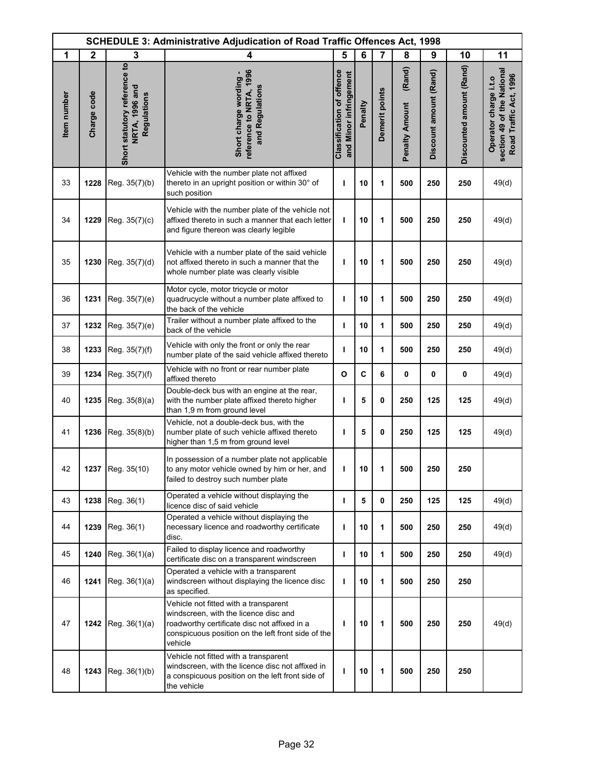| SCHEDULE 3: Administrative Adjudication of Road Traffic Offences Act, 1998 | | | | | | | | | | |
|---|---|---|---|---|---|---|---|---|---|---|
| 1 | 2 | 3 | 4 | 5 | 6 | 7 | 8 | 9 | 10 | 11 |
| Item number | Charge code | Short statutory reference to NRTA, 1996 and Regulations | Short charge wording - reference to NRTA, 1996 and Regulations | Classification of offence and Minor infringement | Penalty | Demerit points | Penalty Amount (Rand) | Discount amount (Rand) | Discounted amount (Rand) | Operator charge i.t.o section 49 of the National Road Traffic Act, 1996 |
| 33 | **1228** | Reg. 35(7)(b) | Vehicle with the number plate not affixed thereto in an upright position or within 30° of such position | **I** | **10** | **1** | **500** | **250** | **250** | 49(d) |
| 34 | **1229** | Reg. 35(7)(c) | Vehicle with the number plate of the vehicle not affixed thereto in such a manner that each letter and figure thereon was clearly legible | **I** | **10** | **1** | **500** | **250** | **250** | 49(d) |
| 35 | **1230** | Reg. 35(7)(d) | Vehicle with a number plate of the said vehicle not affixed thereto in such a manner that the whole number plate was clearly visible | **I** | **10** | **1** | **500** | **250** | **250** | 49(d) |
| 36 | **1231** | Reg. 35(7)(e) | Motor cycle, motor tricycle or motor quadrucycle without a number plate affixed to the back of the vehicle | **I** | **10** | **1** | **500** | **250** | **250** | 49(d) |
| 37 | **1232** | Reg. 35(7)(e) | Trailer without a number plate affixed to the back of the vehicle | **I** | **10** | **1** | **500** | **250** | **250** | 49(d) |
| 38 | **1233** | Reg. 35(7)(f) | Vehicle with only the front or only the rear number plate of the said vehicle affixed thereto | **I** | **10** | **1** | **500** | **250** | **250** | 49(d) |
| 39 | **1234** | Reg. 35(7)(f) | Vehicle with no front or rear number plate affixed thereto | **O** | **C** | **6** | **0** | **0** | **0** | 49(d) |
| 40 | **1235** | Reg. 35(8)(a) | Double-deck bus with an engine at the rear, with the number plate affixed thereto higher than 1,9 m from ground level | **I** | **5** | **0** | **250** | **125** | **125** | 49(d) |
| 41 | **1236** | Reg. 35(8)(b) | Vehicle, not a double-deck bus, with the number plate of such vehicle affixed thereto higher than 1,5 m from ground level | **I** | **5** | **0** | **250** | **125** | **125** | 49(d) |
| 42 | **1237** | Reg. 35(10) | In possession of a number plate not applicable to any motor vehicle owned by him or her, and failed to destroy such number plate | **I** | **10** | **1** | **500** | **250** | **250** | |
| 43 | **1238** | Reg. 36(1) | Operated a vehicle without displaying the licence disc of said vehicle | **I** | **5** | **0** | **250** | **125** | **125** | 49(d) |
| 44 | **1239** | Reg. 36(1) | Operated a vehicle without displaying the necessary licence and roadworthy certificate disc. | **I** | **10** | **1** | **500** | **250** | **250** | 49(d) |
| 45 | **1240** | Reg. 36(1)(a) | Failed to display licence and roadworthy certificate disc on a transparent windscreen | **I** | **10** | **1** | **500** | **250** | **250** | 49(d) |
| 46 | **1241** | Reg. 36(1)(a) | Operated a vehicle with a transparent windscreen without displaying the licence disc as specified. | **I** | **10** | **1** | **500** | **250** | **250** | |
| 47 | **1242** | Reg. 36(1)(a) | Vehicle not fitted with a transparent windscreen, with the licence disc and roadworthy certificate disc not affixed in a conspicuous position on the left front side of the vehicle | **I** | **10** | **1** | **500** | **250** | **250** | 49(d) |
| 48 | **1243** | Reg. 36(1)(b) | Vehicle not fitted with a transparent windscreen, with the licence disc not affixed in a conspicuous position on the left front side of the vehicle | **I** | **10** | **1** | **500** | **250** | **250** | |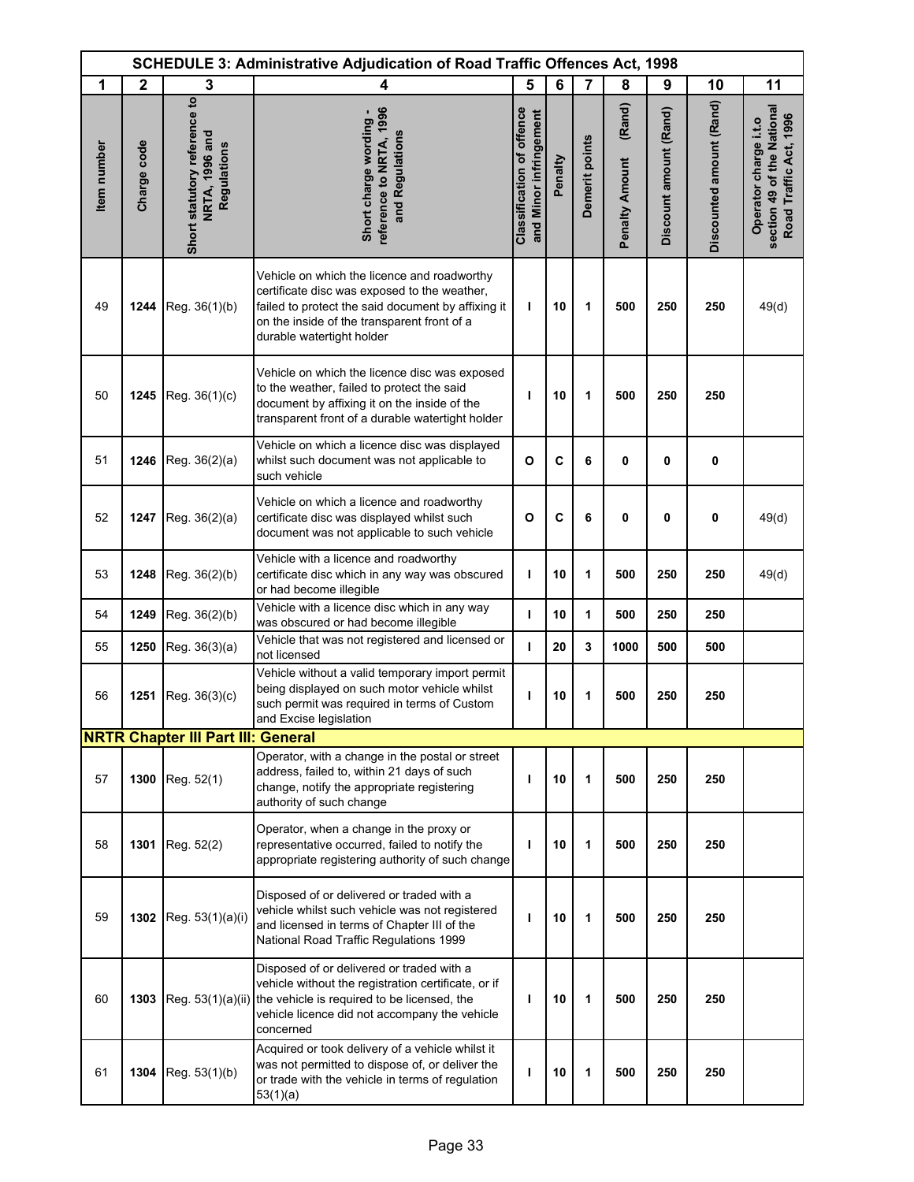| SCHEDULE 3: Administrative Adjudication of Road Traffic Offences Act, 1998 | | | | | | | | | | |
|---|---|---|---|---|---|---|---|---|---|---|
| 1 | 2 | 3 | 4 | 5 | 6 | 7 | 8 | 9 | 10 | 11 |
| Item number | Charge code | Short statutory reference to NRTA, 1996 and Regulations | Short charge wording - reference to NRTA, 1996 and Regulations | Classification of offence and Minor infringement | Penalty | Demerit points | Penalty Amount (Rand) | Discount amount (Rand) | Discounted amount (Rand) | Operator charge i.t.o section 49 of the National Road Traffic Act, 1996 |
| 49 | **1244** | Reg. 36(1)(b) | Vehicle on which the licence and roadworthy certificate disc was exposed to the weather, failed to protect the said document by affixing it on the inside of the transparent front of a durable watertight holder | **I** | **10** | **1** | **500** | **250** | **250** | 49(d) |
| 50 | **1245** | Reg. 36(1)(c) | Vehicle on which the licence disc was exposed to the weather, failed to protect the said document by affixing it on the inside of the transparent front of a durable watertight holder | **I** | **10** | **1** | **500** | **250** | **250** | |
| 51 | **1246** | Reg. 36(2)(a) | Vehicle on which a licence disc was displayed whilst such document was not applicable to such vehicle | **O** | **C** | **6** | **0** | **0** | **0** | |
| 52 | **1247** | Reg. 36(2)(a) | Vehicle on which a licence and roadworthy certificate disc was displayed whilst such document was not applicable to such vehicle | **O** | **C** | **6** | **0** | **0** | **0** | 49(d) |
| 53 | **1248** | Reg. 36(2)(b) | Vehicle with a licence and roadworthy certificate disc which in any way was obscured or had become illegible | **I** | **10** | **1** | **500** | **250** | **250** | 49(d) |
| 54 | **1249** | Reg. 36(2)(b) | Vehicle with a licence disc which in any way was obscured or had become illegible | **I** | **10** | **1** | **500** | **250** | **250** | |
| 55 | **1250** | Reg. 36(3)(a) | Vehicle that was not registered and licensed or not licensed | **I** | **20** | **3** | **1000** | **500** | **500** | |
| 56 | **1251** | Reg. 36(3)(c) | Vehicle without a valid temporary import permit being displayed on such motor vehicle whilst such permit was required in terms of Custom and Excise legislation | **I** | **10** | **1** | **500** | **250** | **250** | |
| **NRTR Chapter III Part III: General** | | | | | | | | | | |
| 57 | **1300** | Reg. 52(1) | Operator, with a change in the postal or street address, failed to, within 21 days of such change, notify the appropriate registering authority of such change | **I** | **10** | **1** | **500** | **250** | **250** | |
| 58 | **1301** | Reg. 52(2) | Operator, when a change in the proxy or representative occurred, failed to notify the appropriate registering authority of such change | **I** | **10** | **1** | **500** | **250** | **250** | |
| 59 | **1302** | Reg. 53(1)(a)(i) | Disposed of or delivered or traded with a vehicle whilst such vehicle was not registered and licensed in terms of Chapter III of the National Road Traffic Regulations 1999 | **I** | **10** | **1** | **500** | **250** | **250** | |
| 60 | **1303** | Reg. 53(1)(a)(ii) | Disposed of or delivered or traded with a vehicle without the registration certificate, or if the vehicle is required to be licensed, the vehicle licence did not accompany the vehicle concerned | **I** | **10** | **1** | **500** | **250** | **250** | |
| 61 | **1304** | Reg. 53(1)(b) | Acquired or took delivery of a vehicle whilst it was not permitted to dispose of, or deliver the or trade with the vehicle in terms of regulation 53(1)(a) | **I** | **10** | **1** | **500** | **250** | **250** | |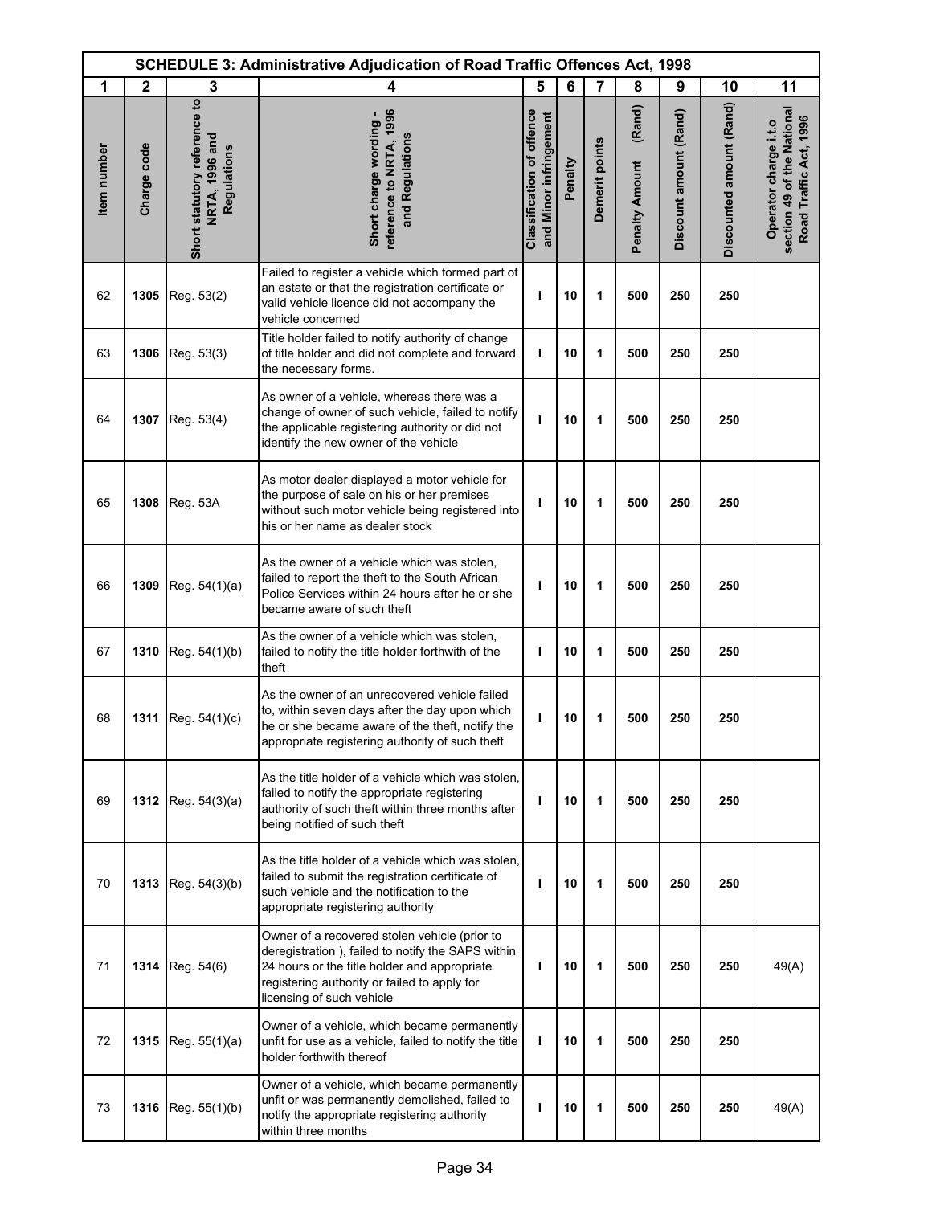| SCHEDULE 3: Administrative Adjudication of Road Traffic Offences Act, 1998 | | | | | | | | | | |
|---|---|---|---|---|---|---|---|---|---|---|
| 1 | 2 | 3 | 4 | 5 | 6 | 7 | 8 | 9 | 10 | 11 |
| Item number | Charge code | Short statutory reference to NRTA, 1996 and Regulations | Short charge wording - reference to NRTA, 1996 and Regulations | Classification of offence and Minor infringement | Penalty | Demerit points | Penalty Amount (Rand) | Discount amount (Rand) | Discounted amount (Rand) | Operator charge i.t.o section 49 of the National Road Traffic Act, 1996 |
| 62 | **1305** | Reg. 53(2) | Failed to register a vehicle which formed part of an estate or that the registration certificate or valid vehicle licence did not accompany the vehicle concerned | **I** | **10** | **1** | **500** | **250** | **250** | |
| 63 | **1306** | Reg. 53(3) | Title holder failed to notify authority of change of title holder and did not complete and forward the necessary forms. | **I** | **10** | **1** | **500** | **250** | **250** | |
| 64 | **1307** | Reg. 53(4) | As owner of a vehicle, whereas there was a change of owner of such vehicle, failed to notify the applicable registering authority or did not identify the new owner of the vehicle | **I** | **10** | **1** | **500** | **250** | **250** | |
| 65 | **1308** | Reg. 53A | As motor dealer displayed a motor vehicle for the purpose of sale on his or her premises without such motor vehicle being registered into his or her name as dealer stock | **I** | **10** | **1** | **500** | **250** | **250** | |
| 66 | **1309** | Reg. 54(1)(a) | As the owner of a vehicle which was stolen, failed to report the theft to the South African Police Services within 24 hours after he or she became aware of such theft | **I** | **10** | **1** | **500** | **250** | **250** | |
| 67 | **1310** | Reg. 54(1)(b) | As the owner of a vehicle which was stolen, failed to notify the title holder forthwith of the theft | **I** | **10** | **1** | **500** | **250** | **250** | |
| 68 | **1311** | Reg. 54(1)(c) | As the owner of an unrecovered vehicle failed to, within seven days after the day upon which he or she became aware of the theft, notify the appropriate registering authority of such theft | **I** | **10** | **1** | **500** | **250** | **250** | |
| 69 | **1312** | Reg. 54(3)(a) | As the title holder of a vehicle which was stolen, failed to notify the appropriate registering authority of such theft within three months after being notified of such theft | **I** | **10** | **1** | **500** | **250** | **250** | |
| 70 | **1313** | Reg. 54(3)(b) | As the title holder of a vehicle which was stolen, failed to submit the registration certificate of such vehicle and the notification to the appropriate registering authority | **I** | **10** | **1** | **500** | **250** | **250** | |
| 71 | **1314** | Reg. 54(6) | Owner of a recovered stolen vehicle (prior to deregistration ), failed to notify the SAPS within 24 hours or the title holder and appropriate registering authority or failed to apply for licensing of such vehicle | **I** | **10** | **1** | **500** | **250** | **250** | 49(A) |
| 72 | **1315** | Reg. 55(1)(a) | Owner of a vehicle, which became permanently unfit for use as a vehicle, failed to notify the title holder forthwith thereof | **I** | **10** | **1** | **500** | **250** | **250** | |
| 73 | **1316** | Reg. 55(1)(b) | Owner of a vehicle, which became permanently unfit or was permanently demolished, failed to notify the appropriate registering authority within three months | **I** | **10** | **1** | **500** | **250** | **250** | 49(A) |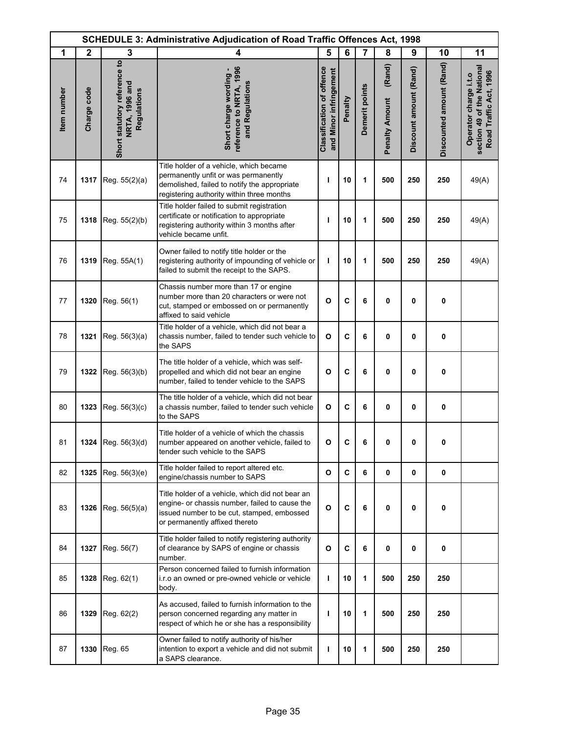| SCHEDULE 3: Administrative Adjudication of Road Traffic Offences Act, 1998 | | | | | | | | | | |
|---|---|---|---|---|---|---|---|---|---|---|
| 1 | 2 | 3 | 4 | 5 | 6 | 7 | 8 | 9 | 10 | 11 |
| Item number | Charge code | Short statutory reference to NRTA, 1996 and Regulations | Short charge wording - reference to NRTA, 1996 and Regulations | Classification of offence and Minor infringement | Penalty | Demerit points | Penalty Amount (Rand) | Discount amount (Rand) | Discounted amount (Rand) | Operator charge i.t.o section 49 of the National Road Traffic Act, 1996 |
| 74 | **1317** | Reg. 55(2)(a) | Title holder of a vehicle, which became permanently unfit or was permanently demolished, failed to notify the appropriate registering authority within three months | **I** | **10** | **1** | **500** | **250** | **250** | 49(A) |
| 75 | **1318** | Reg. 55(2)(b) | Title holder failed to submit registration certificate or notification to appropriate registering authority within 3 months after vehicle became unfit. | **I** | **10** | **1** | **500** | **250** | **250** | 49(A) |
| 76 | **1319** | Reg. 55A(1) | Owner failed to notify title holder or the registering authority of impounding of vehicle or failed to submit the receipt to the SAPS. | **I** | **10** | **1** | **500** | **250** | **250** | 49(A) |
| 77 | **1320** | Reg. 56(1) | Chassis number more than 17 or engine number more than 20 characters or were not cut, stamped or embossed on or permanently affixed to said vehicle | **O** | **C** | **6** | **0** | **0** | **0** | |
| 78 | **1321** | Reg. 56(3)(a) | Title holder of a vehicle, which did not bear a chassis number, failed to tender such vehicle to the SAPS | **O** | **C** | **6** | **0** | **0** | **0** | |
| 79 | **1322** | Reg. 56(3)(b) | The title holder of a vehicle, which was self-propelled and which did not bear an engine number, failed to tender vehicle to the SAPS | **O** | **C** | **6** | **0** | **0** | **0** | |
| 80 | **1323** | Reg. 56(3)(c) | The title holder of a vehicle, which did not bear a chassis number, failed to tender such vehicle to the SAPS | **O** | **C** | **6** | **0** | **0** | **0** | |
| 81 | **1324** | Reg. 56(3)(d) | Title holder of a vehicle of which the chassis number appeared on another vehicle, failed to tender such vehicle to the SAPS | **O** | **C** | **6** | **0** | **0** | **0** | |
| 82 | **1325** | Reg. 56(3)(e) | Title holder failed to report altered etc. engine/chassis number to SAPS | **O** | **C** | **6** | **0** | **0** | **0** | |
| 83 | **1326** | Reg. 56(5)(a) | Title holder of a vehicle, which did not bear an engine- or chassis number, failed to cause the issued number to be cut, stamped, embossed or permanently affixed thereto | **O** | **C** | **6** | **0** | **0** | **0** | |
| 84 | **1327** | Reg. 56(7) | Title holder failed to notify registering authority of clearance by SAPS of engine or chassis number. | **O** | **C** | **6** | **0** | **0** | **0** | |
| 85 | **1328** | Reg. 62(1) | Person concerned failed to furnish information i.r.o an owned or pre-owned vehicle or vehicle body. | **I** | **10** | **1** | **500** | **250** | **250** | |
| 86 | **1329** | Reg. 62(2) | As accused, failed to furnish information to the person concerned regarding any matter in respect of which he or she has a responsibility | **I** | **10** | **1** | **500** | **250** | **250** | |
| 87 | **1330** | Reg. 65 | Owner failed to notify authority of his/her intention to export a vehicle and did not submit a SAPS clearance. | **I** | **10** | **1** | **500** | **250** | **250** | |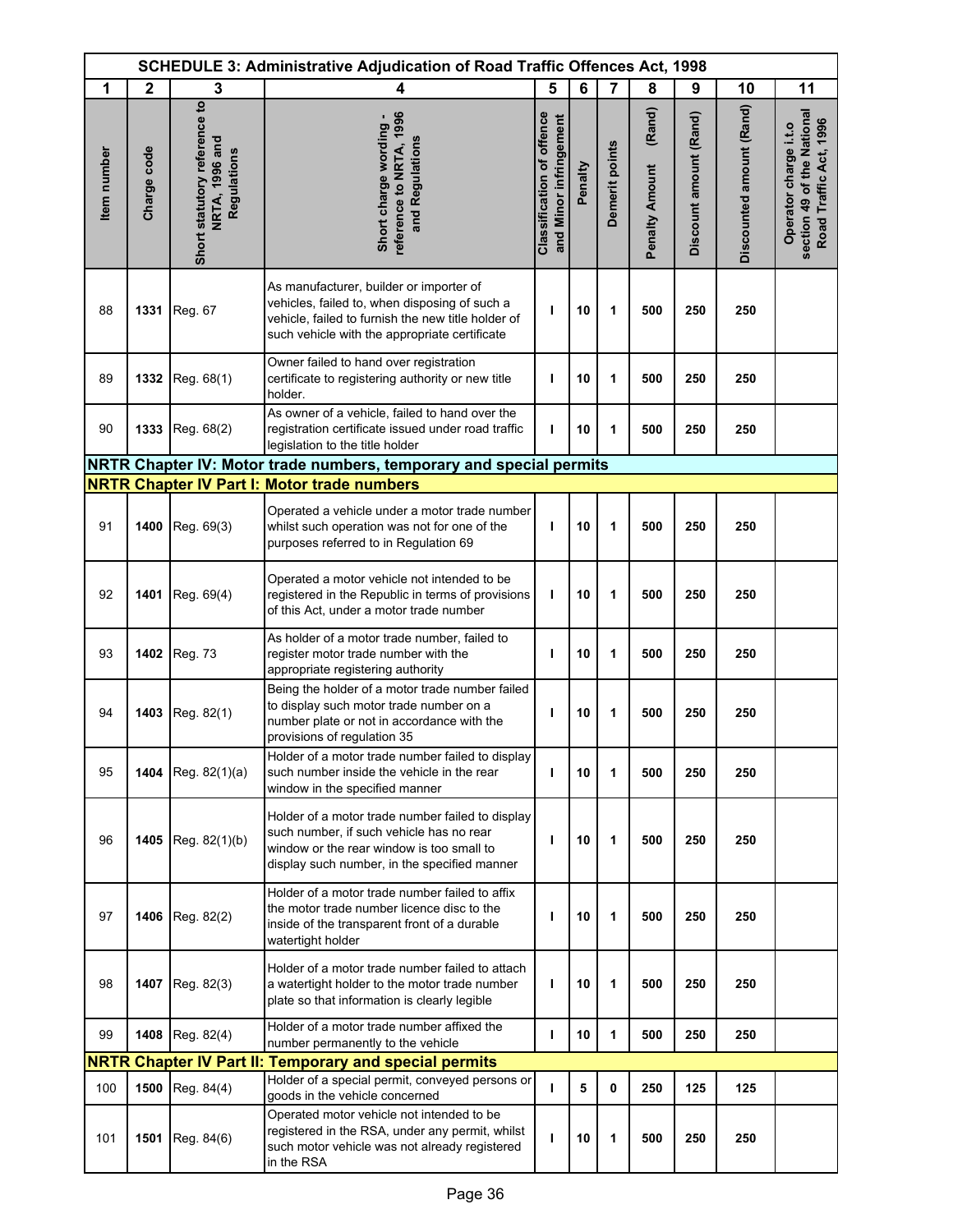## SCHEDULE 3: Administrative Adjudication of Road Traffic Offences Act, 1998

| 1 | 2 | 3 | 4 | 5 | 6 | 7 | 8 | 9 | 10 | 11 |
|---|---|---|---|---|---|---|---|---|---|---|
| Item number | Charge code | Short statutory reference to NRTA, 1996 and Regulations | Short charge wording - reference to NRTA, 1996 and Regulations | Classification of offence and Minor infringement | Penalty | Demerit points | Penalty Amount (Rand) | Discount amount (Rand) | Discounted amount (Rand) | Operator charge i.t.o section 49 of the National Road Traffic Act, 1996 |
| 88 | **1331** | Reg. 67 | As manufacturer, builder or importer of vehicles, failed to, when disposing of such a vehicle, failed to furnish the new title holder of such vehicle with the appropriate certificate | I | 10 | 1 | 500 | 250 | 250 | |
| 89 | **1332** | Reg. 68(1) | Owner failed to hand over registration certificate to registering authority or new title holder. | I | 10 | 1 | 500 | 250 | 250 | |
| 90 | **1333** | Reg. 68(2) | As owner of a vehicle, failed to hand over the registration certificate issued under road traffic legislation to the title holder | I | 10 | 1 | 500 | 250 | 250 | |
| **NRTR Chapter IV: Motor trade numbers, temporary and special permits** | | | | | | | | | | |
| **NRTR Chapter IV Part I: Motor trade numbers** | | | | | | | | | | |
| 91 | **1400** | Reg. 69(3) | Operated a vehicle under a motor trade number whilst such operation was not for one of the purposes referred to in Regulation 69 | I | 10 | 1 | 500 | 250 | 250 | |
| 92 | **1401** | Reg. 69(4) | Operated a motor vehicle not intended to be registered in the Republic in terms of provisions of this Act, under a motor trade number | I | 10 | 1 | 500 | 250 | 250 | |
| 93 | **1402** | Reg. 73 | As holder of a motor trade number, failed to register motor trade number with the appropriate registering authority | I | 10 | 1 | 500 | 250 | 250 | |
| 94 | **1403** | Reg. 82(1) | Being the holder of a motor trade number failed to display such motor trade number on a number plate or not in accordance with the provisions of regulation 35 | I | 10 | 1 | 500 | 250 | 250 | |
| 95 | **1404** | Reg. 82(1)(a) | Holder of a motor trade number failed to display such number inside the vehicle in the rear window in the specified manner | I | 10 | 1 | 500 | 250 | 250 | |
| 96 | **1405** | Reg. 82(1)(b) | Holder of a motor trade number failed to display such number, if such vehicle has no rear window or the rear window is too small to display such number, in the specified manner | I | 10 | 1 | 500 | 250 | 250 | |
| 97 | **1406** | Reg. 82(2) | Holder of a motor trade number failed to affix the motor trade number licence disc to the inside of the transparent front of a durable watertight holder | I | 10 | 1 | 500 | 250 | 250 | |
| 98 | **1407** | Reg. 82(3) | Holder of a motor trade number failed to attach a watertight holder to the motor trade number plate so that information is clearly legible | I | 10 | 1 | 500 | 250 | 250 | |
| 99 | **1408** | Reg. 82(4) | Holder of a motor trade number affixed the number permanently to the vehicle | I | 10 | 1 | 500 | 250 | 250 | |
| **NRTR Chapter IV Part II: Temporary and special permits** | | | | | | | | | | |
| 100 | **1500** | Reg. 84(4) | Holder of a special permit, conveyed persons or goods in the vehicle concerned | I | 5 | 0 | 250 | 125 | 125 | |
| 101 | **1501** | Reg. 84(6) | Operated motor vehicle not intended to be registered in the RSA, under any permit, whilst such motor vehicle was not already registered in the RSA | I | 10 | 1 | 500 | 250 | 250 | |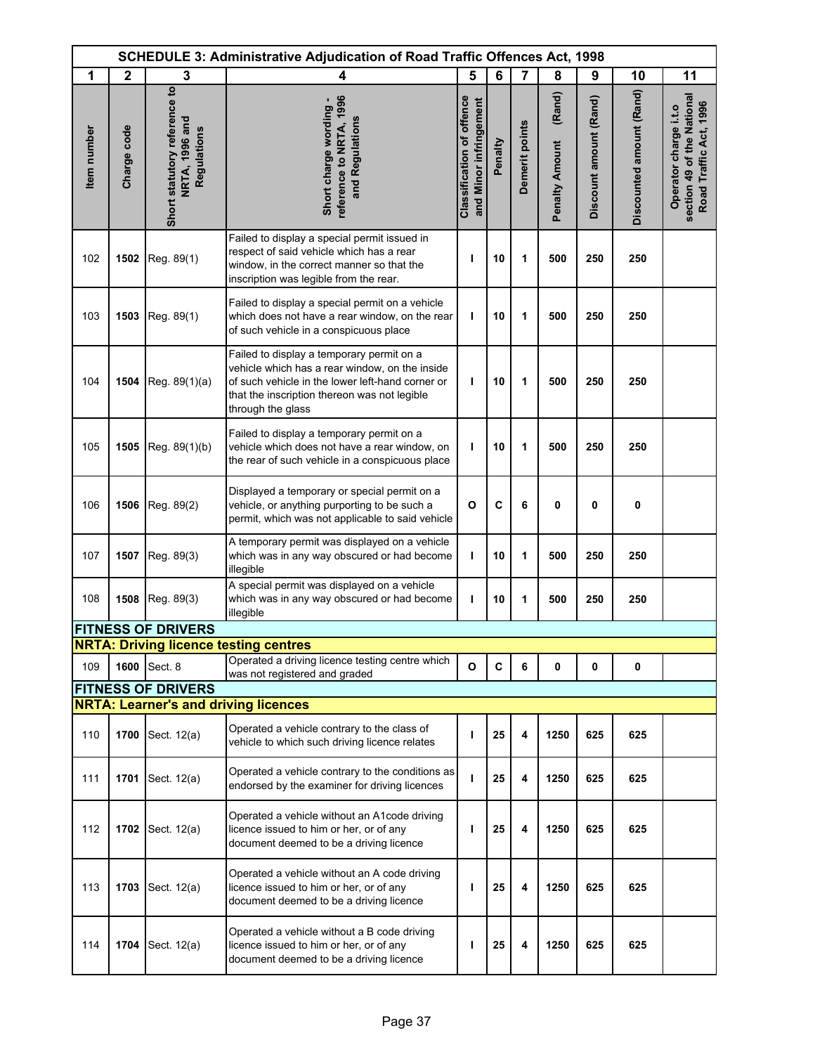| SCHEDULE 3: Administrative Adjudication of Road Traffic Offences Act, 1998 | | | | | | | | | | |
|---|---|---|---|---|---|---|---|---|---|---|
| 1 | 2 | 3 | 4 | 5 | 6 | 7 | 8 | 9 | 10 | 11 |
| Item number | Charge code | Short statutory reference to NRTA, 1996 and Regulations | Short charge wording - reference to NRTA, 1996 and Regulations | Classification of offence and Minor infringement | Penalty | Demerit points | Penalty Amount (Rand) | Discount amount (Rand) | Discounted amount (Rand) | Operator charge i.t.o section 49 of the National Road Traffic Act, 1996 |
| 102 | **1502** | Reg. 89(1) | Failed to display a special permit issued in respect of said vehicle which has a rear window, in the correct manner so that the inscription was legible from the rear. | **I** | **10** | **1** | **500** | **250** | **250** | |
| 103 | **1503** | Reg. 89(1) | Failed to display a special permit on a vehicle which does not have a rear window, on the rear of such vehicle in a conspicuous place | **I** | **10** | **1** | **500** | **250** | **250** | |
| 104 | **1504** | Reg. 89(1)(a) | Failed to display a temporary permit on a vehicle which has a rear window, on the inside of such vehicle in the lower left-hand corner or that the inscription thereon was not legible through the glass | **I** | **10** | **1** | **500** | **250** | **250** | |
| 105 | **1505** | Reg. 89(1)(b) | Failed to display a temporary permit on a vehicle which does not have a rear window, on the rear of such vehicle in a conspicuous place | **I** | **10** | **1** | **500** | **250** | **250** | |
| 106 | **1506** | Reg. 89(2) | Displayed a temporary or special permit on a vehicle, or anything purporting to be such a permit, which was not applicable to said vehicle | **O** | **C** | **6** | **0** | **0** | **0** | |
| 107 | **1507** | Reg. 89(3) | A temporary permit was displayed on a vehicle which was in any way obscured or had become illegible | **I** | **10** | **1** | **500** | **250** | **250** | |
| 108 | **1508** | Reg. 89(3) | A special permit was displayed on a vehicle which was in any way obscured or had become illegible | **I** | **10** | **1** | **500** | **250** | **250** | |
| **FITNESS OF DRIVERS** | | | | | | | | | | |
| **NRTA: Driving licence testing centres** | | | | | | | | | | |
| 109 | **1600** | Sect. 8 | Operated a driving licence testing centre which was not registered and graded | **O** | **C** | **6** | **0** | **0** | **0** | |
| **FITNESS OF DRIVERS** | | | | | | | | | | |
| **NRTA: Learner's and driving licences** | | | | | | | | | | |
| 110 | **1700** | Sect. 12(a) | Operated a vehicle contrary to the class of vehicle to which such driving licence relates | **I** | **25** | **4** | **1250** | **625** | **625** | |
| 111 | **1701** | Sect. 12(a) | Operated a vehicle contrary to the conditions as endorsed by the examiner for driving licences | **I** | **25** | **4** | **1250** | **625** | **625** | |
| 112 | **1702** | Sect. 12(a) | Operated a vehicle without an A1code driving licence issued to him or her, or of any document deemed to be a driving licence | **I** | **25** | **4** | **1250** | **625** | **625** | |
| 113 | **1703** | Sect. 12(a) | Operated a vehicle without an A code driving licence issued to him or her, or of any document deemed to be a driving licence | **I** | **25** | **4** | **1250** | **625** | **625** | |
| 114 | **1704** | Sect. 12(a) | Operated a vehicle without a B code driving licence issued to him or her, or of any document deemed to be a driving licence | **I** | **25** | **4** | **1250** | **625** | **625** | |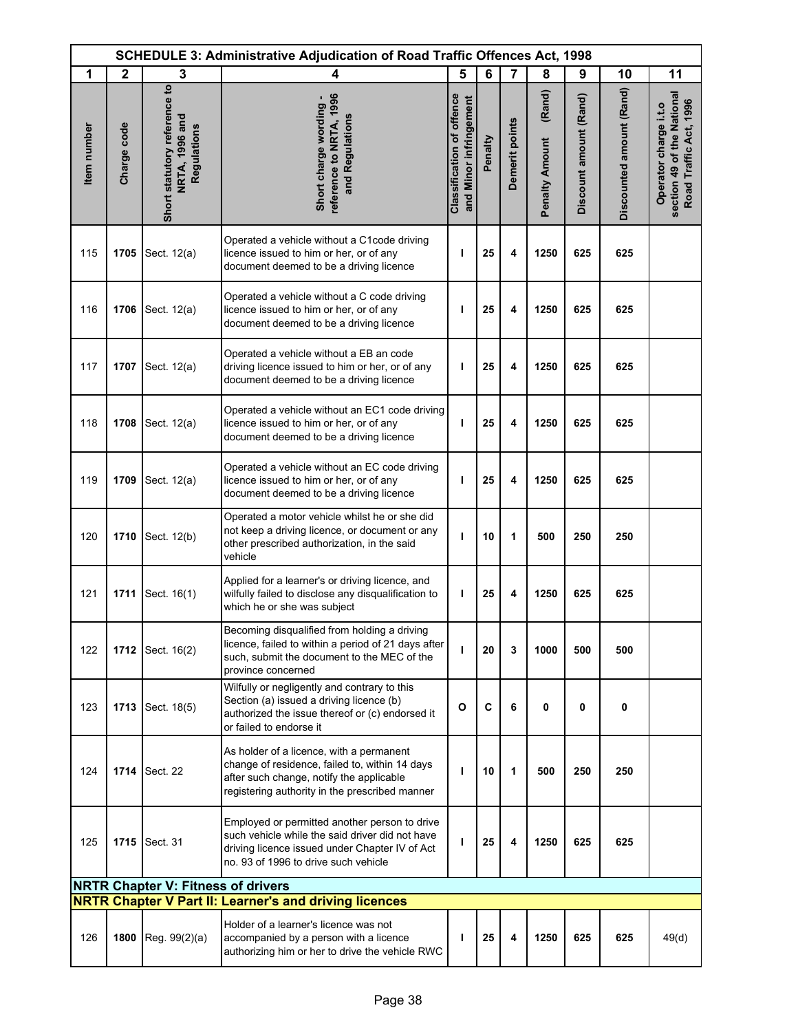## SCHEDULE 3: Administrative Adjudication of Road Traffic Offences Act, 1998

| 1 | 2 | 3 | 4 | 5 | 6 | 7 | 8 | 9 | 10 | 11 |
|---|---|---|---|---|---|---|---|---|---|---|
| Item number | Charge code | Short statutory reference to NRTA, 1996 and Regulations | Short charge wording - reference to NRTA, 1996 and Regulations | Classification of offence and Minor infringement | Penalty | Demerit points | Penalty Amount (Rand) | Discount amount (Rand) | Discounted amount (Rand) | Operator charge i.t.o section 49 of the National Road Traffic Act, 1996 |
| 115 | **1705** | Sect. 12(a) | Operated a vehicle without a C1code driving licence issued to him or her, or of any document deemed to be a driving licence | **I** | **25** | **4** | **1250** | **625** | **625** | |
| 116 | **1706** | Sect. 12(a) | Operated a vehicle without a C code driving licence issued to him or her, or of any document deemed to be a driving licence | **I** | **25** | **4** | **1250** | **625** | **625** | |
| 117 | **1707** | Sect. 12(a) | Operated a vehicle without a EB an code driving licence issued to him or her, or of any document deemed to be a driving licence | **I** | **25** | **4** | **1250** | **625** | **625** | |
| 118 | **1708** | Sect. 12(a) | Operated a vehicle without an EC1 code driving licence issued to him or her, or of any document deemed to be a driving licence | **I** | **25** | **4** | **1250** | **625** | **625** | |
| 119 | **1709** | Sect. 12(a) | Operated a vehicle without an EC code driving licence issued to him or her, or of any document deemed to be a driving licence | **I** | **25** | **4** | **1250** | **625** | **625** | |
| 120 | **1710** | Sect. 12(b) | Operated a motor vehicle whilst he or she did not keep a driving licence, or document or any other prescribed authorization, in the said vehicle | **I** | **10** | **1** | **500** | **250** | **250** | |
| 121 | **1711** | Sect. 16(1) | Applied for a learner's or driving licence, and wilfully failed to disclose any disqualification to which he or she was subject | **I** | **25** | **4** | **1250** | **625** | **625** | |
| 122 | **1712** | Sect. 16(2) | Becoming disqualified from holding a driving licence, failed to within a period of 21 days after such, submit the document to the MEC of the province concerned | **I** | **20** | **3** | **1000** | **500** | **500** | |
| 123 | **1713** | Sect. 18(5) | Wilfully or negligently and contrary to this Section (a) issued a driving licence (b) authorized the issue thereof or (c) endorsed it or failed to endorse it | **O** | **C** | **6** | **0** | **0** | **0** | |
| 124 | **1714** | Sect. 22 | As holder of a licence, with a permanent change of residence, failed to, within 14 days after such change, notify the applicable registering authority in the prescribed manner | **I** | **10** | **1** | **500** | **250** | **250** | |
| 125 | **1715** | Sect. 31 | Employed or permitted another person to drive such vehicle while the said driver did not have driving licence issued under Chapter IV of Act no. 93 of 1996 to drive such vehicle | **I** | **25** | **4** | **1250** | **625** | **625** | |
| **NRTR Chapter V: Fitness of drivers** | | | | | | | | | | |
| **NRTR Chapter V Part II: Learner's and driving licences** | | | | | | | | | | |
| 126 | **1800** | Reg. 99(2)(a) | Holder of a learner's licence was not accompanied by a person with a licence authorizing him or her to drive the vehicle RWC | **I** | **25** | **4** | **1250** | **625** | **625** | 49(d) |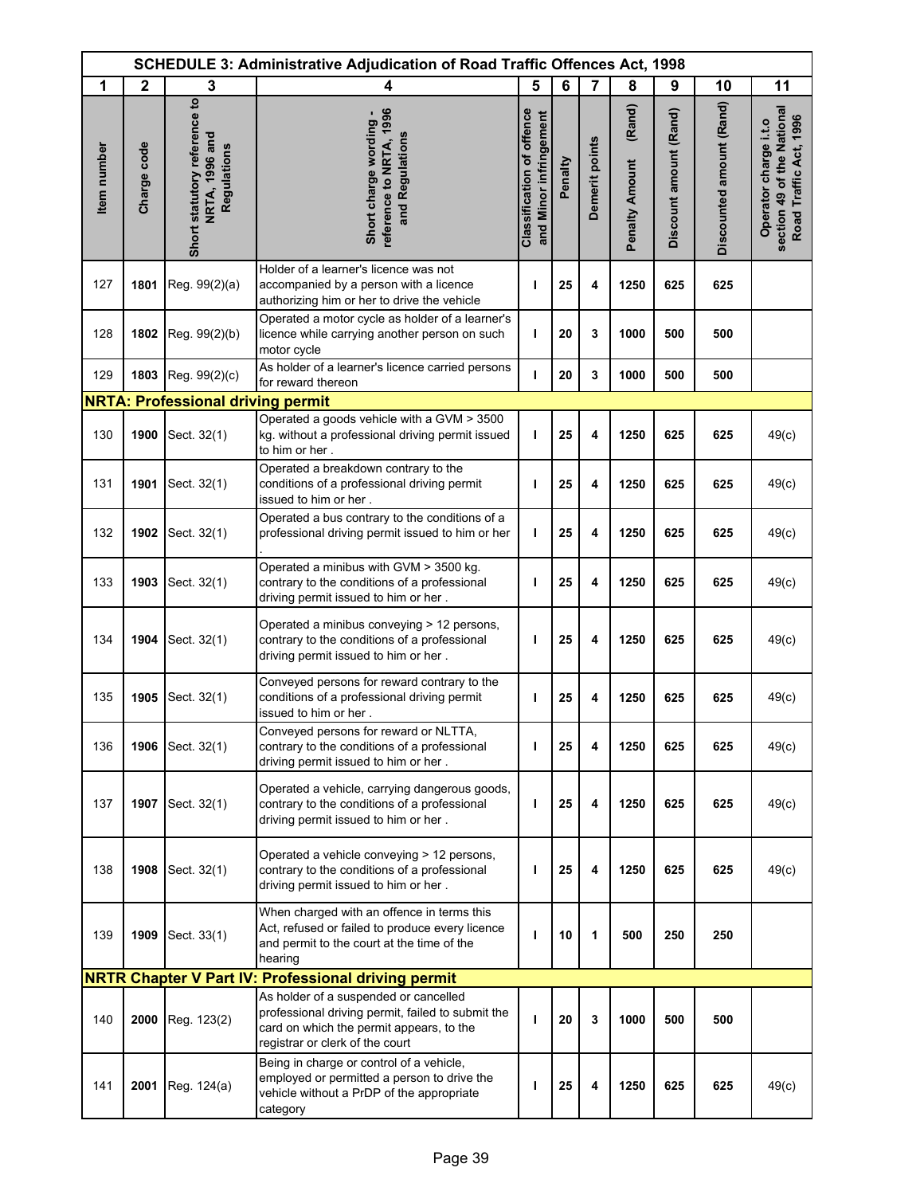| SCHEDULE 3: Administrative Adjudication of Road Traffic Offences Act, 1998 | | | | | | | | | | |
|---|---|---|---|---|---|---|---|---|---|---|
| 1 | 2 | 3 | 4 | 5 | 6 | 7 | 8 | 9 | 10 | 11 |
| Item number | Charge code | Short statutory reference to NRTA, 1996 and Regulations | Short charge wording - reference to NRTA, 1996 and Regulations | Classification of offence and Minor infringement | Penalty | Demerit points | Penalty Amount (Rand) | Discount amount (Rand) | Discounted amount (Rand) | Operator charge i.t.o section 49 of the National Road Traffic Act, 1996 |
| 127 | **1801** | Reg. 99(2)(a) | Holder of a learner's licence was not accompanied by a person with a licence authorizing him or her to drive the vehicle | I | **25** | **4** | **1250** | **625** | **625** | |
| 128 | **1802** | Reg. 99(2)(b) | Operated a motor cycle as holder of a learner's licence while carrying another person on such motor cycle | I | **20** | **3** | **1000** | **500** | **500** | |
| 129 | **1803** | Reg. 99(2)(c) | As holder of a learner's licence carried persons for reward thereon | I | **20** | **3** | **1000** | **500** | **500** | |
| **NRTA: Professional driving permit** | | | | | | | | | | |
| 130 | **1900** | Sect. 32(1) | Operated a goods vehicle with a GVM > 3500 kg. without a professional driving permit issued to him or her . | I | **25** | **4** | **1250** | **625** | **625** | 49(c) |
| 131 | **1901** | Sect. 32(1) | Operated a breakdown contrary to the conditions of a professional driving permit issued to him or her . | I | **25** | **4** | **1250** | **625** | **625** | 49(c) |
| 132 | **1902** | Sect. 32(1) | Operated a bus contrary to the conditions of a professional driving permit issued to him or her . | I | **25** | **4** | **1250** | **625** | **625** | 49(c) |
| 133 | **1903** | Sect. 32(1) | Operated a minibus with GVM > 3500 kg. contrary to the conditions of a professional driving permit issued to him or her . | I | **25** | **4** | **1250** | **625** | **625** | 49(c) |
| 134 | **1904** | Sect. 32(1) | Operated a minibus conveying > 12 persons, contrary to the conditions of a professional driving permit issued to him or her . | I | **25** | **4** | **1250** | **625** | **625** | 49(c) |
| 135 | **1905** | Sect. 32(1) | Conveyed persons for reward contrary to the conditions of a professional driving permit issued to him or her . | I | **25** | **4** | **1250** | **625** | **625** | 49(c) |
| 136 | **1906** | Sect. 32(1) | Conveyed persons for reward or NLTTA, contrary to the conditions of a professional driving permit issued to him or her . | I | **25** | **4** | **1250** | **625** | **625** | 49(c) |
| 137 | **1907** | Sect. 32(1) | Operated a vehicle, carrying dangerous goods, contrary to the conditions of a professional driving permit issued to him or her . | I | **25** | **4** | **1250** | **625** | **625** | 49(c) |
| 138 | **1908** | Sect. 32(1) | Operated a vehicle conveying > 12 persons, contrary to the conditions of a professional driving permit issued to him or her . | I | **25** | **4** | **1250** | **625** | **625** | 49(c) |
| 139 | **1909** | Sect. 33(1) | When charged with an offence in terms this Act, refused or failed to produce every licence and permit to the court at the time of the hearing | I | **10** | **1** | **500** | **250** | **250** | |
| **NRTR Chapter V Part IV: Professional driving permit** | | | | | | | | | | |
| 140 | **2000** | Reg. 123(2) | As holder of a suspended or cancelled professional driving permit, failed to submit the card on which the permit appears, to the registrar or clerk of the court | I | **20** | **3** | **1000** | **500** | **500** | |
| 141 | **2001** | Reg. 124(a) | Being in charge or control of a vehicle, employed or permitted a person to drive the vehicle without a PrDP of the appropriate category | I | **25** | **4** | **1250** | **625** | **625** | 49(c) |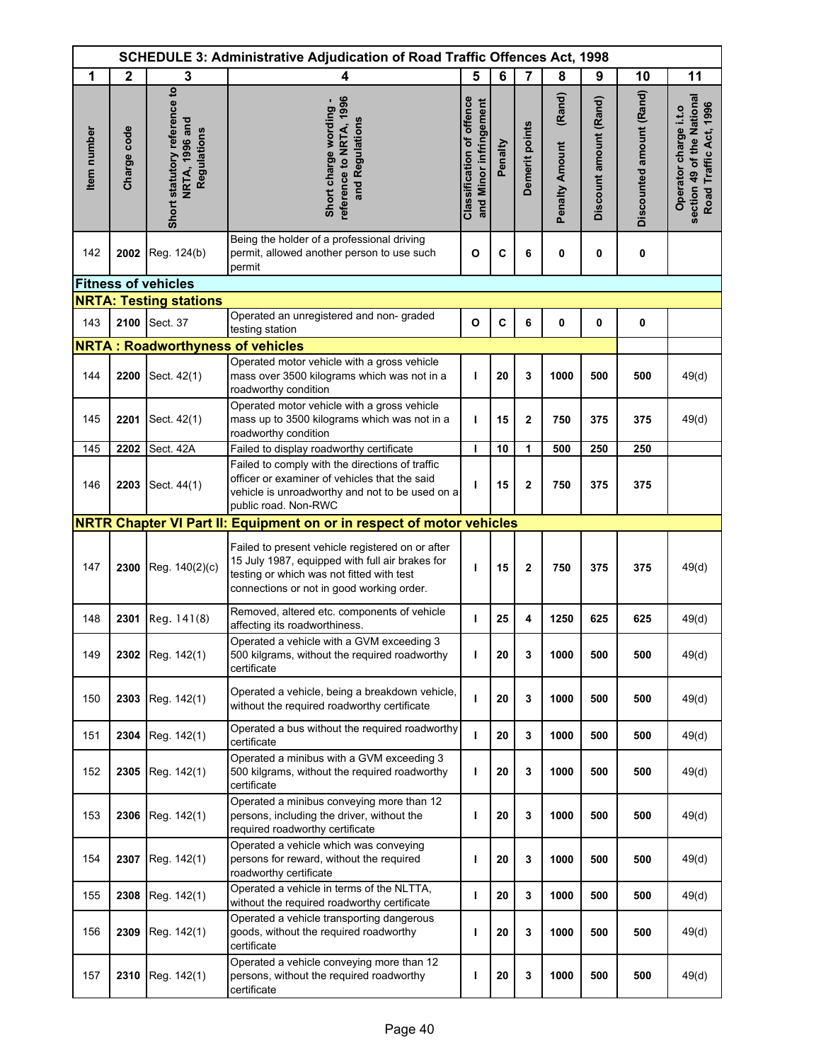| SCHEDULE 3: Administrative Adjudication of Road Traffic Offences Act, 1998 | | | | | | | | | | |
|---|---|---|---|---|---|---|---|---|---|---|
| 1 | 2 | 3 | 4 | 5 | 6 | 7 | 8 | 9 | 10 | 11 |
| Item number | Charge code | Short statutory reference to NRTA, 1996 and Regulations | Short charge wording - reference to NRTA, 1996 and Regulations | Classification of offence and Minor infringement | Penalty | Demerit points | Penalty Amount (Rand) | Discount amount (Rand) | Discounted amount (Rand) | Operator charge i.t.o section 49 of the National Road Traffic Act, 1996 |
| 142 | **2002** | Reg. 124(b) | Being the holder of a professional driving permit, allowed another person to use such permit | **O** | **C** | **6** | **0** | **0** | **0** | |
| **Fitness of vehicles** | | | | | | | | | | |
| **NRTA: Testing stations** | | | | | | | | | | |
| 143 | **2100** | Sect. 37 | Operated an unregistered and non- graded testing station | **O** | **C** | **6** | **0** | **0** | **0** | |
| **NRTA : Roadworthyness of vehicles** | | | | | | | | | | |
| 144 | **2200** | Sect. 42(1) | Operated motor vehicle with a gross vehicle mass over 3500 kilograms which was not in a roadworthy condition | **I** | **20** | **3** | **1000** | **500** | **500** | 49(d) |
| 145 | **2201** | Sect. 42(1) | Operated motor vehicle with a gross vehicle mass up to 3500 kilograms which was not in a roadworthy condition | **I** | **15** | **2** | **750** | **375** | **375** | 49(d) |
| 145 | **2202** | Sect. 42A | Failed to display roadworthy certificate | **I** | **10** | **1** | **500** | **250** | **250** | |
| 146 | **2203** | Sect. 44(1) | Failed to comply with the directions of traffic officer or examiner of vehicles that the said vehicle is unroadworthy and not to be used on a public road. Non-RWC | **I** | **15** | **2** | **750** | **375** | **375** | |
| **NRTR Chapter VI Part II: Equipment on or in respect of motor vehicles** | | | | | | | | | | |
| 147 | **2300** | Reg. 140(2)(c) | Failed to present vehicle registered on or after 15 July 1987, equipped with full air brakes for testing or which was not fitted with test connections or not in good working order. | **I** | **15** | **2** | **750** | **375** | **375** | 49(d) |
| 148 | **2301** | Reg. 141(8) | Removed, altered etc. components of vehicle affecting its roadworthiness. | **I** | **25** | **4** | **1250** | **625** | **625** | 49(d) |
| 149 | **2302** | Reg. 142(1) | Operated a vehicle with a GVM exceeding 3 500 kilgrams, without the required roadworthy certificate | **I** | **20** | **3** | **1000** | **500** | **500** | 49(d) |
| 150 | **2303** | Reg. 142(1) | Operated a vehicle, being a breakdown vehicle, without the required roadworthy certificate | **I** | **20** | **3** | **1000** | **500** | **500** | 49(d) |
| 151 | **2304** | Reg. 142(1) | Operated a bus without the required roadworthy certificate | **I** | **20** | **3** | **1000** | **500** | **500** | 49(d) |
| 152 | **2305** | Reg. 142(1) | Operated a minibus with a GVM exceeding 3 500 kilgrams, without the required roadworthy certificate | **I** | **20** | **3** | **1000** | **500** | **500** | 49(d) |
| 153 | **2306** | Reg. 142(1) | Operated a minibus conveying more than 12 persons, including the driver, without the required roadworthy certificate | **I** | **20** | **3** | **1000** | **500** | **500** | 49(d) |
| 154 | **2307** | Reg. 142(1) | Operated a vehicle which was conveying persons for reward, without the required roadworthy certificate | **I** | **20** | **3** | **1000** | **500** | **500** | 49(d) |
| 155 | **2308** | Reg. 142(1) | Operated a vehicle in terms of the NLTTA, without the required roadworthy certificate | **I** | **20** | **3** | **1000** | **500** | **500** | 49(d) |
| 156 | **2309** | Reg. 142(1) | Operated a vehicle transporting dangerous goods, without the required roadworthy certificate | **I** | **20** | **3** | **1000** | **500** | **500** | 49(d) |
| 157 | **2310** | Reg. 142(1) | Operated a vehicle conveying more than 12 persons, without the required roadworthy certificate | **I** | **20** | **3** | **1000** | **500** | **500** | 49(d) |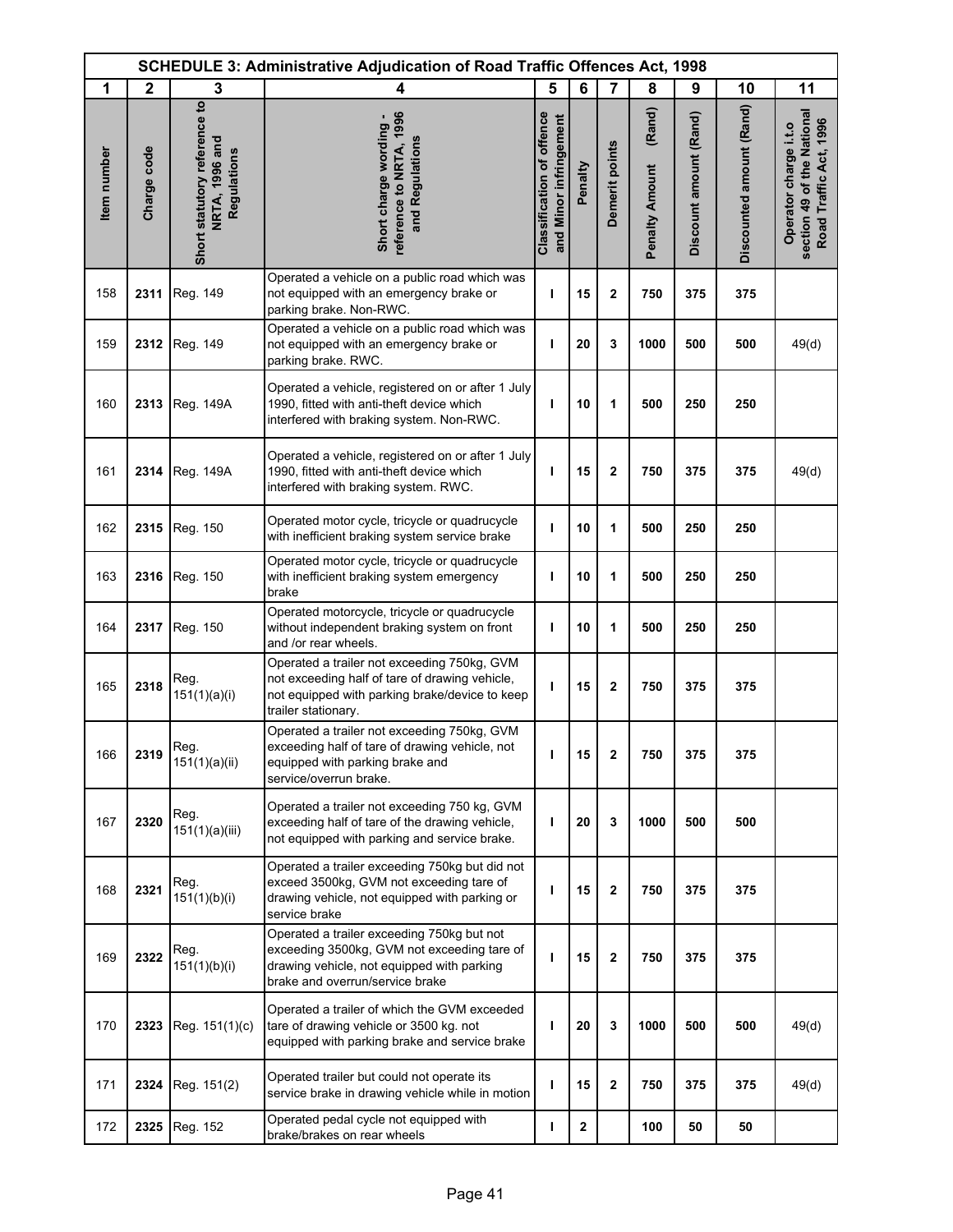| SCHEDULE 3: Administrative Adjudication of Road Traffic Offences Act, 1998 | | | | | | | | | | |
|---|---|---|---|---|---|---|---|---|---|---|
| 1 | 2 | 3 | 4 | 5 | 6 | 7 | 8 | 9 | 10 | 11 |
| Item number | Charge code | Short statutory reference to NRTA, 1996 and Regulations | Short charge wording - reference to NRTA, 1996 and Regulations | Classification of offence and Minor infringement | Penalty | Demerit points | Penalty Amount (Rand) | Discount amount (Rand) | Discounted amount (Rand) | Operator charge i.t.o section 49 of the National Road Traffic Act, 1996 |
| 158 | **2311** | Reg. 149 | Operated a vehicle on a public road which was not equipped with an emergency brake or parking brake. Non-RWC. | I | **15** | **2** | **750** | **375** | **375** | |
| 159 | **2312** | Reg. 149 | Operated a vehicle on a public road which was not equipped with an emergency brake or parking brake. RWC. | I | **20** | **3** | **1000** | **500** | **500** | 49(d) |
| 160 | **2313** | Reg. 149A | Operated a vehicle, registered on or after 1 July 1990, fitted with anti-theft device which interfered with braking system. Non-RWC. | I | **10** | **1** | **500** | **250** | **250** | |
| 161 | **2314** | Reg. 149A | Operated a vehicle, registered on or after 1 July 1990, fitted with anti-theft device which interfered with braking system. RWC. | I | **15** | **2** | **750** | **375** | **375** | 49(d) |
| 162 | **2315** | Reg. 150 | Operated motor cycle, tricycle or quadrucycle with inefficient braking system service brake | I | **10** | **1** | **500** | **250** | **250** | |
| 163 | **2316** | Reg. 150 | Operated motor cycle, tricycle or quadrucycle with inefficient braking system emergency brake | I | **10** | **1** | **500** | **250** | **250** | |
| 164 | **2317** | Reg. 150 | Operated motorcycle, tricycle or quadrucycle without independent braking system on front and /or rear wheels. | I | **10** | **1** | **500** | **250** | **250** | |
| 165 | **2318** | Reg. 151(1)(a)(i) | Operated a trailer not exceeding 750kg, GVM not exceeding half of tare of drawing vehicle, not equipped with parking brake/device to keep trailer stationary. | I | **15** | **2** | **750** | **375** | **375** | |
| 166 | **2319** | Reg. 151(1)(a)(ii) | Operated a trailer not exceeding 750kg, GVM exceeding half of tare of drawing vehicle, not equipped with parking brake and service/overrun brake. | I | **15** | **2** | **750** | **375** | **375** | |
| 167 | **2320** | Reg. 151(1)(a)(iii) | Operated a trailer not exceeding 750 kg, GVM exceeding half of tare of the drawing vehicle, not equipped with parking and service brake. | I | **20** | **3** | **1000** | **500** | **500** | |
| 168 | **2321** | Reg. 151(1)(b)(i) | Operated a trailer exceeding 750kg but did not exceed 3500kg, GVM not exceeding tare of drawing vehicle, not equipped with parking or service brake | I | **15** | **2** | **750** | **375** | **375** | |
| 169 | **2322** | Reg. 151(1)(b)(i) | Operated a trailer exceeding 750kg but not exceeding 3500kg, GVM not exceeding tare of drawing vehicle, not equipped with parking brake and overrun/service brake | I | **15** | **2** | **750** | **375** | **375** | |
| 170 | **2323** | Reg. 151(1)(c) | Operated a trailer of which the GVM exceeded tare of drawing vehicle or 3500 kg. not equipped with parking brake and service brake | I | **20** | **3** | **1000** | **500** | **500** | 49(d) |
| 171 | **2324** | Reg. 151(2) | Operated trailer but could not operate its service brake in drawing vehicle while in motion | I | **15** | **2** | **750** | **375** | **375** | 49(d) |
| 172 | **2325** | Reg. 152 | Operated pedal cycle not equipped with brake/brakes on rear wheels | I | **2** | | **100** | **50** | **50** | |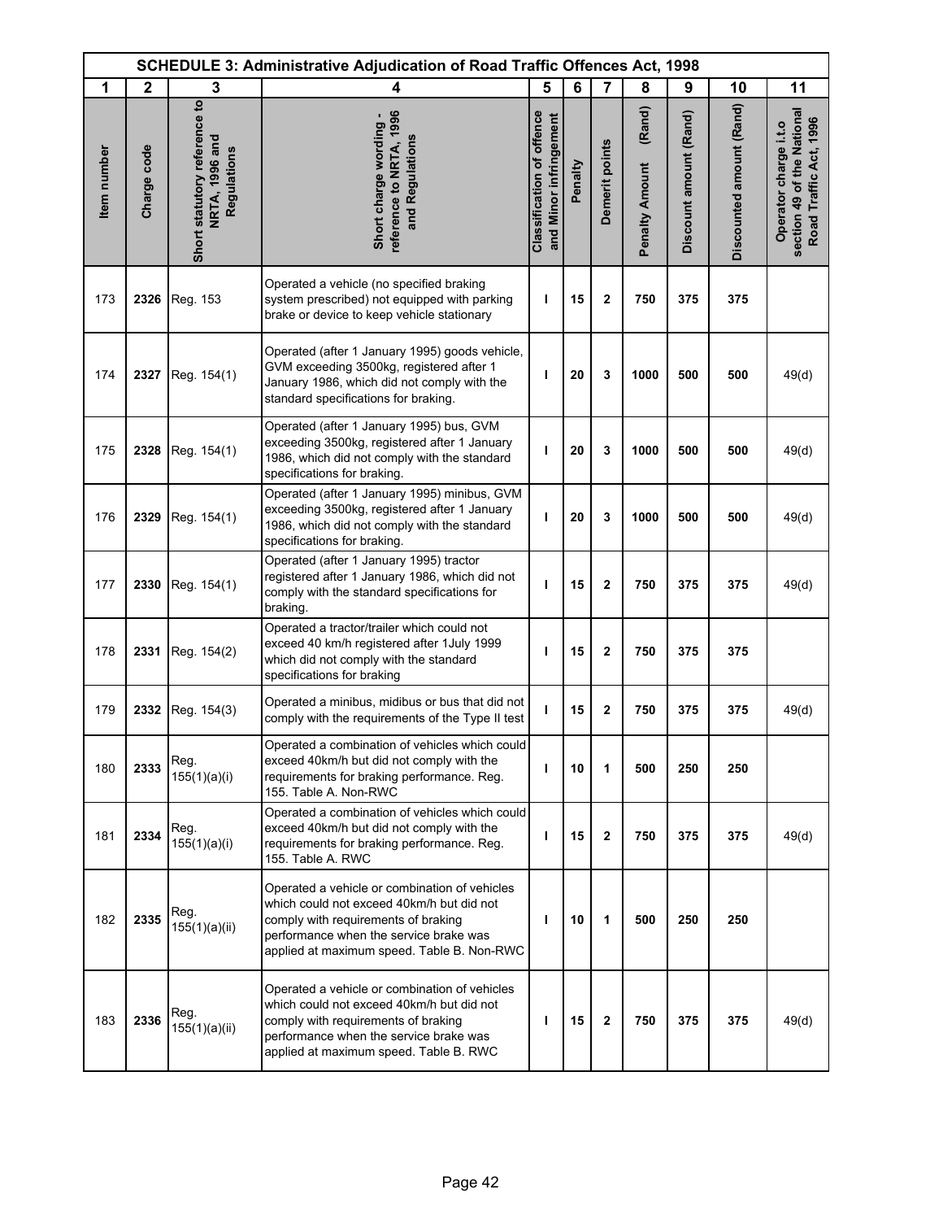| SCHEDULE 3: Administrative Adjudication of Road Traffic Offences Act, 1998 | | | | | | | | | | |
|---|---|---|---|---|---|---|---|---|---|---|
| 1 | 2 | 3 | 4 | 5 | 6 | 7 | 8 | 9 | 10 | 11 |
| Item number | Charge code | Short statutory reference to NRTA, 1996 and Regulations | Short charge wording - reference to NRTA, 1996 and Regulations | Classification of offence and Minor infringement | Penalty | Demerit points | Penalty Amount (Rand) | Discount amount (Rand) | Discounted amount (Rand) | Operator charge i.t.o section 49 of the National Road Traffic Act, 1996 |
| 173 | **2326** | Reg. 153 | Operated a vehicle (no specified braking system prescribed) not equipped with parking brake or device to keep vehicle stationary | I | 15 | 2 | 750 | 375 | 375 | |
| 174 | **2327** | Reg. 154(1) | Operated (after 1 January 1995) goods vehicle, GVM exceeding 3500kg, registered after 1 January 1986, which did not comply with the standard specifications for braking. | I | 20 | 3 | 1000 | 500 | 500 | 49(d) |
| 175 | **2328** | Reg. 154(1) | Operated (after 1 January 1995) bus, GVM exceeding 3500kg, registered after 1 January 1986, which did not comply with the standard specifications for braking. | I | 20 | 3 | 1000 | 500 | 500 | 49(d) |
| 176 | **2329** | Reg. 154(1) | Operated (after 1 January 1995) minibus, GVM exceeding 3500kg, registered after 1 January 1986, which did not comply with the standard specifications for braking. | I | 20 | 3 | 1000 | 500 | 500 | 49(d) |
| 177 | **2330** | Reg. 154(1) | Operated (after 1 January 1995) tractor registered after 1 January 1986, which did not comply with the standard specifications for braking. | I | 15 | 2 | 750 | 375 | 375 | 49(d) |
| 178 | **2331** | Reg. 154(2) | Operated a tractor/trailer which could not exceed 40 km/h registered after 1July 1999 which did not comply with the standard specifications for braking | I | 15 | 2 | 750 | 375 | 375 | |
| 179 | **2332** | Reg. 154(3) | Operated a minibus, midibus or bus that did not comply with the requirements of the Type II test | I | 15 | 2 | 750 | 375 | 375 | 49(d) |
| 180 | **2333** | Reg. 155(1)(a)(i) | Operated a combination of vehicles which could exceed 40km/h but did not comply with the requirements for braking performance. Reg. 155. Table A. Non-RWC | I | 10 | 1 | 500 | 250 | 250 | |
| 181 | **2334** | Reg. 155(1)(a)(i) | Operated a combination of vehicles which could exceed 40km/h but did not comply with the requirements for braking performance. Reg. 155. Table A. RWC | I | 15 | 2 | 750 | 375 | 375 | 49(d) |
| 182 | **2335** | Reg. 155(1)(a)(ii) | Operated a vehicle or combination of vehicles which could not exceed 40km/h but did not comply with requirements of braking performance when the service brake was applied at maximum speed. Table B. Non-RWC | I | 10 | 1 | 500 | 250 | 250 | |
| 183 | **2336** | Reg. 155(1)(a)(ii) | Operated a vehicle or combination of vehicles which could not exceed 40km/h but did not comply with requirements of braking performance when the service brake was applied at maximum speed. Table B. RWC | I | 15 | 2 | 750 | 375 | 375 | 49(d) |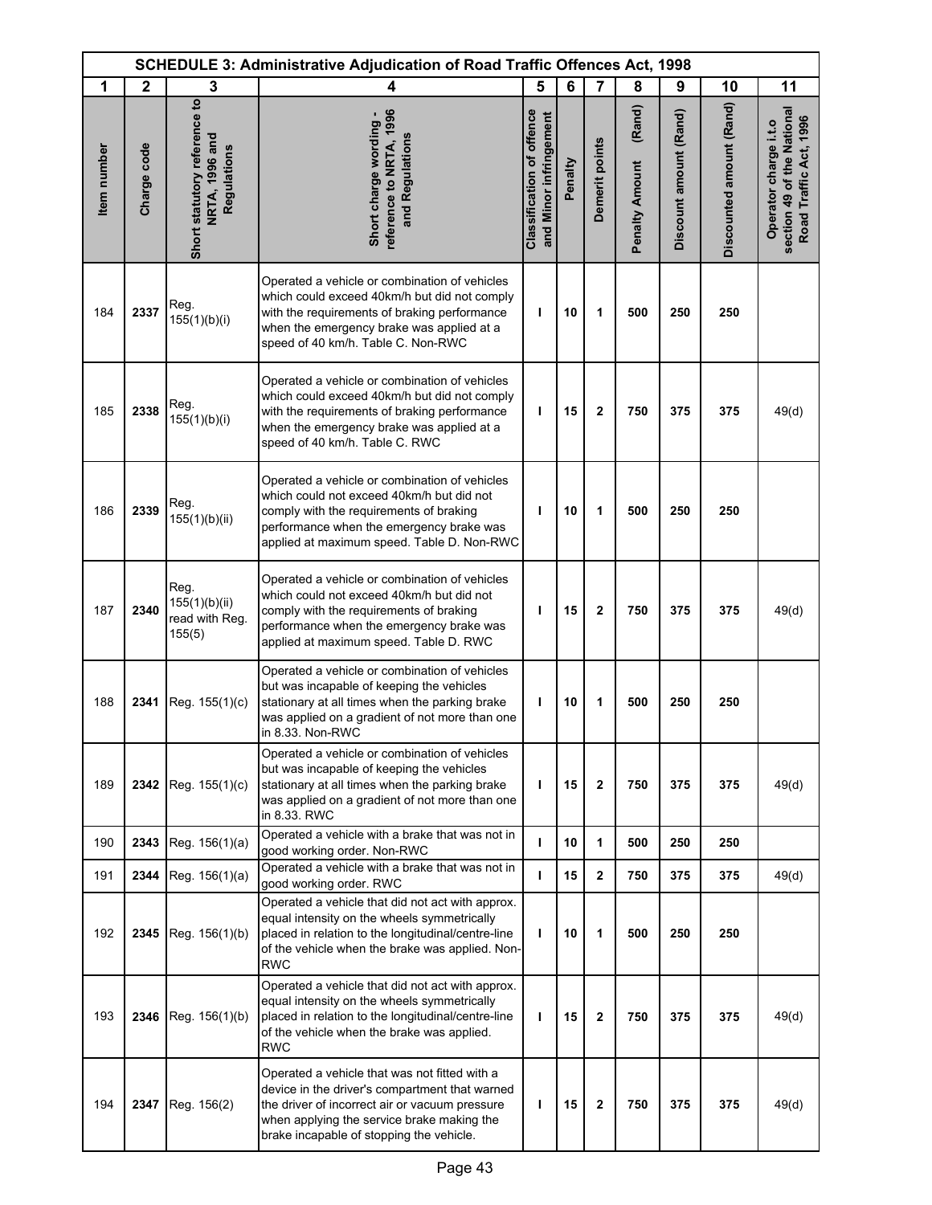| SCHEDULE 3: Administrative Adjudication of Road Traffic Offences Act, 1998 | | | | | | | | | | |
|---|---|---|---|---|---|---|---|---|---|---|
| 1 | 2 | 3 | 4 | 5 | 6 | 7 | 8 | 9 | 10 | 11 |
| Item number | Charge code | Short statutory reference to NRTA, 1996 and Regulations | Short charge wording - reference to NRTA, 1996 and Regulations | Classification of offence and Minor infringement | Penalty | Demerit points | Penalty Amount (Rand) | Discount amount (Rand) | Discounted amount (Rand) | Operator charge i.t.o section 49 of the National Road Traffic Act, 1996 |
| 184 | **2337** | Reg. 155(1)(b)(i) | Operated a vehicle or combination of vehicles which could exceed 40km/h but did not comply with the requirements of braking performance when the emergency brake was applied at a speed of 40 km/h. Table C. Non-RWC | **I** | **10** | **1** | **500** | **250** | **250** | |
| 185 | **2338** | Reg. 155(1)(b)(i) | Operated a vehicle or combination of vehicles which could exceed 40km/h but did not comply with the requirements of braking performance when the emergency brake was applied at a speed of 40 km/h. Table C. RWC | **I** | **15** | **2** | **750** | **375** | **375** | 49(d) |
| 186 | **2339** | Reg. 155(1)(b)(ii) | Operated a vehicle or combination of vehicles which could not exceed 40km/h but did not comply with the requirements of braking performance when the emergency brake was applied at maximum speed. Table D. Non-RWC | **I** | **10** | **1** | **500** | **250** | **250** | |
| 187 | **2340** | Reg. 155(1)(b)(ii) read with Reg. 155(5) | Operated a vehicle or combination of vehicles which could not exceed 40km/h but did not comply with the requirements of braking performance when the emergency brake was applied at maximum speed. Table D. RWC | **I** | **15** | **2** | **750** | **375** | **375** | 49(d) |
| 188 | **2341** | Reg. 155(1)(c) | Operated a vehicle or combination of vehicles but was incapable of keeping the vehicles stationary at all times when the parking brake was applied on a gradient of not more than one in 8.33. Non-RWC | **I** | **10** | **1** | **500** | **250** | **250** | |
| 189 | **2342** | Reg. 155(1)(c) | Operated a vehicle or combination of vehicles but was incapable of keeping the vehicles stationary at all times when the parking brake was applied on a gradient of not more than one in 8.33. RWC | **I** | **15** | **2** | **750** | **375** | **375** | 49(d) |
| 190 | **2343** | Reg. 156(1)(a) | Operated a vehicle with a brake that was not in good working order. Non-RWC | **I** | **10** | **1** | **500** | **250** | **250** | |
| 191 | **2344** | Reg. 156(1)(a) | Operated a vehicle with a brake that was not in good working order. RWC | **I** | **15** | **2** | **750** | **375** | **375** | 49(d) |
| 192 | **2345** | Reg. 156(1)(b) | Operated a vehicle that did not act with approx. equal intensity on the wheels symmetrically placed in relation to the longitudinal/centre-line of the vehicle when the brake was applied. Non-RWC | **I** | **10** | **1** | **500** | **250** | **250** | |
| 193 | **2346** | Reg. 156(1)(b) | Operated a vehicle that did not act with approx. equal intensity on the wheels symmetrically placed in relation to the longitudinal/centre-line of the vehicle when the brake was applied. RWC | **I** | **15** | **2** | **750** | **375** | **375** | 49(d) |
| 194 | **2347** | Reg. 156(2) | Operated a vehicle that was not fitted with a device in the driver's compartment that warned the driver of incorrect air or vacuum pressure when applying the service brake making the brake incapable of stopping the vehicle. | **I** | **15** | **2** | **750** | **375** | **375** | 49(d) |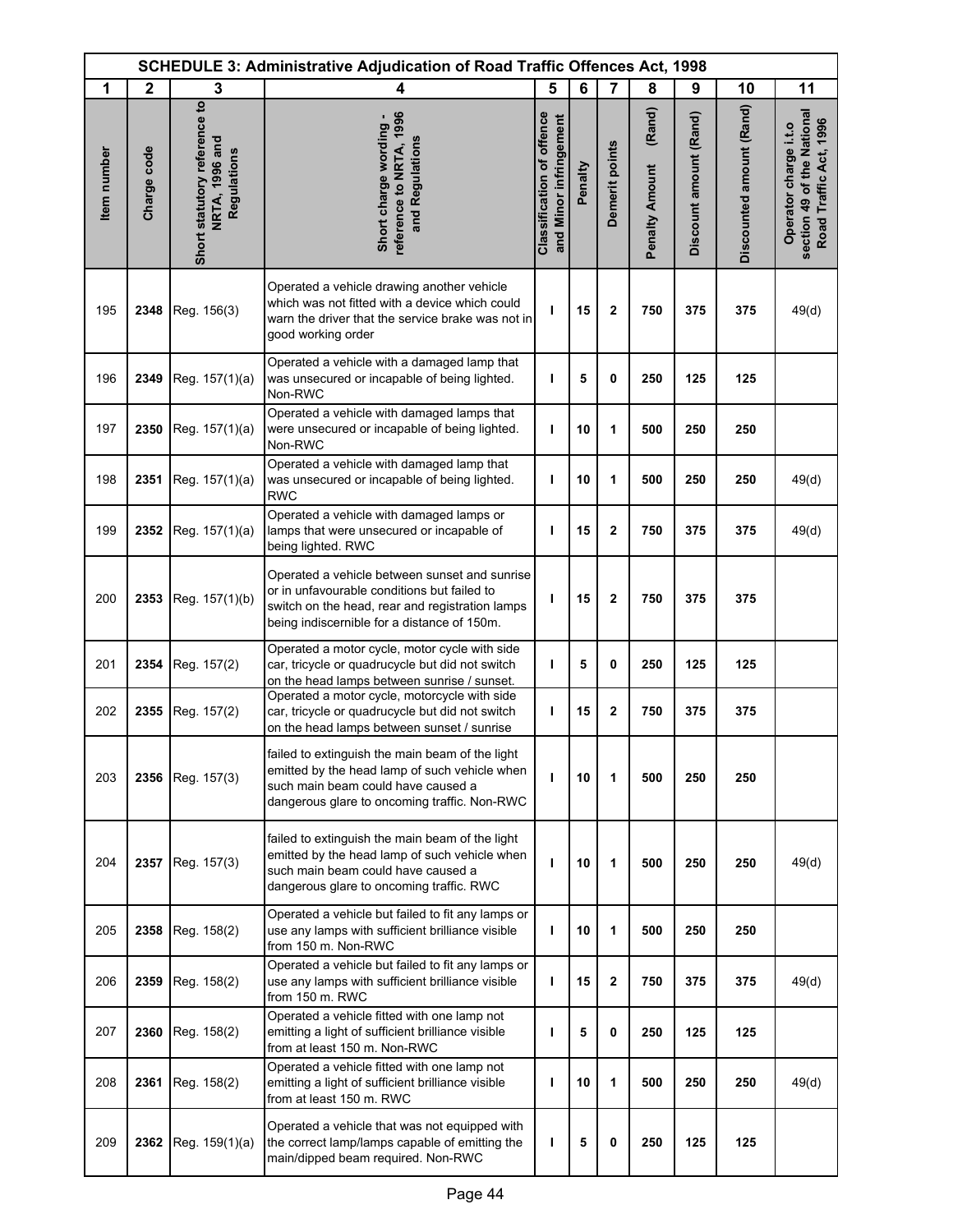| SCHEDULE 3: Administrative Adjudication of Road Traffic Offences Act, 1998 | | | | | | | | | | |
|---|---|---|---|---|---|---|---|---|---|---|
| 1 | 2 | 3 | 4 | 5 | 6 | 7 | 8 | 9 | 10 | 11 |
| Item number | Charge code | Short statutory reference to NRTA, 1996 and Regulations | Short charge wording - reference to NRTA, 1996 and Regulations | Classification of offence and Minor infringement | Penalty | Demerit points | Penalty Amount (Rand) | Discount amount (Rand) | Discounted amount (Rand) | Operator charge i.t.o section 49 of the National Road Traffic Act, 1996 |
| 195 | **2348** | Reg. 156(3) | Operated a vehicle drawing another vehicle which was not fitted with a device which could warn the driver that the service brake was not in good working order | **I** | **15** | **2** | **750** | **375** | **375** | 49(d) |
| 196 | **2349** | Reg. 157(1)(a) | Operated a vehicle with a damaged lamp that was unsecured or incapable of being lighted. Non-RWC | **I** | **5** | **0** | **250** | **125** | **125** | |
| 197 | **2350** | Reg. 157(1)(a) | Operated a vehicle with damaged lamps that were unsecured or incapable of being lighted. Non-RWC | **I** | **10** | **1** | **500** | **250** | **250** | |
| 198 | **2351** | Reg. 157(1)(a) | Operated a vehicle with damaged lamp that was unsecured or incapable of being lighted. RWC | **I** | **10** | **1** | **500** | **250** | **250** | 49(d) |
| 199 | **2352** | Reg. 157(1)(a) | Operated a vehicle with damaged lamps or lamps that were unsecured or incapable of being lighted. RWC | **I** | **15** | **2** | **750** | **375** | **375** | 49(d) |
| 200 | **2353** | Reg. 157(1)(b) | Operated a vehicle between sunset and sunrise or in unfavourable conditions but failed to switch on the head, rear and registration lamps being indiscernible for a distance of 150m. | **I** | **15** | **2** | **750** | **375** | **375** | |
| 201 | **2354** | Reg. 157(2) | Operated a motor cycle, motor cycle with side car, tricycle or quadrucycle but did not switch on the head lamps between sunrise / sunset. | **I** | **5** | **0** | **250** | **125** | **125** | |
| 202 | **2355** | Reg. 157(2) | Operated a motor cycle, motorcycle with side car, tricycle or quadrucycle but did not switch on the head lamps between sunset / sunrise | **I** | **15** | **2** | **750** | **375** | **375** | |
| 203 | **2356** | Reg. 157(3) | failed to extinguish the main beam of the light emitted by the head lamp of such vehicle when such main beam could have caused a dangerous glare to oncoming traffic. Non-RWC | **I** | **10** | **1** | **500** | **250** | **250** | |
| 204 | **2357** | Reg. 157(3) | failed to extinguish the main beam of the light emitted by the head lamp of such vehicle when such main beam could have caused a dangerous glare to oncoming traffic. RWC | **I** | **10** | **1** | **500** | **250** | **250** | 49(d) |
| 205 | **2358** | Reg. 158(2) | Operated a vehicle but failed to fit any lamps or use any lamps with sufficient brilliance visible from 150 m. Non-RWC | **I** | **10** | **1** | **500** | **250** | **250** | |
| 206 | **2359** | Reg. 158(2) | Operated a vehicle but failed to fit any lamps or use any lamps with sufficient brilliance visible from 150 m. RWC | **I** | **15** | **2** | **750** | **375** | **375** | 49(d) |
| 207 | **2360** | Reg. 158(2) | Operated a vehicle fitted with one lamp not emitting a light of sufficient brilliance visible from at least 150 m. Non-RWC | **I** | **5** | **0** | **250** | **125** | **125** | |
| 208 | **2361** | Reg. 158(2) | Operated a vehicle fitted with one lamp not emitting a light of sufficient brilliance visible from at least 150 m. RWC | **I** | **10** | **1** | **500** | **250** | **250** | 49(d) |
| 209 | **2362** | Reg. 159(1)(a) | Operated a vehicle that was not equipped with the correct lamp/lamps capable of emitting the main/dipped beam required. Non-RWC | **I** | **5** | **0** | **250** | **125** | **125** | |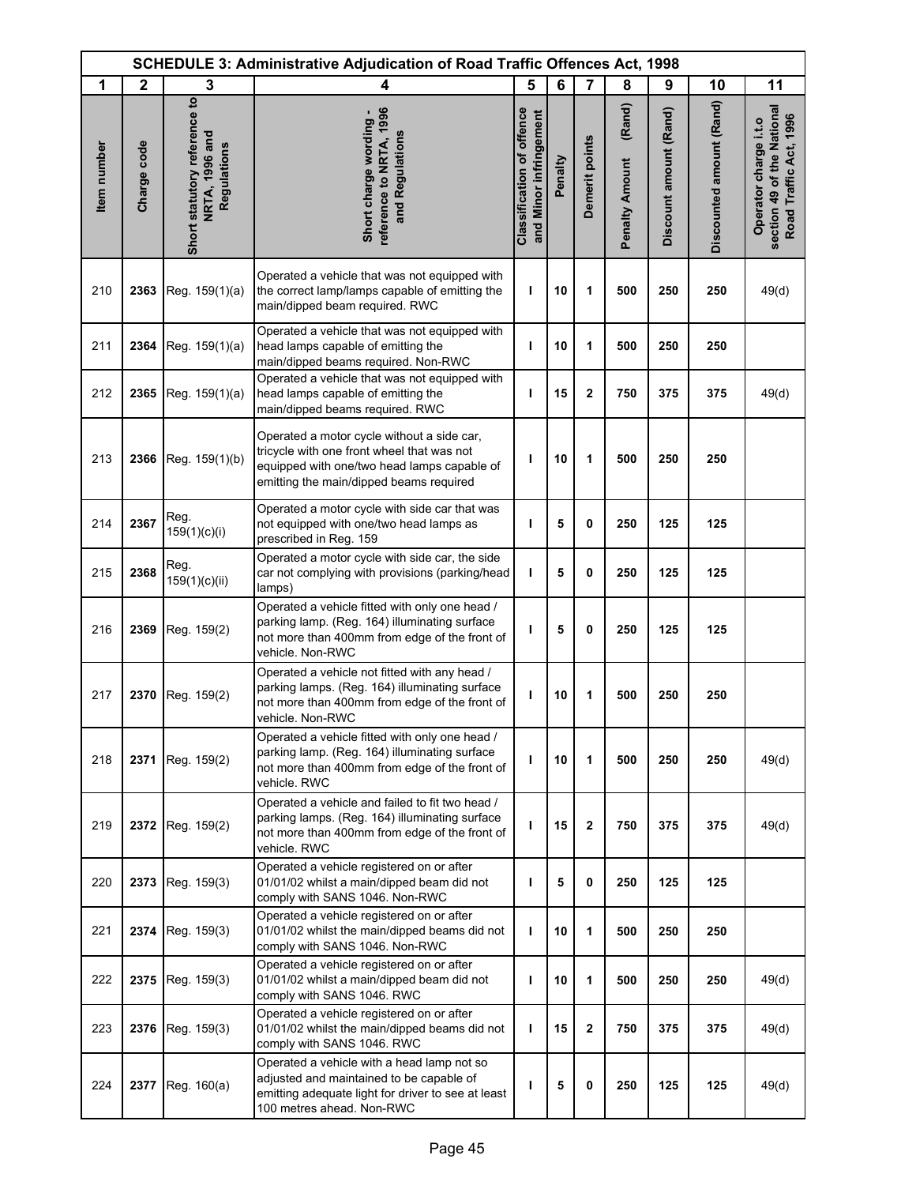| SCHEDULE 3: Administrative Adjudication of Road Traffic Offences Act, 1998 | | | | | | | | | | |
|---|---|---|---|---|---|---|---|---|---|---|
| 1 | 2 | 3 | 4 | 5 | 6 | 7 | 8 | 9 | 10 | 11 |
| Item number | Charge code | Short statutory reference to NRTA, 1996 and Regulations | Short charge wording - reference to NRTA, 1996 and Regulations | Classification of offence and Minor infringement | Penalty | Demerit points | Penalty Amount (Rand) | Discount amount (Rand) | Discounted amount (Rand) | Operator charge i.t.o section 49 of the National Road Traffic Act, 1996 |
| 210 | **2363** | Reg. 159(1)(a) | Operated a vehicle that was not equipped with the correct lamp/lamps capable of emitting the main/dipped beam required. RWC | **I** | **10** | **1** | **500** | **250** | **250** | 49(d) |
| 211 | **2364** | Reg. 159(1)(a) | Operated a vehicle that was not equipped with head lamps capable of emitting the main/dipped beams required. Non-RWC | **I** | **10** | **1** | **500** | **250** | **250** | |
| 212 | **2365** | Reg. 159(1)(a) | Operated a vehicle that was not equipped with head lamps capable of emitting the main/dipped beams required. RWC | **I** | **15** | **2** | **750** | **375** | **375** | 49(d) |
| 213 | **2366** | Reg. 159(1)(b) | Operated a motor cycle without a side car, tricycle with one front wheel that was not equipped with one/two head lamps capable of emitting the main/dipped beams required | **I** | **10** | **1** | **500** | **250** | **250** | |
| 214 | **2367** | Reg. 159(1)(c)(i) | Operated a motor cycle with side car that was not equipped with one/two head lamps as prescribed in Reg. 159 | **I** | **5** | **0** | **250** | **125** | **125** | |
| 215 | **2368** | Reg. 159(1)(c)(ii) | Operated a motor cycle with side car, the side car not complying with provisions (parking/head lamps) | **I** | **5** | **0** | **250** | **125** | **125** | |
| 216 | **2369** | Reg. 159(2) | Operated a vehicle fitted with only one head / parking lamp. (Reg. 164) illuminating surface not more than 400mm from edge of the front of vehicle. Non-RWC | **I** | **5** | **0** | **250** | **125** | **125** | |
| 217 | **2370** | Reg. 159(2) | Operated a vehicle not fitted with any head / parking lamps. (Reg. 164) illuminating surface not more than 400mm from edge of the front of vehicle. Non-RWC | **I** | **10** | **1** | **500** | **250** | **250** | |
| 218 | **2371** | Reg. 159(2) | Operated a vehicle fitted with only one head / parking lamp. (Reg. 164) illuminating surface not more than 400mm from edge of the front of vehicle. RWC | **I** | **10** | **1** | **500** | **250** | **250** | 49(d) |
| 219 | **2372** | Reg. 159(2) | Operated a vehicle and failed to fit two head / parking lamps. (Reg. 164) illuminating surface not more than 400mm from edge of the front of vehicle. RWC | **I** | **15** | **2** | **750** | **375** | **375** | 49(d) |
| 220 | **2373** | Reg. 159(3) | Operated a vehicle registered on or after 01/01/02 whilst a main/dipped beam did not comply with SANS 1046. Non-RWC | **I** | **5** | **0** | **250** | **125** | **125** | |
| 221 | **2374** | Reg. 159(3) | Operated a vehicle registered on or after 01/01/02 whilst the main/dipped beams did not comply with SANS 1046. Non-RWC | **I** | **10** | **1** | **500** | **250** | **250** | |
| 222 | **2375** | Reg. 159(3) | Operated a vehicle registered on or after 01/01/02 whilst a main/dipped beam did not comply with SANS 1046. RWC | **I** | **10** | **1** | **500** | **250** | **250** | 49(d) |
| 223 | **2376** | Reg. 159(3) | Operated a vehicle registered on or after 01/01/02 whilst the main/dipped beams did not comply with SANS 1046. RWC | **I** | **15** | **2** | **750** | **375** | **375** | 49(d) |
| 224 | **2377** | Reg. 160(a) | Operated a vehicle with a head lamp not so adjusted and maintained to be capable of emitting adequate light for driver to see at least 100 metres ahead. Non-RWC | **I** | **5** | **0** | **250** | **125** | **125** | 49(d) |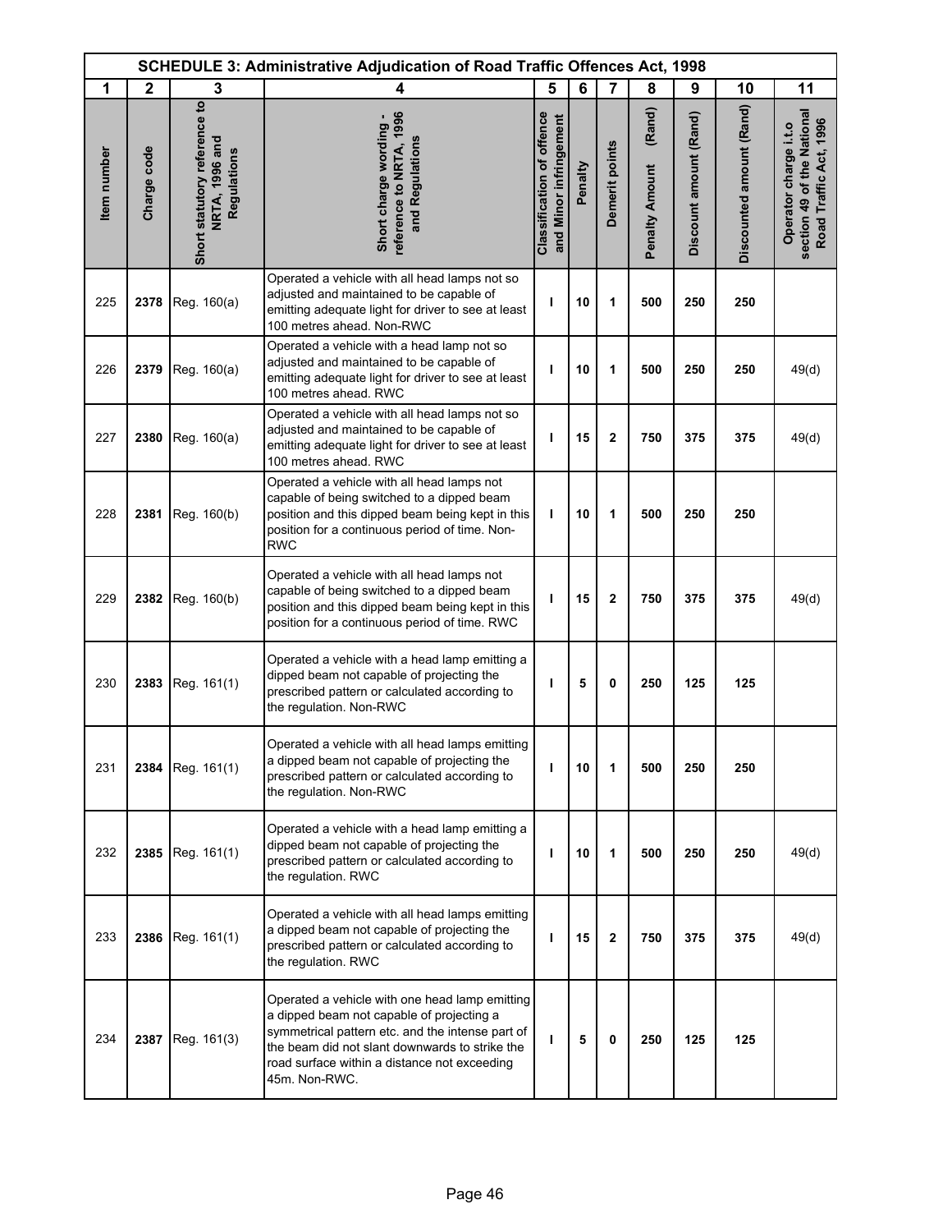| SCHEDULE 3: Administrative Adjudication of Road Traffic Offences Act, 1998 | | | | | | | | | | |
|---|---|---|---|---|---|---|---|---|---|---|
| 1 | 2 | 3 | 4 | 5 | 6 | 7 | 8 | 9 | 10 | 11 |
| Item number | Charge code | Short statutory reference to NRTA, 1996 and Regulations | Short charge wording - reference to NRTA, 1996 and Regulations | Classification of offence and Minor infringement | Penalty | Demerit points | Penalty Amount (Rand) | Discount amount (Rand) | Discounted amount (Rand) | Operator charge i.t.o section 49 of the National Road Traffic Act, 1996 |
| 225 | 2378 | Reg. 160(a) | Operated a vehicle with all head lamps not so adjusted and maintained to be capable of emitting adequate light for driver to see at least 100 metres ahead. Non-RWC | I | 10 | 1 | 500 | 250 | 250 | |
| 226 | 2379 | Reg. 160(a) | Operated a vehicle with a head lamp not so adjusted and maintained to be capable of emitting adequate light for driver to see at least 100 metres ahead. RWC | I | 10 | 1 | 500 | 250 | 250 | 49(d) |
| 227 | 2380 | Reg. 160(a) | Operated a vehicle with all head lamps not so adjusted and maintained to be capable of emitting adequate light for driver to see at least 100 metres ahead. RWC | I | 15 | 2 | 750 | 375 | 375 | 49(d) |
| 228 | 2381 | Reg. 160(b) | Operated a vehicle with all head lamps not capable of being switched to a dipped beam position and this dipped beam being kept in this position for a continuous period of time. Non-RWC | I | 10 | 1 | 500 | 250 | 250 | |
| 229 | 2382 | Reg. 160(b) | Operated a vehicle with all head lamps not capable of being switched to a dipped beam position and this dipped beam being kept in this position for a continuous period of time. RWC | I | 15 | 2 | 750 | 375 | 375 | 49(d) |
| 230 | 2383 | Reg. 161(1) | Operated a vehicle with a head lamp emitting a dipped beam not capable of projecting the prescribed pattern or calculated according to the regulation. Non-RWC | I | 5 | 0 | 250 | 125 | 125 | |
| 231 | 2384 | Reg. 161(1) | Operated a vehicle with all head lamps emitting a dipped beam not capable of projecting the prescribed pattern or calculated according to the regulation. Non-RWC | I | 10 | 1 | 500 | 250 | 250 | |
| 232 | 2385 | Reg. 161(1) | Operated a vehicle with a head lamp emitting a dipped beam not capable of projecting the prescribed pattern or calculated according to the regulation. RWC | I | 10 | 1 | 500 | 250 | 250 | 49(d) |
| 233 | 2386 | Reg. 161(1) | Operated a vehicle with all head lamps emitting a dipped beam not capable of projecting the prescribed pattern or calculated according to the regulation. RWC | I | 15 | 2 | 750 | 375 | 375 | 49(d) |
| 234 | 2387 | Reg. 161(3) | Operated a vehicle with one head lamp emitting a dipped beam not capable of projecting a symmetrical pattern etc. and the intense part of the beam did not slant downwards to strike the road surface within a distance not exceeding 45m. Non-RWC. | I | 5 | 0 | 250 | 125 | 125 | |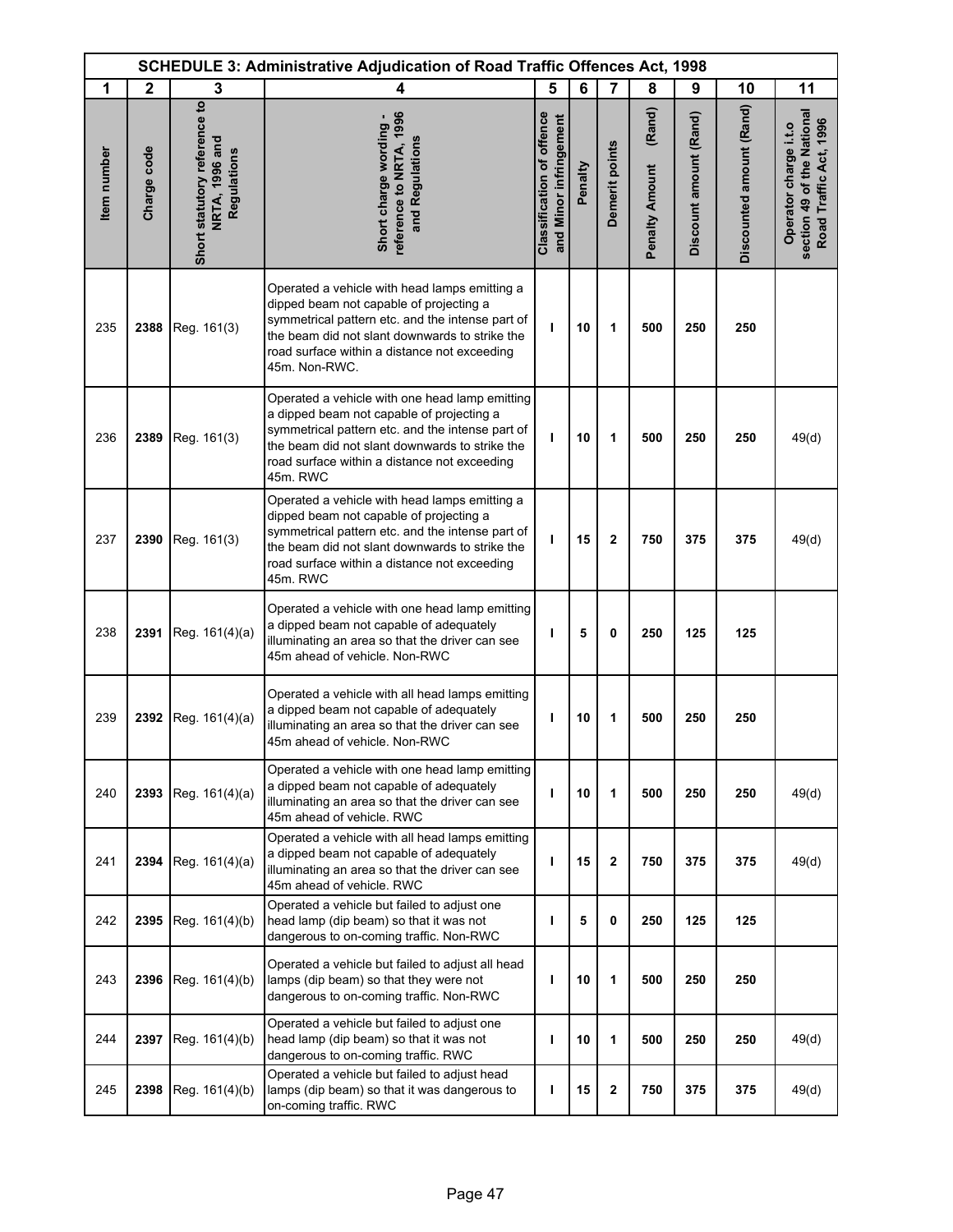| SCHEDULE 3: Administrative Adjudication of Road Traffic Offences Act, 1998 | | | | | | | | | | |
|---|---|---|---|---|---|---|---|---|---|---|
| 1 | 2 | 3 | 4 | 5 | 6 | 7 | 8 | 9 | 10 | 11 |
| Item number | Charge code | Short statutory reference to NRTA, 1996 and Regulations | Short charge wording - reference to NRTA, 1996 and Regulations | Classification of offence and Minor infringement | Penalty | Demerit points | Penalty Amount (Rand) | Discount amount (Rand) | Discounted amount (Rand) | Operator charge i.t.o section 49 of the National Road Traffic Act, 1996 |
| 235 | **2388** | Reg. 161(3) | Operated a vehicle with head lamps emitting a dipped beam not capable of projecting a symmetrical pattern etc. and the intense part of the beam did not slant downwards to strike the road surface within a distance not exceeding 45m. Non-RWC. | **I** | **10** | **1** | **500** | **250** | **250** | |
| 236 | **2389** | Reg. 161(3) | Operated a vehicle with one head lamp emitting a dipped beam not capable of projecting a symmetrical pattern etc. and the intense part of the beam did not slant downwards to strike the road surface within a distance not exceeding 45m. RWC | **I** | **10** | **1** | **500** | **250** | **250** | 49(d) |
| 237 | **2390** | Reg. 161(3) | Operated a vehicle with head lamps emitting a dipped beam not capable of projecting a symmetrical pattern etc. and the intense part of the beam did not slant downwards to strike the road surface within a distance not exceeding 45m. RWC | **I** | **15** | **2** | **750** | **375** | **375** | 49(d) |
| 238 | **2391** | Reg. 161(4)(a) | Operated a vehicle with one head lamp emitting a dipped beam not capable of adequately illuminating an area so that the driver can see 45m ahead of vehicle. Non-RWC | **I** | **5** | **0** | **250** | **125** | **125** | |
| 239 | **2392** | Reg. 161(4)(a) | Operated a vehicle with all head lamps emitting a dipped beam not capable of adequately illuminating an area so that the driver can see 45m ahead of vehicle. Non-RWC | **I** | **10** | **1** | **500** | **250** | **250** | |
| 240 | **2393** | Reg. 161(4)(a) | Operated a vehicle with one head lamp emitting a dipped beam not capable of adequately illuminating an area so that the driver can see 45m ahead of vehicle. RWC | **I** | **10** | **1** | **500** | **250** | **250** | 49(d) |
| 241 | **2394** | Reg. 161(4)(a) | Operated a vehicle with all head lamps emitting a dipped beam not capable of adequately illuminating an area so that the driver can see 45m ahead of vehicle. RWC | **I** | **15** | **2** | **750** | **375** | **375** | 49(d) |
| 242 | **2395** | Reg. 161(4)(b) | Operated a vehicle but failed to adjust one head lamp (dip beam) so that it was not dangerous to on-coming traffic. Non-RWC | **I** | **5** | **0** | **250** | **125** | **125** | |
| 243 | **2396** | Reg. 161(4)(b) | Operated a vehicle but failed to adjust all head lamps (dip beam) so that they were not dangerous to on-coming traffic. Non-RWC | **I** | **10** | **1** | **500** | **250** | **250** | |
| 244 | **2397** | Reg. 161(4)(b) | Operated a vehicle but failed to adjust one head lamp (dip beam) so that it was not dangerous to on-coming traffic. RWC | **I** | **10** | **1** | **500** | **250** | **250** | 49(d) |
| 245 | **2398** | Reg. 161(4)(b) | Operated a vehicle but failed to adjust head lamps (dip beam) so that it was dangerous to on-coming traffic. RWC | **I** | **15** | **2** | **750** | **375** | **375** | 49(d) |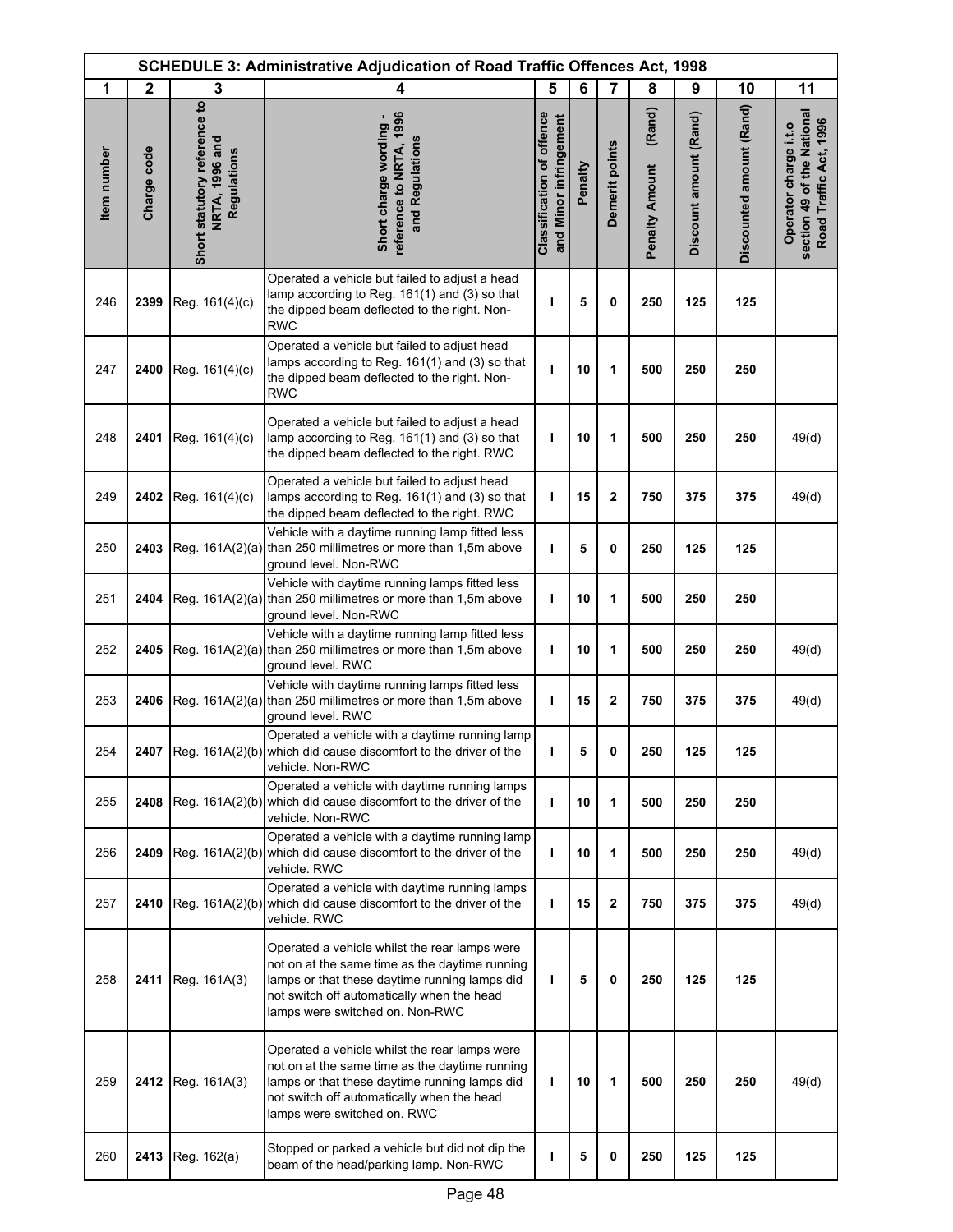| SCHEDULE 3: Administrative Adjudication of Road Traffic Offences Act, 1998 | | | | | | | | | | |
|---|---|---|---|---|---|---|---|---|---|---|
| 1 | 2 | 3 | 4 | 5 | 6 | 7 | 8 | 9 | 10 | 11 |
| Item number | Charge code | Short statutory reference to NRTA, 1996 and Regulations | Short charge wording - reference to NRTA, 1996 and Regulations | Classification of offence and Minor infringement | Penalty | Demerit points | Penalty Amount (Rand) | Discount amount (Rand) | Discounted amount (Rand) | Operator charge i.t.o section 49 of the National Road Traffic Act, 1996 |
| 246 | **2399** | Reg. 161(4)(c) | Operated a vehicle but failed to adjust a head lamp according to Reg. 161(1) and (3) so that the dipped beam deflected to the right. Non-RWC | **I** | **5** | **0** | **250** | **125** | **125** | |
| 247 | **2400** | Reg. 161(4)(c) | Operated a vehicle but failed to adjust head lamps according to Reg. 161(1) and (3) so that the dipped beam deflected to the right. Non-RWC | **I** | **10** | **1** | **500** | **250** | **250** | |
| 248 | **2401** | Reg. 161(4)(c) | Operated a vehicle but failed to adjust a head lamp according to Reg. 161(1) and (3) so that the dipped beam deflected to the right. RWC | **I** | **10** | **1** | **500** | **250** | **250** | 49(d) |
| 249 | **2402** | Reg. 161(4)(c) | Operated a vehicle but failed to adjust head lamps according to Reg. 161(1) and (3) so that the dipped beam deflected to the right. RWC | **I** | **15** | **2** | **750** | **375** | **375** | 49(d) |
| 250 | **2403** | Reg. 161A(2)(a) | Vehicle with a daytime running lamp fitted less than 250 millimetres or more than 1,5m above ground level. Non-RWC | **I** | **5** | **0** | **250** | **125** | **125** | |
| 251 | **2404** | Reg. 161A(2)(a) | Vehicle with daytime running lamps fitted less than 250 millimetres or more than 1,5m above ground level. Non-RWC | **I** | **10** | **1** | **500** | **250** | **250** | |
| 252 | **2405** | Reg. 161A(2)(a) | Vehicle with a daytime running lamp fitted less than 250 millimetres or more than 1,5m above ground level. RWC | **I** | **10** | **1** | **500** | **250** | **250** | 49(d) |
| 253 | **2406** | Reg. 161A(2)(a) | Vehicle with daytime running lamps fitted less than 250 millimetres or more than 1,5m above ground level. RWC | **I** | **15** | **2** | **750** | **375** | **375** | 49(d) |
| 254 | **2407** | Reg. 161A(2)(b) | Operated a vehicle with a daytime running lamp which did cause discomfort to the driver of the vehicle. Non-RWC | **I** | **5** | **0** | **250** | **125** | **125** | |
| 255 | **2408** | Reg. 161A(2)(b) | Operated a vehicle with daytime running lamps which did cause discomfort to the driver of the vehicle. Non-RWC | **I** | **10** | **1** | **500** | **250** | **250** | |
| 256 | **2409** | Reg. 161A(2)(b) | Operated a vehicle with a daytime running lamp which did cause discomfort to the driver of the vehicle. RWC | **I** | **10** | **1** | **500** | **250** | **250** | 49(d) |
| 257 | **2410** | Reg. 161A(2)(b) | Operated a vehicle with daytime running lamps which did cause discomfort to the driver of the vehicle. RWC | **I** | **15** | **2** | **750** | **375** | **375** | 49(d) |
| 258 | **2411** | Reg. 161A(3) | Operated a vehicle whilst the rear lamps were not on at the same time as the daytime running lamps or that these daytime running lamps did not switch off automatically when the head lamps were switched on. Non-RWC | **I** | **5** | **0** | **250** | **125** | **125** | |
| 259 | **2412** | Reg. 161A(3) | Operated a vehicle whilst the rear lamps were not on at the same time as the daytime running lamps or that these daytime running lamps did not switch off automatically when the head lamps were switched on. RWC | **I** | **10** | **1** | **500** | **250** | **250** | 49(d) |
| 260 | **2413** | Reg. 162(a) | Stopped or parked a vehicle but did not dip the beam of the head/parking lamp. Non-RWC | **I** | **5** | **0** | **250** | **125** | **125** | |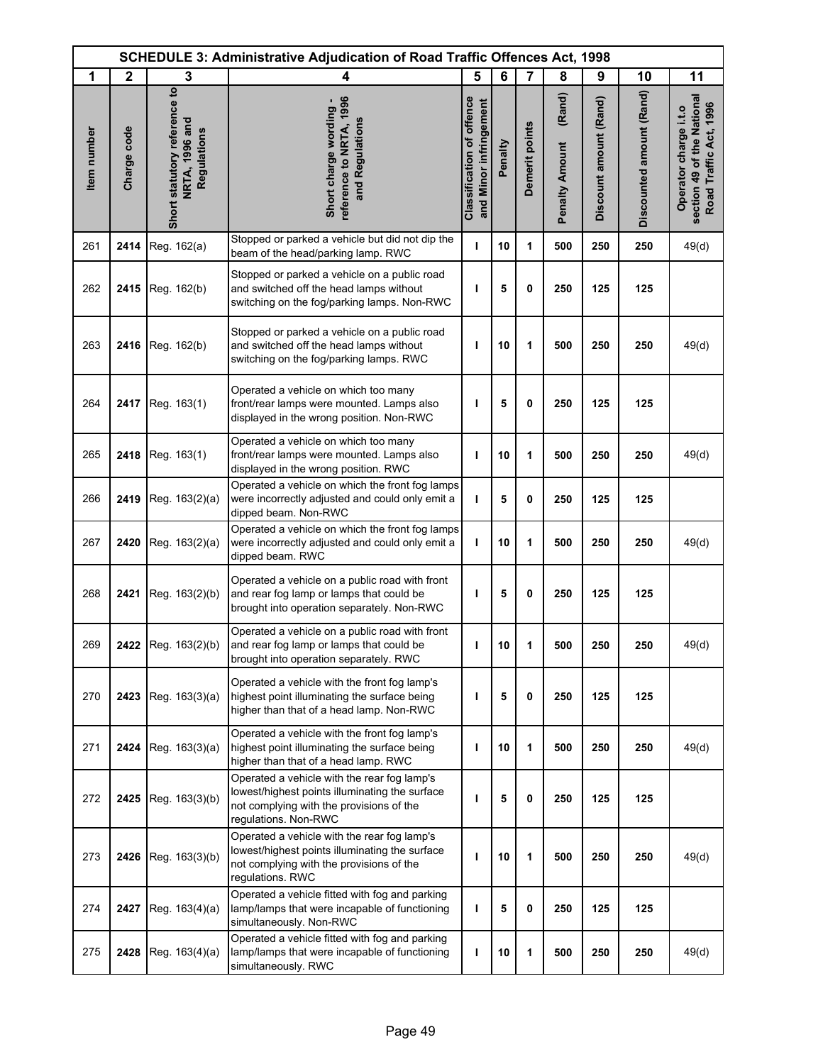| SCHEDULE 3: Administrative Adjudication of Road Traffic Offences Act, 1998 | | | | | | | | | | |
|---|---|---|---|---|---|---|---|---|---|---|
| 1 | 2 | 3 | 4 | 5 | 6 | 7 | 8 | 9 | 10 | 11 |
| Item number | Charge code | Short statutory reference to NRTA, 1996 and Regulations | Short charge wording - reference to NRTA, 1996 and Regulations | Classification of offence and Minor infringement | Penalty | Demerit points | Penalty Amount (Rand) | Discount amount (Rand) | Discounted amount (Rand) | Operator charge i.t.o section 49 of the National Road Traffic Act, 1996 |
| 261 | 2414 | Reg. 162(a) | Stopped or parked a vehicle but did not dip the beam of the head/parking lamp. RWC | I | 10 | 1 | 500 | 250 | 250 | 49(d) |
| 262 | 2415 | Reg. 162(b) | Stopped or parked a vehicle on a public road and switched off the head lamps without switching on the fog/parking lamps. Non-RWC | I | 5 | 0 | 250 | 125 | 125 | |
| 263 | 2416 | Reg. 162(b) | Stopped or parked a vehicle on a public road and switched off the head lamps without switching on the fog/parking lamps. RWC | I | 10 | 1 | 500 | 250 | 250 | 49(d) |
| 264 | 2417 | Reg. 163(1) | Operated a vehicle on which too many front/rear lamps were mounted. Lamps also displayed in the wrong position. Non-RWC | I | 5 | 0 | 250 | 125 | 125 | |
| 265 | 2418 | Reg. 163(1) | Operated a vehicle on which too many front/rear lamps were mounted. Lamps also displayed in the wrong position. RWC | I | 10 | 1 | 500 | 250 | 250 | 49(d) |
| 266 | 2419 | Reg. 163(2)(a) | Operated a vehicle on which the front fog lamps were incorrectly adjusted and could only emit a dipped beam. Non-RWC | I | 5 | 0 | 250 | 125 | 125 | |
| 267 | 2420 | Reg. 163(2)(a) | Operated a vehicle on which the front fog lamps were incorrectly adjusted and could only emit a dipped beam. RWC | I | 10 | 1 | 500 | 250 | 250 | 49(d) |
| 268 | 2421 | Reg. 163(2)(b) | Operated a vehicle on a public road with front and rear fog lamp or lamps that could be brought into operation separately. Non-RWC | I | 5 | 0 | 250 | 125 | 125 | |
| 269 | 2422 | Reg. 163(2)(b) | Operated a vehicle on a public road with front and rear fog lamp or lamps that could be brought into operation separately. RWC | I | 10 | 1 | 500 | 250 | 250 | 49(d) |
| 270 | 2423 | Reg. 163(3)(a) | Operated a vehicle with the front fog lamp's highest point illuminating the surface being higher than that of a head lamp. Non-RWC | I | 5 | 0 | 250 | 125 | 125 | |
| 271 | 2424 | Reg. 163(3)(a) | Operated a vehicle with the front fog lamp's highest point illuminating the surface being higher than that of a head lamp. RWC | I | 10 | 1 | 500 | 250 | 250 | 49(d) |
| 272 | 2425 | Reg. 163(3)(b) | Operated a vehicle with the rear fog lamp's lowest/highest points illuminating the surface not complying with the provisions of the regulations. Non-RWC | I | 5 | 0 | 250 | 125 | 125 | |
| 273 | 2426 | Reg. 163(3)(b) | Operated a vehicle with the rear fog lamp's lowest/highest points illuminating the surface not complying with the provisions of the regulations. RWC | I | 10 | 1 | 500 | 250 | 250 | 49(d) |
| 274 | 2427 | Reg. 163(4)(a) | Operated a vehicle fitted with fog and parking lamp/lamps that were incapable of functioning simultaneously. Non-RWC | I | 5 | 0 | 250 | 125 | 125 | |
| 275 | 2428 | Reg. 163(4)(a) | Operated a vehicle fitted with fog and parking lamp/lamps that were incapable of functioning simultaneously. RWC | I | 10 | 1 | 500 | 250 | 250 | 49(d) |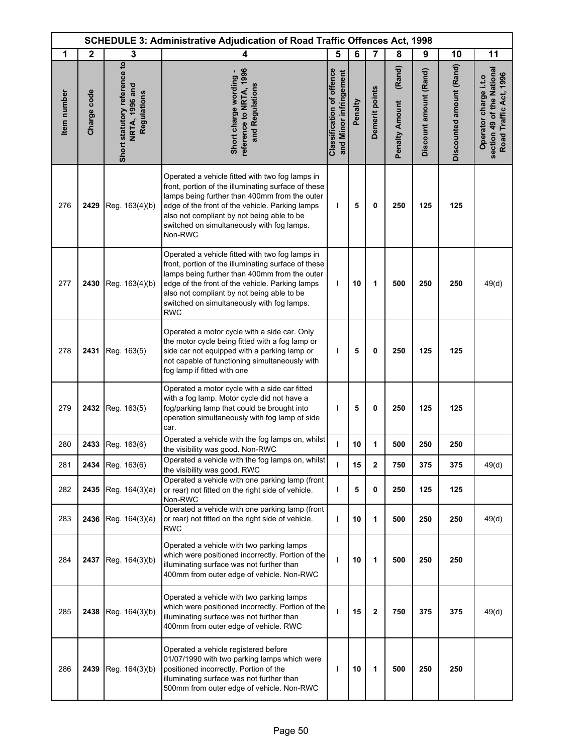| SCHEDULE 3: Administrative Adjudication of Road Traffic Offences Act, 1998 | | | | | | | | | | |
|---|---|---|---|---|---|---|---|---|---|---|
| 1 | 2 | 3 | 4 | 5 | 6 | 7 | 8 | 9 | 10 | 11 |
| Item number | Charge code | Short statutory reference to NRTA, 1996 and Regulations | Short charge wording - reference to NRTA, 1996 and Regulations | Classification of offence and Minor infringement | Penalty | Demerit points | Penalty Amount (Rand) | Discount amount (Rand) | Discounted amount (Rand) | Operator charge i.t.o section 49 of the National Road Traffic Act, 1996 |
| 276 | **2429** | Reg. 163(4)(b) | Operated a vehicle fitted with two fog lamps in front, portion of the illuminating surface of these lamps being further than 400mm from the outer edge of the front of the vehicle. Parking lamps also not compliant by not being able to be switched on simultaneously with fog lamps. Non-RWC | **I** | **5** | **0** | **250** | **125** | **125** | |
| 277 | **2430** | Reg. 163(4)(b) | Operated a vehicle fitted with two fog lamps in front, portion of the illuminating surface of these lamps being further than 400mm from the outer edge of the front of the vehicle. Parking lamps also not compliant by not being able to be switched on simultaneously with fog lamps. RWC | **I** | **10** | **1** | **500** | **250** | **250** | 49(d) |
| 278 | **2431** | Reg. 163(5) | Operated a motor cycle with a side car. Only the motor cycle being fitted with a fog lamp or side car not equipped with a parking lamp or not capable of functioning simultaneously with fog lamp if fitted with one | **I** | **5** | **0** | **250** | **125** | **125** | |
| 279 | **2432** | Reg. 163(5) | Operated a motor cycle with a side car fitted with a fog lamp. Motor cycle did not have a fog/parking lamp that could be brought into operation simultaneously with fog lamp of side car. | **I** | **5** | **0** | **250** | **125** | **125** | |
| 280 | **2433** | Reg. 163(6) | Operated a vehicle with the fog lamps on, whilst the visibility was good. Non-RWC | **I** | **10** | **1** | **500** | **250** | **250** | |
| 281 | **2434** | Reg. 163(6) | Operated a vehicle with the fog lamps on, whilst the visibility was good. RWC | **I** | **15** | **2** | **750** | **375** | **375** | 49(d) |
| 282 | **2435** | Reg. 164(3)(a) | Operated a vehicle with one parking lamp (front or rear) not fitted on the right side of vehicle. Non-RWC | **I** | **5** | **0** | **250** | **125** | **125** | |
| 283 | **2436** | Reg. 164(3)(a) | Operated a vehicle with one parking lamp (front or rear) not fitted on the right side of vehicle. RWC | **I** | **10** | **1** | **500** | **250** | **250** | 49(d) |
| 284 | **2437** | Reg. 164(3)(b) | Operated a vehicle with two parking lamps which were positioned incorrectly. Portion of the illuminating surface was not further than 400mm from outer edge of vehicle. Non-RWC | **I** | **10** | **1** | **500** | **250** | **250** | |
| 285 | **2438** | Reg. 164(3)(b) | Operated a vehicle with two parking lamps which were positioned incorrectly. Portion of the illuminating surface was not further than 400mm from outer edge of vehicle. RWC | **I** | **15** | **2** | **750** | **375** | **375** | 49(d) |
| 286 | **2439** | Reg. 164(3)(b) | Operated a vehicle registered before 01/07/1990 with two parking lamps which were positioned incorrectly. Portion of the illuminating surface was not further than 500mm from outer edge of vehicle. Non-RWC | **I** | **10** | **1** | **500** | **250** | **250** | |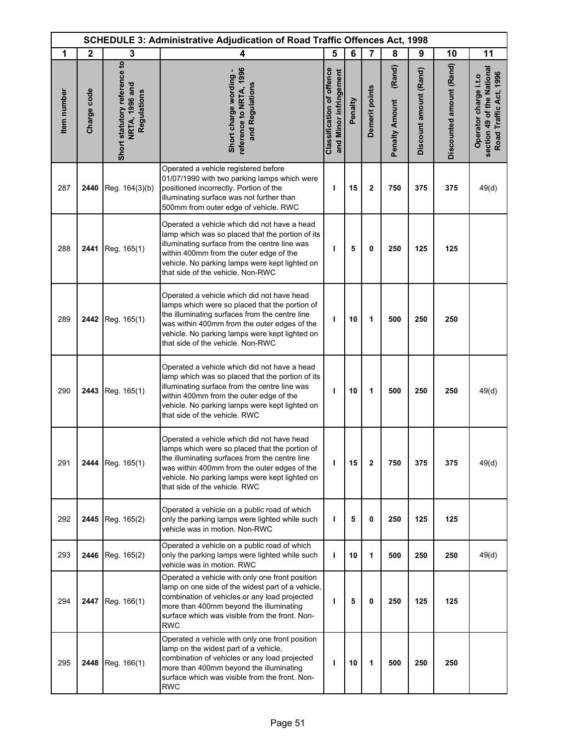| SCHEDULE 3: Administrative Adjudication of Road Traffic Offences Act, 1998 | | | | | | | | | | |
|---|---|---|---|---|---|---|---|---|---|---|
| 1 | 2 | 3 | 4 | 5 | 6 | 7 | 8 | 9 | 10 | 11 |
| Item number | Charge code | Short statutory reference to NRTA, 1996 and Regulations | Short charge wording - reference to NRTA, 1996 and Regulations | Classification of offence and Minor infringement | Penalty | Demerit points | Penalty Amount (Rand) | Discount amount (Rand) | Discounted amount (Rand) | Operator charge i.t.o section 49 of the National Road Traffic Act, 1996 |
| 287 | 2440 | Reg. 164(3)(b) | Operated a vehicle registered before 01/07/1990 with two parking lamps which were positioned incorrectly. Portion of the illuminating surface was not further than 500mm from outer edge of vehicle. RWC | I | 15 | 2 | 750 | 375 | 375 | 49(d) |
| 288 | 2441 | Reg. 165(1) | Operated a vehicle which did not have a head lamp which was so placed that the portion of its illuminating surface from the centre line was within 400mm from the outer edge of the vehicle. No parking lamps were kept lighted on that side of the vehicle. Non-RWC | I | 5 | 0 | 250 | 125 | 125 | |
| 289 | 2442 | Reg. 165(1) | Operated a vehicle which did not have head lamps which were so placed that the portion of the illuminating surfaces from the centre line was within 400mm from the outer edges of the vehicle. No parking lamps were kept lighted on that side of the vehicle. Non-RWC | I | 10 | 1 | 500 | 250 | 250 | |
| 290 | 2443 | Reg. 165(1) | Operated a vehicle which did not have a head lamp which was so placed that the portion of its illuminating surface from the centre line was within 400mm from the outer edge of the vehicle. No parking lamps were kept lighted on that side of the vehicle. RWC | I | 10 | 1 | 500 | 250 | 250 | 49(d) |
| 291 | 2444 | Reg. 165(1) | Operated a vehicle which did not have head lamps which were so placed that the portion of the illuminating surfaces from the centre line was within 400mm from the outer edges of the vehicle. No parking lamps were kept lighted on that side of the vehicle. RWC | I | 15 | 2 | 750 | 375 | 375 | 49(d) |
| 292 | 2445 | Reg. 165(2) | Operated a vehicle on a public road of which only the parking lamps were lighted while such vehicle was in motion. Non-RWC | I | 5 | 0 | 250 | 125 | 125 | |
| 293 | 2446 | Reg. 165(2) | Operated a vehicle on a public road of which only the parking lamps were lighted while such vehicle was in motion. RWC | I | 10 | 1 | 500 | 250 | 250 | 49(d) |
| 294 | 2447 | Reg. 166(1) | Operated a vehicle with only one front position lamp on one side of the widest part of a vehicle, combination of vehicles or any load projected more than 400mm beyond the illuminating surface which was visible from the front. Non-RWC | I | 5 | 0 | 250 | 125 | 125 | |
| 295 | 2448 | Reg. 166(1) | Operated a vehicle with only one front position lamp on the widest part of a vehicle, combination of vehicles or any load projected more than 400mm beyond the illuminating surface which was visible from the front. Non-RWC | I | 10 | 1 | 500 | 250 | 250 | |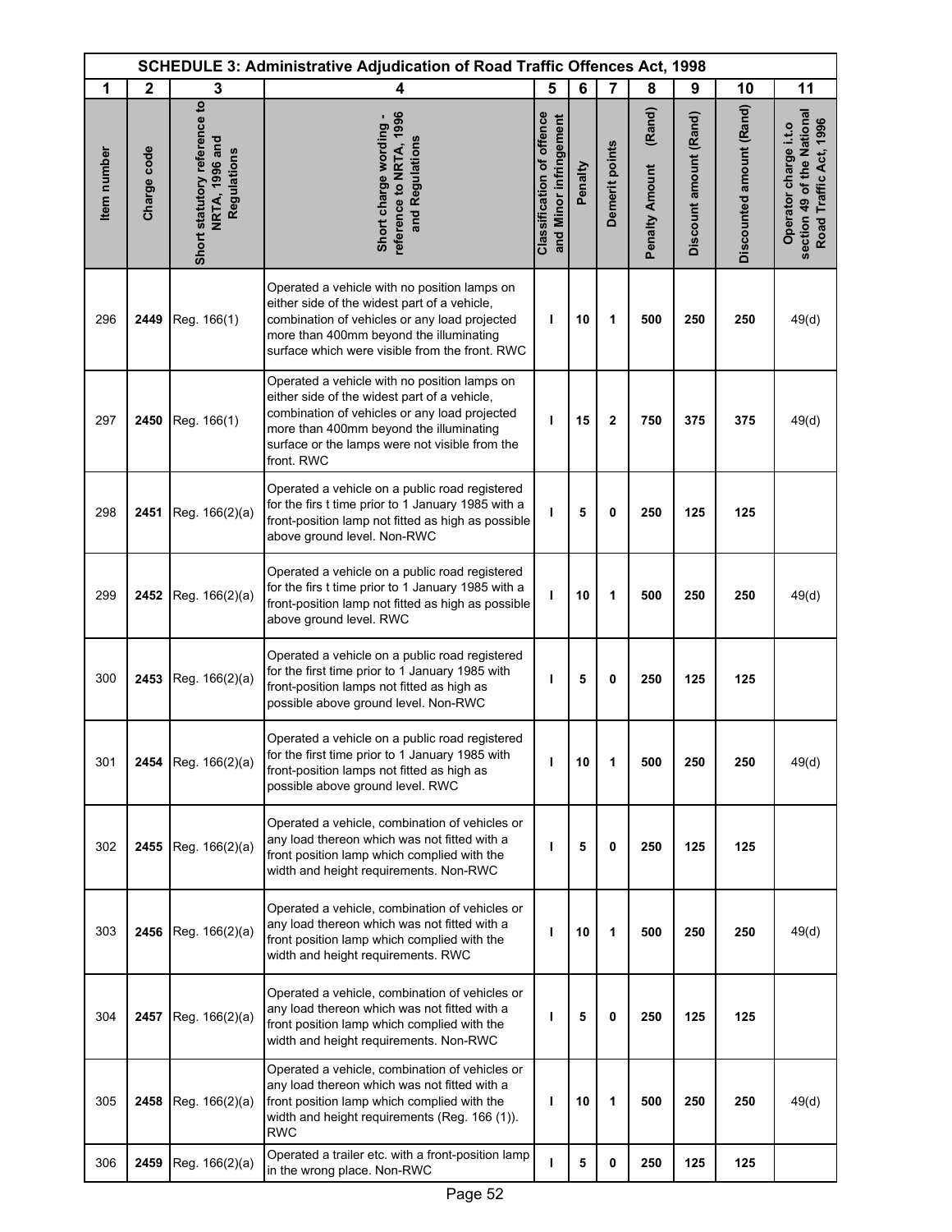| SCHEDULE 3: Administrative Adjudication of Road Traffic Offences Act, 1998 | | | | | | | | | | |
|---|---|---|---|---|---|---|---|---|---|---|
| 1 | 2 | 3 | 4 | 5 | 6 | 7 | 8 | 9 | 10 | 11 |
| Item number | Charge code | Short statutory reference to NRTA, 1996 and Regulations | Short charge wording - reference to NRTA, 1996 and Regulations | Classification of offence and Minor infringement | Penalty | Demerit points | Penalty Amount (Rand) | Discount amount (Rand) | Discounted amount (Rand) | Operator charge i.t.o section 49 of the National Road Traffic Act, 1996 |
| 296 | 2449 | Reg. 166(1) | Operated a vehicle with no position lamps on either side of the widest part of a vehicle, combination of vehicles or any load projected more than 400mm beyond the illuminating surface which were visible from the front. RWC | I | 10 | 1 | 500 | 250 | 250 | 49(d) |
| 297 | 2450 | Reg. 166(1) | Operated a vehicle with no position lamps on either side of the widest part of a vehicle, combination of vehicles or any load projected more than 400mm beyond the illuminating surface or the lamps were not visible from the front. RWC | I | 15 | 2 | 750 | 375 | 375 | 49(d) |
| 298 | 2451 | Reg. 166(2)(a) | Operated a vehicle on a public road registered for the firs t time prior to 1 January 1985 with a front-position lamp not fitted as high as possible above ground level. Non-RWC | I | 5 | 0 | 250 | 125 | 125 | |
| 299 | 2452 | Reg. 166(2)(a) | Operated a vehicle on a public road registered for the firs t time prior to 1 January 1985 with a front-position lamp not fitted as high as possible above ground level. RWC | I | 10 | 1 | 500 | 250 | 250 | 49(d) |
| 300 | 2453 | Reg. 166(2)(a) | Operated a vehicle on a public road registered for the first time prior to 1 January 1985 with front-position lamps not fitted as high as possible above ground level. Non-RWC | I | 5 | 0 | 250 | 125 | 125 | |
| 301 | 2454 | Reg. 166(2)(a) | Operated a vehicle on a public road registered for the first time prior to 1 January 1985 with front-position lamps not fitted as high as possible above ground level. RWC | I | 10 | 1 | 500 | 250 | 250 | 49(d) |
| 302 | 2455 | Reg. 166(2)(a) | Operated a vehicle, combination of vehicles or any load thereon which was not fitted with a front position lamp which complied with the width and height requirements. Non-RWC | I | 5 | 0 | 250 | 125 | 125 | |
| 303 | 2456 | Reg. 166(2)(a) | Operated a vehicle, combination of vehicles or any load thereon which was not fitted with a front position lamp which complied with the width and height requirements. RWC | I | 10 | 1 | 500 | 250 | 250 | 49(d) |
| 304 | 2457 | Reg. 166(2)(a) | Operated a vehicle, combination of vehicles or any load thereon which was not fitted with a front position lamp which complied with the width and height requirements. Non-RWC | I | 5 | 0 | 250 | 125 | 125 | |
| 305 | 2458 | Reg. 166(2)(a) | Operated a vehicle, combination of vehicles or any load thereon which was not fitted with a front position lamp which complied with the width and height requirements (Reg. 166 (1)). RWC | I | 10 | 1 | 500 | 250 | 250 | 49(d) |
| 306 | 2459 | Reg. 166(2)(a) | Operated a trailer etc. with a front-position lamp in the wrong place. Non-RWC | I | 5 | 0 | 250 | 125 | 125 | |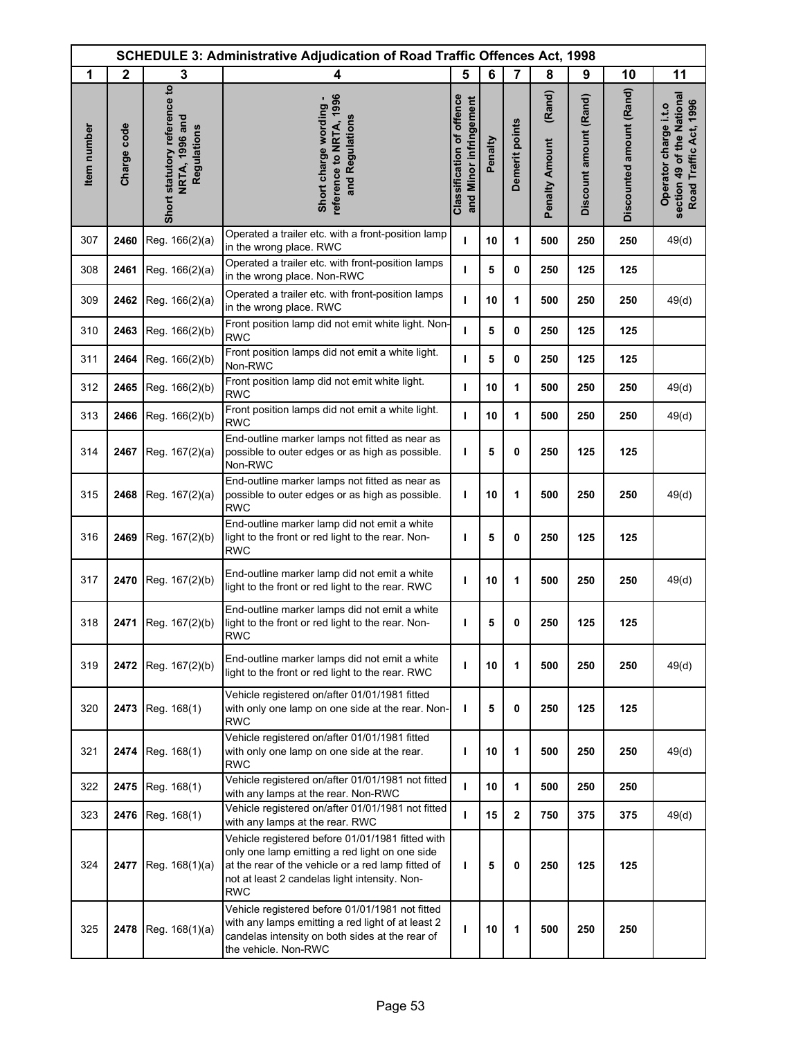| SCHEDULE 3: Administrative Adjudication of Road Traffic Offences Act, 1998 | | | | | | | | | | |
|---|---|---|---|---|---|---|---|---|---|---|
| 1 | 2 | 3 | 4 | 5 | 6 | 7 | 8 | 9 | 10 | 11 |
| Item number | Charge code | Short statutory reference to NRTA, 1996 and Regulations | Short charge wording - reference to NRTA, 1996 and Regulations | Classification of offence and Minor infringement | Penalty | Demerit points | Penalty Amount (Rand) | Discount amount (Rand) | Discounted amount (Rand) | Operator charge i.t.o section 49 of the National Road Traffic Act, 1996 |
| 307 | **2460** | Reg. 166(2)(a) | Operated a trailer etc. with a front-position lamp in the wrong place. RWC | **I** | **10** | **1** | **500** | **250** | **250** | 49(d) |
| 308 | **2461** | Reg. 166(2)(a) | Operated a trailer etc. with front-position lamps in the wrong place. Non-RWC | **I** | **5** | **0** | **250** | **125** | **125** | |
| 309 | **2462** | Reg. 166(2)(a) | Operated a trailer etc. with front-position lamps in the wrong place. RWC | **I** | **10** | **1** | **500** | **250** | **250** | 49(d) |
| 310 | **2463** | Reg. 166(2)(b) | Front position lamp did not emit white light. Non-RWC | **I** | **5** | **0** | **250** | **125** | **125** | |
| 311 | **2464** | Reg. 166(2)(b) | Front position lamps did not emit a white light. Non-RWC | **I** | **5** | **0** | **250** | **125** | **125** | |
| 312 | **2465** | Reg. 166(2)(b) | Front position lamp did not emit white light. RWC | **I** | **10** | **1** | **500** | **250** | **250** | 49(d) |
| 313 | **2466** | Reg. 166(2)(b) | Front position lamps did not emit a white light. RWC | **I** | **10** | **1** | **500** | **250** | **250** | 49(d) |
| 314 | **2467** | Reg. 167(2)(a) | End-outline marker lamps not fitted as near as possible to outer edges or as high as possible. Non-RWC | **I** | **5** | **0** | **250** | **125** | **125** | |
| 315 | **2468** | Reg. 167(2)(a) | End-outline marker lamps not fitted as near as possible to outer edges or as high as possible. RWC | **I** | **10** | **1** | **500** | **250** | **250** | 49(d) |
| 316 | **2469** | Reg. 167(2)(b) | End-outline marker lamp did not emit a white light to the front or red light to the rear. Non-RWC | **I** | **5** | **0** | **250** | **125** | **125** | |
| 317 | **2470** | Reg. 167(2)(b) | End-outline marker lamp did not emit a white light to the front or red light to the rear. RWC | **I** | **10** | **1** | **500** | **250** | **250** | 49(d) |
| 318 | **2471** | Reg. 167(2)(b) | End-outline marker lamps did not emit a white light to the front or red light to the rear. Non-RWC | **I** | **5** | **0** | **250** | **125** | **125** | |
| 319 | **2472** | Reg. 167(2)(b) | End-outline marker lamps did not emit a white light to the front or red light to the rear. RWC | **I** | **10** | **1** | **500** | **250** | **250** | 49(d) |
| 320 | **2473** | Reg. 168(1) | Vehicle registered on/after 01/01/1981 fitted with only one lamp on one side at the rear. Non-RWC | **I** | **5** | **0** | **250** | **125** | **125** | |
| 321 | **2474** | Reg. 168(1) | Vehicle registered on/after 01/01/1981 fitted with only one lamp on one side at the rear. RWC | **I** | **10** | **1** | **500** | **250** | **250** | 49(d) |
| 322 | **2475** | Reg. 168(1) | Vehicle registered on/after 01/01/1981 not fitted with any lamps at the rear. Non-RWC | **I** | **10** | **1** | **500** | **250** | **250** | |
| 323 | **2476** | Reg. 168(1) | Vehicle registered on/after 01/01/1981 not fitted with any lamps at the rear. RWC | **I** | **15** | **2** | **750** | **375** | **375** | 49(d) |
| 324 | **2477** | Reg. 168(1)(a) | Vehicle registered before 01/01/1981 fitted with only one lamp emitting a red light on one side at the rear of the vehicle or a red lamp fitted of not at least 2 candelas light intensity. Non-RWC | **I** | **5** | **0** | **250** | **125** | **125** | |
| 325 | **2478** | Reg. 168(1)(a) | Vehicle registered before 01/01/1981 not fitted with any lamps emitting a red light of at least 2 candelas intensity on both sides at the rear of the vehicle. Non-RWC | **I** | **10** | **1** | **500** | **250** | **250** | |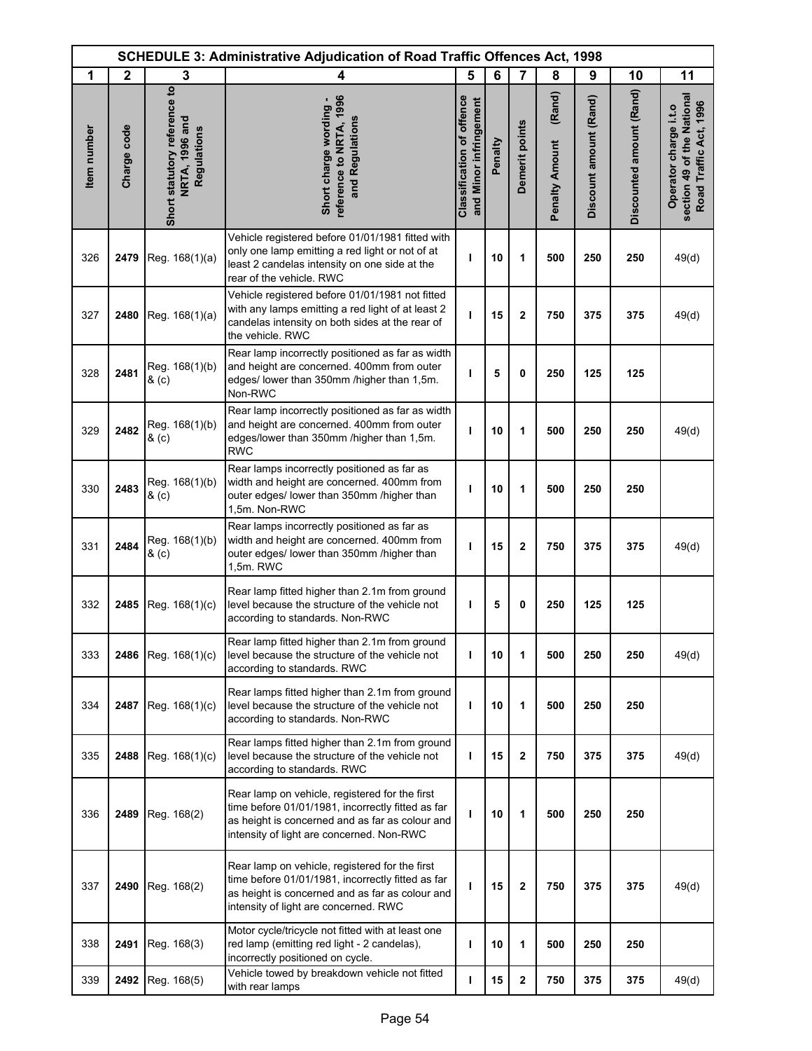| SCHEDULE 3: Administrative Adjudication of Road Traffic Offences Act, 1998 | | | | | | | | | | |
|---|---|---|---|---|---|---|---|---|---|---|
| 1 | 2 | 3 | 4 | 5 | 6 | 7 | 8 | 9 | 10 | 11 |
| Item number | Charge code | Short statutory reference to NRTA, 1996 and Regulations | Short charge wording - reference to NRTA, 1996 and Regulations | Classification of offence and Minor infringement | Penalty | Demerit points | Penalty Amount (Rand) | Discount amount (Rand) | Discounted amount (Rand) | Operator charge i.t.o section 49 of the National Road Traffic Act, 1996 |
| 326 | **2479** | Reg. 168(1)(a) | Vehicle registered before 01/01/1981 fitted with only one lamp emitting a red light or not of at least 2 candelas intensity on one side at the rear of the vehicle. RWC | I | 10 | 1 | 500 | 250 | 250 | 49(d) |
| 327 | **2480** | Reg. 168(1)(a) | Vehicle registered before 01/01/1981 not fitted with any lamps emitting a red light of at least 2 candelas intensity on both sides at the rear of the vehicle. RWC | I | 15 | 2 | 750 | 375 | 375 | 49(d) |
| 328 | **2481** | Reg. 168(1)(b) & (c) | Rear lamp incorrectly positioned as far as width and height are concerned. 400mm from outer edges/ lower than 350mm /higher than 1,5m. Non-RWC | I | 5 | 0 | 250 | 125 | 125 | |
| 329 | **2482** | Reg. 168(1)(b) & (c) | Rear lamp incorrectly positioned as far as width and height are concerned. 400mm from outer edges/lower than 350mm /higher than 1,5m. RWC | I | 10 | 1 | 500 | 250 | 250 | 49(d) |
| 330 | **2483** | Reg. 168(1)(b) & (c) | Rear lamps incorrectly positioned as far as width and height are concerned. 400mm from outer edges/ lower than 350mm /higher than 1,5m. Non-RWC | I | 10 | 1 | 500 | 250 | 250 | |
| 331 | **2484** | Reg. 168(1)(b) & (c) | Rear lamps incorrectly positioned as far as width and height are concerned. 400mm from outer edges/ lower than 350mm /higher than 1,5m. RWC | I | 15 | 2 | 750 | 375 | 375 | 49(d) |
| 332 | **2485** | Reg. 168(1)(c) | Rear lamp fitted higher than 2.1m from ground level because the structure of the vehicle not according to standards. Non-RWC | I | 5 | 0 | 250 | 125 | 125 | |
| 333 | **2486** | Reg. 168(1)(c) | Rear lamp fitted higher than 2.1m from ground level because the structure of the vehicle not according to standards. RWC | I | 10 | 1 | 500 | 250 | 250 | 49(d) |
| 334 | **2487** | Reg. 168(1)(c) | Rear lamps fitted higher than 2.1m from ground level because the structure of the vehicle not according to standards. Non-RWC | I | 10 | 1 | 500 | 250 | 250 | |
| 335 | **2488** | Reg. 168(1)(c) | Rear lamps fitted higher than 2.1m from ground level because the structure of the vehicle not according to standards. RWC | I | 15 | 2 | 750 | 375 | 375 | 49(d) |
| 336 | **2489** | Reg. 168(2) | Rear lamp on vehicle, registered for the first time before 01/01/1981, incorrectly fitted as far as height is concerned and as far as colour and intensity of light are concerned. Non-RWC | I | 10 | 1 | 500 | 250 | 250 | |
| 337 | **2490** | Reg. 168(2) | Rear lamp on vehicle, registered for the first time before 01/01/1981, incorrectly fitted as far as height is concerned and as far as colour and intensity of light are concerned. RWC | I | 15 | 2 | 750 | 375 | 375 | 49(d) |
| 338 | **2491** | Reg. 168(3) | Motor cycle/tricycle not fitted with at least one red lamp (emitting red light - 2 candelas), incorrectly positioned on cycle. | I | 10 | 1 | 500 | 250 | 250 | |
| 339 | **2492** | Reg. 168(5) | Vehicle towed by breakdown vehicle not fitted with rear lamps | I | 15 | 2 | 750 | 375 | 375 | 49(d) |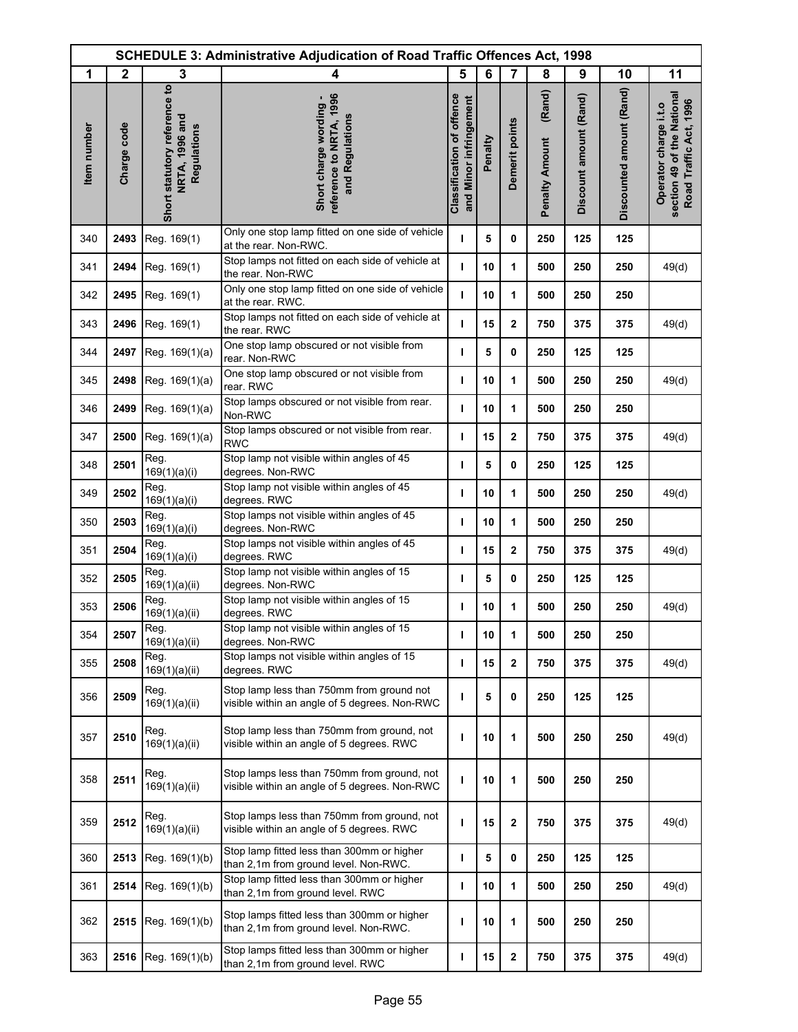| SCHEDULE 3: Administrative Adjudication of Road Traffic Offences Act, 1998 | | | | | | | | | | |
|---|---|---|---|---|---|---|---|---|---|---|
| 1 | 2 | 3 | 4 | 5 | 6 | 7 | 8 | 9 | 10 | 11 |
| Item number | Charge code | Short statutory reference to NRTA, 1996 and Regulations | Short charge wording - reference to NRTA, 1996 and Regulations | Classification of offence and Minor infringement | Penalty | Demerit points | Penalty Amount (Rand) | Discount amount (Rand) | Discounted amount (Rand) | Operator charge i.t.o section 49 of the National Road Traffic Act, 1996 |
| 340 | **2493** | Reg. 169(1) | Only one stop lamp fitted on one side of vehicle at the rear. Non-RWC. | **I** | **5** | **0** | **250** | **125** | **125** | |
| 341 | **2494** | Reg. 169(1) | Stop lamps not fitted on each side of vehicle at the rear. Non-RWC | **I** | **10** | **1** | **500** | **250** | **250** | 49(d) |
| 342 | **2495** | Reg. 169(1) | Only one stop lamp fitted on one side of vehicle at the rear. RWC. | **I** | **10** | **1** | **500** | **250** | **250** | |
| 343 | **2496** | Reg. 169(1) | Stop lamps not fitted on each side of vehicle at the rear. RWC | **I** | **15** | **2** | **750** | **375** | **375** | 49(d) |
| 344 | **2497** | Reg. 169(1)(a) | One stop lamp obscured or not visible from rear. Non-RWC | **I** | **5** | **0** | **250** | **125** | **125** | |
| 345 | **2498** | Reg. 169(1)(a) | One stop lamp obscured or not visible from rear. RWC | **I** | **10** | **1** | **500** | **250** | **250** | 49(d) |
| 346 | **2499** | Reg. 169(1)(a) | Stop lamps obscured or not visible from rear. Non-RWC | **I** | **10** | **1** | **500** | **250** | **250** | |
| 347 | **2500** | Reg. 169(1)(a) | Stop lamps obscured or not visible from rear. RWC | **I** | **15** | **2** | **750** | **375** | **375** | 49(d) |
| 348 | **2501** | Reg. 169(1)(a)(i) | Stop lamp not visible within angles of 45 degrees. Non-RWC | **I** | **5** | **0** | **250** | **125** | **125** | |
| 349 | **2502** | Reg. 169(1)(a)(i) | Stop lamp not visible within angles of 45 degrees. RWC | **I** | **10** | **1** | **500** | **250** | **250** | 49(d) |
| 350 | **2503** | Reg. 169(1)(a)(i) | Stop lamps not visible within angles of 45 degrees. Non-RWC | **I** | **10** | **1** | **500** | **250** | **250** | |
| 351 | **2504** | Reg. 169(1)(a)(i) | Stop lamps not visible within angles of 45 degrees. RWC | **I** | **15** | **2** | **750** | **375** | **375** | 49(d) |
| 352 | **2505** | Reg. 169(1)(a)(ii) | Stop lamp not visible within angles of 15 degrees. Non-RWC | **I** | **5** | **0** | **250** | **125** | **125** | |
| 353 | **2506** | Reg. 169(1)(a)(ii) | Stop lamp not visible within angles of 15 degrees. RWC | **I** | **10** | **1** | **500** | **250** | **250** | 49(d) |
| 354 | **2507** | Reg. 169(1)(a)(ii) | Stop lamp not visible within angles of 15 degrees. Non-RWC | **I** | **10** | **1** | **500** | **250** | **250** | |
| 355 | **2508** | Reg. 169(1)(a)(ii) | Stop lamps not visible within angles of 15 degrees. RWC | **I** | **15** | **2** | **750** | **375** | **375** | 49(d) |
| 356 | **2509** | Reg. 169(1)(a)(ii) | Stop lamp less than 750mm from ground not visible within an angle of 5 degrees. Non-RWC | **I** | **5** | **0** | **250** | **125** | **125** | |
| 357 | **2510** | Reg. 169(1)(a)(ii) | Stop lamp less than 750mm from ground, not visible within an angle of 5 degrees. RWC | **I** | **10** | **1** | **500** | **250** | **250** | 49(d) |
| 358 | **2511** | Reg. 169(1)(a)(ii) | Stop lamps less than 750mm from ground, not visible within an angle of 5 degrees. Non-RWC | **I** | **10** | **1** | **500** | **250** | **250** | |
| 359 | **2512** | Reg. 169(1)(a)(ii) | Stop lamps less than 750mm from ground, not visible within an angle of 5 degrees. RWC | **I** | **15** | **2** | **750** | **375** | **375** | 49(d) |
| 360 | **2513** | Reg. 169(1)(b) | Stop lamp fitted less than 300mm or higher than 2,1m from ground level. Non-RWC. | **I** | **5** | **0** | **250** | **125** | **125** | |
| 361 | **2514** | Reg. 169(1)(b) | Stop lamp fitted less than 300mm or higher than 2,1m from ground level. RWC | **I** | **10** | **1** | **500** | **250** | **250** | 49(d) |
| 362 | **2515** | Reg. 169(1)(b) | Stop lamps fitted less than 300mm or higher than 2,1m from ground level. Non-RWC. | **I** | **10** | **1** | **500** | **250** | **250** | |
| 363 | **2516** | Reg. 169(1)(b) | Stop lamps fitted less than 300mm or higher than 2,1m from ground level. RWC | **I** | **15** | **2** | **750** | **375** | **375** | 49(d) |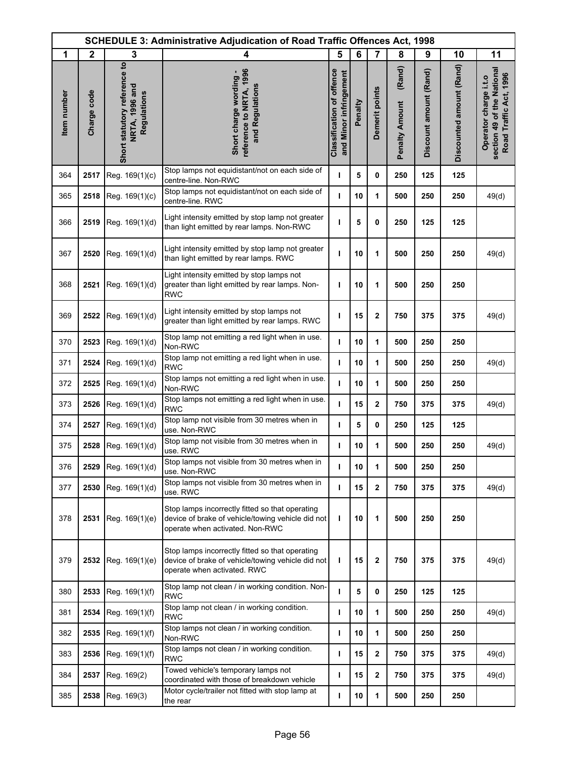| SCHEDULE 3: Administrative Adjudication of Road Traffic Offences Act, 1998 | | | | | | | | | | |
|---|---|---|---|---|---|---|---|---|---|---|
| 1 | 2 | 3 | 4 | 5 | 6 | 7 | 8 | 9 | 10 | 11 |
| Item number | Charge code | Short statutory reference to NRTA, 1996 and Regulations | Short charge wording - reference to NRTA, 1996 and Regulations | Classification of offence and Minor infringement | Penalty | Demerit points | Penalty Amount (Rand) | Discount amount (Rand) | Discounted amount (Rand) | Operator charge i.t.o section 49 of the National Road Traffic Act, 1996 |
| 364 | **2517** | Reg. 169(1)(c) | Stop lamps not equidistant/not on each side of centre-line. Non-RWC | **I** | **5** | **0** | **250** | **125** | **125** | |
| 365 | **2518** | Reg. 169(1)(c) | Stop lamps not equidistant/not on each side of centre-line. RWC | **I** | **10** | **1** | **500** | **250** | **250** | 49(d) |
| 366 | **2519** | Reg. 169(1)(d) | Light intensity emitted by stop lamp not greater than light emitted by rear lamps. Non-RWC | **I** | **5** | **0** | **250** | **125** | **125** | |
| 367 | **2520** | Reg. 169(1)(d) | Light intensity emitted by stop lamp not greater than light emitted by rear lamps. RWC | **I** | **10** | **1** | **500** | **250** | **250** | 49(d) |
| 368 | **2521** | Reg. 169(1)(d) | Light intensity emitted by stop lamps not greater than light emitted by rear lamps. Non-RWC | **I** | **10** | **1** | **500** | **250** | **250** | |
| 369 | **2522** | Reg. 169(1)(d) | Light intensity emitted by stop lamps not greater than light emitted by rear lamps. RWC | **I** | **15** | **2** | **750** | **375** | **375** | 49(d) |
| 370 | **2523** | Reg. 169(1)(d) | Stop lamp not emitting a red light when in use. Non-RWC | **I** | **10** | **1** | **500** | **250** | **250** | |
| 371 | **2524** | Reg. 169(1)(d) | Stop lamp not emitting a red light when in use. RWC | **I** | **10** | **1** | **500** | **250** | **250** | 49(d) |
| 372 | **2525** | Reg. 169(1)(d) | Stop lamps not emitting a red light when in use. Non-RWC | **I** | **10** | **1** | **500** | **250** | **250** | |
| 373 | **2526** | Reg. 169(1)(d) | Stop lamps not emitting a red light when in use. RWC | **I** | **15** | **2** | **750** | **375** | **375** | 49(d) |
| 374 | **2527** | Reg. 169(1)(d) | Stop lamp not visible from 30 metres when in use. Non-RWC | **I** | **5** | **0** | **250** | **125** | **125** | |
| 375 | **2528** | Reg. 169(1)(d) | Stop lamp not visible from 30 metres when in use. RWC | **I** | **10** | **1** | **500** | **250** | **250** | 49(d) |
| 376 | **2529** | Reg. 169(1)(d) | Stop lamps not visible from 30 metres when in use. Non-RWC | **I** | **10** | **1** | **500** | **250** | **250** | |
| 377 | **2530** | Reg. 169(1)(d) | Stop lamps not visible from 30 metres when in use. RWC | **I** | **15** | **2** | **750** | **375** | **375** | 49(d) |
| 378 | **2531** | Reg. 169(1)(e) | Stop lamps incorrectly fitted so that operating device of brake of vehicle/towing vehicle did not operate when activated. Non-RWC | **I** | **10** | **1** | **500** | **250** | **250** | |
| 379 | **2532** | Reg. 169(1)(e) | Stop lamps incorrectly fitted so that operating device of brake of vehicle/towing vehicle did not operate when activated. RWC | **I** | **15** | **2** | **750** | **375** | **375** | 49(d) |
| 380 | **2533** | Reg. 169(1)(f) | Stop lamp not clean / in working condition. Non-RWC | **I** | **5** | **0** | **250** | **125** | **125** | |
| 381 | **2534** | Reg. 169(1)(f) | Stop lamp not clean / in working condition. RWC | **I** | **10** | **1** | **500** | **250** | **250** | 49(d) |
| 382 | **2535** | Reg. 169(1)(f) | Stop lamps not clean / in working condition. Non-RWC | **I** | **10** | **1** | **500** | **250** | **250** | |
| 383 | **2536** | Reg. 169(1)(f) | Stop lamps not clean / in working condition. RWC | **I** | **15** | **2** | **750** | **375** | **375** | 49(d) |
| 384 | **2537** | Reg. 169(2) | Towed vehicle's temporary lamps not coordinated with those of breakdown vehicle | **I** | **15** | **2** | **750** | **375** | **375** | 49(d) |
| 385 | **2538** | Reg. 169(3) | Motor cycle/trailer not fitted with stop lamp at the rear | **I** | **10** | **1** | **500** | **250** | **250** | |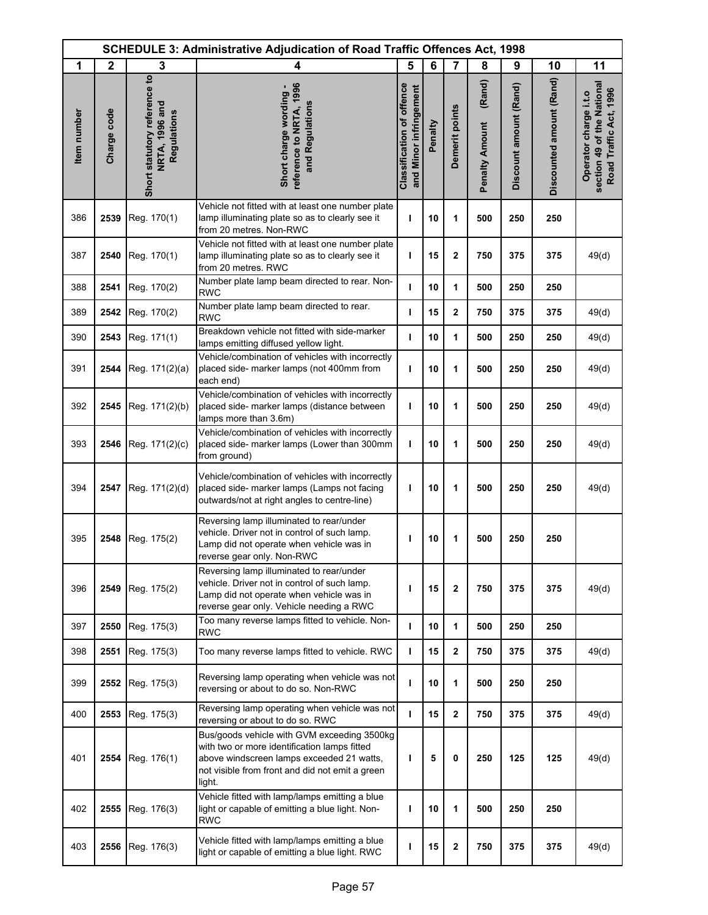| SCHEDULE 3: Administrative Adjudication of Road Traffic Offences Act, 1998 | | | | | | | | | | |
|---|---|---|---|---|---|---|---|---|---|---|
| 1 | 2 | 3 | 4 | 5 | 6 | 7 | 8 | 9 | 10 | 11 |
| Item number | Charge code | Short statutory reference to NRTA, 1996 and Regulations | Short charge wording - reference to NRTA, 1996 and Regulations | Classification of offence and Minor infringement | Penalty | Demerit points | Penalty Amount (Rand) | Discount amount (Rand) | Discounted amount (Rand) | Operator charge i.t.o section 49 of the National Road Traffic Act, 1996 |
| 386 | **2539** | Reg. 170(1) | Vehicle not fitted with at least one number plate lamp illuminating plate so as to clearly see it from 20 metres. Non-RWC | **I** | **10** | **1** | **500** | **250** | **250** | |
| 387 | **2540** | Reg. 170(1) | Vehicle not fitted with at least one number plate lamp illuminating plate so as to clearly see it from 20 metres. RWC | **I** | **15** | **2** | **750** | **375** | **375** | 49(d) |
| 388 | **2541** | Reg. 170(2) | Number plate lamp beam directed to rear. Non-RWC | **I** | **10** | **1** | **500** | **250** | **250** | |
| 389 | **2542** | Reg. 170(2) | Number plate lamp beam directed to rear. RWC | **I** | **15** | **2** | **750** | **375** | **375** | 49(d) |
| 390 | **2543** | Reg. 171(1) | Breakdown vehicle not fitted with side-marker lamps emitting diffused yellow light. | **I** | **10** | **1** | **500** | **250** | **250** | 49(d) |
| 391 | **2544** | Reg. 171(2)(a) | Vehicle/combination of vehicles with incorrectly placed side- marker lamps (not 400mm from each end) | **I** | **10** | **1** | **500** | **250** | **250** | 49(d) |
| 392 | **2545** | Reg. 171(2)(b) | Vehicle/combination of vehicles with incorrectly placed side- marker lamps (distance between lamps more than 3.6m) | **I** | **10** | **1** | **500** | **250** | **250** | 49(d) |
| 393 | **2546** | Reg. 171(2)(c) | Vehicle/combination of vehicles with incorrectly placed side- marker lamps (Lower than 300mm from ground) | **I** | **10** | **1** | **500** | **250** | **250** | 49(d) |
| 394 | **2547** | Reg. 171(2)(d) | Vehicle/combination of vehicles with incorrectly placed side- marker lamps (Lamps not facing outwards/not at right angles to centre-line) | **I** | **10** | **1** | **500** | **250** | **250** | 49(d) |
| 395 | **2548** | Reg. 175(2) | Reversing lamp illuminated to rear/under vehicle. Driver not in control of such lamp. Lamp did not operate when vehicle was in reverse gear only. Non-RWC | **I** | **10** | **1** | **500** | **250** | **250** | |
| 396 | **2549** | Reg. 175(2) | Reversing lamp illuminated to rear/under vehicle. Driver not in control of such lamp. Lamp did not operate when vehicle was in reverse gear only. Vehicle needing a RWC | **I** | **15** | **2** | **750** | **375** | **375** | 49(d) |
| 397 | **2550** | Reg. 175(3) | Too many reverse lamps fitted to vehicle. Non-RWC | **I** | **10** | **1** | **500** | **250** | **250** | |
| 398 | **2551** | Reg. 175(3) | Too many reverse lamps fitted to vehicle. RWC | **I** | **15** | **2** | **750** | **375** | **375** | 49(d) |
| 399 | **2552** | Reg. 175(3) | Reversing lamp operating when vehicle was not reversing or about to do so. Non-RWC | **I** | **10** | **1** | **500** | **250** | **250** | |
| 400 | **2553** | Reg. 175(3) | Reversing lamp operating when vehicle was not reversing or about to do so. RWC | **I** | **15** | **2** | **750** | **375** | **375** | 49(d) |
| 401 | **2554** | Reg. 176(1) | Bus/goods vehicle with GVM exceeding 3500kg with two or more identification lamps fitted above windscreen lamps exceeded 21 watts, not visible from front and did not emit a green light. | **I** | **5** | **0** | **250** | **125** | **125** | 49(d) |
| 402 | **2555** | Reg. 176(3) | Vehicle fitted with lamp/lamps emitting a blue light or capable of emitting a blue light. Non-RWC | **I** | **10** | **1** | **500** | **250** | **250** | |
| 403 | **2556** | Reg. 176(3) | Vehicle fitted with lamp/lamps emitting a blue light or capable of emitting a blue light. RWC | **I** | **15** | **2** | **750** | **375** | **375** | 49(d) |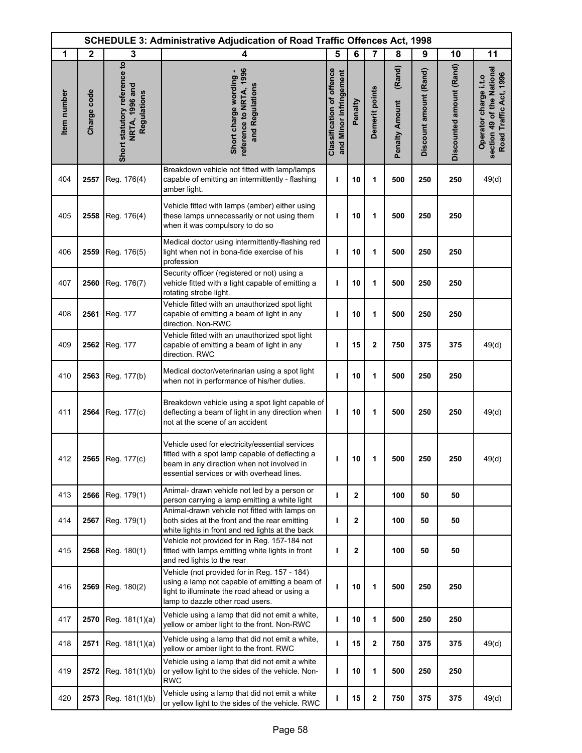| SCHEDULE 3: Administrative Adjudication of Road Traffic Offences Act, 1998 | | | | | | | | | | |
|---|---|---|---|---|---|---|---|---|---|---|
| 1 | 2 | 3 | 4 | 5 | 6 | 7 | 8 | 9 | 10 | 11 |
| Item number | Charge code | Short statutory reference to NRTA, 1996 and Regulations | Short charge wording - reference to NRTA, 1996 and Regulations | Classification of offence and Minor infringement | Penalty | Demerit points | Penalty Amount (Rand) | Discount amount (Rand) | Discounted amount (Rand) | Operator charge i.t.o section 49 of the National Road Traffic Act, 1996 |
| 404 | 2557 | Reg. 176(4) | Breakdown vehicle not fitted with lamp/lamps capable of emitting an intermittently - flashing amber light. | I | 10 | 1 | 500 | 250 | 250 | 49(d) |
| 405 | 2558 | Reg. 176(4) | Vehicle fitted with lamps (amber) either using these lamps unnecessarily or not using them when it was compulsory to do so | I | 10 | 1 | 500 | 250 | 250 | |
| 406 | 2559 | Reg. 176(5) | Medical doctor using intermittently-flashing red light when not in bona-fide exercise of his profession | I | 10 | 1 | 500 | 250 | 250 | |
| 407 | 2560 | Reg. 176(7) | Security officer (registered or not) using a vehicle fitted with a light capable of emitting a rotating strobe light. | I | 10 | 1 | 500 | 250 | 250 | |
| 408 | 2561 | Reg. 177 | Vehicle fitted with an unauthorized spot light capable of emitting a beam of light in any direction. Non-RWC | I | 10 | 1 | 500 | 250 | 250 | |
| 409 | 2562 | Reg. 177 | Vehicle fitted with an unauthorized spot light capable of emitting a beam of light in any direction. RWC | I | 15 | 2 | 750 | 375 | 375 | 49(d) |
| 410 | 2563 | Reg. 177(b) | Medical doctor/veterinarian using a spot light when not in performance of his/her duties. | I | 10 | 1 | 500 | 250 | 250 | |
| 411 | 2564 | Reg. 177(c) | Breakdown vehicle using a spot light capable of deflecting a beam of light in any direction when not at the scene of an accident | I | 10 | 1 | 500 | 250 | 250 | 49(d) |
| 412 | 2565 | Reg. 177(c) | Vehicle used for electricity/essential services fitted with a spot lamp capable of deflecting a beam in any direction when not involved in essential services or with overhead lines. | I | 10 | 1 | 500 | 250 | 250 | 49(d) |
| 413 | 2566 | Reg. 179(1) | Animal- drawn vehicle not led by a person or person carrying a lamp emitting a white light | I | 2 | | 100 | 50 | 50 | |
| 414 | 2567 | Reg. 179(1) | Animal-drawn vehicle not fitted with lamps on both sides at the front and the rear emitting white lights in front and red lights at the back | I | 2 | | 100 | 50 | 50 | |
| 415 | 2568 | Reg. 180(1) | Vehicle not provided for in Reg. 157-184 not fitted with lamps emitting white lights in front and red lights to the rear | I | 2 | | 100 | 50 | 50 | |
| 416 | 2569 | Reg. 180(2) | Vehicle (not provided for in Reg. 157 - 184) using a lamp not capable of emitting a beam of light to illuminate the road ahead or using a lamp to dazzle other road users. | I | 10 | 1 | 500 | 250 | 250 | |
| 417 | 2570 | Reg. 181(1)(a) | Vehicle using a lamp that did not emit a white, yellow or amber light to the front. Non-RWC | I | 10 | 1 | 500 | 250 | 250 | |
| 418 | 2571 | Reg. 181(1)(a) | Vehicle using a lamp that did not emit a white, yellow or amber light to the front. RWC | I | 15 | 2 | 750 | 375 | 375 | 49(d) |
| 419 | 2572 | Reg. 181(1)(b) | Vehicle using a lamp that did not emit a white or yellow light to the sides of the vehicle. Non-RWC | I | 10 | 1 | 500 | 250 | 250 | |
| 420 | 2573 | Reg. 181(1)(b) | Vehicle using a lamp that did not emit a white or yellow light to the sides of the vehicle. RWC | I | 15 | 2 | 750 | 375 | 375 | 49(d) |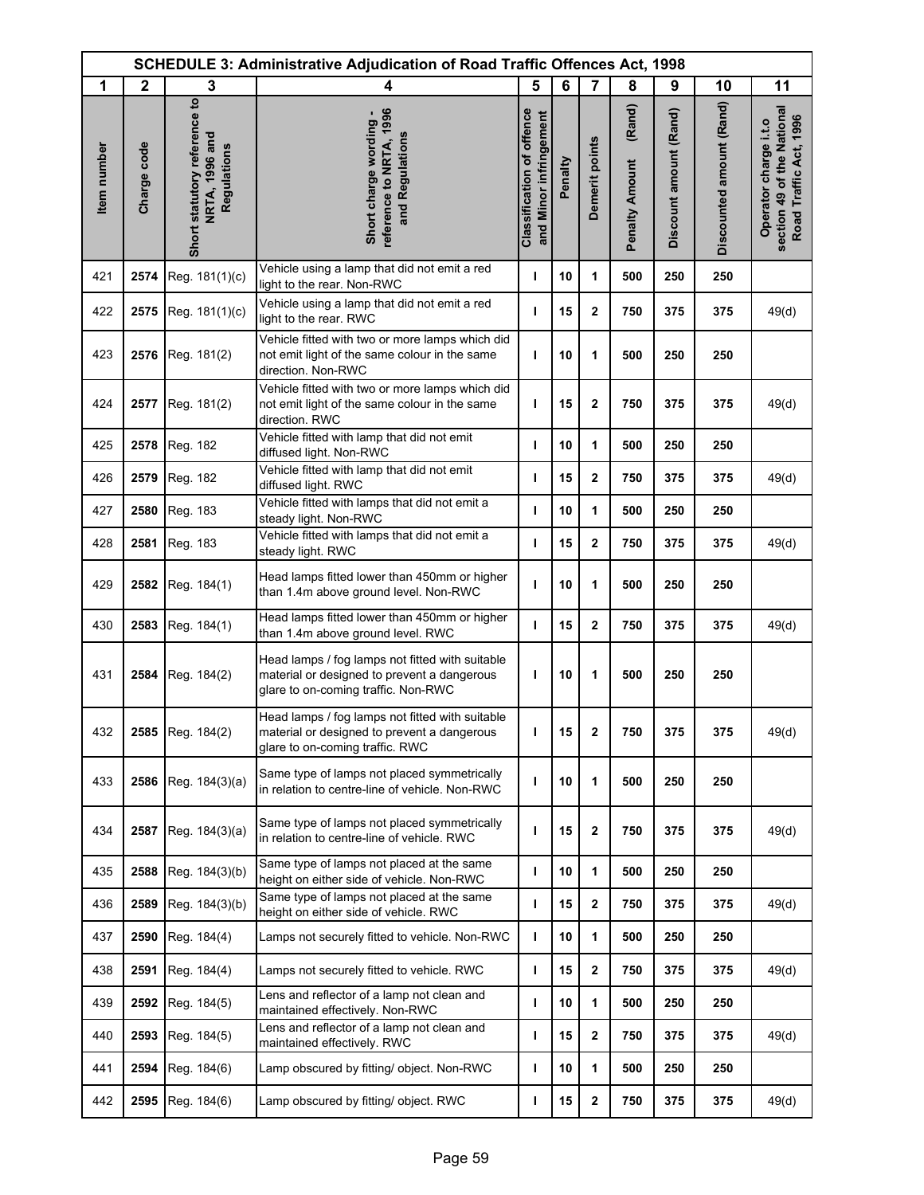| SCHEDULE 3: Administrative Adjudication of Road Traffic Offences Act, 1998 | | | | | | | | | | |
|---|---|---|---|---|---|---|---|---|---|---|
| 1 | 2 | 3 | 4 | 5 | 6 | 7 | 8 | 9 | 10 | 11 |
| Item number | Charge code | Short statutory reference to NRTA, 1996 and Regulations | Short charge wording - reference to NRTA, 1996 and Regulations | Classification of offence and Minor infringement | Penalty | Demerit points | Penalty Amount (Rand) | Discount amount (Rand) | Discounted amount (Rand) | Operator charge i.t.o section 49 of the National Road Traffic Act, 1996 |
| 421 | 2574 | Reg. 181(1)(c) | Vehicle using a lamp that did not emit a red light to the rear. Non-RWC | I | 10 | 1 | 500 | 250 | 250 | |
| 422 | 2575 | Reg. 181(1)(c) | Vehicle using a lamp that did not emit a red light to the rear. RWC | I | 15 | 2 | 750 | 375 | 375 | 49(d) |
| 423 | 2576 | Reg. 181(2) | Vehicle fitted with two or more lamps which did not emit light of the same colour in the same direction. Non-RWC | I | 10 | 1 | 500 | 250 | 250 | |
| 424 | 2577 | Reg. 181(2) | Vehicle fitted with two or more lamps which did not emit light of the same colour in the same direction. RWC | I | 15 | 2 | 750 | 375 | 375 | 49(d) |
| 425 | 2578 | Reg. 182 | Vehicle fitted with lamp that did not emit diffused light. Non-RWC | I | 10 | 1 | 500 | 250 | 250 | |
| 426 | 2579 | Reg. 182 | Vehicle fitted with lamp that did not emit diffused light. RWC | I | 15 | 2 | 750 | 375 | 375 | 49(d) |
| 427 | 2580 | Reg. 183 | Vehicle fitted with lamps that did not emit a steady light. Non-RWC | I | 10 | 1 | 500 | 250 | 250 | |
| 428 | 2581 | Reg. 183 | Vehicle fitted with lamps that did not emit a steady light. RWC | I | 15 | 2 | 750 | 375 | 375 | 49(d) |
| 429 | 2582 | Reg. 184(1) | Head lamps fitted lower than 450mm or higher than 1.4m above ground level. Non-RWC | I | 10 | 1 | 500 | 250 | 250 | |
| 430 | 2583 | Reg. 184(1) | Head lamps fitted lower than 450mm or higher than 1.4m above ground level. RWC | I | 15 | 2 | 750 | 375 | 375 | 49(d) |
| 431 | 2584 | Reg. 184(2) | Head lamps / fog lamps not fitted with suitable material or designed to prevent a dangerous glare to on-coming traffic. Non-RWC | I | 10 | 1 | 500 | 250 | 250 | |
| 432 | 2585 | Reg. 184(2) | Head lamps / fog lamps not fitted with suitable material or designed to prevent a dangerous glare to on-coming traffic. RWC | I | 15 | 2 | 750 | 375 | 375 | 49(d) |
| 433 | 2586 | Reg. 184(3)(a) | Same type of lamps not placed symmetrically in relation to centre-line of vehicle. Non-RWC | I | 10 | 1 | 500 | 250 | 250 | |
| 434 | 2587 | Reg. 184(3)(a) | Same type of lamps not placed symmetrically in relation to centre-line of vehicle. RWC | I | 15 | 2 | 750 | 375 | 375 | 49(d) |
| 435 | 2588 | Reg. 184(3)(b) | Same type of lamps not placed at the same height on either side of vehicle. Non-RWC | I | 10 | 1 | 500 | 250 | 250 | |
| 436 | 2589 | Reg. 184(3)(b) | Same type of lamps not placed at the same height on either side of vehicle. RWC | I | 15 | 2 | 750 | 375 | 375 | 49(d) |
| 437 | 2590 | Reg. 184(4) | Lamps not securely fitted to vehicle. Non-RWC | I | 10 | 1 | 500 | 250 | 250 | |
| 438 | 2591 | Reg. 184(4) | Lamps not securely fitted to vehicle. RWC | I | 15 | 2 | 750 | 375 | 375 | 49(d) |
| 439 | 2592 | Reg. 184(5) | Lens and reflector of a lamp not clean and maintained effectively. Non-RWC | I | 10 | 1 | 500 | 250 | 250 | |
| 440 | 2593 | Reg. 184(5) | Lens and reflector of a lamp not clean and maintained effectively. RWC | I | 15 | 2 | 750 | 375 | 375 | 49(d) |
| 441 | 2594 | Reg. 184(6) | Lamp obscured by fitting/ object. Non-RWC | I | 10 | 1 | 500 | 250 | 250 | |
| 442 | 2595 | Reg. 184(6) | Lamp obscured by fitting/ object. RWC | I | 15 | 2 | 750 | 375 | 375 | 49(d) |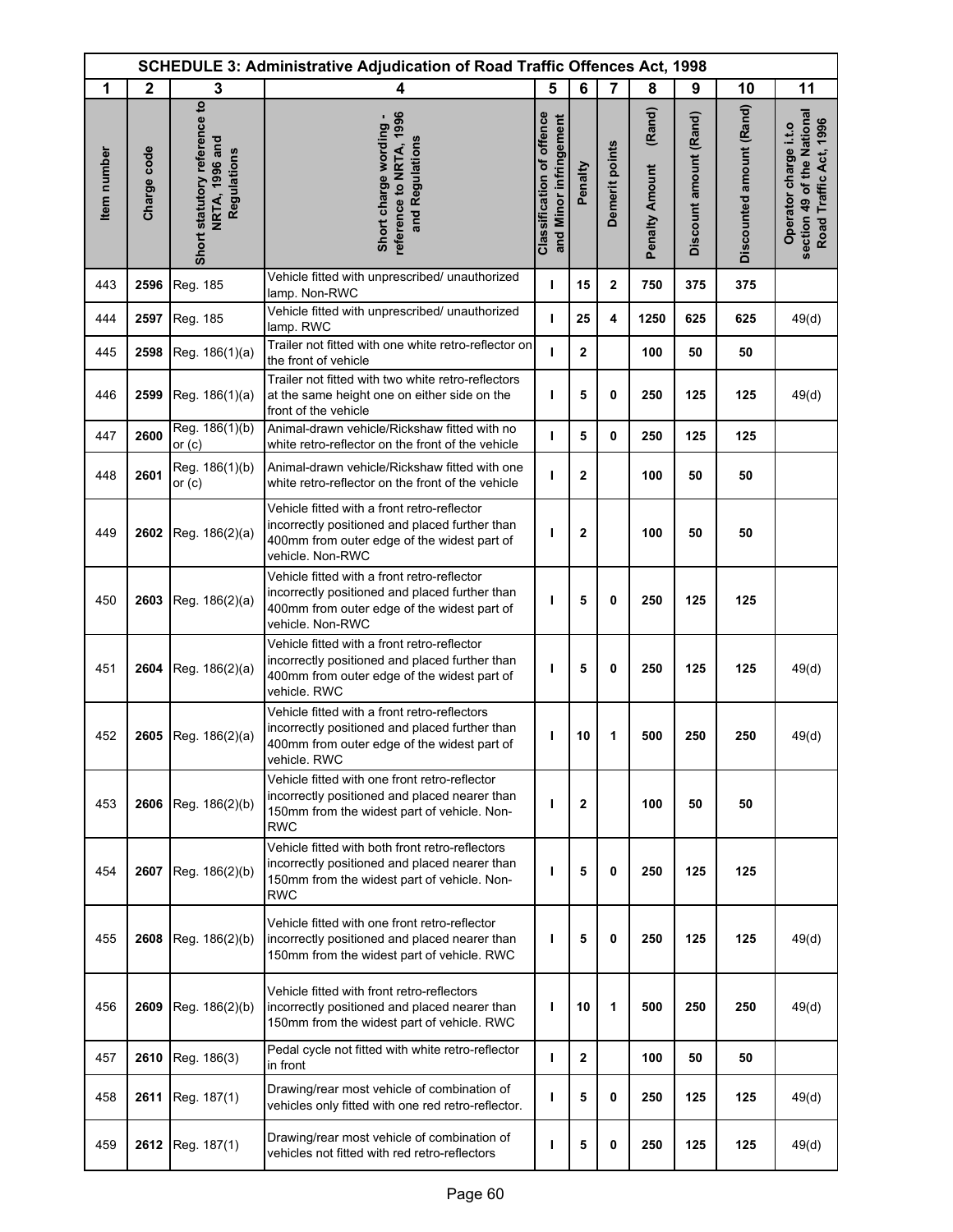| SCHEDULE 3: Administrative Adjudication of Road Traffic Offences Act, 1998 | | | | | | | | | | |
|---|---|---|---|---|---|---|---|---|---|---|
| 1 | 2 | 3 | 4 | 5 | 6 | 7 | 8 | 9 | 10 | 11 |
| Item number | Charge code | Short statutory reference to NRTA, 1996 and Regulations | Short charge wording - reference to NRTA, 1996 and Regulations | Classification of offence and Minor infringement | Penalty | Demerit points | Penalty Amount (Rand) | Discount amount (Rand) | Discounted amount (Rand) | Operator charge i.t.o section 49 of the National Road Traffic Act, 1996 |
| 443 | **2596** | Reg. 185 | Vehicle fitted with unprescribed/ unauthorized lamp. Non-RWC | I | **15** | **2** | **750** | **375** | **375** | |
| 444 | **2597** | Reg. 185 | Vehicle fitted with unprescribed/ unauthorized lamp. RWC | I | **25** | **4** | **1250** | **625** | **625** | 49(d) |
| 445 | **2598** | Reg. 186(1)(a) | Trailer not fitted with one white retro-reflector on the front of vehicle | I | **2** | | **100** | **50** | **50** | |
| 446 | **2599** | Reg. 186(1)(a) | Trailer not fitted with two white retro-reflectors at the same height one on either side on the front of the vehicle | I | **5** | **0** | **250** | **125** | **125** | 49(d) |
| 447 | **2600** | Reg. 186(1)(b) or (c) | Animal-drawn vehicle/Rickshaw fitted with no white retro-reflector on the front of the vehicle | I | **5** | **0** | **250** | **125** | **125** | |
| 448 | **2601** | Reg. 186(1)(b) or (c) | Animal-drawn vehicle/Rickshaw fitted with one white retro-reflector on the front of the vehicle | I | **2** | | **100** | **50** | **50** | |
| 449 | **2602** | Reg. 186(2)(a) | Vehicle fitted with a front retro-reflector incorrectly positioned and placed further than 400mm from outer edge of the widest part of vehicle. Non-RWC | I | **2** | | **100** | **50** | **50** | |
| 450 | **2603** | Reg. 186(2)(a) | Vehicle fitted with a front retro-reflector incorrectly positioned and placed further than 400mm from outer edge of the widest part of vehicle. Non-RWC | I | **5** | **0** | **250** | **125** | **125** | |
| 451 | **2604** | Reg. 186(2)(a) | Vehicle fitted with a front retro-reflector incorrectly positioned and placed further than 400mm from outer edge of the widest part of vehicle. RWC | I | **5** | **0** | **250** | **125** | **125** | 49(d) |
| 452 | **2605** | Reg. 186(2)(a) | Vehicle fitted with a front retro-reflectors incorrectly positioned and placed further than 400mm from outer edge of the widest part of vehicle. RWC | I | **10** | **1** | **500** | **250** | **250** | 49(d) |
| 453 | **2606** | Reg. 186(2)(b) | Vehicle fitted with one front retro-reflector incorrectly positioned and placed nearer than 150mm from the widest part of vehicle. Non-RWC | I | **2** | | **100** | **50** | **50** | |
| 454 | **2607** | Reg. 186(2)(b) | Vehicle fitted with both front retro-reflectors incorrectly positioned and placed nearer than 150mm from the widest part of vehicle. Non-RWC | I | **5** | **0** | **250** | **125** | **125** | |
| 455 | **2608** | Reg. 186(2)(b) | Vehicle fitted with one front retro-reflector incorrectly positioned and placed nearer than 150mm from the widest part of vehicle. RWC | I | **5** | **0** | **250** | **125** | **125** | 49(d) |
| 456 | **2609** | Reg. 186(2)(b) | Vehicle fitted with front retro-reflectors incorrectly positioned and placed nearer than 150mm from the widest part of vehicle. RWC | I | **10** | **1** | **500** | **250** | **250** | 49(d) |
| 457 | **2610** | Reg. 186(3) | Pedal cycle not fitted with white retro-reflector in front | I | **2** | | **100** | **50** | **50** | |
| 458 | **2611** | Reg. 187(1) | Drawing/rear most vehicle of combination of vehicles only fitted with one red retro-reflector. | I | **5** | **0** | **250** | **125** | **125** | 49(d) |
| 459 | **2612** | Reg. 187(1) | Drawing/rear most vehicle of combination of vehicles not fitted with red retro-reflectors | I | **5** | **0** | **250** | **125** | **125** | 49(d) |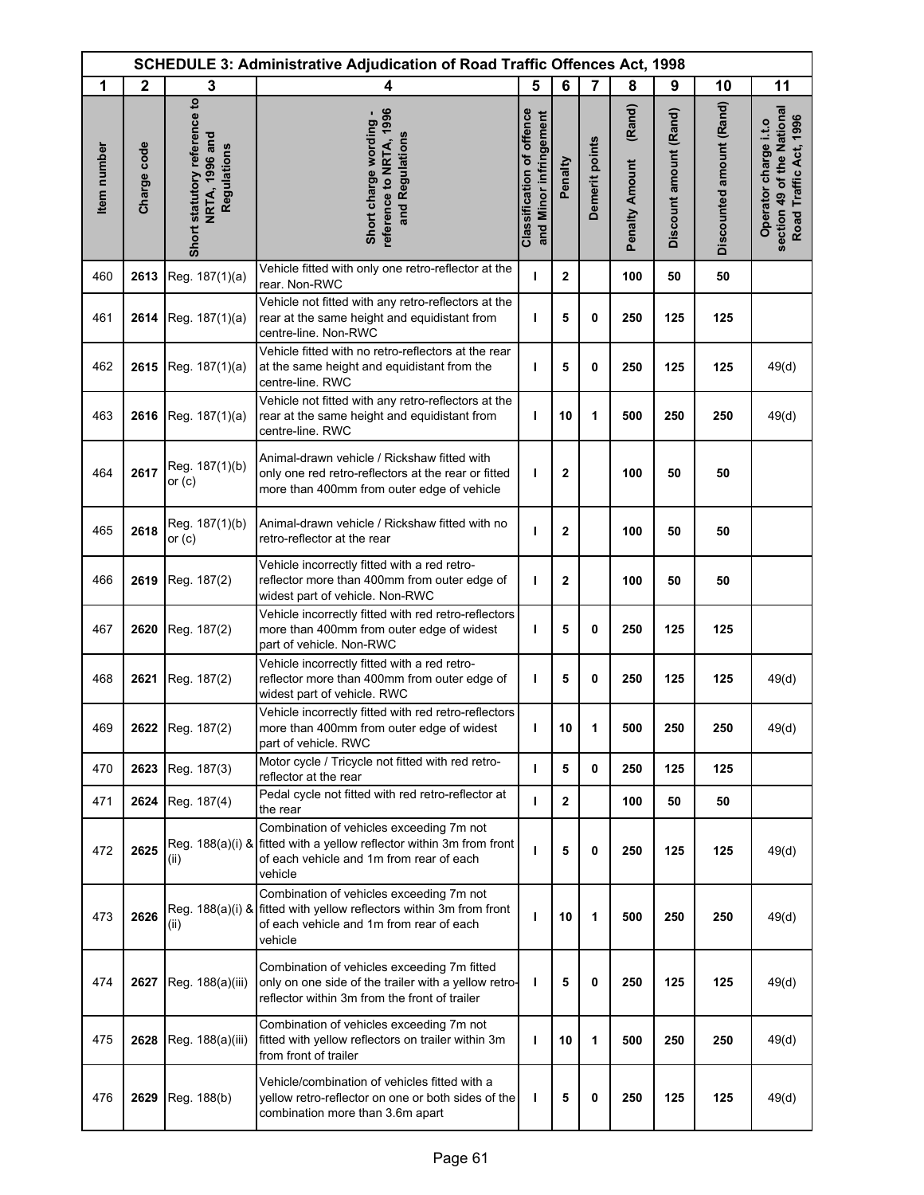| SCHEDULE 3: Administrative Adjudication of Road Traffic Offences Act, 1998 | | | | | | | | | | |
|---|---|---|---|---|---|---|---|---|---|---|
| 1 | 2 | 3 | 4 | 5 | 6 | 7 | 8 | 9 | 10 | 11 |
| Item number | Charge code | Short statutory reference to NRTA, 1996 and Regulations | Short charge wording - reference to NRTA, 1996 and Regulations | Classification of offence and Minor infringement | Penalty | Demerit points | Penalty Amount (Rand) | Discount amount (Rand) | Discounted amount (Rand) | Operator charge i.t.o section 49 of the National Road Traffic Act, 1996 |
| 460 | 2613 | Reg. 187(1)(a) | Vehicle fitted with only one retro-reflector at the rear. Non-RWC | I | 2 | | 100 | 50 | 50 | |
| 461 | 2614 | Reg. 187(1)(a) | Vehicle not fitted with any retro-reflectors at the rear at the same height and equidistant from centre-line. Non-RWC | I | 5 | 0 | 250 | 125 | 125 | |
| 462 | 2615 | Reg. 187(1)(a) | Vehicle fitted with no retro-reflectors at the rear at the same height and equidistant from the centre-line. RWC | I | 5 | 0 | 250 | 125 | 125 | 49(d) |
| 463 | 2616 | Reg. 187(1)(a) | Vehicle not fitted with any retro-reflectors at the rear at the same height and equidistant from centre-line. RWC | I | 10 | 1 | 500 | 250 | 250 | 49(d) |
| 464 | 2617 | Reg. 187(1)(b) or (c) | Animal-drawn vehicle / Rickshaw fitted with only one red retro-reflectors at the rear or fitted more than 400mm from outer edge of vehicle | I | 2 | | 100 | 50 | 50 | |
| 465 | 2618 | Reg. 187(1)(b) or (c) | Animal-drawn vehicle / Rickshaw fitted with no retro-reflector at the rear | I | 2 | | 100 | 50 | 50 | |
| 466 | 2619 | Reg. 187(2) | Vehicle incorrectly fitted with a red retro-reflector more than 400mm from outer edge of widest part of vehicle. Non-RWC | I | 2 | | 100 | 50 | 50 | |
| 467 | 2620 | Reg. 187(2) | Vehicle incorrectly fitted with red retro-reflectors more than 400mm from outer edge of widest part of vehicle. Non-RWC | I | 5 | 0 | 250 | 125 | 125 | |
| 468 | 2621 | Reg. 187(2) | Vehicle incorrectly fitted with a red retro-reflector more than 400mm from outer edge of widest part of vehicle. RWC | I | 5 | 0 | 250 | 125 | 125 | 49(d) |
| 469 | 2622 | Reg. 187(2) | Vehicle incorrectly fitted with red retro-reflectors more than 400mm from outer edge of widest part of vehicle. RWC | I | 10 | 1 | 500 | 250 | 250 | 49(d) |
| 470 | 2623 | Reg. 187(3) | Motor cycle / Tricycle not fitted with red retro-reflector at the rear | I | 5 | 0 | 250 | 125 | 125 | |
| 471 | 2624 | Reg. 187(4) | Pedal cycle not fitted with red retro-reflector at the rear | I | 2 | | 100 | 50 | 50 | |
| 472 | 2625 | Reg. 188(a)(i) & (ii) | Combination of vehicles exceeding 7m not fitted with a yellow reflector within 3m from front of each vehicle and 1m from rear of each vehicle | I | 5 | 0 | 250 | 125 | 125 | 49(d) |
| 473 | 2626 | Reg. 188(a)(i) & (ii) | Combination of vehicles exceeding 7m not fitted with yellow reflectors within 3m from front of each vehicle and 1m from rear of each vehicle | I | 10 | 1 | 500 | 250 | 250 | 49(d) |
| 474 | 2627 | Reg. 188(a)(iii) | Combination of vehicles exceeding 7m fitted only on one side of the trailer with a yellow retro-reflector within 3m from the front of trailer | I | 5 | 0 | 250 | 125 | 125 | 49(d) |
| 475 | 2628 | Reg. 188(a)(iii) | Combination of vehicles exceeding 7m not fitted with yellow reflectors on trailer within 3m from front of trailer | I | 10 | 1 | 500 | 250 | 250 | 49(d) |
| 476 | 2629 | Reg. 188(b) | Vehicle/combination of vehicles fitted with a yellow retro-reflector on one or both sides of the combination more than 3.6m apart | I | 5 | 0 | 250 | 125 | 125 | 49(d) |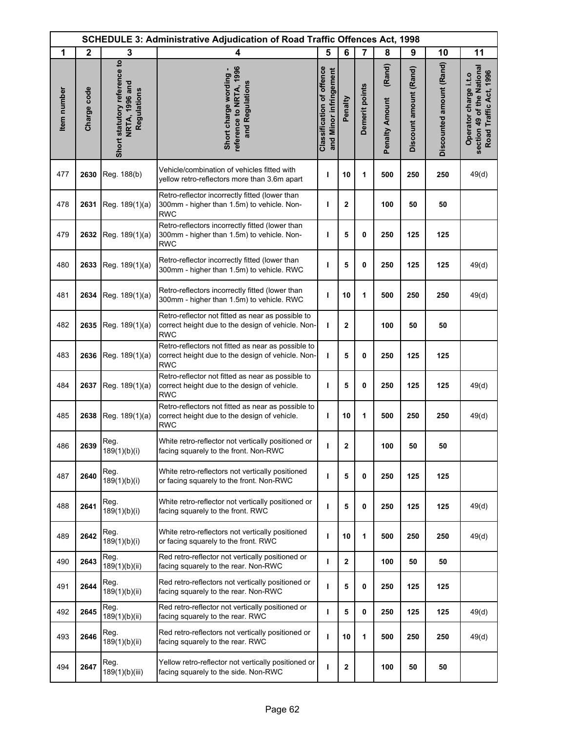| SCHEDULE 3: Administrative Adjudication of Road Traffic Offences Act, 1998 | | | | | | | | | | |
|---|---|---|---|---|---|---|---|---|---|---|
| 1 | 2 | 3 | 4 | 5 | 6 | 7 | 8 | 9 | 10 | 11 |
| Item number | Charge code | Short statutory reference to NRTA, 1996 and Regulations | Short charge wording - reference to NRTA, 1996 and Regulations | Classification of offence and Minor infringement | Penalty | Demerit points | Penalty Amount (Rand) | Discount amount (Rand) | Discounted amount (Rand) | Operator charge i.t.o section 49 of the National Road Traffic Act, 1996 |
| 477 | **2630** | Reg. 188(b) | Vehicle/combination of vehicles fitted with yellow retro-reflectors more than 3.6m apart | **I** | **10** | **1** | **500** | **250** | **250** | 49(d) |
| 478 | **2631** | Reg. 189(1)(a) | Retro-reflector incorrectly fitted (lower than 300mm - higher than 1.5m) to vehicle. Non-RWC | **I** | **2** | | **100** | **50** | **50** | |
| 479 | **2632** | Reg. 189(1)(a) | Retro-reflectors incorrectly fitted (lower than 300mm - higher than 1.5m) to vehicle. Non-RWC | **I** | **5** | **0** | **250** | **125** | **125** | |
| 480 | **2633** | Reg. 189(1)(a) | Retro-reflector incorrectly fitted (lower than 300mm - higher than 1.5m) to vehicle. RWC | **I** | **5** | **0** | **250** | **125** | **125** | 49(d) |
| 481 | **2634** | Reg. 189(1)(a) | Retro-reflectors incorrectly fitted (lower than 300mm - higher than 1.5m) to vehicle. RWC | **I** | **10** | **1** | **500** | **250** | **250** | 49(d) |
| 482 | **2635** | Reg. 189(1)(a) | Retro-reflector not fitted as near as possible to correct height due to the design of vehicle. Non-RWC | **I** | **2** | | **100** | **50** | **50** | |
| 483 | **2636** | Reg. 189(1)(a) | Retro-reflectors not fitted as near as possible to correct height due to the design of vehicle. Non-RWC | **I** | **5** | **0** | **250** | **125** | **125** | |
| 484 | **2637** | Reg. 189(1)(a) | Retro-reflector not fitted as near as possible to correct height due to the design of vehicle. RWC | **I** | **5** | **0** | **250** | **125** | **125** | 49(d) |
| 485 | **2638** | Reg. 189(1)(a) | Retro-reflectors not fitted as near as possible to correct height due to the design of vehicle. RWC | **I** | **10** | **1** | **500** | **250** | **250** | 49(d) |
| 486 | **2639** | Reg. 189(1)(b)(i) | White retro-reflector not vertically positioned or facing squarely to the front. Non-RWC | **I** | **2** | | **100** | **50** | **50** | |
| 487 | **2640** | Reg. 189(1)(b)(i) | White retro-reflectors not vertically positioned or facing squarely to the front. Non-RWC | **I** | **5** | **0** | **250** | **125** | **125** | |
| 488 | **2641** | Reg. 189(1)(b)(i) | White retro-reflector not vertically positioned or facing squarely to the front. RWC | **I** | **5** | **0** | **250** | **125** | **125** | 49(d) |
| 489 | **2642** | Reg. 189(1)(b)(i) | White retro-reflectors not vertically positioned or facing squarely to the front. RWC | **I** | **10** | **1** | **500** | **250** | **250** | 49(d) |
| 490 | **2643** | Reg. 189(1)(b)(ii) | Red retro-reflector not vertically positioned or facing squarely to the rear. Non-RWC | **I** | **2** | | **100** | **50** | **50** | |
| 491 | **2644** | Reg. 189(1)(b)(ii) | Red retro-reflectors not vertically positioned or facing squarely to the rear. Non-RWC | **I** | **5** | **0** | **250** | **125** | **125** | |
| 492 | **2645** | Reg. 189(1)(b)(ii) | Red retro-reflector not vertically positioned or facing squarely to the rear. RWC | **I** | **5** | **0** | **250** | **125** | **125** | 49(d) |
| 493 | **2646** | Reg. 189(1)(b)(ii) | Red retro-reflectors not vertically positioned or facing squarely to the rear. RWC | **I** | **10** | **1** | **500** | **250** | **250** | 49(d) |
| 494 | **2647** | Reg. 189(1)(b)(iii) | Yellow retro-reflector not vertically positioned or facing squarely to the side. Non-RWC | **I** | **2** | | **100** | **50** | **50** | |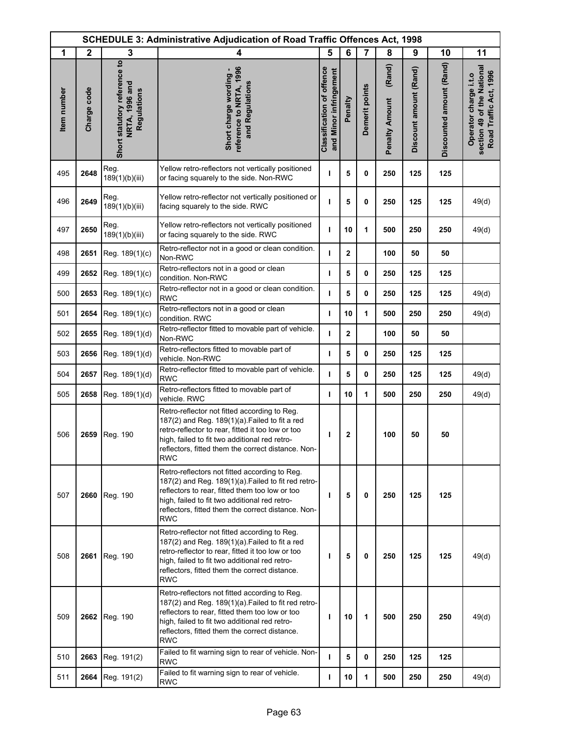| SCHEDULE 3: Administrative Adjudication of Road Traffic Offences Act, 1998 | | | | | | | | | | |
|---|---|---|---|---|---|---|---|---|---|---|
| 1 | 2 | 3 | 4 | 5 | 6 | 7 | 8 | 9 | 10 | 11 |
| Item number | Charge code | Short statutory reference to NRTA, 1996 and Regulations | Short charge wording - reference to NRTA, 1996 and Regulations | Classification of offence and Minor infringement | Penalty | Demerit points | Penalty Amount (Rand) | Discount amount (Rand) | Discounted amount (Rand) | Operator charge i.t.o section 49 of the National Road Traffic Act, 1996 |
| 495 | 2648 | Reg. 189(1)(b)(iii) | Yellow retro-reflectors not vertically positioned or facing squarely to the side. Non-RWC | I | 5 | 0 | 250 | 125 | 125 | |
| 496 | 2649 | Reg. 189(1)(b)(iii) | Yellow retro-reflector not vertically positioned or facing squarely to the side. RWC | I | 5 | 0 | 250 | 125 | 125 | 49(d) |
| 497 | 2650 | Reg. 189(1)(b)(iii) | Yellow retro-reflectors not vertically positioned or facing squarely to the side. RWC | I | 10 | 1 | 500 | 250 | 250 | 49(d) |
| 498 | 2651 | Reg. 189(1)(c) | Retro-reflector not in a good or clean condition. Non-RWC | I | 2 | | 100 | 50 | 50 | |
| 499 | 2652 | Reg. 189(1)(c) | Retro-reflectors not in a good or clean condition. Non-RWC | I | 5 | 0 | 250 | 125 | 125 | |
| 500 | 2653 | Reg. 189(1)(c) | Retro-reflector not in a good or clean condition. RWC | I | 5 | 0 | 250 | 125 | 125 | 49(d) |
| 501 | 2654 | Reg. 189(1)(c) | Retro-reflectors not in a good or clean condition. RWC | I | 10 | 1 | 500 | 250 | 250 | 49(d) |
| 502 | 2655 | Reg. 189(1)(d) | Retro-reflector fitted to movable part of vehicle. Non-RWC | I | 2 | | 100 | 50 | 50 | |
| 503 | 2656 | Reg. 189(1)(d) | Retro-reflectors fitted to movable part of vehicle. Non-RWC | I | 5 | 0 | 250 | 125 | 125 | |
| 504 | 2657 | Reg. 189(1)(d) | Retro-reflector fitted to movable part of vehicle. RWC | I | 5 | 0 | 250 | 125 | 125 | 49(d) |
| 505 | 2658 | Reg. 189(1)(d) | Retro-reflectors fitted to movable part of vehicle. RWC | I | 10 | 1 | 500 | 250 | 250 | 49(d) |
| 506 | 2659 | Reg. 190 | Retro-reflector not fitted according to Reg. 187(2) and Reg. 189(1)(a).Failed to fit a red retro-reflector to rear, fitted it too low or too high, failed to fit two additional red retro-reflectors, fitted them the correct distance. Non-RWC | I | 2 | | 100 | 50 | 50 | |
| 507 | 2660 | Reg. 190 | Retro-reflectors not fitted according to Reg. 187(2) and Reg. 189(1)(a).Failed to fit red retro-reflectors to rear, fitted them too low or too high, failed to fit two additional red retro-reflectors, fitted them the correct distance. Non-RWC | I | 5 | 0 | 250 | 125 | 125 | |
| 508 | 2661 | Reg. 190 | Retro-reflector not fitted according to Reg. 187(2) and Reg. 189(1)(a).Failed to fit a red retro-reflector to rear, fitted it too low or too high, failed to fit two additional red retro-reflectors, fitted them the correct distance. RWC | I | 5 | 0 | 250 | 125 | 125 | 49(d) |
| 509 | 2662 | Reg. 190 | Retro-reflectors not fitted according to Reg. 187(2) and Reg. 189(1)(a).Failed to fit red retro-reflectors to rear, fitted them too low or too high, failed to fit two additional red retro-reflectors, fitted them the correct distance. RWC | I | 10 | 1 | 500 | 250 | 250 | 49(d) |
| 510 | 2663 | Reg. 191(2) | Failed to fit warning sign to rear of vehicle. Non-RWC | I | 5 | 0 | 250 | 125 | 125 | |
| 511 | 2664 | Reg. 191(2) | Failed to fit warning sign to rear of vehicle. RWC | I | 10 | 1 | 500 | 250 | 250 | 49(d) |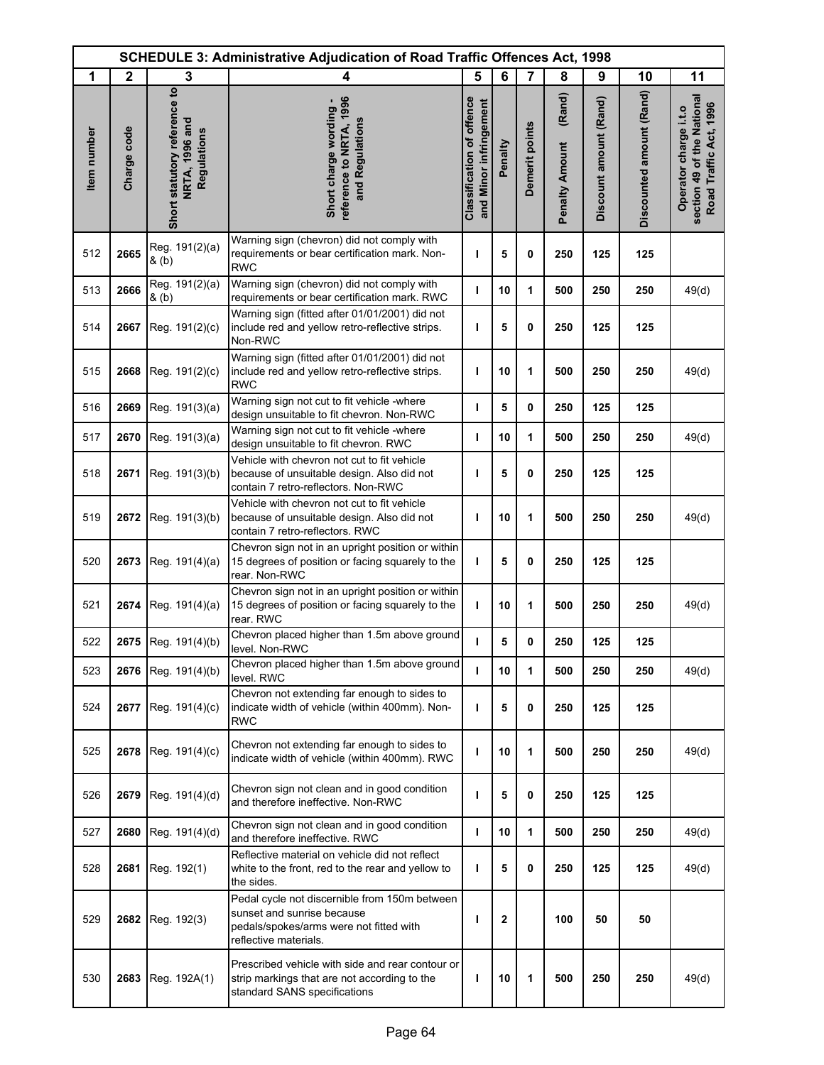| SCHEDULE 3: Administrative Adjudication of Road Traffic Offences Act, 1998 | | | | | | | | | | |
|---|---|---|---|---|---|---|---|---|---|---|
| 1 | 2 | 3 | 4 | 5 | 6 | 7 | 8 | 9 | 10 | 11 |
| Item number | Charge code | Short statutory reference to NRTA, 1996 and Regulations | Short charge wording - reference to NRTA, 1996 and Regulations | Classification of offence and Minor infringement | Penalty | Demerit points | Penalty Amount (Rand) | Discount amount (Rand) | Discounted amount (Rand) | Operator charge i.t.o section 49 of the National Road Traffic Act, 1996 |
| 512 | **2665** | Reg. 191(2)(a) & (b) | Warning sign (chevron) did not comply with requirements or bear certification mark. Non-RWC | **I** | **5** | **0** | **250** | **125** | **125** | |
| 513 | **2666** | Reg. 191(2)(a) & (b) | Warning sign (chevron) did not comply with requirements or bear certification mark. RWC | **I** | **10** | **1** | **500** | **250** | **250** | 49(d) |
| 514 | **2667** | Reg. 191(2)(c) | Warning sign (fitted after 01/01/2001) did not include red and yellow retro-reflective strips. Non-RWC | **I** | **5** | **0** | **250** | **125** | **125** | |
| 515 | **2668** | Reg. 191(2)(c) | Warning sign (fitted after 01/01/2001) did not include red and yellow retro-reflective strips. RWC | **I** | **10** | **1** | **500** | **250** | **250** | 49(d) |
| 516 | **2669** | Reg. 191(3)(a) | Warning sign not cut to fit vehicle -where design unsuitable to fit chevron. Non-RWC | **I** | **5** | **0** | **250** | **125** | **125** | |
| 517 | **2670** | Reg. 191(3)(a) | Warning sign not cut to fit vehicle -where design unsuitable to fit chevron. RWC | **I** | **10** | **1** | **500** | **250** | **250** | 49(d) |
| 518 | **2671** | Reg. 191(3)(b) | Vehicle with chevron not cut to fit vehicle because of unsuitable design. Also did not contain 7 retro-reflectors. Non-RWC | **I** | **5** | **0** | **250** | **125** | **125** | |
| 519 | **2672** | Reg. 191(3)(b) | Vehicle with chevron not cut to fit vehicle because of unsuitable design. Also did not contain 7 retro-reflectors. RWC | **I** | **10** | **1** | **500** | **250** | **250** | 49(d) |
| 520 | **2673** | Reg. 191(4)(a) | Chevron sign not in an upright position or within 15 degrees of position or facing squarely to the rear. Non-RWC | **I** | **5** | **0** | **250** | **125** | **125** | |
| 521 | **2674** | Reg. 191(4)(a) | Chevron sign not in an upright position or within 15 degrees of position or facing squarely to the rear. RWC | **I** | **10** | **1** | **500** | **250** | **250** | 49(d) |
| 522 | **2675** | Reg. 191(4)(b) | Chevron placed higher than 1.5m above ground level. Non-RWC | **I** | **5** | **0** | **250** | **125** | **125** | |
| 523 | **2676** | Reg. 191(4)(b) | Chevron placed higher than 1.5m above ground level. RWC | **I** | **10** | **1** | **500** | **250** | **250** | 49(d) |
| 524 | **2677** | Reg. 191(4)(c) | Chevron not extending far enough to sides to indicate width of vehicle (within 400mm). Non-RWC | **I** | **5** | **0** | **250** | **125** | **125** | |
| 525 | **2678** | Reg. 191(4)(c) | Chevron not extending far enough to sides to indicate width of vehicle (within 400mm). RWC | **I** | **10** | **1** | **500** | **250** | **250** | 49(d) |
| 526 | **2679** | Reg. 191(4)(d) | Chevron sign not clean and in good condition and therefore ineffective. Non-RWC | **I** | **5** | **0** | **250** | **125** | **125** | |
| 527 | **2680** | Reg. 191(4)(d) | Chevron sign not clean and in good condition and therefore ineffective. RWC | **I** | **10** | **1** | **500** | **250** | **250** | 49(d) |
| 528 | **2681** | Reg. 192(1) | Reflective material on vehicle did not reflect white to the front, red to the rear and yellow to the sides. | **I** | **5** | **0** | **250** | **125** | **125** | 49(d) |
| 529 | **2682** | Reg. 192(3) | Pedal cycle not discernible from 150m between sunset and sunrise because pedals/spokes/arms were not fitted with reflective materials. | **I** | **2** | | **100** | **50** | **50** | |
| 530 | **2683** | Reg. 192A(1) | Prescribed vehicle with side and rear contour or strip markings that are not according to the standard SANS specifications | **I** | **10** | **1** | **500** | **250** | **250** | 49(d) |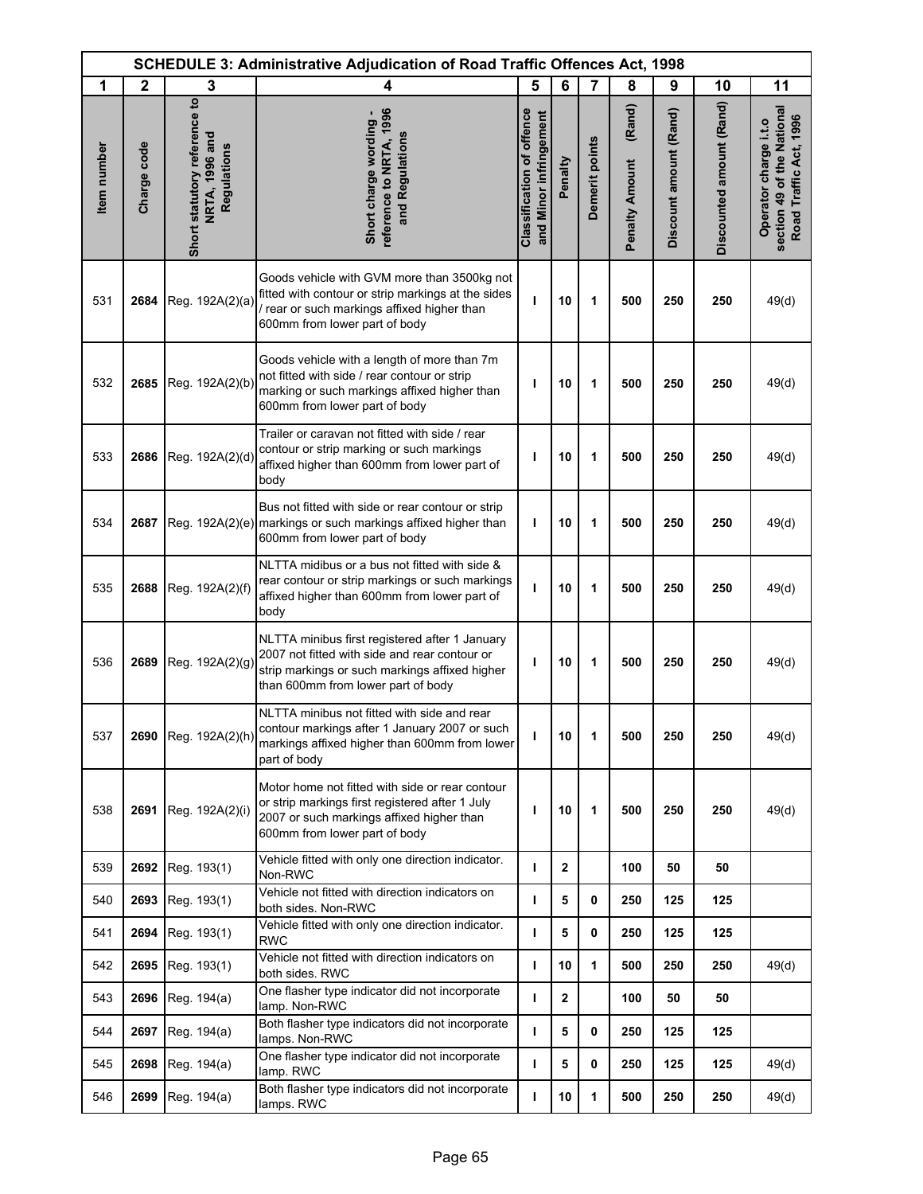| SCHEDULE 3: Administrative Adjudication of Road Traffic Offences Act, 1998 | | | | | | | | | | |
|---|---|---|---|---|---|---|---|---|---|---|
| 1 | 2 | 3 | 4 | 5 | 6 | 7 | 8 | 9 | 10 | 11 |
| Item number | Charge code | Short statutory reference to NRTA, 1996 and Regulations | Short charge wording - reference to NRTA, 1996 and Regulations | Classification of offence and Minor infringement | Penalty | Demerit points | Penalty Amount (Rand) | Discount amount (Rand) | Discounted amount (Rand) | Operator charge i.t.o section 49 of the National Road Traffic Act, 1996 |
| 531 | **2684** | Reg. 192A(2)(a) | Goods vehicle with GVM more than 3500kg not fitted with contour or strip markings at the sides / rear or such markings affixed higher than 600mm from lower part of body | **I** | **10** | **1** | **500** | **250** | **250** | 49(d) |
| 532 | **2685** | Reg. 192A(2)(b) | Goods vehicle with a length of more than 7m not fitted with side / rear contour or strip marking or such markings affixed higher than 600mm from lower part of body | **I** | **10** | **1** | **500** | **250** | **250** | 49(d) |
| 533 | **2686** | Reg. 192A(2)(d) | Trailer or caravan not fitted with side / rear contour or strip marking or such markings affixed higher than 600mm from lower part of body | **I** | **10** | **1** | **500** | **250** | **250** | 49(d) |
| 534 | **2687** | Reg. 192A(2)(e) | Bus not fitted with side or rear contour or strip markings or such markings affixed higher than 600mm from lower part of body | **I** | **10** | **1** | **500** | **250** | **250** | 49(d) |
| 535 | **2688** | Reg. 192A(2)(f) | NLTTA midibus or a bus not fitted with side & rear contour or strip markings or such markings affixed higher than 600mm from lower part of body | **I** | **10** | **1** | **500** | **250** | **250** | 49(d) |
| 536 | **2689** | Reg. 192A(2)(g) | NLTTA minibus first registered after 1 January 2007 not fitted with side and rear contour or strip markings or such markings affixed higher than 600mm from lower part of body | **I** | **10** | **1** | **500** | **250** | **250** | 49(d) |
| 537 | **2690** | Reg. 192A(2)(h) | NLTTA minibus not fitted with side and rear contour markings after 1 January 2007 or such markings affixed higher than 600mm from lower part of body | **I** | **10** | **1** | **500** | **250** | **250** | 49(d) |
| 538 | **2691** | Reg. 192A(2)(i) | Motor home not fitted with side or rear contour or strip markings first registered after 1 July 2007 or such markings affixed higher than 600mm from lower part of body | **I** | **10** | **1** | **500** | **250** | **250** | 49(d) |
| 539 | **2692** | Reg. 193(1) | Vehicle fitted with only one direction indicator. Non-RWC | **I** | **2** | | **100** | **50** | **50** | |
| 540 | **2693** | Reg. 193(1) | Vehicle not fitted with direction indicators on both sides. Non-RWC | **I** | **5** | **0** | **250** | **125** | **125** | |
| 541 | **2694** | Reg. 193(1) | Vehicle fitted with only one direction indicator. RWC | **I** | **5** | **0** | **250** | **125** | **125** | |
| 542 | **2695** | Reg. 193(1) | Vehicle not fitted with direction indicators on both sides. RWC | **I** | **10** | **1** | **500** | **250** | **250** | 49(d) |
| 543 | **2696** | Reg. 194(a) | One flasher type indicator did not incorporate lamp. Non-RWC | **I** | **2** | | **100** | **50** | **50** | |
| 544 | **2697** | Reg. 194(a) | Both flasher type indicators did not incorporate lamps. Non-RWC | **I** | **5** | **0** | **250** | **125** | **125** | |
| 545 | **2698** | Reg. 194(a) | One flasher type indicator did not incorporate lamp. RWC | **I** | **5** | **0** | **250** | **125** | **125** | 49(d) |
| 546 | **2699** | Reg. 194(a) | Both flasher type indicators did not incorporate lamps. RWC | **I** | **10** | **1** | **500** | **250** | **250** | 49(d) |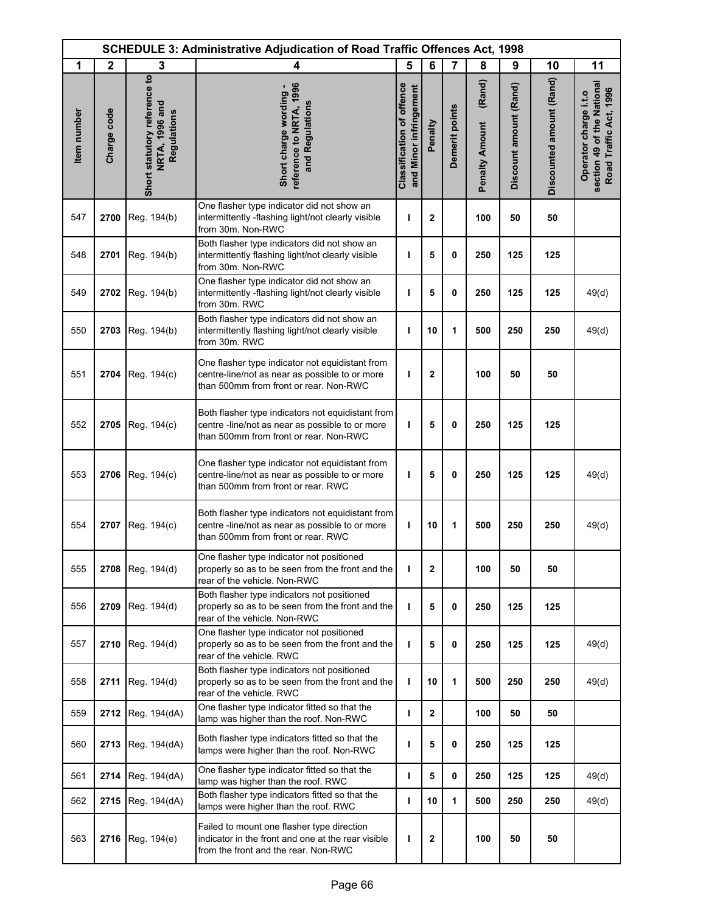| SCHEDULE 3: Administrative Adjudication of Road Traffic Offences Act, 1998 | | | | | | | | | | |
|---|---|---|---|---|---|---|---|---|---|---|
| 1 | 2 | 3 | 4 | 5 | 6 | 7 | 8 | 9 | 10 | 11 |
| Item number | Charge code | Short statutory reference to NRTA, 1996 and Regulations | Short charge wording - reference to NRTA, 1996 and Regulations | Classification of offence and Minor infringement | Penalty | Demerit points | Penalty Amount (Rand) | Discount amount (Rand) | Discounted amount (Rand) | Operator charge i.t.o section 49 of the National Road Traffic Act, 1996 |
| 547 | **2700** | Reg. 194(b) | One flasher type indicator did not show an intermittently -flashing light/not clearly visible from 30m. Non-RWC | **I** | **2** | | **100** | **50** | **50** | |
| 548 | **2701** | Reg. 194(b) | Both flasher type indicators did not show an intermittently flashing light/not clearly visible from 30m. Non-RWC | **I** | **5** | **0** | **250** | **125** | **125** | |
| 549 | **2702** | Reg. 194(b) | One flasher type indicator did not show an intermittently -flashing light/not clearly visible from 30m. RWC | **I** | **5** | **0** | **250** | **125** | **125** | 49(d) |
| 550 | **2703** | Reg. 194(b) | Both flasher type indicators did not show an intermittently flashing light/not clearly visible from 30m. RWC | **I** | **10** | **1** | **500** | **250** | **250** | 49(d) |
| 551 | **2704** | Reg. 194(c) | One flasher type indicator not equidistant from centre-line/not as near as possible to or more than 500mm from front or rear. Non-RWC | **I** | **2** | | **100** | **50** | **50** | |
| 552 | **2705** | Reg. 194(c) | Both flasher type indicators not equidistant from centre -line/not as near as possible to or more than 500mm from front or rear. Non-RWC | **I** | **5** | **0** | **250** | **125** | **125** | |
| 553 | **2706** | Reg. 194(c) | One flasher type indicator not equidistant from centre-line/not as near as possible to or more than 500mm from front or rear. RWC | **I** | **5** | **0** | **250** | **125** | **125** | 49(d) |
| 554 | **2707** | Reg. 194(c) | Both flasher type indicators not equidistant from centre -line/not as near as possible to or more than 500mm from front or rear. RWC | **I** | **10** | **1** | **500** | **250** | **250** | 49(d) |
| 555 | **2708** | Reg. 194(d) | One flasher type indicator not positioned properly so as to be seen from the front and the rear of the vehicle. Non-RWC | **I** | **2** | | **100** | **50** | **50** | |
| 556 | **2709** | Reg. 194(d) | Both flasher type indicators not positioned properly so as to be seen from the front and the rear of the vehicle. Non-RWC | **I** | **5** | **0** | **250** | **125** | **125** | |
| 557 | **2710** | Reg. 194(d) | One flasher type indicator not positioned properly so as to be seen from the front and the rear of the vehicle. RWC | **I** | **5** | **0** | **250** | **125** | **125** | 49(d) |
| 558 | **2711** | Reg. 194(d) | Both flasher type indicators not positioned properly so as to be seen from the front and the rear of the vehicle. RWC | **I** | **10** | **1** | **500** | **250** | **250** | 49(d) |
| 559 | **2712** | Reg. 194(dA) | One flasher type indicator fitted so that the lamp was higher than the roof. Non-RWC | **I** | **2** | | **100** | **50** | **50** | |
| 560 | **2713** | Reg. 194(dA) | Both flasher type indicators fitted so that the lamps were higher than the roof. Non-RWC | **I** | **5** | **0** | **250** | **125** | **125** | |
| 561 | **2714** | Reg. 194(dA) | One flasher type indicator fitted so that the lamp was higher than the roof. RWC | **I** | **5** | **0** | **250** | **125** | **125** | 49(d) |
| 562 | **2715** | Reg. 194(dA) | Both flasher type indicators fitted so that the lamps were higher than the roof. RWC | **I** | **10** | **1** | **500** | **250** | **250** | 49(d) |
| 563 | **2716** | Reg. 194(e) | Failed to mount one flasher type direction indicator in the front and one at the rear visible from the front and the rear. Non-RWC | **I** | **2** | | **100** | **50** | **50** | |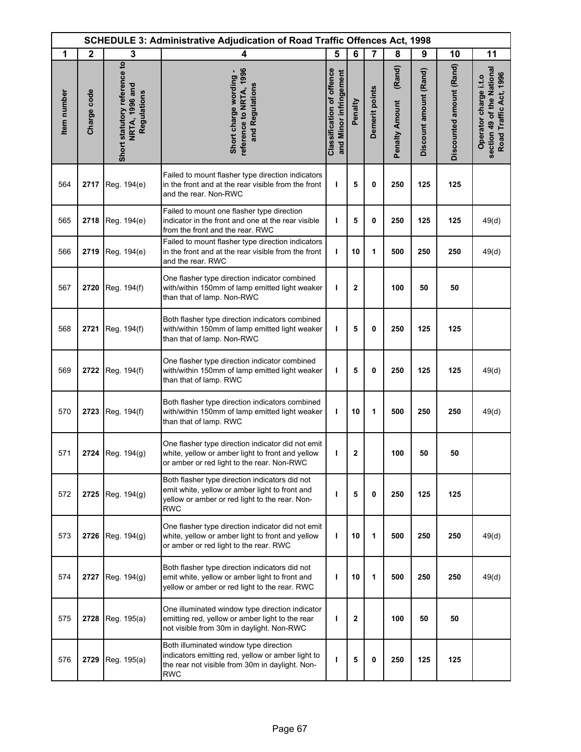| SCHEDULE 3: Administrative Adjudication of Road Traffic Offences Act, 1998 | | | | | | | | | | |
|---|---|---|---|---|---|---|---|---|---|---|
| 1 | 2 | 3 | 4 | 5 | 6 | 7 | 8 | 9 | 10 | 11 |
| Item number | Charge code | Short statutory reference to NRTA, 1996 and Regulations | Short charge wording - reference to NRTA, 1996 and Regulations | Classification of offence and Minor infringement | Penalty | Demerit points | Penalty Amount (Rand) | Discount amount (Rand) | Discounted amount (Rand) | Operator charge i.t.o section 49 of the National Road Traffic Act, 1996 |
| 564 | **2717** | Reg. 194(e) | Failed to mount flasher type direction indicators in the front and at the rear visible from the front and the rear. Non-RWC | I | **5** | **0** | **250** | **125** | **125** | |
| 565 | **2718** | Reg. 194(e) | Failed to mount one flasher type direction indicator in the front and one at the rear visible from the front and the rear. RWC | I | **5** | **0** | **250** | **125** | **125** | 49(d) |
| 566 | **2719** | Reg. 194(e) | Failed to mount flasher type direction indicators in the front and at the rear visible from the front and the rear. RWC | I | **10** | **1** | **500** | **250** | **250** | 49(d) |
| 567 | **2720** | Reg. 194(f) | One flasher type direction indicator combined with/within 150mm of lamp emitted light weaker than that of lamp. Non-RWC | I | **2** | | **100** | **50** | **50** | |
| 568 | **2721** | Reg. 194(f) | Both flasher type direction indicators combined with/within 150mm of lamp emitted light weaker than that of lamp. Non-RWC | I | **5** | **0** | **250** | **125** | **125** | |
| 569 | **2722** | Reg. 194(f) | One flasher type direction indicator combined with/within 150mm of lamp emitted light weaker than that of lamp. RWC | I | **5** | **0** | **250** | **125** | **125** | 49(d) |
| 570 | **2723** | Reg. 194(f) | Both flasher type direction indicators combined with/within 150mm of lamp emitted light weaker than that of lamp. RWC | I | **10** | **1** | **500** | **250** | **250** | 49(d) |
| 571 | **2724** | Reg. 194(g) | One flasher type direction indicator did not emit white, yellow or amber light to front and yellow or amber or red light to the rear. Non-RWC | I | **2** | | **100** | **50** | **50** | |
| 572 | **2725** | Reg. 194(g) | Both flasher type direction indicators did not emit white, yellow or amber light to front and yellow or amber or red light to the rear. Non-RWC | I | **5** | **0** | **250** | **125** | **125** | |
| 573 | **2726** | Reg. 194(g) | One flasher type direction indicator did not emit white, yellow or amber light to front and yellow or amber or red light to the rear. RWC | I | **10** | **1** | **500** | **250** | **250** | 49(d) |
| 574 | **2727** | Reg. 194(g) | Both flasher type direction indicators did not emit white, yellow or amber light to front and yellow or amber or red light to the rear. RWC | I | **10** | **1** | **500** | **250** | **250** | 49(d) |
| 575 | **2728** | Reg. 195(a) | One illuminated window type direction indicator emitting red, yellow or amber light to the rear not visible from 30m in daylight. Non-RWC | I | **2** | | **100** | **50** | **50** | |
| 576 | **2729** | Reg. 195(a) | Both illuminated window type direction indicators emitting red, yellow or amber light to the rear not visible from 30m in daylight. Non-RWC | I | **5** | **0** | **250** | **125** | **125** | |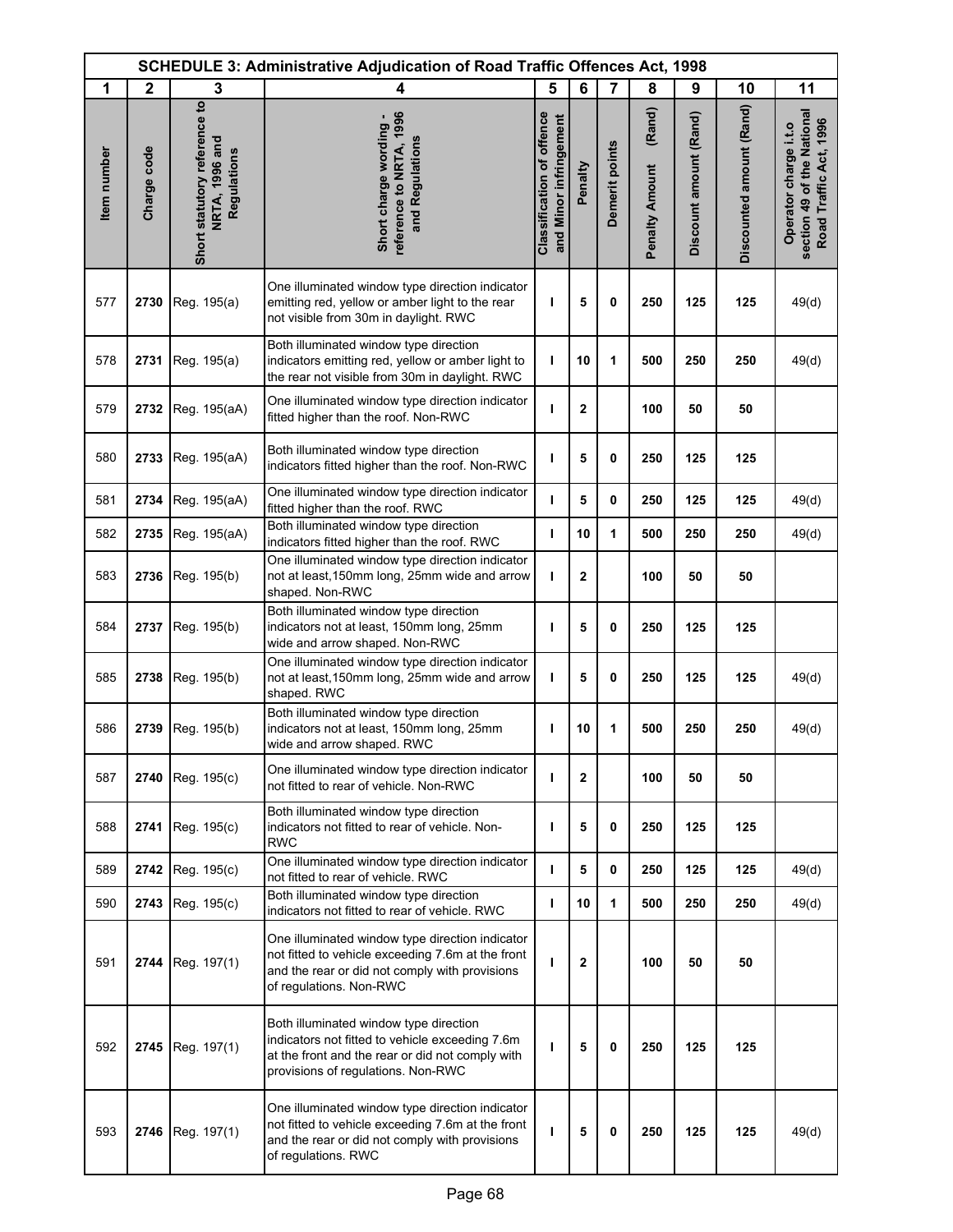| SCHEDULE 3: Administrative Adjudication of Road Traffic Offences Act, 1998 | | | | | | | | | | |
|---|---|---|---|---|---|---|---|---|---|---|
| 1 | 2 | 3 | 4 | 5 | 6 | 7 | 8 | 9 | 10 | 11 |
| Item number | Charge code | Short statutory reference to NRTA, 1996 and Regulations | Short charge wording - reference to NRTA, 1996 and Regulations | Classification of offence and Minor infringement | Penalty | Demerit points | Penalty Amount (Rand) | Discount amount (Rand) | Discounted amount (Rand) | Operator charge i.t.o section 49 of the National Road Traffic Act, 1996 |
| 577 | **2730** | Reg. 195(a) | One illuminated window type direction indicator emitting red, yellow or amber light to the rear not visible from 30m in daylight. RWC | **I** | **5** | **0** | **250** | **125** | **125** | 49(d) |
| 578 | **2731** | Reg. 195(a) | Both illuminated window type direction indicators emitting red, yellow or amber light to the rear not visible from 30m in daylight. RWC | **I** | **10** | **1** | **500** | **250** | **250** | 49(d) |
| 579 | **2732** | Reg. 195(aA) | One illuminated window type direction indicator fitted higher than the roof. Non-RWC | **I** | **2** | | **100** | **50** | **50** | |
| 580 | **2733** | Reg. 195(aA) | Both illuminated window type direction indicators fitted higher than the roof. Non-RWC | **I** | **5** | **0** | **250** | **125** | **125** | |
| 581 | **2734** | Reg. 195(aA) | One illuminated window type direction indicator fitted higher than the roof. RWC | **I** | **5** | **0** | **250** | **125** | **125** | 49(d) |
| 582 | **2735** | Reg. 195(aA) | Both illuminated window type direction indicators fitted higher than the roof. RWC | **I** | **10** | **1** | **500** | **250** | **250** | 49(d) |
| 583 | **2736** | Reg. 195(b) | One illuminated window type direction indicator not at least,150mm long, 25mm wide and arrow shaped. Non-RWC | **I** | **2** | | **100** | **50** | **50** | |
| 584 | **2737** | Reg. 195(b) | Both illuminated window type direction indicators not at least, 150mm long, 25mm wide and arrow shaped. Non-RWC | **I** | **5** | **0** | **250** | **125** | **125** | |
| 585 | **2738** | Reg. 195(b) | One illuminated window type direction indicator not at least,150mm long, 25mm wide and arrow shaped. RWC | **I** | **5** | **0** | **250** | **125** | **125** | 49(d) |
| 586 | **2739** | Reg. 195(b) | Both illuminated window type direction indicators not at least, 150mm long, 25mm wide and arrow shaped. RWC | **I** | **10** | **1** | **500** | **250** | **250** | 49(d) |
| 587 | **2740** | Reg. 195(c) | One illuminated window type direction indicator not fitted to rear of vehicle. Non-RWC | **I** | **2** | | **100** | **50** | **50** | |
| 588 | **2741** | Reg. 195(c) | Both illuminated window type direction indicators not fitted to rear of vehicle. Non-RWC | **I** | **5** | **0** | **250** | **125** | **125** | |
| 589 | **2742** | Reg. 195(c) | One illuminated window type direction indicator not fitted to rear of vehicle. RWC | **I** | **5** | **0** | **250** | **125** | **125** | 49(d) |
| 590 | **2743** | Reg. 195(c) | Both illuminated window type direction indicators not fitted to rear of vehicle. RWC | **I** | **10** | **1** | **500** | **250** | **250** | 49(d) |
| 591 | **2744** | Reg. 197(1) | One illuminated window type direction indicator not fitted to vehicle exceeding 7.6m at the front and the rear or did not comply with provisions of regulations. Non-RWC | **I** | **2** | | **100** | **50** | **50** | |
| 592 | **2745** | Reg. 197(1) | Both illuminated window type direction indicators not fitted to vehicle exceeding 7.6m at the front and the rear or did not comply with provisions of regulations. Non-RWC | **I** | **5** | **0** | **250** | **125** | **125** | |
| 593 | **2746** | Reg. 197(1) | One illuminated window type direction indicator not fitted to vehicle exceeding 7.6m at the front and the rear or did not comply with provisions of regulations. RWC | **I** | **5** | **0** | **250** | **125** | **125** | 49(d) |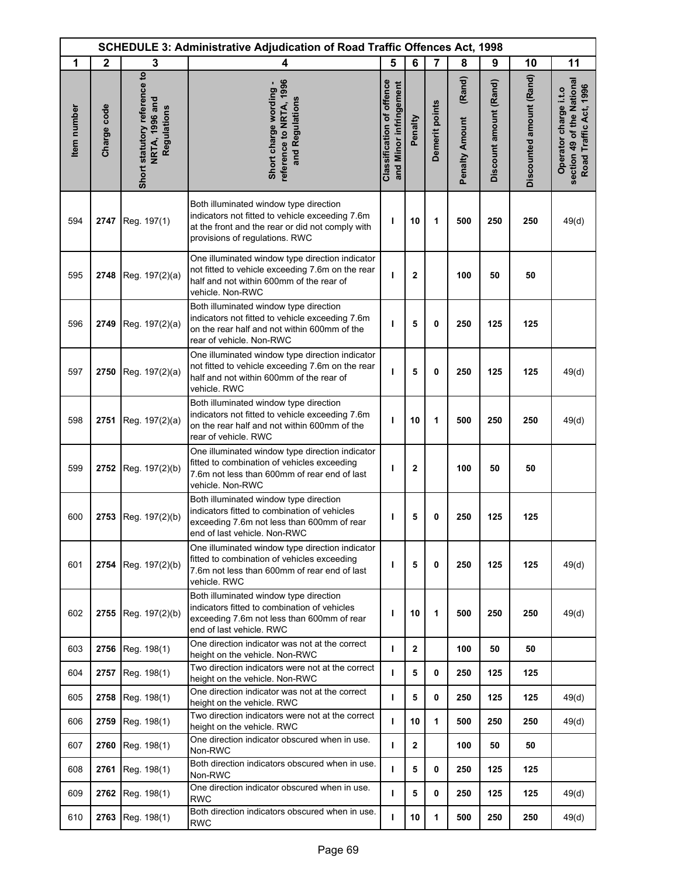| SCHEDULE 3: Administrative Adjudication of Road Traffic Offences Act, 1998 | | | | | | | | | | |
|---|---|---|---|---|---|---|---|---|---|---|
| 1 | 2 | 3 | 4 | 5 | 6 | 7 | 8 | 9 | 10 | 11 |
| Item number | Charge code | Short statutory reference to NRTA, 1996 and Regulations | Short charge wording - reference to NRTA, 1996 and Regulations | Classification of offence and Minor infringement | Penalty | Demerit points | Penalty Amount (Rand) | Discount amount (Rand) | Discounted amount (Rand) | Operator charge i.t.o section 49 of the National Road Traffic Act, 1996 |
| 594 | 2747 | Reg. 197(1) | Both illuminated window type direction indicators not fitted to vehicle exceeding 7.6m at the front and the rear or did not comply with provisions of regulations. RWC | I | 10 | 1 | 500 | 250 | 250 | 49(d) |
| 595 | 2748 | Reg. 197(2)(a) | One illuminated window type direction indicator not fitted to vehicle exceeding 7.6m on the rear half and not within 600mm of the rear of vehicle. Non-RWC | I | 2 | | 100 | 50 | 50 | |
| 596 | 2749 | Reg. 197(2)(a) | Both illuminated window type direction indicators not fitted to vehicle exceeding 7.6m on the rear half and not within 600mm of the rear of vehicle. Non-RWC | I | 5 | 0 | 250 | 125 | 125 | |
| 597 | 2750 | Reg. 197(2)(a) | One illuminated window type direction indicator not fitted to vehicle exceeding 7.6m on the rear half and not within 600mm of the rear of vehicle. RWC | I | 5 | 0 | 250 | 125 | 125 | 49(d) |
| 598 | 2751 | Reg. 197(2)(a) | Both illuminated window type direction indicators not fitted to vehicle exceeding 7.6m on the rear half and not within 600mm of the rear of vehicle. RWC | I | 10 | 1 | 500 | 250 | 250 | 49(d) |
| 599 | 2752 | Reg. 197(2)(b) | One illuminated window type direction indicator fitted to combination of vehicles exceeding 7.6m not less than 600mm of rear end of last vehicle. Non-RWC | I | 2 | | 100 | 50 | 50 | |
| 600 | 2753 | Reg. 197(2)(b) | Both illuminated window type direction indicators fitted to combination of vehicles exceeding 7.6m not less than 600mm of rear end of last vehicle. Non-RWC | I | 5 | 0 | 250 | 125 | 125 | |
| 601 | 2754 | Reg. 197(2)(b) | One illuminated window type direction indicator fitted to combination of vehicles exceeding 7.6m not less than 600mm of rear end of last vehicle. RWC | I | 5 | 0 | 250 | 125 | 125 | 49(d) |
| 602 | 2755 | Reg. 197(2)(b) | Both illuminated window type direction indicators fitted to combination of vehicles exceeding 7.6m not less than 600mm of rear end of last vehicle. RWC | I | 10 | 1 | 500 | 250 | 250 | 49(d) |
| 603 | 2756 | Reg. 198(1) | One direction indicator was not at the correct height on the vehicle. Non-RWC | I | 2 | | 100 | 50 | 50 | |
| 604 | 2757 | Reg. 198(1) | Two direction indicators were not at the correct height on the vehicle. Non-RWC | I | 5 | 0 | 250 | 125 | 125 | |
| 605 | 2758 | Reg. 198(1) | One direction indicator was not at the correct height on the vehicle. RWC | I | 5 | 0 | 250 | 125 | 125 | 49(d) |
| 606 | 2759 | Reg. 198(1) | Two direction indicators were not at the correct height on the vehicle. RWC | I | 10 | 1 | 500 | 250 | 250 | 49(d) |
| 607 | 2760 | Reg. 198(1) | One direction indicator obscured when in use. Non-RWC | I | 2 | | 100 | 50 | 50 | |
| 608 | 2761 | Reg. 198(1) | Both direction indicators obscured when in use. Non-RWC | I | 5 | 0 | 250 | 125 | 125 | |
| 609 | 2762 | Reg. 198(1) | One direction indicator obscured when in use. RWC | I | 5 | 0 | 250 | 125 | 125 | 49(d) |
| 610 | 2763 | Reg. 198(1) | Both direction indicators obscured when in use. RWC | I | 10 | 1 | 500 | 250 | 250 | 49(d) |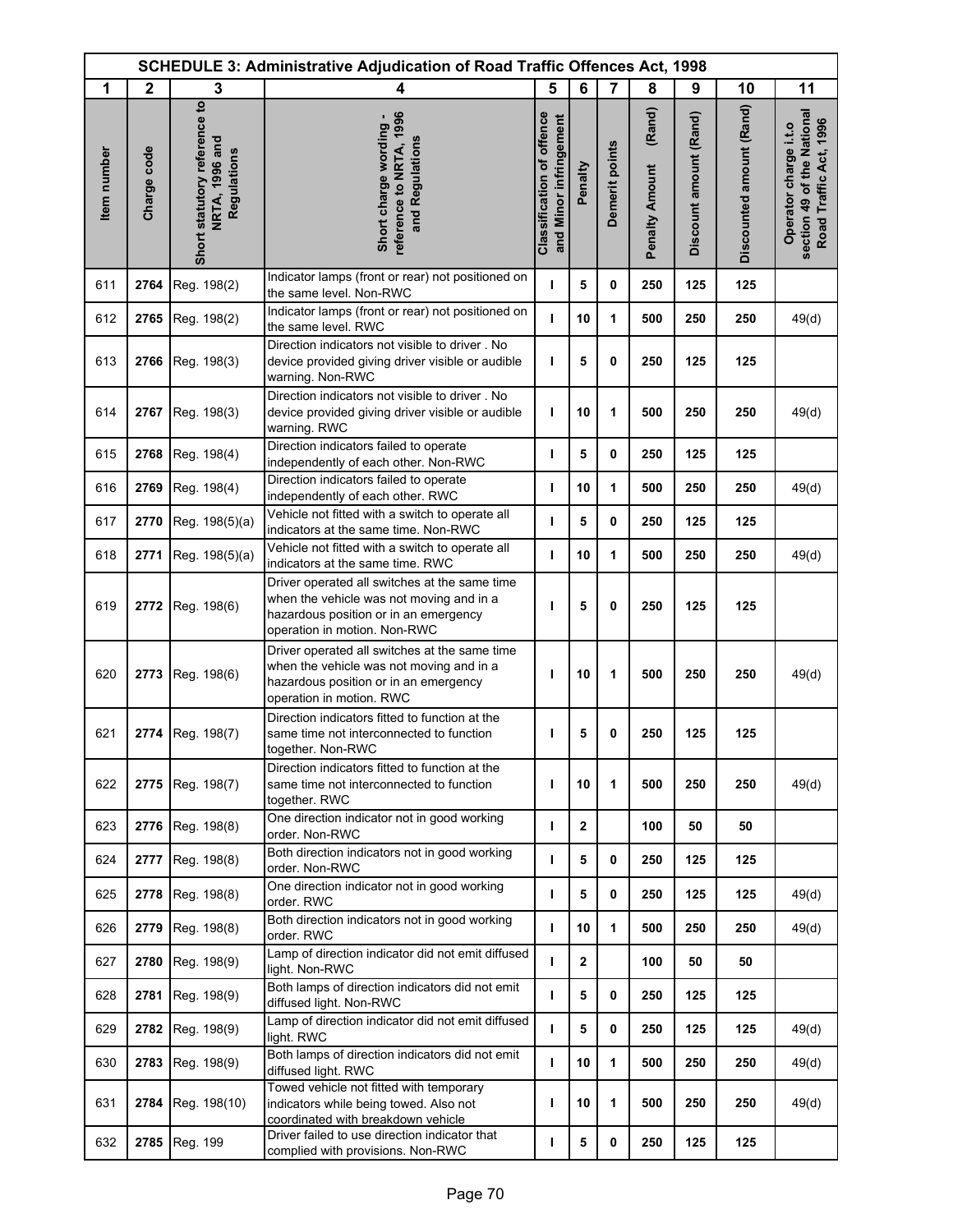| SCHEDULE 3: Administrative Adjudication of Road Traffic Offences Act, 1998 | | | | | | | | | | |
|---|---|---|---|---|---|---|---|---|---|---|
| 1 | 2 | 3 | 4 | 5 | 6 | 7 | 8 | 9 | 10 | 11 |
| Item number | Charge code | Short statutory reference to NRTA, 1996 and Regulations | Short charge wording - reference to NRTA, 1996 and Regulations | Classification of offence and Minor infringement | Penalty | Demerit points | Penalty Amount (Rand) | Discount amount (Rand) | Discounted amount (Rand) | Operator charge i.t.o section 49 of the National Road Traffic Act, 1996 |
| 611 | **2764** | Reg. 198(2) | Indicator lamps (front or rear) not positioned on the same level. Non-RWC | **I** | **5** | **0** | **250** | **125** | **125** | |
| 612 | **2765** | Reg. 198(2) | Indicator lamps (front or rear) not positioned on the same level. RWC | **I** | **10** | **1** | **500** | **250** | **250** | 49(d) |
| 613 | **2766** | Reg. 198(3) | Direction indicators not visible to driver . No device provided giving driver visible or audible warning. Non-RWC | **I** | **5** | **0** | **250** | **125** | **125** | |
| 614 | **2767** | Reg. 198(3) | Direction indicators not visible to driver . No device provided giving driver visible or audible warning. RWC | **I** | **10** | **1** | **500** | **250** | **250** | 49(d) |
| 615 | **2768** | Reg. 198(4) | Direction indicators failed to operate independently of each other. Non-RWC | **I** | **5** | **0** | **250** | **125** | **125** | |
| 616 | **2769** | Reg. 198(4) | Direction indicators failed to operate independently of each other. RWC | **I** | **10** | **1** | **500** | **250** | **250** | 49(d) |
| 617 | **2770** | Reg. 198(5)(a) | Vehicle not fitted with a switch to operate all indicators at the same time. Non-RWC | **I** | **5** | **0** | **250** | **125** | **125** | |
| 618 | **2771** | Reg. 198(5)(a) | Vehicle not fitted with a switch to operate all indicators at the same time. RWC | **I** | **10** | **1** | **500** | **250** | **250** | 49(d) |
| 619 | **2772** | Reg. 198(6) | Driver operated all switches at the same time when the vehicle was not moving and in a hazardous position or in an emergency operation in motion. Non-RWC | **I** | **5** | **0** | **250** | **125** | **125** | |
| 620 | **2773** | Reg. 198(6) | Driver operated all switches at the same time when the vehicle was not moving and in a hazardous position or in an emergency operation in motion. RWC | **I** | **10** | **1** | **500** | **250** | **250** | 49(d) |
| 621 | **2774** | Reg. 198(7) | Direction indicators fitted to function at the same time not interconnected to function together. Non-RWC | **I** | **5** | **0** | **250** | **125** | **125** | |
| 622 | **2775** | Reg. 198(7) | Direction indicators fitted to function at the same time not interconnected to function together. RWC | **I** | **10** | **1** | **500** | **250** | **250** | 49(d) |
| 623 | **2776** | Reg. 198(8) | One direction indicator not in good working order. Non-RWC | **I** | **2** | | **100** | **50** | **50** | |
| 624 | **2777** | Reg. 198(8) | Both direction indicators not in good working order. Non-RWC | **I** | **5** | **0** | **250** | **125** | **125** | |
| 625 | **2778** | Reg. 198(8) | One direction indicator not in good working order. RWC | **I** | **5** | **0** | **250** | **125** | **125** | 49(d) |
| 626 | **2779** | Reg. 198(8) | Both direction indicators not in good working order. RWC | **I** | **10** | **1** | **500** | **250** | **250** | 49(d) |
| 627 | **2780** | Reg. 198(9) | Lamp of direction indicator did not emit diffused light. Non-RWC | **I** | **2** | | **100** | **50** | **50** | |
| 628 | **2781** | Reg. 198(9) | Both lamps of direction indicators did not emit diffused light. Non-RWC | **I** | **5** | **0** | **250** | **125** | **125** | |
| 629 | **2782** | Reg. 198(9) | Lamp of direction indicator did not emit diffused light. RWC | **I** | **5** | **0** | **250** | **125** | **125** | 49(d) |
| 630 | **2783** | Reg. 198(9) | Both lamps of direction indicators did not emit diffused light. RWC | **I** | **10** | **1** | **500** | **250** | **250** | 49(d) |
| 631 | **2784** | Reg. 198(10) | Towed vehicle not fitted with temporary indicators while being towed. Also not coordinated with breakdown vehicle | **I** | **10** | **1** | **500** | **250** | **250** | 49(d) |
| 632 | **2785** | Reg. 199 | Driver failed to use direction indicator that complied with provisions. Non-RWC | **I** | **5** | **0** | **250** | **125** | **125** | |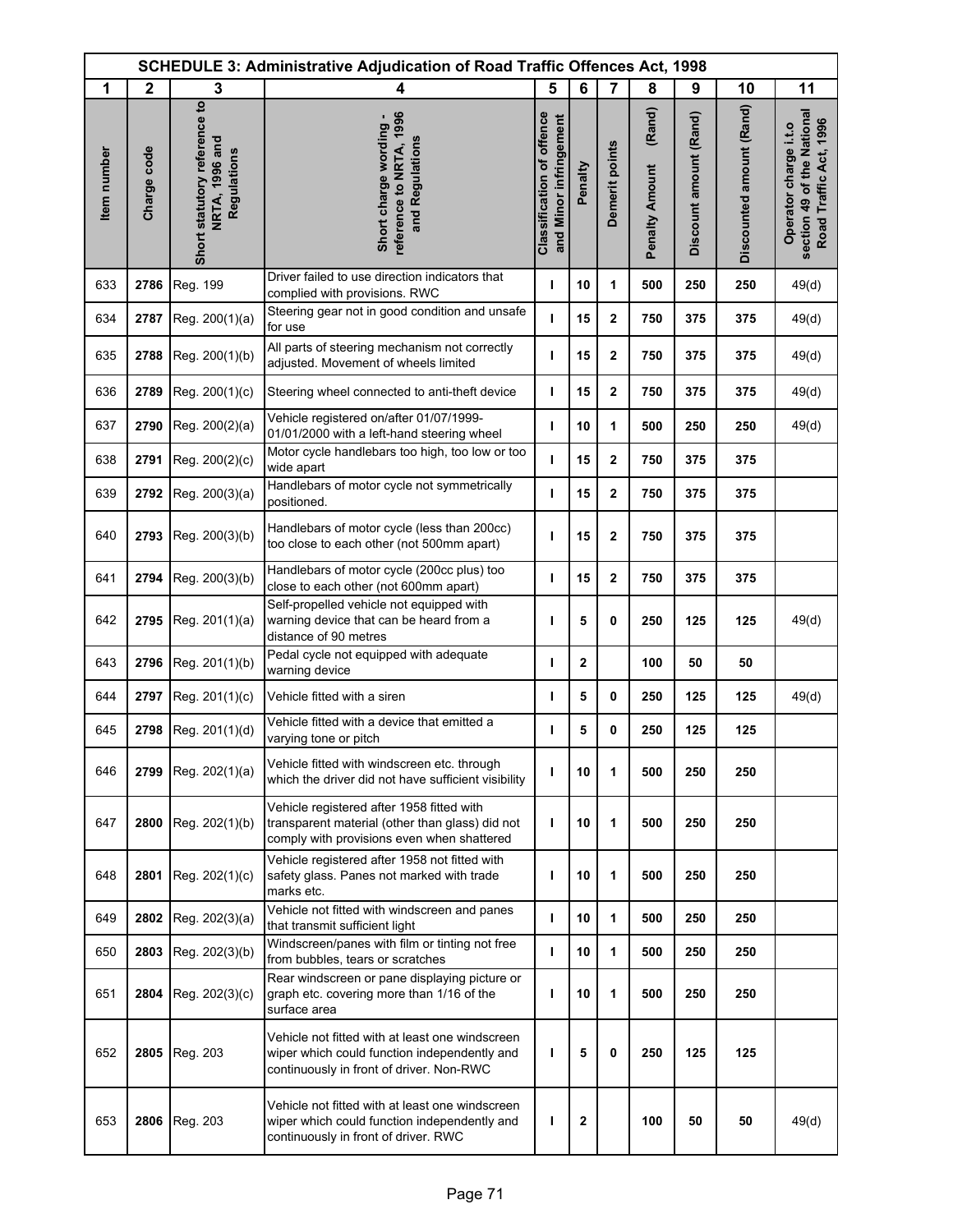| SCHEDULE 3: Administrative Adjudication of Road Traffic Offences Act, 1998 | | | | | | | | | | |
|---|---|---|---|---|---|---|---|---|---|---|
| 1 | 2 | 3 | 4 | 5 | 6 | 7 | 8 | 9 | 10 | 11 |
| Item number | Charge code | Short statutory reference to NRTA, 1996 and Regulations | Short charge wording - reference to NRTA, 1996 and Regulations | Classification of offence and Minor infringement | Penalty | Demerit points | Penalty Amount (Rand) | Discount amount (Rand) | Discounted amount (Rand) | Operator charge i.t.o section 49 of the National Road Traffic Act, 1996 |
| 633 | **2786** | Reg. 199 | Driver failed to use direction indicators that complied with provisions. RWC | I | 10 | 1 | 500 | 250 | 250 | 49(d) |
| 634 | **2787** | Reg. 200(1)(a) | Steering gear not in good condition and unsafe for use | I | 15 | 2 | 750 | 375 | 375 | 49(d) |
| 635 | **2788** | Reg. 200(1)(b) | All parts of steering mechanism not correctly adjusted. Movement of wheels limited | I | 15 | 2 | 750 | 375 | 375 | 49(d) |
| 636 | **2789** | Reg. 200(1)(c) | Steering wheel connected to anti-theft device | I | 15 | 2 | 750 | 375 | 375 | 49(d) |
| 637 | **2790** | Reg. 200(2)(a) | Vehicle registered on/after 01/07/1999-01/01/2000 with a left-hand steering wheel | I | 10 | 1 | 500 | 250 | 250 | 49(d) |
| 638 | **2791** | Reg. 200(2)(c) | Motor cycle handlebars too high, too low or too wide apart | I | 15 | 2 | 750 | 375 | 375 | |
| 639 | **2792** | Reg. 200(3)(a) | Handlebars of motor cycle not symmetrically positioned. | I | 15 | 2 | 750 | 375 | 375 | |
| 640 | **2793** | Reg. 200(3)(b) | Handlebars of motor cycle (less than 200cc) too close to each other (not 500mm apart) | I | 15 | 2 | 750 | 375 | 375 | |
| 641 | **2794** | Reg. 200(3)(b) | Handlebars of motor cycle (200cc plus) too close to each other (not 600mm apart) | I | 15 | 2 | 750 | 375 | 375 | |
| 642 | **2795** | Reg. 201(1)(a) | Self-propelled vehicle not equipped with warning device that can be heard from a distance of 90 metres | I | 5 | 0 | 250 | 125 | 125 | 49(d) |
| 643 | **2796** | Reg. 201(1)(b) | Pedal cycle not equipped with adequate warning device | I | 2 | | 100 | 50 | 50 | |
| 644 | **2797** | Reg. 201(1)(c) | Vehicle fitted with a siren | I | 5 | 0 | 250 | 125 | 125 | 49(d) |
| 645 | **2798** | Reg. 201(1)(d) | Vehicle fitted with a device that emitted a varying tone or pitch | I | 5 | 0 | 250 | 125 | 125 | |
| 646 | **2799** | Reg. 202(1)(a) | Vehicle fitted with windscreen etc. through which the driver did not have sufficient visibility | I | 10 | 1 | 500 | 250 | 250 | |
| 647 | **2800** | Reg. 202(1)(b) | Vehicle registered after 1958 fitted with transparent material (other than glass) did not comply with provisions even when shattered | I | 10 | 1 | 500 | 250 | 250 | |
| 648 | **2801** | Reg. 202(1)(c) | Vehicle registered after 1958 not fitted with safety glass. Panes not marked with trade marks etc. | I | 10 | 1 | 500 | 250 | 250 | |
| 649 | **2802** | Reg. 202(3)(a) | Vehicle not fitted with windscreen and panes that transmit sufficient light | I | 10 | 1 | 500 | 250 | 250 | |
| 650 | **2803** | Reg. 202(3)(b) | Windscreen/panes with film or tinting not free from bubbles, tears or scratches | I | 10 | 1 | 500 | 250 | 250 | |
| 651 | **2804** | Reg. 202(3)(c) | Rear windscreen or pane displaying picture or graph etc. covering more than 1/16 of the surface area | I | 10 | 1 | 500 | 250 | 250 | |
| 652 | **2805** | Reg. 203 | Vehicle not fitted with at least one windscreen wiper which could function independently and continuously in front of driver. Non-RWC | I | 5 | 0 | 250 | 125 | 125 | |
| 653 | **2806** | Reg. 203 | Vehicle not fitted with at least one windscreen wiper which could function independently and continuously in front of driver. RWC | I | 2 | | 100 | 50 | 50 | 49(d) |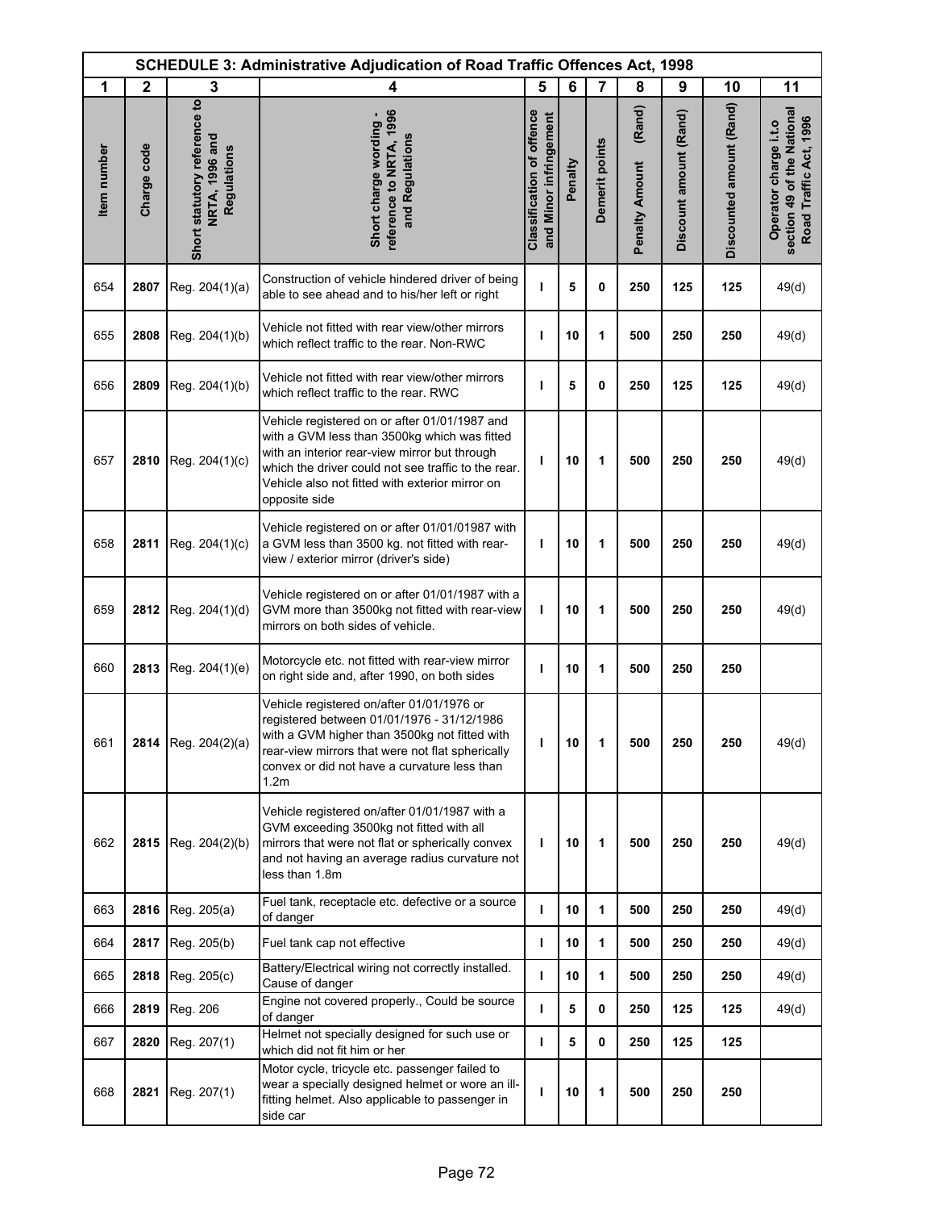| SCHEDULE 3: Administrative Adjudication of Road Traffic Offences Act, 1998 | | | | | | | | | | |
|---|---|---|---|---|---|---|---|---|---|---|
| 1 | 2 | 3 | 4 | 5 | 6 | 7 | 8 | 9 | 10 | 11 |
| Item number | Charge code | Short statutory reference to NRTA, 1996 and Regulations | Short charge wording - reference to NRTA, 1996 and Regulations | Classification of offence and Minor infringement | Penalty | Demerit points | Penalty Amount (Rand) | Discount amount (Rand) | Discounted amount (Rand) | Operator charge i.t.o section 49 of the National Road Traffic Act, 1996 |
| 654 | **2807** | Reg. 204(1)(a) | Construction of vehicle hindered driver of being able to see ahead and to his/her left or right | **I** | **5** | **0** | **250** | **125** | **125** | 49(d) |
| 655 | **2808** | Reg. 204(1)(b) | Vehicle not fitted with rear view/other mirrors which reflect traffic to the rear. Non-RWC | **I** | **10** | **1** | **500** | **250** | **250** | 49(d) |
| 656 | **2809** | Reg. 204(1)(b) | Vehicle not fitted with rear view/other mirrors which reflect traffic to the rear. RWC | **I** | **5** | **0** | **250** | **125** | **125** | 49(d) |
| 657 | **2810** | Reg. 204(1)(c) | Vehicle registered on or after 01/01/1987 and with a GVM less than 3500kg which was fitted with an interior rear-view mirror but through which the driver could not see traffic to the rear. Vehicle also not fitted with exterior mirror on opposite side | **I** | **10** | **1** | **500** | **250** | **250** | 49(d) |
| 658 | **2811** | Reg. 204(1)(c) | Vehicle registered on or after 01/01/01987 with a GVM less than 3500 kg. not fitted with rear-view / exterior mirror (driver's side) | **I** | **10** | **1** | **500** | **250** | **250** | 49(d) |
| 659 | **2812** | Reg. 204(1)(d) | Vehicle registered on or after 01/01/1987 with a GVM more than 3500kg not fitted with rear-view mirrors on both sides of vehicle. | **I** | **10** | **1** | **500** | **250** | **250** | 49(d) |
| 660 | **2813** | Reg. 204(1)(e) | Motorcycle etc. not fitted with rear-view mirror on right side and, after 1990, on both sides | **I** | **10** | **1** | **500** | **250** | **250** | |
| 661 | **2814** | Reg. 204(2)(a) | Vehicle registered on/after 01/01/1976 or registered between 01/01/1976 - 31/12/1986 with a GVM higher than 3500kg not fitted with rear-view mirrors that were not flat spherically convex or did not have a curvature less than 1.2m | **I** | **10** | **1** | **500** | **250** | **250** | 49(d) |
| 662 | **2815** | Reg. 204(2)(b) | Vehicle registered on/after 01/01/1987 with a GVM exceeding 3500kg not fitted with all mirrors that were not flat or spherically convex and not having an average radius curvature not less than 1.8m | **I** | **10** | **1** | **500** | **250** | **250** | 49(d) |
| 663 | **2816** | Reg. 205(a) | Fuel tank, receptacle etc. defective or a source of danger | **I** | **10** | **1** | **500** | **250** | **250** | 49(d) |
| 664 | **2817** | Reg. 205(b) | Fuel tank cap not effective | **I** | **10** | **1** | **500** | **250** | **250** | 49(d) |
| 665 | **2818** | Reg. 205(c) | Battery/Electrical wiring not correctly installed. Cause of danger | **I** | **10** | **1** | **500** | **250** | **250** | 49(d) |
| 666 | **2819** | Reg. 206 | Engine not covered properly., Could be source of danger | **I** | **5** | **0** | **250** | **125** | **125** | 49(d) |
| 667 | **2820** | Reg. 207(1) | Helmet not specially designed for such use or which did not fit him or her | **I** | **5** | **0** | **250** | **125** | **125** | |
| 668 | **2821** | Reg. 207(1) | Motor cycle, tricycle etc. passenger failed to wear a specially designed helmet or wore an ill-fitting helmet. Also applicable to passenger in side car | **I** | **10** | **1** | **500** | **250** | **250** | |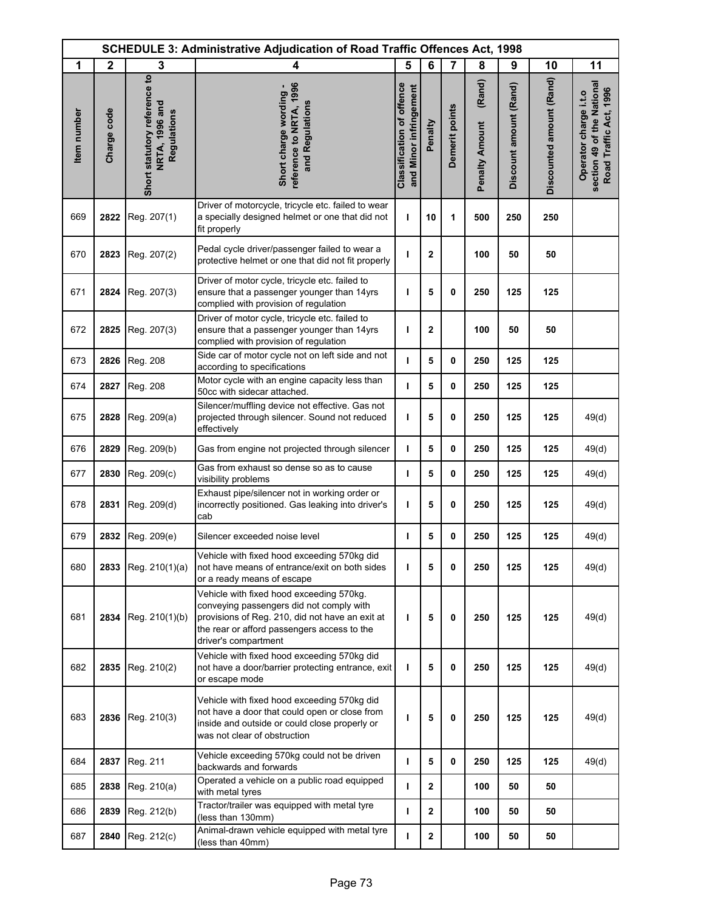| SCHEDULE 3: Administrative Adjudication of Road Traffic Offences Act, 1998 | | | | | | | | | | |
|---|---|---|---|---|---|---|---|---|---|---|
| 1 | 2 | 3 | 4 | 5 | 6 | 7 | 8 | 9 | 10 | 11 |
| Item number | Charge code | Short statutory reference to NRTA, 1996 and Regulations | Short charge wording - reference to NRTA, 1996 and Regulations | Classification of offence and Minor infringement | Penalty | Demerit points | Penalty Amount (Rand) | Discount amount (Rand) | Discounted amount (Rand) | Operator charge i.t.o section 49 of the National Road Traffic Act, 1996 |
| 669 | 2822 | Reg. 207(1) | Driver of motorcycle, tricycle etc. failed to wear a specially designed helmet or one that did not fit properly | I | 10 | 1 | 500 | 250 | 250 | |
| 670 | 2823 | Reg. 207(2) | Pedal cycle driver/passenger failed to wear a protective helmet or one that did not fit properly | I | 2 | | 100 | 50 | 50 | |
| 671 | 2824 | Reg. 207(3) | Driver of motor cycle, tricycle etc. failed to ensure that a passenger younger than 14yrs complied with provision of regulation | I | 5 | 0 | 250 | 125 | 125 | |
| 672 | 2825 | Reg. 207(3) | Driver of motor cycle, tricycle etc. failed to ensure that a passenger younger than 14yrs complied with provision of regulation | I | 2 | | 100 | 50 | 50 | |
| 673 | 2826 | Reg. 208 | Side car of motor cycle not on left side and not according to specifications | I | 5 | 0 | 250 | 125 | 125 | |
| 674 | 2827 | Reg. 208 | Motor cycle with an engine capacity less than 50cc with sidecar attached. | I | 5 | 0 | 250 | 125 | 125 | |
| 675 | 2828 | Reg. 209(a) | Silencer/muffling device not effective. Gas not projected through silencer. Sound not reduced effectively | I | 5 | 0 | 250 | 125 | 125 | 49(d) |
| 676 | 2829 | Reg. 209(b) | Gas from engine not projected through silencer | I | 5 | 0 | 250 | 125 | 125 | 49(d) |
| 677 | 2830 | Reg. 209(c) | Gas from exhaust so dense so as to cause visibility problems | I | 5 | 0 | 250 | 125 | 125 | 49(d) |
| 678 | 2831 | Reg. 209(d) | Exhaust pipe/silencer not in working order or incorrectly positioned. Gas leaking into driver's cab | I | 5 | 0 | 250 | 125 | 125 | 49(d) |
| 679 | 2832 | Reg. 209(e) | Silencer exceeded noise level | I | 5 | 0 | 250 | 125 | 125 | 49(d) |
| 680 | 2833 | Reg. 210(1)(a) | Vehicle with fixed hood exceeding 570kg did not have means of entrance/exit on both sides or a ready means of escape | I | 5 | 0 | 250 | 125 | 125 | 49(d) |
| 681 | 2834 | Reg. 210(1)(b) | Vehicle with fixed hood exceeding 570kg. conveying passengers did not comply with provisions of Reg. 210, did not have an exit at the rear or afford passengers access to the driver's compartment | I | 5 | 0 | 250 | 125 | 125 | 49(d) |
| 682 | 2835 | Reg. 210(2) | Vehicle with fixed hood exceeding 570kg did not have a door/barrier protecting entrance, exit or escape mode | I | 5 | 0 | 250 | 125 | 125 | 49(d) |
| 683 | 2836 | Reg. 210(3) | Vehicle with fixed hood exceeding 570kg did not have a door that could open or close from inside and outside or could close properly or was not clear of obstruction | I | 5 | 0 | 250 | 125 | 125 | 49(d) |
| 684 | 2837 | Reg. 211 | Vehicle exceeding 570kg could not be driven backwards and forwards | I | 5 | 0 | 250 | 125 | 125 | 49(d) |
| 685 | 2838 | Reg. 210(a) | Operated a vehicle on a public road equipped with metal tyres | I | 2 | | 100 | 50 | 50 | |
| 686 | 2839 | Reg. 212(b) | Tractor/trailer was equipped with metal tyre (less than 130mm) | I | 2 | | 100 | 50 | 50 | |
| 687 | 2840 | Reg. 212(c) | Animal-drawn vehicle equipped with metal tyre (less than 40mm) | I | 2 | | 100 | 50 | 50 | |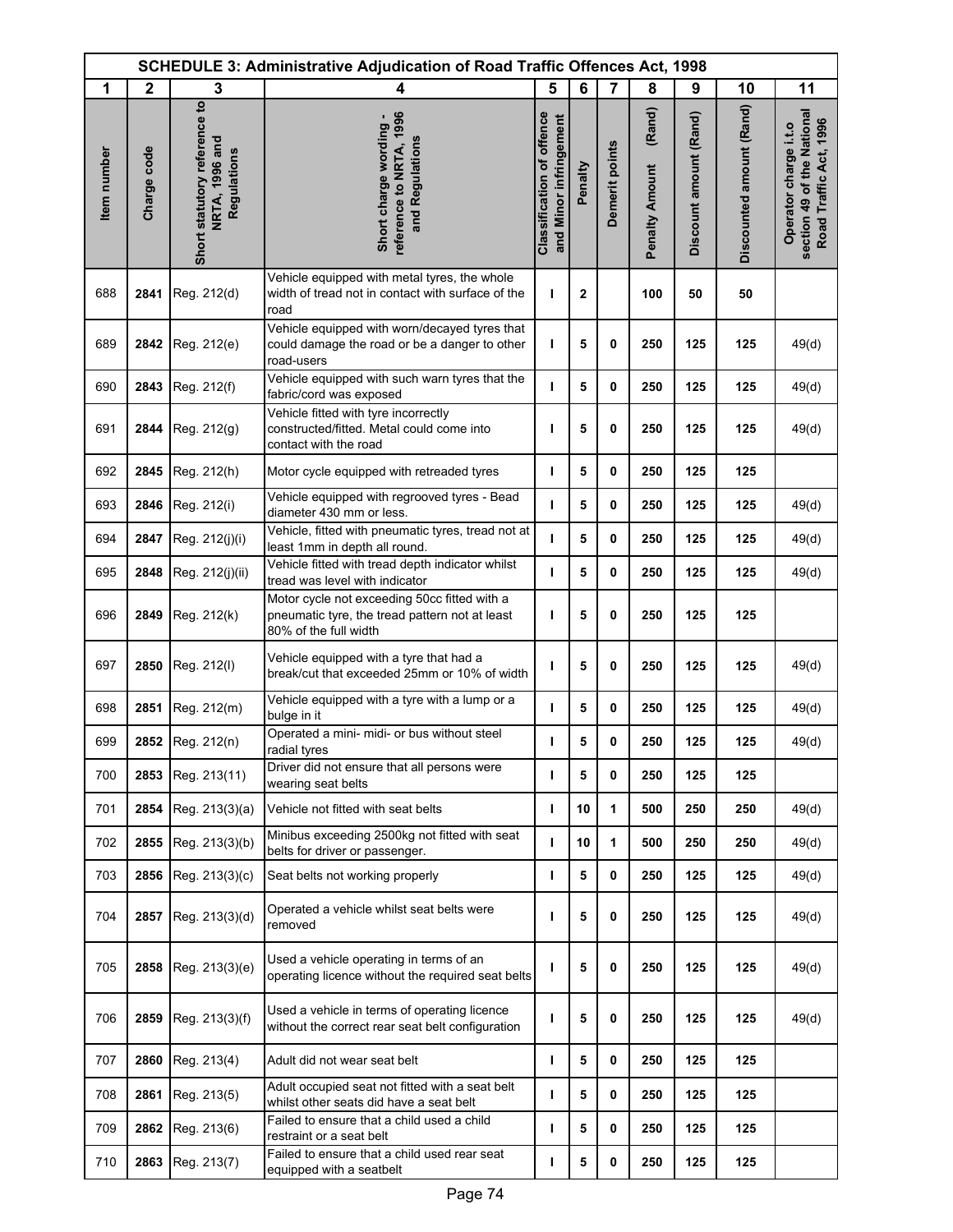| SCHEDULE 3: Administrative Adjudication of Road Traffic Offences Act, 1998 | | | | | | | | | | |
|---|---|---|---|---|---|---|---|---|---|---|
| 1 | 2 | 3 | 4 | 5 | 6 | 7 | 8 | 9 | 10 | 11 |
| Item number | Charge code | Short statutory reference to NRTA, 1996 and Regulations | Short charge wording - reference to NRTA, 1996 and Regulations | Classification of offence and Minor infringement | Penalty | Demerit points | Penalty Amount (Rand) | Discount amount (Rand) | Discounted amount (Rand) | Operator charge i.t.o section 49 of the National Road Traffic Act, 1996 |
| 688 | **2841** | Reg. 212(d) | Vehicle equipped with metal tyres, the whole width of tread not in contact with surface of the road | **I** | **2** | | **100** | **50** | **50** | |
| 689 | **2842** | Reg. 212(e) | Vehicle equipped with worn/decayed tyres that could damage the road or be a danger to other road-users | **I** | **5** | **0** | **250** | **125** | **125** | 49(d) |
| 690 | **2843** | Reg. 212(f) | Vehicle equipped with such warn tyres that the fabric/cord was exposed | **I** | **5** | **0** | **250** | **125** | **125** | 49(d) |
| 691 | **2844** | Reg. 212(g) | Vehicle fitted with tyre incorrectly constructed/fitted. Metal could come into contact with the road | **I** | **5** | **0** | **250** | **125** | **125** | 49(d) |
| 692 | **2845** | Reg. 212(h) | Motor cycle equipped with retreaded tyres | **I** | **5** | **0** | **250** | **125** | **125** | |
| 693 | **2846** | Reg. 212(i) | Vehicle equipped with regrooved tyres - Bead diameter 430 mm or less. | **I** | **5** | **0** | **250** | **125** | **125** | 49(d) |
| 694 | **2847** | Reg. 212(j)(i) | Vehicle, fitted with pneumatic tyres, tread not at least 1mm in depth all round. | **I** | **5** | **0** | **250** | **125** | **125** | 49(d) |
| 695 | **2848** | Reg. 212(j)(ii) | Vehicle fitted with tread depth indicator whilst tread was level with indicator | **I** | **5** | **0** | **250** | **125** | **125** | 49(d) |
| 696 | **2849** | Reg. 212(k) | Motor cycle not exceeding 50cc fitted with a pneumatic tyre, the tread pattern not at least 80% of the full width | **I** | **5** | **0** | **250** | **125** | **125** | |
| 697 | **2850** | Reg. 212(l) | Vehicle equipped with a tyre that had a break/cut that exceeded 25mm or 10% of width | **I** | **5** | **0** | **250** | **125** | **125** | 49(d) |
| 698 | **2851** | Reg. 212(m) | Vehicle equipped with a tyre with a lump or a bulge in it | **I** | **5** | **0** | **250** | **125** | **125** | 49(d) |
| 699 | **2852** | Reg. 212(n) | Operated a mini- midi- or bus without steel radial tyres | **I** | **5** | **0** | **250** | **125** | **125** | 49(d) |
| 700 | **2853** | Reg. 213(11) | Driver did not ensure that all persons were wearing seat belts | **I** | **5** | **0** | **250** | **125** | **125** | |
| 701 | **2854** | Reg. 213(3)(a) | Vehicle not fitted with seat belts | **I** | **10** | **1** | **500** | **250** | **250** | 49(d) |
| 702 | **2855** | Reg. 213(3)(b) | Minibus exceeding 2500kg not fitted with seat belts for driver or passenger. | **I** | **10** | **1** | **500** | **250** | **250** | 49(d) |
| 703 | **2856** | Reg. 213(3)(c) | Seat belts not working properly | **I** | **5** | **0** | **250** | **125** | **125** | 49(d) |
| 704 | **2857** | Reg. 213(3)(d) | Operated a vehicle whilst seat belts were removed | **I** | **5** | **0** | **250** | **125** | **125** | 49(d) |
| 705 | **2858** | Reg. 213(3)(e) | Used a vehicle operating in terms of an operating licence without the required seat belts | **I** | **5** | **0** | **250** | **125** | **125** | 49(d) |
| 706 | **2859** | Reg. 213(3)(f) | Used a vehicle in terms of operating licence without the correct rear seat belt configuration | **I** | **5** | **0** | **250** | **125** | **125** | 49(d) |
| 707 | **2860** | Reg. 213(4) | Adult did not wear seat belt | **I** | **5** | **0** | **250** | **125** | **125** | |
| 708 | **2861** | Reg. 213(5) | Adult occupied seat not fitted with a seat belt whilst other seats did have a seat belt | **I** | **5** | **0** | **250** | **125** | **125** | |
| 709 | **2862** | Reg. 213(6) | Failed to ensure that a child used a child restraint or a seat belt | **I** | **5** | **0** | **250** | **125** | **125** | |
| 710 | **2863** | Reg. 213(7) | Failed to ensure that a child used rear seat equipped with a seatbelt | **I** | **5** | **0** | **250** | **125** | **125** | |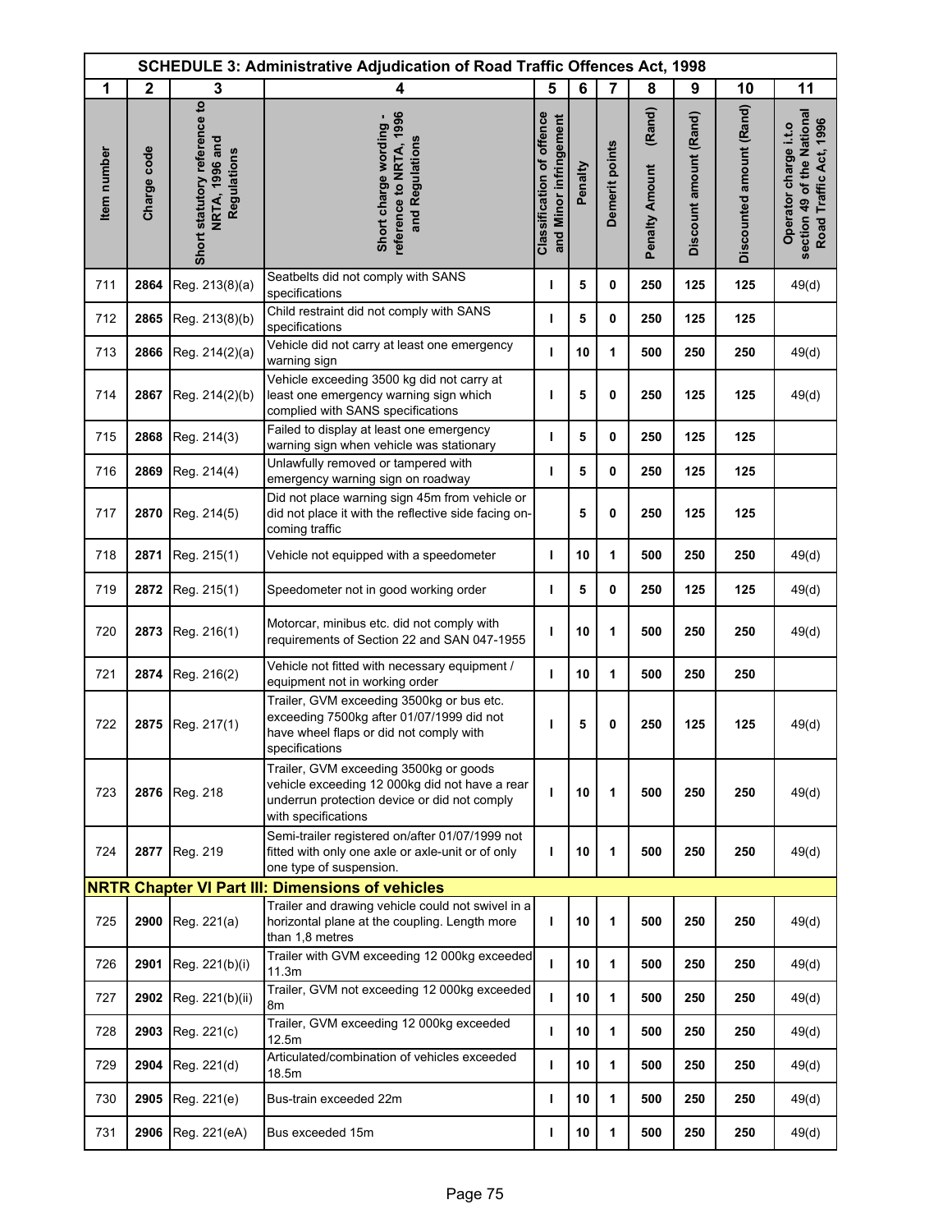| SCHEDULE 3: Administrative Adjudication of Road Traffic Offences Act, 1998 | | | | | | | | | | |
|---|---|---|---|---|---|---|---|---|---|---|
| 1 | 2 | 3 | 4 | 5 | 6 | 7 | 8 | 9 | 10 | 11 |
| Item number | Charge code | Short statutory reference to NRTA, 1996 and Regulations | Short charge wording - reference to NRTA, 1996 and Regulations | Classification of offence and Minor infringement | Penalty | Demerit points | Penalty Amount (Rand) | Discount amount (Rand) | Discounted amount (Rand) | Operator charge i.t.o section 49 of the National Road Traffic Act, 1996 |
| 711 | **2864** | Reg. 213(8)(a) | Seatbelts did not comply with SANS specifications | **I** | **5** | **0** | **250** | **125** | **125** | 49(d) |
| 712 | **2865** | Reg. 213(8)(b) | Child restraint did not comply with SANS specifications | **I** | **5** | **0** | **250** | **125** | **125** | |
| 713 | **2866** | Reg. 214(2)(a) | Vehicle did not carry at least one emergency warning sign | **I** | **10** | **1** | **500** | **250** | **250** | 49(d) |
| 714 | **2867** | Reg. 214(2)(b) | Vehicle exceeding 3500 kg did not carry at least one emergency warning sign which complied with SANS specifications | **I** | **5** | **0** | **250** | **125** | **125** | 49(d) |
| 715 | **2868** | Reg. 214(3) | Failed to display at least one emergency warning sign when vehicle was stationary | **I** | **5** | **0** | **250** | **125** | **125** | |
| 716 | **2869** | Reg. 214(4) | Unlawfully removed or tampered with emergency warning sign on roadway | **I** | **5** | **0** | **250** | **125** | **125** | |
| 717 | **2870** | Reg. 214(5) | Did not place warning sign 45m from vehicle or did not place it with the reflective side facing on-coming traffic | | **5** | **0** | **250** | **125** | **125** | |
| 718 | **2871** | Reg. 215(1) | Vehicle not equipped with a speedometer | **I** | **10** | **1** | **500** | **250** | **250** | 49(d) |
| 719 | **2872** | Reg. 215(1) | Speedometer not in good working order | **I** | **5** | **0** | **250** | **125** | **125** | 49(d) |
| 720 | **2873** | Reg. 216(1) | Motorcar, minibus etc. did not comply with requirements of Section 22 and SAN 047-1955 | **I** | **10** | **1** | **500** | **250** | **250** | 49(d) |
| 721 | **2874** | Reg. 216(2) | Vehicle not fitted with necessary equipment / equipment not in working order | **I** | **10** | **1** | **500** | **250** | **250** | |
| 722 | **2875** | Reg. 217(1) | Trailer, GVM exceeding 3500kg or bus etc. exceeding 7500kg after 01/07/1999 did not have wheel flaps or did not comply with specifications | **I** | **5** | **0** | **250** | **125** | **125** | 49(d) |
| 723 | **2876** | Reg. 218 | Trailer, GVM exceeding 3500kg or goods vehicle exceeding 12 000kg did not have a rear underrun protection device or did not comply with specifications | **I** | **10** | **1** | **500** | **250** | **250** | 49(d) |
| 724 | **2877** | Reg. 219 | Semi-trailer registered on/after 01/07/1999 not fitted with only one axle or axle-unit or of only one type of suspension. | **I** | **10** | **1** | **500** | **250** | **250** | 49(d) |
| **NRTR Chapter VI Part III: Dimensions of vehicles** | | | | | | | | | | |
| 725 | **2900** | Reg. 221(a) | Trailer and drawing vehicle could not swivel in a horizontal plane at the coupling. Length more than 1,8 metres | **I** | **10** | **1** | **500** | **250** | **250** | 49(d) |
| 726 | **2901** | Reg. 221(b)(i) | Trailer with GVM exceeding 12 000kg exceeded 11.3m | **I** | **10** | **1** | **500** | **250** | **250** | 49(d) |
| 727 | **2902** | Reg. 221(b)(ii) | Trailer, GVM not exceeding 12 000kg exceeded 8m | **I** | **10** | **1** | **500** | **250** | **250** | 49(d) |
| 728 | **2903** | Reg. 221(c) | Trailer, GVM exceeding 12 000kg exceeded 12.5m | **I** | **10** | **1** | **500** | **250** | **250** | 49(d) |
| 729 | **2904** | Reg. 221(d) | Articulated/combination of vehicles exceeded 18.5m | **I** | **10** | **1** | **500** | **250** | **250** | 49(d) |
| 730 | **2905** | Reg. 221(e) | Bus-train exceeded 22m | **I** | **10** | **1** | **500** | **250** | **250** | 49(d) |
| 731 | **2906** | Reg. 221(eA) | Bus exceeded 15m | **I** | **10** | **1** | **500** | **250** | **250** | 49(d) |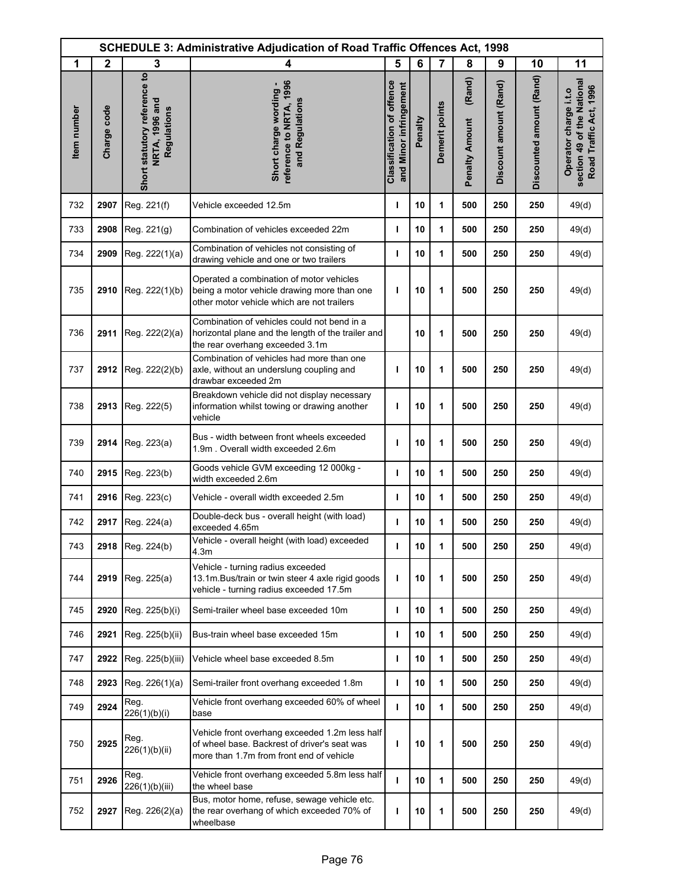| SCHEDULE 3: Administrative Adjudication of Road Traffic Offences Act, 1998 | | | | | | | | | | |
|---|---|---|---|---|---|---|---|---|---|---|
| 1 | 2 | 3 | 4 | 5 | 6 | 7 | 8 | 9 | 10 | 11 |
| Item number | Charge code | Short statutory reference to NRTA, 1996 and Regulations | Short charge wording - reference to NRTA, 1996 and Regulations | Classification of offence and Minor infringement | Penalty | Demerit points | Penalty Amount (Rand) | Discount amount (Rand) | Discounted amount (Rand) | Operator charge i.t.o section 49 of the National Road Traffic Act, 1996 |
| 732 | **2907** | Reg. 221(f) | Vehicle exceeded 12.5m | **I** | **10** | **1** | **500** | **250** | **250** | 49(d) |
| 733 | **2908** | Reg. 221(g) | Combination of vehicles exceeded 22m | **I** | **10** | **1** | **500** | **250** | **250** | 49(d) |
| 734 | **2909** | Reg. 222(1)(a) | Combination of vehicles not consisting of drawing vehicle and one or two trailers | **I** | **10** | **1** | **500** | **250** | **250** | 49(d) |
| 735 | **2910** | Reg. 222(1)(b) | Operated a combination of motor vehicles being a motor vehicle drawing more than one other motor vehicle which are not trailers | **I** | **10** | **1** | **500** | **250** | **250** | 49(d) |
| 736 | **2911** | Reg. 222(2)(a) | Combination of vehicles could not bend in a horizontal plane and the length of the trailer and the rear overhang exceeded 3.1m | | **10** | **1** | **500** | **250** | **250** | 49(d) |
| 737 | **2912** | Reg. 222(2)(b) | Combination of vehicles had more than one axle, without an underslung coupling and drawbar exceeded 2m | **I** | **10** | **1** | **500** | **250** | **250** | 49(d) |
| 738 | **2913** | Reg. 222(5) | Breakdown vehicle did not display necessary information whilst towing or drawing another vehicle | **I** | **10** | **1** | **500** | **250** | **250** | 49(d) |
| 739 | **2914** | Reg. 223(a) | Bus - width between front wheels exceeded 1.9m . Overall width exceeded 2.6m | **I** | **10** | **1** | **500** | **250** | **250** | 49(d) |
| 740 | **2915** | Reg. 223(b) | Goods vehicle GVM exceeding 12 000kg - width exceeded 2.6m | **I** | **10** | **1** | **500** | **250** | **250** | 49(d) |
| 741 | **2916** | Reg. 223(c) | Vehicle - overall width exceeded 2.5m | **I** | **10** | **1** | **500** | **250** | **250** | 49(d) |
| 742 | **2917** | Reg. 224(a) | Double-deck bus - overall height (with load) exceeded 4.65m | **I** | **10** | **1** | **500** | **250** | **250** | 49(d) |
| 743 | **2918** | Reg. 224(b) | Vehicle - overall height (with load) exceeded 4.3m | **I** | **10** | **1** | **500** | **250** | **250** | 49(d) |
| 744 | **2919** | Reg. 225(a) | Vehicle - turning radius exceeded 13.1m.Bus/train or twin steer 4 axle rigid goods vehicle - turning radius exceeded 17.5m | **I** | **10** | **1** | **500** | **250** | **250** | 49(d) |
| 745 | **2920** | Reg. 225(b)(i) | Semi-trailer wheel base exceeded 10m | **I** | **10** | **1** | **500** | **250** | **250** | 49(d) |
| 746 | **2921** | Reg. 225(b)(ii) | Bus-train wheel base exceeded 15m | **I** | **10** | **1** | **500** | **250** | **250** | 49(d) |
| 747 | **2922** | Reg. 225(b)(iii) | Vehicle wheel base exceeded 8.5m | **I** | **10** | **1** | **500** | **250** | **250** | 49(d) |
| 748 | **2923** | Reg. 226(1)(a) | Semi-trailer front overhang exceeded 1.8m | **I** | **10** | **1** | **500** | **250** | **250** | 49(d) |
| 749 | **2924** | Reg. 226(1)(b)(i) | Vehicle front overhang exceeded 60% of wheel base | **I** | **10** | **1** | **500** | **250** | **250** | 49(d) |
| 750 | **2925** | Reg. 226(1)(b)(ii) | Vehicle front overhang exceeded 1.2m less half of wheel base. Backrest of driver's seat was more than 1.7m from front end of vehicle | **I** | **10** | **1** | **500** | **250** | **250** | 49(d) |
| 751 | **2926** | Reg. 226(1)(b)(iii) | Vehicle front overhang exceeded 5.8m less half the wheel base | **I** | **10** | **1** | **500** | **250** | **250** | 49(d) |
| 752 | **2927** | Reg. 226(2)(a) | Bus, motor home, refuse, sewage vehicle etc. the rear overhang of which exceeded 70% of wheelbase | **I** | **10** | **1** | **500** | **250** | **250** | 49(d) |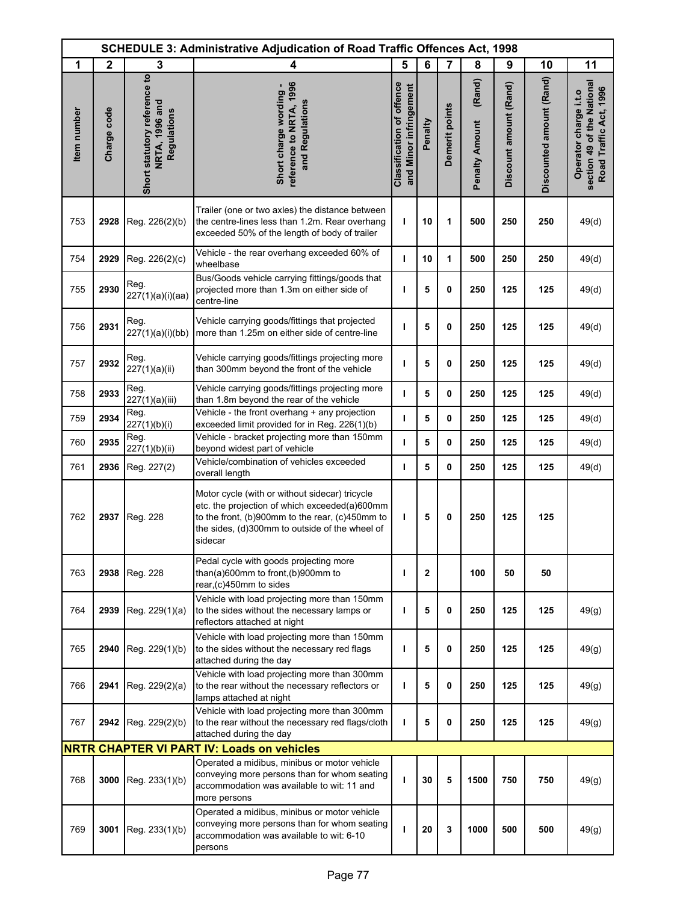| SCHEDULE 3: Administrative Adjudication of Road Traffic Offences Act, 1998 | | | | | | | | | | |
|---|---|---|---|---|---|---|---|---|---|---|
| 1 | 2 | 3 | 4 | 5 | 6 | 7 | 8 | 9 | 10 | 11 |
| Item number | Charge code | Short statutory reference to NRTA, 1996 and Regulations | Short charge wording - reference to NRTA, 1996 and Regulations | Classification of offence and Minor infringement | Penalty | Demerit points | Penalty Amount (Rand) | Discount amount (Rand) | Discounted amount (Rand) | Operator charge i.t.o section 49 of the National Road Traffic Act, 1996 |
| 753 | **2928** | Reg. 226(2)(b) | Trailer (one or two axles) the distance between the centre-lines less than 1.2m. Rear overhang exceeded 50% of the length of body of trailer | **I** | **10** | **1** | **500** | **250** | **250** | 49(d) |
| 754 | **2929** | Reg. 226(2)(c) | Vehicle - the rear overhang exceeded 60% of wheelbase | **I** | **10** | **1** | **500** | **250** | **250** | 49(d) |
| 755 | **2930** | Reg. 227(1)(a)(i)(aa) | Bus/Goods vehicle carrying fittings/goods that projected more than 1.3m on either side of centre-line | **I** | **5** | **0** | **250** | **125** | **125** | 49(d) |
| 756 | **2931** | Reg. 227(1)(a)(i)(bb) | Vehicle carrying goods/fittings that projected more than 1.25m on either side of centre-line | **I** | **5** | **0** | **250** | **125** | **125** | 49(d) |
| 757 | **2932** | Reg. 227(1)(a)(ii) | Vehicle carrying goods/fittings projecting more than 300mm beyond the front of the vehicle | **I** | **5** | **0** | **250** | **125** | **125** | 49(d) |
| 758 | **2933** | Reg. 227(1)(a)(iii) | Vehicle carrying goods/fittings projecting more than 1.8m beyond the rear of the vehicle | **I** | **5** | **0** | **250** | **125** | **125** | 49(d) |
| 759 | **2934** | Reg. 227(1)(b)(i) | Vehicle - the front overhang + any projection exceeded limit provided for in Reg. 226(1)(b) | **I** | **5** | **0** | **250** | **125** | **125** | 49(d) |
| 760 | **2935** | Reg. 227(1)(b)(ii) | Vehicle - bracket projecting more than 150mm beyond widest part of vehicle | **I** | **5** | **0** | **250** | **125** | **125** | 49(d) |
| 761 | **2936** | Reg. 227(2) | Vehicle/combination of vehicles exceeded overall length | **I** | **5** | **0** | **250** | **125** | **125** | 49(d) |
| 762 | **2937** | Reg. 228 | Motor cycle (with or without sidecar) tricycle etc. the projection of which exceeded(a)600mm to the front, (b)900mm to the rear, (c)450mm to the sides, (d)300mm to outside of the wheel of sidecar | **I** | **5** | **0** | **250** | **125** | **125** | |
| 763 | **2938** | Reg. 228 | Pedal cycle with goods projecting more than(a)600mm to front,(b)900mm to rear,(c)450mm to sides | **I** | **2** | | **100** | **50** | **50** | |
| 764 | **2939** | Reg. 229(1)(a) | Vehicle with load projecting more than 150mm to the sides without the necessary lamps or reflectors attached at night | **I** | **5** | **0** | **250** | **125** | **125** | 49(g) |
| 765 | **2940** | Reg. 229(1)(b) | Vehicle with load projecting more than 150mm to the sides without the necessary red flags attached during the day | **I** | **5** | **0** | **250** | **125** | **125** | 49(g) |
| 766 | **2941** | Reg. 229(2)(a) | Vehicle with load projecting more than 300mm to the rear without the necessary reflectors or lamps attached at night | **I** | **5** | **0** | **250** | **125** | **125** | 49(g) |
| 767 | **2942** | Reg. 229(2)(b) | Vehicle with load projecting more than 300mm to the rear without the necessary red flags/cloth attached during the day | **I** | **5** | **0** | **250** | **125** | **125** | 49(g) |
| **NRTR CHAPTER VI PART IV: Loads on vehicles** | | | | | | | | | | |
| 768 | **3000** | Reg. 233(1)(b) | Operated a midibus, minibus or motor vehicle conveying more persons than for whom seating accommodation was available to wit: 11 and more persons | **I** | **30** | **5** | **1500** | **750** | **750** | 49(g) |
| 769 | **3001** | Reg. 233(1)(b) | Operated a midibus, minibus or motor vehicle conveying more persons than for whom seating accommodation was available to wit: 6-10 persons | **I** | **20** | **3** | **1000** | **500** | **500** | 49(g) |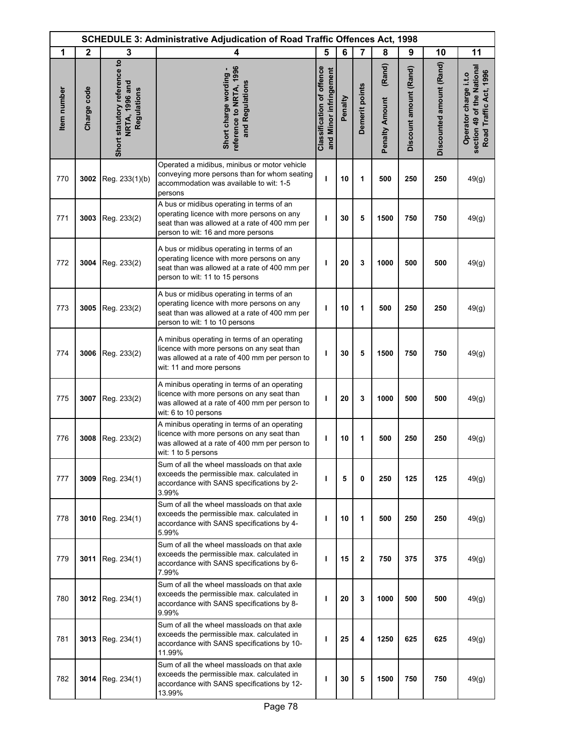| SCHEDULE 3: Administrative Adjudication of Road Traffic Offences Act, 1998 | | | | | | | | | | |
|---|---|---|---|---|---|---|---|---|---|---|
| 1 | 2 | 3 | 4 | 5 | 6 | 7 | 8 | 9 | 10 | 11 |
| Item number | Charge code | Short statutory reference to NRTA, 1996 and Regulations | Short charge wording - reference to NRTA, 1996 and Regulations | Classification of offence and Minor infringement | Penalty | Demerit points | Penalty Amount (Rand) | Discount amount (Rand) | Discounted amount (Rand) | Operator charge i.t.o section 49 of the National Road Traffic Act, 1996 |
| 770 | **3002** | Reg. 233(1)(b) | Operated a midibus, minibus or motor vehicle conveying more persons than for whom seating accommodation was available to wit: 1-5 persons | I | 10 | 1 | 500 | 250 | 250 | 49(g) |
| 771 | **3003** | Reg. 233(2) | A bus or midibus operating in terms of an operating licence with more persons on any seat than was allowed at a rate of 400 mm per person to wit: 16 and more persons | I | 30 | 5 | 1500 | 750 | 750 | 49(g) |
| 772 | **3004** | Reg. 233(2) | A bus or midibus operating in terms of an operating licence with more persons on any seat than was allowed at a rate of 400 mm per person to wit: 11 to 15 persons | I | 20 | 3 | 1000 | 500 | 500 | 49(g) |
| 773 | **3005** | Reg. 233(2) | A bus or midibus operating in terms of an operating licence with more persons on any seat than was allowed at a rate of 400 mm per person to wit: 1 to 10 persons | I | 10 | 1 | 500 | 250 | 250 | 49(g) |
| 774 | **3006** | Reg. 233(2) | A minibus operating in terms of an operating licence with more persons on any seat than was allowed at a rate of 400 mm per person to wit: 11 and more persons | I | 30 | 5 | 1500 | 750 | 750 | 49(g) |
| 775 | **3007** | Reg. 233(2) | A minibus operating in terms of an operating licence with more persons on any seat than was allowed at a rate of 400 mm per person to wit: 6 to 10 persons | I | 20 | 3 | 1000 | 500 | 500 | 49(g) |
| 776 | **3008** | Reg. 233(2) | A minibus operating in terms of an operating licence with more persons on any seat than was allowed at a rate of 400 mm per person to wit: 1 to 5 persons | I | 10 | 1 | 500 | 250 | 250 | 49(g) |
| 777 | **3009** | Reg. 234(1) | Sum of all the wheel massloads on that axle exceeds the permissible max. calculated in accordance with SANS specifications by 2-3.99% | I | 5 | 0 | 250 | 125 | 125 | 49(g) |
| 778 | **3010** | Reg. 234(1) | Sum of all the wheel massloads on that axle exceeds the permissible max. calculated in accordance with SANS specifications by 4-5.99% | I | 10 | 1 | 500 | 250 | 250 | 49(g) |
| 779 | **3011** | Reg. 234(1) | Sum of all the wheel massloads on that axle exceeds the permissible max. calculated in accordance with SANS specifications by 6-7.99% | I | 15 | 2 | 750 | 375 | 375 | 49(g) |
| 780 | **3012** | Reg. 234(1) | Sum of all the wheel massloads on that axle exceeds the permissible max. calculated in accordance with SANS specifications by 8-9.99% | I | 20 | 3 | 1000 | 500 | 500 | 49(g) |
| 781 | **3013** | Reg. 234(1) | Sum of all the wheel massloads on that axle exceeds the permissible max. calculated in accordance with SANS specifications by 10-11.99% | I | 25 | 4 | 1250 | 625 | 625 | 49(g) |
| 782 | **3014** | Reg. 234(1) | Sum of all the wheel massloads on that axle exceeds the permissible max. calculated in accordance with SANS specifications by 12-13.99% | I | 30 | 5 | 1500 | 750 | 750 | 49(g) |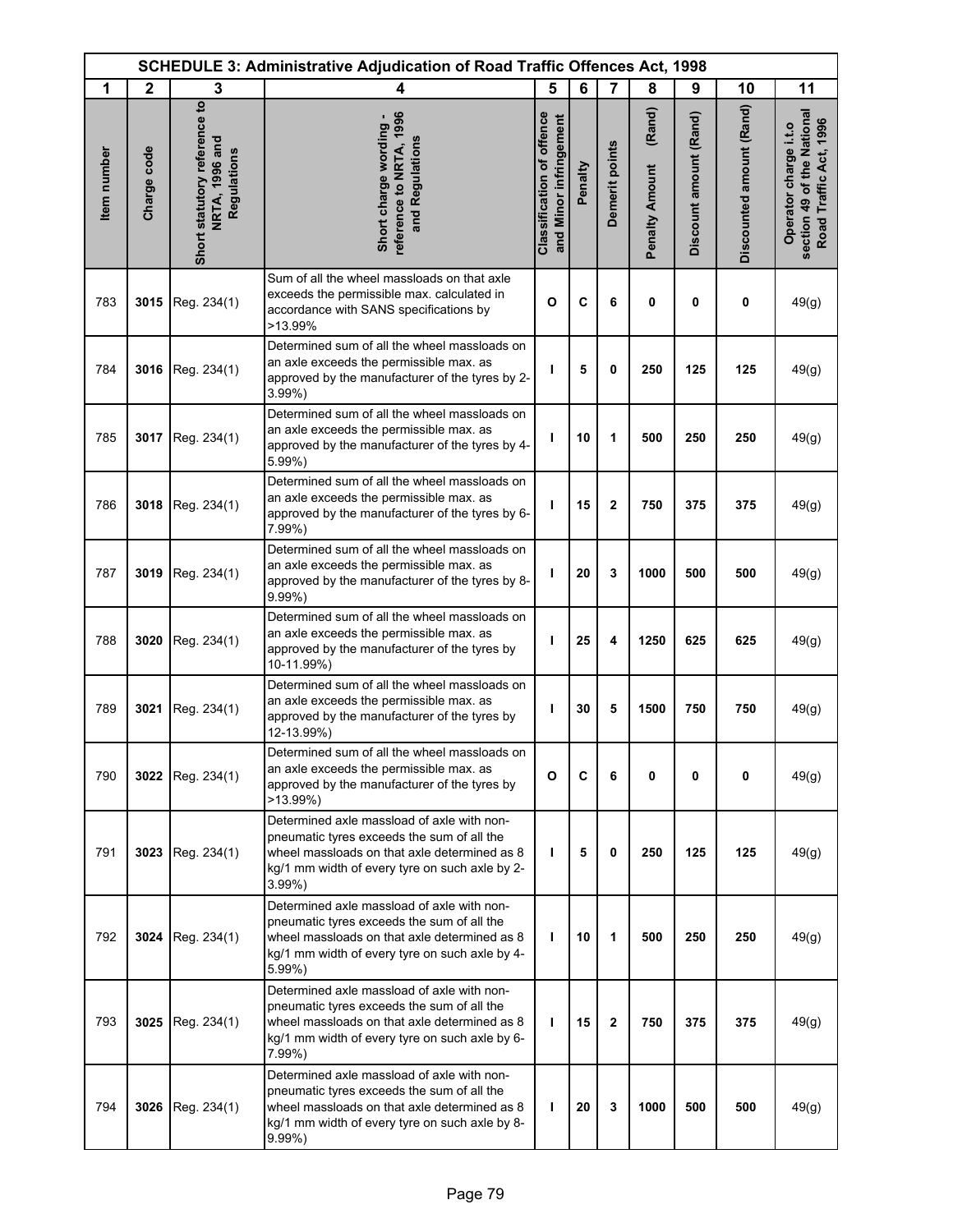| SCHEDULE 3: Administrative Adjudication of Road Traffic Offences Act, 1998 | | | | | | | | | | |
|---|---|---|---|---|---|---|---|---|---|---|
| 1 | 2 | 3 | 4 | 5 | 6 | 7 | 8 | 9 | 10 | 11 |
| Item number | Charge code | Short statutory reference to NRTA, 1996 and Regulations | Short charge wording - reference to NRTA, 1996 and Regulations | Classification of offence and Minor infringement | Penalty | Demerit points | Penalty Amount (Rand) | Discount amount (Rand) | Discounted amount (Rand) | Operator charge i.t.o section 49 of the National Road Traffic Act, 1996 |
| 783 | **3015** | Reg. 234(1) | Sum of all the wheel massloads on that axle exceeds the permissible max. calculated in accordance with SANS specifications by >13.99% | **O** | **C** | **6** | **0** | **0** | **0** | 49(g) |
| 784 | **3016** | Reg. 234(1) | Determined sum of all the wheel massloads on an axle exceeds the permissible max. as approved by the manufacturer of the tyres by 2-3.99%) | **I** | **5** | **0** | **250** | **125** | **125** | 49(g) |
| 785 | **3017** | Reg. 234(1) | Determined sum of all the wheel massloads on an axle exceeds the permissible max. as approved by the manufacturer of the tyres by 4-5.99%) | **I** | **10** | **1** | **500** | **250** | **250** | 49(g) |
| 786 | **3018** | Reg. 234(1) | Determined sum of all the wheel massloads on an axle exceeds the permissible max. as approved by the manufacturer of the tyres by 6-7.99%) | **I** | **15** | **2** | **750** | **375** | **375** | 49(g) |
| 787 | **3019** | Reg. 234(1) | Determined sum of all the wheel massloads on an axle exceeds the permissible max. as approved by the manufacturer of the tyres by 8-9.99%) | **I** | **20** | **3** | **1000** | **500** | **500** | 49(g) |
| 788 | **3020** | Reg. 234(1) | Determined sum of all the wheel massloads on an axle exceeds the permissible max. as approved by the manufacturer of the tyres by 10-11.99%) | **I** | **25** | **4** | **1250** | **625** | **625** | 49(g) |
| 789 | **3021** | Reg. 234(1) | Determined sum of all the wheel massloads on an axle exceeds the permissible max. as approved by the manufacturer of the tyres by 12-13.99%) | **I** | **30** | **5** | **1500** | **750** | **750** | 49(g) |
| 790 | **3022** | Reg. 234(1) | Determined sum of all the wheel massloads on an axle exceeds the permissible max. as approved by the manufacturer of the tyres by >13.99%) | **O** | **C** | **6** | **0** | **0** | **0** | 49(g) |
| 791 | **3023** | Reg. 234(1) | Determined axle massload of axle with non-pneumatic tyres exceeds the sum of all the wheel massloads on that axle determined as 8 kg/1 mm width of every tyre on such axle by 2-3.99%) | **I** | **5** | **0** | **250** | **125** | **125** | 49(g) |
| 792 | **3024** | Reg. 234(1) | Determined axle massload of axle with non-pneumatic tyres exceeds the sum of all the wheel massloads on that axle determined as 8 kg/1 mm width of every tyre on such axle by 4-5.99%) | **I** | **10** | **1** | **500** | **250** | **250** | 49(g) |
| 793 | **3025** | Reg. 234(1) | Determined axle massload of axle with non-pneumatic tyres exceeds the sum of all the wheel massloads on that axle determined as 8 kg/1 mm width of every tyre on such axle by 6-7.99%) | **I** | **15** | **2** | **750** | **375** | **375** | 49(g) |
| 794 | **3026** | Reg. 234(1) | Determined axle massload of axle with non-pneumatic tyres exceeds the sum of all the wheel massloads on that axle determined as 8 kg/1 mm width of every tyre on such axle by 8-9.99%) | **I** | **20** | **3** | **1000** | **500** | **500** | 49(g) |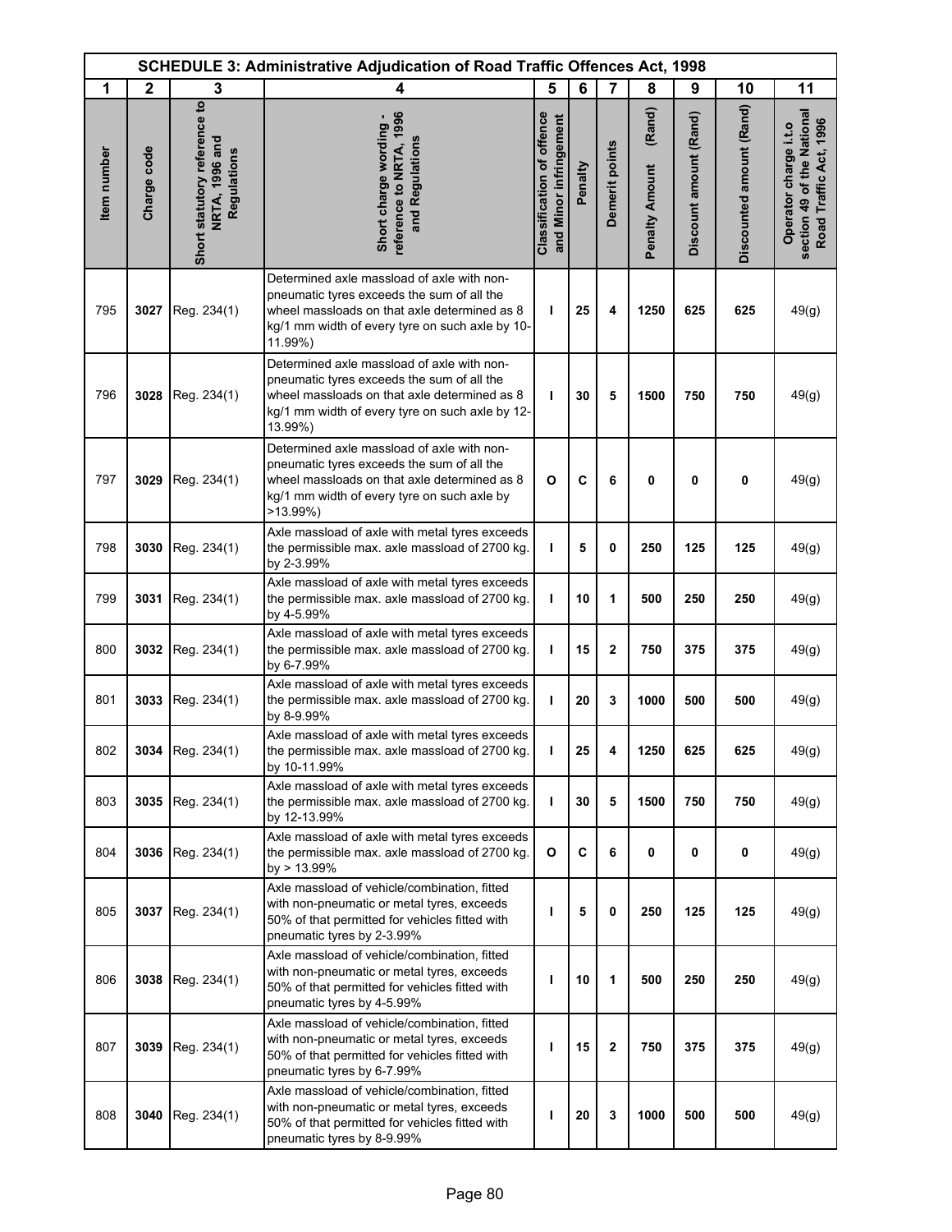| SCHEDULE 3: Administrative Adjudication of Road Traffic Offences Act, 1998 | | | | | | | | | | |
|---|---|---|---|---|---|---|---|---|---|---|
| 1 | 2 | 3 | 4 | 5 | 6 | 7 | 8 | 9 | 10 | 11 |
| Item number | Charge code | Short statutory reference to NRTA, 1996 and Regulations | Short charge wording - reference to NRTA, 1996 and Regulations | Classification of offence and Minor infringement | Penalty | Demerit points | Penalty Amount (Rand) | Discount amount (Rand) | Discounted amount (Rand) | Operator charge i.t.o section 49 of the National Road Traffic Act, 1996 |
| 795 | **3027** | Reg. 234(1) | Determined axle massload of axle with non-pneumatic tyres exceeds the sum of all the wheel massloads on that axle determined as 8 kg/1 mm width of every tyre on such axle by 10-11.99%) | **I** | **25** | **4** | **1250** | **625** | **625** | 49(g) |
| 796 | **3028** | Reg. 234(1) | Determined axle massload of axle with non-pneumatic tyres exceeds the sum of all the wheel massloads on that axle determined as 8 kg/1 mm width of every tyre on such axle by 12-13.99%) | **I** | **30** | **5** | **1500** | **750** | **750** | 49(g) |
| 797 | **3029** | Reg. 234(1) | Determined axle massload of axle with non-pneumatic tyres exceeds the sum of all the wheel massloads on that axle determined as 8 kg/1 mm width of every tyre on such axle by >13.99%) | **O** | **C** | **6** | **0** | **0** | **0** | 49(g) |
| 798 | **3030** | Reg. 234(1) | Axle massload of axle with metal tyres exceeds the permissible max. axle massload of 2700 kg. by 2-3.99% | **I** | **5** | **0** | **250** | **125** | **125** | 49(g) |
| 799 | **3031** | Reg. 234(1) | Axle massload of axle with metal tyres exceeds the permissible max. axle massload of 2700 kg. by 4-5.99% | **I** | **10** | **1** | **500** | **250** | **250** | 49(g) |
| 800 | **3032** | Reg. 234(1) | Axle massload of axle with metal tyres exceeds the permissible max. axle massload of 2700 kg. by 6-7.99% | **I** | **15** | **2** | **750** | **375** | **375** | 49(g) |
| 801 | **3033** | Reg. 234(1) | Axle massload of axle with metal tyres exceeds the permissible max. axle massload of 2700 kg. by 8-9.99% | **I** | **20** | **3** | **1000** | **500** | **500** | 49(g) |
| 802 | **3034** | Reg. 234(1) | Axle massload of axle with metal tyres exceeds the permissible max. axle massload of 2700 kg. by 10-11.99% | **I** | **25** | **4** | **1250** | **625** | **625** | 49(g) |
| 803 | **3035** | Reg. 234(1) | Axle massload of axle with metal tyres exceeds the permissible max. axle massload of 2700 kg. by 12-13.99% | **I** | **30** | **5** | **1500** | **750** | **750** | 49(g) |
| 804 | **3036** | Reg. 234(1) | Axle massload of axle with metal tyres exceeds the permissible max. axle massload of 2700 kg. by > 13.99% | **O** | **C** | **6** | **0** | **0** | **0** | 49(g) |
| 805 | **3037** | Reg. 234(1) | Axle massload of vehicle/combination, fitted with non-pneumatic or metal tyres, exceeds 50% of that permitted for vehicles fitted with pneumatic tyres by 2-3.99% | **I** | **5** | **0** | **250** | **125** | **125** | 49(g) |
| 806 | **3038** | Reg. 234(1) | Axle massload of vehicle/combination, fitted with non-pneumatic or metal tyres, exceeds 50% of that permitted for vehicles fitted with pneumatic tyres by 4-5.99% | **I** | **10** | **1** | **500** | **250** | **250** | 49(g) |
| 807 | **3039** | Reg. 234(1) | Axle massload of vehicle/combination, fitted with non-pneumatic or metal tyres, exceeds 50% of that permitted for vehicles fitted with pneumatic tyres by 6-7.99% | **I** | **15** | **2** | **750** | **375** | **375** | 49(g) |
| 808 | **3040** | Reg. 234(1) | Axle massload of vehicle/combination, fitted with non-pneumatic or metal tyres, exceeds 50% of that permitted for vehicles fitted with pneumatic tyres by 8-9.99% | **I** | **20** | **3** | **1000** | **500** | **500** | 49(g) |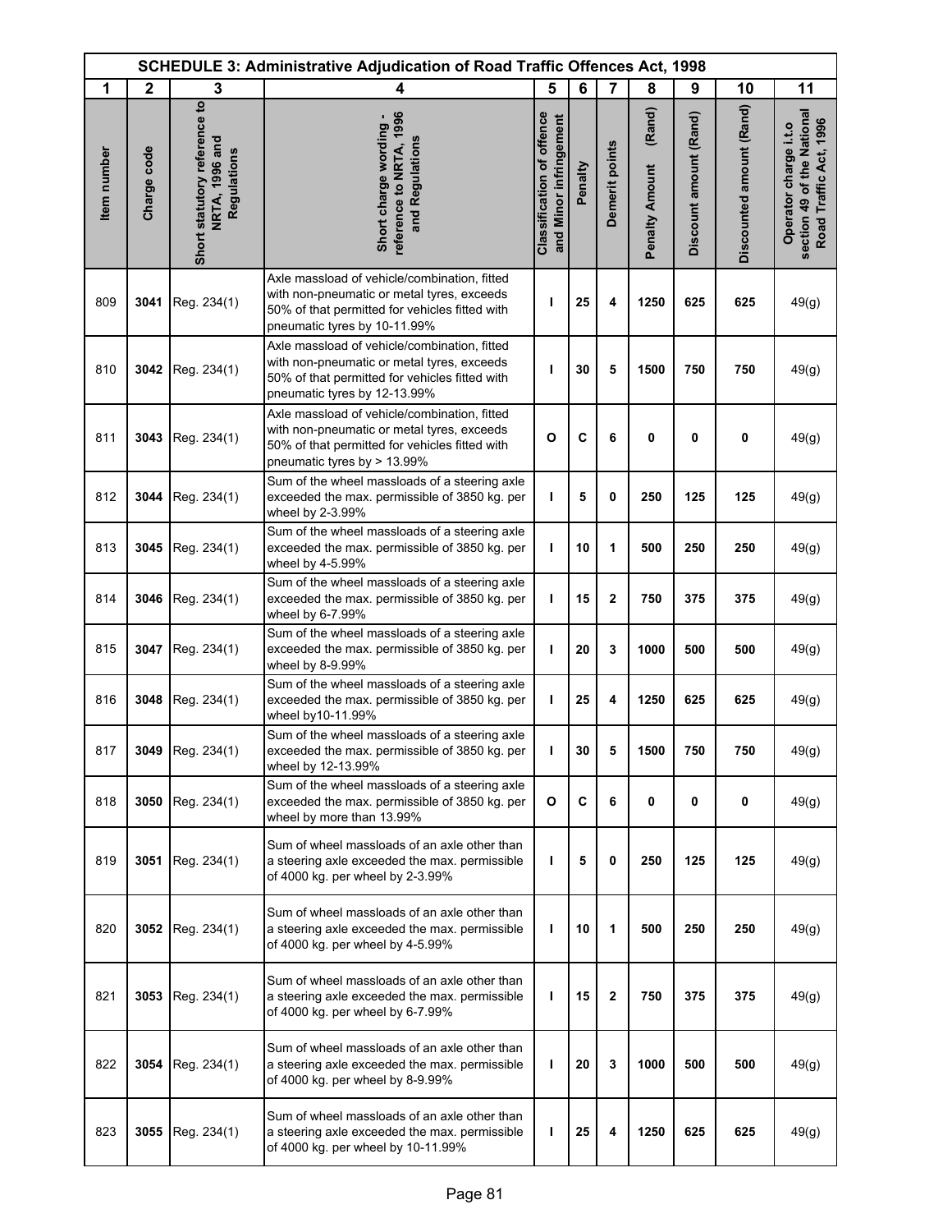| SCHEDULE 3: Administrative Adjudication of Road Traffic Offences Act, 1998 | | | | | | | | | | |
|---|---|---|---|---|---|---|---|---|---|---|
| 1 | 2 | 3 | 4 | 5 | 6 | 7 | 8 | 9 | 10 | 11 |
| Item number | Charge code | Short statutory reference to NRTA, 1996 and Regulations | Short charge wording - reference to NRTA, 1996 and Regulations | Classification of offence and Minor infringement | Penalty | Demerit points | Penalty Amount (Rand) | Discount amount (Rand) | Discounted amount (Rand) | Operator charge i.t.o section 49 of the National Road Traffic Act, 1996 |
| 809 | **3041** | Reg. 234(1) | Axle massload of vehicle/combination, fitted with non-pneumatic or metal tyres, exceeds 50% of that permitted for vehicles fitted with pneumatic tyres by 10-11.99% | **I** | **25** | **4** | **1250** | **625** | **625** | 49(g) |
| 810 | **3042** | Reg. 234(1) | Axle massload of vehicle/combination, fitted with non-pneumatic or metal tyres, exceeds 50% of that permitted for vehicles fitted with pneumatic tyres by 12-13.99% | **I** | **30** | **5** | **1500** | **750** | **750** | 49(g) |
| 811 | **3043** | Reg. 234(1) | Axle massload of vehicle/combination, fitted with non-pneumatic or metal tyres, exceeds 50% of that permitted for vehicles fitted with pneumatic tyres by > 13.99% | **O** | **C** | **6** | **0** | **0** | **0** | 49(g) |
| 812 | **3044** | Reg. 234(1) | Sum of the wheel massloads of a steering axle exceeded the max. permissible of 3850 kg. per wheel by 2-3.99% | **I** | **5** | **0** | **250** | **125** | **125** | 49(g) |
| 813 | **3045** | Reg. 234(1) | Sum of the wheel massloads of a steering axle exceeded the max. permissible of 3850 kg. per wheel by 4-5.99% | **I** | **10** | **1** | **500** | **250** | **250** | 49(g) |
| 814 | **3046** | Reg. 234(1) | Sum of the wheel massloads of a steering axle exceeded the max. permissible of 3850 kg. per wheel by 6-7.99% | **I** | **15** | **2** | **750** | **375** | **375** | 49(g) |
| 815 | **3047** | Reg. 234(1) | Sum of the wheel massloads of a steering axle exceeded the max. permissible of 3850 kg. per wheel by 8-9.99% | **I** | **20** | **3** | **1000** | **500** | **500** | 49(g) |
| 816 | **3048** | Reg. 234(1) | Sum of the wheel massloads of a steering axle exceeded the max. permissible of 3850 kg. per wheel by10-11.99% | **I** | **25** | **4** | **1250** | **625** | **625** | 49(g) |
| 817 | **3049** | Reg. 234(1) | Sum of the wheel massloads of a steering axle exceeded the max. permissible of 3850 kg. per wheel by 12-13.99% | **I** | **30** | **5** | **1500** | **750** | **750** | 49(g) |
| 818 | **3050** | Reg. 234(1) | Sum of the wheel massloads of a steering axle exceeded the max. permissible of 3850 kg. per wheel by more than 13.99% | **O** | **C** | **6** | **0** | **0** | **0** | 49(g) |
| 819 | **3051** | Reg. 234(1) | Sum of wheel massloads of an axle other than a steering axle exceeded the max. permissible of 4000 kg. per wheel by 2-3.99% | **I** | **5** | **0** | **250** | **125** | **125** | 49(g) |
| 820 | **3052** | Reg. 234(1) | Sum of wheel massloads of an axle other than a steering axle exceeded the max. permissible of 4000 kg. per wheel by 4-5.99% | **I** | **10** | **1** | **500** | **250** | **250** | 49(g) |
| 821 | **3053** | Reg. 234(1) | Sum of wheel massloads of an axle other than a steering axle exceeded the max. permissible of 4000 kg. per wheel by 6-7.99% | **I** | **15** | **2** | **750** | **375** | **375** | 49(g) |
| 822 | **3054** | Reg. 234(1) | Sum of wheel massloads of an axle other than a steering axle exceeded the max. permissible of 4000 kg. per wheel by 8-9.99% | **I** | **20** | **3** | **1000** | **500** | **500** | 49(g) |
| 823 | **3055** | Reg. 234(1) | Sum of wheel massloads of an axle other than a steering axle exceeded the max. permissible of 4000 kg. per wheel by 10-11.99% | **I** | **25** | **4** | **1250** | **625** | **625** | 49(g) |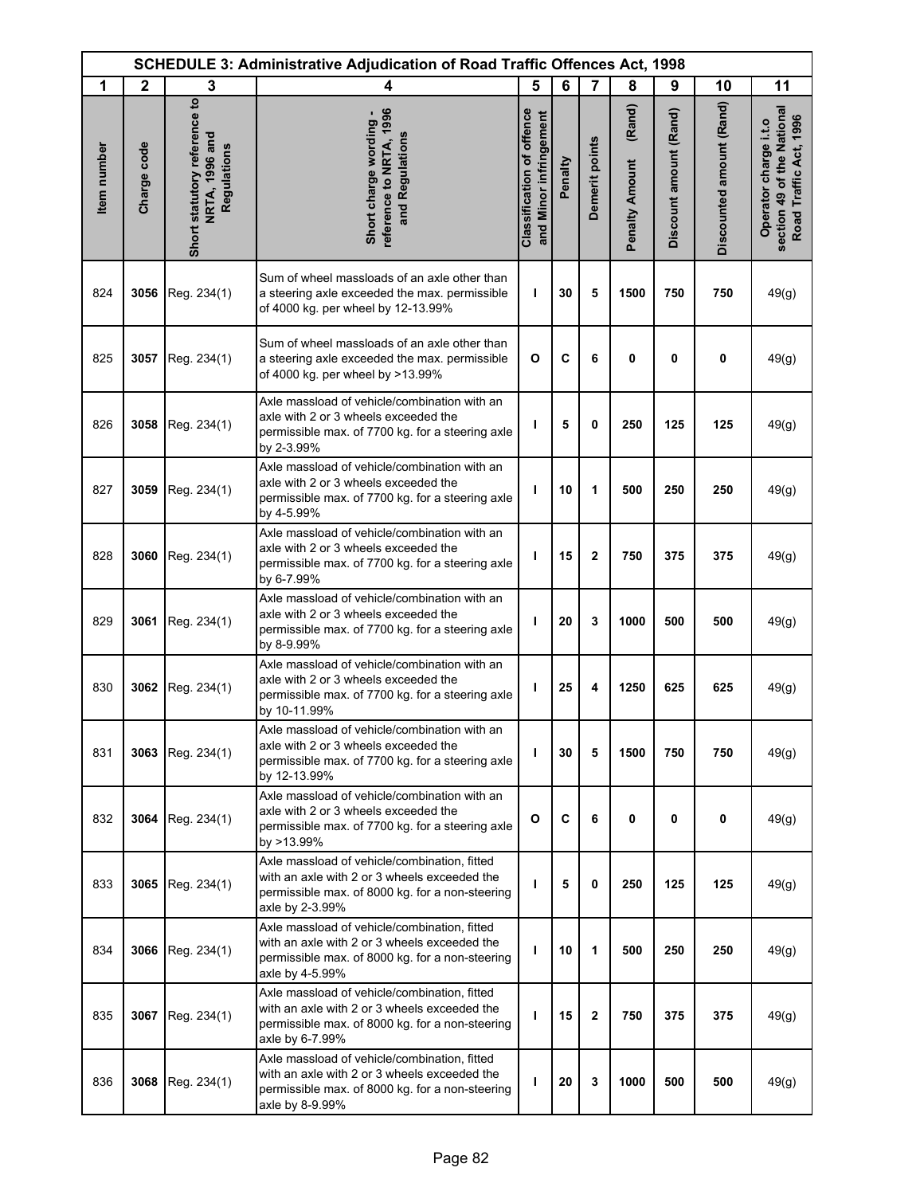| SCHEDULE 3: Administrative Adjudication of Road Traffic Offences Act, 1998 | | | | | | | | | | |
|---|---|---|---|---|---|---|---|---|---|---|
| 1 | 2 | 3 | 4 | 5 | 6 | 7 | 8 | 9 | 10 | 11 |
| Item number | Charge code | Short statutory reference to NRTA, 1996 and Regulations | Short charge wording - reference to NRTA, 1996 and Regulations | Classification of offence and Minor infringement | Penalty | Demerit points | Penalty Amount (Rand) | Discount amount (Rand) | Discounted amount (Rand) | Operator charge i.t.o section 49 of the National Road Traffic Act, 1996 |
| 824 | **3056** | Reg. 234(1) | Sum of wheel massloads of an axle other than a steering axle exceeded the max. permissible of 4000 kg. per wheel by 12-13.99% | I | 30 | 5 | 1500 | 750 | 750 | 49(g) |
| 825 | **3057** | Reg. 234(1) | Sum of wheel massloads of an axle other than a steering axle exceeded the max. permissible of 4000 kg. per wheel by >13.99% | O | C | 6 | 0 | 0 | 0 | 49(g) |
| 826 | **3058** | Reg. 234(1) | Axle massload of vehicle/combination with an axle with 2 or 3 wheels exceeded the permissible max. of 7700 kg. for a steering axle by 2-3.99% | I | 5 | 0 | 250 | 125 | 125 | 49(g) |
| 827 | **3059** | Reg. 234(1) | Axle massload of vehicle/combination with an axle with 2 or 3 wheels exceeded the permissible max. of 7700 kg. for a steering axle by 4-5.99% | I | 10 | 1 | 500 | 250 | 250 | 49(g) |
| 828 | **3060** | Reg. 234(1) | Axle massload of vehicle/combination with an axle with 2 or 3 wheels exceeded the permissible max. of 7700 kg. for a steering axle by 6-7.99% | I | 15 | 2 | 750 | 375 | 375 | 49(g) |
| 829 | **3061** | Reg. 234(1) | Axle massload of vehicle/combination with an axle with 2 or 3 wheels exceeded the permissible max. of 7700 kg. for a steering axle by 8-9.99% | I | 20 | 3 | 1000 | 500 | 500 | 49(g) |
| 830 | **3062** | Reg. 234(1) | Axle massload of vehicle/combination with an axle with 2 or 3 wheels exceeded the permissible max. of 7700 kg. for a steering axle by 10-11.99% | I | 25 | 4 | 1250 | 625 | 625 | 49(g) |
| 831 | **3063** | Reg. 234(1) | Axle massload of vehicle/combination with an axle with 2 or 3 wheels exceeded the permissible max. of 7700 kg. for a steering axle by 12-13.99% | I | 30 | 5 | 1500 | 750 | 750 | 49(g) |
| 832 | **3064** | Reg. 234(1) | Axle massload of vehicle/combination with an axle with 2 or 3 wheels exceeded the permissible max. of 7700 kg. for a steering axle by >13.99% | O | C | 6 | 0 | 0 | 0 | 49(g) |
| 833 | **3065** | Reg. 234(1) | Axle massload of vehicle/combination, fitted with an axle with 2 or 3 wheels exceeded the permissible max. of 8000 kg. for a non-steering axle by 2-3.99% | I | 5 | 0 | 250 | 125 | 125 | 49(g) |
| 834 | **3066** | Reg. 234(1) | Axle massload of vehicle/combination, fitted with an axle with 2 or 3 wheels exceeded the permissible max. of 8000 kg. for a non-steering axle by 4-5.99% | I | 10 | 1 | 500 | 250 | 250 | 49(g) |
| 835 | **3067** | Reg. 234(1) | Axle massload of vehicle/combination, fitted with an axle with 2 or 3 wheels exceeded the permissible max. of 8000 kg. for a non-steering axle by 6-7.99% | I | 15 | 2 | 750 | 375 | 375 | 49(g) |
| 836 | **3068** | Reg. 234(1) | Axle massload of vehicle/combination, fitted with an axle with 2 or 3 wheels exceeded the permissible max. of 8000 kg. for a non-steering axle by 8-9.99% | I | 20 | 3 | 1000 | 500 | 500 | 49(g) |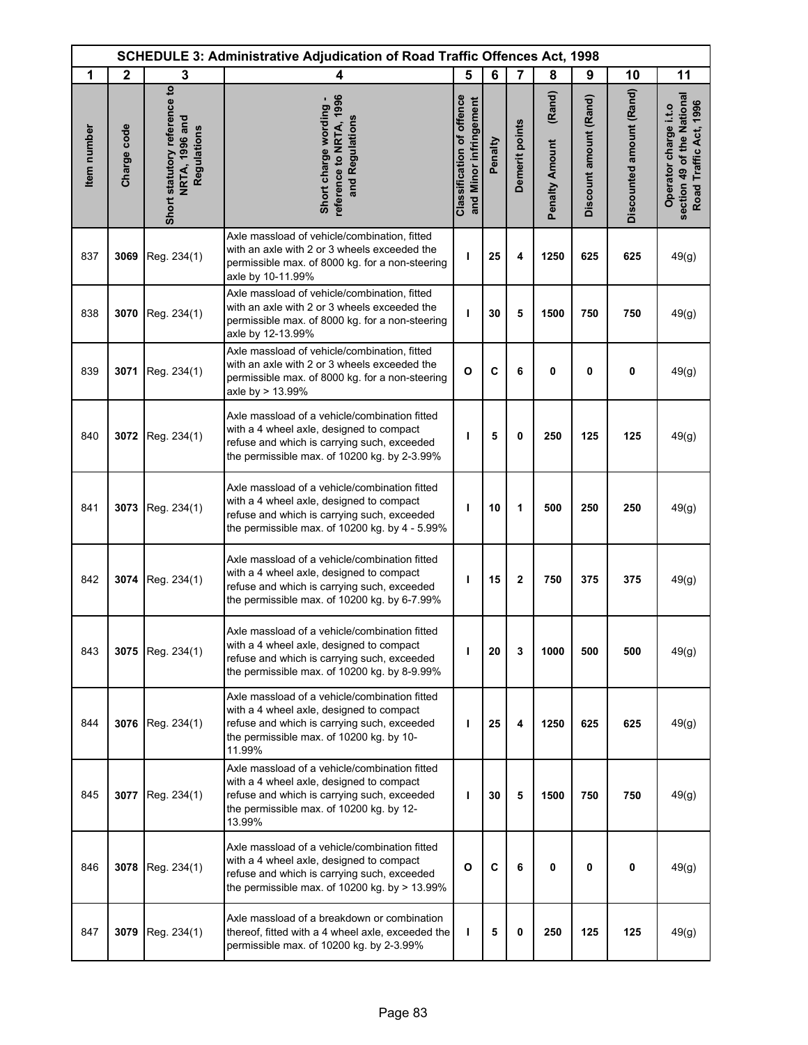| SCHEDULE 3: Administrative Adjudication of Road Traffic Offences Act, 1998 | | | | | | | | | | |
|---|---|---|---|---|---|---|---|---|---|---|
| 1 | 2 | 3 | 4 | 5 | 6 | 7 | 8 | 9 | 10 | 11 |
| Item number | Charge code | Short statutory reference to NRTA, 1996 and Regulations | Short charge wording - reference to NRTA, 1996 and Regulations | Classification of offence and Minor infringement | Penalty | Demerit points | Penalty Amount (Rand) | Discount amount (Rand) | Discounted amount (Rand) | Operator charge i.t.o section 49 of the National Road Traffic Act, 1996 |
| 837 | **3069** | Reg. 234(1) | Axle massload of vehicle/combination, fitted with an axle with 2 or 3 wheels exceeded the permissible max. of 8000 kg. for a non-steering axle by 10-11.99% | **I** | **25** | **4** | **1250** | **625** | **625** | 49(g) |
| 838 | **3070** | Reg. 234(1) | Axle massload of vehicle/combination, fitted with an axle with 2 or 3 wheels exceeded the permissible max. of 8000 kg. for a non-steering axle by 12-13.99% | **I** | **30** | **5** | **1500** | **750** | **750** | 49(g) |
| 839 | **3071** | Reg. 234(1) | Axle massload of vehicle/combination, fitted with an axle with 2 or 3 wheels exceeded the permissible max. of 8000 kg. for a non-steering axle by > 13.99% | **O** | **C** | **6** | **0** | **0** | **0** | 49(g) |
| 840 | **3072** | Reg. 234(1) | Axle massload of a vehicle/combination fitted with a 4 wheel axle, designed to compact refuse and which is carrying such, exceeded the permissible max. of 10200 kg. by 2-3.99% | **I** | **5** | **0** | **250** | **125** | **125** | 49(g) |
| 841 | **3073** | Reg. 234(1) | Axle massload of a vehicle/combination fitted with a 4 wheel axle, designed to compact refuse and which is carrying such, exceeded the permissible max. of 10200 kg. by 4 - 5.99% | **I** | **10** | **1** | **500** | **250** | **250** | 49(g) |
| 842 | **3074** | Reg. 234(1) | Axle massload of a vehicle/combination fitted with a 4 wheel axle, designed to compact refuse and which is carrying such, exceeded the permissible max. of 10200 kg. by 6-7.99% | **I** | **15** | **2** | **750** | **375** | **375** | 49(g) |
| 843 | **3075** | Reg. 234(1) | Axle massload of a vehicle/combination fitted with a 4 wheel axle, designed to compact refuse and which is carrying such, exceeded the permissible max. of 10200 kg. by 8-9.99% | **I** | **20** | **3** | **1000** | **500** | **500** | 49(g) |
| 844 | **3076** | Reg. 234(1) | Axle massload of a vehicle/combination fitted with a 4 wheel axle, designed to compact refuse and which is carrying such, exceeded the permissible max. of 10200 kg. by 10-11.99% | **I** | **25** | **4** | **1250** | **625** | **625** | 49(g) |
| 845 | **3077** | Reg. 234(1) | Axle massload of a vehicle/combination fitted with a 4 wheel axle, designed to compact refuse and which is carrying such, exceeded the permissible max. of 10200 kg. by 12-13.99% | **I** | **30** | **5** | **1500** | **750** | **750** | 49(g) |
| 846 | **3078** | Reg. 234(1) | Axle massload of a vehicle/combination fitted with a 4 wheel axle, designed to compact refuse and which is carrying such, exceeded the permissible max. of 10200 kg. by > 13.99% | **O** | **C** | **6** | **0** | **0** | **0** | 49(g) |
| 847 | **3079** | Reg. 234(1) | Axle massload of a breakdown or combination thereof, fitted with a 4 wheel axle, exceeded the permissible max. of 10200 kg. by 2-3.99% | **I** | **5** | **0** | **250** | **125** | **125** | 49(g) |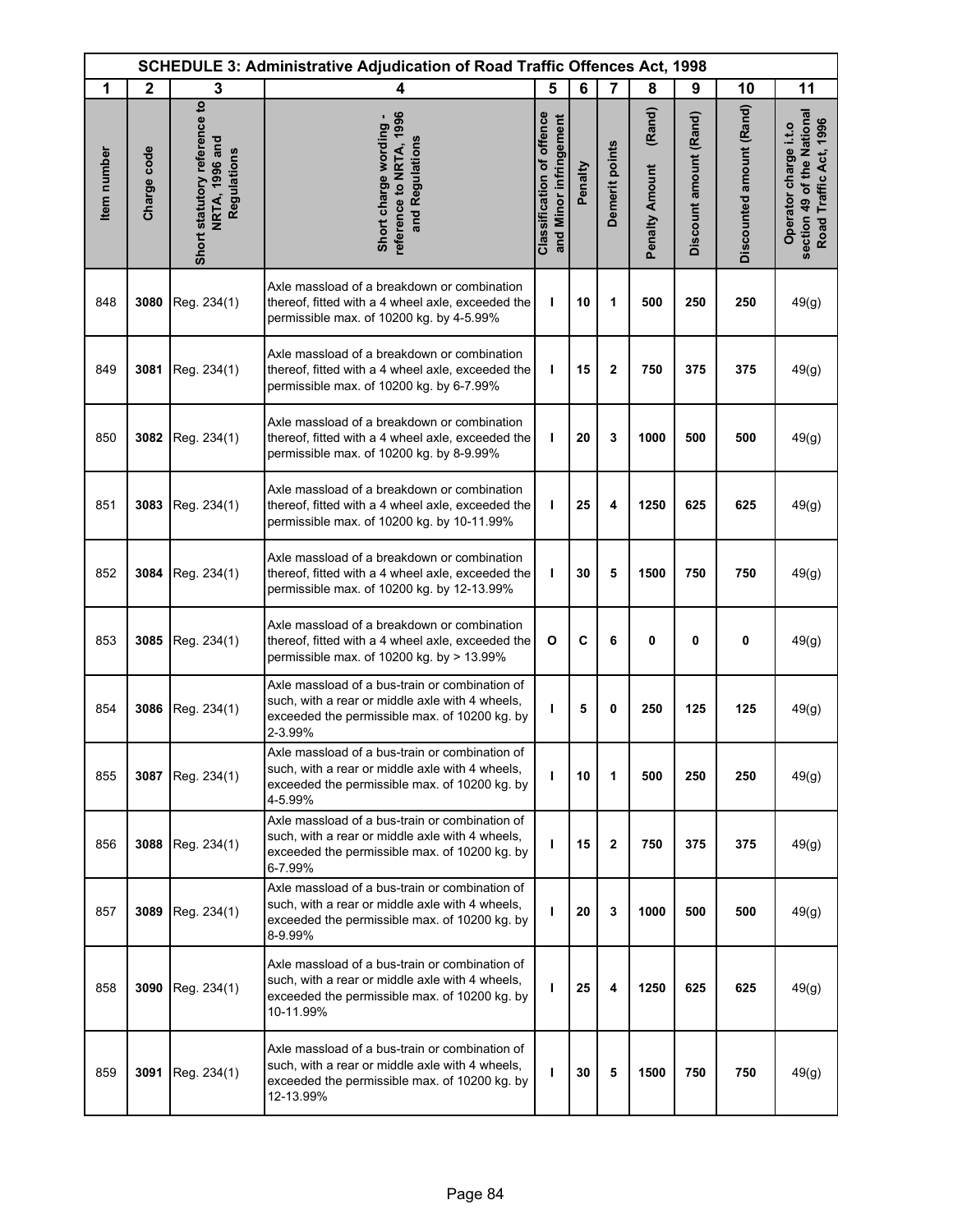| SCHEDULE 3: Administrative Adjudication of Road Traffic Offences Act, 1998 | | | | | | | | | | |
|---|---|---|---|---|---|---|---|---|---|---|
| 1 | 2 | 3 | 4 | 5 | 6 | 7 | 8 | 9 | 10 | 11 |
| Item number | Charge code | Short statutory reference to NRTA, 1996 and Regulations | Short charge wording - reference to NRTA, 1996 and Regulations | Classification of offence and Minor infringement | Penalty | Demerit points | Penalty Amount (Rand) | Discount amount (Rand) | Discounted amount (Rand) | Operator charge i.t.o section 49 of the National Road Traffic Act, 1996 |
| 848 | **3080** | Reg. 234(1) | Axle massload of a breakdown or combination thereof, fitted with a 4 wheel axle, exceeded the permissible max. of 10200 kg. by 4-5.99% | **I** | **10** | **1** | **500** | **250** | **250** | 49(g) |
| 849 | **3081** | Reg. 234(1) | Axle massload of a breakdown or combination thereof, fitted with a 4 wheel axle, exceeded the permissible max. of 10200 kg. by 6-7.99% | **I** | **15** | **2** | **750** | **375** | **375** | 49(g) |
| 850 | **3082** | Reg. 234(1) | Axle massload of a breakdown or combination thereof, fitted with a 4 wheel axle, exceeded the permissible max. of 10200 kg. by 8-9.99% | **I** | **20** | **3** | **1000** | **500** | **500** | 49(g) |
| 851 | **3083** | Reg. 234(1) | Axle massload of a breakdown or combination thereof, fitted with a 4 wheel axle, exceeded the permissible max. of 10200 kg. by 10-11.99% | **I** | **25** | **4** | **1250** | **625** | **625** | 49(g) |
| 852 | **3084** | Reg. 234(1) | Axle massload of a breakdown or combination thereof, fitted with a 4 wheel axle, exceeded the permissible max. of 10200 kg. by 12-13.99% | **I** | **30** | **5** | **1500** | **750** | **750** | 49(g) |
| 853 | **3085** | Reg. 234(1) | Axle massload of a breakdown or combination thereof, fitted with a 4 wheel axle, exceeded the permissible max. of 10200 kg. by > 13.99% | **O** | **C** | **6** | **0** | **0** | **0** | 49(g) |
| 854 | **3086** | Reg. 234(1) | Axle massload of a bus-train or combination of such, with a rear or middle axle with 4 wheels, exceeded the permissible max. of 10200 kg. by 2-3.99% | **I** | **5** | **0** | **250** | **125** | **125** | 49(g) |
| 855 | **3087** | Reg. 234(1) | Axle massload of a bus-train or combination of such, with a rear or middle axle with 4 wheels, exceeded the permissible max. of 10200 kg. by 4-5.99% | **I** | **10** | **1** | **500** | **250** | **250** | 49(g) |
| 856 | **3088** | Reg. 234(1) | Axle massload of a bus-train or combination of such, with a rear or middle axle with 4 wheels, exceeded the permissible max. of 10200 kg. by 6-7.99% | **I** | **15** | **2** | **750** | **375** | **375** | 49(g) |
| 857 | **3089** | Reg. 234(1) | Axle massload of a bus-train or combination of such, with a rear or middle axle with 4 wheels, exceeded the permissible max. of 10200 kg. by 8-9.99% | **I** | **20** | **3** | **1000** | **500** | **500** | 49(g) |
| 858 | **3090** | Reg. 234(1) | Axle massload of a bus-train or combination of such, with a rear or middle axle with 4 wheels, exceeded the permissible max. of 10200 kg. by 10-11.99% | **I** | **25** | **4** | **1250** | **625** | **625** | 49(g) |
| 859 | **3091** | Reg. 234(1) | Axle massload of a bus-train or combination of such, with a rear or middle axle with 4 wheels, exceeded the permissible max. of 10200 kg. by 12-13.99% | **I** | **30** | **5** | **1500** | **750** | **750** | 49(g) |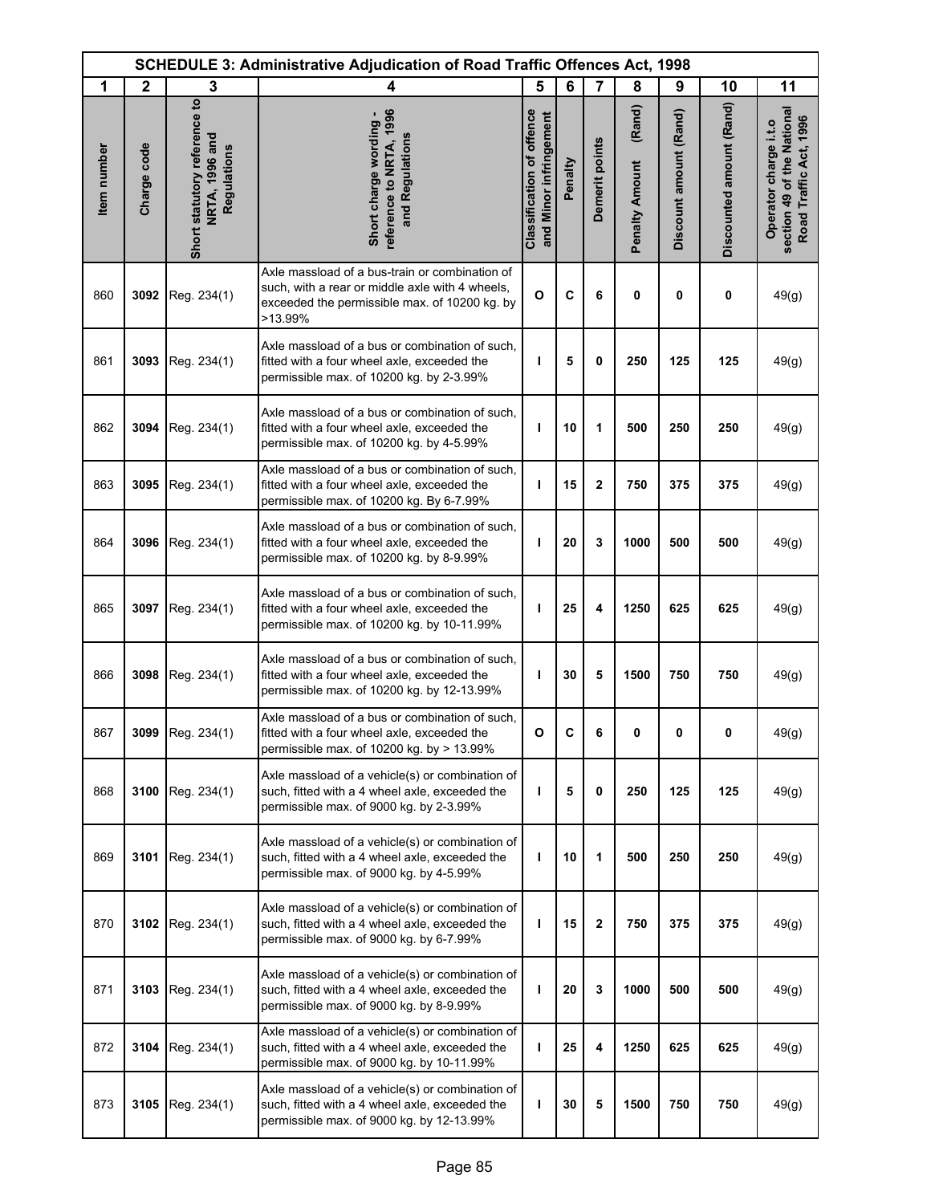# SCHEDULE 3: Administrative Adjudication of Road Traffic Offences Act, 1998

| 1 | 2 | 3 | 4 | 5 | 6 | 7 | 8 | 9 | 10 | 11 |
|---|---|---|---|---|---|---|---|---|---|---|
| Item number | Charge code | Short statutory reference to NRTA, 1996 and Regulations | Short charge wording - reference to NRTA, 1996 and Regulations | Classification of offence and Minor infringement | Penalty | Demerit points | Penalty Amount (Rand) | Discount amount (Rand) | Discounted amount (Rand) | Operator charge i.t.o section 49 of the National Road Traffic Act, 1996 |
| 860 | **3092** | Reg. 234(1) | Axle massload of a bus-train or combination of such, with a rear or middle axle with 4 wheels, exceeded the permissible max. of 10200 kg. by >13.99% | **O** | **C** | **6** | **0** | **0** | **0** | 49(g) |
| 861 | **3093** | Reg. 234(1) | Axle massload of a bus or combination of such, fitted with a four wheel axle, exceeded the permissible max. of 10200 kg. by 2-3.99% | **I** | **5** | **0** | **250** | **125** | **125** | 49(g) |
| 862 | **3094** | Reg. 234(1) | Axle massload of a bus or combination of such, fitted with a four wheel axle, exceeded the permissible max. of 10200 kg. by 4-5.99% | **I** | **10** | **1** | **500** | **250** | **250** | 49(g) |
| 863 | **3095** | Reg. 234(1) | Axle massload of a bus or combination of such, fitted with a four wheel axle, exceeded the permissible max. of 10200 kg. By 6-7.99% | **I** | **15** | **2** | **750** | **375** | **375** | 49(g) |
| 864 | **3096** | Reg. 234(1) | Axle massload of a bus or combination of such, fitted with a four wheel axle, exceeded the permissible max. of 10200 kg. by 8-9.99% | **I** | **20** | **3** | **1000** | **500** | **500** | 49(g) |
| 865 | **3097** | Reg. 234(1) | Axle massload of a bus or combination of such, fitted with a four wheel axle, exceeded the permissible max. of 10200 kg. by 10-11.99% | **I** | **25** | **4** | **1250** | **625** | **625** | 49(g) |
| 866 | **3098** | Reg. 234(1) | Axle massload of a bus or combination of such, fitted with a four wheel axle, exceeded the permissible max. of 10200 kg. by 12-13.99% | **I** | **30** | **5** | **1500** | **750** | **750** | 49(g) |
| 867 | **3099** | Reg. 234(1) | Axle massload of a bus or combination of such, fitted with a four wheel axle, exceeded the permissible max. of 10200 kg. by > 13.99% | **O** | **C** | **6** | **0** | **0** | **0** | 49(g) |
| 868 | **3100** | Reg. 234(1) | Axle massload of a vehicle(s) or combination of such, fitted with a 4 wheel axle, exceeded the permissible max. of 9000 kg. by 2-3.99% | **I** | **5** | **0** | **250** | **125** | **125** | 49(g) |
| 869 | **3101** | Reg. 234(1) | Axle massload of a vehicle(s) or combination of such, fitted with a 4 wheel axle, exceeded the permissible max. of 9000 kg. by 4-5.99% | **I** | **10** | **1** | **500** | **250** | **250** | 49(g) |
| 870 | **3102** | Reg. 234(1) | Axle massload of a vehicle(s) or combination of such, fitted with a 4 wheel axle, exceeded the permissible max. of 9000 kg. by 6-7.99% | **I** | **15** | **2** | **750** | **375** | **375** | 49(g) |
| 871 | **3103** | Reg. 234(1) | Axle massload of a vehicle(s) or combination of such, fitted with a 4 wheel axle, exceeded the permissible max. of 9000 kg. by 8-9.99% | **I** | **20** | **3** | **1000** | **500** | **500** | 49(g) |
| 872 | **3104** | Reg. 234(1) | Axle massload of a vehicle(s) or combination of such, fitted with a 4 wheel axle, exceeded the permissible max. of 9000 kg. by 10-11.99% | **I** | **25** | **4** | **1250** | **625** | **625** | 49(g) |
| 873 | **3105** | Reg. 234(1) | Axle massload of a vehicle(s) or combination of such, fitted with a 4 wheel axle, exceeded the permissible max. of 9000 kg. by 12-13.99% | **I** | **30** | **5** | **1500** | **750** | **750** | 49(g) |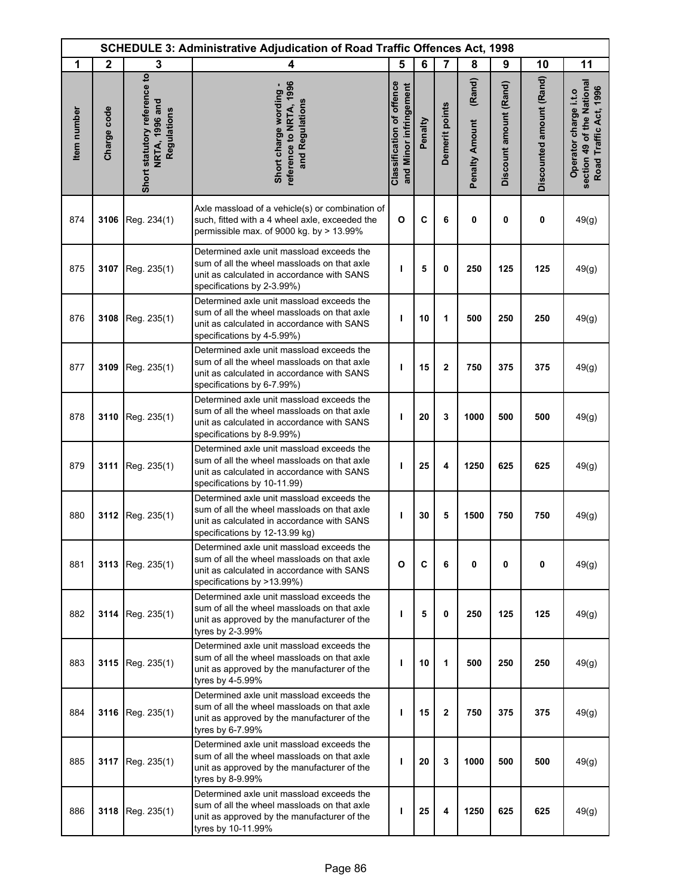# SCHEDULE 3: Administrative Adjudication of Road Traffic Offences Act, 1998

| 1 | 2 | 3 | 4 | 5 | 6 | 7 | 8 | 9 | 10 | 11 |
|---|---|---|---|---|---|---|---|---|---|---|
| Item number | Charge code | Short statutory reference to NRTA, 1996 and Regulations | Short charge wording - reference to NRTA, 1996 and Regulations | Classification of offence and Minor infringement | Penalty | Demerit points | Penalty Amount (Rand) | Discount amount (Rand) | Discounted amount (Rand) | Operator charge i.t.o section 49 of the National Road Traffic Act, 1996 |
| 874 | **3106** | Reg. 234(1) | Axle massload of a vehicle(s) or combination of such, fitted with a 4 wheel axle, exceeded the permissible max. of 9000 kg. by > 13.99% | **O** | **C** | **6** | **0** | **0** | **0** | 49(g) |
| 875 | **3107** | Reg. 235(1) | Determined axle unit massload exceeds the sum of all the wheel massloads on that axle unit as calculated in accordance with SANS specifications by 2-3.99%) | **I** | **5** | **0** | **250** | **125** | **125** | 49(g) |
| 876 | **3108** | Reg. 235(1) | Determined axle unit massload exceeds the sum of all the wheel massloads on that axle unit as calculated in accordance with SANS specifications by 4-5.99%) | **I** | **10** | **1** | **500** | **250** | **250** | 49(g) |
| 877 | **3109** | Reg. 235(1) | Determined axle unit massload exceeds the sum of all the wheel massloads on that axle unit as calculated in accordance with SANS specifications by 6-7.99%) | **I** | **15** | **2** | **750** | **375** | **375** | 49(g) |
| 878 | **3110** | Reg. 235(1) | Determined axle unit massload exceeds the sum of all the wheel massloads on that axle unit as calculated in accordance with SANS specifications by 8-9.99%) | **I** | **20** | **3** | **1000** | **500** | **500** | 49(g) |
| 879 | **3111** | Reg. 235(1) | Determined axle unit massload exceeds the sum of all the wheel massloads on that axle unit as calculated in accordance with SANS specifications by 10-11.99) | **I** | **25** | **4** | **1250** | **625** | **625** | 49(g) |
| 880 | **3112** | Reg. 235(1) | Determined axle unit massload exceeds the sum of all the wheel massloads on that axle unit as calculated in accordance with SANS specifications by 12-13.99 kg) | **I** | **30** | **5** | **1500** | **750** | **750** | 49(g) |
| 881 | **3113** | Reg. 235(1) | Determined axle unit massload exceeds the sum of all the wheel massloads on that axle unit as calculated in accordance with SANS specifications by >13.99%) | **O** | **C** | **6** | **0** | **0** | **0** | 49(g) |
| 882 | **3114** | Reg. 235(1) | Determined axle unit massload exceeds the sum of all the wheel massloads on that axle unit as approved by the manufacturer of the tyres by 2-3.99% | **I** | **5** | **0** | **250** | **125** | **125** | 49(g) |
| 883 | **3115** | Reg. 235(1) | Determined axle unit massload exceeds the sum of all the wheel massloads on that axle unit as approved by the manufacturer of the tyres by 4-5.99% | **I** | **10** | **1** | **500** | **250** | **250** | 49(g) |
| 884 | **3116** | Reg. 235(1) | Determined axle unit massload exceeds the sum of all the wheel massloads on that axle unit as approved by the manufacturer of the tyres by 6-7.99% | **I** | **15** | **2** | **750** | **375** | **375** | 49(g) |
| 885 | **3117** | Reg. 235(1) | Determined axle unit massload exceeds the sum of all the wheel massloads on that axle unit as approved by the manufacturer of the tyres by 8-9.99% | **I** | **20** | **3** | **1000** | **500** | **500** | 49(g) |
| 886 | **3118** | Reg. 235(1) | Determined axle unit massload exceeds the sum of all the wheel massloads on that axle unit as approved by the manufacturer of the tyres by 10-11.99% | **I** | **25** | **4** | **1250** | **625** | **625** | 49(g) |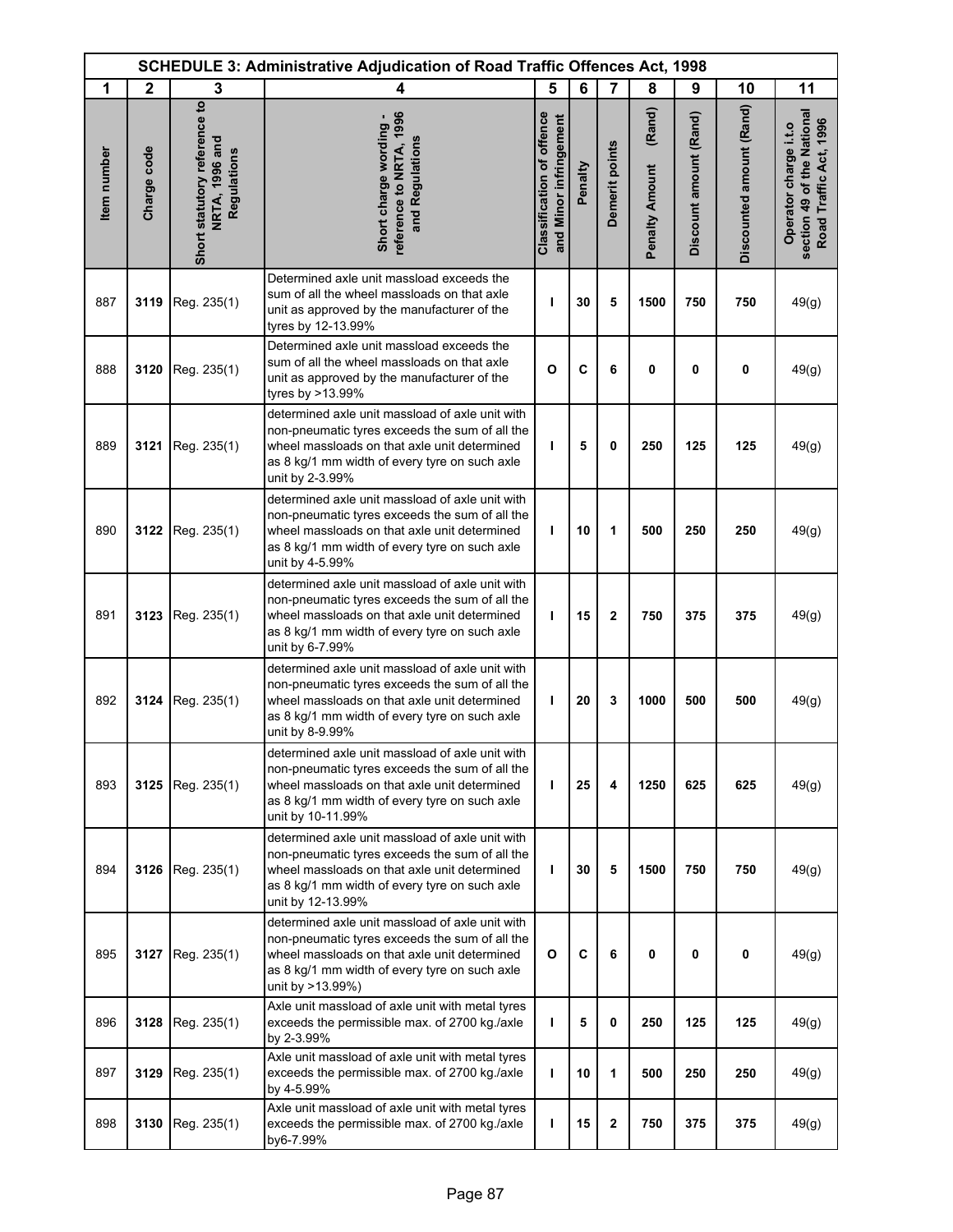| SCHEDULE 3: Administrative Adjudication of Road Traffic Offences Act, 1998 | | | | | | | | | | |
|---|---|---|---|---|---|---|---|---|---|---|
| 1 | 2 | 3 | 4 | 5 | 6 | 7 | 8 | 9 | 10 | 11 |
| Item number | Charge code | Short statutory reference to NRTA, 1996 and Regulations | Short charge wording - reference to NRTA, 1996 and Regulations | Classification of offence and Minor infringement | Penalty | Demerit points | Penalty Amount (Rand) | Discount amount (Rand) | Discounted amount (Rand) | Operator charge i.t.o section 49 of the National Road Traffic Act, 1996 |
| 887 | **3119** | Reg. 235(1) | Determined axle unit massload exceeds the sum of all the wheel massloads on that axle unit as approved by the manufacturer of the tyres by 12-13.99% | **I** | **30** | **5** | **1500** | **750** | **750** | 49(g) |
| 888 | **3120** | Reg. 235(1) | Determined axle unit massload exceeds the sum of all the wheel massloads on that axle unit as approved by the manufacturer of the tyres by >13.99% | **O** | **C** | **6** | **0** | **0** | **0** | 49(g) |
| 889 | **3121** | Reg. 235(1) | determined axle unit massload of axle unit with non-pneumatic tyres exceeds the sum of all the wheel massloads on that axle unit determined as 8 kg/1 mm width of every tyre on such axle unit by 2-3.99% | **I** | **5** | **0** | **250** | **125** | **125** | 49(g) |
| 890 | **3122** | Reg. 235(1) | determined axle unit massload of axle unit with non-pneumatic tyres exceeds the sum of all the wheel massloads on that axle unit determined as 8 kg/1 mm width of every tyre on such axle unit by 4-5.99% | **I** | **10** | **1** | **500** | **250** | **250** | 49(g) |
| 891 | **3123** | Reg. 235(1) | determined axle unit massload of axle unit with non-pneumatic tyres exceeds the sum of all the wheel massloads on that axle unit determined as 8 kg/1 mm width of every tyre on such axle unit by 6-7.99% | **I** | **15** | **2** | **750** | **375** | **375** | 49(g) |
| 892 | **3124** | Reg. 235(1) | determined axle unit massload of axle unit with non-pneumatic tyres exceeds the sum of all the wheel massloads on that axle unit determined as 8 kg/1 mm width of every tyre on such axle unit by 8-9.99% | **I** | **20** | **3** | **1000** | **500** | **500** | 49(g) |
| 893 | **3125** | Reg. 235(1) | determined axle unit massload of axle unit with non-pneumatic tyres exceeds the sum of all the wheel massloads on that axle unit determined as 8 kg/1 mm width of every tyre on such axle unit by 10-11.99% | **I** | **25** | **4** | **1250** | **625** | **625** | 49(g) |
| 894 | **3126** | Reg. 235(1) | determined axle unit massload of axle unit with non-pneumatic tyres exceeds the sum of all the wheel massloads on that axle unit determined as 8 kg/1 mm width of every tyre on such axle unit by 12-13.99% | **I** | **30** | **5** | **1500** | **750** | **750** | 49(g) |
| 895 | **3127** | Reg. 235(1) | determined axle unit massload of axle unit with non-pneumatic tyres exceeds the sum of all the wheel massloads on that axle unit determined as 8 kg/1 mm width of every tyre on such axle unit by >13.99%) | **O** | **C** | **6** | **0** | **0** | **0** | 49(g) |
| 896 | **3128** | Reg. 235(1) | Axle unit massload of axle unit with metal tyres exceeds the permissible max. of 2700 kg./axle by 2-3.99% | **I** | **5** | **0** | **250** | **125** | **125** | 49(g) |
| 897 | **3129** | Reg. 235(1) | Axle unit massload of axle unit with metal tyres exceeds the permissible max. of 2700 kg./axle by 4-5.99% | **I** | **10** | **1** | **500** | **250** | **250** | 49(g) |
| 898 | **3130** | Reg. 235(1) | Axle unit massload of axle unit with metal tyres exceeds the permissible max. of 2700 kg./axle by6-7.99% | **I** | **15** | **2** | **750** | **375** | **375** | 49(g) |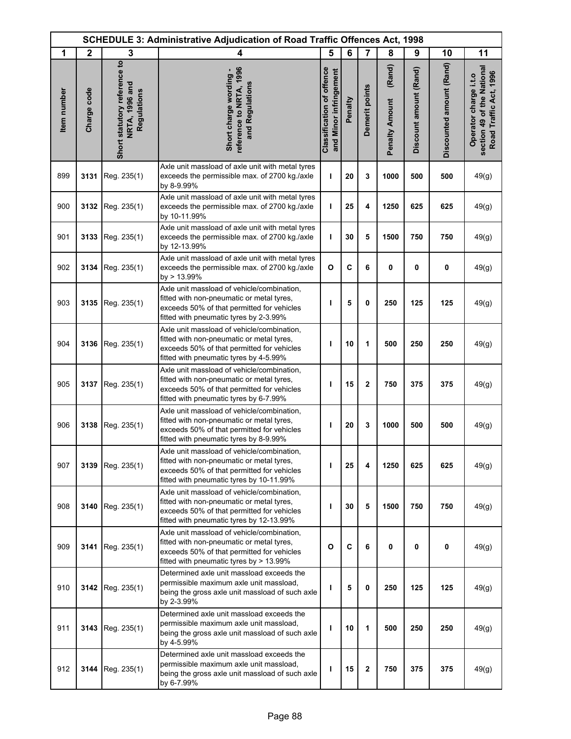| SCHEDULE 3: Administrative Adjudication of Road Traffic Offences Act, 1998 | | | | | | | | | | |
|---|---|---|---|---|---|---|---|---|---|---|
| 1 | 2 | 3 | 4 | 5 | 6 | 7 | 8 | 9 | 10 | 11 |
| Item number | Charge code | Short statutory reference to NRTA, 1996 and Regulations | Short charge wording - reference to NRTA, 1996 and Regulations | Classification of offence and Minor infringement | Penalty | Demerit points | Penalty Amount (Rand) | Discount amount (Rand) | Discounted amount (Rand) | Operator charge i.t.o section 49 of the National Road Traffic Act, 1996 |
| 899 | **3131** | Reg. 235(1) | Axle unit massload of axle unit with metal tyres exceeds the permissible max. of 2700 kg./axle by 8-9.99% | **I** | **20** | **3** | **1000** | **500** | **500** | 49(g) |
| 900 | **3132** | Reg. 235(1) | Axle unit massload of axle unit with metal tyres exceeds the permissible max. of 2700 kg./axle by 10-11.99% | **I** | **25** | **4** | **1250** | **625** | **625** | 49(g) |
| 901 | **3133** | Reg. 235(1) | Axle unit massload of axle unit with metal tyres exceeds the permissible max. of 2700 kg./axle by 12-13.99% | **I** | **30** | **5** | **1500** | **750** | **750** | 49(g) |
| 902 | **3134** | Reg. 235(1) | Axle unit massload of axle unit with metal tyres exceeds the permissible max. of 2700 kg./axle by > 13.99% | **O** | **C** | **6** | **0** | **0** | **0** | 49(g) |
| 903 | **3135** | Reg. 235(1) | Axle unit massload of vehicle/combination, fitted with non-pneumatic or metal tyres, exceeds 50% of that permitted for vehicles fitted with pneumatic tyres by 2-3.99% | **I** | **5** | **0** | **250** | **125** | **125** | 49(g) |
| 904 | **3136** | Reg. 235(1) | Axle unit massload of vehicle/combination, fitted with non-pneumatic or metal tyres, exceeds 50% of that permitted for vehicles fitted with pneumatic tyres by 4-5.99% | **I** | **10** | **1** | **500** | **250** | **250** | 49(g) |
| 905 | **3137** | Reg. 235(1) | Axle unit massload of vehicle/combination, fitted with non-pneumatic or metal tyres, exceeds 50% of that permitted for vehicles fitted with pneumatic tyres by 6-7.99% | **I** | **15** | **2** | **750** | **375** | **375** | 49(g) |
| 906 | **3138** | Reg. 235(1) | Axle unit massload of vehicle/combination, fitted with non-pneumatic or metal tyres, exceeds 50% of that permitted for vehicles fitted with pneumatic tyres by 8-9.99% | **I** | **20** | **3** | **1000** | **500** | **500** | 49(g) |
| 907 | **3139** | Reg. 235(1) | Axle unit massload of vehicle/combination, fitted with non-pneumatic or metal tyres, exceeds 50% of that permitted for vehicles fitted with pneumatic tyres by 10-11.99% | **I** | **25** | **4** | **1250** | **625** | **625** | 49(g) |
| 908 | **3140** | Reg. 235(1) | Axle unit massload of vehicle/combination, fitted with non-pneumatic or metal tyres, exceeds 50% of that permitted for vehicles fitted with pneumatic tyres by 12-13.99% | **I** | **30** | **5** | **1500** | **750** | **750** | 49(g) |
| 909 | **3141** | Reg. 235(1) | Axle unit massload of vehicle/combination, fitted with non-pneumatic or metal tyres, exceeds 50% of that permitted for vehicles fitted with pneumatic tyres by > 13.99% | **O** | **C** | **6** | **0** | **0** | **0** | 49(g) |
| 910 | **3142** | Reg. 235(1) | Determined axle unit massload exceeds the permissible maximum axle unit massload, being the gross axle unit massload of such axle by 2-3.99% | **I** | **5** | **0** | **250** | **125** | **125** | 49(g) |
| 911 | **3143** | Reg. 235(1) | Determined axle unit massload exceeds the permissible maximum axle unit massload, being the gross axle unit massload of such axle by 4-5.99% | **I** | **10** | **1** | **500** | **250** | **250** | 49(g) |
| 912 | **3144** | Reg. 235(1) | Determined axle unit massload exceeds the permissible maximum axle unit massload, being the gross axle unit massload of such axle by 6-7.99% | **I** | **15** | **2** | **750** | **375** | **375** | 49(g) |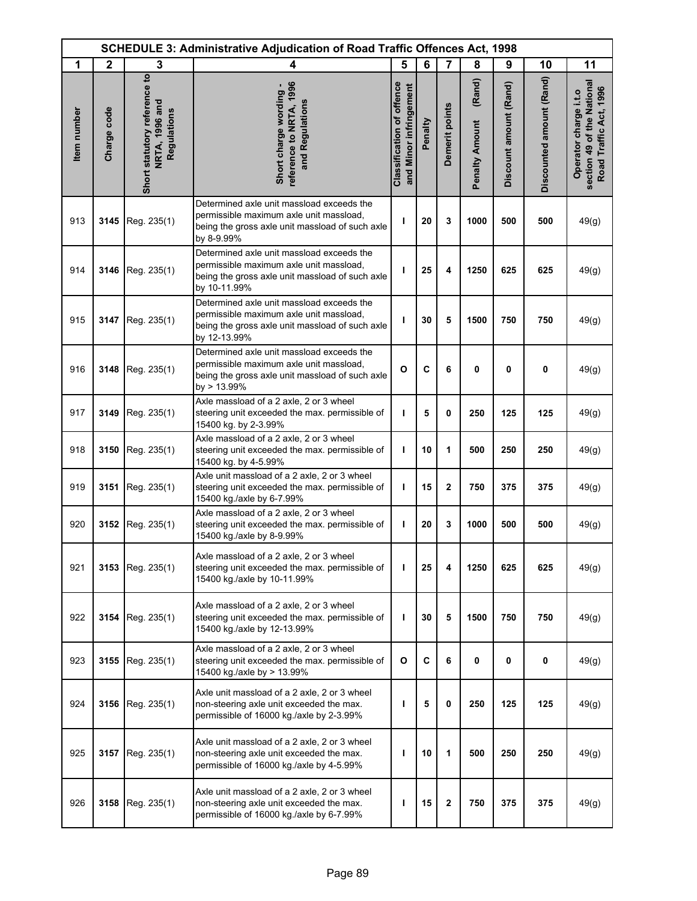| SCHEDULE 3: Administrative Adjudication of Road Traffic Offences Act, 1998 | | | | | | | | | | |
|---|---|---|---|---|---|---|---|---|---|---|
| 1 | 2 | 3 | 4 | 5 | 6 | 7 | 8 | 9 | 10 | 11 |
| Item number | Charge code | Short statutory reference to NRTA, 1996 and Regulations | Short charge wording - reference to NRTA, 1996 and Regulations | Classification of offence and Minor infringement | Penalty | Demerit points | Penalty Amount (Rand) | Discount amount (Rand) | Discounted amount (Rand) | Operator charge i.t.o section 49 of the National Road Traffic Act, 1996 |
| 913 | **3145** | Reg. 235(1) | Determined axle unit massload exceeds the permissible maximum axle unit massload, being the gross axle unit massload of such axle by 8-9.99% | I | 20 | 3 | 1000 | 500 | 500 | 49(g) |
| 914 | **3146** | Reg. 235(1) | Determined axle unit massload exceeds the permissible maximum axle unit massload, being the gross axle unit massload of such axle by 10-11.99% | I | 25 | 4 | 1250 | 625 | 625 | 49(g) |
| 915 | **3147** | Reg. 235(1) | Determined axle unit massload exceeds the permissible maximum axle unit massload, being the gross axle unit massload of such axle by 12-13.99% | I | 30 | 5 | 1500 | 750 | 750 | 49(g) |
| 916 | **3148** | Reg. 235(1) | Determined axle unit massload exceeds the permissible maximum axle unit massload, being the gross axle unit massload of such axle by > 13.99% | O | C | 6 | 0 | 0 | 0 | 49(g) |
| 917 | **3149** | Reg. 235(1) | Axle massload of a 2 axle, 2 or 3 wheel steering unit exceeded the max. permissible of 15400 kg. by 2-3.99% | I | 5 | 0 | 250 | 125 | 125 | 49(g) |
| 918 | **3150** | Reg. 235(1) | Axle massload of a 2 axle, 2 or 3 wheel steering unit exceeded the max. permissible of 15400 kg. by 4-5.99% | I | 10 | 1 | 500 | 250 | 250 | 49(g) |
| 919 | **3151** | Reg. 235(1) | Axle unit massload of a 2 axle, 2 or 3 wheel steering unit exceeded the max. permissible of 15400 kg./axle by 6-7.99% | I | 15 | 2 | 750 | 375 | 375 | 49(g) |
| 920 | **3152** | Reg. 235(1) | Axle massload of a 2 axle, 2 or 3 wheel steering unit exceeded the max. permissible of 15400 kg./axle by 8-9.99% | I | 20 | 3 | 1000 | 500 | 500 | 49(g) |
| 921 | **3153** | Reg. 235(1) | Axle massload of a 2 axle, 2 or 3 wheel steering unit exceeded the max. permissible of 15400 kg./axle by 10-11.99% | I | 25 | 4 | 1250 | 625 | 625 | 49(g) |
| 922 | **3154** | Reg. 235(1) | Axle massload of a 2 axle, 2 or 3 wheel steering unit exceeded the max. permissible of 15400 kg./axle by 12-13.99% | I | 30 | 5 | 1500 | 750 | 750 | 49(g) |
| 923 | **3155** | Reg. 235(1) | Axle massload of a 2 axle, 2 or 3 wheel steering unit exceeded the max. permissible of 15400 kg./axle by > 13.99% | O | C | 6 | 0 | 0 | 0 | 49(g) |
| 924 | **3156** | Reg. 235(1) | Axle unit massload of a 2 axle, 2 or 3 wheel non-steering axle unit exceeded the max. permissible of 16000 kg./axle by 2-3.99% | I | 5 | 0 | 250 | 125 | 125 | 49(g) |
| 925 | **3157** | Reg. 235(1) | Axle unit massload of a 2 axle, 2 or 3 wheel non-steering axle unit exceeded the max. permissible of 16000 kg./axle by 4-5.99% | I | 10 | 1 | 500 | 250 | 250 | 49(g) |
| 926 | **3158** | Reg. 235(1) | Axle unit massload of a 2 axle, 2 or 3 wheel non-steering axle unit exceeded the max. permissible of 16000 kg./axle by 6-7.99% | I | 15 | 2 | 750 | 375 | 375 | 49(g) |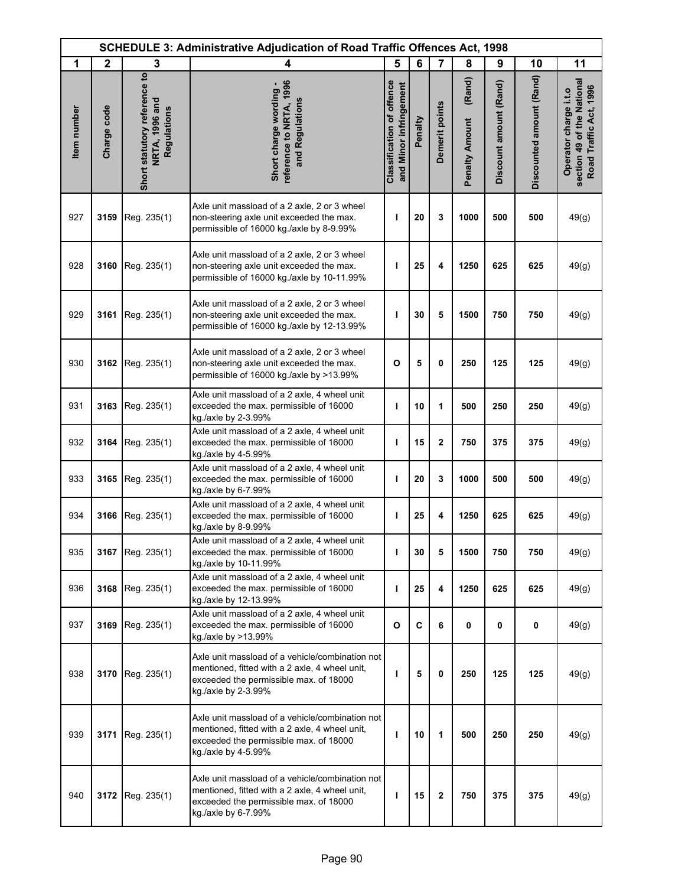| SCHEDULE 3: Administrative Adjudication of Road Traffic Offences Act, 1998 | | | | | | | | | | |
|---|---|---|---|---|---|---|---|---|---|---|
| 1 | 2 | 3 | 4 | 5 | 6 | 7 | 8 | 9 | 10 | 11 |
| Item number | Charge code | Short statutory reference to NRTA, 1996 and Regulations | Short charge wording - reference to NRTA, 1996 and Regulations | Classification of offence and Minor infringement | Penalty | Demerit points | Penalty Amount (Rand) | Discount amount (Rand) | Discounted amount (Rand) | Operator charge i.t.o section 49 of the National Road Traffic Act, 1996 |
| 927 | **3159** | Reg. 235(1) | Axle unit massload of a 2 axle, 2 or 3 wheel non-steering axle unit exceeded the max. permissible of 16000 kg./axle by 8-9.99% | **I** | **20** | **3** | **1000** | **500** | **500** | 49(g) |
| 928 | **3160** | Reg. 235(1) | Axle unit massload of a 2 axle, 2 or 3 wheel non-steering axle unit exceeded the max. permissible of 16000 kg./axle by 10-11.99% | **I** | **25** | **4** | **1250** | **625** | **625** | 49(g) |
| 929 | **3161** | Reg. 235(1) | Axle unit massload of a 2 axle, 2 or 3 wheel non-steering axle unit exceeded the max. permissible of 16000 kg./axle by 12-13.99% | **I** | **30** | **5** | **1500** | **750** | **750** | 49(g) |
| 930 | **3162** | Reg. 235(1) | Axle unit massload of a 2 axle, 2 or 3 wheel non-steering axle unit exceeded the max. permissible of 16000 kg./axle by >13.99% | **O** | **5** | **0** | **250** | **125** | **125** | 49(g) |
| 931 | **3163** | Reg. 235(1) | Axle unit massload of a 2 axle, 4 wheel unit exceeded the max. permissible of 16000 kg./axle by 2-3.99% | **I** | **10** | **1** | **500** | **250** | **250** | 49(g) |
| 932 | **3164** | Reg. 235(1) | Axle unit massload of a 2 axle, 4 wheel unit exceeded the max. permissible of 16000 kg./axle by 4-5.99% | **I** | **15** | **2** | **750** | **375** | **375** | 49(g) |
| 933 | **3165** | Reg. 235(1) | Axle unit massload of a 2 axle, 4 wheel unit exceeded the max. permissible of 16000 kg./axle by 6-7.99% | **I** | **20** | **3** | **1000** | **500** | **500** | 49(g) |
| 934 | **3166** | Reg. 235(1) | Axle unit massload of a 2 axle, 4 wheel unit exceeded the max. permissible of 16000 kg./axle by 8-9.99% | **I** | **25** | **4** | **1250** | **625** | **625** | 49(g) |
| 935 | **3167** | Reg. 235(1) | Axle unit massload of a 2 axle, 4 wheel unit exceeded the max. permissible of 16000 kg./axle by 10-11.99% | **I** | **30** | **5** | **1500** | **750** | **750** | 49(g) |
| 936 | **3168** | Reg. 235(1) | Axle unit massload of a 2 axle, 4 wheel unit exceeded the max. permissible of 16000 kg./axle by 12-13.99% | **I** | **25** | **4** | **1250** | **625** | **625** | 49(g) |
| 937 | **3169** | Reg. 235(1) | Axle unit massload of a 2 axle, 4 wheel unit exceeded the max. permissible of 16000 kg./axle by >13.99% | **O** | **C** | **6** | **0** | **0** | **0** | 49(g) |
| 938 | **3170** | Reg. 235(1) | Axle unit massload of a vehicle/combination not mentioned, fitted with a 2 axle, 4 wheel unit, exceeded the permissible max. of 18000 kg./axle by 2-3.99% | **I** | **5** | **0** | **250** | **125** | **125** | 49(g) |
| 939 | **3171** | Reg. 235(1) | Axle unit massload of a vehicle/combination not mentioned, fitted with a 2 axle, 4 wheel unit, exceeded the permissible max. of 18000 kg./axle by 4-5.99% | **I** | **10** | **1** | **500** | **250** | **250** | 49(g) |
| 940 | **3172** | Reg. 235(1) | Axle unit massload of a vehicle/combination not mentioned, fitted with a 2 axle, 4 wheel unit, exceeded the permissible max. of 18000 kg./axle by 6-7.99% | **I** | **15** | **2** | **750** | **375** | **375** | 49(g) |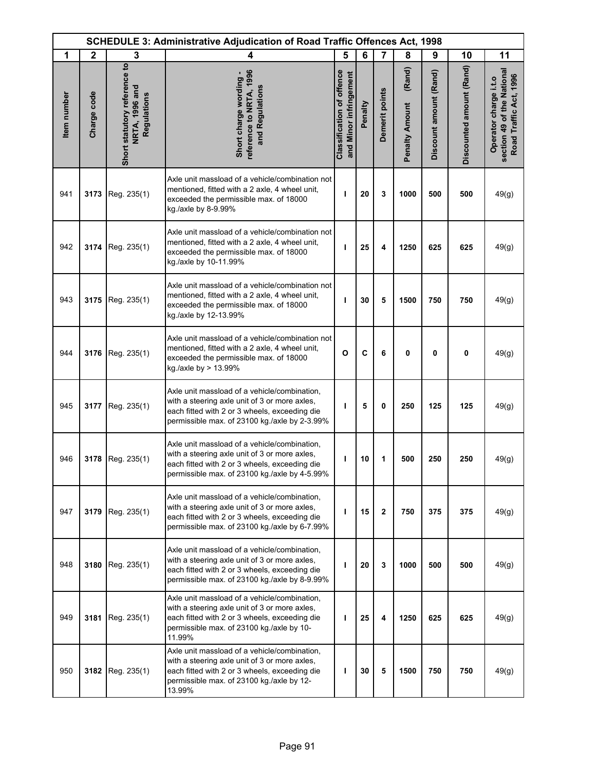| SCHEDULE 3: Administrative Adjudication of Road Traffic Offences Act, 1998 | | | | | | | | | | |
|---|---|---|---|---|---|---|---|---|---|---|
| 1 | 2 | 3 | 4 | 5 | 6 | 7 | 8 | 9 | 10 | 11 |
| Item number | Charge code | Short statutory reference to NRTA, 1996 and Regulations | Short charge wording - reference to NRTA, 1996 and Regulations | Classification of offence and Minor infringement | Penalty | Demerit points | Penalty Amount (Rand) | Discount amount (Rand) | Discounted amount (Rand) | Operator charge i.t.o section 49 of the National Road Traffic Act, 1996 |
| 941 | 3173 | Reg. 235(1) | Axle unit massload of a vehicle/combination not mentioned, fitted with a 2 axle, 4 wheel unit, exceeded the permissible max. of 18000 kg./axle by 8-9.99% | I | 20 | 3 | 1000 | 500 | 500 | 49(g) |
| 942 | 3174 | Reg. 235(1) | Axle unit massload of a vehicle/combination not mentioned, fitted with a 2 axle, 4 wheel unit, exceeded the permissible max. of 18000 kg./axle by 10-11.99% | I | 25 | 4 | 1250 | 625 | 625 | 49(g) |
| 943 | 3175 | Reg. 235(1) | Axle unit massload of a vehicle/combination not mentioned, fitted with a 2 axle, 4 wheel unit, exceeded the permissible max. of 18000 kg./axle by 12-13.99% | I | 30 | 5 | 1500 | 750 | 750 | 49(g) |
| 944 | 3176 | Reg. 235(1) | Axle unit massload of a vehicle/combination not mentioned, fitted with a 2 axle, 4 wheel unit, exceeded the permissible max. of 18000 kg./axle by > 13.99% | O | C | 6 | 0 | 0 | 0 | 49(g) |
| 945 | 3177 | Reg. 235(1) | Axle unit massload of a vehicle/combination, with a steering axle unit of 3 or more axles, each fitted with 2 or 3 wheels, exceeding die permissible max. of 23100 kg./axle by 2-3.99% | I | 5 | 0 | 250 | 125 | 125 | 49(g) |
| 946 | 3178 | Reg. 235(1) | Axle unit massload of a vehicle/combination, with a steering axle unit of 3 or more axles, each fitted with 2 or 3 wheels, exceeding die permissible max. of 23100 kg./axle by 4-5.99% | I | 10 | 1 | 500 | 250 | 250 | 49(g) |
| 947 | 3179 | Reg. 235(1) | Axle unit massload of a vehicle/combination, with a steering axle unit of 3 or more axles, each fitted with 2 or 3 wheels, exceeding die permissible max. of 23100 kg./axle by 6-7.99% | I | 15 | 2 | 750 | 375 | 375 | 49(g) |
| 948 | 3180 | Reg. 235(1) | Axle unit massload of a vehicle/combination, with a steering axle unit of 3 or more axles, each fitted with 2 or 3 wheels, exceeding die permissible max. of 23100 kg./axle by 8-9.99% | I | 20 | 3 | 1000 | 500 | 500 | 49(g) |
| 949 | 3181 | Reg. 235(1) | Axle unit massload of a vehicle/combination, with a steering axle unit of 3 or more axles, each fitted with 2 or 3 wheels, exceeding die permissible max. of 23100 kg./axle by 10-11.99% | I | 25 | 4 | 1250 | 625 | 625 | 49(g) |
| 950 | 3182 | Reg. 235(1) | Axle unit massload of a vehicle/combination, with a steering axle unit of 3 or more axles, each fitted with 2 or 3 wheels, exceeding die permissible max. of 23100 kg./axle by 12-13.99% | I | 30 | 5 | 1500 | 750 | 750 | 49(g) |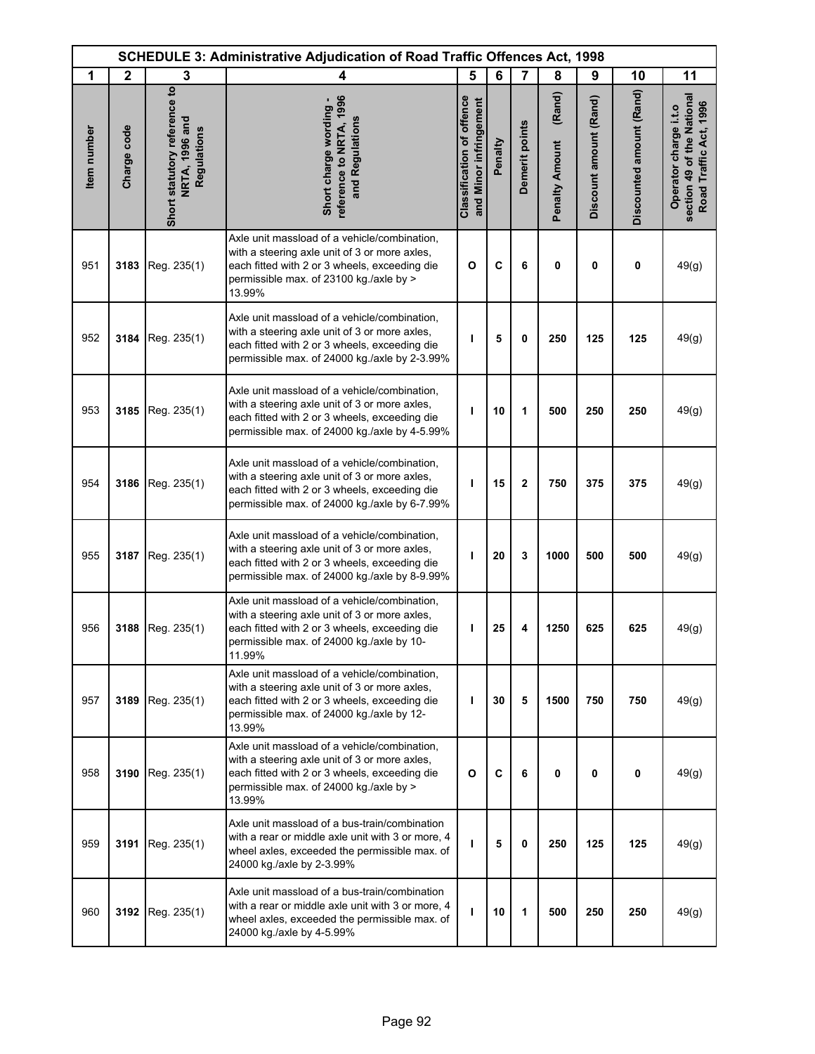| SCHEDULE 3: Administrative Adjudication of Road Traffic Offences Act, 1998 | | | | | | | | | | |
|---|---|---|---|---|---|---|---|---|---|---|
| 1 | 2 | 3 | 4 | 5 | 6 | 7 | 8 | 9 | 10 | 11 |
| Item number | Charge code | Short statutory reference to NRTA, 1996 and Regulations | Short charge wording - reference to NRTA, 1996 and Regulations | Classification of offence and Minor infringement | Penalty | Demerit points | Penalty Amount (Rand) | Discount amount (Rand) | Discounted amount (Rand) | Operator charge i.t.o section 49 of the National Road Traffic Act, 1996 |
| 951 | 3183 | Reg. 235(1) | Axle unit massload of a vehicle/combination, with a steering axle unit of 3 or more axles, each fitted with 2 or 3 wheels, exceeding die permissible max. of 23100 kg./axle by > 13.99% | O | C | 6 | 0 | 0 | 0 | 49(g) |
| 952 | 3184 | Reg. 235(1) | Axle unit massload of a vehicle/combination, with a steering axle unit of 3 or more axles, each fitted with 2 or 3 wheels, exceeding die permissible max. of 24000 kg./axle by 2-3.99% | I | 5 | 0 | 250 | 125 | 125 | 49(g) |
| 953 | 3185 | Reg. 235(1) | Axle unit massload of a vehicle/combination, with a steering axle unit of 3 or more axles, each fitted with 2 or 3 wheels, exceeding die permissible max. of 24000 kg./axle by 4-5.99% | I | 10 | 1 | 500 | 250 | 250 | 49(g) |
| 954 | 3186 | Reg. 235(1) | Axle unit massload of a vehicle/combination, with a steering axle unit of 3 or more axles, each fitted with 2 or 3 wheels, exceeding die permissible max. of 24000 kg./axle by 6-7.99% | I | 15 | 2 | 750 | 375 | 375 | 49(g) |
| 955 | 3187 | Reg. 235(1) | Axle unit massload of a vehicle/combination, with a steering axle unit of 3 or more axles, each fitted with 2 or 3 wheels, exceeding die permissible max. of 24000 kg./axle by 8-9.99% | I | 20 | 3 | 1000 | 500 | 500 | 49(g) |
| 956 | 3188 | Reg. 235(1) | Axle unit massload of a vehicle/combination, with a steering axle unit of 3 or more axles, each fitted with 2 or 3 wheels, exceeding die permissible max. of 24000 kg./axle by 10-11.99% | I | 25 | 4 | 1250 | 625 | 625 | 49(g) |
| 957 | 3189 | Reg. 235(1) | Axle unit massload of a vehicle/combination, with a steering axle unit of 3 or more axles, each fitted with 2 or 3 wheels, exceeding die permissible max. of 24000 kg./axle by 12-13.99% | I | 30 | 5 | 1500 | 750 | 750 | 49(g) |
| 958 | 3190 | Reg. 235(1) | Axle unit massload of a vehicle/combination, with a steering axle unit of 3 or more axles, each fitted with 2 or 3 wheels, exceeding die permissible max. of 24000 kg./axle by > 13.99% | O | C | 6 | 0 | 0 | 0 | 49(g) |
| 959 | 3191 | Reg. 235(1) | Axle unit massload of a bus-train/combination with a rear or middle axle unit with 3 or more, 4 wheel axles, exceeded the permissible max. of 24000 kg./axle by 2-3.99% | I | 5 | 0 | 250 | 125 | 125 | 49(g) |
| 960 | 3192 | Reg. 235(1) | Axle unit massload of a bus-train/combination with a rear or middle axle unit with 3 or more, 4 wheel axles, exceeded the permissible max. of 24000 kg./axle by 4-5.99% | I | 10 | 1 | 500 | 250 | 250 | 49(g) |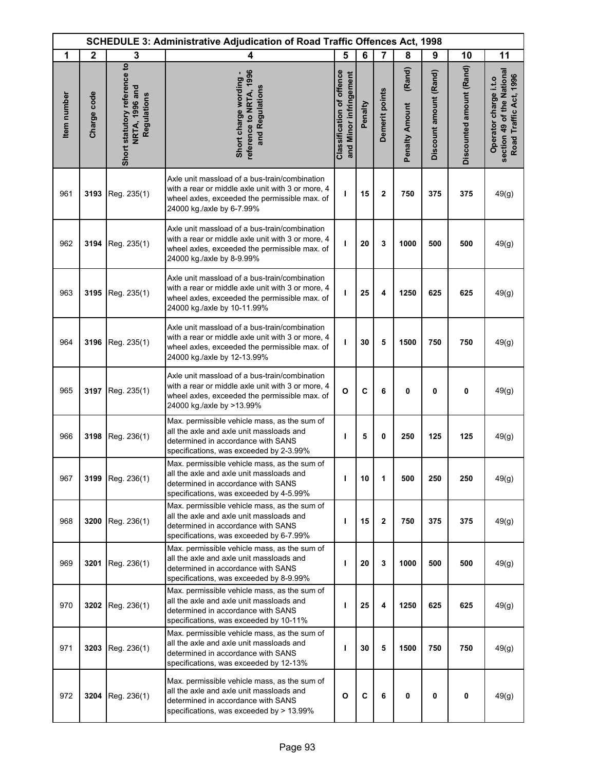| SCHEDULE 3: Administrative Adjudication of Road Traffic Offences Act, 1998 | | | | | | | | | | |
|---|---|---|---|---|---|---|---|---|---|---|
| 1 | 2 | 3 | 4 | 5 | 6 | 7 | 8 | 9 | 10 | 11 |
| Item number | Charge code | Short statutory reference to NRTA, 1996 and Regulations | Short charge wording - reference to NRTA, 1996 and Regulations | Classification of offence and Minor infringement | Penalty | Demerit points | Penalty Amount (Rand) | Discount amount (Rand) | Discounted amount (Rand) | Operator charge i.t.o section 49 of the National Road Traffic Act, 1996 |
| 961 | **3193** | Reg. 235(1) | Axle unit massload of a bus-train/combination with a rear or middle axle unit with 3 or more, 4 wheel axles, exceeded the permissible max. of 24000 kg./axle by 6-7.99% | **I** | **15** | **2** | **750** | **375** | **375** | 49(g) |
| 962 | **3194** | Reg. 235(1) | Axle unit massload of a bus-train/combination with a rear or middle axle unit with 3 or more, 4 wheel axles, exceeded the permissible max. of 24000 kg./axle by 8-9.99% | **I** | **20** | **3** | **1000** | **500** | **500** | 49(g) |
| 963 | **3195** | Reg. 235(1) | Axle unit massload of a bus-train/combination with a rear or middle axle unit with 3 or more, 4 wheel axles, exceeded the permissible max. of 24000 kg./axle by 10-11.99% | **I** | **25** | **4** | **1250** | **625** | **625** | 49(g) |
| 964 | **3196** | Reg. 235(1) | Axle unit massload of a bus-train/combination with a rear or middle axle unit with 3 or more, 4 wheel axles, exceeded the permissible max. of 24000 kg./axle by 12-13.99% | **I** | **30** | **5** | **1500** | **750** | **750** | 49(g) |
| 965 | **3197** | Reg. 235(1) | Axle unit massload of a bus-train/combination with a rear or middle axle unit with 3 or more, 4 wheel axles, exceeded the permissible max. of 24000 kg./axle by >13.99% | **O** | **C** | **6** | **0** | **0** | **0** | 49(g) |
| 966 | **3198** | Reg. 236(1) | Max. permissible vehicle mass, as the sum of all the axle and axle unit massloads and determined in accordance with SANS specifications, was exceeded by 2-3.99% | **I** | **5** | **0** | **250** | **125** | **125** | 49(g) |
| 967 | **3199** | Reg. 236(1) | Max. permissible vehicle mass, as the sum of all the axle and axle unit massloads and determined in accordance with SANS specifications, was exceeded by 4-5.99% | **I** | **10** | **1** | **500** | **250** | **250** | 49(g) |
| 968 | **3200** | Reg. 236(1) | Max. permissible vehicle mass, as the sum of all the axle and axle unit massloads and determined in accordance with SANS specifications, was exceeded by 6-7.99% | **I** | **15** | **2** | **750** | **375** | **375** | 49(g) |
| 969 | **3201** | Reg. 236(1) | Max. permissible vehicle mass, as the sum of all the axle and axle unit massloads and determined in accordance with SANS specifications, was exceeded by 8-9.99% | **I** | **20** | **3** | **1000** | **500** | **500** | 49(g) |
| 970 | **3202** | Reg. 236(1) | Max. permissible vehicle mass, as the sum of all the axle and axle unit massloads and determined in accordance with SANS specifications, was exceeded by 10-11% | **I** | **25** | **4** | **1250** | **625** | **625** | 49(g) |
| 971 | **3203** | Reg. 236(1) | Max. permissible vehicle mass, as the sum of all the axle and axle unit massloads and determined in accordance with SANS specifications, was exceeded by 12-13% | **I** | **30** | **5** | **1500** | **750** | **750** | 49(g) |
| 972 | **3204** | Reg. 236(1) | Max. permissible vehicle mass, as the sum of all the axle and axle unit massloads and determined in accordance with SANS specifications, was exceeded by > 13.99% | **O** | **C** | **6** | **0** | **0** | **0** | 49(g) |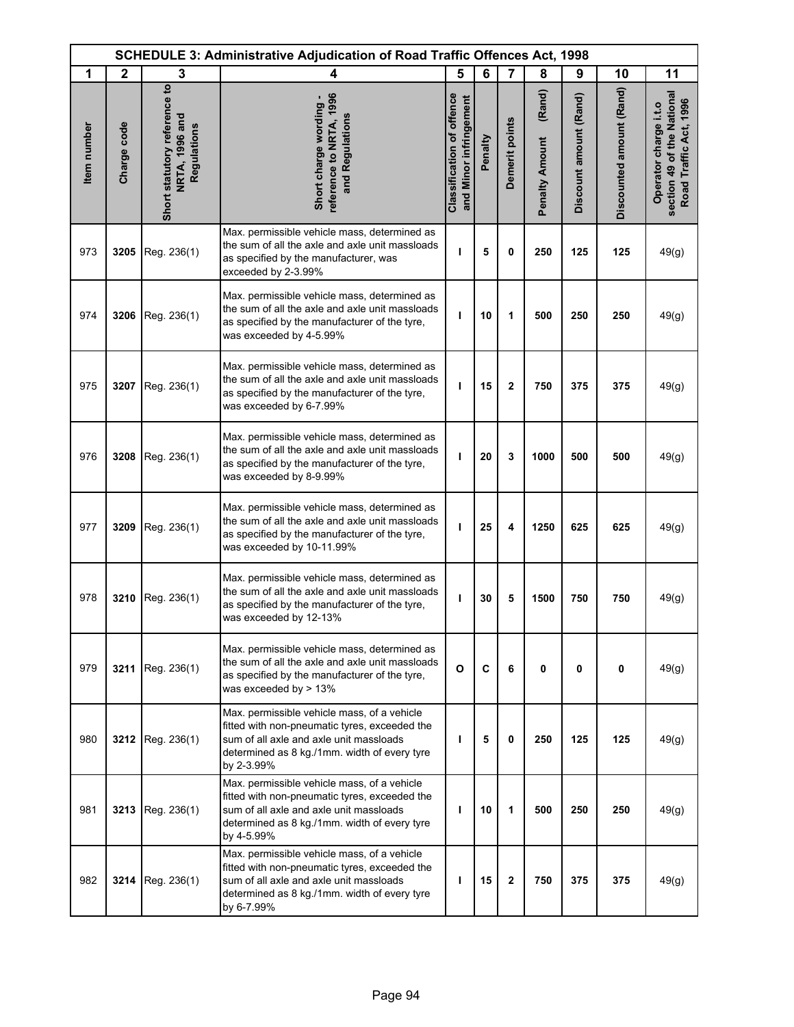| SCHEDULE 3: Administrative Adjudication of Road Traffic Offences Act, 1998 | | | | | | | | | | |
|---|---|---|---|---|---|---|---|---|---|---|
| 1 | 2 | 3 | 4 | 5 | 6 | 7 | 8 | 9 | 10 | 11 |
| Item number | Charge code | Short statutory reference to NRTA, 1996 and Regulations | Short charge wording - reference to NRTA, 1996 and Regulations | Classification of offence and Minor infringement | Penalty | Demerit points | Penalty Amount (Rand) | Discount amount (Rand) | Discounted amount (Rand) | Operator charge i.t.o section 49 of the National Road Traffic Act, 1996 |
| 973 | **3205** | Reg. 236(1) | Max. permissible vehicle mass, determined as the sum of all the axle and axle unit massloads as specified by the manufacturer, was exceeded by 2-3.99% | **I** | **5** | **0** | **250** | **125** | **125** | 49(g) |
| 974 | **3206** | Reg. 236(1) | Max. permissible vehicle mass, determined as the sum of all the axle and axle unit massloads as specified by the manufacturer of the tyre, was exceeded by 4-5.99% | **I** | **10** | **1** | **500** | **250** | **250** | 49(g) |
| 975 | **3207** | Reg. 236(1) | Max. permissible vehicle mass, determined as the sum of all the axle and axle unit massloads as specified by the manufacturer of the tyre, was exceeded by 6-7.99% | **I** | **15** | **2** | **750** | **375** | **375** | 49(g) |
| 976 | **3208** | Reg. 236(1) | Max. permissible vehicle mass, determined as the sum of all the axle and axle unit massloads as specified by the manufacturer of the tyre, was exceeded by 8-9.99% | **I** | **20** | **3** | **1000** | **500** | **500** | 49(g) |
| 977 | **3209** | Reg. 236(1) | Max. permissible vehicle mass, determined as the sum of all the axle and axle unit massloads as specified by the manufacturer of the tyre, was exceeded by 10-11.99% | **I** | **25** | **4** | **1250** | **625** | **625** | 49(g) |
| 978 | **3210** | Reg. 236(1) | Max. permissible vehicle mass, determined as the sum of all the axle and axle unit massloads as specified by the manufacturer of the tyre, was exceeded by 12-13% | **I** | **30** | **5** | **1500** | **750** | **750** | 49(g) |
| 979 | **3211** | Reg. 236(1) | Max. permissible vehicle mass, determined as the sum of all the axle and axle unit massloads as specified by the manufacturer of the tyre, was exceeded by > 13% | **O** | **C** | **6** | **0** | **0** | **0** | 49(g) |
| 980 | **3212** | Reg. 236(1) | Max. permissible vehicle mass, of a vehicle fitted with non-pneumatic tyres, exceeded the sum of all axle and axle unit massloads determined as 8 kg./1mm. width of every tyre by 2-3.99% | **I** | **5** | **0** | **250** | **125** | **125** | 49(g) |
| 981 | **3213** | Reg. 236(1) | Max. permissible vehicle mass, of a vehicle fitted with non-pneumatic tyres, exceeded the sum of all axle and axle unit massloads determined as 8 kg./1mm. width of every tyre by 4-5.99% | **I** | **10** | **1** | **500** | **250** | **250** | 49(g) |
| 982 | **3214** | Reg. 236(1) | Max. permissible vehicle mass, of a vehicle fitted with non-pneumatic tyres, exceeded the sum of all axle and axle unit massloads determined as 8 kg./1mm. width of every tyre by 6-7.99% | **I** | **15** | **2** | **750** | **375** | **375** | 49(g) |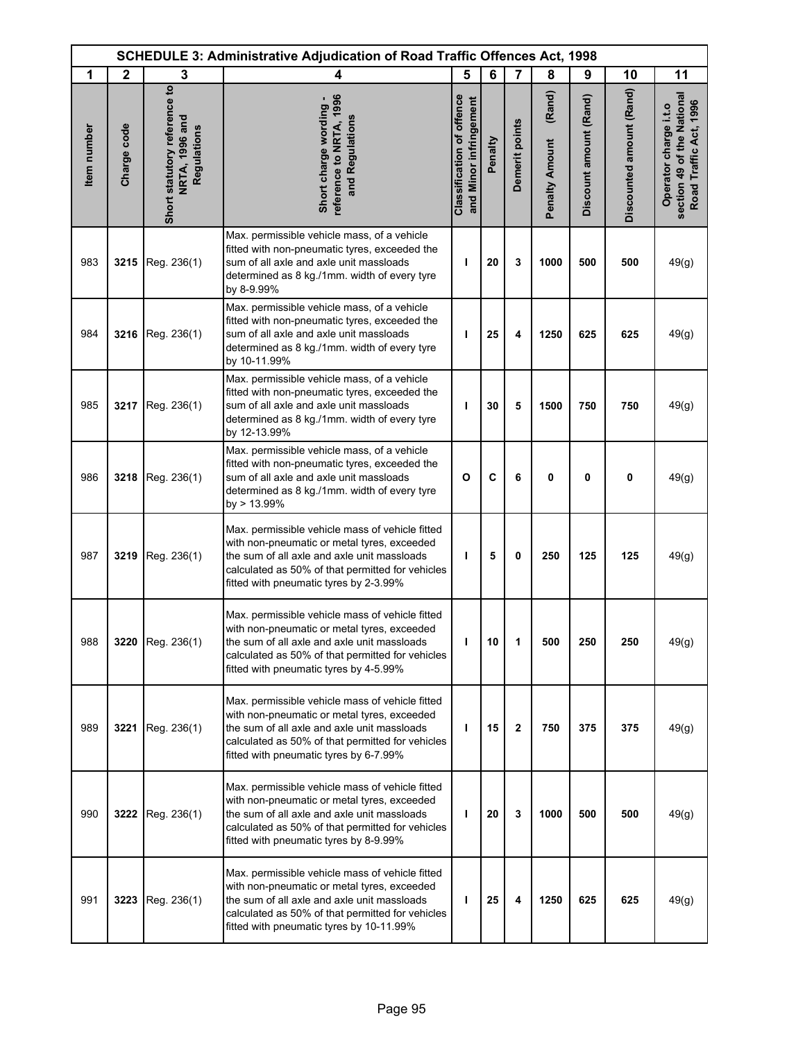| SCHEDULE 3: Administrative Adjudication of Road Traffic Offences Act, 1998 | | | | | | | | | | |
|---|---|---|---|---|---|---|---|---|---|---|
| 1 | 2 | 3 | 4 | 5 | 6 | 7 | 8 | 9 | 10 | 11 |
| Item number | Charge code | Short statutory reference to NRTA, 1996 and Regulations | Short charge wording - reference to NRTA, 1996 and Regulations | Classification of offence and Minor infringement | Penalty | Demerit points | Penalty Amount (Rand) | Discount amount (Rand) | Discounted amount (Rand) | Operator charge i.t.o section 49 of the National Road Traffic Act, 1996 |
| 983 | **3215** | Reg. 236(1) | Max. permissible vehicle mass, of a vehicle fitted with non-pneumatic tyres, exceeded the sum of all axle and axle unit massloads determined as 8 kg./1mm. width of every tyre by 8-9.99% | **I** | **20** | **3** | **1000** | **500** | **500** | 49(g) |
| 984 | **3216** | Reg. 236(1) | Max. permissible vehicle mass, of a vehicle fitted with non-pneumatic tyres, exceeded the sum of all axle and axle unit massloads determined as 8 kg./1mm. width of every tyre by 10-11.99% | **I** | **25** | **4** | **1250** | **625** | **625** | 49(g) |
| 985 | **3217** | Reg. 236(1) | Max. permissible vehicle mass, of a vehicle fitted with non-pneumatic tyres, exceeded the sum of all axle and axle unit massloads determined as 8 kg./1mm. width of every tyre by 12-13.99% | **I** | **30** | **5** | **1500** | **750** | **750** | 49(g) |
| 986 | **3218** | Reg. 236(1) | Max. permissible vehicle mass, of a vehicle fitted with non-pneumatic tyres, exceeded the sum of all axle and axle unit massloads determined as 8 kg./1mm. width of every tyre by > 13.99% | **O** | **C** | **6** | **0** | **0** | **0** | 49(g) |
| 987 | **3219** | Reg. 236(1) | Max. permissible vehicle mass of vehicle fitted with non-pneumatic or metal tyres, exceeded the sum of all axle and axle unit massloads calculated as 50% of that permitted for vehicles fitted with pneumatic tyres by 2-3.99% | **I** | **5** | **0** | **250** | **125** | **125** | 49(g) |
| 988 | **3220** | Reg. 236(1) | Max. permissible vehicle mass of vehicle fitted with non-pneumatic or metal tyres, exceeded the sum of all axle and axle unit massloads calculated as 50% of that permitted for vehicles fitted with pneumatic tyres by 4-5.99% | **I** | **10** | **1** | **500** | **250** | **250** | 49(g) |
| 989 | **3221** | Reg. 236(1) | Max. permissible vehicle mass of vehicle fitted with non-pneumatic or metal tyres, exceeded the sum of all axle and axle unit massloads calculated as 50% of that permitted for vehicles fitted with pneumatic tyres by 6-7.99% | **I** | **15** | **2** | **750** | **375** | **375** | 49(g) |
| 990 | **3222** | Reg. 236(1) | Max. permissible vehicle mass of vehicle fitted with non-pneumatic or metal tyres, exceeded the sum of all axle and axle unit massloads calculated as 50% of that permitted for vehicles fitted with pneumatic tyres by 8-9.99% | **I** | **20** | **3** | **1000** | **500** | **500** | 49(g) |
| 991 | **3223** | Reg. 236(1) | Max. permissible vehicle mass of vehicle fitted with non-pneumatic or metal tyres, exceeded the sum of all axle and axle unit massloads calculated as 50% of that permitted for vehicles fitted with pneumatic tyres by 10-11.99% | **I** | **25** | **4** | **1250** | **625** | **625** | 49(g) |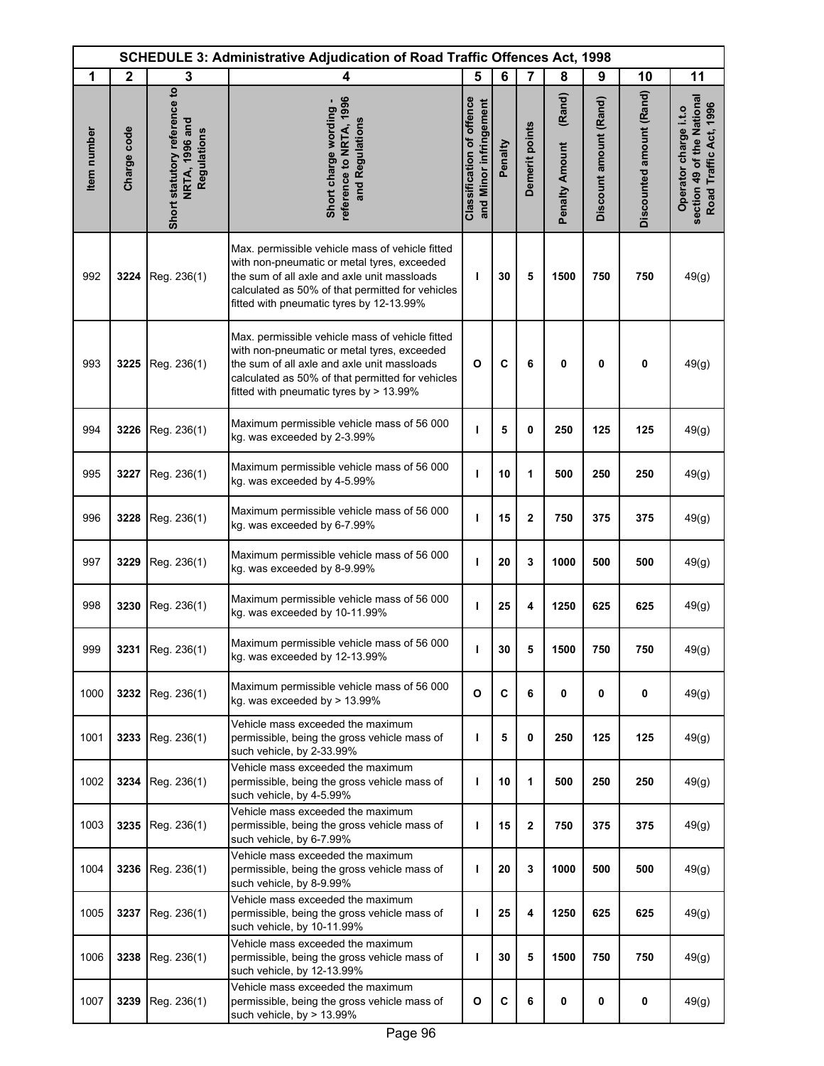| SCHEDULE 3: Administrative Adjudication of Road Traffic Offences Act, 1998 | | | | | | | | | | |
|---|---|---|---|---|---|---|---|---|---|---|
| 1 | 2 | 3 | 4 | 5 | 6 | 7 | 8 | 9 | 10 | 11 |
| Item number | Charge code | Short statutory reference to NRTA, 1996 and Regulations | Short charge wording - reference to NRTA, 1996 and Regulations | Classification of offence and Minor infringement | Penalty | Demerit points | Penalty Amount (Rand) | Discount amount (Rand) | Discounted amount (Rand) | Operator charge i.t.o section 49 of the National Road Traffic Act, 1996 |
| 992 | **3224** | Reg. 236(1) | Max. permissible vehicle mass of vehicle fitted with non-pneumatic or metal tyres, exceeded the sum of all axle and axle unit massloads calculated as 50% of that permitted for vehicles fitted with pneumatic tyres by 12-13.99% | **I** | **30** | **5** | **1500** | **750** | **750** | 49(g) |
| 993 | **3225** | Reg. 236(1) | Max. permissible vehicle mass of vehicle fitted with non-pneumatic or metal tyres, exceeded the sum of all axle and axle unit massloads calculated as 50% of that permitted for vehicles fitted with pneumatic tyres by > 13.99% | **O** | **C** | **6** | **0** | **0** | **0** | 49(g) |
| 994 | **3226** | Reg. 236(1) | Maximum permissible vehicle mass of 56 000 kg. was exceeded by 2-3.99% | **I** | **5** | **0** | **250** | **125** | **125** | 49(g) |
| 995 | **3227** | Reg. 236(1) | Maximum permissible vehicle mass of 56 000 kg. was exceeded by 4-5.99% | **I** | **10** | **1** | **500** | **250** | **250** | 49(g) |
| 996 | **3228** | Reg. 236(1) | Maximum permissible vehicle mass of 56 000 kg. was exceeded by 6-7.99% | **I** | **15** | **2** | **750** | **375** | **375** | 49(g) |
| 997 | **3229** | Reg. 236(1) | Maximum permissible vehicle mass of 56 000 kg. was exceeded by 8-9.99% | **I** | **20** | **3** | **1000** | **500** | **500** | 49(g) |
| 998 | **3230** | Reg. 236(1) | Maximum permissible vehicle mass of 56 000 kg. was exceeded by 10-11.99% | **I** | **25** | **4** | **1250** | **625** | **625** | 49(g) |
| 999 | **3231** | Reg. 236(1) | Maximum permissible vehicle mass of 56 000 kg. was exceeded by 12-13.99% | **I** | **30** | **5** | **1500** | **750** | **750** | 49(g) |
| 1000 | **3232** | Reg. 236(1) | Maximum permissible vehicle mass of 56 000 kg. was exceeded by > 13.99% | **O** | **C** | **6** | **0** | **0** | **0** | 49(g) |
| 1001 | **3233** | Reg. 236(1) | Vehicle mass exceeded the maximum permissible, being the gross vehicle mass of such vehicle, by 2-33.99% | **I** | **5** | **0** | **250** | **125** | **125** | 49(g) |
| 1002 | **3234** | Reg. 236(1) | Vehicle mass exceeded the maximum permissible, being the gross vehicle mass of such vehicle, by 4-5.99% | **I** | **10** | **1** | **500** | **250** | **250** | 49(g) |
| 1003 | **3235** | Reg. 236(1) | Vehicle mass exceeded the maximum permissible, being the gross vehicle mass of such vehicle, by 6-7.99% | **I** | **15** | **2** | **750** | **375** | **375** | 49(g) |
| 1004 | **3236** | Reg. 236(1) | Vehicle mass exceeded the maximum permissible, being the gross vehicle mass of such vehicle, by 8-9.99% | **I** | **20** | **3** | **1000** | **500** | **500** | 49(g) |
| 1005 | **3237** | Reg. 236(1) | Vehicle mass exceeded the maximum permissible, being the gross vehicle mass of such vehicle, by 10-11.99% | **I** | **25** | **4** | **1250** | **625** | **625** | 49(g) |
| 1006 | **3238** | Reg. 236(1) | Vehicle mass exceeded the maximum permissible, being the gross vehicle mass of such vehicle, by 12-13.99% | **I** | **30** | **5** | **1500** | **750** | **750** | 49(g) |
| 1007 | **3239** | Reg. 236(1) | Vehicle mass exceeded the maximum permissible, being the gross vehicle mass of such vehicle, by > 13.99% | **O** | **C** | **6** | **0** | **0** | **0** | 49(g) |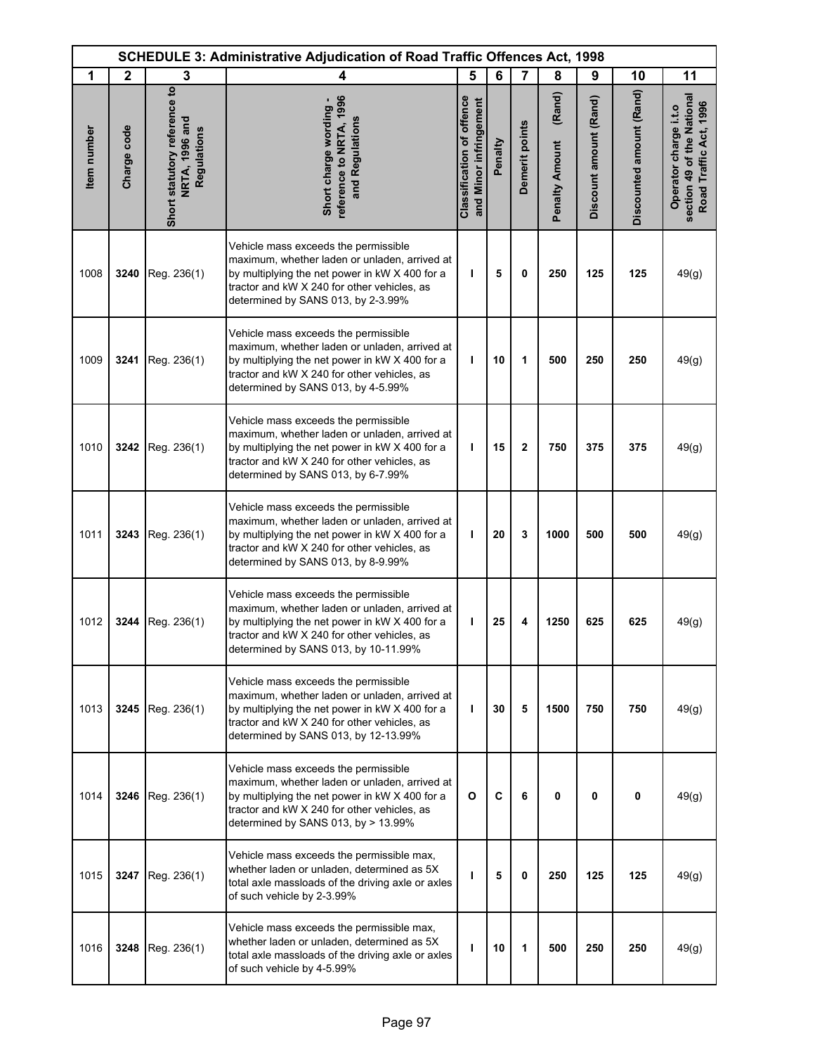| SCHEDULE 3: Administrative Adjudication of Road Traffic Offences Act, 1998 | | | | | | | | | | |
|---|---|---|---|---|---|---|---|---|---|---|
| 1 | 2 | 3 | 4 | 5 | 6 | 7 | 8 | 9 | 10 | 11 |
| Item number | Charge code | Short statutory reference to NRTA, 1996 and Regulations | Short charge wording - reference to NRTA, 1996 and Regulations | Classification of offence and Minor infringement | Penalty | Demerit points | Penalty Amount (Rand) | Discount amount (Rand) | Discounted amount (Rand) | Operator charge i.t.o section 49 of the National Road Traffic Act, 1996 |
| 1008 | 3240 | Reg. 236(1) | Vehicle mass exceeds the permissible maximum, whether laden or unladen, arrived at by multiplying the net power in kW X 400 for a tractor and kW X 240 for other vehicles, as determined by SANS 013, by 2-3.99% | I | 5 | 0 | 250 | 125 | 125 | 49(g) |
| 1009 | 3241 | Reg. 236(1) | Vehicle mass exceeds the permissible maximum, whether laden or unladen, arrived at by multiplying the net power in kW X 400 for a tractor and kW X 240 for other vehicles, as determined by SANS 013, by 4-5.99% | I | 10 | 1 | 500 | 250 | 250 | 49(g) |
| 1010 | 3242 | Reg. 236(1) | Vehicle mass exceeds the permissible maximum, whether laden or unladen, arrived at by multiplying the net power in kW X 400 for a tractor and kW X 240 for other vehicles, as determined by SANS 013, by 6-7.99% | I | 15 | 2 | 750 | 375 | 375 | 49(g) |
| 1011 | 3243 | Reg. 236(1) | Vehicle mass exceeds the permissible maximum, whether laden or unladen, arrived at by multiplying the net power in kW X 400 for a tractor and kW X 240 for other vehicles, as determined by SANS 013, by 8-9.99% | I | 20 | 3 | 1000 | 500 | 500 | 49(g) |
| 1012 | 3244 | Reg. 236(1) | Vehicle mass exceeds the permissible maximum, whether laden or unladen, arrived at by multiplying the net power in kW X 400 for a tractor and kW X 240 for other vehicles, as determined by SANS 013, by 10-11.99% | I | 25 | 4 | 1250 | 625 | 625 | 49(g) |
| 1013 | 3245 | Reg. 236(1) | Vehicle mass exceeds the permissible maximum, whether laden or unladen, arrived at by multiplying the net power in kW X 400 for a tractor and kW X 240 for other vehicles, as determined by SANS 013, by 12-13.99% | I | 30 | 5 | 1500 | 750 | 750 | 49(g) |
| 1014 | 3246 | Reg. 236(1) | Vehicle mass exceeds the permissible maximum, whether laden or unladen, arrived at by multiplying the net power in kW X 400 for a tractor and kW X 240 for other vehicles, as determined by SANS 013, by > 13.99% | O | C | 6 | 0 | 0 | 0 | 49(g) |
| 1015 | 3247 | Reg. 236(1) | Vehicle mass exceeds the permissible max, whether laden or unladen, determined as 5X total axle massloads of the driving axle or axles of such vehicle by 2-3.99% | I | 5 | 0 | 250 | 125 | 125 | 49(g) |
| 1016 | 3248 | Reg. 236(1) | Vehicle mass exceeds the permissible max, whether laden or unladen, determined as 5X total axle massloads of the driving axle or axles of such vehicle by 4-5.99% | I | 10 | 1 | 500 | 250 | 250 | 49(g) |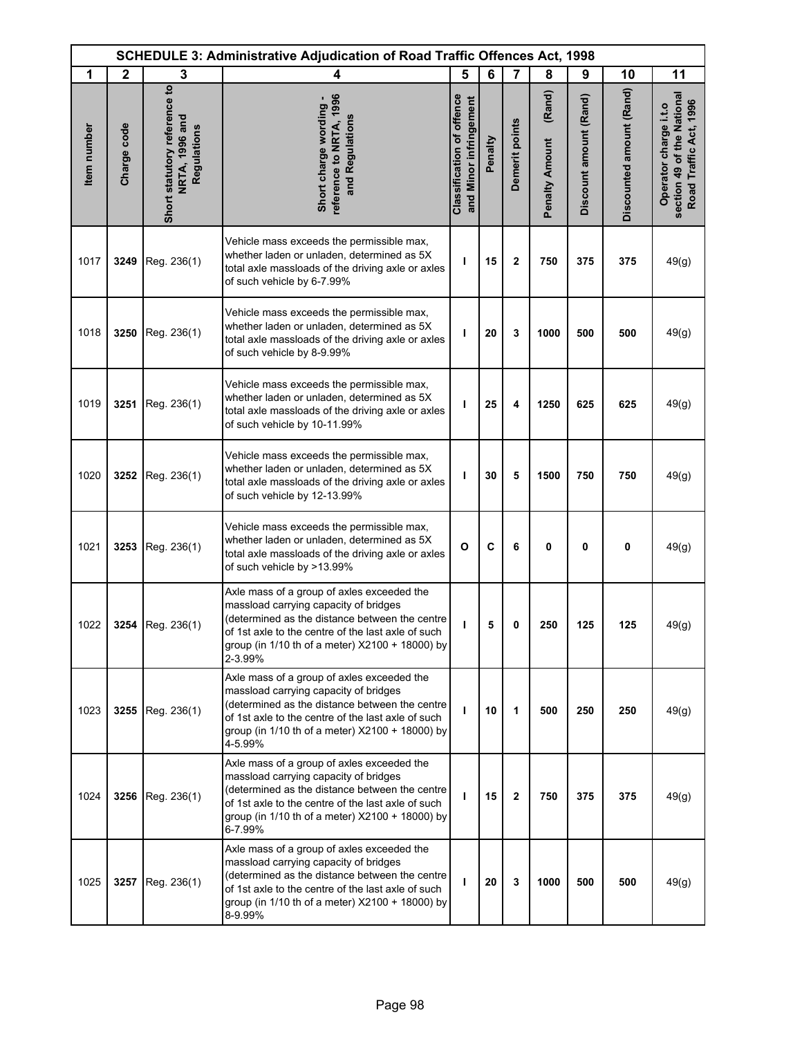| SCHEDULE 3: Administrative Adjudication of Road Traffic Offences Act, 1998 | | | | | | | | | | |
|---|---|---|---|---|---|---|---|---|---|---|
| 1 | 2 | 3 | 4 | 5 | 6 | 7 | 8 | 9 | 10 | 11 |
| Item number | Charge code | Short statutory reference to NRTA, 1996 and Regulations | Short charge wording - reference to NRTA, 1996 and Regulations | Classification of offence and Minor infringement | Penalty | Demerit points | Penalty Amount (Rand) | Discount amount (Rand) | Discounted amount (Rand) | Operator charge i.t.o section 49 of the National Road Traffic Act, 1996 |
| 1017 | 3249 | Reg. 236(1) | Vehicle mass exceeds the permissible max, whether laden or unladen, determined as 5X total axle massloads of the driving axle or axles of such vehicle by 6-7.99% | I | 15 | 2 | 750 | 375 | 375 | 49(g) |
| 1018 | 3250 | Reg. 236(1) | Vehicle mass exceeds the permissible max, whether laden or unladen, determined as 5X total axle massloads of the driving axle or axles of such vehicle by 8-9.99% | I | 20 | 3 | 1000 | 500 | 500 | 49(g) |
| 1019 | 3251 | Reg. 236(1) | Vehicle mass exceeds the permissible max, whether laden or unladen, determined as 5X total axle massloads of the driving axle or axles of such vehicle by 10-11.99% | I | 25 | 4 | 1250 | 625 | 625 | 49(g) |
| 1020 | 3252 | Reg. 236(1) | Vehicle mass exceeds the permissible max, whether laden or unladen, determined as 5X total axle massloads of the driving axle or axles of such vehicle by 12-13.99% | I | 30 | 5 | 1500 | 750 | 750 | 49(g) |
| 1021 | 3253 | Reg. 236(1) | Vehicle mass exceeds the permissible max, whether laden or unladen, determined as 5X total axle massloads of the driving axle or axles of such vehicle by >13.99% | O | C | 6 | 0 | 0 | 0 | 49(g) |
| 1022 | 3254 | Reg. 236(1) | Axle mass of a group of axles exceeded the massload carrying capacity of bridges (determined as the distance between the centre of 1st axle to the centre of the last axle of such group (in 1/10 th of a meter) X2100 + 18000) by 2-3.99% | I | 5 | 0 | 250 | 125 | 125 | 49(g) |
| 1023 | 3255 | Reg. 236(1) | Axle mass of a group of axles exceeded the massload carrying capacity of bridges (determined as the distance between the centre of 1st axle to the centre of the last axle of such group (in 1/10 th of a meter) X2100 + 18000) by 4-5.99% | I | 10 | 1 | 500 | 250 | 250 | 49(g) |
| 1024 | 3256 | Reg. 236(1) | Axle mass of a group of axles exceeded the massload carrying capacity of bridges (determined as the distance between the centre of 1st axle to the centre of the last axle of such group (in 1/10 th of a meter) X2100 + 18000) by 6-7.99% | I | 15 | 2 | 750 | 375 | 375 | 49(g) |
| 1025 | 3257 | Reg. 236(1) | Axle mass of a group of axles exceeded the massload carrying capacity of bridges (determined as the distance between the centre of 1st axle to the centre of the last axle of such group (in 1/10 th of a meter) X2100 + 18000) by 8-9.99% | I | 20 | 3 | 1000 | 500 | 500 | 49(g) |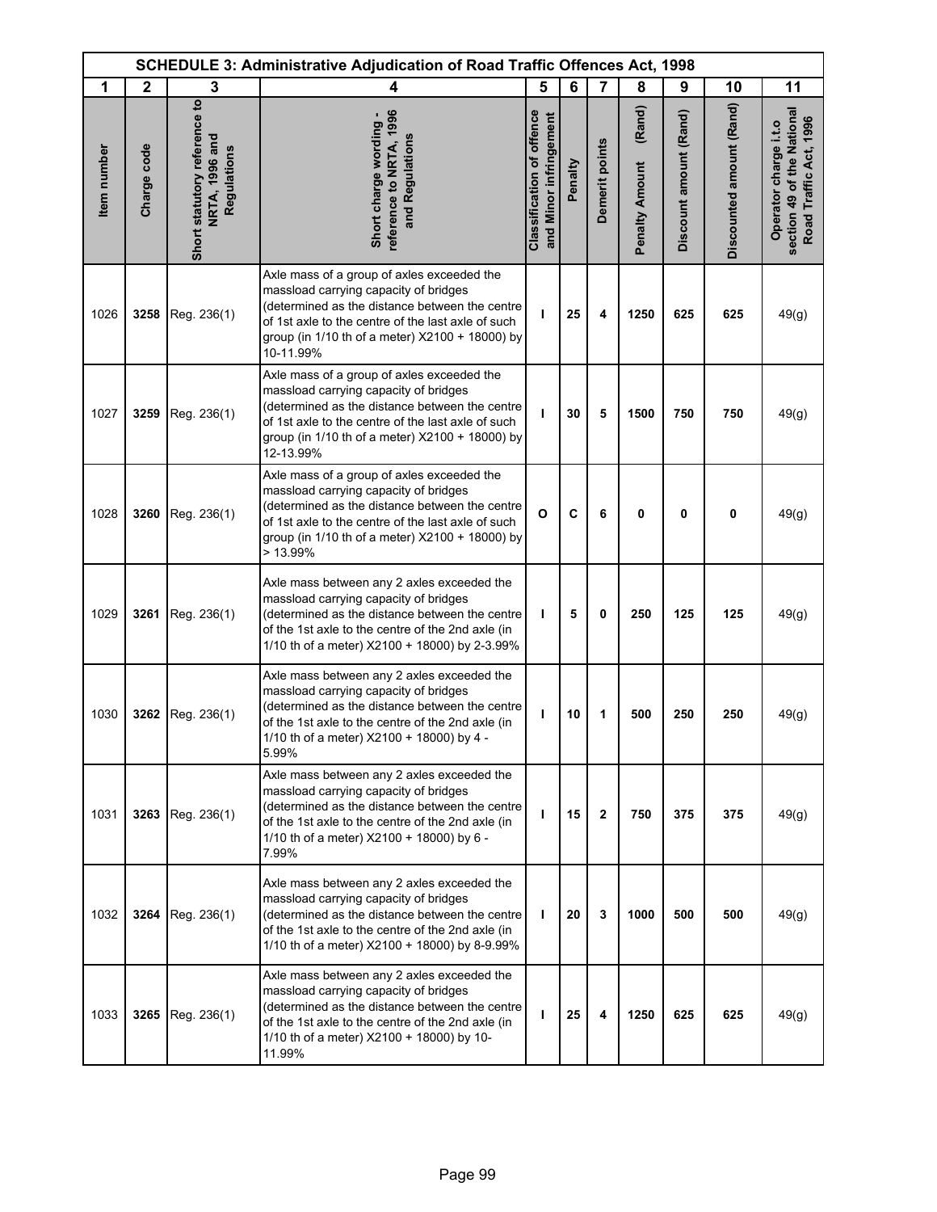| SCHEDULE 3: Administrative Adjudication of Road Traffic Offences Act, 1998 | | | | | | | | | | |
|---|---|---|---|---|---|---|---|---|---|---|
| 1 | 2 | 3 | 4 | 5 | 6 | 7 | 8 | 9 | 10 | 11 |
| Item number | Charge code | Short statutory reference to NRTA, 1996 and Regulations | Short charge wording - reference to NRTA, 1996 and Regulations | Classification of offence and Minor infringement | Penalty | Demerit points | Penalty Amount (Rand) | Discount amount (Rand) | Discounted amount (Rand) | Operator charge i.t.o section 49 of the National Road Traffic Act, 1996 |
| 1026 | **3258** | Reg. 236(1) | Axle mass of a group of axles exceeded the massload carrying capacity of bridges (determined as the distance between the centre of 1st axle to the centre of the last axle of such group (in 1/10 th of a meter) X2100 + 18000) by 10-11.99% | **I** | **25** | **4** | **1250** | **625** | **625** | 49(g) |
| 1027 | **3259** | Reg. 236(1) | Axle mass of a group of axles exceeded the massload carrying capacity of bridges (determined as the distance between the centre of 1st axle to the centre of the last axle of such group (in 1/10 th of a meter) X2100 + 18000) by 12-13.99% | **I** | **30** | **5** | **1500** | **750** | **750** | 49(g) |
| 1028 | **3260** | Reg. 236(1) | Axle mass of a group of axles exceeded the massload carrying capacity of bridges (determined as the distance between the centre of 1st axle to the centre of the last axle of such group (in 1/10 th of a meter) X2100 + 18000) by > 13.99% | **O** | **C** | **6** | **0** | **0** | **0** | 49(g) |
| 1029 | **3261** | Reg. 236(1) | Axle mass between any 2 axles exceeded the massload carrying capacity of bridges (determined as the distance between the centre of the 1st axle to the centre of the 2nd axle (in 1/10 th of a meter) X2100 + 18000) by 2-3.99% | **I** | **5** | **0** | **250** | **125** | **125** | 49(g) |
| 1030 | **3262** | Reg. 236(1) | Axle mass between any 2 axles exceeded the massload carrying capacity of bridges (determined as the distance between the centre of the 1st axle to the centre of the 2nd axle (in 1/10 th of a meter) X2100 + 18000) by 4 - 5.99% | **I** | **10** | **1** | **500** | **250** | **250** | 49(g) |
| 1031 | **3263** | Reg. 236(1) | Axle mass between any 2 axles exceeded the massload carrying capacity of bridges (determined as the distance between the centre of the 1st axle to the centre of the 2nd axle (in 1/10 th of a meter) X2100 + 18000) by 6 - 7.99% | **I** | **15** | **2** | **750** | **375** | **375** | 49(g) |
| 1032 | **3264** | Reg. 236(1) | Axle mass between any 2 axles exceeded the massload carrying capacity of bridges (determined as the distance between the centre of the 1st axle to the centre of the 2nd axle (in 1/10 th of a meter) X2100 + 18000) by 8-9.99% | **I** | **20** | **3** | **1000** | **500** | **500** | 49(g) |
| 1033 | **3265** | Reg. 236(1) | Axle mass between any 2 axles exceeded the massload carrying capacity of bridges (determined as the distance between the centre of the 1st axle to the centre of the 2nd axle (in 1/10 th of a meter) X2100 + 18000) by 10-11.99% | **I** | **25** | **4** | **1250** | **625** | **625** | 49(g) |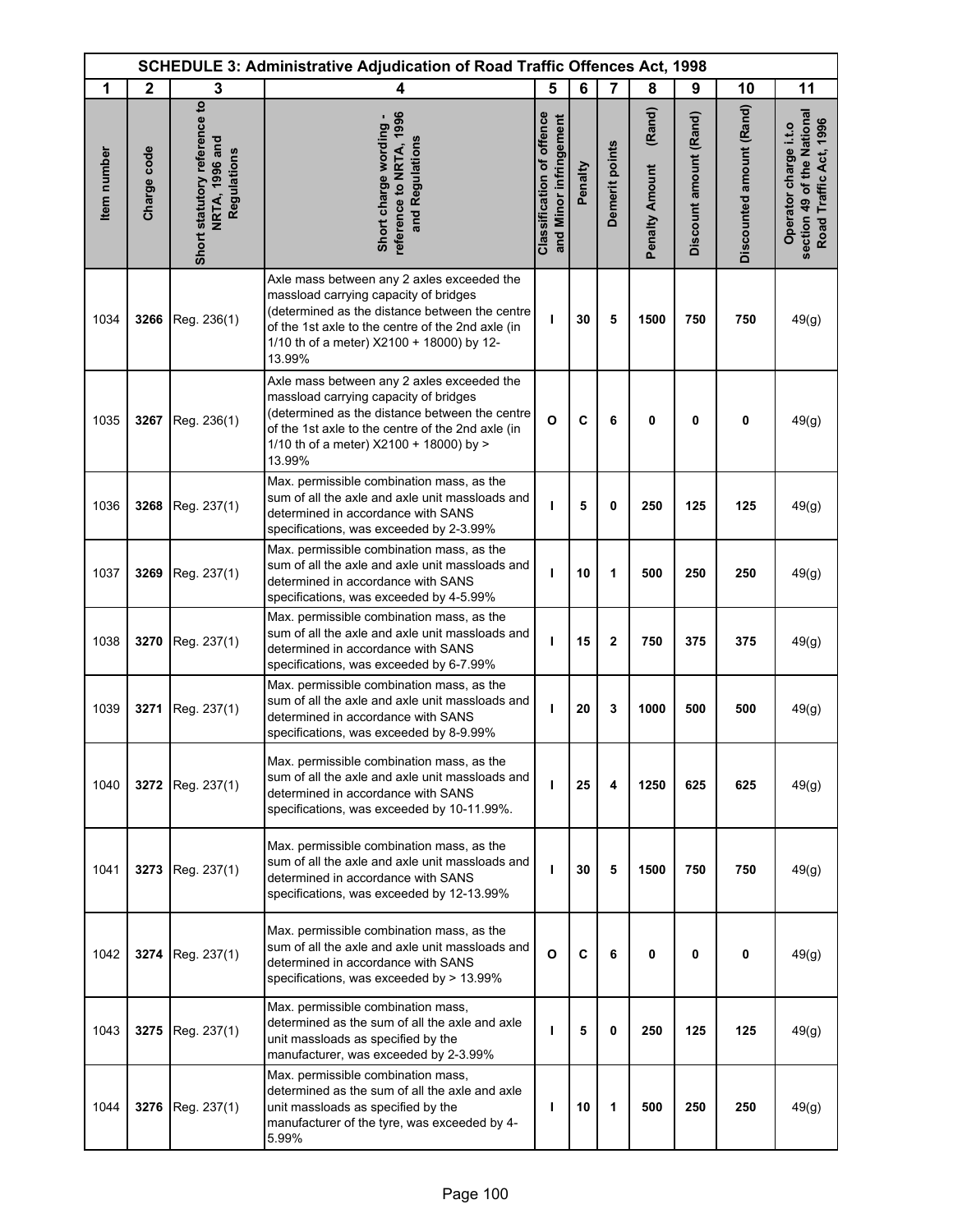| SCHEDULE 3: Administrative Adjudication of Road Traffic Offences Act, 1998 | | | | | | | | | | |
|---|---|---|---|---|---|---|---|---|---|---|
| 1 | 2 | 3 | 4 | 5 | 6 | 7 | 8 | 9 | 10 | 11 |
| Item number | Charge code | Short statutory reference to NRTA, 1996 and Regulations | Short charge wording - reference to NRTA, 1996 and Regulations | Classification of offence and Minor infringement | Penalty | Demerit points | Penalty Amount (Rand) | Discount amount (Rand) | Discounted amount (Rand) | Operator charge i.t.o section 49 of the National Road Traffic Act, 1996 |
| 1034 | **3266** | Reg. 236(1) | Axle mass between any 2 axles exceeded the massload carrying capacity of bridges (determined as the distance between the centre of the 1st axle to the centre of the 2nd axle (in 1/10 th of a meter) X2100 + 18000) by 12-13.99% | **I** | **30** | **5** | **1500** | **750** | **750** | 49(g) |
| 1035 | **3267** | Reg. 236(1) | Axle mass between any 2 axles exceeded the massload carrying capacity of bridges (determined as the distance between the centre of the 1st axle to the centre of the 2nd axle (in 1/10 th of a meter) X2100 + 18000) by > 13.99% | **O** | **C** | **6** | **0** | **0** | **0** | 49(g) |
| 1036 | **3268** | Reg. 237(1) | Max. permissible combination mass, as the sum of all the axle and axle unit massloads and determined in accordance with SANS specifications, was exceeded by 2-3.99% | **I** | **5** | **0** | **250** | **125** | **125** | 49(g) |
| 1037 | **3269** | Reg. 237(1) | Max. permissible combination mass, as the sum of all the axle and axle unit massloads and determined in accordance with SANS specifications, was exceeded by 4-5.99% | **I** | **10** | **1** | **500** | **250** | **250** | 49(g) |
| 1038 | **3270** | Reg. 237(1) | Max. permissible combination mass, as the sum of all the axle and axle unit massloads and determined in accordance with SANS specifications, was exceeded by 6-7.99% | **I** | **15** | **2** | **750** | **375** | **375** | 49(g) |
| 1039 | **3271** | Reg. 237(1) | Max. permissible combination mass, as the sum of all the axle and axle unit massloads and determined in accordance with SANS specifications, was exceeded by 8-9.99% | **I** | **20** | **3** | **1000** | **500** | **500** | 49(g) |
| 1040 | **3272** | Reg. 237(1) | Max. permissible combination mass, as the sum of all the axle and axle unit massloads and determined in accordance with SANS specifications, was exceeded by 10-11.99%. | **I** | **25** | **4** | **1250** | **625** | **625** | 49(g) |
| 1041 | **3273** | Reg. 237(1) | Max. permissible combination mass, as the sum of all the axle and axle unit massloads and determined in accordance with SANS specifications, was exceeded by 12-13.99% | **I** | **30** | **5** | **1500** | **750** | **750** | 49(g) |
| 1042 | **3274** | Reg. 237(1) | Max. permissible combination mass, as the sum of all the axle and axle unit massloads and determined in accordance with SANS specifications, was exceeded by > 13.99% | **O** | **C** | **6** | **0** | **0** | **0** | 49(g) |
| 1043 | **3275** | Reg. 237(1) | Max. permissible combination mass, determined as the sum of all the axle and axle unit massloads as specified by the manufacturer, was exceeded by 2-3.99% | **I** | **5** | **0** | **250** | **125** | **125** | 49(g) |
| 1044 | **3276** | Reg. 237(1) | Max. permissible combination mass, determined as the sum of all the axle and axle unit massloads as specified by the manufacturer of the tyre, was exceeded by 4-5.99% | **I** | **10** | **1** | **500** | **250** | **250** | 49(g) |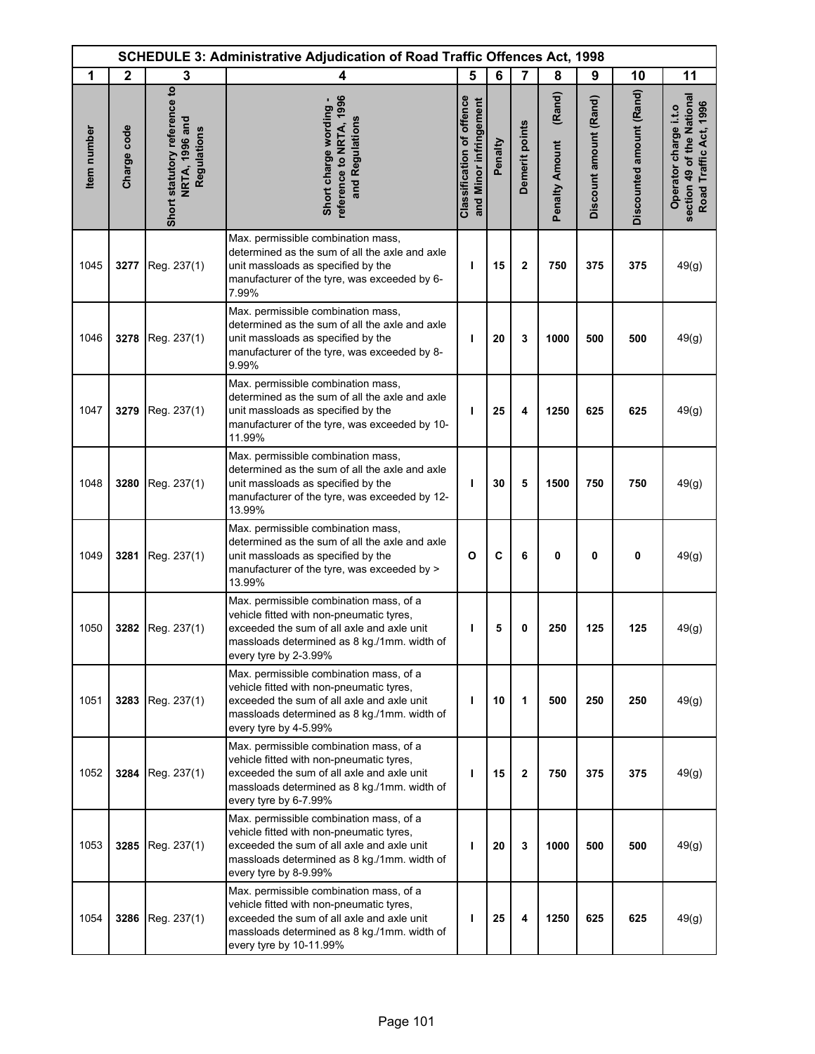| SCHEDULE 3: Administrative Adjudication of Road Traffic Offences Act, 1998 | | | | | | | | | | |
|---|---|---|---|---|---|---|---|---|---|---|
| 1 | 2 | 3 | 4 | 5 | 6 | 7 | 8 | 9 | 10 | 11 |
| Item number | Charge code | Short statutory reference to NRTA, 1996 and Regulations | Short charge wording - reference to NRTA, 1996 and Regulations | Classification of offence and Minor infringement | Penalty | Demerit points | Penalty Amount (Rand) | Discount amount (Rand) | Discounted amount (Rand) | Operator charge i.t.o section 49 of the National Road Traffic Act, 1996 |
| 1045 | **3277** | Reg. 237(1) | Max. permissible combination mass, determined as the sum of all the axle and axle unit massloads as specified by the manufacturer of the tyre, was exceeded by 6-7.99% | **I** | **15** | **2** | **750** | **375** | **375** | 49(g) |
| 1046 | **3278** | Reg. 237(1) | Max. permissible combination mass, determined as the sum of all the axle and axle unit massloads as specified by the manufacturer of the tyre, was exceeded by 8-9.99% | **I** | **20** | **3** | **1000** | **500** | **500** | 49(g) |
| 1047 | **3279** | Reg. 237(1) | Max. permissible combination mass, determined as the sum of all the axle and axle unit massloads as specified by the manufacturer of the tyre, was exceeded by 10-11.99% | **I** | **25** | **4** | **1250** | **625** | **625** | 49(g) |
| 1048 | **3280** | Reg. 237(1) | Max. permissible combination mass, determined as the sum of all the axle and axle unit massloads as specified by the manufacturer of the tyre, was exceeded by 12-13.99% | **I** | **30** | **5** | **1500** | **750** | **750** | 49(g) |
| 1049 | **3281** | Reg. 237(1) | Max. permissible combination mass, determined as the sum of all the axle and axle unit massloads as specified by the manufacturer of the tyre, was exceeded by > 13.99% | **O** | **C** | **6** | **0** | **0** | **0** | 49(g) |
| 1050 | **3282** | Reg. 237(1) | Max. permissible combination mass, of a vehicle fitted with non-pneumatic tyres, exceeded the sum of all axle and axle unit massloads determined as 8 kg./1mm. width of every tyre by 2-3.99% | **I** | **5** | **0** | **250** | **125** | **125** | 49(g) |
| 1051 | **3283** | Reg. 237(1) | Max. permissible combination mass, of a vehicle fitted with non-pneumatic tyres, exceeded the sum of all axle and axle unit massloads determined as 8 kg./1mm. width of every tyre by 4-5.99% | **I** | **10** | **1** | **500** | **250** | **250** | 49(g) |
| 1052 | **3284** | Reg. 237(1) | Max. permissible combination mass, of a vehicle fitted with non-pneumatic tyres, exceeded the sum of all axle and axle unit massloads determined as 8 kg./1mm. width of every tyre by 6-7.99% | **I** | **15** | **2** | **750** | **375** | **375** | 49(g) |
| 1053 | **3285** | Reg. 237(1) | Max. permissible combination mass, of a vehicle fitted with non-pneumatic tyres, exceeded the sum of all axle and axle unit massloads determined as 8 kg./1mm. width of every tyre by 8-9.99% | **I** | **20** | **3** | **1000** | **500** | **500** | 49(g) |
| 1054 | **3286** | Reg. 237(1) | Max. permissible combination mass, of a vehicle fitted with non-pneumatic tyres, exceeded the sum of all axle and axle unit massloads determined as 8 kg./1mm. width of every tyre by 10-11.99% | **I** | **25** | **4** | **1250** | **625** | **625** | 49(g) |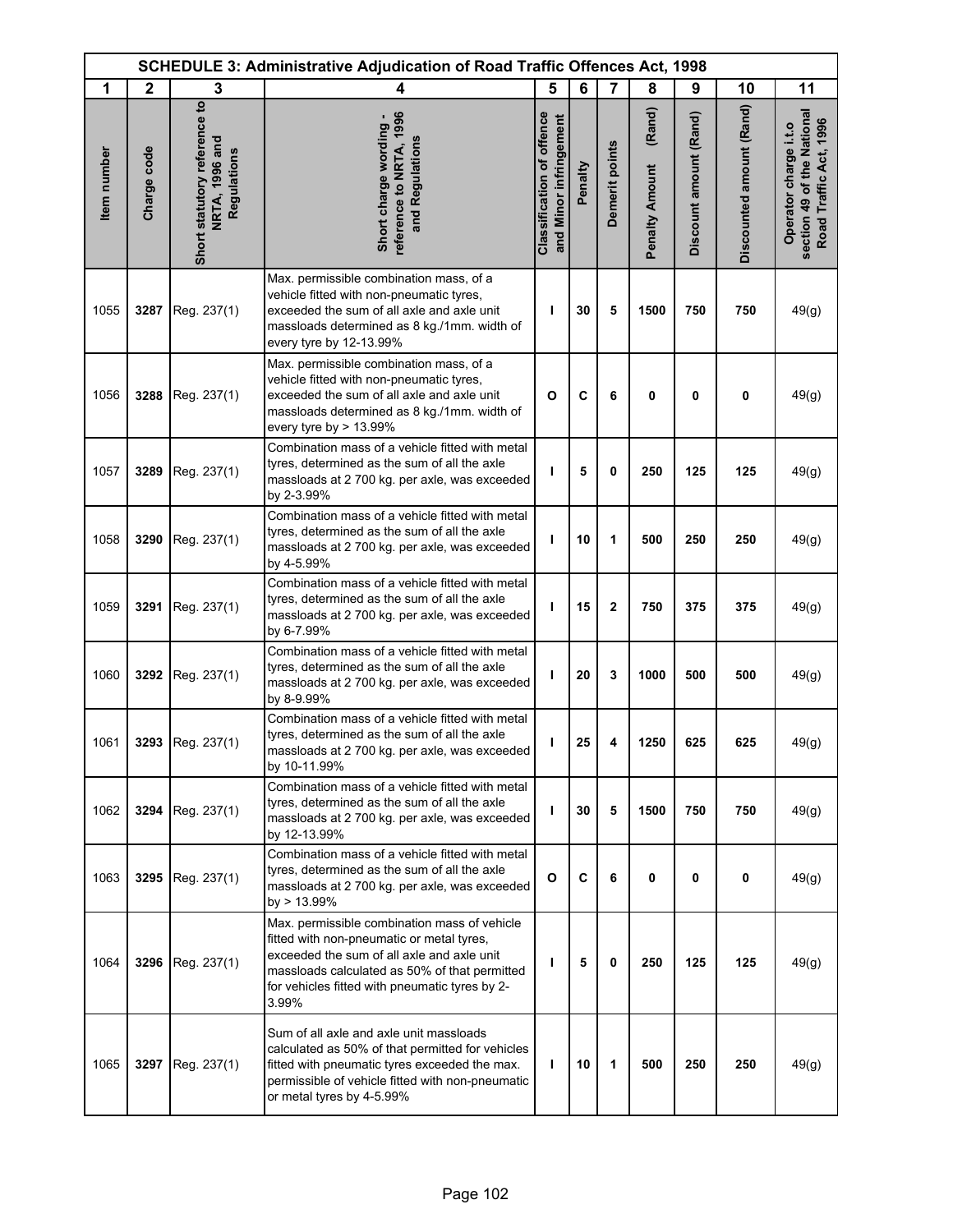| SCHEDULE 3: Administrative Adjudication of Road Traffic Offences Act, 1998 | | | | | | | | | | |
|---|---|---|---|---|---|---|---|---|---|---|
| 1 | 2 | 3 | 4 | 5 | 6 | 7 | 8 | 9 | 10 | 11 |
| Item number | Charge code | Short statutory reference to NRTA, 1996 and Regulations | Short charge wording - reference to NRTA, 1996 and Regulations | Classification of offence and Minor infringement | Penalty | Demerit points | Penalty Amount (Rand) | Discount amount (Rand) | Discounted amount (Rand) | Operator charge i.t.o section 49 of the National Road Traffic Act, 1996 |
| 1055 | 3287 | Reg. 237(1) | Max. permissible combination mass, of a vehicle fitted with non-pneumatic tyres, exceeded the sum of all axle and axle unit massloads determined as 8 kg./1mm. width of every tyre by 12-13.99% | I | 30 | 5 | 1500 | 750 | 750 | 49(g) |
| 1056 | 3288 | Reg. 237(1) | Max. permissible combination mass, of a vehicle fitted with non-pneumatic tyres, exceeded the sum of all axle and axle unit massloads determined as 8 kg./1mm. width of every tyre by > 13.99% | O | C | 6 | 0 | 0 | 0 | 49(g) |
| 1057 | 3289 | Reg. 237(1) | Combination mass of a vehicle fitted with metal tyres, determined as the sum of all the axle massloads at 2 700 kg. per axle, was exceeded by 2-3.99% | I | 5 | 0 | 250 | 125 | 125 | 49(g) |
| 1058 | 3290 | Reg. 237(1) | Combination mass of a vehicle fitted with metal tyres, determined as the sum of all the axle massloads at 2 700 kg. per axle, was exceeded by 4-5.99% | I | 10 | 1 | 500 | 250 | 250 | 49(g) |
| 1059 | 3291 | Reg. 237(1) | Combination mass of a vehicle fitted with metal tyres, determined as the sum of all the axle massloads at 2 700 kg. per axle, was exceeded by 6-7.99% | I | 15 | 2 | 750 | 375 | 375 | 49(g) |
| 1060 | 3292 | Reg. 237(1) | Combination mass of a vehicle fitted with metal tyres, determined as the sum of all the axle massloads at 2 700 kg. per axle, was exceeded by 8-9.99% | I | 20 | 3 | 1000 | 500 | 500 | 49(g) |
| 1061 | 3293 | Reg. 237(1) | Combination mass of a vehicle fitted with metal tyres, determined as the sum of all the axle massloads at 2 700 kg. per axle, was exceeded by 10-11.99% | I | 25 | 4 | 1250 | 625 | 625 | 49(g) |
| 1062 | 3294 | Reg. 237(1) | Combination mass of a vehicle fitted with metal tyres, determined as the sum of all the axle massloads at 2 700 kg. per axle, was exceeded by 12-13.99% | I | 30 | 5 | 1500 | 750 | 750 | 49(g) |
| 1063 | 3295 | Reg. 237(1) | Combination mass of a vehicle fitted with metal tyres, determined as the sum of all the axle massloads at 2 700 kg. per axle, was exceeded by > 13.99% | O | C | 6 | 0 | 0 | 0 | 49(g) |
| 1064 | 3296 | Reg. 237(1) | Max. permissible combination mass of vehicle fitted with non-pneumatic or metal tyres, exceeded the sum of all axle and axle unit massloads calculated as 50% of that permitted for vehicles fitted with pneumatic tyres by 2-3.99% | I | 5 | 0 | 250 | 125 | 125 | 49(g) |
| 1065 | 3297 | Reg. 237(1) | Sum of all axle and axle unit massloads calculated as 50% of that permitted for vehicles fitted with pneumatic tyres exceeded the max. permissible of vehicle fitted with non-pneumatic or metal tyres by 4-5.99% | I | 10 | 1 | 500 | 250 | 250 | 49(g) |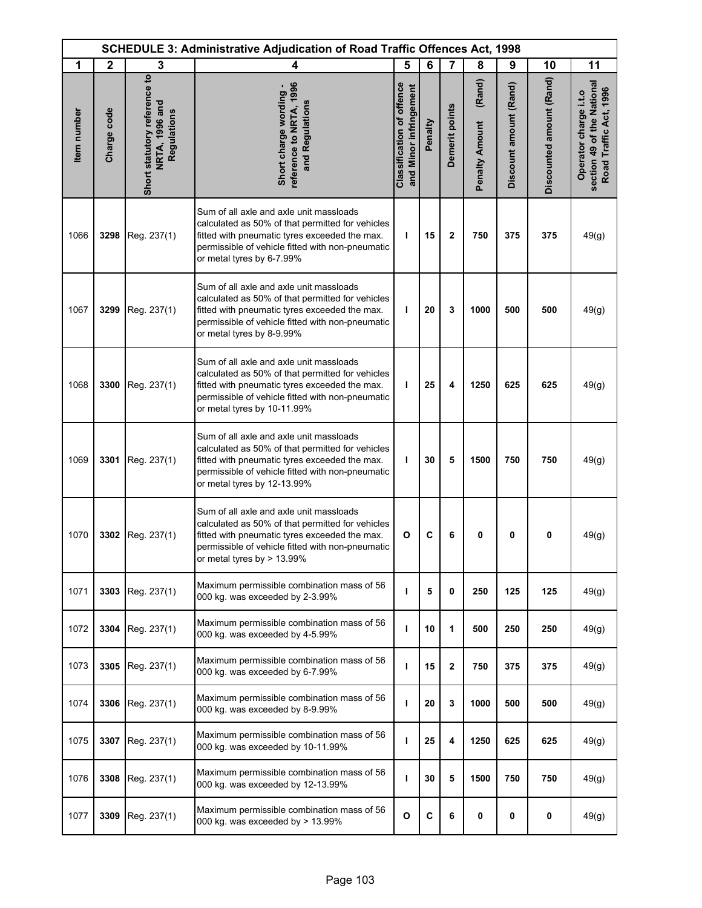## SCHEDULE 3: Administrative Adjudication of Road Traffic Offences Act, 1998

| 1 | 2 | 3 | 4 | 5 | 6 | 7 | 8 | 9 | 10 | 11 |
|---|---|---|---|---|---|---|---|---|---|---|
| Item number | Charge code | Short statutory reference to NRTA, 1996 and Regulations | Short charge wording - reference to NRTA, 1996 and Regulations | Classification of offence and Minor infringement | Penalty | Demerit points | Penalty Amount (Rand) | Discount amount (Rand) | Discounted amount (Rand) | Operator charge i.t.o section 49 of the National Road Traffic Act, 1996 |
| 1066 | **3298** | Reg. 237(1) | Sum of all axle and axle unit massloads calculated as 50% of that permitted for vehicles fitted with pneumatic tyres exceeded the max. permissible of vehicle fitted with non-pneumatic or metal tyres by 6-7.99% | **I** | **15** | **2** | **750** | **375** | **375** | 49(g) |
| 1067 | **3299** | Reg. 237(1) | Sum of all axle and axle unit massloads calculated as 50% of that permitted for vehicles fitted with pneumatic tyres exceeded the max. permissible of vehicle fitted with non-pneumatic or metal tyres by 8-9.99% | **I** | **20** | **3** | **1000** | **500** | **500** | 49(g) |
| 1068 | **3300** | Reg. 237(1) | Sum of all axle and axle unit massloads calculated as 50% of that permitted for vehicles fitted with pneumatic tyres exceeded the max. permissible of vehicle fitted with non-pneumatic or metal tyres by 10-11.99% | **I** | **25** | **4** | **1250** | **625** | **625** | 49(g) |
| 1069 | **3301** | Reg. 237(1) | Sum of all axle and axle unit massloads calculated as 50% of that permitted for vehicles fitted with pneumatic tyres exceeded the max. permissible of vehicle fitted with non-pneumatic or metal tyres by 12-13.99% | **I** | **30** | **5** | **1500** | **750** | **750** | 49(g) |
| 1070 | **3302** | Reg. 237(1) | Sum of all axle and axle unit massloads calculated as 50% of that permitted for vehicles fitted with pneumatic tyres exceeded the max. permissible of vehicle fitted with non-pneumatic or metal tyres by > 13.99% | **O** | **C** | **6** | **0** | **0** | **0** | 49(g) |
| 1071 | **3303** | Reg. 237(1) | Maximum permissible combination mass of 56 000 kg. was exceeded by 2-3.99% | **I** | **5** | **0** | **250** | **125** | **125** | 49(g) |
| 1072 | **3304** | Reg. 237(1) | Maximum permissible combination mass of 56 000 kg. was exceeded by 4-5.99% | **I** | **10** | **1** | **500** | **250** | **250** | 49(g) |
| 1073 | **3305** | Reg. 237(1) | Maximum permissible combination mass of 56 000 kg. was exceeded by 6-7.99% | **I** | **15** | **2** | **750** | **375** | **375** | 49(g) |
| 1074 | **3306** | Reg. 237(1) | Maximum permissible combination mass of 56 000 kg. was exceeded by 8-9.99% | **I** | **20** | **3** | **1000** | **500** | **500** | 49(g) |
| 1075 | **3307** | Reg. 237(1) | Maximum permissible combination mass of 56 000 kg. was exceeded by 10-11.99% | **I** | **25** | **4** | **1250** | **625** | **625** | 49(g) |
| 1076 | **3308** | Reg. 237(1) | Maximum permissible combination mass of 56 000 kg. was exceeded by 12-13.99% | **I** | **30** | **5** | **1500** | **750** | **750** | 49(g) |
| 1077 | **3309** | Reg. 237(1) | Maximum permissible combination mass of 56 000 kg. was exceeded by > 13.99% | **O** | **C** | **6** | **0** | **0** | **0** | 49(g) |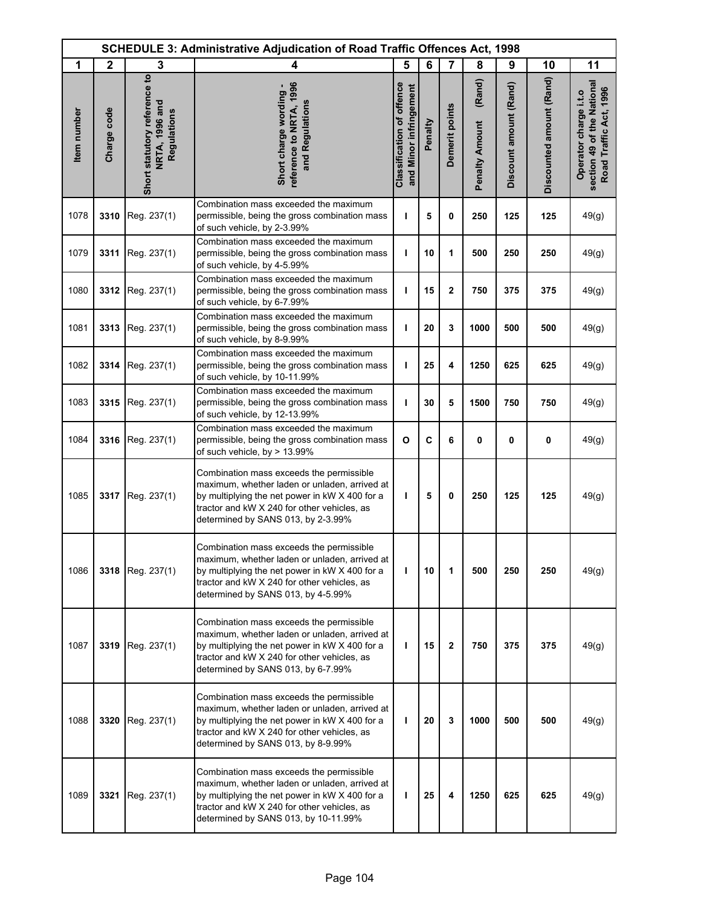| SCHEDULE 3: Administrative Adjudication of Road Traffic Offences Act, 1998 | | | | | | | | | | |
|---|---|---|---|---|---|---|---|---|---|---|
| 1 | 2 | 3 | 4 | 5 | 6 | 7 | 8 | 9 | 10 | 11 |
| Item number | Charge code | Short statutory reference to NRTA, 1996 and Regulations | Short charge wording - reference to NRTA, 1996 and Regulations | Classification of offence and Minor infringement | Penalty | Demerit points | Penalty Amount (Rand) | Discount amount (Rand) | Discounted amount (Rand) | Operator charge i.t.o section 49 of the National Road Traffic Act, 1996 |
| 1078 | **3310** | Reg. 237(1) | Combination mass exceeded the maximum permissible, being the gross combination mass of such vehicle, by 2-3.99% | **I** | **5** | **0** | **250** | **125** | **125** | 49(g) |
| 1079 | **3311** | Reg. 237(1) | Combination mass exceeded the maximum permissible, being the gross combination mass of such vehicle, by 4-5.99% | **I** | **10** | **1** | **500** | **250** | **250** | 49(g) |
| 1080 | **3312** | Reg. 237(1) | Combination mass exceeded the maximum permissible, being the gross combination mass of such vehicle, by 6-7.99% | **I** | **15** | **2** | **750** | **375** | **375** | 49(g) |
| 1081 | **3313** | Reg. 237(1) | Combination mass exceeded the maximum permissible, being the gross combination mass of such vehicle, by 8-9.99% | **I** | **20** | **3** | **1000** | **500** | **500** | 49(g) |
| 1082 | **3314** | Reg. 237(1) | Combination mass exceeded the maximum permissible, being the gross combination mass of such vehicle, by 10-11.99% | **I** | **25** | **4** | **1250** | **625** | **625** | 49(g) |
| 1083 | **3315** | Reg. 237(1) | Combination mass exceeded the maximum permissible, being the gross combination mass of such vehicle, by 12-13.99% | **I** | **30** | **5** | **1500** | **750** | **750** | 49(g) |
| 1084 | **3316** | Reg. 237(1) | Combination mass exceeded the maximum permissible, being the gross combination mass of such vehicle, by > 13.99% | **O** | **C** | **6** | **0** | **0** | **0** | 49(g) |
| 1085 | **3317** | Reg. 237(1) | Combination mass exceeds the permissible maximum, whether laden or unladen, arrived at by multiplying the net power in kW X 400 for a tractor and kW X 240 for other vehicles, as determined by SANS 013, by 2-3.99% | **I** | **5** | **0** | **250** | **125** | **125** | 49(g) |
| 1086 | **3318** | Reg. 237(1) | Combination mass exceeds the permissible maximum, whether laden or unladen, arrived at by multiplying the net power in kW X 400 for a tractor and kW X 240 for other vehicles, as determined by SANS 013, by 4-5.99% | **I** | **10** | **1** | **500** | **250** | **250** | 49(g) |
| 1087 | **3319** | Reg. 237(1) | Combination mass exceeds the permissible maximum, whether laden or unladen, arrived at by multiplying the net power in kW X 400 for a tractor and kW X 240 for other vehicles, as determined by SANS 013, by 6-7.99% | **I** | **15** | **2** | **750** | **375** | **375** | 49(g) |
| 1088 | **3320** | Reg. 237(1) | Combination mass exceeds the permissible maximum, whether laden or unladen, arrived at by multiplying the net power in kW X 400 for a tractor and kW X 240 for other vehicles, as determined by SANS 013, by 8-9.99% | **I** | **20** | **3** | **1000** | **500** | **500** | 49(g) |
| 1089 | **3321** | Reg. 237(1) | Combination mass exceeds the permissible maximum, whether laden or unladen, arrived at by multiplying the net power in kW X 400 for a tractor and kW X 240 for other vehicles, as determined by SANS 013, by 10-11.99% | **I** | **25** | **4** | **1250** | **625** | **625** | 49(g) |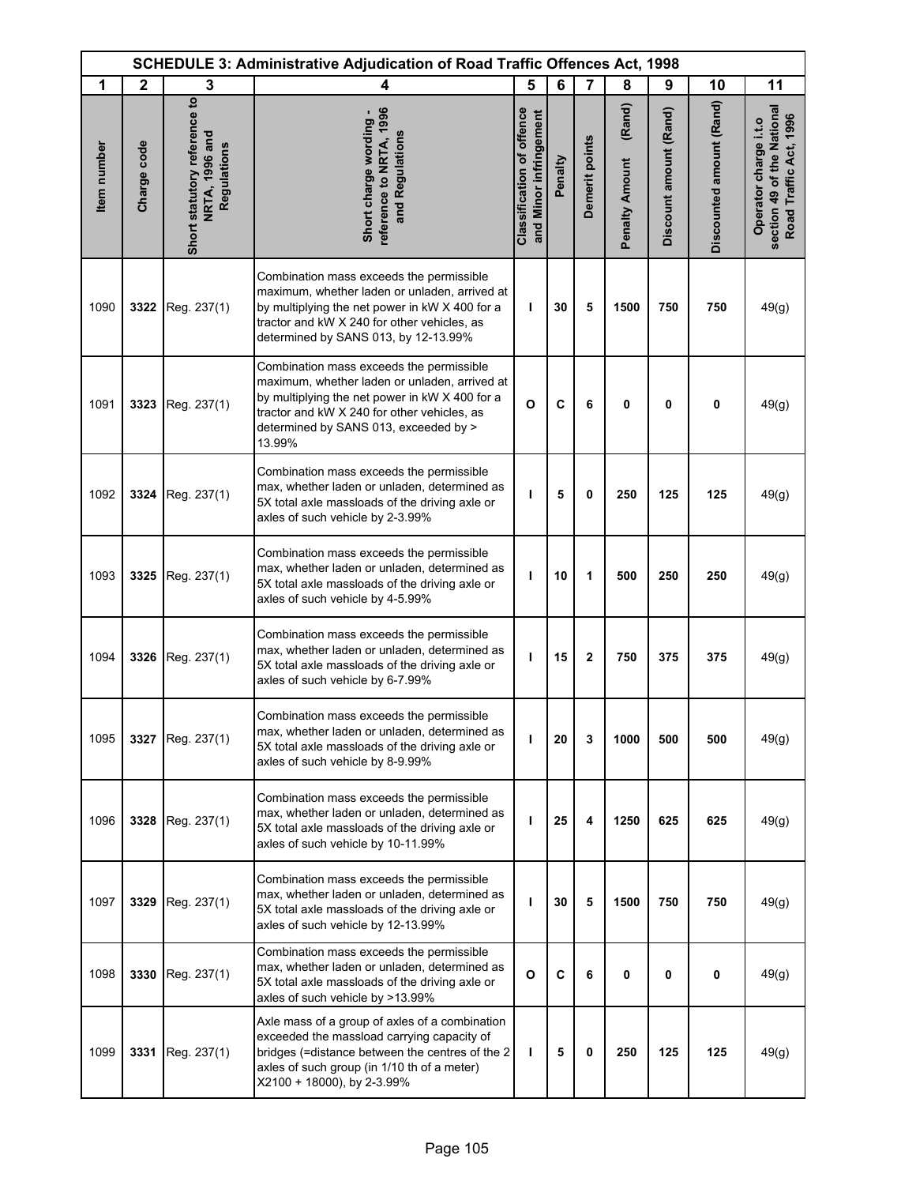| SCHEDULE 3: Administrative Adjudication of Road Traffic Offences Act, 1998 | | | | | | | | | | |
|---|---|---|---|---|---|---|---|---|---|---|
| 1 | 2 | 3 | 4 | 5 | 6 | 7 | 8 | 9 | 10 | 11 |
| Item number | Charge code | Short statutory reference to NRTA, 1996 and Regulations | Short charge wording - reference to NRTA, 1996 and Regulations | Classification of offence and Minor infringement | Penalty | Demerit points | Penalty Amount (Rand) | Discount amount (Rand) | Discounted amount (Rand) | Operator charge i.t.o section 49 of the National Road Traffic Act, 1996 |
| 1090 | **3322** | Reg. 237(1) | Combination mass exceeds the permissible maximum, whether laden or unladen, arrived at by multiplying the net power in kW X 400 for a tractor and kW X 240 for other vehicles, as determined by SANS 013, by 12-13.99% | **I** | **30** | **5** | **1500** | **750** | **750** | 49(g) |
| 1091 | **3323** | Reg. 237(1) | Combination mass exceeds the permissible maximum, whether laden or unladen, arrived at by multiplying the net power in kW X 400 for a tractor and kW X 240 for other vehicles, as determined by SANS 013, exceeded by > 13.99% | **O** | **C** | **6** | **0** | **0** | **0** | 49(g) |
| 1092 | **3324** | Reg. 237(1) | Combination mass exceeds the permissible max, whether laden or unladen, determined as 5X total axle massloads of the driving axle or axles of such vehicle by 2-3.99% | **I** | **5** | **0** | **250** | **125** | **125** | 49(g) |
| 1093 | **3325** | Reg. 237(1) | Combination mass exceeds the permissible max, whether laden or unladen, determined as 5X total axle massloads of the driving axle or axles of such vehicle by 4-5.99% | **I** | **10** | **1** | **500** | **250** | **250** | 49(g) |
| 1094 | **3326** | Reg. 237(1) | Combination mass exceeds the permissible max, whether laden or unladen, determined as 5X total axle massloads of the driving axle or axles of such vehicle by 6-7.99% | **I** | **15** | **2** | **750** | **375** | **375** | 49(g) |
| 1095 | **3327** | Reg. 237(1) | Combination mass exceeds the permissible max, whether laden or unladen, determined as 5X total axle massloads of the driving axle or axles of such vehicle by 8-9.99% | **I** | **20** | **3** | **1000** | **500** | **500** | 49(g) |
| 1096 | **3328** | Reg. 237(1) | Combination mass exceeds the permissible max, whether laden or unladen, determined as 5X total axle massloads of the driving axle or axles of such vehicle by 10-11.99% | **I** | **25** | **4** | **1250** | **625** | **625** | 49(g) |
| 1097 | **3329** | Reg. 237(1) | Combination mass exceeds the permissible max, whether laden or unladen, determined as 5X total axle massloads of the driving axle or axles of such vehicle by 12-13.99% | **I** | **30** | **5** | **1500** | **750** | **750** | 49(g) |
| 1098 | **3330** | Reg. 237(1) | Combination mass exceeds the permissible max, whether laden or unladen, determined as 5X total axle massloads of the driving axle or axles of such vehicle by >13.99% | **O** | **C** | **6** | **0** | **0** | **0** | 49(g) |
| 1099 | **3331** | Reg. 237(1) | Axle mass of a group of axles of a combination exceeded the massload carrying capacity of bridges (=distance between the centres of the 2 axles of such group (in 1/10 th of a meter) X2100 + 18000), by 2-3.99% | **I** | **5** | **0** | **250** | **125** | **125** | 49(g) |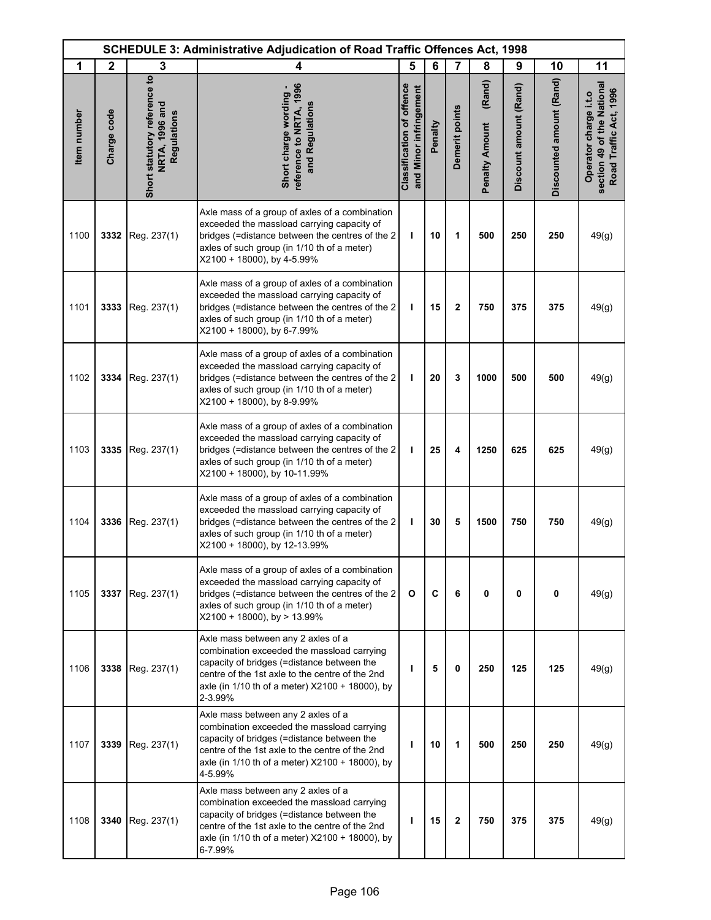| SCHEDULE 3: Administrative Adjudication of Road Traffic Offences Act, 1998 | | | | | | | | | | |
|---|---|---|---|---|---|---|---|---|---|---|
| 1 | 2 | 3 | 4 | 5 | 6 | 7 | 8 | 9 | 10 | 11 |
| Item number | Charge code | Short statutory reference to NRTA, 1996 and Regulations | Short charge wording - reference to NRTA, 1996 and Regulations | Classification of offence and Minor infringement | Penalty | Demerit points | Penalty Amount (Rand) | Discount amount (Rand) | Discounted amount (Rand) | Operator charge i.t.o section 49 of the National Road Traffic Act, 1996 |
| 1100 | **3332** | Reg. 237(1) | Axle mass of a group of axles of a combination exceeded the massload carrying capacity of bridges (=distance between the centres of the 2 axles of such group (in 1/10 th of a meter) X2100 + 18000), by 4-5.99% | **I** | **10** | **1** | **500** | **250** | **250** | 49(g) |
| 1101 | **3333** | Reg. 237(1) | Axle mass of a group of axles of a combination exceeded the massload carrying capacity of bridges (=distance between the centres of the 2 axles of such group (in 1/10 th of a meter) X2100 + 18000), by 6-7.99% | **I** | **15** | **2** | **750** | **375** | **375** | 49(g) |
| 1102 | **3334** | Reg. 237(1) | Axle mass of a group of axles of a combination exceeded the massload carrying capacity of bridges (=distance between the centres of the 2 axles of such group (in 1/10 th of a meter) X2100 + 18000), by 8-9.99% | **I** | **20** | **3** | **1000** | **500** | **500** | 49(g) |
| 1103 | **3335** | Reg. 237(1) | Axle mass of a group of axles of a combination exceeded the massload carrying capacity of bridges (=distance between the centres of the 2 axles of such group (in 1/10 th of a meter) X2100 + 18000), by 10-11.99% | **I** | **25** | **4** | **1250** | **625** | **625** | 49(g) |
| 1104 | **3336** | Reg. 237(1) | Axle mass of a group of axles of a combination exceeded the massload carrying capacity of bridges (=distance between the centres of the 2 axles of such group (in 1/10 th of a meter) X2100 + 18000), by 12-13.99% | **I** | **30** | **5** | **1500** | **750** | **750** | 49(g) |
| 1105 | **3337** | Reg. 237(1) | Axle mass of a group of axles of a combination exceeded the massload carrying capacity of bridges (=distance between the centres of the 2 axles of such group (in 1/10 th of a meter) X2100 + 18000), by > 13.99% | **O** | **C** | **6** | **0** | **0** | **0** | 49(g) |
| 1106 | **3338** | Reg. 237(1) | Axle mass between any 2 axles of a combination exceeded the massload carrying capacity of bridges (=distance between the centre of the 1st axle to the centre of the 2nd axle (in 1/10 th of a meter) X2100 + 18000), by 2-3.99% | **I** | **5** | **0** | **250** | **125** | **125** | 49(g) |
| 1107 | **3339** | Reg. 237(1) | Axle mass between any 2 axles of a combination exceeded the massload carrying capacity of bridges (=distance between the centre of the 1st axle to the centre of the 2nd axle (in 1/10 th of a meter) X2100 + 18000), by 4-5.99% | **I** | **10** | **1** | **500** | **250** | **250** | 49(g) |
| 1108 | **3340** | Reg. 237(1) | Axle mass between any 2 axles of a combination exceeded the massload carrying capacity of bridges (=distance between the centre of the 1st axle to the centre of the 2nd axle (in 1/10 th of a meter) X2100 + 18000), by 6-7.99% | **I** | **15** | **2** | **750** | **375** | **375** | 49(g) |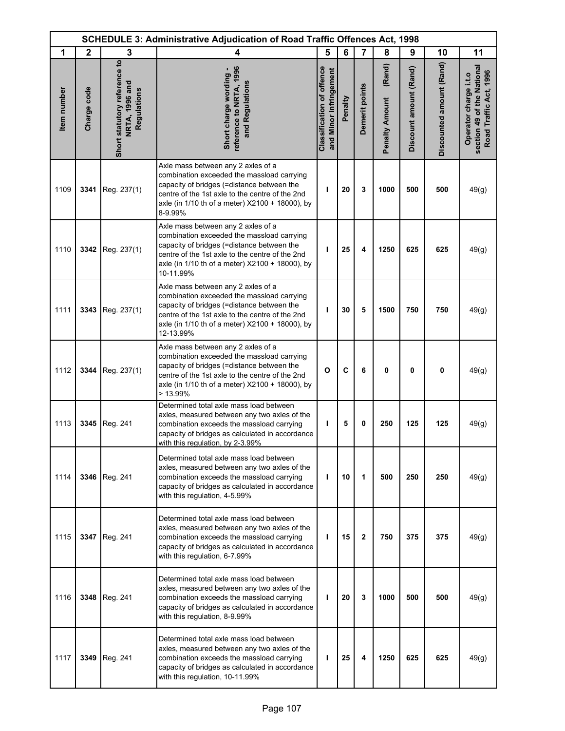| SCHEDULE 3: Administrative Adjudication of Road Traffic Offences Act, 1998 | | | | | | | | | | |
|---|---|---|---|---|---|---|---|---|---|---|
| 1 | 2 | 3 | 4 | 5 | 6 | 7 | 8 | 9 | 10 | 11 |
| Item number | Charge code | Short statutory reference to NRTA, 1996 and Regulations | Short charge wording - reference to NRTA, 1996 and Regulations | Classification of offence and Minor infringement | Penalty | Demerit points | Penalty Amount (Rand) | Discount amount (Rand) | Discounted amount (Rand) | Operator charge i.t.o section 49 of the National Road Traffic Act, 1996 |
| 1109 | **3341** | Reg. 237(1) | Axle mass between any 2 axles of a combination exceeded the massload carrying capacity of bridges (=distance between the centre of the 1st axle to the centre of the 2nd axle (in 1/10 th of a meter) X2100 + 18000), by 8-9.99% | **I** | **20** | **3** | **1000** | **500** | **500** | 49(g) |
| 1110 | **3342** | Reg. 237(1) | Axle mass between any 2 axles of a combination exceeded the massload carrying capacity of bridges (=distance between the centre of the 1st axle to the centre of the 2nd axle (in 1/10 th of a meter) X2100 + 18000), by 10-11.99% | **I** | **25** | **4** | **1250** | **625** | **625** | 49(g) |
| 1111 | **3343** | Reg. 237(1) | Axle mass between any 2 axles of a combination exceeded the massload carrying capacity of bridges (=distance between the centre of the 1st axle to the centre of the 2nd axle (in 1/10 th of a meter) X2100 + 18000), by 12-13.99% | **I** | **30** | **5** | **1500** | **750** | **750** | 49(g) |
| 1112 | **3344** | Reg. 237(1) | Axle mass between any 2 axles of a combination exceeded the massload carrying capacity of bridges (=distance between the centre of the 1st axle to the centre of the 2nd axle (in 1/10 th of a meter) X2100 + 18000), by > 13.99% | **O** | **C** | **6** | **0** | **0** | **0** | 49(g) |
| 1113 | **3345** | Reg. 241 | Determined total axle mass load between axles, measured between any two axles of the combination exceeds the massload carrying capacity of bridges as calculated in accordance with this regulation, by 2-3.99% | **I** | **5** | **0** | **250** | **125** | **125** | 49(g) |
| 1114 | **3346** | Reg. 241 | Determined total axle mass load between axles, measured between any two axles of the combination exceeds the massload carrying capacity of bridges as calculated in accordance with this regulation, 4-5.99% | **I** | **10** | **1** | **500** | **250** | **250** | 49(g) |
| 1115 | **3347** | Reg. 241 | Determined total axle mass load between axles, measured between any two axles of the combination exceeds the massload carrying capacity of bridges as calculated in accordance with this regulation, 6-7.99% | **I** | **15** | **2** | **750** | **375** | **375** | 49(g) |
| 1116 | **3348** | Reg. 241 | Determined total axle mass load between axles, measured between any two axles of the combination exceeds the massload carrying capacity of bridges as calculated in accordance with this regulation, 8-9.99% | **I** | **20** | **3** | **1000** | **500** | **500** | 49(g) |
| 1117 | **3349** | Reg. 241 | Determined total axle mass load between axles, measured between any two axles of the combination exceeds the massload carrying capacity of bridges as calculated in accordance with this regulation, 10-11.99% | **I** | **25** | **4** | **1250** | **625** | **625** | 49(g) |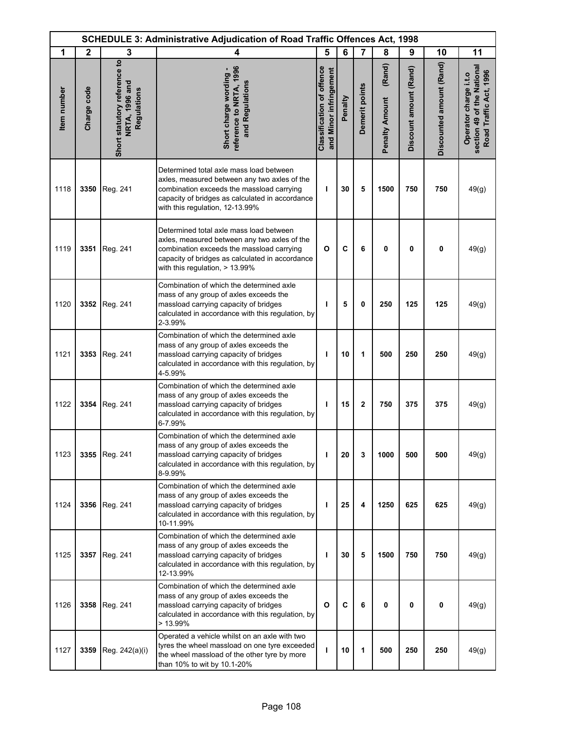| SCHEDULE 3: Administrative Adjudication of Road Traffic Offences Act, 1998 | | | | | | | | | | |
|---|---|---|---|---|---|---|---|---|---|---|
| 1 | 2 | 3 | 4 | 5 | 6 | 7 | 8 | 9 | 10 | 11 |
| Item number | Charge code | Short statutory reference to NRTA, 1996 and Regulations | Short charge wording - reference to NRTA, 1996 and Regulations | Classification of offence and Minor infringement | Penalty | Demerit points | Penalty Amount (Rand) | Discount amount (Rand) | Discounted amount (Rand) | Operator charge i.t.o section 49 of the National Road Traffic Act, 1996 |
| 1118 | 3350 | Reg. 241 | Determined total axle mass load between axles, measured between any two axles of the combination exceeds the massload carrying capacity of bridges as calculated in accordance with this regulation, 12-13.99% | I | 30 | 5 | 1500 | 750 | 750 | 49(g) |
| 1119 | 3351 | Reg. 241 | Determined total axle mass load between axles, measured between any two axles of the combination exceeds the massload carrying capacity of bridges as calculated in accordance with this regulation, > 13.99% | O | C | 6 | 0 | 0 | 0 | 49(g) |
| 1120 | 3352 | Reg. 241 | Combination of which the determined axle mass of any group of axles exceeds the massload carrying capacity of bridges calculated in accordance with this regulation, by 2-3.99% | I | 5 | 0 | 250 | 125 | 125 | 49(g) |
| 1121 | 3353 | Reg. 241 | Combination of which the determined axle mass of any group of axles exceeds the massload carrying capacity of bridges calculated in accordance with this regulation, by 4-5.99% | I | 10 | 1 | 500 | 250 | 250 | 49(g) |
| 1122 | 3354 | Reg. 241 | Combination of which the determined axle mass of any group of axles exceeds the massload carrying capacity of bridges calculated in accordance with this regulation, by 6-7.99% | I | 15 | 2 | 750 | 375 | 375 | 49(g) |
| 1123 | 3355 | Reg. 241 | Combination of which the determined axle mass of any group of axles exceeds the massload carrying capacity of bridges calculated in accordance with this regulation, by 8-9.99% | I | 20 | 3 | 1000 | 500 | 500 | 49(g) |
| 1124 | 3356 | Reg. 241 | Combination of which the determined axle mass of any group of axles exceeds the massload carrying capacity of bridges calculated in accordance with this regulation, by 10-11.99% | I | 25 | 4 | 1250 | 625 | 625 | 49(g) |
| 1125 | 3357 | Reg. 241 | Combination of which the determined axle mass of any group of axles exceeds the massload carrying capacity of bridges calculated in accordance with this regulation, by 12-13.99% | I | 30 | 5 | 1500 | 750 | 750 | 49(g) |
| 1126 | 3358 | Reg. 241 | Combination of which the determined axle mass of any group of axles exceeds the massload carrying capacity of bridges calculated in accordance with this regulation, by > 13.99% | O | C | 6 | 0 | 0 | 0 | 49(g) |
| 1127 | 3359 | Reg. 242(a)(i) | Operated a vehicle whilst on an axle with two tyres the wheel massload on one tyre exceeded the wheel massload of the other tyre by more than 10% to wit by 10.1-20% | I | 10 | 1 | 500 | 250 | 250 | 49(g) |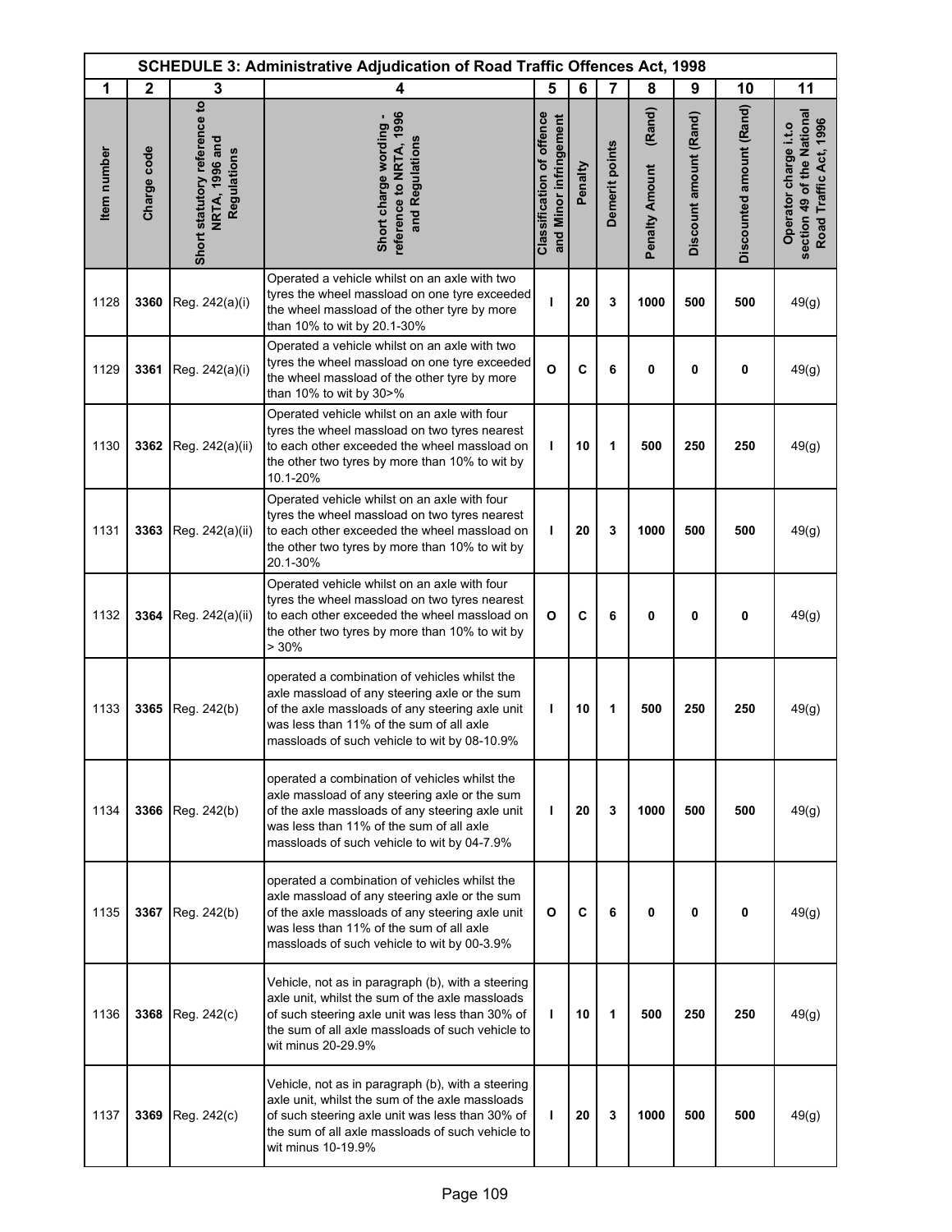| SCHEDULE 3: Administrative Adjudication of Road Traffic Offences Act, 1998 | | | | | | | | | | |
|---|---|---|---|---|---|---|---|---|---|---|
| 1 | 2 | 3 | 4 | 5 | 6 | 7 | 8 | 9 | 10 | 11 |
| Item number | Charge code | Short statutory reference to NRTA, 1996 and Regulations | Short charge wording - reference to NRTA, 1996 and Regulations | Classification of offence and Minor infringement | Penalty | Demerit points | Penalty Amount (Rand) | Discount amount (Rand) | Discounted amount (Rand) | Operator charge i.t.o section 49 of the National Road Traffic Act, 1996 |
| 1128 | **3360** | Reg. 242(a)(i) | Operated a vehicle whilst on an axle with two tyres the wheel massload on one tyre exceeded the wheel massload of the other tyre by more than 10% to wit by 20.1-30% | **I** | **20** | **3** | **1000** | **500** | **500** | 49(g) |
| 1129 | **3361** | Reg. 242(a)(i) | Operated a vehicle whilst on an axle with two tyres the wheel massload on one tyre exceeded the wheel massload of the other tyre by more than 10% to wit by 30>% | **O** | **C** | **6** | **0** | **0** | **0** | 49(g) |
| 1130 | **3362** | Reg. 242(a)(ii) | Operated vehicle whilst on an axle with four tyres the wheel massload on two tyres nearest to each other exceeded the wheel massload on the other two tyres by more than 10% to wit by 10.1-20% | **I** | **10** | **1** | **500** | **250** | **250** | 49(g) |
| 1131 | **3363** | Reg. 242(a)(ii) | Operated vehicle whilst on an axle with four tyres the wheel massload on two tyres nearest to each other exceeded the wheel massload on the other two tyres by more than 10% to wit by 20.1-30% | **I** | **20** | **3** | **1000** | **500** | **500** | 49(g) |
| 1132 | **3364** | Reg. 242(a)(ii) | Operated vehicle whilst on an axle with four tyres the wheel massload on two tyres nearest to each other exceeded the wheel massload on the other two tyres by more than 10% to wit by > 30% | **O** | **C** | **6** | **0** | **0** | **0** | 49(g) |
| 1133 | **3365** | Reg. 242(b) | operated a combination of vehicles whilst the axle massload of any steering axle or the sum of the axle massloads of any steering axle unit was less than 11% of the sum of all axle massloads of such vehicle to wit by 08-10.9% | **I** | **10** | **1** | **500** | **250** | **250** | 49(g) |
| 1134 | **3366** | Reg. 242(b) | operated a combination of vehicles whilst the axle massload of any steering axle or the sum of the axle massloads of any steering axle unit was less than 11% of the sum of all axle massloads of such vehicle to wit by 04-7.9% | **I** | **20** | **3** | **1000** | **500** | **500** | 49(g) |
| 1135 | **3367** | Reg. 242(b) | operated a combination of vehicles whilst the axle massload of any steering axle or the sum of the axle massloads of any steering axle unit was less than 11% of the sum of all axle massloads of such vehicle to wit by 00-3.9% | **O** | **C** | **6** | **0** | **0** | **0** | 49(g) |
| 1136 | **3368** | Reg. 242(c) | Vehicle, not as in paragraph (b), with a steering axle unit, whilst the sum of the axle massloads of such steering axle unit was less than 30% of the sum of all axle massloads of such vehicle to wit minus 20-29.9% | **I** | **10** | **1** | **500** | **250** | **250** | 49(g) |
| 1137 | **3369** | Reg. 242(c) | Vehicle, not as in paragraph (b), with a steering axle unit, whilst the sum of the axle massloads of such steering axle unit was less than 30% of the sum of all axle massloads of such vehicle to wit minus 10-19.9% | **I** | **20** | **3** | **1000** | **500** | **500** | 49(g) |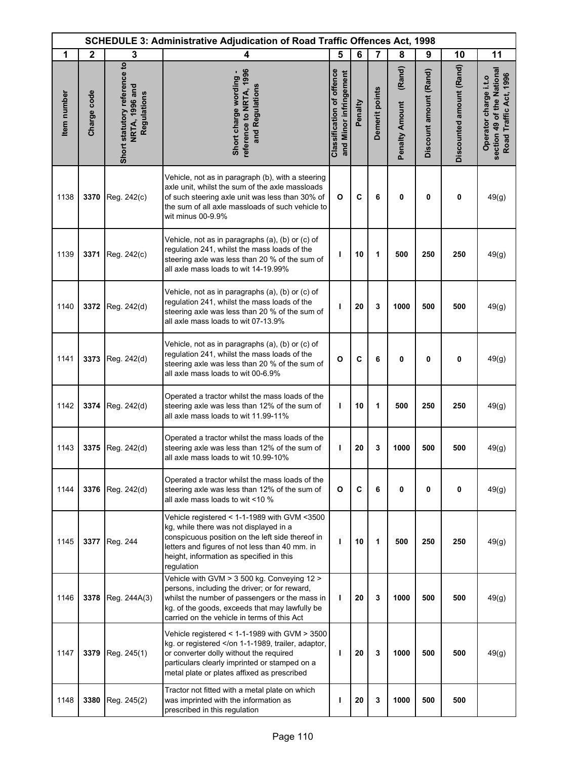| SCHEDULE 3: Administrative Adjudication of Road Traffic Offences Act, 1998 | | | | | | | | | | |
|---|---|---|---|---|---|---|---|---|---|---|
| 1 | 2 | 3 | 4 | 5 | 6 | 7 | 8 | 9 | 10 | 11 |
| Item number | Charge code | Short statutory reference to NRTA, 1996 and Regulations | Short charge wording - reference to NRTA, 1996 and Regulations | Classification of offence and Minor infringement | Penalty | Demerit points | Penalty Amount (Rand) | Discount amount (Rand) | Discounted amount (Rand) | Operator charge i.t.o section 49 of the National Road Traffic Act, 1996 |
| 1138 | 3370 | Reg. 242(c) | Vehicle, not as in paragraph (b), with a steering axle unit, whilst the sum of the axle massloads of such steering axle unit was less than 30% of the sum of all axle massloads of such vehicle to wit minus 00-9.9% | O | C | 6 | 0 | 0 | 0 | 49(g) |
| 1139 | 3371 | Reg. 242(c) | Vehicle, not as in paragraphs (a), (b) or (c) of regulation 241, whilst the mass loads of the steering axle was less than 20 % of the sum of all axle mass loads to wit 14-19.99% | I | 10 | 1 | 500 | 250 | 250 | 49(g) |
| 1140 | 3372 | Reg. 242(d) | Vehicle, not as in paragraphs (a), (b) or (c) of regulation 241, whilst the mass loads of the steering axle was less than 20 % of the sum of all axle mass loads to wit 07-13.9% | I | 20 | 3 | 1000 | 500 | 500 | 49(g) |
| 1141 | 3373 | Reg. 242(d) | Vehicle, not as in paragraphs (a), (b) or (c) of regulation 241, whilst the mass loads of the steering axle was less than 20 % of the sum of all axle mass loads to wit 00-6.9% | O | C | 6 | 0 | 0 | 0 | 49(g) |
| 1142 | 3374 | Reg. 242(d) | Operated a tractor whilst the mass loads of the steering axle was less than 12% of the sum of all axle mass loads to wit 11.99-11% | I | 10 | 1 | 500 | 250 | 250 | 49(g) |
| 1143 | 3375 | Reg. 242(d) | Operated a tractor whilst the mass loads of the steering axle was less than 12% of the sum of all axle mass loads to wit 10.99-10% | I | 20 | 3 | 1000 | 500 | 500 | 49(g) |
| 1144 | 3376 | Reg. 242(d) | Operated a tractor whilst the mass loads of the steering axle was less than 12% of the sum of all axle mass loads to wit <10 % | O | C | 6 | 0 | 0 | 0 | 49(g) |
| 1145 | 3377 | Reg. 244 | Vehicle registered < 1-1-1989 with GVM <3500 kg, while there was not displayed in a conspicuous position on the left side thereof in letters and figures of not less than 40 mm. in height, information as specified in this regulation | I | 10 | 1 | 500 | 250 | 250 | 49(g) |
| 1146 | 3378 | Reg. 244A(3) | Vehicle with GVM > 3 500 kg. Conveying 12 > persons, including the driver; or for reward, whilst the number of passengers or the mass in kg. of the goods, exceeds that may lawfully be carried on the vehicle in terms of this Act | I | 20 | 3 | 1000 | 500 | 500 | 49(g) |
| 1147 | 3379 | Reg. 245(1) | Vehicle registered < 1-1-1989 with GVM > 3500 kg. or registered </on 1-1-1989, trailer, adaptor, or converter dolly without the required particulars clearly imprinted or stamped on a metal plate or plates affixed as prescribed | I | 20 | 3 | 1000 | 500 | 500 | 49(g) |
| 1148 | 3380 | Reg. 245(2) | Tractor not fitted with a metal plate on which was imprinted with the information as prescribed in this regulation | I | 20 | 3 | 1000 | 500 | 500 | |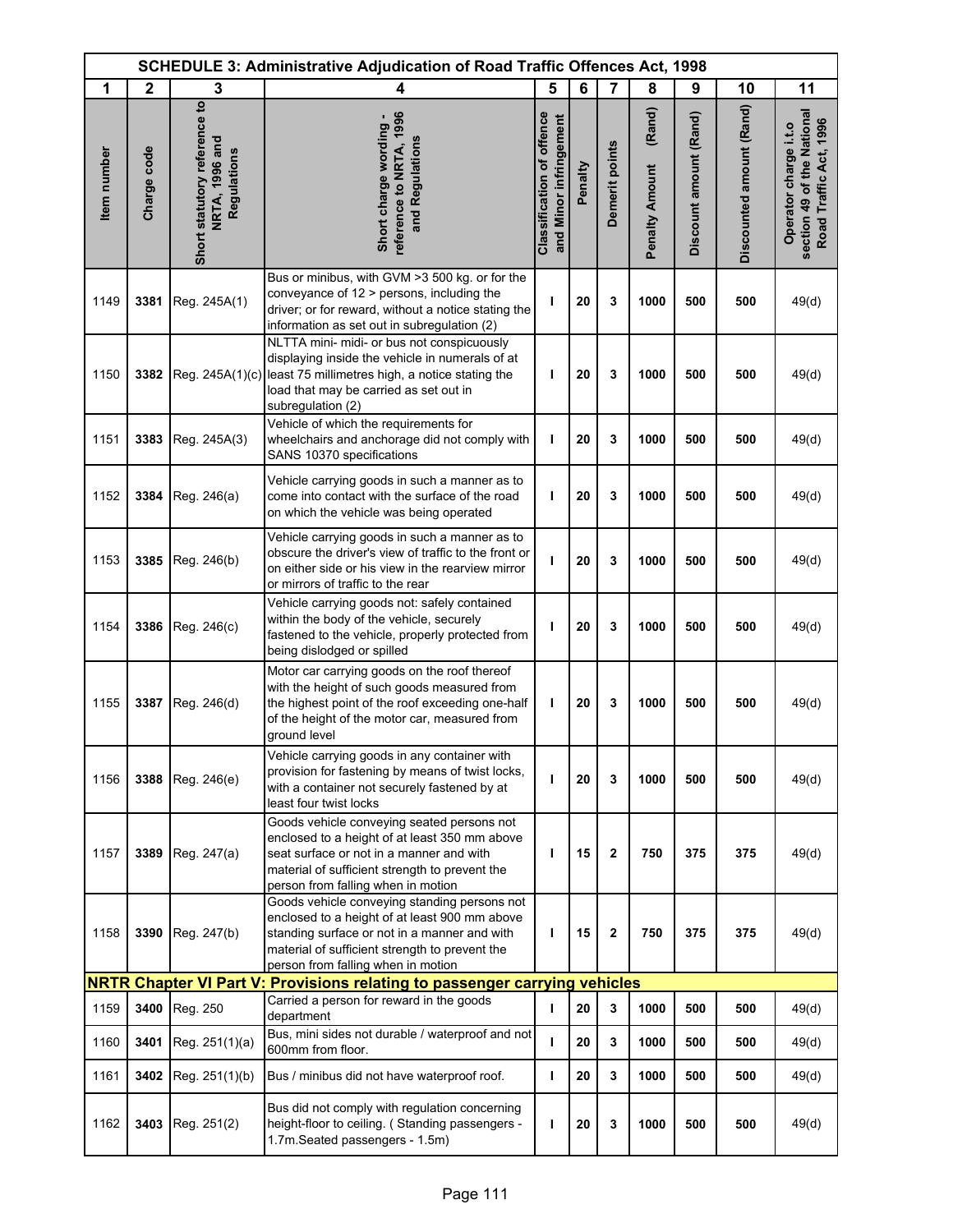| SCHEDULE 3: Administrative Adjudication of Road Traffic Offences Act, 1998 | | | | | | | | | | |
|---|---|---|---|---|---|---|---|---|---|---|
| 1 | 2 | 3 | 4 | 5 | 6 | 7 | 8 | 9 | 10 | 11 |
| Item number | Charge code | Short statutory reference to NRTA, 1996 and Regulations | Short charge wording - reference to NRTA, 1996 and Regulations | Classification of offence and Minor infringement | Penalty | Demerit points | Penalty Amount (Rand) | Discount amount (Rand) | Discounted amount (Rand) | Operator charge i.t.o section 49 of the National Road Traffic Act, 1996 |
| 1149 | **3381** | Reg. 245A(1) | Bus or minibus, with GVM >3 500 kg. or for the conveyance of 12 > persons, including the driver; or for reward, without a notice stating the information as set out in subregulation (2) | **I** | **20** | **3** | **1000** | **500** | **500** | 49(d) |
| 1150 | **3382** | Reg. 245A(1)(c) | NLTTA mini- midi- or bus not conspicuously displaying inside the vehicle in numerals of at least 75 millimetres high, a notice stating the load that may be carried as set out in subregulation (2) | **I** | **20** | **3** | **1000** | **500** | **500** | 49(d) |
| 1151 | **3383** | Reg. 245A(3) | Vehicle of which the requirements for wheelchairs and anchorage did not comply with SANS 10370 specifications | **I** | **20** | **3** | **1000** | **500** | **500** | 49(d) |
| 1152 | **3384** | Reg. 246(a) | Vehicle carrying goods in such a manner as to come into contact with the surface of the road on which the vehicle was being operated | **I** | **20** | **3** | **1000** | **500** | **500** | 49(d) |
| 1153 | **3385** | Reg. 246(b) | Vehicle carrying goods in such a manner as to obscure the driver's view of traffic to the front or on either side or his view in the rearview mirror or mirrors of traffic to the rear | **I** | **20** | **3** | **1000** | **500** | **500** | 49(d) |
| 1154 | **3386** | Reg. 246(c) | Vehicle carrying goods not: safely contained within the body of the vehicle, securely fastened to the vehicle, properly protected from being dislodged or spilled | **I** | **20** | **3** | **1000** | **500** | **500** | 49(d) |
| 1155 | **3387** | Reg. 246(d) | Motor car carrying goods on the roof thereof with the height of such goods measured from the highest point of the roof exceeding one-half of the height of the motor car, measured from ground level | **I** | **20** | **3** | **1000** | **500** | **500** | 49(d) |
| 1156 | **3388** | Reg. 246(e) | Vehicle carrying goods in any container with provision for fastening by means of twist locks, with a container not securely fastened by at least four twist locks | **I** | **20** | **3** | **1000** | **500** | **500** | 49(d) |
| 1157 | **3389** | Reg. 247(a) | Goods vehicle conveying seated persons not enclosed to a height of at least 350 mm above seat surface or not in a manner and with material of sufficient strength to prevent the person from falling when in motion | **I** | **15** | **2** | **750** | **375** | **375** | 49(d) |
| 1158 | **3390** | Reg. 247(b) | Goods vehicle conveying standing persons not enclosed to a height of at least 900 mm above standing surface or not in a manner and with material of sufficient strength to prevent the person from falling when in motion | **I** | **15** | **2** | **750** | **375** | **375** | 49(d) |
| **NRTR Chapter VI Part V: Provisions relating to passenger carrying vehicles** | | | | | | | | | | |
| 1159 | **3400** | Reg. 250 | Carried a person for reward in the goods department | **I** | **20** | **3** | **1000** | **500** | **500** | 49(d) |
| 1160 | **3401** | Reg. 251(1)(a) | Bus, mini sides not durable / waterproof and not 600mm from floor. | **I** | **20** | **3** | **1000** | **500** | **500** | 49(d) |
| 1161 | **3402** | Reg. 251(1)(b) | Bus / minibus did not have waterproof roof. | **I** | **20** | **3** | **1000** | **500** | **500** | 49(d) |
| 1162 | **3403** | Reg. 251(2) | Bus did not comply with regulation concerning height-floor to ceiling. ( Standing passengers - 1.7m.Seated passengers - 1.5m) | **I** | **20** | **3** | **1000** | **500** | **500** | 49(d) |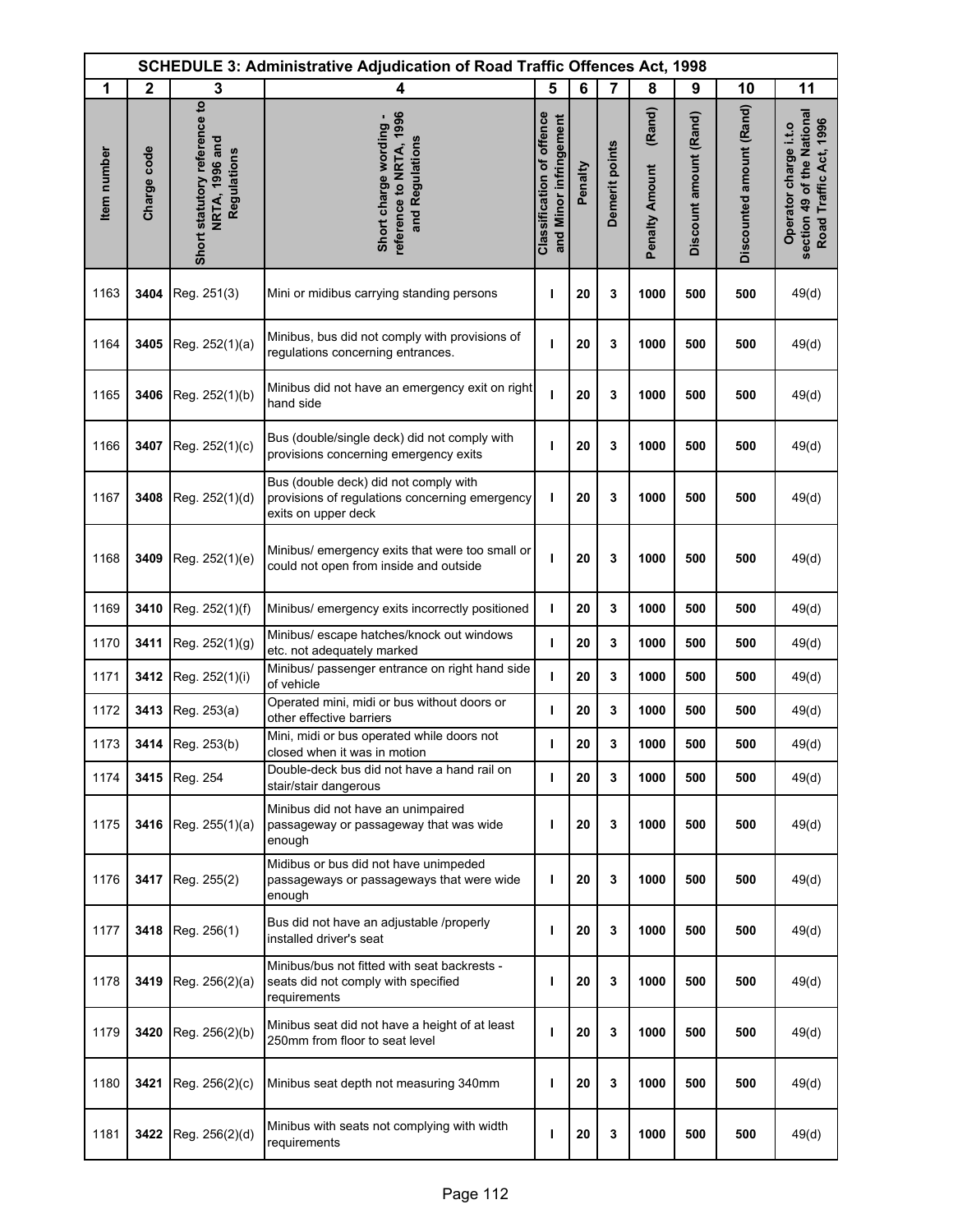| SCHEDULE 3: Administrative Adjudication of Road Traffic Offences Act, 1998 | | | | | | | | | | |
|---|---|---|---|---|---|---|---|---|---|---|
| 1 | 2 | 3 | 4 | 5 | 6 | 7 | 8 | 9 | 10 | 11 |
| Item number | Charge code | Short statutory reference to NRTA, 1996 and Regulations | Short charge wording - reference to NRTA, 1996 and Regulations | Classification of offence and Minor infringement | Penalty | Demerit points | Penalty Amount (Rand) | Discount amount (Rand) | Discounted amount (Rand) | Operator charge i.t.o section 49 of the National Road Traffic Act, 1996 |
| 1163 | **3404** | Reg. 251(3) | Mini or midibus carrying standing persons | **I** | **20** | **3** | **1000** | **500** | **500** | 49(d) |
| 1164 | **3405** | Reg. 252(1)(a) | Minibus, bus did not comply with provisions of regulations concerning entrances. | **I** | **20** | **3** | **1000** | **500** | **500** | 49(d) |
| 1165 | **3406** | Reg. 252(1)(b) | Minibus did not have an emergency exit on right hand side | **I** | **20** | **3** | **1000** | **500** | **500** | 49(d) |
| 1166 | **3407** | Reg. 252(1)(c) | Bus (double/single deck) did not comply with provisions concerning emergency exits | **I** | **20** | **3** | **1000** | **500** | **500** | 49(d) |
| 1167 | **3408** | Reg. 252(1)(d) | Bus (double deck) did not comply with provisions of regulations concerning emergency exits on upper deck | **I** | **20** | **3** | **1000** | **500** | **500** | 49(d) |
| 1168 | **3409** | Reg. 252(1)(e) | Minibus/ emergency exits that were too small or could not open from inside and outside | **I** | **20** | **3** | **1000** | **500** | **500** | 49(d) |
| 1169 | **3410** | Reg. 252(1)(f) | Minibus/ emergency exits incorrectly positioned | **I** | **20** | **3** | **1000** | **500** | **500** | 49(d) |
| 1170 | **3411** | Reg. 252(1)(g) | Minibus/ escape hatches/knock out windows etc. not adequately marked | **I** | **20** | **3** | **1000** | **500** | **500** | 49(d) |
| 1171 | **3412** | Reg. 252(1)(i) | Minibus/ passenger entrance on right hand side of vehicle | **I** | **20** | **3** | **1000** | **500** | **500** | 49(d) |
| 1172 | **3413** | Reg. 253(a) | Operated mini, midi or bus without doors or other effective barriers | **I** | **20** | **3** | **1000** | **500** | **500** | 49(d) |
| 1173 | **3414** | Reg. 253(b) | Mini, midi or bus operated while doors not closed when it was in motion | **I** | **20** | **3** | **1000** | **500** | **500** | 49(d) |
| 1174 | **3415** | Reg. 254 | Double-deck bus did not have a hand rail on stair/stair dangerous | **I** | **20** | **3** | **1000** | **500** | **500** | 49(d) |
| 1175 | **3416** | Reg. 255(1)(a) | Minibus did not have an unimpaired passageway or passageway that was wide enough | **I** | **20** | **3** | **1000** | **500** | **500** | 49(d) |
| 1176 | **3417** | Reg. 255(2) | Midibus or bus did not have unimpeded passageways or passageways that were wide enough | **I** | **20** | **3** | **1000** | **500** | **500** | 49(d) |
| 1177 | **3418** | Reg. 256(1) | Bus did not have an adjustable /properly installed driver's seat | **I** | **20** | **3** | **1000** | **500** | **500** | 49(d) |
| 1178 | **3419** | Reg. 256(2)(a) | Minibus/bus not fitted with seat backrests - seats did not comply with specified requirements | **I** | **20** | **3** | **1000** | **500** | **500** | 49(d) |
| 1179 | **3420** | Reg. 256(2)(b) | Minibus seat did not have a height of at least 250mm from floor to seat level | **I** | **20** | **3** | **1000** | **500** | **500** | 49(d) |
| 1180 | **3421** | Reg. 256(2)(c) | Minibus seat depth not measuring 340mm | **I** | **20** | **3** | **1000** | **500** | **500** | 49(d) |
| 1181 | **3422** | Reg. 256(2)(d) | Minibus with seats not complying with width requirements | **I** | **20** | **3** | **1000** | **500** | **500** | 49(d) |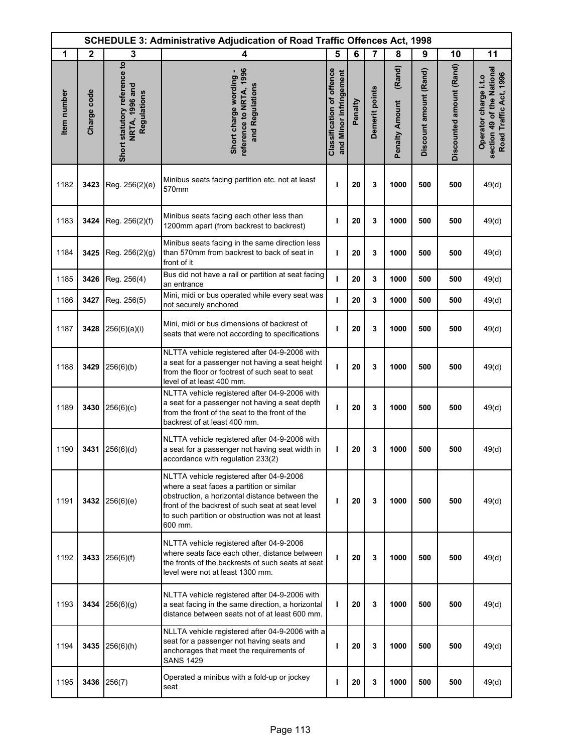| SCHEDULE 3: Administrative Adjudication of Road Traffic Offences Act, 1998 | | | | | | | | | | |
|---|---|---|---|---|---|---|---|---|---|---|
| 1 | 2 | 3 | 4 | 5 | 6 | 7 | 8 | 9 | 10 | 11 |
| Item number | Charge code | Short statutory reference to NRTA, 1996 and Regulations | Short charge wording - reference to NRTA, 1996 and Regulations | Classification of offence and Minor infringement | Penalty | Demerit points | Penalty Amount (Rand) | Discount amount (Rand) | Discounted amount (Rand) | Operator charge i.t.o section 49 of the National Road Traffic Act, 1996 |
| 1182 | **3423** | Reg. 256(2)(e) | Minibus seats facing partition etc. not at least 570mm | **I** | **20** | **3** | **1000** | **500** | **500** | 49(d) |
| 1183 | **3424** | Reg. 256(2)(f) | Minibus seats facing each other less than 1200mm apart (from backrest to backrest) | **I** | **20** | **3** | **1000** | **500** | **500** | 49(d) |
| 1184 | **3425** | Reg. 256(2)(g) | Minibus seats facing in the same direction less than 570mm from backrest to back of seat in front of it | **I** | **20** | **3** | **1000** | **500** | **500** | 49(d) |
| 1185 | **3426** | Reg. 256(4) | Bus did not have a rail or partition at seat facing an entrance | **I** | **20** | **3** | **1000** | **500** | **500** | 49(d) |
| 1186 | **3427** | Reg. 256(5) | Mini, midi or bus operated while every seat was not securely anchored | **I** | **20** | **3** | **1000** | **500** | **500** | 49(d) |
| 1187 | **3428** | 256(6)(a)(i) | Mini, midi or bus dimensions of backrest of seats that were not according to specifications | **I** | **20** | **3** | **1000** | **500** | **500** | 49(d) |
| 1188 | **3429** | 256(6)(b) | NLTTA vehicle registered after 04-9-2006 with a seat for a passenger not having a seat height from the floor or footrest of such seat to seat level of at least 400 mm. | **I** | **20** | **3** | **1000** | **500** | **500** | 49(d) |
| 1189 | **3430** | 256(6)(c) | NLTTA vehicle registered after 04-9-2006 with a seat for a passenger not having a seat depth from the front of the seat to the front of the backrest of at least 400 mm. | **I** | **20** | **3** | **1000** | **500** | **500** | 49(d) |
| 1190 | **3431** | 256(6)(d) | NLTTA vehicle registered after 04-9-2006 with a seat for a passenger not having seat width in accordance with regulation 233(2) | **I** | **20** | **3** | **1000** | **500** | **500** | 49(d) |
| 1191 | **3432** | 256(6)(e) | NLTTA vehicle registered after 04-9-2006 where a seat faces a partition or similar obstruction, a horizontal distance between the front of the backrest of such seat at seat level to such partition or obstruction was not at least 600 mm. | **I** | **20** | **3** | **1000** | **500** | **500** | 49(d) |
| 1192 | **3433** | 256(6)(f) | NLTTA vehicle registered after 04-9-2006 where seats face each other, distance between the fronts of the backrests of such seats at seat level were not at least 1300 mm. | **I** | **20** | **3** | **1000** | **500** | **500** | 49(d) |
| 1193 | **3434** | 256(6)(g) | NLTTA vehicle registered after 04-9-2006 with a seat facing in the same direction, a horizontal distance between seats not of at least 600 mm. | **I** | **20** | **3** | **1000** | **500** | **500** | 49(d) |
| 1194 | **3435** | 256(6)(h) | NLLTA vehicle registered after 04-9-2006 with a seat for a passenger not having seats and anchorages that meet the requirements of SANS 1429 | **I** | **20** | **3** | **1000** | **500** | **500** | 49(d) |
| 1195 | **3436** | 256(7) | Operated a minibus with a fold-up or jockey seat | **I** | **20** | **3** | **1000** | **500** | **500** | 49(d) |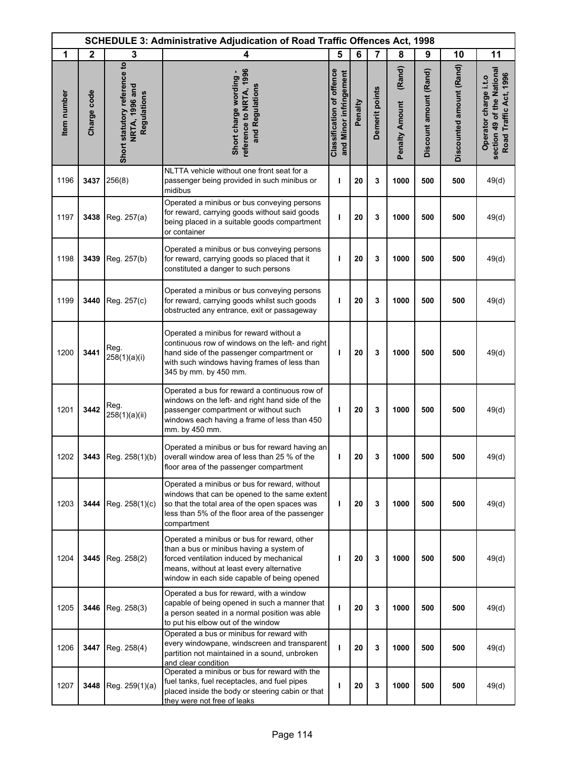## SCHEDULE 3: Administrative Adjudication of Road Traffic Offences Act, 1998

| 1 | 2 | 3 | 4 | 5 | 6 | 7 | 8 | 9 | 10 | 11 |
|---|---|---|---|---|---|---|---|---|---|---|
| Item number | Charge code | Short statutory reference to NRTA, 1996 and Regulations | Short charge wording - reference to NRTA, 1996 and Regulations | Classification of offence and Minor infringement | Penalty | Demerit points | Penalty Amount (Rand) | Discount amount (Rand) | Discounted amount (Rand) | Operator charge i.t.o section 49 of the National Road Traffic Act, 1996 |
| 1196 | 3437 | 256(8) | NLTTA vehicle without one front seat for a passenger being provided in such minibus or midibus | I | 20 | 3 | 1000 | 500 | 500 | 49(d) |
| 1197 | 3438 | Reg. 257(a) | Operated a minibus or bus conveying persons for reward, carrying goods without said goods being placed in a suitable goods compartment or container | I | 20 | 3 | 1000 | 500 | 500 | 49(d) |
| 1198 | 3439 | Reg. 257(b) | Operated a minibus or bus conveying persons for reward, carrying goods so placed that it constituted a danger to such persons | I | 20 | 3 | 1000 | 500 | 500 | 49(d) |
| 1199 | 3440 | Reg. 257(c) | Operated a minibus or bus conveying persons for reward, carrying goods whilst such goods obstructed any entrance, exit or passageway | I | 20 | 3 | 1000 | 500 | 500 | 49(d) |
| 1200 | 3441 | Reg. 258(1)(a)(i) | Operated a minibus for reward without a continuous row of windows on the left- and right hand side of the passenger compartment or with such windows having frames of less than 345 by mm. by 450 mm. | I | 20 | 3 | 1000 | 500 | 500 | 49(d) |
| 1201 | 3442 | Reg. 258(1)(a)(ii) | Operated a bus for reward a continuous row of windows on the left- and right hand side of the passenger compartment or without such windows each having a frame of less than 450 mm. by 450 mm. | I | 20 | 3 | 1000 | 500 | 500 | 49(d) |
| 1202 | 3443 | Reg. 258(1)(b) | Operated a minibus or bus for reward having an overall window area of less than 25 % of the floor area of the passenger compartment | I | 20 | 3 | 1000 | 500 | 500 | 49(d) |
| 1203 | 3444 | Reg. 258(1)(c) | Operated a minibus or bus for reward, without windows that can be opened to the same extent so that the total area of the open spaces was less than 5% of the floor area of the passenger compartment | I | 20 | 3 | 1000 | 500 | 500 | 49(d) |
| 1204 | 3445 | Reg. 258(2) | Operated a minibus or bus for reward, other than a bus or minibus having a system of forced ventilation induced by mechanical means, without at least every alternative window in each side capable of being opened | I | 20 | 3 | 1000 | 500 | 500 | 49(d) |
| 1205 | 3446 | Reg. 258(3) | Operated a bus for reward, with a window capable of being opened in such a manner that a person seated in a normal position was able to put his elbow out of the window | I | 20 | 3 | 1000 | 500 | 500 | 49(d) |
| 1206 | 3447 | Reg. 258(4) | Operated a bus or minibus for reward with every windowpane, windscreen and transparent partition not maintained in a sound, unbroken and clear condition | I | 20 | 3 | 1000 | 500 | 500 | 49(d) |
| 1207 | 3448 | Reg. 259(1)(a) | Operated a minibus or bus for reward with the fuel tanks, fuel receptacles, and fuel pipes placed inside the body or steering cabin or that they were not free of leaks | I | 20 | 3 | 1000 | 500 | 500 | 49(d) |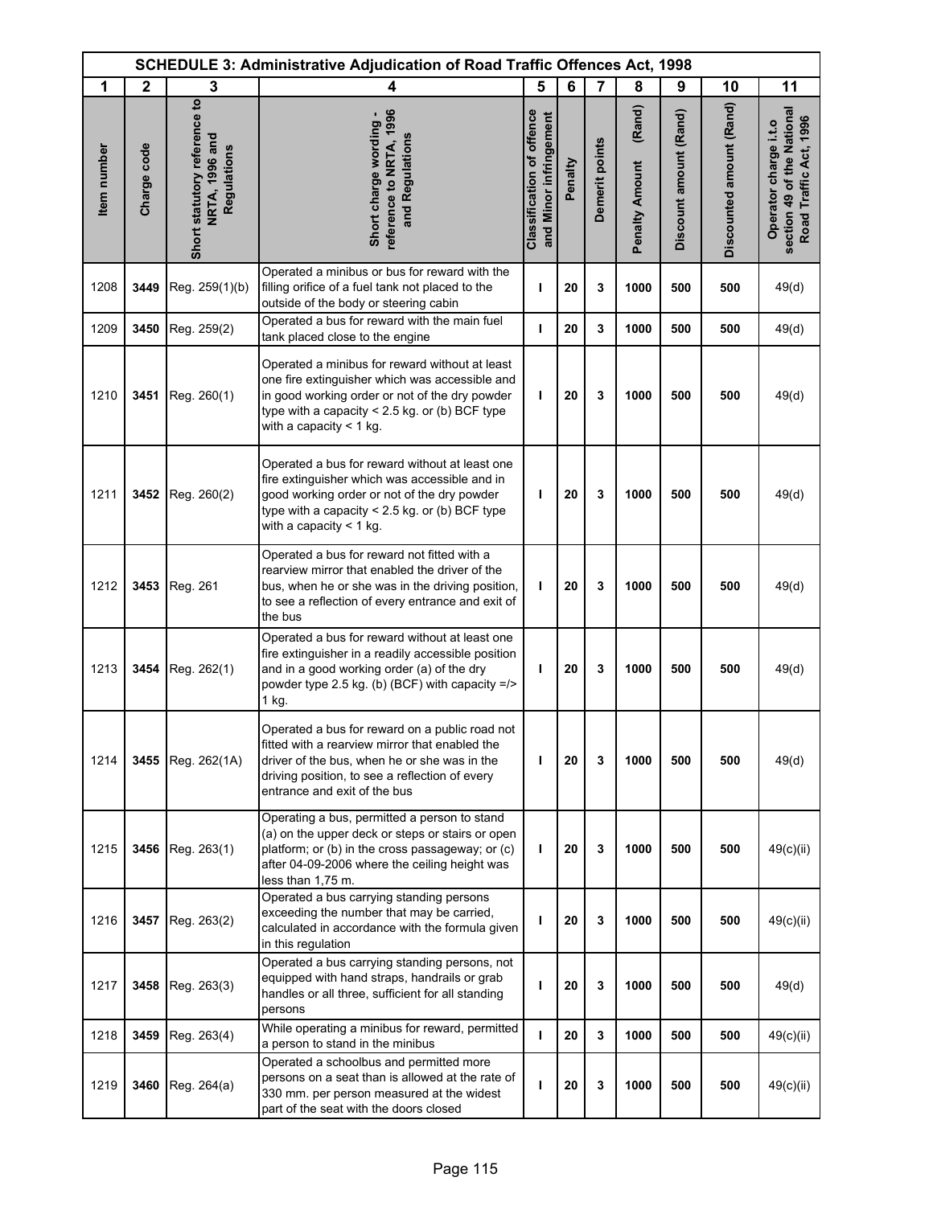| SCHEDULE 3: Administrative Adjudication of Road Traffic Offences Act, 1998 | | | | | | | | | | |
|---|---|---|---|---|---|---|---|---|---|---|
| 1 | 2 | 3 | 4 | 5 | 6 | 7 | 8 | 9 | 10 | 11 |
| Item number | Charge code | Short statutory reference to NRTA, 1996 and Regulations | Short charge wording - reference to NRTA, 1996 and Regulations | Classification of offence and Minor infringement | Penalty | Demerit points | Penalty Amount (Rand) | Discount amount (Rand) | Discounted amount (Rand) | Operator charge i.t.o section 49 of the National Road Traffic Act, 1996 |
| 1208 | **3449** | Reg. 259(1)(b) | Operated a minibus or bus for reward with the filling orifice of a fuel tank not placed to the outside of the body or steering cabin | I | 20 | 3 | 1000 | 500 | 500 | 49(d) |
| 1209 | **3450** | Reg. 259(2) | Operated a bus for reward with the main fuel tank placed close to the engine | I | 20 | 3 | 1000 | 500 | 500 | 49(d) |
| 1210 | **3451** | Reg. 260(1) | Operated a minibus for reward without at least one fire extinguisher which was accessible and in good working order or not of the dry powder type with a capacity < 2.5 kg. or (b) BCF type with a capacity < 1 kg. | I | 20 | 3 | 1000 | 500 | 500 | 49(d) |
| 1211 | **3452** | Reg. 260(2) | Operated a bus for reward without at least one fire extinguisher which was accessible and in good working order or not of the dry powder type with a capacity < 2.5 kg. or (b) BCF type with a capacity < 1 kg. | I | 20 | 3 | 1000 | 500 | 500 | 49(d) |
| 1212 | **3453** | Reg. 261 | Operated a bus for reward not fitted with a rearview mirror that enabled the driver of the bus, when he or she was in the driving position, to see a reflection of every entrance and exit of the bus | I | 20 | 3 | 1000 | 500 | 500 | 49(d) |
| 1213 | **3454** | Reg. 262(1) | Operated a bus for reward without at least one fire extinguisher in a readily accessible position and in a good working order (a) of the dry powder type 2.5 kg. (b) (BCF) with capacity =/> 1 kg. | I | 20 | 3 | 1000 | 500 | 500 | 49(d) |
| 1214 | **3455** | Reg. 262(1A) | Operated a bus for reward on a public road not fitted with a rearview mirror that enabled the driver of the bus, when he or she was in the driving position, to see a reflection of every entrance and exit of the bus | I | 20 | 3 | 1000 | 500 | 500 | 49(d) |
| 1215 | **3456** | Reg. 263(1) | Operating a bus, permitted a person to stand (a) on the upper deck or steps or stairs or open platform; or (b) in the cross passageway; or (c) after 04-09-2006 where the ceiling height was less than 1,75 m. | I | 20 | 3 | 1000 | 500 | 500 | 49(c)(ii) |
| 1216 | **3457** | Reg. 263(2) | Operated a bus carrying standing persons exceeding the number that may be carried, calculated in accordance with the formula given in this regulation | I | 20 | 3 | 1000 | 500 | 500 | 49(c)(ii) |
| 1217 | **3458** | Reg. 263(3) | Operated a bus carrying standing persons, not equipped with hand straps, handrails or grab handles or all three, sufficient for all standing persons | I | 20 | 3 | 1000 | 500 | 500 | 49(d) |
| 1218 | **3459** | Reg. 263(4) | While operating a minibus for reward, permitted a person to stand in the minibus | I | 20 | 3 | 1000 | 500 | 500 | 49(c)(ii) |
| 1219 | **3460** | Reg. 264(a) | Operated a schoolbus and permitted more persons on a seat than is allowed at the rate of 330 mm. per person measured at the widest part of the seat with the doors closed | I | 20 | 3 | 1000 | 500 | 500 | 49(c)(ii) |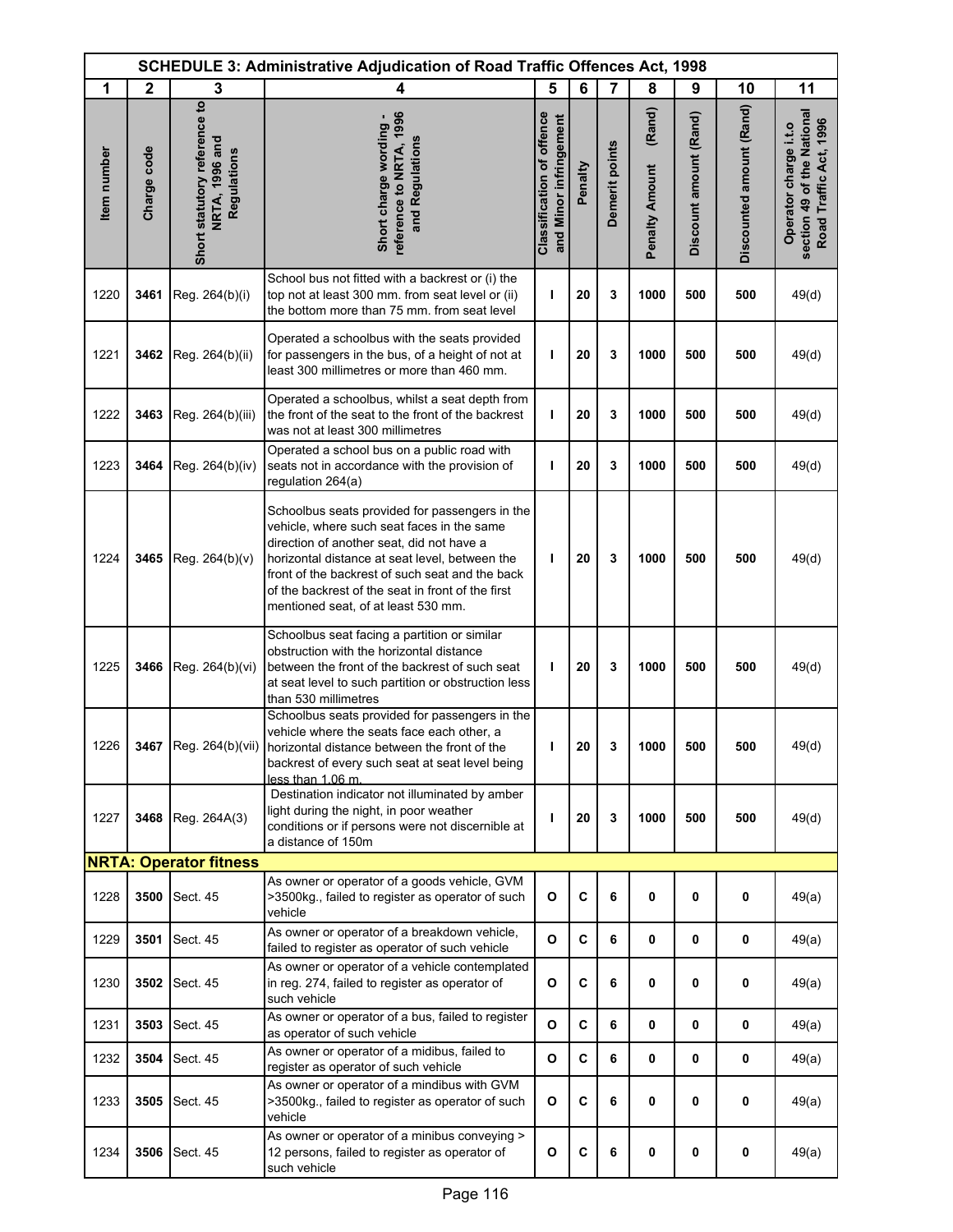| SCHEDULE 3: Administrative Adjudication of Road Traffic Offences Act, 1998 | | | | | | | | | | |
|---|---|---|---|---|---|---|---|---|---|---|
| 1 | 2 | 3 | 4 | 5 | 6 | 7 | 8 | 9 | 10 | 11 |
| Item number | Charge code | Short statutory reference to NRTA, 1996 and Regulations | Short charge wording - reference to NRTA, 1996 and Regulations | Classification of offence and Minor infringement | Penalty | Demerit points | Penalty Amount (Rand) | Discount amount (Rand) | Discounted amount (Rand) | Operator charge i.t.o section 49 of the National Road Traffic Act, 1996 |
| 1220 | **3461** | Reg. 264(b)(i) | School bus not fitted with a backrest or (i) the top not at least 300 mm. from seat level or (ii) the bottom more than 75 mm. from seat level | **I** | **20** | **3** | **1000** | **500** | **500** | 49(d) |
| 1221 | **3462** | Reg. 264(b)(ii) | Operated a schoolbus with the seats provided for passengers in the bus, of a height of not at least 300 millimetres or more than 460 mm. | **I** | **20** | **3** | **1000** | **500** | **500** | 49(d) |
| 1222 | **3463** | Reg. 264(b)(iii) | Operated a schoolbus, whilst a seat depth from the front of the seat to the front of the backrest was not at least 300 millimetres | **I** | **20** | **3** | **1000** | **500** | **500** | 49(d) |
| 1223 | **3464** | Reg. 264(b)(iv) | Operated a school bus on a public road with seats not in accordance with the provision of regulation 264(a) | **I** | **20** | **3** | **1000** | **500** | **500** | 49(d) |
| 1224 | **3465** | Reg. 264(b)(v) | Schoolbus seats provided for passengers in the vehicle, where such seat faces in the same direction of another seat, did not have a horizontal distance at seat level, between the front of the backrest of such seat and the back of the backrest of the seat in front of the first mentioned seat, of at least 530 mm. | **I** | **20** | **3** | **1000** | **500** | **500** | 49(d) |
| 1225 | **3466** | Reg. 264(b)(vi) | Schoolbus seat facing a partition or similar obstruction with the horizontal distance between the front of the backrest of such seat at seat level to such partition or obstruction less than 530 millimetres | **I** | **20** | **3** | **1000** | **500** | **500** | 49(d) |
| 1226 | **3467** | Reg. 264(b)(vii) | Schoolbus seats provided for passengers in the vehicle where the seats face each other, a horizontal distance between the front of the backrest of every such seat at seat level being less than 1,06 m. | **I** | **20** | **3** | **1000** | **500** | **500** | 49(d) |
| 1227 | **3468** | Reg. 264A(3) | Destination indicator not illuminated by amber light during the night, in poor weather conditions or if persons were not discernible at a distance of 150m | **I** | **20** | **3** | **1000** | **500** | **500** | 49(d) |
| **NRTA: Operator fitness** | | | | | | | | | | |
| 1228 | **3500** | Sect. 45 | As owner or operator of a goods vehicle, GVM >3500kg., failed to register as operator of such vehicle | **O** | **C** | **6** | **0** | **0** | **0** | 49(a) |
| 1229 | **3501** | Sect. 45 | As owner or operator of a breakdown vehicle, failed to register as operator of such vehicle | **O** | **C** | **6** | **0** | **0** | **0** | 49(a) |
| 1230 | **3502** | Sect. 45 | As owner or operator of a vehicle contemplated in reg. 274, failed to register as operator of such vehicle | **O** | **C** | **6** | **0** | **0** | **0** | 49(a) |
| 1231 | **3503** | Sect. 45 | As owner or operator of a bus, failed to register as operator of such vehicle | **O** | **C** | **6** | **0** | **0** | **0** | 49(a) |
| 1232 | **3504** | Sect. 45 | As owner or operator of a midibus, failed to register as operator of such vehicle | **O** | **C** | **6** | **0** | **0** | **0** | 49(a) |
| 1233 | **3505** | Sect. 45 | As owner or operator of a mindibus with GVM >3500kg., failed to register as operator of such vehicle | **O** | **C** | **6** | **0** | **0** | **0** | 49(a) |
| 1234 | **3506** | Sect. 45 | As owner or operator of a minibus conveying > 12 persons, failed to register as operator of such vehicle | **O** | **C** | **6** | **0** | **0** | **0** | 49(a) |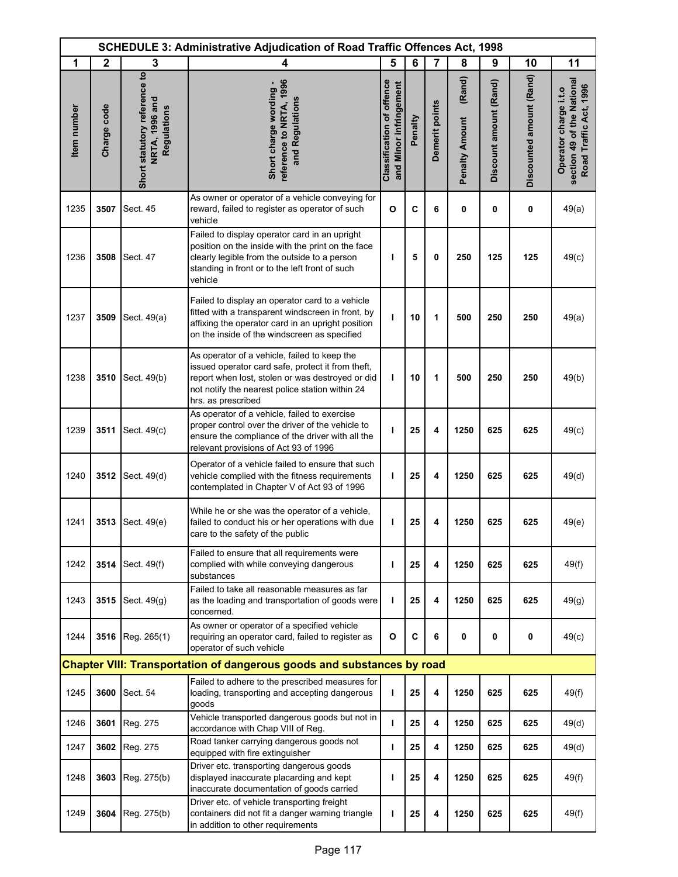## SCHEDULE 3: Administrative Adjudication of Road Traffic Offences Act, 1998

| 1 | 2 | 3 | 4 | 5 | 6 | 7 | 8 | 9 | 10 | 11 |
|---|---|---|---|---|---|---|---|---|---|---|
| Item number | Charge code | Short statutory reference to NRTA, 1996 and Regulations | Short charge wording - reference to NRTA, 1996 and Regulations | Classification of offence and Minor infringement | Penalty | Demerit points | Penalty Amount (Rand) | Discount amount (Rand) | Discounted amount (Rand) | Operator charge i.t.o section 49 of the National Road Traffic Act, 1996 |
| 1235 | **3507** | Sect. 45 | As owner or operator of a vehicle conveying for reward, failed to register as operator of such vehicle | **O** | **C** | **6** | **0** | **0** | **0** | 49(a) |
| 1236 | **3508** | Sect. 47 | Failed to display operator card in an upright position on the inside with the print on the face clearly legible from the outside to a person standing in front or to the left front of such vehicle | **I** | **5** | **0** | **250** | **125** | **125** | 49(c) |
| 1237 | **3509** | Sect. 49(a) | Failed to display an operator card to a vehicle fitted with a transparent windscreen in front, by affixing the operator card in an upright position on the inside of the windscreen as specified | **I** | **10** | **1** | **500** | **250** | **250** | 49(a) |
| 1238 | **3510** | Sect. 49(b) | As operator of a vehicle, failed to keep the issued operator card safe, protect it from theft, report when lost, stolen or was destroyed or did not notify the nearest police station within 24 hrs. as prescribed | **I** | **10** | **1** | **500** | **250** | **250** | 49(b) |
| 1239 | **3511** | Sect. 49(c) | As operator of a vehicle, failed to exercise proper control over the driver of the vehicle to ensure the compliance of the driver with all the relevant provisions of Act 93 of 1996 | **I** | **25** | **4** | **1250** | **625** | **625** | 49(c) |
| 1240 | **3512** | Sect. 49(d) | Operator of a vehicle failed to ensure that such vehicle complied with the fitness requirements contemplated in Chapter V of Act 93 of 1996 | **I** | **25** | **4** | **1250** | **625** | **625** | 49(d) |
| 1241 | **3513** | Sect. 49(e) | While he or she was the operator of a vehicle, failed to conduct his or her operations with due care to the safety of the public | **I** | **25** | **4** | **1250** | **625** | **625** | 49(e) |
| 1242 | **3514** | Sect. 49(f) | Failed to ensure that all requirements were complied with while conveying dangerous substances | **I** | **25** | **4** | **1250** | **625** | **625** | 49(f) |
| 1243 | **3515** | Sect. 49(g) | Failed to take all reasonable measures as far as the loading and transportation of goods were concerned. | **I** | **25** | **4** | **1250** | **625** | **625** | 49(g) |
| 1244 | **3516** | Reg. 265(1) | As owner or operator of a specified vehicle requiring an operator card, failed to register as operator of such vehicle | **O** | **C** | **6** | **0** | **0** | **0** | 49(c) |
| **Chapter VIII: Transportation of dangerous goods and substances by road** | | | | | | | | | | |
| 1245 | **3600** | Sect. 54 | Failed to adhere to the prescribed measures for loading, transporting and accepting dangerous goods | **I** | **25** | **4** | **1250** | **625** | **625** | 49(f) |
| 1246 | **3601** | Reg. 275 | Vehicle transported dangerous goods but not in accordance with Chap VIII of Reg. | **I** | **25** | **4** | **1250** | **625** | **625** | 49(d) |
| 1247 | **3602** | Reg. 275 | Road tanker carrying dangerous goods not equipped with fire extinguisher | **I** | **25** | **4** | **1250** | **625** | **625** | 49(d) |
| 1248 | **3603** | Reg. 275(b) | Driver etc. transporting dangerous goods displayed inaccurate placarding and kept inaccurate documentation of goods carried | **I** | **25** | **4** | **1250** | **625** | **625** | 49(f) |
| 1249 | **3604** | Reg. 275(b) | Driver etc. of vehicle transporting freight containers did not fit a danger warning triangle in addition to other requirements | **I** | **25** | **4** | **1250** | **625** | **625** | 49(f) |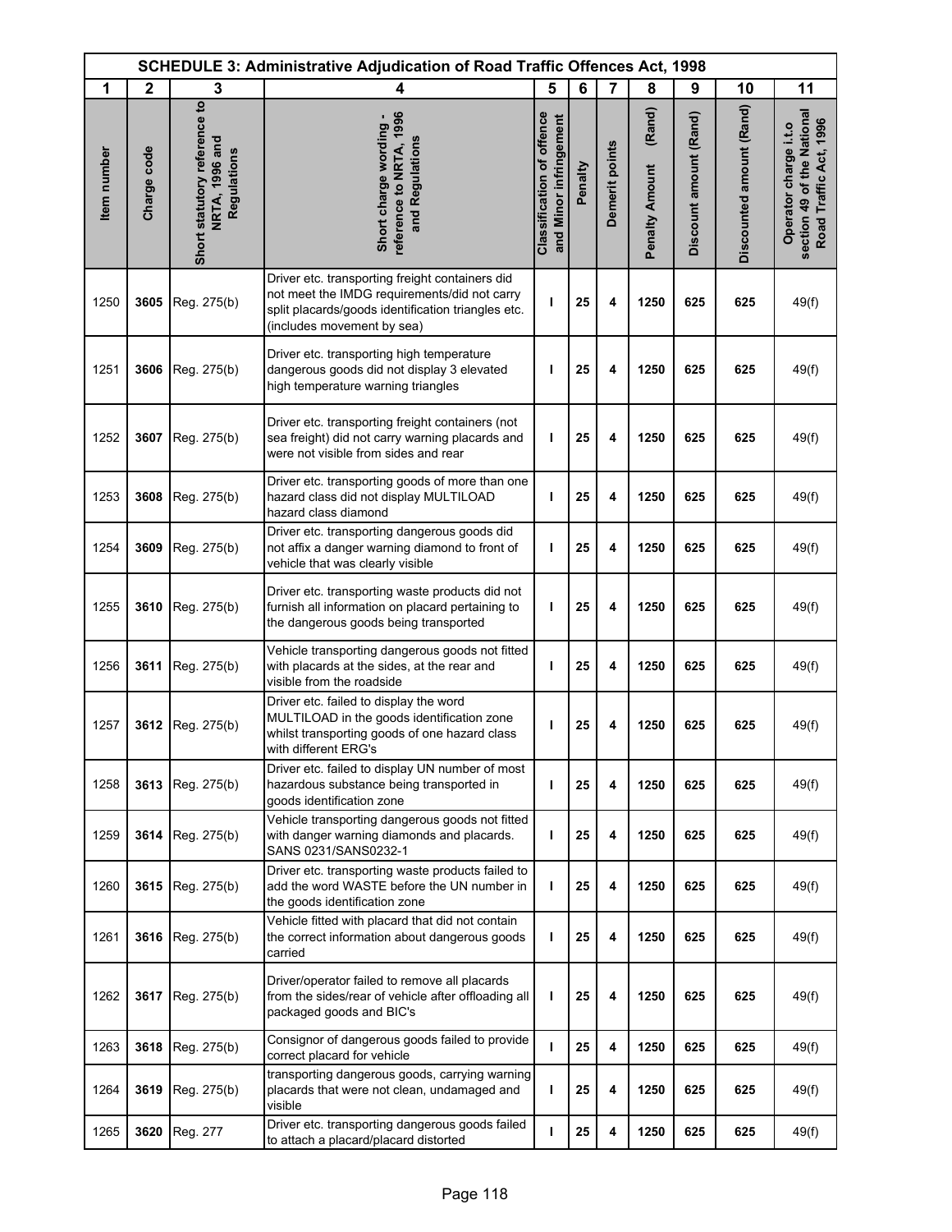| SCHEDULE 3: Administrative Adjudication of Road Traffic Offences Act, 1998 | | | | | | | | | | |
|---|---|---|---|---|---|---|---|---|---|---|
| 1 | 2 | 3 | 4 | 5 | 6 | 7 | 8 | 9 | 10 | 11 |
| Item number | Charge code | Short statutory reference to NRTA, 1996 and Regulations | Short charge wording - reference to NRTA, 1996 and Regulations | Classification of offence and Minor infringement | Penalty | Demerit points | Penalty Amount (Rand) | Discount amount (Rand) | Discounted amount (Rand) | Operator charge i.t.o section 49 of the National Road Traffic Act, 1996 |
| 1250 | **3605** | Reg. 275(b) | Driver etc. transporting freight containers did not meet the IMDG requirements/did not carry split placards/goods identification triangles etc. (includes movement by sea) | **I** | **25** | **4** | **1250** | **625** | **625** | 49(f) |
| 1251 | **3606** | Reg. 275(b) | Driver etc. transporting high temperature dangerous goods did not display 3 elevated high temperature warning triangles | **I** | **25** | **4** | **1250** | **625** | **625** | 49(f) |
| 1252 | **3607** | Reg. 275(b) | Driver etc. transporting freight containers (not sea freight) did not carry warning placards and were not visible from sides and rear | **I** | **25** | **4** | **1250** | **625** | **625** | 49(f) |
| 1253 | **3608** | Reg. 275(b) | Driver etc. transporting goods of more than one hazard class did not display MULTILOAD hazard class diamond | **I** | **25** | **4** | **1250** | **625** | **625** | 49(f) |
| 1254 | **3609** | Reg. 275(b) | Driver etc. transporting dangerous goods did not affix a danger warning diamond to front of vehicle that was clearly visible | **I** | **25** | **4** | **1250** | **625** | **625** | 49(f) |
| 1255 | **3610** | Reg. 275(b) | Driver etc. transporting waste products did not furnish all information on placard pertaining to the dangerous goods being transported | **I** | **25** | **4** | **1250** | **625** | **625** | 49(f) |
| 1256 | **3611** | Reg. 275(b) | Vehicle transporting dangerous goods not fitted with placards at the sides, at the rear and visible from the roadside | **I** | **25** | **4** | **1250** | **625** | **625** | 49(f) |
| 1257 | **3612** | Reg. 275(b) | Driver etc. failed to display the word MULTILOAD in the goods identification zone whilst transporting goods of one hazard class with different ERG's | **I** | **25** | **4** | **1250** | **625** | **625** | 49(f) |
| 1258 | **3613** | Reg. 275(b) | Driver etc. failed to display UN number of most hazardous substance being transported in goods identification zone | **I** | **25** | **4** | **1250** | **625** | **625** | 49(f) |
| 1259 | **3614** | Reg. 275(b) | Vehicle transporting dangerous goods not fitted with danger warning diamonds and placards. SANS 0231/SANS0232-1 | **I** | **25** | **4** | **1250** | **625** | **625** | 49(f) |
| 1260 | **3615** | Reg. 275(b) | Driver etc. transporting waste products failed to add the word WASTE before the UN number in the goods identification zone | **I** | **25** | **4** | **1250** | **625** | **625** | 49(f) |
| 1261 | **3616** | Reg. 275(b) | Vehicle fitted with placard that did not contain the correct information about dangerous goods carried | **I** | **25** | **4** | **1250** | **625** | **625** | 49(f) |
| 1262 | **3617** | Reg. 275(b) | Driver/operator failed to remove all placards from the sides/rear of vehicle after offloading all packaged goods and BIC's | **I** | **25** | **4** | **1250** | **625** | **625** | 49(f) |
| 1263 | **3618** | Reg. 275(b) | Consignor of dangerous goods failed to provide correct placard for vehicle | **I** | **25** | **4** | **1250** | **625** | **625** | 49(f) |
| 1264 | **3619** | Reg. 275(b) | transporting dangerous goods, carrying warning placards that were not clean, undamaged and visible | **I** | **25** | **4** | **1250** | **625** | **625** | 49(f) |
| 1265 | **3620** | Reg. 277 | Driver etc. transporting dangerous goods failed to attach a placard/placard distorted | **I** | **25** | **4** | **1250** | **625** | **625** | 49(f) |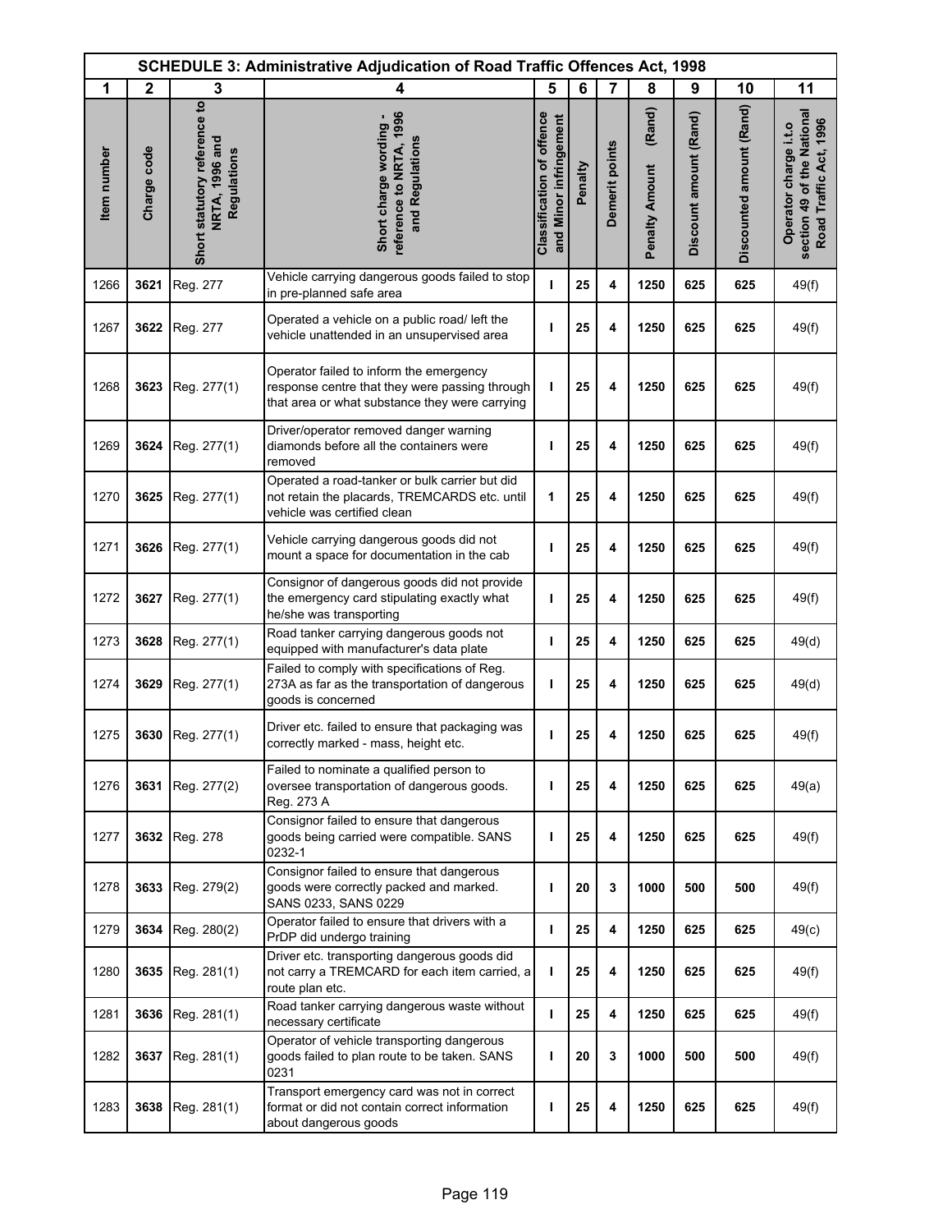| SCHEDULE 3: Administrative Adjudication of Road Traffic Offences Act, 1998 | | | | | | | | | | |
|---|---|---|---|---|---|---|---|---|---|---|
| 1 | 2 | 3 | 4 | 5 | 6 | 7 | 8 | 9 | 10 | 11 |
| Item number | Charge code | Short statutory reference to NRTA, 1996 and Regulations | Short charge wording - reference to NRTA, 1996 and Regulations | Classification of offence and Minor infringement | Penalty | Demerit points | Penalty Amount (Rand) | Discount amount (Rand) | Discounted amount (Rand) | Operator charge i.t.o section 49 of the National Road Traffic Act, 1996 |
| 1266 | **3621** | Reg. 277 | Vehicle carrying dangerous goods failed to stop in pre-planned safe area | **I** | **25** | **4** | **1250** | **625** | **625** | 49(f) |
| 1267 | **3622** | Reg. 277 | Operated a vehicle on a public road/ left the vehicle unattended in an unsupervised area | **I** | **25** | **4** | **1250** | **625** | **625** | 49(f) |
| 1268 | **3623** | Reg. 277(1) | Operator failed to inform the emergency response centre that they were passing through that area or what substance they were carrying | **I** | **25** | **4** | **1250** | **625** | **625** | 49(f) |
| 1269 | **3624** | Reg. 277(1) | Driver/operator removed danger warning diamonds before all the containers were removed | **I** | **25** | **4** | **1250** | **625** | **625** | 49(f) |
| 1270 | **3625** | Reg. 277(1) | Operated a road-tanker or bulk carrier but did not retain the placards, TREMCARDS etc. until vehicle was certified clean | **1** | **25** | **4** | **1250** | **625** | **625** | 49(f) |
| 1271 | **3626** | Reg. 277(1) | Vehicle carrying dangerous goods did not mount a space for documentation in the cab | **I** | **25** | **4** | **1250** | **625** | **625** | 49(f) |
| 1272 | **3627** | Reg. 277(1) | Consignor of dangerous goods did not provide the emergency card stipulating exactly what he/she was transporting | **I** | **25** | **4** | **1250** | **625** | **625** | 49(f) |
| 1273 | **3628** | Reg. 277(1) | Road tanker carrying dangerous goods not equipped with manufacturer's data plate | **I** | **25** | **4** | **1250** | **625** | **625** | 49(d) |
| 1274 | **3629** | Reg. 277(1) | Failed to comply with specifications of Reg. 273A as far as the transportation of dangerous goods is concerned | **I** | **25** | **4** | **1250** | **625** | **625** | 49(d) |
| 1275 | **3630** | Reg. 277(1) | Driver etc. failed to ensure that packaging was correctly marked - mass, height etc. | **I** | **25** | **4** | **1250** | **625** | **625** | 49(f) |
| 1276 | **3631** | Reg. 277(2) | Failed to nominate a qualified person to oversee transportation of dangerous goods. Reg. 273 A | **I** | **25** | **4** | **1250** | **625** | **625** | 49(a) |
| 1277 | **3632** | Reg. 278 | Consignor failed to ensure that dangerous goods being carried were compatible. SANS 0232-1 | **I** | **25** | **4** | **1250** | **625** | **625** | 49(f) |
| 1278 | **3633** | Reg. 279(2) | Consignor failed to ensure that dangerous goods were correctly packed and marked. SANS 0233, SANS 0229 | **I** | **20** | **3** | **1000** | **500** | **500** | 49(f) |
| 1279 | **3634** | Reg. 280(2) | Operator failed to ensure that drivers with a PrDP did undergo training | **I** | **25** | **4** | **1250** | **625** | **625** | 49(c) |
| 1280 | **3635** | Reg. 281(1) | Driver etc. transporting dangerous goods did not carry a TREMCARD for each item carried, a route plan etc. | **I** | **25** | **4** | **1250** | **625** | **625** | 49(f) |
| 1281 | **3636** | Reg. 281(1) | Road tanker carrying dangerous waste without necessary certificate | **I** | **25** | **4** | **1250** | **625** | **625** | 49(f) |
| 1282 | **3637** | Reg. 281(1) | Operator of vehicle transporting dangerous goods failed to plan route to be taken. SANS 0231 | **I** | **20** | **3** | **1000** | **500** | **500** | 49(f) |
| 1283 | **3638** | Reg. 281(1) | Transport emergency card was not in correct format or did not contain correct information about dangerous goods | **I** | **25** | **4** | **1250** | **625** | **625** | 49(f) |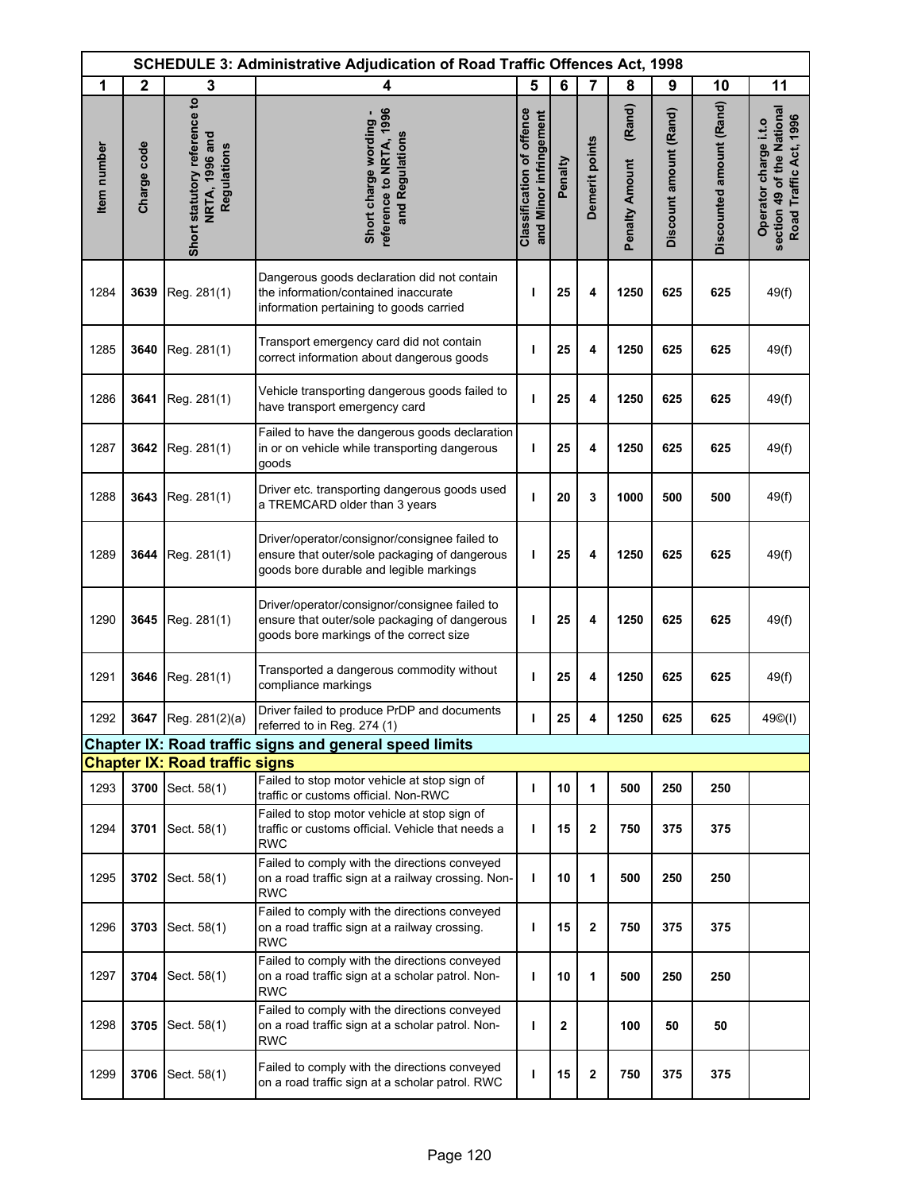| SCHEDULE 3: Administrative Adjudication of Road Traffic Offences Act, 1998 | | | | | | | | | | |
|---|---|---|---|---|---|---|---|---|---|---|
| 1 | 2 | 3 | 4 | 5 | 6 | 7 | 8 | 9 | 10 | 11 |
| Item number | Charge code | Short statutory reference to NRTA, 1996 and Regulations | Short charge wording - reference to NRTA, 1996 and Regulations | Classification of offence and Minor infringement | Penalty | Demerit points | Penalty Amount (Rand) | Discount amount (Rand) | Discounted amount (Rand) | Operator charge i.t.o section 49 of the National Road Traffic Act, 1996 |
| 1284 | **3639** | Reg. 281(1) | Dangerous goods declaration did not contain the information/contained inaccurate information pertaining to goods carried | **I** | **25** | **4** | **1250** | **625** | **625** | 49(f) |
| 1285 | **3640** | Reg. 281(1) | Transport emergency card did not contain correct information about dangerous goods | **I** | **25** | **4** | **1250** | **625** | **625** | 49(f) |
| 1286 | **3641** | Reg. 281(1) | Vehicle transporting dangerous goods failed to have transport emergency card | **I** | **25** | **4** | **1250** | **625** | **625** | 49(f) |
| 1287 | **3642** | Reg. 281(1) | Failed to have the dangerous goods declaration in or on vehicle while transporting dangerous goods | **I** | **25** | **4** | **1250** | **625** | **625** | 49(f) |
| 1288 | **3643** | Reg. 281(1) | Driver etc. transporting dangerous goods used a TREMCARD older than 3 years | **I** | **20** | **3** | **1000** | **500** | **500** | 49(f) |
| 1289 | **3644** | Reg. 281(1) | Driver/operator/consignor/consignee failed to ensure that outer/sole packaging of dangerous goods bore durable and legible markings | **I** | **25** | **4** | **1250** | **625** | **625** | 49(f) |
| 1290 | **3645** | Reg. 281(1) | Driver/operator/consignor/consignee failed to ensure that outer/sole packaging of dangerous goods bore markings of the correct size | **I** | **25** | **4** | **1250** | **625** | **625** | 49(f) |
| 1291 | **3646** | Reg. 281(1) | Transported a dangerous commodity without compliance markings | **I** | **25** | **4** | **1250** | **625** | **625** | 49(f) |
| 1292 | **3647** | Reg. 281(2)(a) | Driver failed to produce PrDP and documents referred to in Reg. 274 (1) | **I** | **25** | **4** | **1250** | **625** | **625** | 49©(I) |
| **Chapter IX: Road traffic signs and general speed limits** | | | | | | | | | | |
| **Chapter IX: Road traffic signs** | | | | | | | | | | |
| 1293 | **3700** | Sect. 58(1) | Failed to stop motor vehicle at stop sign of traffic or customs official. Non-RWC | **I** | **10** | **1** | **500** | **250** | **250** | |
| 1294 | **3701** | Sect. 58(1) | Failed to stop motor vehicle at stop sign of traffic or customs official. Vehicle that needs a RWC | **I** | **15** | **2** | **750** | **375** | **375** | |
| 1295 | **3702** | Sect. 58(1) | Failed to comply with the directions conveyed on a road traffic sign at a railway crossing. Non-RWC | **I** | **10** | **1** | **500** | **250** | **250** | |
| 1296 | **3703** | Sect. 58(1) | Failed to comply with the directions conveyed on a road traffic sign at a railway crossing. RWC | **I** | **15** | **2** | **750** | **375** | **375** | |
| 1297 | **3704** | Sect. 58(1) | Failed to comply with the directions conveyed on a road traffic sign at a scholar patrol. Non-RWC | **I** | **10** | **1** | **500** | **250** | **250** | |
| 1298 | **3705** | Sect. 58(1) | Failed to comply with the directions conveyed on a road traffic sign at a scholar patrol. Non-RWC | **I** | **2** | | **100** | **50** | **50** | |
| 1299 | **3706** | Sect. 58(1) | Failed to comply with the directions conveyed on a road traffic sign at a scholar patrol. RWC | **I** | **15** | **2** | **750** | **375** | **375** | |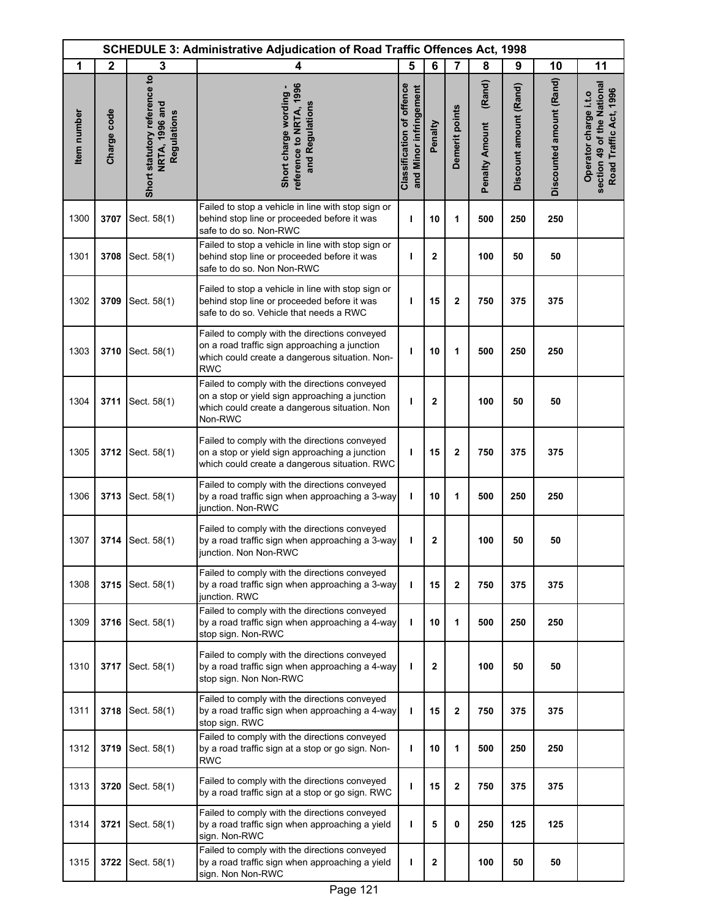| SCHEDULE 3: Administrative Adjudication of Road Traffic Offences Act, 1998 | | | | | | | | | | |
|---|---|---|---|---|---|---|---|---|---|---|
| 1 | 2 | 3 | 4 | 5 | 6 | 7 | 8 | 9 | 10 | 11 |
| Item number | Charge code | Short statutory reference to NRTA, 1996 and Regulations | Short charge wording - reference to NRTA, 1996 and Regulations | Classification of offence and Minor infringement | Penalty | Demerit points | Penalty Amount (Rand) | Discount amount (Rand) | Discounted amount (Rand) | Operator charge i.t.o section 49 of the National Road Traffic Act, 1996 |
| 1300 | **3707** | Sect. 58(1) | Failed to stop a vehicle in line with stop sign or behind stop line or proceeded before it was safe to do so. Non-RWC | **I** | **10** | **1** | **500** | **250** | **250** | |
| 1301 | **3708** | Sect. 58(1) | Failed to stop a vehicle in line with stop sign or behind stop line or proceeded before it was safe to do so. Non Non-RWC | **I** | **2** | | **100** | **50** | **50** | |
| 1302 | **3709** | Sect. 58(1) | Failed to stop a vehicle in line with stop sign or behind stop line or proceeded before it was safe to do so. Vehicle that needs a RWC | **I** | **15** | **2** | **750** | **375** | **375** | |
| 1303 | **3710** | Sect. 58(1) | Failed to comply with the directions conveyed on a road traffic sign approaching a junction which could create a dangerous situation. Non-RWC | **I** | **10** | **1** | **500** | **250** | **250** | |
| 1304 | **3711** | Sect. 58(1) | Failed to comply with the directions conveyed on a stop or yield sign approaching a junction which could create a dangerous situation. Non Non-RWC | **I** | **2** | | **100** | **50** | **50** | |
| 1305 | **3712** | Sect. 58(1) | Failed to comply with the directions conveyed on a stop or yield sign approaching a junction which could create a dangerous situation. RWC | **I** | **15** | **2** | **750** | **375** | **375** | |
| 1306 | **3713** | Sect. 58(1) | Failed to comply with the directions conveyed by a road traffic sign when approaching a 3-way junction. Non-RWC | **I** | **10** | **1** | **500** | **250** | **250** | |
| 1307 | **3714** | Sect. 58(1) | Failed to comply with the directions conveyed by a road traffic sign when approaching a 3-way junction. Non Non-RWC | **I** | **2** | | **100** | **50** | **50** | |
| 1308 | **3715** | Sect. 58(1) | Failed to comply with the directions conveyed by a road traffic sign when approaching a 3-way junction. RWC | **I** | **15** | **2** | **750** | **375** | **375** | |
| 1309 | **3716** | Sect. 58(1) | Failed to comply with the directions conveyed by a road traffic sign when approaching a 4-way stop sign. Non-RWC | **I** | **10** | **1** | **500** | **250** | **250** | |
| 1310 | **3717** | Sect. 58(1) | Failed to comply with the directions conveyed by a road traffic sign when approaching a 4-way stop sign. Non Non-RWC | **I** | **2** | | **100** | **50** | **50** | |
| 1311 | **3718** | Sect. 58(1) | Failed to comply with the directions conveyed by a road traffic sign when approaching a 4-way stop sign. RWC | **I** | **15** | **2** | **750** | **375** | **375** | |
| 1312 | **3719** | Sect. 58(1) | Failed to comply with the directions conveyed by a road traffic sign at a stop or go sign. Non-RWC | **I** | **10** | **1** | **500** | **250** | **250** | |
| 1313 | **3720** | Sect. 58(1) | Failed to comply with the directions conveyed by a road traffic sign at a stop or go sign. RWC | **I** | **15** | **2** | **750** | **375** | **375** | |
| 1314 | **3721** | Sect. 58(1) | Failed to comply with the directions conveyed by a road traffic sign when approaching a yield sign. Non-RWC | **I** | **5** | **0** | **250** | **125** | **125** | |
| 1315 | **3722** | Sect. 58(1) | Failed to comply with the directions conveyed by a road traffic sign when approaching a yield sign. Non Non-RWC | **I** | **2** | | **100** | **50** | **50** | |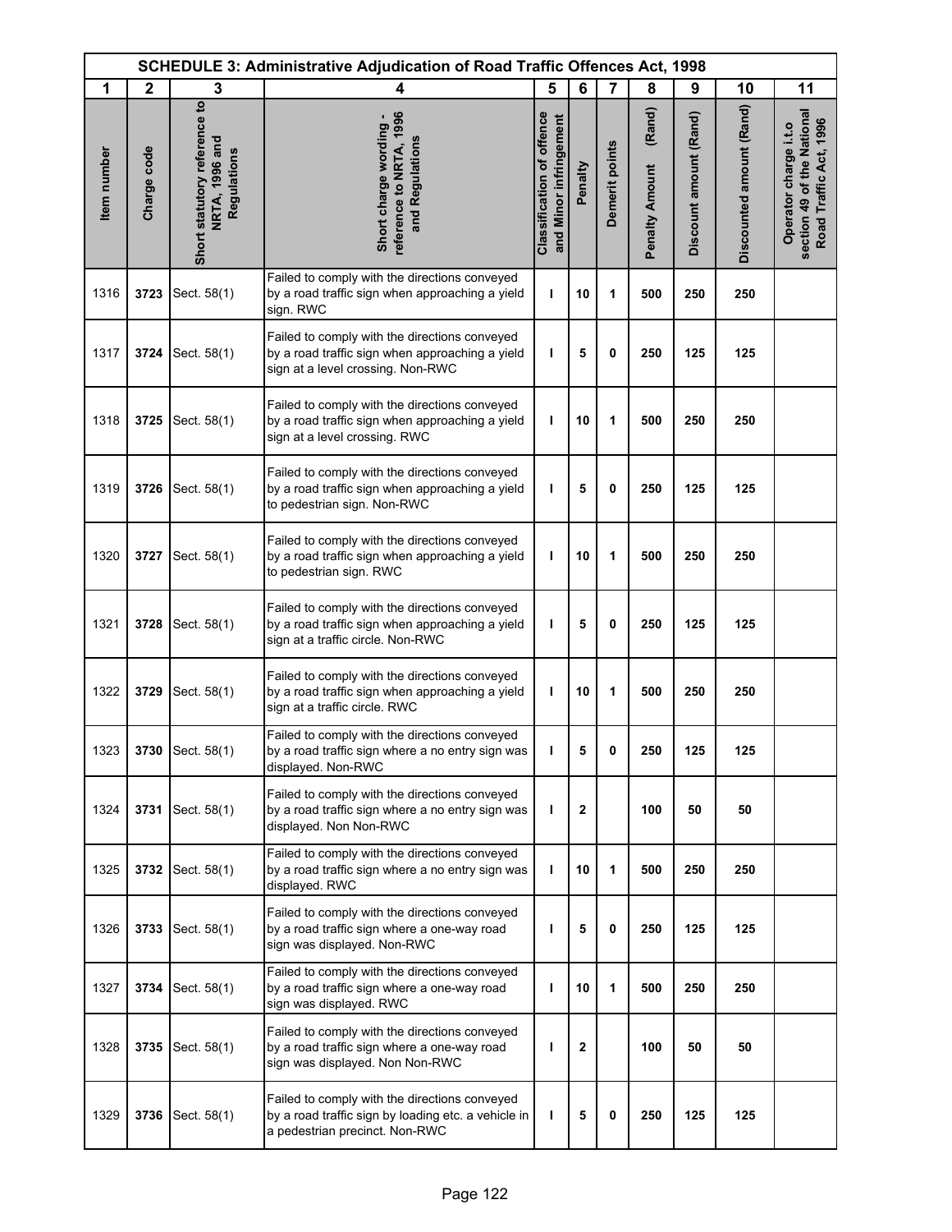**SCHEDULE 3: Administrative Adjudication of Road Traffic Offences Act, 1998**

| 1 | 2 | 3 | 4 | 5 | 6 | 7 | 8 | 9 | 10 | 11 |
|---|---|---|---|---|---|---|---|---|---|---|
| Item number | Charge code | Short statutory reference to NRTA, 1996 and Regulations | Short charge wording - reference to NRTA, 1996 and Regulations | Classification of offence and Minor infringement | Penalty | Demerit points | Penalty Amount (Rand) | Discount amount (Rand) | Discounted amount (Rand) | Operator charge i.t.o section 49 of the National Road Traffic Act, 1996 |
| 1316 | **3723** | Sect. 58(1) | Failed to comply with the directions conveyed by a road traffic sign when approaching a yield sign. RWC | I | 10 | 1 | 500 | 250 | 250 | |
| 1317 | **3724** | Sect. 58(1) | Failed to comply with the directions conveyed by a road traffic sign when approaching a yield sign at a level crossing. Non-RWC | I | 5 | 0 | 250 | 125 | 125 | |
| 1318 | **3725** | Sect. 58(1) | Failed to comply with the directions conveyed by a road traffic sign when approaching a yield sign at a level crossing. RWC | I | 10 | 1 | 500 | 250 | 250 | |
| 1319 | **3726** | Sect. 58(1) | Failed to comply with the directions conveyed by a road traffic sign when approaching a yield to pedestrian sign. Non-RWC | I | 5 | 0 | 250 | 125 | 125 | |
| 1320 | **3727** | Sect. 58(1) | Failed to comply with the directions conveyed by a road traffic sign when approaching a yield to pedestrian sign. RWC | I | 10 | 1 | 500 | 250 | 250 | |
| 1321 | **3728** | Sect. 58(1) | Failed to comply with the directions conveyed by a road traffic sign when approaching a yield sign at a traffic circle. Non-RWC | I | 5 | 0 | 250 | 125 | 125 | |
| 1322 | **3729** | Sect. 58(1) | Failed to comply with the directions conveyed by a road traffic sign when approaching a yield sign at a traffic circle. RWC | I | 10 | 1 | 500 | 250 | 250 | |
| 1323 | **3730** | Sect. 58(1) | Failed to comply with the directions conveyed by a road traffic sign where a no entry sign was displayed. Non-RWC | I | 5 | 0 | 250 | 125 | 125 | |
| 1324 | **3731** | Sect. 58(1) | Failed to comply with the directions conveyed by a road traffic sign where a no entry sign was displayed. Non Non-RWC | I | 2 | | 100 | 50 | 50 | |
| 1325 | **3732** | Sect. 58(1) | Failed to comply with the directions conveyed by a road traffic sign where a no entry sign was displayed. RWC | I | 10 | 1 | 500 | 250 | 250 | |
| 1326 | **3733** | Sect. 58(1) | Failed to comply with the directions conveyed by a road traffic sign where a one-way road sign was displayed. Non-RWC | I | 5 | 0 | 250 | 125 | 125 | |
| 1327 | **3734** | Sect. 58(1) | Failed to comply with the directions conveyed by a road traffic sign where a one-way road sign was displayed. RWC | I | 10 | 1 | 500 | 250 | 250 | |
| 1328 | **3735** | Sect. 58(1) | Failed to comply with the directions conveyed by a road traffic sign where a one-way road sign was displayed. Non Non-RWC | I | 2 | | 100 | 50 | 50 | |
| 1329 | **3736** | Sect. 58(1) | Failed to comply with the directions conveyed by a road traffic sign by loading etc. a vehicle in a pedestrian precinct. Non-RWC | I | 5 | 0 | 250 | 125 | 125 | |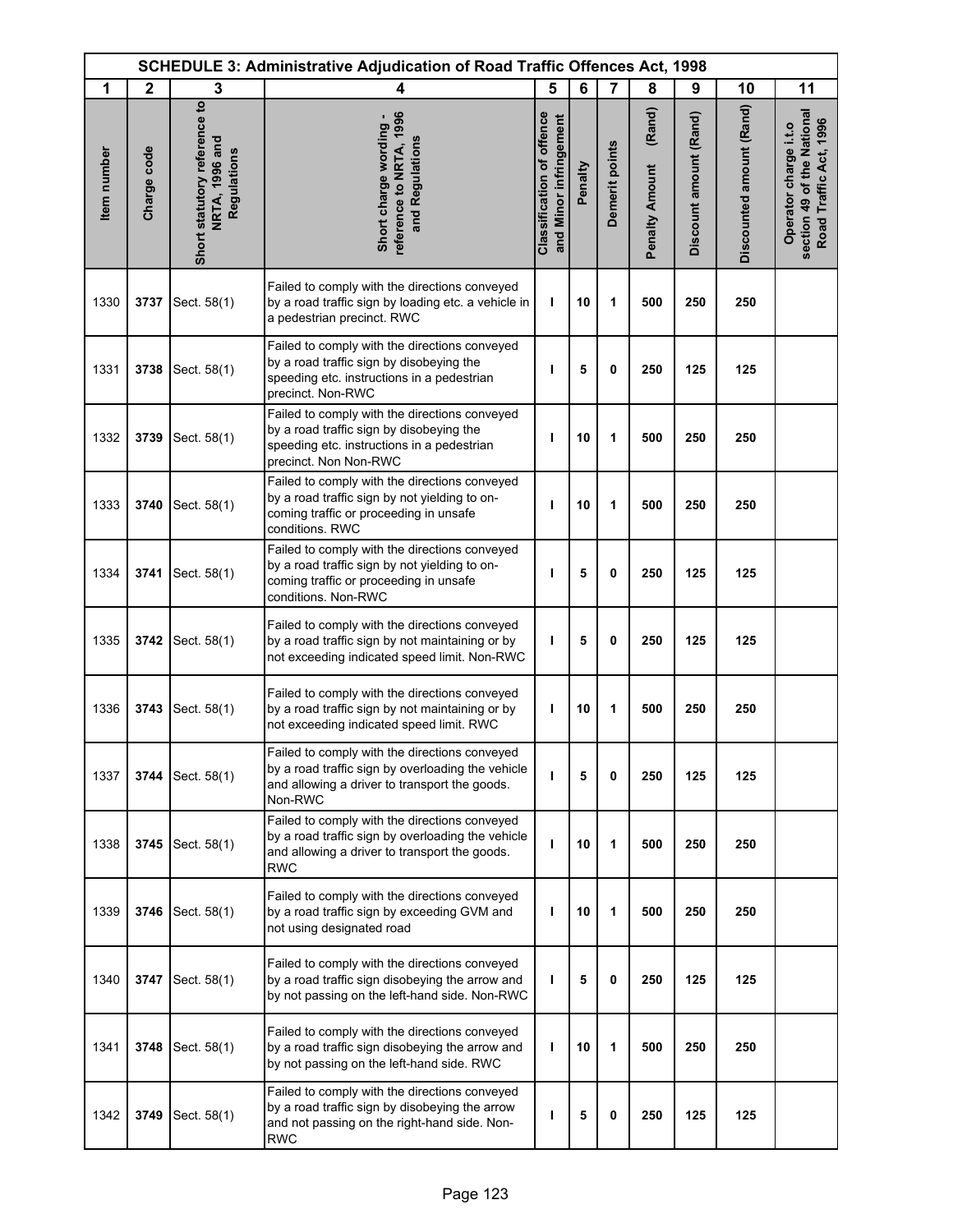| SCHEDULE 3: Administrative Adjudication of Road Traffic Offences Act, 1998 | | | | | | | | | | |
|---|---|---|---|---|---|---|---|---|---|---|
| 1 | 2 | 3 | 4 | 5 | 6 | 7 | 8 | 9 | 10 | 11 |
| Item number | Charge code | Short statutory reference to NRTA, 1996 and Regulations | Short charge wording - reference to NRTA, 1996 and Regulations | Classification of offence and Minor infringement | Penalty | Demerit points | Penalty Amount (Rand) | Discount amount (Rand) | Discounted amount (Rand) | Operator charge i.t.o section 49 of the National Road Traffic Act, 1996 |
| 1330 | **3737** | Sect. 58(1) | Failed to comply with the directions conveyed by a road traffic sign by loading etc. a vehicle in a pedestrian precinct. RWC | I | **10** | **1** | **500** | **250** | **250** | |
| 1331 | **3738** | Sect. 58(1) | Failed to comply with the directions conveyed by a road traffic sign by disobeying the speeding etc. instructions in a pedestrian precinct. Non-RWC | I | **5** | **0** | **250** | **125** | **125** | |
| 1332 | **3739** | Sect. 58(1) | Failed to comply with the directions conveyed by a road traffic sign by disobeying the speeding etc. instructions in a pedestrian precinct. Non Non-RWC | I | **10** | **1** | **500** | **250** | **250** | |
| 1333 | **3740** | Sect. 58(1) | Failed to comply with the directions conveyed by a road traffic sign by not yielding to on-coming traffic or proceeding in unsafe conditions. RWC | I | **10** | **1** | **500** | **250** | **250** | |
| 1334 | **3741** | Sect. 58(1) | Failed to comply with the directions conveyed by a road traffic sign by not yielding to on-coming traffic or proceeding in unsafe conditions. Non-RWC | I | **5** | **0** | **250** | **125** | **125** | |
| 1335 | **3742** | Sect. 58(1) | Failed to comply with the directions conveyed by a road traffic sign by not maintaining or by not exceeding indicated speed limit. Non-RWC | I | **5** | **0** | **250** | **125** | **125** | |
| 1336 | **3743** | Sect. 58(1) | Failed to comply with the directions conveyed by a road traffic sign by not maintaining or by not exceeding indicated speed limit. RWC | I | **10** | **1** | **500** | **250** | **250** | |
| 1337 | **3744** | Sect. 58(1) | Failed to comply with the directions conveyed by a road traffic sign by overloading the vehicle and allowing a driver to transport the goods. Non-RWC | I | **5** | **0** | **250** | **125** | **125** | |
| 1338 | **3745** | Sect. 58(1) | Failed to comply with the directions conveyed by a road traffic sign by overloading the vehicle and allowing a driver to transport the goods. RWC | I | **10** | **1** | **500** | **250** | **250** | |
| 1339 | **3746** | Sect. 58(1) | Failed to comply with the directions conveyed by a road traffic sign by exceeding GVM and not using designated road | I | **10** | **1** | **500** | **250** | **250** | |
| 1340 | **3747** | Sect. 58(1) | Failed to comply with the directions conveyed by a road traffic sign disobeying the arrow and by not passing on the left-hand side. Non-RWC | I | **5** | **0** | **250** | **125** | **125** | |
| 1341 | **3748** | Sect. 58(1) | Failed to comply with the directions conveyed by a road traffic sign disobeying the arrow and by not passing on the left-hand side. RWC | I | **10** | **1** | **500** | **250** | **250** | |
| 1342 | **3749** | Sect. 58(1) | Failed to comply with the directions conveyed by a road traffic sign by disobeying the arrow and not passing on the right-hand side. Non-RWC | I | **5** | **0** | **250** | **125** | **125** | |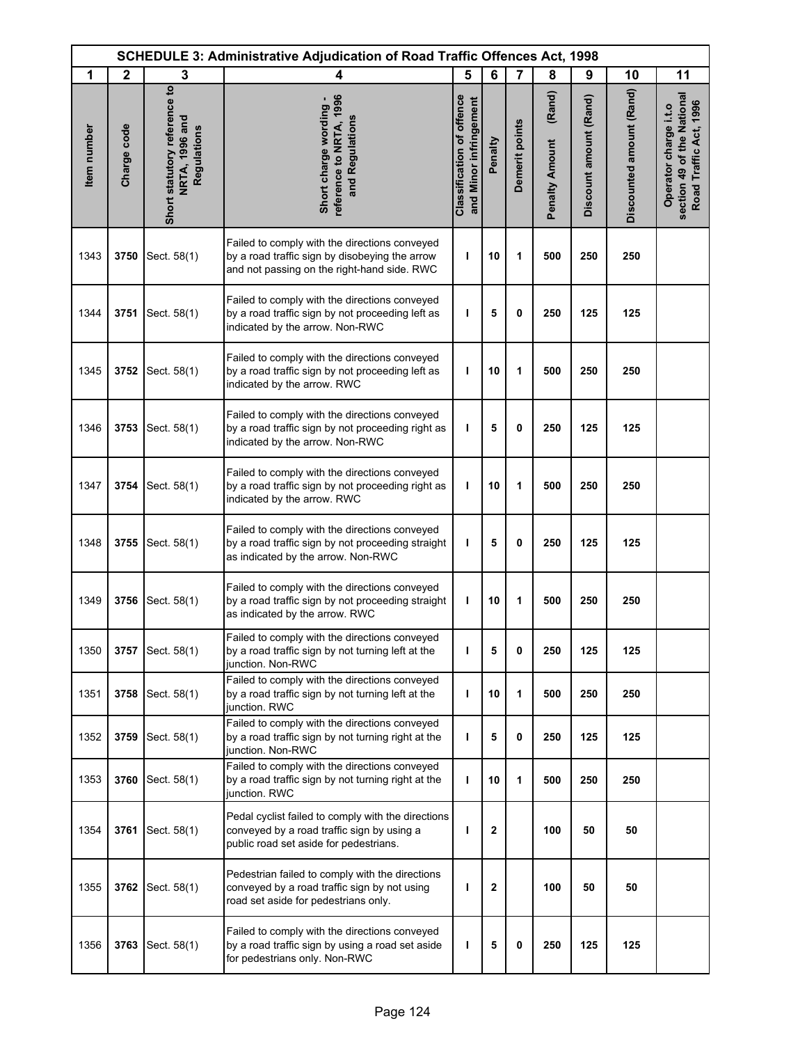| SCHEDULE 3: Administrative Adjudication of Road Traffic Offences Act, 1998 | | | | | | | | | | |
|---|---|---|---|---|---|---|---|---|---|---|
| 1 | 2 | 3 | 4 | 5 | 6 | 7 | 8 | 9 | 10 | 11 |
| Item number | Charge code | Short statutory reference to NRTA, 1996 and Regulations | Short charge wording - reference to NRTA, 1996 and Regulations | Classification of offence and Minor infringement | Penalty | Demerit points | Penalty Amount (Rand) | Discount amount (Rand) | Discounted amount (Rand) | Operator charge i.t.o section 49 of the National Road Traffic Act, 1996 |
| 1343 | 3750 | Sect. 58(1) | Failed to comply with the directions conveyed by a road traffic sign by disobeying the arrow and not passing on the right-hand side. RWC | I | 10 | 1 | 500 | 250 | 250 | |
| 1344 | 3751 | Sect. 58(1) | Failed to comply with the directions conveyed by a road traffic sign by not proceeding left as indicated by the arrow. Non-RWC | I | 5 | 0 | 250 | 125 | 125 | |
| 1345 | 3752 | Sect. 58(1) | Failed to comply with the directions conveyed by a road traffic sign by not proceeding left as indicated by the arrow. RWC | I | 10 | 1 | 500 | 250 | 250 | |
| 1346 | 3753 | Sect. 58(1) | Failed to comply with the directions conveyed by a road traffic sign by not proceeding right as indicated by the arrow. Non-RWC | I | 5 | 0 | 250 | 125 | 125 | |
| 1347 | 3754 | Sect. 58(1) | Failed to comply with the directions conveyed by a road traffic sign by not proceeding right as indicated by the arrow. RWC | I | 10 | 1 | 500 | 250 | 250 | |
| 1348 | 3755 | Sect. 58(1) | Failed to comply with the directions conveyed by a road traffic sign by not proceeding straight as indicated by the arrow. Non-RWC | I | 5 | 0 | 250 | 125 | 125 | |
| 1349 | 3756 | Sect. 58(1) | Failed to comply with the directions conveyed by a road traffic sign by not proceeding straight as indicated by the arrow. RWC | I | 10 | 1 | 500 | 250 | 250 | |
| 1350 | 3757 | Sect. 58(1) | Failed to comply with the directions conveyed by a road traffic sign by not turning left at the junction. Non-RWC | I | 5 | 0 | 250 | 125 | 125 | |
| 1351 | 3758 | Sect. 58(1) | Failed to comply with the directions conveyed by a road traffic sign by not turning left at the junction. RWC | I | 10 | 1 | 500 | 250 | 250 | |
| 1352 | 3759 | Sect. 58(1) | Failed to comply with the directions conveyed by a road traffic sign by not turning right at the junction. Non-RWC | I | 5 | 0 | 250 | 125 | 125 | |
| 1353 | 3760 | Sect. 58(1) | Failed to comply with the directions conveyed by a road traffic sign by not turning right at the junction. RWC | I | 10 | 1 | 500 | 250 | 250 | |
| 1354 | 3761 | Sect. 58(1) | Pedal cyclist failed to comply with the directions conveyed by a road traffic sign by using a public road set aside for pedestrians. | I | 2 | | 100 | 50 | 50 | |
| 1355 | 3762 | Sect. 58(1) | Pedestrian failed to comply with the directions conveyed by a road traffic sign by not using road set aside for pedestrians only. | I | 2 | | 100 | 50 | 50 | |
| 1356 | 3763 | Sect. 58(1) | Failed to comply with the directions conveyed by a road traffic sign by using a road set aside for pedestrians only. Non-RWC | I | 5 | 0 | 250 | 125 | 125 | |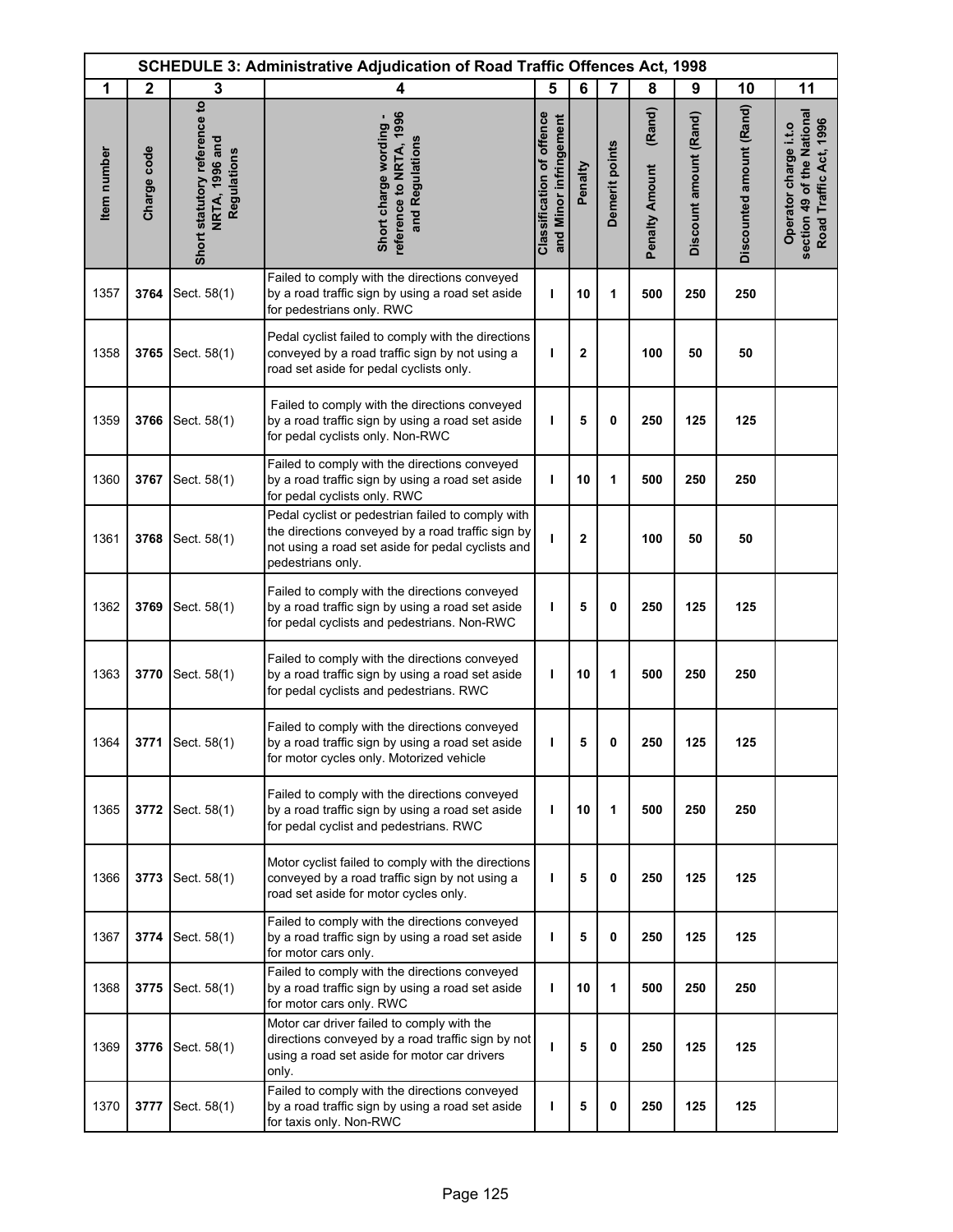| SCHEDULE 3: Administrative Adjudication of Road Traffic Offences Act, 1998 | | | | | | | | | | |
|---|---|---|---|---|---|---|---|---|---|---|
| 1 | 2 | 3 | 4 | 5 | 6 | 7 | 8 | 9 | 10 | 11 |
| Item number | Charge code | Short statutory reference to NRTA, 1996 and Regulations | Short charge wording - reference to NRTA, 1996 and Regulations | Classification of offence and Minor infringement | Penalty | Demerit points | Penalty Amount (Rand) | Discount amount (Rand) | Discounted amount (Rand) | Operator charge i.t.o section 49 of the National Road Traffic Act, 1996 |
| 1357 | **3764** | Sect. 58(1) | Failed to comply with the directions conveyed by a road traffic sign by using a road set aside for pedestrians only. RWC | I | 10 | 1 | 500 | 250 | 250 | |
| 1358 | **3765** | Sect. 58(1) | Pedal cyclist failed to comply with the directions conveyed by a road traffic sign by not using a road set aside for pedal cyclists only. | I | 2 | | 100 | 50 | 50 | |
| 1359 | **3766** | Sect. 58(1) | Failed to comply with the directions conveyed by a road traffic sign by using a road set aside for pedal cyclists only. Non-RWC | I | 5 | 0 | 250 | 125 | 125 | |
| 1360 | **3767** | Sect. 58(1) | Failed to comply with the directions conveyed by a road traffic sign by using a road set aside for pedal cyclists only. RWC | I | 10 | 1 | 500 | 250 | 250 | |
| 1361 | **3768** | Sect. 58(1) | Pedal cyclist or pedestrian failed to comply with the directions conveyed by a road traffic sign by not using a road set aside for pedal cyclists and pedestrians only. | I | 2 | | 100 | 50 | 50 | |
| 1362 | **3769** | Sect. 58(1) | Failed to comply with the directions conveyed by a road traffic sign by using a road set aside for pedal cyclists and pedestrians. Non-RWC | I | 5 | 0 | 250 | 125 | 125 | |
| 1363 | **3770** | Sect. 58(1) | Failed to comply with the directions conveyed by a road traffic sign by using a road set aside for pedal cyclists and pedestrians. RWC | I | 10 | 1 | 500 | 250 | 250 | |
| 1364 | **3771** | Sect. 58(1) | Failed to comply with the directions conveyed by a road traffic sign by using a road set aside for motor cycles only. Motorized vehicle | I | 5 | 0 | 250 | 125 | 125 | |
| 1365 | **3772** | Sect. 58(1) | Failed to comply with the directions conveyed by a road traffic sign by using a road set aside for pedal cyclist and pedestrians. RWC | I | 10 | 1 | 500 | 250 | 250 | |
| 1366 | **3773** | Sect. 58(1) | Motor cyclist failed to comply with the directions conveyed by a road traffic sign by not using a road set aside for motor cycles only. | I | 5 | 0 | 250 | 125 | 125 | |
| 1367 | **3774** | Sect. 58(1) | Failed to comply with the directions conveyed by a road traffic sign by using a road set aside for motor cars only. | I | 5 | 0 | 250 | 125 | 125 | |
| 1368 | **3775** | Sect. 58(1) | Failed to comply with the directions conveyed by a road traffic sign by using a road set aside for motor cars only. RWC | I | 10 | 1 | 500 | 250 | 250 | |
| 1369 | **3776** | Sect. 58(1) | Motor car driver failed to comply with the directions conveyed by a road traffic sign by not using a road set aside for motor car drivers only. | I | 5 | 0 | 250 | 125 | 125 | |
| 1370 | **3777** | Sect. 58(1) | Failed to comply with the directions conveyed by a road traffic sign by using a road set aside for taxis only. Non-RWC | I | 5 | 0 | 250 | 125 | 125 | |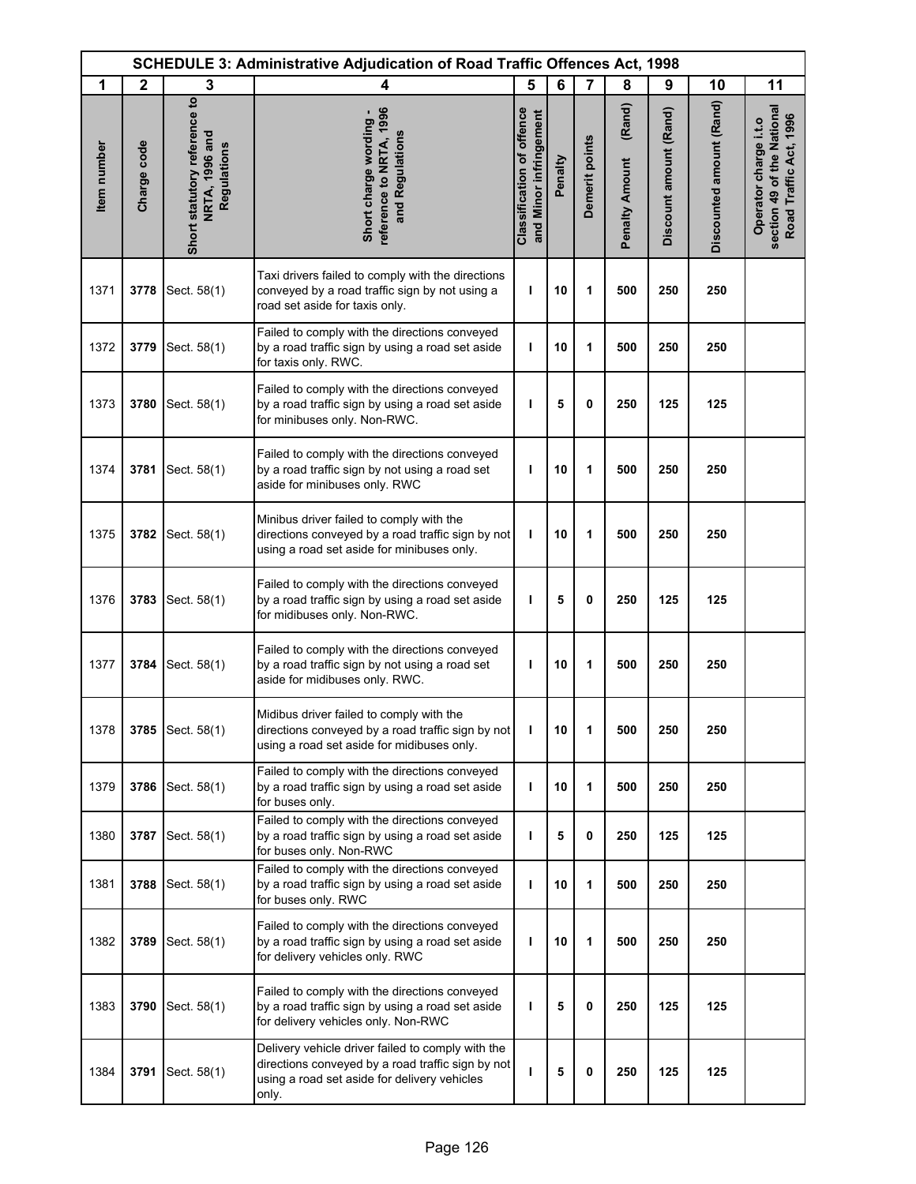| SCHEDULE 3: Administrative Adjudication of Road Traffic Offences Act, 1998 | | | | | | | | | | |
|---|---|---|---|---|---|---|---|---|---|---|
| 1 | 2 | 3 | 4 | 5 | 6 | 7 | 8 | 9 | 10 | 11 |
| Item number | Charge code | Short statutory reference to NRTA, 1996 and Regulations | Short charge wording - reference to NRTA, 1996 and Regulations | Classification of offence and Minor infringement | Penalty | Demerit points | Penalty Amount (Rand) | Discount amount (Rand) | Discounted amount (Rand) | Operator charge i.t.o section 49 of the National Road Traffic Act, 1996 |
| 1371 | 3778 | Sect. 58(1) | Taxi drivers failed to comply with the directions conveyed by a road traffic sign by not using a road set aside for taxis only. | I | 10 | 1 | 500 | 250 | 250 | |
| 1372 | 3779 | Sect. 58(1) | Failed to comply with the directions conveyed by a road traffic sign by using a road set aside for taxis only. RWC. | I | 10 | 1 | 500 | 250 | 250 | |
| 1373 | 3780 | Sect. 58(1) | Failed to comply with the directions conveyed by a road traffic sign by using a road set aside for minibuses only. Non-RWC. | I | 5 | 0 | 250 | 125 | 125 | |
| 1374 | 3781 | Sect. 58(1) | Failed to comply with the directions conveyed by a road traffic sign by not using a road set aside for minibuses only. RWC | I | 10 | 1 | 500 | 250 | 250 | |
| 1375 | 3782 | Sect. 58(1) | Minibus driver failed to comply with the directions conveyed by a road traffic sign by not using a road set aside for minibuses only. | I | 10 | 1 | 500 | 250 | 250 | |
| 1376 | 3783 | Sect. 58(1) | Failed to comply with the directions conveyed by a road traffic sign by using a road set aside for midibuses only. Non-RWC. | I | 5 | 0 | 250 | 125 | 125 | |
| 1377 | 3784 | Sect. 58(1) | Failed to comply with the directions conveyed by a road traffic sign by not using a road set aside for midibuses only. RWC. | I | 10 | 1 | 500 | 250 | 250 | |
| 1378 | 3785 | Sect. 58(1) | Midibus driver failed to comply with the directions conveyed by a road traffic sign by not using a road set aside for midibuses only. | I | 10 | 1 | 500 | 250 | 250 | |
| 1379 | 3786 | Sect. 58(1) | Failed to comply with the directions conveyed by a road traffic sign by using a road set aside for buses only. | I | 10 | 1 | 500 | 250 | 250 | |
| 1380 | 3787 | Sect. 58(1) | Failed to comply with the directions conveyed by a road traffic sign by using a road set aside for buses only. Non-RWC | I | 5 | 0 | 250 | 125 | 125 | |
| 1381 | 3788 | Sect. 58(1) | Failed to comply with the directions conveyed by a road traffic sign by using a road set aside for buses only. RWC | I | 10 | 1 | 500 | 250 | 250 | |
| 1382 | 3789 | Sect. 58(1) | Failed to comply with the directions conveyed by a road traffic sign by using a road set aside for delivery vehicles only. RWC | I | 10 | 1 | 500 | 250 | 250 | |
| 1383 | 3790 | Sect. 58(1) | Failed to comply with the directions conveyed by a road traffic sign by using a road set aside for delivery vehicles only. Non-RWC | I | 5 | 0 | 250 | 125 | 125 | |
| 1384 | 3791 | Sect. 58(1) | Delivery vehicle driver failed to comply with the directions conveyed by a road traffic sign by not using a road set aside for delivery vehicles only. | I | 5 | 0 | 250 | 125 | 125 | |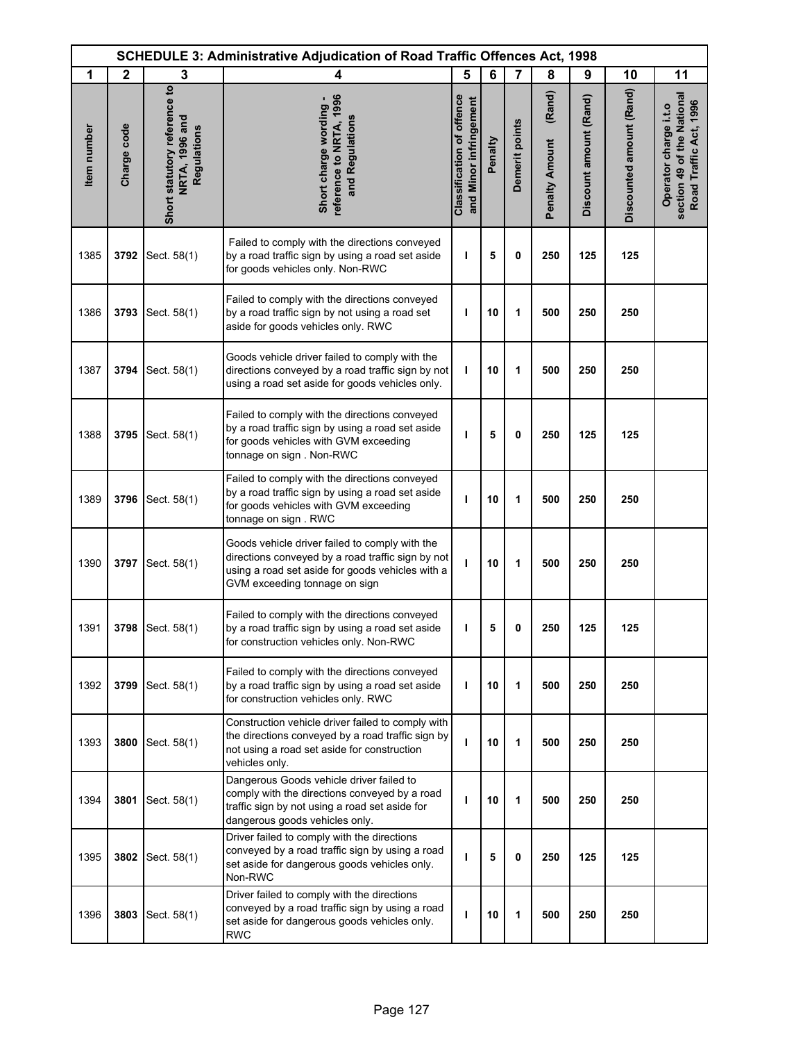| SCHEDULE 3: Administrative Adjudication of Road Traffic Offences Act, 1998 | | | | | | | | | | |
|---|---|---|---|---|---|---|---|---|---|---|
| 1 | 2 | 3 | 4 | 5 | 6 | 7 | 8 | 9 | 10 | 11 |
| Item number | Charge code | Short statutory reference to NRTA, 1996 and Regulations | Short charge wording - reference to NRTA, 1996 and Regulations | Classification of offence and Minor infringement | Penalty | Demerit points | Penalty Amount (Rand) | Discount amount (Rand) | Discounted amount (Rand) | Operator charge i.t.o section 49 of the National Road Traffic Act, 1996 |
| 1385 | 3792 | Sect. 58(1) | Failed to comply with the directions conveyed by a road traffic sign by using a road set aside for goods vehicles only. Non-RWC | I | 5 | 0 | 250 | 125 | 125 | |
| 1386 | 3793 | Sect. 58(1) | Failed to comply with the directions conveyed by a road traffic sign by not using a road set aside for goods vehicles only. RWC | I | 10 | 1 | 500 | 250 | 250 | |
| 1387 | 3794 | Sect. 58(1) | Goods vehicle driver failed to comply with the directions conveyed by a road traffic sign by not using a road set aside for goods vehicles only. | I | 10 | 1 | 500 | 250 | 250 | |
| 1388 | 3795 | Sect. 58(1) | Failed to comply with the directions conveyed by a road traffic sign by using a road set aside for goods vehicles with GVM exceeding tonnage on sign . Non-RWC | I | 5 | 0 | 250 | 125 | 125 | |
| 1389 | 3796 | Sect. 58(1) | Failed to comply with the directions conveyed by a road traffic sign by using a road set aside for goods vehicles with GVM exceeding tonnage on sign . RWC | I | 10 | 1 | 500 | 250 | 250 | |
| 1390 | 3797 | Sect. 58(1) | Goods vehicle driver failed to comply with the directions conveyed by a road traffic sign by not using a road set aside for goods vehicles with a GVM exceeding tonnage on sign | I | 10 | 1 | 500 | 250 | 250 | |
| 1391 | 3798 | Sect. 58(1) | Failed to comply with the directions conveyed by a road traffic sign by using a road set aside for construction vehicles only. Non-RWC | I | 5 | 0 | 250 | 125 | 125 | |
| 1392 | 3799 | Sect. 58(1) | Failed to comply with the directions conveyed by a road traffic sign by using a road set aside for construction vehicles only. RWC | I | 10 | 1 | 500 | 250 | 250 | |
| 1393 | 3800 | Sect. 58(1) | Construction vehicle driver failed to comply with the directions conveyed by a road traffic sign by not using a road set aside for construction vehicles only. | I | 10 | 1 | 500 | 250 | 250 | |
| 1394 | 3801 | Sect. 58(1) | Dangerous Goods vehicle driver failed to comply with the directions conveyed by a road traffic sign by not using a road set aside for dangerous goods vehicles only. | I | 10 | 1 | 500 | 250 | 250 | |
| 1395 | 3802 | Sect. 58(1) | Driver failed to comply with the directions conveyed by a road traffic sign by using a road set aside for dangerous goods vehicles only. Non-RWC | I | 5 | 0 | 250 | 125 | 125 | |
| 1396 | 3803 | Sect. 58(1) | Driver failed to comply with the directions conveyed by a road traffic sign by using a road set aside for dangerous goods vehicles only. RWC | I | 10 | 1 | 500 | 250 | 250 | |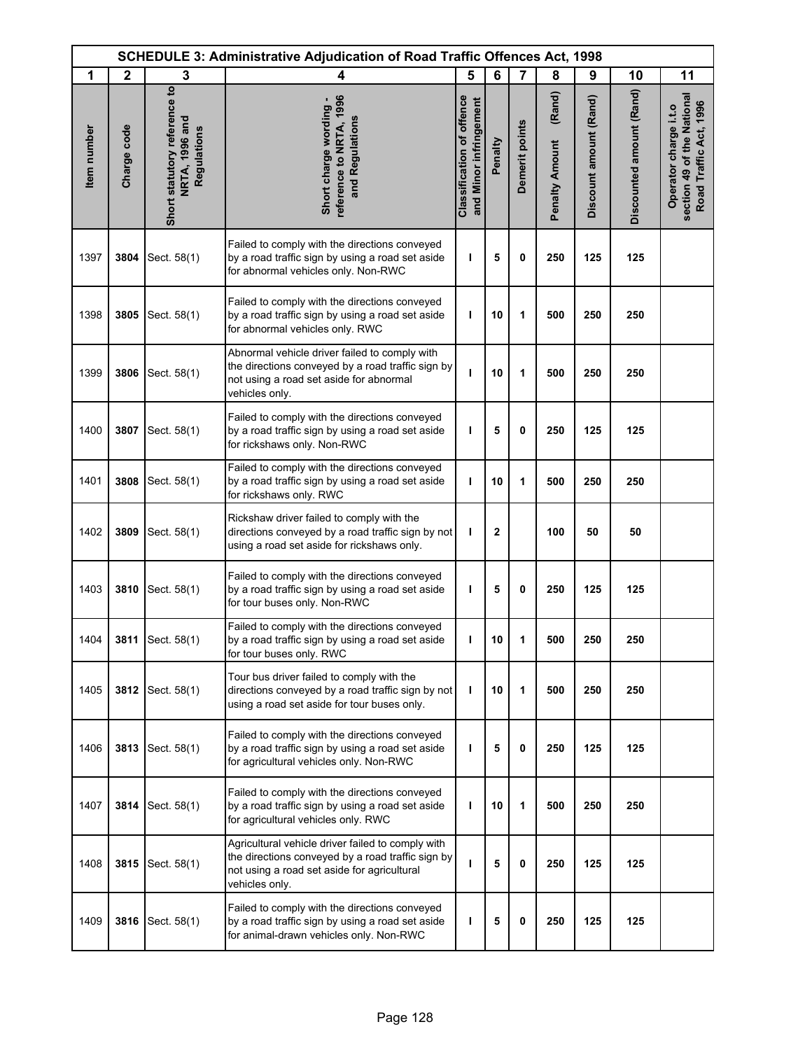| SCHEDULE 3: Administrative Adjudication of Road Traffic Offences Act, 1998 | | | | | | | | | | |
|---|---|---|---|---|---|---|---|---|---|---|
| 1 | 2 | 3 | 4 | 5 | 6 | 7 | 8 | 9 | 10 | 11 |
| Item number | Charge code | Short statutory reference to NRTA, 1996 and Regulations | Short charge wording - reference to NRTA, 1996 and Regulations | Classification of offence and Minor infringement | Penalty | Demerit points | Penalty Amount (Rand) | Discount amount (Rand) | Discounted amount (Rand) | Operator charge i.t.o section 49 of the National Road Traffic Act, 1996 |
| 1397 | **3804** | Sect. 58(1) | Failed to comply with the directions conveyed by a road traffic sign by using a road set aside for abnormal vehicles only. Non-RWC | **I** | **5** | **0** | **250** | **125** | **125** | |
| 1398 | **3805** | Sect. 58(1) | Failed to comply with the directions conveyed by a road traffic sign by using a road set aside for abnormal vehicles only. RWC | **I** | **10** | **1** | **500** | **250** | **250** | |
| 1399 | **3806** | Sect. 58(1) | Abnormal vehicle driver failed to comply with the directions conveyed by a road traffic sign by not using a road set aside for abnormal vehicles only. | **I** | **10** | **1** | **500** | **250** | **250** | |
| 1400 | **3807** | Sect. 58(1) | Failed to comply with the directions conveyed by a road traffic sign by using a road set aside for rickshaws only. Non-RWC | **I** | **5** | **0** | **250** | **125** | **125** | |
| 1401 | **3808** | Sect. 58(1) | Failed to comply with the directions conveyed by a road traffic sign by using a road set aside for rickshaws only. RWC | **I** | **10** | **1** | **500** | **250** | **250** | |
| 1402 | **3809** | Sect. 58(1) | Rickshaw driver failed to comply with the directions conveyed by a road traffic sign by not using a road set aside for rickshaws only. | **I** | **2** | | **100** | **50** | **50** | |
| 1403 | **3810** | Sect. 58(1) | Failed to comply with the directions conveyed by a road traffic sign by using a road set aside for tour buses only. Non-RWC | **I** | **5** | **0** | **250** | **125** | **125** | |
| 1404 | **3811** | Sect. 58(1) | Failed to comply with the directions conveyed by a road traffic sign by using a road set aside for tour buses only. RWC | **I** | **10** | **1** | **500** | **250** | **250** | |
| 1405 | **3812** | Sect. 58(1) | Tour bus driver failed to comply with the directions conveyed by a road traffic sign by not using a road set aside for tour buses only. | **I** | **10** | **1** | **500** | **250** | **250** | |
| 1406 | **3813** | Sect. 58(1) | Failed to comply with the directions conveyed by a road traffic sign by using a road set aside for agricultural vehicles only. Non-RWC | **I** | **5** | **0** | **250** | **125** | **125** | |
| 1407 | **3814** | Sect. 58(1) | Failed to comply with the directions conveyed by a road traffic sign by using a road set aside for agricultural vehicles only. RWC | **I** | **10** | **1** | **500** | **250** | **250** | |
| 1408 | **3815** | Sect. 58(1) | Agricultural vehicle driver failed to comply with the directions conveyed by a road traffic sign by not using a road set aside for agricultural vehicles only. | **I** | **5** | **0** | **250** | **125** | **125** | |
| 1409 | **3816** | Sect. 58(1) | Failed to comply with the directions conveyed by a road traffic sign by using a road set aside for animal-drawn vehicles only. Non-RWC | **I** | **5** | **0** | **250** | **125** | **125** | |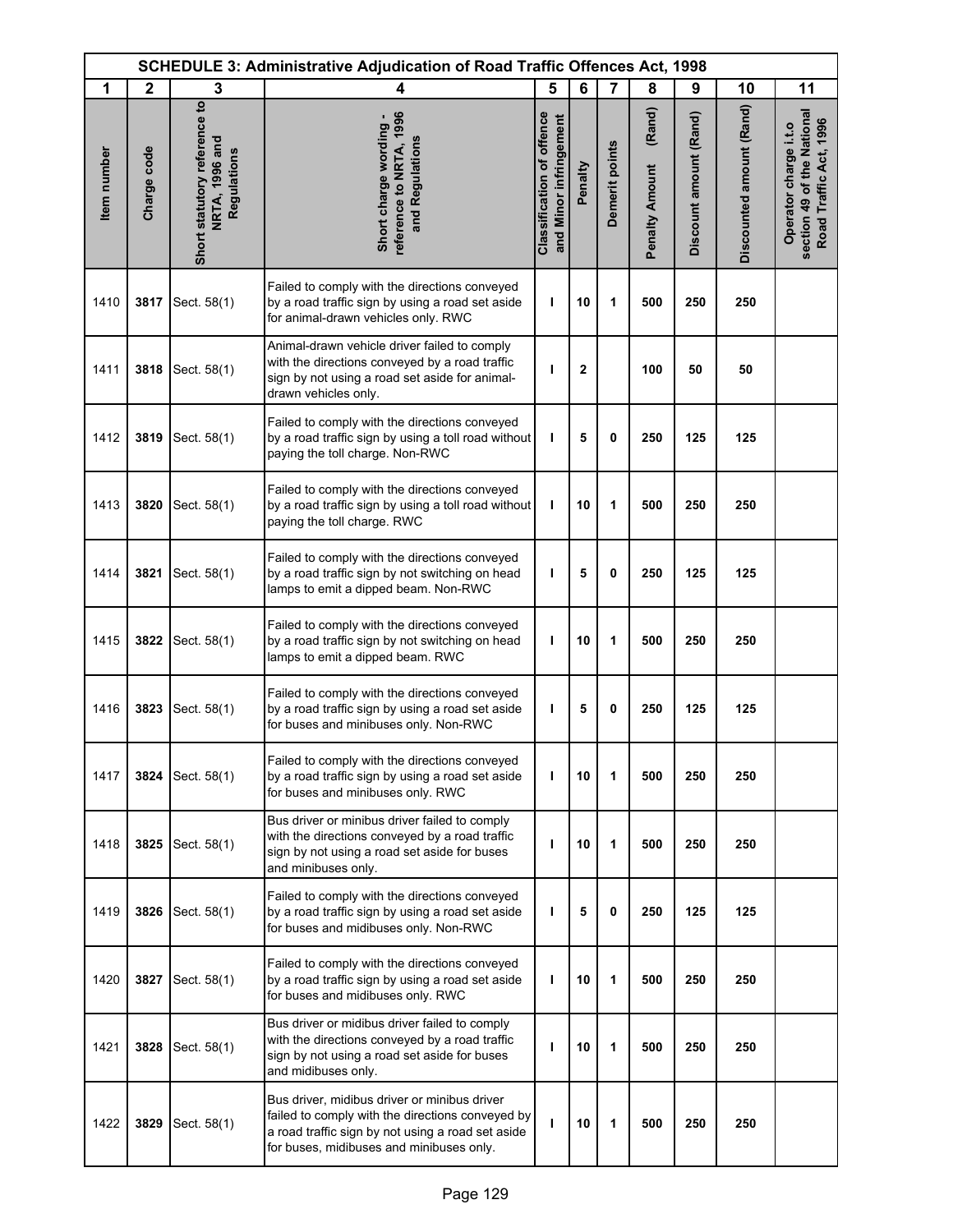| SCHEDULE 3: Administrative Adjudication of Road Traffic Offences Act, 1998 | | | | | | | | | | |
|---|---|---|---|---|---|---|---|---|---|---|
| 1 | 2 | 3 | 4 | 5 | 6 | 7 | 8 | 9 | 10 | 11 |
| Item number | Charge code | Short statutory reference to NRTA, 1996 and Regulations | Short charge wording - reference to NRTA, 1996 and Regulations | Classification of offence and Minor infringement | Penalty | Demerit points | Penalty Amount (Rand) | Discount amount (Rand) | Discounted amount (Rand) | Operator charge i.t.o section 49 of the National Road Traffic Act, 1996 |
| 1410 | **3817** | Sect. 58(1) | Failed to comply with the directions conveyed by a road traffic sign by using a road set aside for animal-drawn vehicles only. RWC | **I** | **10** | **1** | **500** | **250** | **250** | |
| 1411 | **3818** | Sect. 58(1) | Animal-drawn vehicle driver failed to comply with the directions conveyed by a road traffic sign by not using a road set aside for animal-drawn vehicles only. | **I** | **2** | | **100** | **50** | **50** | |
| 1412 | **3819** | Sect. 58(1) | Failed to comply with the directions conveyed by a road traffic sign by using a toll road without paying the toll charge. Non-RWC | **I** | **5** | **0** | **250** | **125** | **125** | |
| 1413 | **3820** | Sect. 58(1) | Failed to comply with the directions conveyed by a road traffic sign by using a toll road without paying the toll charge. RWC | **I** | **10** | **1** | **500** | **250** | **250** | |
| 1414 | **3821** | Sect. 58(1) | Failed to comply with the directions conveyed by a road traffic sign by not switching on head lamps to emit a dipped beam. Non-RWC | **I** | **5** | **0** | **250** | **125** | **125** | |
| 1415 | **3822** | Sect. 58(1) | Failed to comply with the directions conveyed by a road traffic sign by not switching on head lamps to emit a dipped beam. RWC | **I** | **10** | **1** | **500** | **250** | **250** | |
| 1416 | **3823** | Sect. 58(1) | Failed to comply with the directions conveyed by a road traffic sign by using a road set aside for buses and minibuses only. Non-RWC | **I** | **5** | **0** | **250** | **125** | **125** | |
| 1417 | **3824** | Sect. 58(1) | Failed to comply with the directions conveyed by a road traffic sign by using a road set aside for buses and minibuses only. RWC | **I** | **10** | **1** | **500** | **250** | **250** | |
| 1418 | **3825** | Sect. 58(1) | Bus driver or minibus driver failed to comply with the directions conveyed by a road traffic sign by not using a road set aside for buses and minibuses only. | **I** | **10** | **1** | **500** | **250** | **250** | |
| 1419 | **3826** | Sect. 58(1) | Failed to comply with the directions conveyed by a road traffic sign by using a road set aside for buses and midibuses only. Non-RWC | **I** | **5** | **0** | **250** | **125** | **125** | |
| 1420 | **3827** | Sect. 58(1) | Failed to comply with the directions conveyed by a road traffic sign by using a road set aside for buses and midibuses only. RWC | **I** | **10** | **1** | **500** | **250** | **250** | |
| 1421 | **3828** | Sect. 58(1) | Bus driver or midibus driver failed to comply with the directions conveyed by a road traffic sign by not using a road set aside for buses and midibuses only. | **I** | **10** | **1** | **500** | **250** | **250** | |
| 1422 | **3829** | Sect. 58(1) | Bus driver, midibus driver or minibus driver failed to comply with the directions conveyed by a road traffic sign by not using a road set aside for buses, midibuses and minibuses only. | **I** | **10** | **1** | **500** | **250** | **250** | |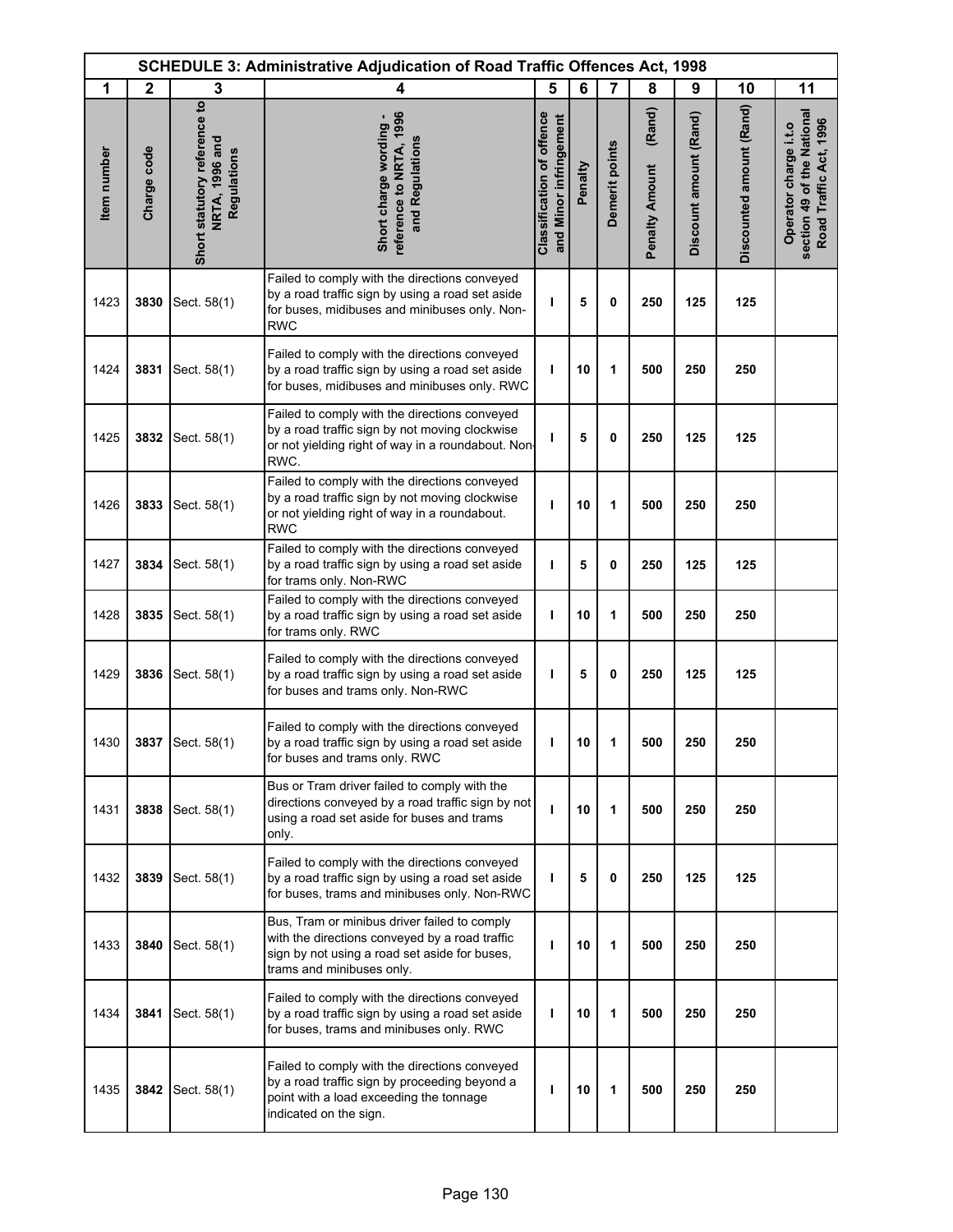| SCHEDULE 3: Administrative Adjudication of Road Traffic Offences Act, 1998 | | | | | | | | | | |
|---|---|---|---|---|---|---|---|---|---|---|
| 1 | 2 | 3 | 4 | 5 | 6 | 7 | 8 | 9 | 10 | 11 |
| Item number | Charge code | Short statutory reference to NRTA, 1996 and Regulations | Short charge wording - reference to NRTA, 1996 and Regulations | Classification of offence and Minor infringement | Penalty | Demerit points | Penalty Amount (Rand) | Discount amount (Rand) | Discounted amount (Rand) | Operator charge i.t.o section 49 of the National Road Traffic Act, 1996 |
| 1423 | **3830** | Sect. 58(1) | Failed to comply with the directions conveyed by a road traffic sign by using a road set aside for buses, midibuses and minibuses only. Non-RWC | **I** | **5** | **0** | **250** | **125** | **125** | |
| 1424 | **3831** | Sect. 58(1) | Failed to comply with the directions conveyed by a road traffic sign by using a road set aside for buses, midibuses and minibuses only. RWC | **I** | **10** | **1** | **500** | **250** | **250** | |
| 1425 | **3832** | Sect. 58(1) | Failed to comply with the directions conveyed by a road traffic sign by not moving clockwise or not yielding right of way in a roundabout. Non-RWC. | **I** | **5** | **0** | **250** | **125** | **125** | |
| 1426 | **3833** | Sect. 58(1) | Failed to comply with the directions conveyed by a road traffic sign by not moving clockwise or not yielding right of way in a roundabout. RWC | **I** | **10** | **1** | **500** | **250** | **250** | |
| 1427 | **3834** | Sect. 58(1) | Failed to comply with the directions conveyed by a road traffic sign by using a road set aside for trams only. Non-RWC | **I** | **5** | **0** | **250** | **125** | **125** | |
| 1428 | **3835** | Sect. 58(1) | Failed to comply with the directions conveyed by a road traffic sign by using a road set aside for trams only. RWC | **I** | **10** | **1** | **500** | **250** | **250** | |
| 1429 | **3836** | Sect. 58(1) | Failed to comply with the directions conveyed by a road traffic sign by using a road set aside for buses and trams only. Non-RWC | **I** | **5** | **0** | **250** | **125** | **125** | |
| 1430 | **3837** | Sect. 58(1) | Failed to comply with the directions conveyed by a road traffic sign by using a road set aside for buses and trams only. RWC | **I** | **10** | **1** | **500** | **250** | **250** | |
| 1431 | **3838** | Sect. 58(1) | Bus or Tram driver failed to comply with the directions conveyed by a road traffic sign by not using a road set aside for buses and trams only. | **I** | **10** | **1** | **500** | **250** | **250** | |
| 1432 | **3839** | Sect. 58(1) | Failed to comply with the directions conveyed by a road traffic sign by using a road set aside for buses, trams and minibuses only. Non-RWC | **I** | **5** | **0** | **250** | **125** | **125** | |
| 1433 | **3840** | Sect. 58(1) | Bus, Tram or minibus driver failed to comply with the directions conveyed by a road traffic sign by not using a road set aside for buses, trams and minibuses only. | **I** | **10** | **1** | **500** | **250** | **250** | |
| 1434 | **3841** | Sect. 58(1) | Failed to comply with the directions conveyed by a road traffic sign by using a road set aside for buses, trams and minibuses only. RWC | **I** | **10** | **1** | **500** | **250** | **250** | |
| 1435 | **3842** | Sect. 58(1) | Failed to comply with the directions conveyed by a road traffic sign by proceeding beyond a point with a load exceeding the tonnage indicated on the sign. | **I** | **10** | **1** | **500** | **250** | **250** | |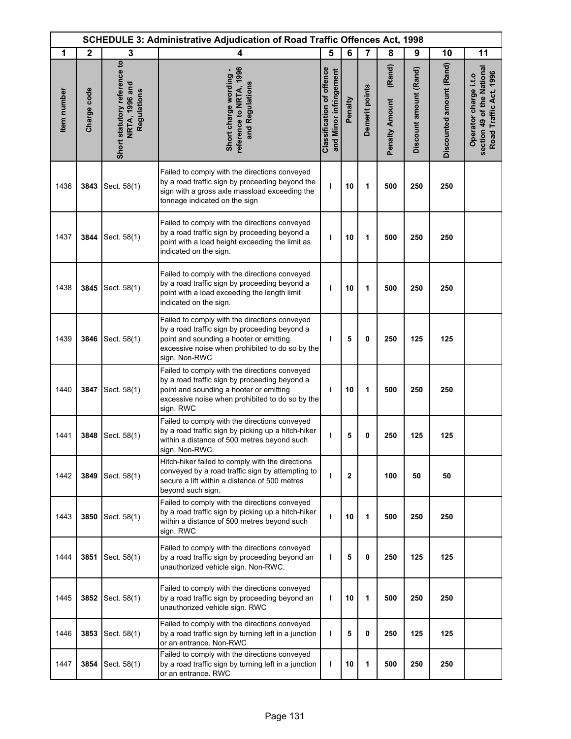| SCHEDULE 3: Administrative Adjudication of Road Traffic Offences Act, 1998 | | | | | | | | | | |
|---|---|---|---|---|---|---|---|---|---|---|
| 1 | 2 | 3 | 4 | 5 | 6 | 7 | 8 | 9 | 10 | 11 |
| Item number | Charge code | Short statutory reference to NRTA, 1996 and Regulations | Short charge wording - reference to NRTA, 1996 and Regulations | Classification of offence and Minor infringement | Penalty | Demerit points | Penalty Amount (Rand) | Discount amount (Rand) | Discounted amount (Rand) | Operator charge i.t.o section 49 of the National Road Traffic Act, 1996 |
| 1436 | **3843** | Sect. 58(1) | Failed to comply with the directions conveyed by a road traffic sign by proceeding beyond the sign with a gross axle massload exceeding the tonnage indicated on the sign | I | 10 | 1 | 500 | 250 | 250 | |
| 1437 | **3844** | Sect. 58(1) | Failed to comply with the directions conveyed by a road traffic sign by proceeding beyond a point with a load height exceeding the limit as indicated on the sign. | I | 10 | 1 | 500 | 250 | 250 | |
| 1438 | **3845** | Sect. 58(1) | Failed to comply with the directions conveyed by a road traffic sign by proceeding beyond a point with a load exceeding the length limit indicated on the sign. | I | 10 | 1 | 500 | 250 | 250 | |
| 1439 | **3846** | Sect. 58(1) | Failed to comply with the directions conveyed by a road traffic sign by proceeding beyond a point and sounding a hooter or emitting excessive noise when prohibited to do so by the sign. Non-RWC | I | 5 | 0 | 250 | 125 | 125 | |
| 1440 | **3847** | Sect. 58(1) | Failed to comply with the directions conveyed by a road traffic sign by proceeding beyond a point and sounding a hooter or emitting excessive noise when prohibited to do so by the sign. RWC | I | 10 | 1 | 500 | 250 | 250 | |
| 1441 | **3848** | Sect. 58(1) | Failed to comply with the directions conveyed by a road traffic sign by picking up a hitch-hiker within a distance of 500 metres beyond such sign. Non-RWC. | I | 5 | 0 | 250 | 125 | 125 | |
| 1442 | **3849** | Sect. 58(1) | Hitch-hiker failed to comply with the directions conveyed by a road traffic sign by attempting to secure a lift within a distance of 500 metres beyond such sign. | I | 2 | | 100 | 50 | 50 | |
| 1443 | **3850** | Sect. 58(1) | Failed to comply with the directions conveyed by a road traffic sign by picking up a hitch-hiker within a distance of 500 metres beyond such sign. RWC | I | 10 | 1 | 500 | 250 | 250 | |
| 1444 | **3851** | Sect. 58(1) | Failed to comply with the directions conveyed by a road traffic sign by proceeding beyond an unauthorized vehicle sign. Non-RWC. | I | 5 | 0 | 250 | 125 | 125 | |
| 1445 | **3852** | Sect. 58(1) | Failed to comply with the directions conveyed by a road traffic sign by proceeding beyond an unauthorized vehicle sign. RWC | I | 10 | 1 | 500 | 250 | 250 | |
| 1446 | **3853** | Sect. 58(1) | Failed to comply with the directions conveyed by a road traffic sign by turning left in a junction or an entrance. Non-RWC | I | 5 | 0 | 250 | 125 | 125 | |
| 1447 | **3854** | Sect. 58(1) | Failed to comply with the directions conveyed by a road traffic sign by turning left in a junction or an entrance. RWC | I | 10 | 1 | 500 | 250 | 250 | |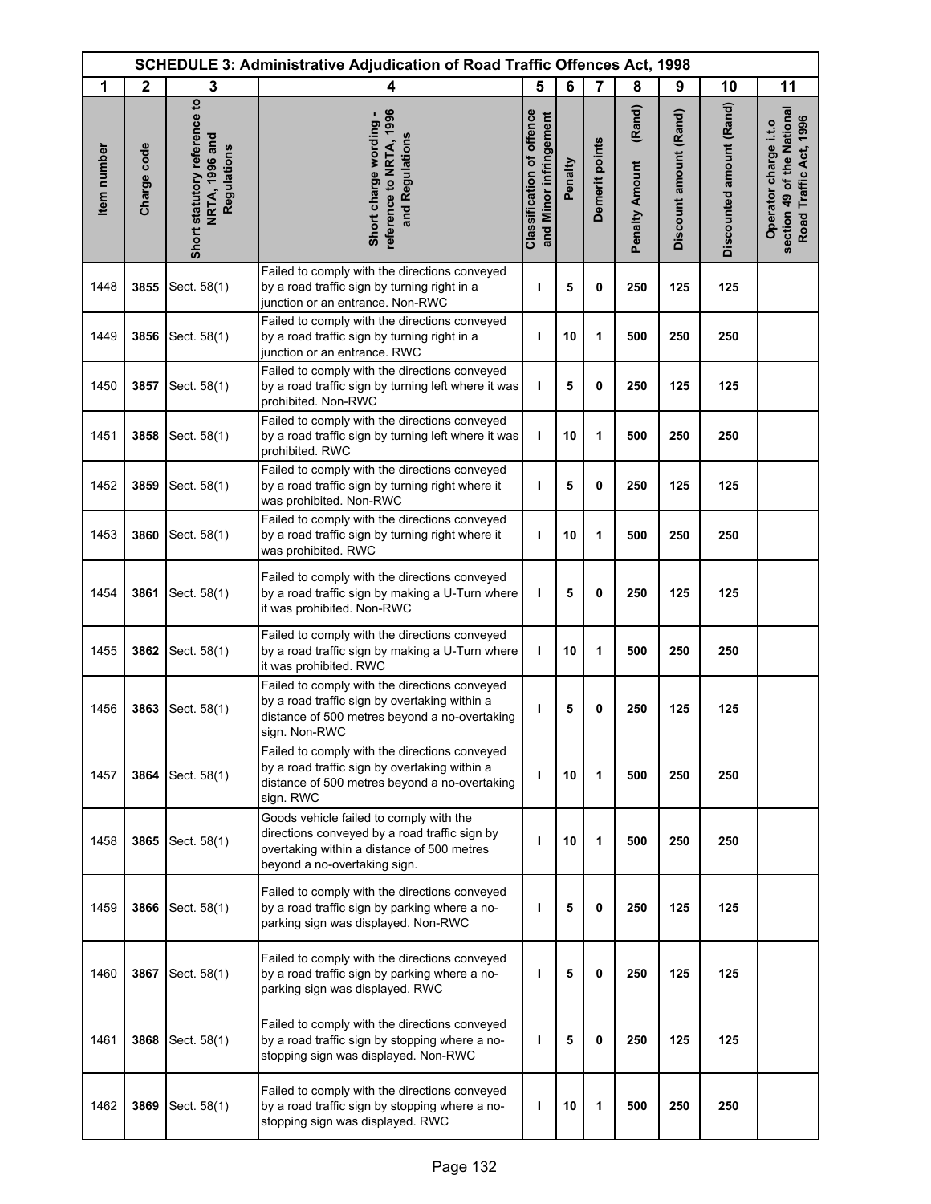| SCHEDULE 3: Administrative Adjudication of Road Traffic Offences Act, 1998 | | | | | | | | | | |
|---|---|---|---|---|---|---|---|---|---|---|
| 1 | 2 | 3 | 4 | 5 | 6 | 7 | 8 | 9 | 10 | 11 |
| Item number | Charge code | Short statutory reference to NRTA, 1996 and Regulations | Short charge wording - reference to NRTA, 1996 and Regulations | Classification of offence and Minor infringement | Penalty | Demerit points | Penalty Amount (Rand) | Discount amount (Rand) | Discounted amount (Rand) | Operator charge i.t.o section 49 of the National Road Traffic Act, 1996 |
| 1448 | **3855** | Sect. 58(1) | Failed to comply with the directions conveyed by a road traffic sign by turning right in a junction or an entrance. Non-RWC | **I** | **5** | **0** | **250** | **125** | **125** | |
| 1449 | **3856** | Sect. 58(1) | Failed to comply with the directions conveyed by a road traffic sign by turning right in a junction or an entrance. RWC | **I** | **10** | **1** | **500** | **250** | **250** | |
| 1450 | **3857** | Sect. 58(1) | Failed to comply with the directions conveyed by a road traffic sign by turning left where it was prohibited. Non-RWC | **I** | **5** | **0** | **250** | **125** | **125** | |
| 1451 | **3858** | Sect. 58(1) | Failed to comply with the directions conveyed by a road traffic sign by turning left where it was prohibited. RWC | **I** | **10** | **1** | **500** | **250** | **250** | |
| 1452 | **3859** | Sect. 58(1) | Failed to comply with the directions conveyed by a road traffic sign by turning right where it was prohibited. Non-RWC | **I** | **5** | **0** | **250** | **125** | **125** | |
| 1453 | **3860** | Sect. 58(1) | Failed to comply with the directions conveyed by a road traffic sign by turning right where it was prohibited. RWC | **I** | **10** | **1** | **500** | **250** | **250** | |
| 1454 | **3861** | Sect. 58(1) | Failed to comply with the directions conveyed by a road traffic sign by making a U-Turn where it was prohibited. Non-RWC | **I** | **5** | **0** | **250** | **125** | **125** | |
| 1455 | **3862** | Sect. 58(1) | Failed to comply with the directions conveyed by a road traffic sign by making a U-Turn where it was prohibited. RWC | **I** | **10** | **1** | **500** | **250** | **250** | |
| 1456 | **3863** | Sect. 58(1) | Failed to comply with the directions conveyed by a road traffic sign by overtaking within a distance of 500 metres beyond a no-overtaking sign. Non-RWC | **I** | **5** | **0** | **250** | **125** | **125** | |
| 1457 | **3864** | Sect. 58(1) | Failed to comply with the directions conveyed by a road traffic sign by overtaking within a distance of 500 metres beyond a no-overtaking sign. RWC | **I** | **10** | **1** | **500** | **250** | **250** | |
| 1458 | **3865** | Sect. 58(1) | Goods vehicle failed to comply with the directions conveyed by a road traffic sign by overtaking within a distance of 500 metres beyond a no-overtaking sign. | **I** | **10** | **1** | **500** | **250** | **250** | |
| 1459 | **3866** | Sect. 58(1) | Failed to comply with the directions conveyed by a road traffic sign by parking where a no-parking sign was displayed. Non-RWC | **I** | **5** | **0** | **250** | **125** | **125** | |
| 1460 | **3867** | Sect. 58(1) | Failed to comply with the directions conveyed by a road traffic sign by parking where a no-parking sign was displayed. RWC | **I** | **5** | **0** | **250** | **125** | **125** | |
| 1461 | **3868** | Sect. 58(1) | Failed to comply with the directions conveyed by a road traffic sign by stopping where a no-stopping sign was displayed. Non-RWC | **I** | **5** | **0** | **250** | **125** | **125** | |
| 1462 | **3869** | Sect. 58(1) | Failed to comply with the directions conveyed by a road traffic sign by stopping where a no-stopping sign was displayed. RWC | **I** | **10** | **1** | **500** | **250** | **250** | |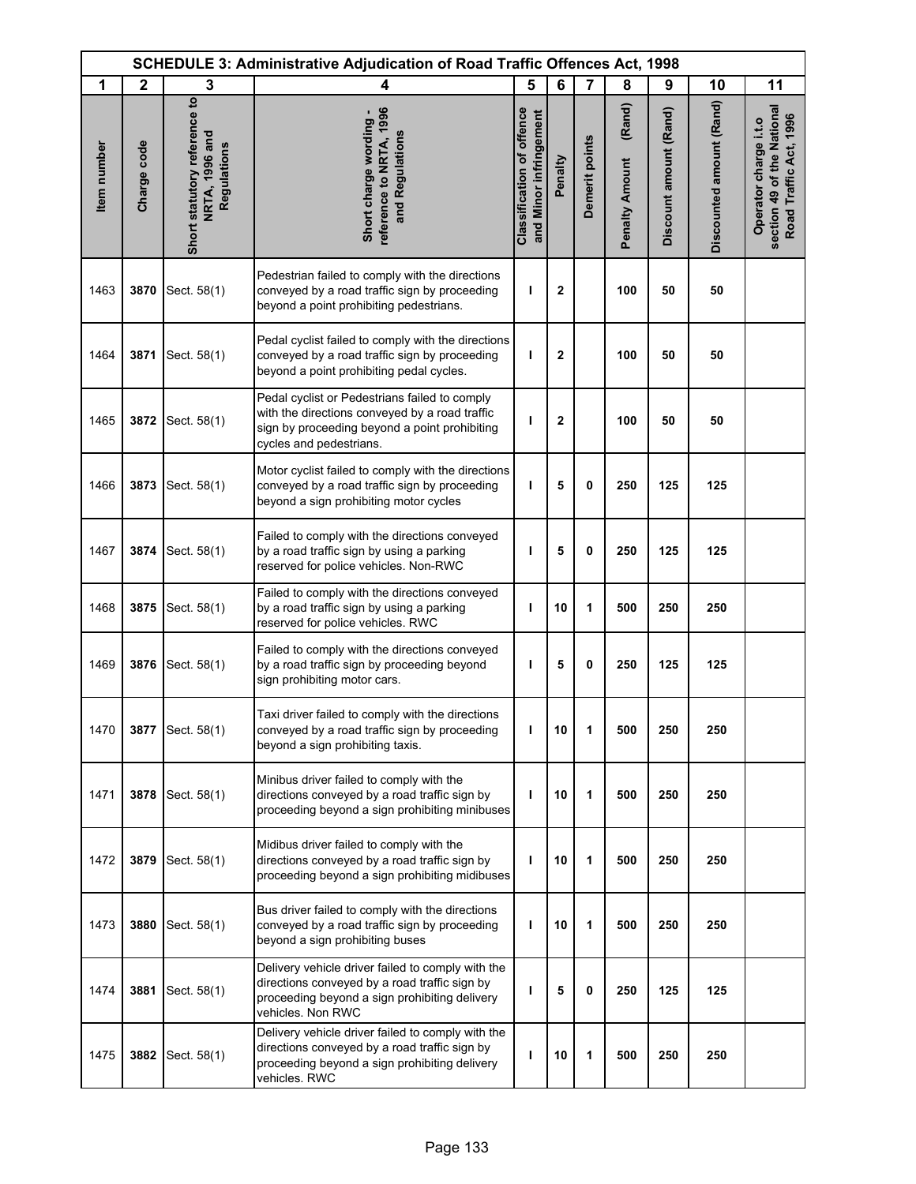| SCHEDULE 3: Administrative Adjudication of Road Traffic Offences Act, 1998 | | | | | | | | | | |
|---|---|---|---|---|---|---|---|---|---|---|
| 1 | 2 | 3 | 4 | 5 | 6 | 7 | 8 | 9 | 10 | 11 |
| Item number | Charge code | Short statutory reference to NRTA, 1996 and Regulations | Short charge wording - reference to NRTA, 1996 and Regulations | Classification of offence and Minor infringement | Penalty | Demerit points | Penalty Amount (Rand) | Discount amount (Rand) | Discounted amount (Rand) | Operator charge i.t.o section 49 of the National Road Traffic Act, 1996 |
| 1463 | **3870** | Sect. 58(1) | Pedestrian failed to comply with the directions conveyed by a road traffic sign by proceeding beyond a point prohibiting pedestrians. | **I** | **2** | | **100** | **50** | **50** | |
| 1464 | **3871** | Sect. 58(1) | Pedal cyclist failed to comply with the directions conveyed by a road traffic sign by proceeding beyond a point prohibiting pedal cycles. | **I** | **2** | | **100** | **50** | **50** | |
| 1465 | **3872** | Sect. 58(1) | Pedal cyclist or Pedestrians failed to comply with the directions conveyed by a road traffic sign by proceeding beyond a point prohibiting cycles and pedestrians. | **I** | **2** | | **100** | **50** | **50** | |
| 1466 | **3873** | Sect. 58(1) | Motor cyclist failed to comply with the directions conveyed by a road traffic sign by proceeding beyond a sign prohibiting motor cycles | **I** | **5** | **0** | **250** | **125** | **125** | |
| 1467 | **3874** | Sect. 58(1) | Failed to comply with the directions conveyed by a road traffic sign by using a parking reserved for police vehicles. Non-RWC | **I** | **5** | **0** | **250** | **125** | **125** | |
| 1468 | **3875** | Sect. 58(1) | Failed to comply with the directions conveyed by a road traffic sign by using a parking reserved for police vehicles. RWC | **I** | **10** | **1** | **500** | **250** | **250** | |
| 1469 | **3876** | Sect. 58(1) | Failed to comply with the directions conveyed by a road traffic sign by proceeding beyond sign prohibiting motor cars. | **I** | **5** | **0** | **250** | **125** | **125** | |
| 1470 | **3877** | Sect. 58(1) | Taxi driver failed to comply with the directions conveyed by a road traffic sign by proceeding beyond a sign prohibiting taxis. | **I** | **10** | **1** | **500** | **250** | **250** | |
| 1471 | **3878** | Sect. 58(1) | Minibus driver failed to comply with the directions conveyed by a road traffic sign by proceeding beyond a sign prohibiting minibuses | **I** | **10** | **1** | **500** | **250** | **250** | |
| 1472 | **3879** | Sect. 58(1) | Midibus driver failed to comply with the directions conveyed by a road traffic sign by proceeding beyond a sign prohibiting midibuses | **I** | **10** | **1** | **500** | **250** | **250** | |
| 1473 | **3880** | Sect. 58(1) | Bus driver failed to comply with the directions conveyed by a road traffic sign by proceeding beyond a sign prohibiting buses | **I** | **10** | **1** | **500** | **250** | **250** | |
| 1474 | **3881** | Sect. 58(1) | Delivery vehicle driver failed to comply with the directions conveyed by a road traffic sign by proceeding beyond a sign prohibiting delivery vehicles. Non RWC | **I** | **5** | **0** | **250** | **125** | **125** | |
| 1475 | **3882** | Sect. 58(1) | Delivery vehicle driver failed to comply with the directions conveyed by a road traffic sign by proceeding beyond a sign prohibiting delivery vehicles. RWC | **I** | **10** | **1** | **500** | **250** | **250** | |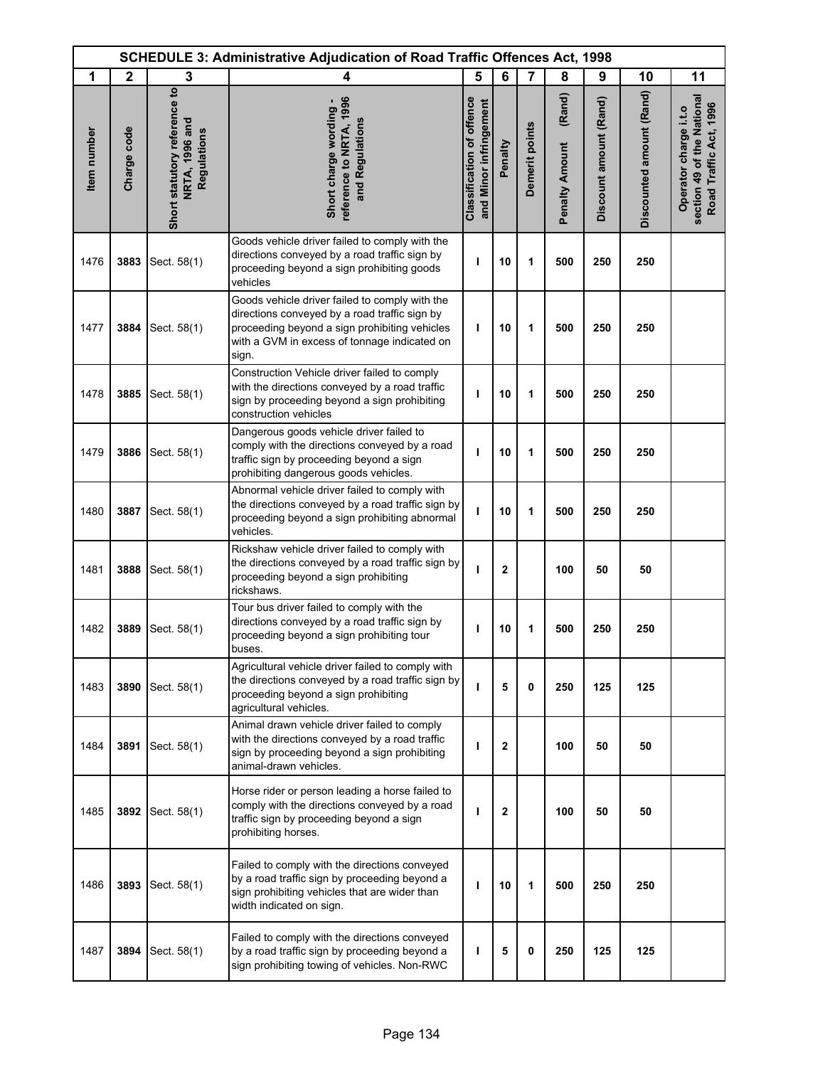| SCHEDULE 3: Administrative Adjudication of Road Traffic Offences Act, 1998 | | | | | | | | | | |
|---|---|---|---|---|---|---|---|---|---|---|
| 1 | 2 | 3 | 4 | 5 | 6 | 7 | 8 | 9 | 10 | 11 |
| Item number | Charge code | Short statutory reference to NRTA, 1996 and Regulations | Short charge wording - reference to NRTA, 1996 and Regulations | Classification of offence and Minor infringement | Penalty | Demerit points | Penalty Amount (Rand) | Discount amount (Rand) | Discounted amount (Rand) | Operator charge i.t.o section 49 of the National Road Traffic Act, 1996 |
| 1476 | **3883** | Sect. 58(1) | Goods vehicle driver failed to comply with the directions conveyed by a road traffic sign by proceeding beyond a sign prohibiting goods vehicles | **I** | **10** | **1** | **500** | **250** | **250** | |
| 1477 | **3884** | Sect. 58(1) | Goods vehicle driver failed to comply with the directions conveyed by a road traffic sign by proceeding beyond a sign prohibiting vehicles with a GVM in excess of tonnage indicated on sign. | **I** | **10** | **1** | **500** | **250** | **250** | |
| 1478 | **3885** | Sect. 58(1) | Construction Vehicle driver failed to comply with the directions conveyed by a road traffic sign by proceeding beyond a sign prohibiting construction vehicles | **I** | **10** | **1** | **500** | **250** | **250** | |
| 1479 | **3886** | Sect. 58(1) | Dangerous goods vehicle driver failed to comply with the directions conveyed by a road traffic sign by proceeding beyond a sign prohibiting dangerous goods vehicles. | **I** | **10** | **1** | **500** | **250** | **250** | |
| 1480 | **3887** | Sect. 58(1) | Abnormal vehicle driver failed to comply with the directions conveyed by a road traffic sign by proceeding beyond a sign prohibiting abnormal vehicles. | **I** | **10** | **1** | **500** | **250** | **250** | |
| 1481 | **3888** | Sect. 58(1) | Rickshaw vehicle driver failed to comply with the directions conveyed by a road traffic sign by proceeding beyond a sign prohibiting rickshaws. | **I** | **2** | | **100** | **50** | **50** | |
| 1482 | **3889** | Sect. 58(1) | Tour bus driver failed to comply with the directions conveyed by a road traffic sign by proceeding beyond a sign prohibiting tour buses. | **I** | **10** | **1** | **500** | **250** | **250** | |
| 1483 | **3890** | Sect. 58(1) | Agricultural vehicle driver failed to comply with the directions conveyed by a road traffic sign by proceeding beyond a sign prohibiting agricultural vehicles. | **I** | **5** | **0** | **250** | **125** | **125** | |
| 1484 | **3891** | Sect. 58(1) | Animal drawn vehicle driver failed to comply with the directions conveyed by a road traffic sign by proceeding beyond a sign prohibiting animal-drawn vehicles. | **I** | **2** | | **100** | **50** | **50** | |
| 1485 | **3892** | Sect. 58(1) | Horse rider or person leading a horse failed to comply with the directions conveyed by a road traffic sign by proceeding beyond a sign prohibiting horses. | **I** | **2** | | **100** | **50** | **50** | |
| 1486 | **3893** | Sect. 58(1) | Failed to comply with the directions conveyed by a road traffic sign by proceeding beyond a sign prohibiting vehicles that are wider than width indicated on sign. | **I** | **10** | **1** | **500** | **250** | **250** | |
| 1487 | **3894** | Sect. 58(1) | Failed to comply with the directions conveyed by a road traffic sign by proceeding beyond a sign prohibiting towing of vehicles. Non-RWC | **I** | **5** | **0** | **250** | **125** | **125** | |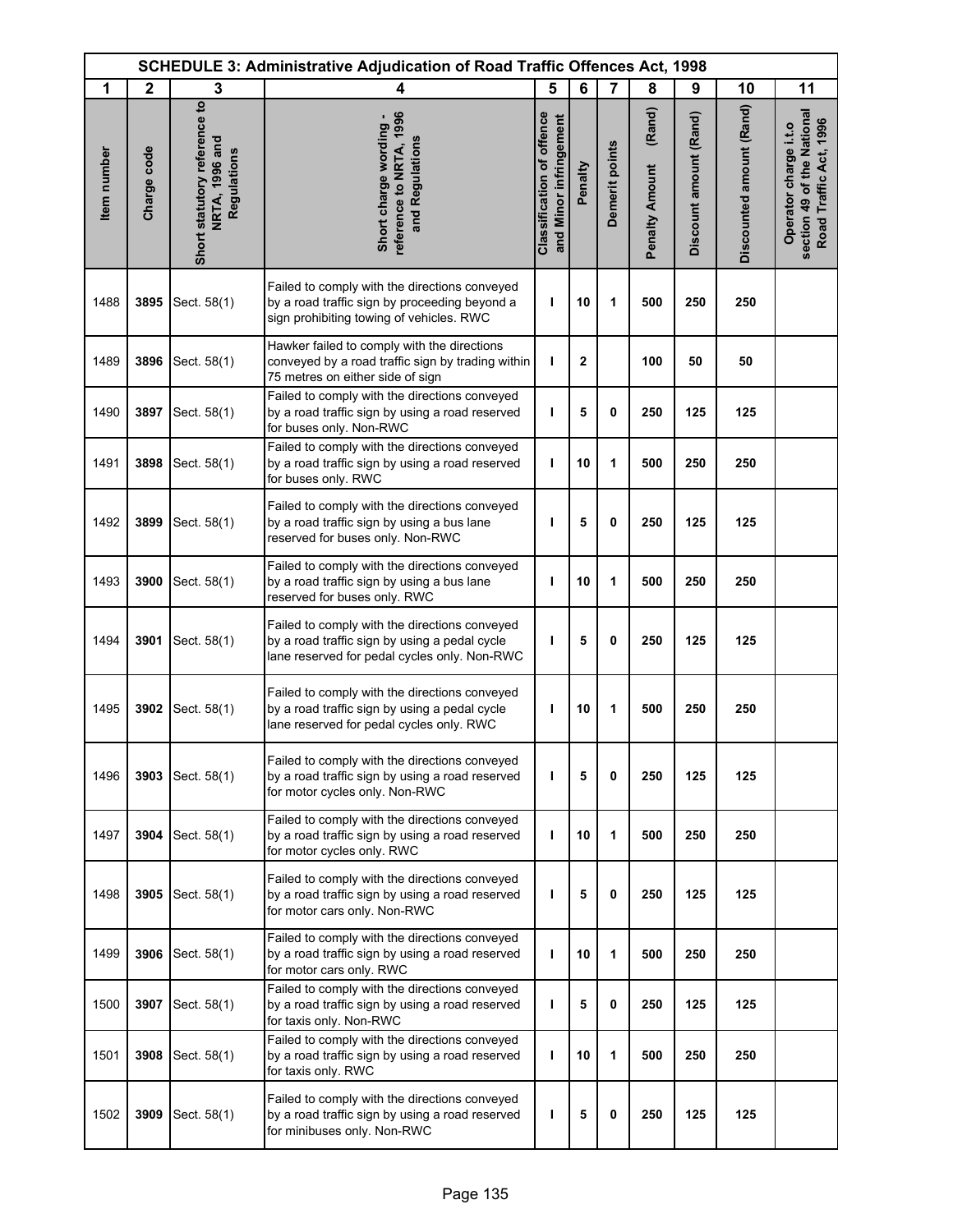# SCHEDULE 3: Administrative Adjudication of Road Traffic Offences Act, 1998

| 1 | 2 | 3 | 4 | 5 | 6 | 7 | 8 | 9 | 10 | 11 |
|---|---|---|---|---|---|---|---|---|---|---|
| Item number | Charge code | Short statutory reference to NRTA, 1996 and Regulations | Short charge wording - reference to NRTA, 1996 and Regulations | Classification of offence and Minor infringement | Penalty | Demerit points | Penalty Amount (Rand) | Discount amount (Rand) | Discounted amount (Rand) | Operator charge i.t.o section 49 of the National Road Traffic Act, 1996 |
| 1488 | **3895** | Sect. 58(1) | Failed to comply with the directions conveyed by a road traffic sign by proceeding beyond a sign prohibiting towing of vehicles. RWC | **I** | **10** | **1** | **500** | **250** | **250** | |
| 1489 | **3896** | Sect. 58(1) | Hawker failed to comply with the directions conveyed by a road traffic sign by trading within 75 metres on either side of sign | **I** | **2** | | **100** | **50** | **50** | |
| 1490 | **3897** | Sect. 58(1) | Failed to comply with the directions conveyed by a road traffic sign by using a road reserved for buses only. Non-RWC | **I** | **5** | **0** | **250** | **125** | **125** | |
| 1491 | **3898** | Sect. 58(1) | Failed to comply with the directions conveyed by a road traffic sign by using a road reserved for buses only. RWC | **I** | **10** | **1** | **500** | **250** | **250** | |
| 1492 | **3899** | Sect. 58(1) | Failed to comply with the directions conveyed by a road traffic sign by using a bus lane reserved for buses only. Non-RWC | **I** | **5** | **0** | **250** | **125** | **125** | |
| 1493 | **3900** | Sect. 58(1) | Failed to comply with the directions conveyed by a road traffic sign by using a bus lane reserved for buses only. RWC | **I** | **10** | **1** | **500** | **250** | **250** | |
| 1494 | **3901** | Sect. 58(1) | Failed to comply with the directions conveyed by a road traffic sign by using a pedal cycle lane reserved for pedal cycles only. Non-RWC | **I** | **5** | **0** | **250** | **125** | **125** | |
| 1495 | **3902** | Sect. 58(1) | Failed to comply with the directions conveyed by a road traffic sign by using a pedal cycle lane reserved for pedal cycles only. RWC | **I** | **10** | **1** | **500** | **250** | **250** | |
| 1496 | **3903** | Sect. 58(1) | Failed to comply with the directions conveyed by a road traffic sign by using a road reserved for motor cycles only. Non-RWC | **I** | **5** | **0** | **250** | **125** | **125** | |
| 1497 | **3904** | Sect. 58(1) | Failed to comply with the directions conveyed by a road traffic sign by using a road reserved for motor cycles only. RWC | **I** | **10** | **1** | **500** | **250** | **250** | |
| 1498 | **3905** | Sect. 58(1) | Failed to comply with the directions conveyed by a road traffic sign by using a road reserved for motor cars only. Non-RWC | **I** | **5** | **0** | **250** | **125** | **125** | |
| 1499 | **3906** | Sect. 58(1) | Failed to comply with the directions conveyed by a road traffic sign by using a road reserved for motor cars only. RWC | **I** | **10** | **1** | **500** | **250** | **250** | |
| 1500 | **3907** | Sect. 58(1) | Failed to comply with the directions conveyed by a road traffic sign by using a road reserved for taxis only. Non-RWC | **I** | **5** | **0** | **250** | **125** | **125** | |
| 1501 | **3908** | Sect. 58(1) | Failed to comply with the directions conveyed by a road traffic sign by using a road reserved for taxis only. RWC | **I** | **10** | **1** | **500** | **250** | **250** | |
| 1502 | **3909** | Sect. 58(1) | Failed to comply with the directions conveyed by a road traffic sign by using a road reserved for minibuses only. Non-RWC | **I** | **5** | **0** | **250** | **125** | **125** | |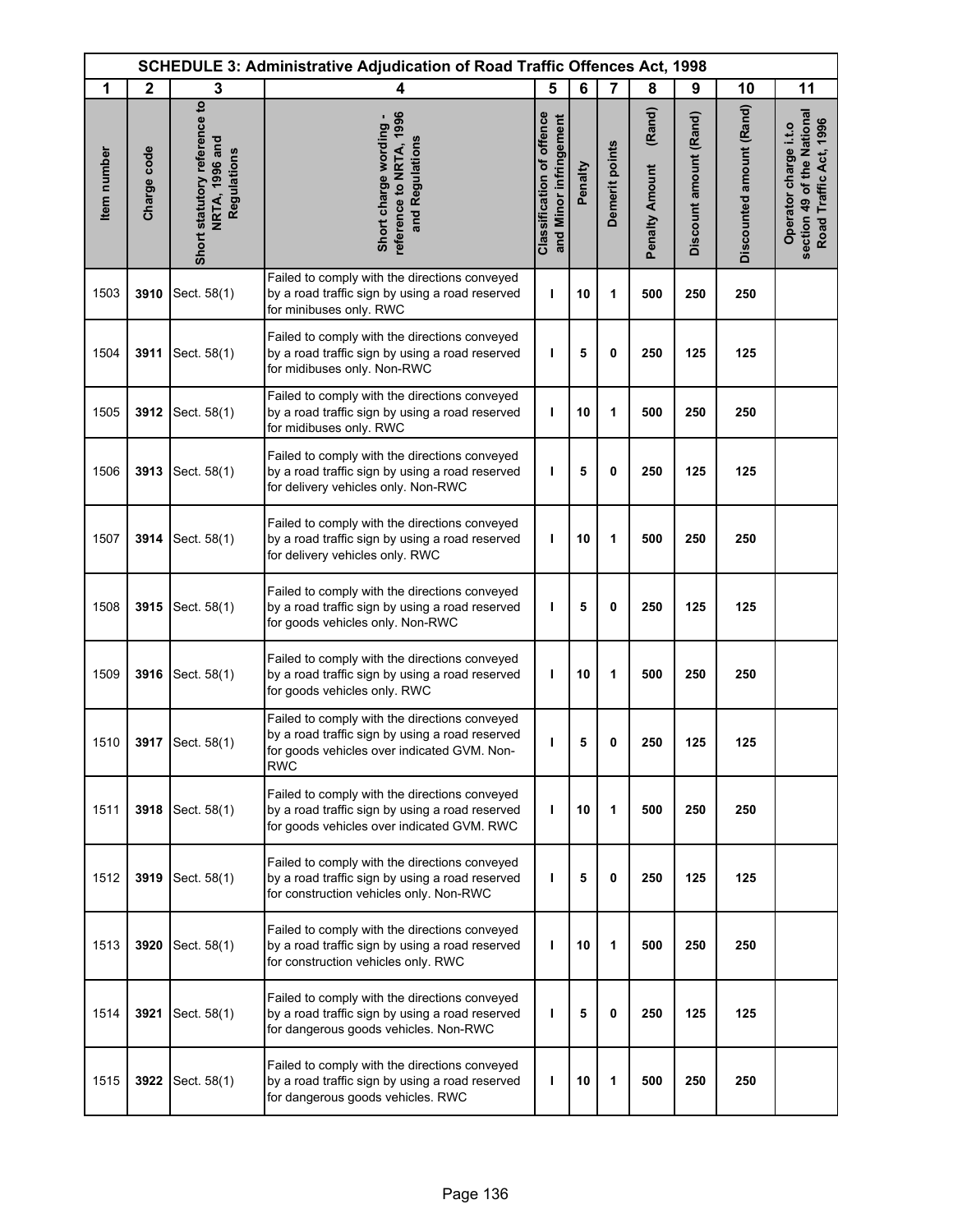| SCHEDULE 3: Administrative Adjudication of Road Traffic Offences Act, 1998 | | | | | | | | | | |
|---|---|---|---|---|---|---|---|---|---|---|
| 1 | 2 | 3 | 4 | 5 | 6 | 7 | 8 | 9 | 10 | 11 |
| Item number | Charge code | Short statutory reference to NRTA, 1996 and Regulations | Short charge wording - reference to NRTA, 1996 and Regulations | Classification of offence and Minor infringement | Penalty | Demerit points | Penalty Amount (Rand) | Discount amount (Rand) | Discounted amount (Rand) | Operator charge i.t.o section 49 of the National Road Traffic Act, 1996 |
| 1503 | **3910** | Sect. 58(1) | Failed to comply with the directions conveyed by a road traffic sign by using a road reserved for minibuses only. RWC | **I** | **10** | **1** | **500** | **250** | **250** | |
| 1504 | **3911** | Sect. 58(1) | Failed to comply with the directions conveyed by a road traffic sign by using a road reserved for midibuses only. Non-RWC | **I** | **5** | **0** | **250** | **125** | **125** | |
| 1505 | **3912** | Sect. 58(1) | Failed to comply with the directions conveyed by a road traffic sign by using a road reserved for midibuses only. RWC | **I** | **10** | **1** | **500** | **250** | **250** | |
| 1506 | **3913** | Sect. 58(1) | Failed to comply with the directions conveyed by a road traffic sign by using a road reserved for delivery vehicles only. Non-RWC | **I** | **5** | **0** | **250** | **125** | **125** | |
| 1507 | **3914** | Sect. 58(1) | Failed to comply with the directions conveyed by a road traffic sign by using a road reserved for delivery vehicles only. RWC | **I** | **10** | **1** | **500** | **250** | **250** | |
| 1508 | **3915** | Sect. 58(1) | Failed to comply with the directions conveyed by a road traffic sign by using a road reserved for goods vehicles only. Non-RWC | **I** | **5** | **0** | **250** | **125** | **125** | |
| 1509 | **3916** | Sect. 58(1) | Failed to comply with the directions conveyed by a road traffic sign by using a road reserved for goods vehicles only. RWC | **I** | **10** | **1** | **500** | **250** | **250** | |
| 1510 | **3917** | Sect. 58(1) | Failed to comply with the directions conveyed by a road traffic sign by using a road reserved for goods vehicles over indicated GVM. Non-RWC | **I** | **5** | **0** | **250** | **125** | **125** | |
| 1511 | **3918** | Sect. 58(1) | Failed to comply with the directions conveyed by a road traffic sign by using a road reserved for goods vehicles over indicated GVM. RWC | **I** | **10** | **1** | **500** | **250** | **250** | |
| 1512 | **3919** | Sect. 58(1) | Failed to comply with the directions conveyed by a road traffic sign by using a road reserved for construction vehicles only. Non-RWC | **I** | **5** | **0** | **250** | **125** | **125** | |
| 1513 | **3920** | Sect. 58(1) | Failed to comply with the directions conveyed by a road traffic sign by using a road reserved for construction vehicles only. RWC | **I** | **10** | **1** | **500** | **250** | **250** | |
| 1514 | **3921** | Sect. 58(1) | Failed to comply with the directions conveyed by a road traffic sign by using a road reserved for dangerous goods vehicles. Non-RWC | **I** | **5** | **0** | **250** | **125** | **125** | |
| 1515 | **3922** | Sect. 58(1) | Failed to comply with the directions conveyed by a road traffic sign by using a road reserved for dangerous goods vehicles. RWC | **I** | **10** | **1** | **500** | **250** | **250** | |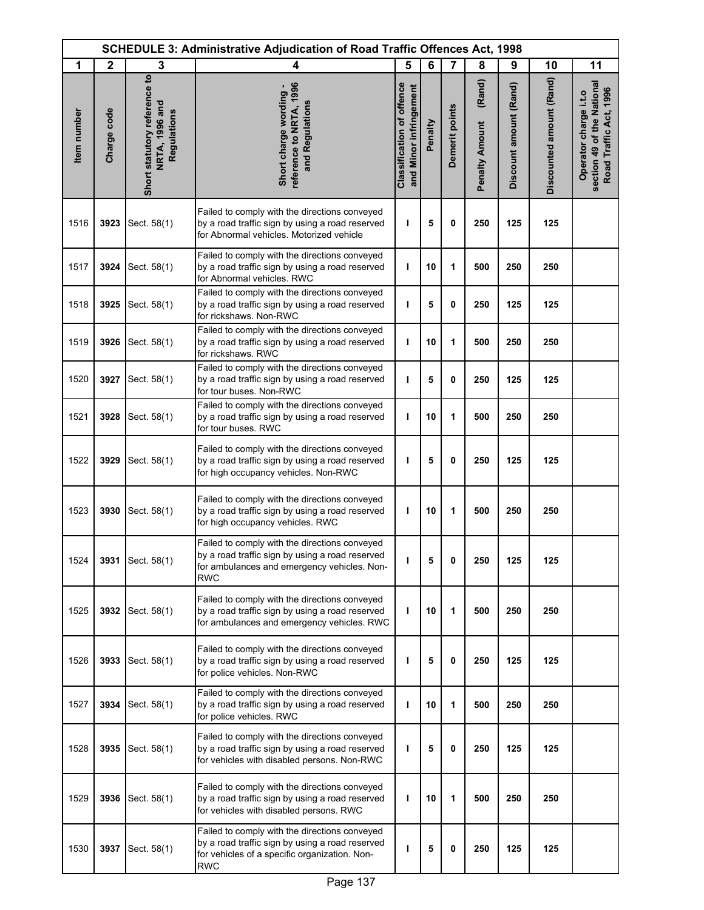| SCHEDULE 3: Administrative Adjudication of Road Traffic Offences Act, 1998 | | | | | | | | | | |
|---|---|---|---|---|---|---|---|---|---|---|
| 1 | 2 | 3 | 4 | 5 | 6 | 7 | 8 | 9 | 10 | 11 |
| Item number | Charge code | Short statutory reference to NRTA, 1996 and Regulations | Short charge wording - reference to NRTA, 1996 and Regulations | Classification of offence and Minor infringement | Penalty | Demerit points | Penalty Amount (Rand) | Discount amount (Rand) | Discounted amount (Rand) | Operator charge i.t.o section 49 of the National Road Traffic Act, 1996 |
| 1516 | **3923** | Sect. 58(1) | Failed to comply with the directions conveyed by a road traffic sign by using a road reserved for Abnormal vehicles. Motorized vehicle | **I** | **5** | **0** | **250** | **125** | **125** | |
| 1517 | **3924** | Sect. 58(1) | Failed to comply with the directions conveyed by a road traffic sign by using a road reserved for Abnormal vehicles. RWC | **I** | **10** | **1** | **500** | **250** | **250** | |
| 1518 | **3925** | Sect. 58(1) | Failed to comply with the directions conveyed by a road traffic sign by using a road reserved for rickshaws. Non-RWC | **I** | **5** | **0** | **250** | **125** | **125** | |
| 1519 | **3926** | Sect. 58(1) | Failed to comply with the directions conveyed by a road traffic sign by using a road reserved for rickshaws. RWC | **I** | **10** | **1** | **500** | **250** | **250** | |
| 1520 | **3927** | Sect. 58(1) | Failed to comply with the directions conveyed by a road traffic sign by using a road reserved for tour buses. Non-RWC | **I** | **5** | **0** | **250** | **125** | **125** | |
| 1521 | **3928** | Sect. 58(1) | Failed to comply with the directions conveyed by a road traffic sign by using a road reserved for tour buses. RWC | **I** | **10** | **1** | **500** | **250** | **250** | |
| 1522 | **3929** | Sect. 58(1) | Failed to comply with the directions conveyed by a road traffic sign by using a road reserved for high occupancy vehicles. Non-RWC | **I** | **5** | **0** | **250** | **125** | **125** | |
| 1523 | **3930** | Sect. 58(1) | Failed to comply with the directions conveyed by a road traffic sign by using a road reserved for high occupancy vehicles. RWC | **I** | **10** | **1** | **500** | **250** | **250** | |
| 1524 | **3931** | Sect. 58(1) | Failed to comply with the directions conveyed by a road traffic sign by using a road reserved for ambulances and emergency vehicles. Non-RWC | **I** | **5** | **0** | **250** | **125** | **125** | |
| 1525 | **3932** | Sect. 58(1) | Failed to comply with the directions conveyed by a road traffic sign by using a road reserved for ambulances and emergency vehicles. RWC | **I** | **10** | **1** | **500** | **250** | **250** | |
| 1526 | **3933** | Sect. 58(1) | Failed to comply with the directions conveyed by a road traffic sign by using a road reserved for police vehicles. Non-RWC | **I** | **5** | **0** | **250** | **125** | **125** | |
| 1527 | **3934** | Sect. 58(1) | Failed to comply with the directions conveyed by a road traffic sign by using a road reserved for police vehicles. RWC | **I** | **10** | **1** | **500** | **250** | **250** | |
| 1528 | **3935** | Sect. 58(1) | Failed to comply with the directions conveyed by a road traffic sign by using a road reserved for vehicles with disabled persons. Non-RWC | **I** | **5** | **0** | **250** | **125** | **125** | |
| 1529 | **3936** | Sect. 58(1) | Failed to comply with the directions conveyed by a road traffic sign by using a road reserved for vehicles with disabled persons. RWC | **I** | **10** | **1** | **500** | **250** | **250** | |
| 1530 | **3937** | Sect. 58(1) | Failed to comply with the directions conveyed by a road traffic sign by using a road reserved for vehicles of a specific organization. Non-RWC | **I** | **5** | **0** | **250** | **125** | **125** | |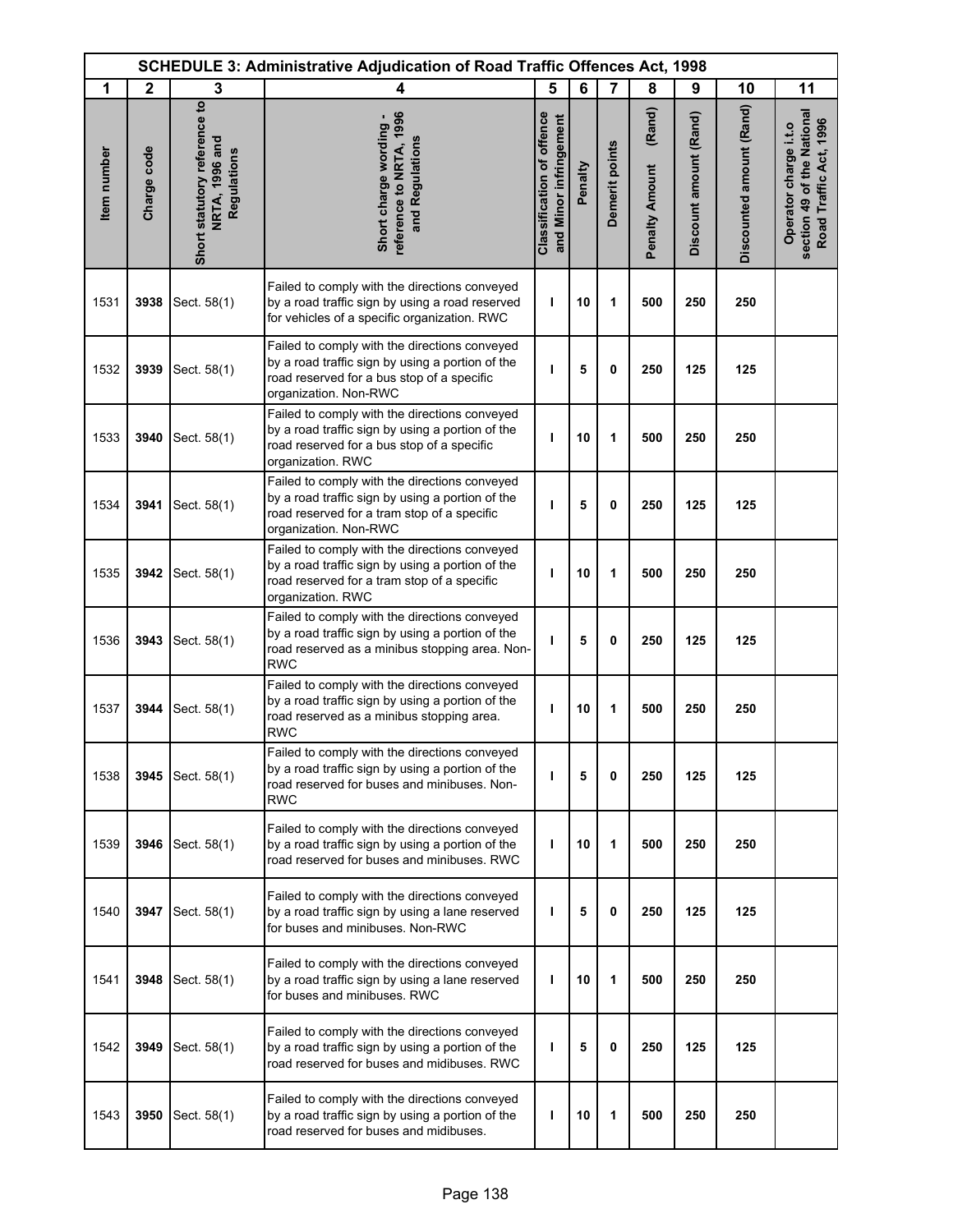| SCHEDULE 3: Administrative Adjudication of Road Traffic Offences Act, 1998 | | | | | | | | | | |
|---|---|---|---|---|---|---|---|---|---|---|
| 1 | 2 | 3 | 4 | 5 | 6 | 7 | 8 | 9 | 10 | 11 |
| Item number | Charge code | Short statutory reference to NRTA, 1996 and Regulations | Short charge wording - reference to NRTA, 1996 and Regulations | Classification of offence and Minor infringement | Penalty | Demerit points | Penalty Amount (Rand) | Discount amount (Rand) | Discounted amount (Rand) | Operator charge i.t.o section 49 of the National Road Traffic Act, 1996 |
| 1531 | **3938** | Sect. 58(1) | Failed to comply with the directions conveyed by a road traffic sign by using a road reserved for vehicles of a specific organization. RWC | I | 10 | 1 | 500 | 250 | 250 | |
| 1532 | **3939** | Sect. 58(1) | Failed to comply with the directions conveyed by a road traffic sign by using a portion of the road reserved for a bus stop of a specific organization. Non-RWC | I | 5 | 0 | 250 | 125 | 125 | |
| 1533 | **3940** | Sect. 58(1) | Failed to comply with the directions conveyed by a road traffic sign by using a portion of the road reserved for a bus stop of a specific organization. RWC | I | 10 | 1 | 500 | 250 | 250 | |
| 1534 | **3941** | Sect. 58(1) | Failed to comply with the directions conveyed by a road traffic sign by using a portion of the road reserved for a tram stop of a specific organization. Non-RWC | I | 5 | 0 | 250 | 125 | 125 | |
| 1535 | **3942** | Sect. 58(1) | Failed to comply with the directions conveyed by a road traffic sign by using a portion of the road reserved for a tram stop of a specific organization. RWC | I | 10 | 1 | 500 | 250 | 250 | |
| 1536 | **3943** | Sect. 58(1) | Failed to comply with the directions conveyed by a road traffic sign by using a portion of the road reserved as a minibus stopping area. Non-RWC | I | 5 | 0 | 250 | 125 | 125 | |
| 1537 | **3944** | Sect. 58(1) | Failed to comply with the directions conveyed by a road traffic sign by using a portion of the road reserved as a minibus stopping area. RWC | I | 10 | 1 | 500 | 250 | 250 | |
| 1538 | **3945** | Sect. 58(1) | Failed to comply with the directions conveyed by a road traffic sign by using a portion of the road reserved for buses and minibuses. Non-RWC | I | 5 | 0 | 250 | 125 | 125 | |
| 1539 | **3946** | Sect. 58(1) | Failed to comply with the directions conveyed by a road traffic sign by using a portion of the road reserved for buses and minibuses. RWC | I | 10 | 1 | 500 | 250 | 250 | |
| 1540 | **3947** | Sect. 58(1) | Failed to comply with the directions conveyed by a road traffic sign by using a lane reserved for buses and minibuses. Non-RWC | I | 5 | 0 | 250 | 125 | 125 | |
| 1541 | **3948** | Sect. 58(1) | Failed to comply with the directions conveyed by a road traffic sign by using a lane reserved for buses and minibuses. RWC | I | 10 | 1 | 500 | 250 | 250 | |
| 1542 | **3949** | Sect. 58(1) | Failed to comply with the directions conveyed by a road traffic sign by using a portion of the road reserved for buses and midibuses. RWC | I | 5 | 0 | 250 | 125 | 125 | |
| 1543 | **3950** | Sect. 58(1) | Failed to comply with the directions conveyed by a road traffic sign by using a portion of the road reserved for buses and midibuses. | I | 10 | 1 | 500 | 250 | 250 | |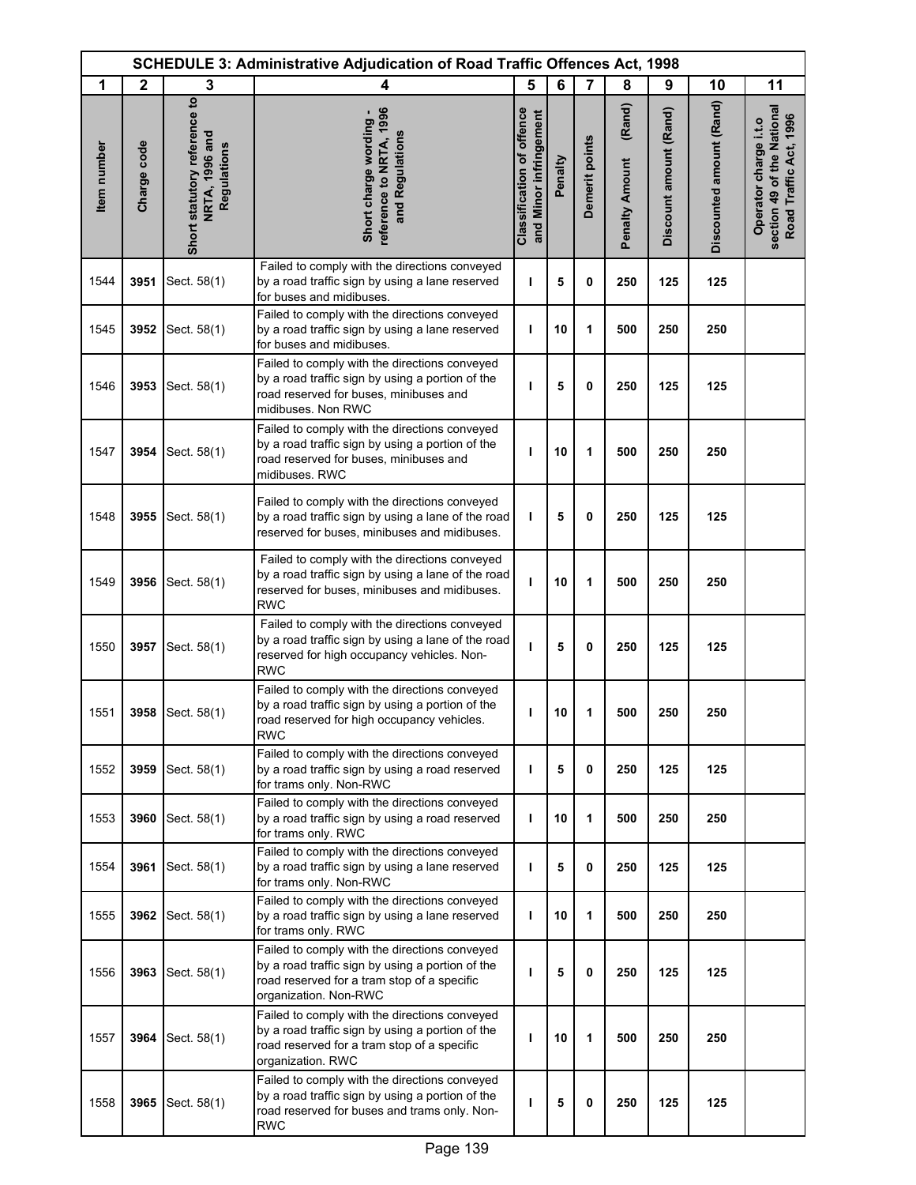| SCHEDULE 3: Administrative Adjudication of Road Traffic Offences Act, 1998 | | | | | | | | | | |
|---|---|---|---|---|---|---|---|---|---|---|
| 1 | 2 | 3 | 4 | 5 | 6 | 7 | 8 | 9 | 10 | 11 |
| Item number | Charge code | Short statutory reference to NRTA, 1996 and Regulations | Short charge wording - reference to NRTA, 1996 and Regulations | Classification of offence and Minor infringement | Penalty | Demerit points | Penalty Amount (Rand) | Discount amount (Rand) | Discounted amount (Rand) | Operator charge i.t.o section 49 of the National Road Traffic Act, 1996 |
| 1544 | **3951** | Sect. 58(1) | Failed to comply with the directions conveyed by a road traffic sign by using a lane reserved for buses and midibuses. | I | 5 | 0 | 250 | 125 | 125 | |
| 1545 | **3952** | Sect. 58(1) | Failed to comply with the directions conveyed by a road traffic sign by using a lane reserved for buses and midibuses. | I | 10 | 1 | 500 | 250 | 250 | |
| 1546 | **3953** | Sect. 58(1) | Failed to comply with the directions conveyed by a road traffic sign by using a portion of the road reserved for buses, minibuses and midibuses. Non RWC | I | 5 | 0 | 250 | 125 | 125 | |
| 1547 | **3954** | Sect. 58(1) | Failed to comply with the directions conveyed by a road traffic sign by using a portion of the road reserved for buses, minibuses and midibuses. RWC | I | 10 | 1 | 500 | 250 | 250 | |
| 1548 | **3955** | Sect. 58(1) | Failed to comply with the directions conveyed by a road traffic sign by using a lane of the road reserved for buses, minibuses and midibuses. | I | 5 | 0 | 250 | 125 | 125 | |
| 1549 | **3956** | Sect. 58(1) | Failed to comply with the directions conveyed by a road traffic sign by using a lane of the road reserved for buses, minibuses and midibuses. RWC | I | 10 | 1 | 500 | 250 | 250 | |
| 1550 | **3957** | Sect. 58(1) | Failed to comply with the directions conveyed by a road traffic sign by using a lane of the road reserved for high occupancy vehicles. Non-RWC | I | 5 | 0 | 250 | 125 | 125 | |
| 1551 | **3958** | Sect. 58(1) | Failed to comply with the directions conveyed by a road traffic sign by using a portion of the road reserved for high occupancy vehicles. RWC | I | 10 | 1 | 500 | 250 | 250 | |
| 1552 | **3959** | Sect. 58(1) | Failed to comply with the directions conveyed by a road traffic sign by using a road reserved for trams only. Non-RWC | I | 5 | 0 | 250 | 125 | 125 | |
| 1553 | **3960** | Sect. 58(1) | Failed to comply with the directions conveyed by a road traffic sign by using a road reserved for trams only. RWC | I | 10 | 1 | 500 | 250 | 250 | |
| 1554 | **3961** | Sect. 58(1) | Failed to comply with the directions conveyed by a road traffic sign by using a lane reserved for trams only. Non-RWC | I | 5 | 0 | 250 | 125 | 125 | |
| 1555 | **3962** | Sect. 58(1) | Failed to comply with the directions conveyed by a road traffic sign by using a lane reserved for trams only. RWC | I | 10 | 1 | 500 | 250 | 250 | |
| 1556 | **3963** | Sect. 58(1) | Failed to comply with the directions conveyed by a road traffic sign by using a portion of the road reserved for a tram stop of a specific organization. Non-RWC | I | 5 | 0 | 250 | 125 | 125 | |
| 1557 | **3964** | Sect. 58(1) | Failed to comply with the directions conveyed by a road traffic sign by using a portion of the road reserved for a tram stop of a specific organization. RWC | I | 10 | 1 | 500 | 250 | 250 | |
| 1558 | **3965** | Sect. 58(1) | Failed to comply with the directions conveyed by a road traffic sign by using a portion of the road reserved for buses and trams only. Non-RWC | I | 5 | 0 | 250 | 125 | 125 | |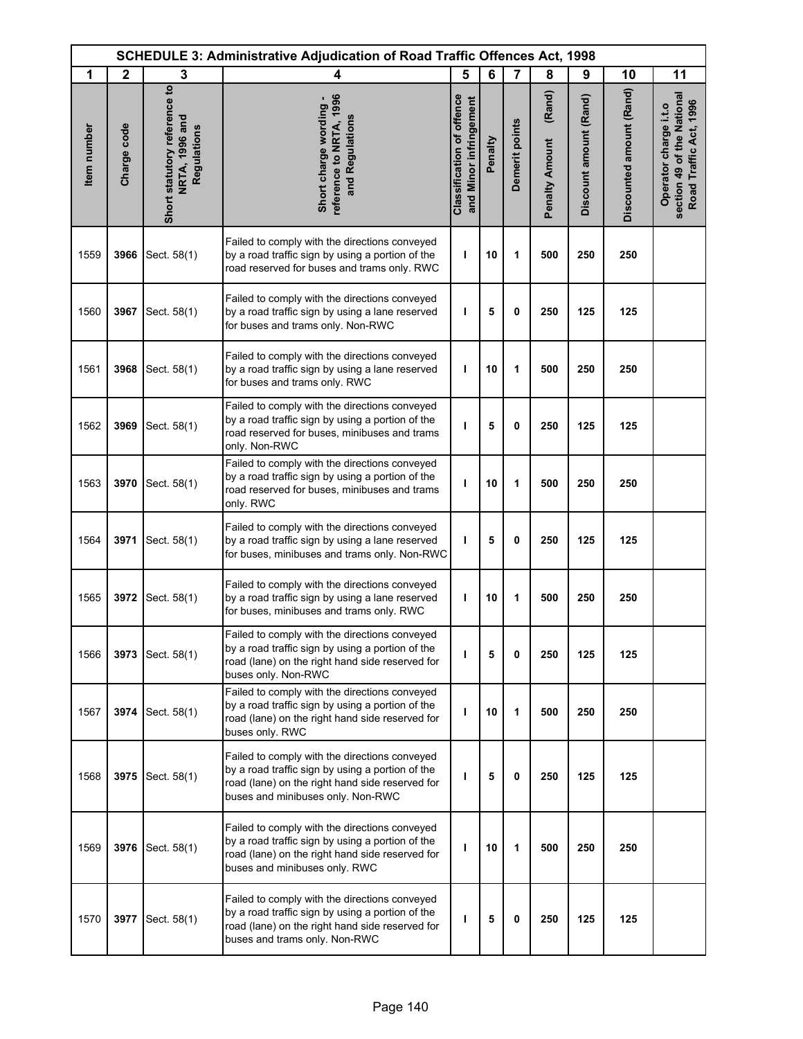| SCHEDULE 3: Administrative Adjudication of Road Traffic Offences Act, 1998 | | | | | | | | | | |
|---|---|---|---|---|---|---|---|---|---|---|
| 1 | 2 | 3 | 4 | 5 | 6 | 7 | 8 | 9 | 10 | 11 |
| Item number | Charge code | Short statutory reference to NRTA, 1996 and Regulations | Short charge wording - reference to NRTA, 1996 and Regulations | Classification of offence and Minor infringement | Penalty | Demerit points | Penalty Amount (Rand) | Discount amount (Rand) | Discounted amount (Rand) | Operator charge i.t.o section 49 of the National Road Traffic Act, 1996 |
| 1559 | **3966** | Sect. 58(1) | Failed to comply with the directions conveyed by a road traffic sign by using a portion of the road reserved for buses and trams only. RWC | **I** | **10** | **1** | **500** | **250** | **250** | |
| 1560 | **3967** | Sect. 58(1) | Failed to comply with the directions conveyed by a road traffic sign by using a lane reserved for buses and trams only. Non-RWC | **I** | **5** | **0** | **250** | **125** | **125** | |
| 1561 | **3968** | Sect. 58(1) | Failed to comply with the directions conveyed by a road traffic sign by using a lane reserved for buses and trams only. RWC | **I** | **10** | **1** | **500** | **250** | **250** | |
| 1562 | **3969** | Sect. 58(1) | Failed to comply with the directions conveyed by a road traffic sign by using a portion of the road reserved for buses, minibuses and trams only. Non-RWC | **I** | **5** | **0** | **250** | **125** | **125** | |
| 1563 | **3970** | Sect. 58(1) | Failed to comply with the directions conveyed by a road traffic sign by using a portion of the road reserved for buses, minibuses and trams only. RWC | **I** | **10** | **1** | **500** | **250** | **250** | |
| 1564 | **3971** | Sect. 58(1) | Failed to comply with the directions conveyed by a road traffic sign by using a lane reserved for buses, minibuses and trams only. Non-RWC | **I** | **5** | **0** | **250** | **125** | **125** | |
| 1565 | **3972** | Sect. 58(1) | Failed to comply with the directions conveyed by a road traffic sign by using a lane reserved for buses, minibuses and trams only. RWC | **I** | **10** | **1** | **500** | **250** | **250** | |
| 1566 | **3973** | Sect. 58(1) | Failed to comply with the directions conveyed by a road traffic sign by using a portion of the road (lane) on the right hand side reserved for buses only. Non-RWC | **I** | **5** | **0** | **250** | **125** | **125** | |
| 1567 | **3974** | Sect. 58(1) | Failed to comply with the directions conveyed by a road traffic sign by using a portion of the road (lane) on the right hand side reserved for buses only. RWC | **I** | **10** | **1** | **500** | **250** | **250** | |
| 1568 | **3975** | Sect. 58(1) | Failed to comply with the directions conveyed by a road traffic sign by using a portion of the road (lane) on the right hand side reserved for buses and minibuses only. Non-RWC | **I** | **5** | **0** | **250** | **125** | **125** | |
| 1569 | **3976** | Sect. 58(1) | Failed to comply with the directions conveyed by a road traffic sign by using a portion of the road (lane) on the right hand side reserved for buses and minibuses only. RWC | **I** | **10** | **1** | **500** | **250** | **250** | |
| 1570 | **3977** | Sect. 58(1) | Failed to comply with the directions conveyed by a road traffic sign by using a portion of the road (lane) on the right hand side reserved for buses and trams only. Non-RWC | **I** | **5** | **0** | **250** | **125** | **125** | |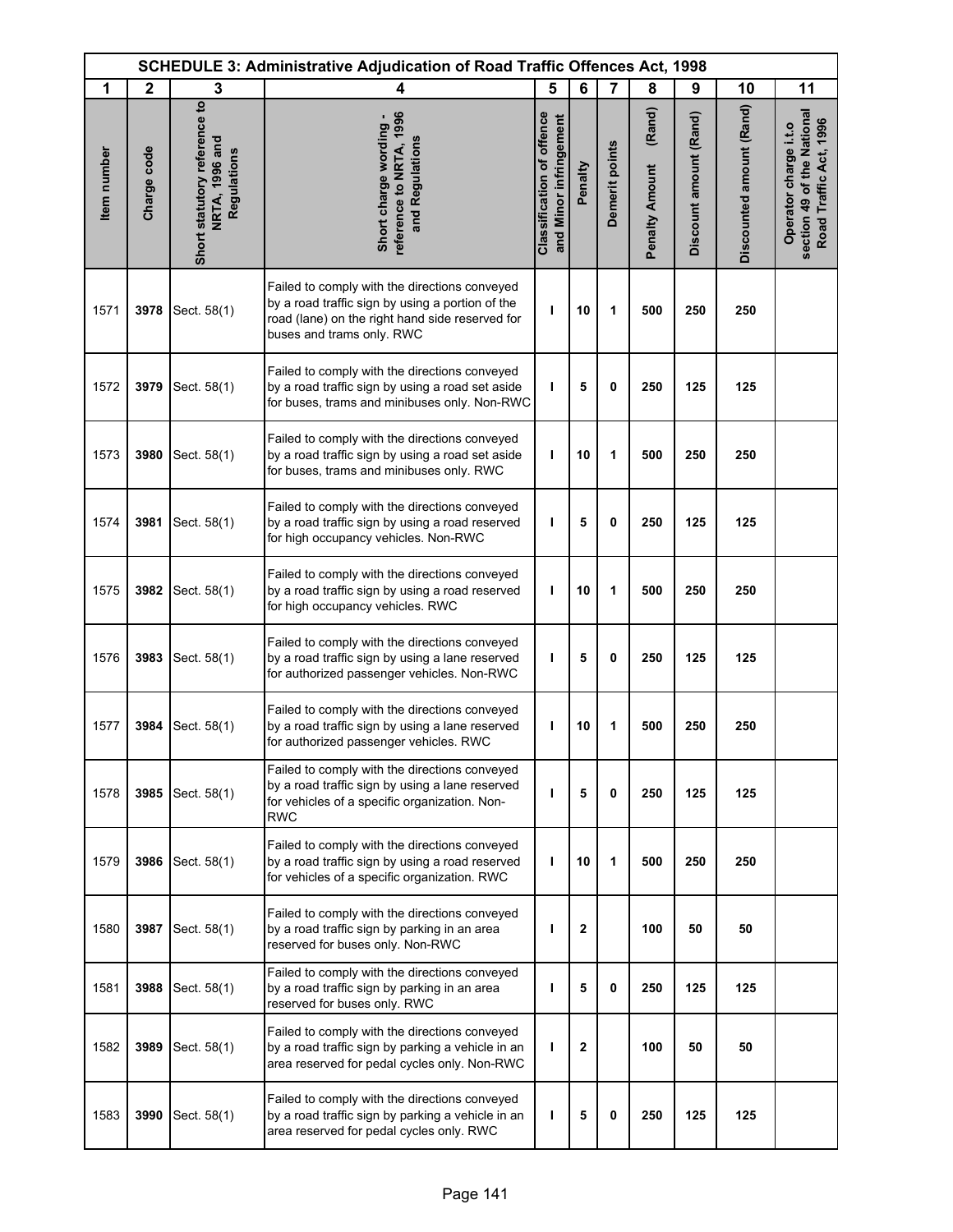| SCHEDULE 3: Administrative Adjudication of Road Traffic Offences Act, 1998 | | | | | | | | | | |
|---|---|---|---|---|---|---|---|---|---|---|
| 1 | 2 | 3 | 4 | 5 | 6 | 7 | 8 | 9 | 10 | 11 |
| Item number | Charge code | Short statutory reference to NRTA, 1996 and Regulations | Short charge wording - reference to NRTA, 1996 and Regulations | Classification of offence and Minor infringement | Penalty | Demerit points | Penalty Amount (Rand) | Discount amount (Rand) | Discounted amount (Rand) | Operator charge i.t.o section 49 of the National Road Traffic Act, 1996 |
| 1571 | 3978 | Sect. 58(1) | Failed to comply with the directions conveyed by a road traffic sign by using a portion of the road (lane) on the right hand side reserved for buses and trams only. RWC | I | 10 | 1 | 500 | 250 | 250 | |
| 1572 | 3979 | Sect. 58(1) | Failed to comply with the directions conveyed by a road traffic sign by using a road set aside for buses, trams and minibuses only. Non-RWC | I | 5 | 0 | 250 | 125 | 125 | |
| 1573 | 3980 | Sect. 58(1) | Failed to comply with the directions conveyed by a road traffic sign by using a road set aside for buses, trams and minibuses only. RWC | I | 10 | 1 | 500 | 250 | 250 | |
| 1574 | 3981 | Sect. 58(1) | Failed to comply with the directions conveyed by a road traffic sign by using a road reserved for high occupancy vehicles. Non-RWC | I | 5 | 0 | 250 | 125 | 125 | |
| 1575 | 3982 | Sect. 58(1) | Failed to comply with the directions conveyed by a road traffic sign by using a road reserved for high occupancy vehicles. RWC | I | 10 | 1 | 500 | 250 | 250 | |
| 1576 | 3983 | Sect. 58(1) | Failed to comply with the directions conveyed by a road traffic sign by using a lane reserved for authorized passenger vehicles. Non-RWC | I | 5 | 0 | 250 | 125 | 125 | |
| 1577 | 3984 | Sect. 58(1) | Failed to comply with the directions conveyed by a road traffic sign by using a lane reserved for authorized passenger vehicles. RWC | I | 10 | 1 | 500 | 250 | 250 | |
| 1578 | 3985 | Sect. 58(1) | Failed to comply with the directions conveyed by a road traffic sign by using a lane reserved for vehicles of a specific organization. Non-RWC | I | 5 | 0 | 250 | 125 | 125 | |
| 1579 | 3986 | Sect. 58(1) | Failed to comply with the directions conveyed by a road traffic sign by using a road reserved for vehicles of a specific organization. RWC | I | 10 | 1 | 500 | 250 | 250 | |
| 1580 | 3987 | Sect. 58(1) | Failed to comply with the directions conveyed by a road traffic sign by parking in an area reserved for buses only. Non-RWC | I | 2 | | 100 | 50 | 50 | |
| 1581 | 3988 | Sect. 58(1) | Failed to comply with the directions conveyed by a road traffic sign by parking in an area reserved for buses only. RWC | I | 5 | 0 | 250 | 125 | 125 | |
| 1582 | 3989 | Sect. 58(1) | Failed to comply with the directions conveyed by a road traffic sign by parking a vehicle in an area reserved for pedal cycles only. Non-RWC | I | 2 | | 100 | 50 | 50 | |
| 1583 | 3990 | Sect. 58(1) | Failed to comply with the directions conveyed by a road traffic sign by parking a vehicle in an area reserved for pedal cycles only. RWC | I | 5 | 0 | 250 | 125 | 125 | |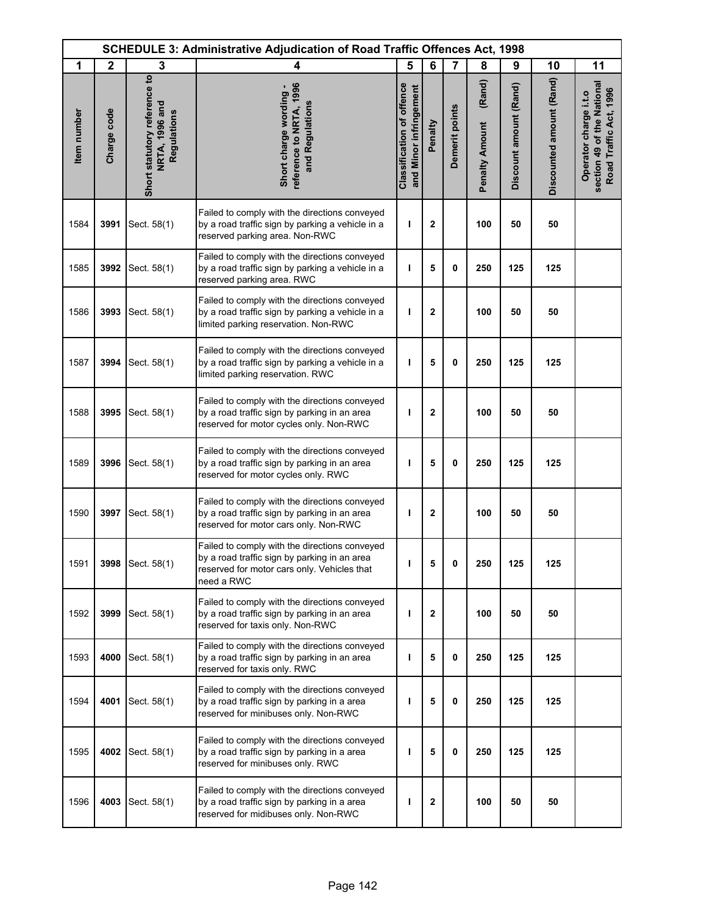| SCHEDULE 3: Administrative Adjudication of Road Traffic Offences Act, 1998 | | | | | | | | | | |
|---|---|---|---|---|---|---|---|---|---|---|
| 1 | 2 | 3 | 4 | 5 | 6 | 7 | 8 | 9 | 10 | 11 |
| Item number | Charge code | Short statutory reference to NRTA, 1996 and Regulations | Short charge wording - reference to NRTA, 1996 and Regulations | Classification of offence and Minor infringement | Penalty | Demerit points | Penalty Amount (Rand) | Discount amount (Rand) | Discounted amount (Rand) | Operator charge i.t.o section 49 of the National Road Traffic Act, 1996 |
| 1584 | **3991** | Sect. 58(1) | Failed to comply with the directions conveyed by a road traffic sign by parking a vehicle in a reserved parking area. Non-RWC | **I** | **2** | | **100** | **50** | **50** | |
| 1585 | **3992** | Sect. 58(1) | Failed to comply with the directions conveyed by a road traffic sign by parking a vehicle in a reserved parking area. RWC | **I** | **5** | **0** | **250** | **125** | **125** | |
| 1586 | **3993** | Sect. 58(1) | Failed to comply with the directions conveyed by a road traffic sign by parking a vehicle in a limited parking reservation. Non-RWC | **I** | **2** | | **100** | **50** | **50** | |
| 1587 | **3994** | Sect. 58(1) | Failed to comply with the directions conveyed by a road traffic sign by parking a vehicle in a limited parking reservation. RWC | **I** | **5** | **0** | **250** | **125** | **125** | |
| 1588 | **3995** | Sect. 58(1) | Failed to comply with the directions conveyed by a road traffic sign by parking in an area reserved for motor cycles only. Non-RWC | **I** | **2** | | **100** | **50** | **50** | |
| 1589 | **3996** | Sect. 58(1) | Failed to comply with the directions conveyed by a road traffic sign by parking in an area reserved for motor cycles only. RWC | **I** | **5** | **0** | **250** | **125** | **125** | |
| 1590 | **3997** | Sect. 58(1) | Failed to comply with the directions conveyed by a road traffic sign by parking in an area reserved for motor cars only. Non-RWC | **I** | **2** | | **100** | **50** | **50** | |
| 1591 | **3998** | Sect. 58(1) | Failed to comply with the directions conveyed by a road traffic sign by parking in an area reserved for motor cars only. Vehicles that need a RWC | **I** | **5** | **0** | **250** | **125** | **125** | |
| 1592 | **3999** | Sect. 58(1) | Failed to comply with the directions conveyed by a road traffic sign by parking in an area reserved for taxis only. Non-RWC | **I** | **2** | | **100** | **50** | **50** | |
| 1593 | **4000** | Sect. 58(1) | Failed to comply with the directions conveyed by a road traffic sign by parking in an area reserved for taxis only. RWC | **I** | **5** | **0** | **250** | **125** | **125** | |
| 1594 | **4001** | Sect. 58(1) | Failed to comply with the directions conveyed by a road traffic sign by parking in a area reserved for minibuses only. Non-RWC | **I** | **5** | **0** | **250** | **125** | **125** | |
| 1595 | **4002** | Sect. 58(1) | Failed to comply with the directions conveyed by a road traffic sign by parking in a area reserved for minibuses only. RWC | **I** | **5** | **0** | **250** | **125** | **125** | |
| 1596 | **4003** | Sect. 58(1) | Failed to comply with the directions conveyed by a road traffic sign by parking in a area reserved for midibuses only. Non-RWC | **I** | **2** | | **100** | **50** | **50** | |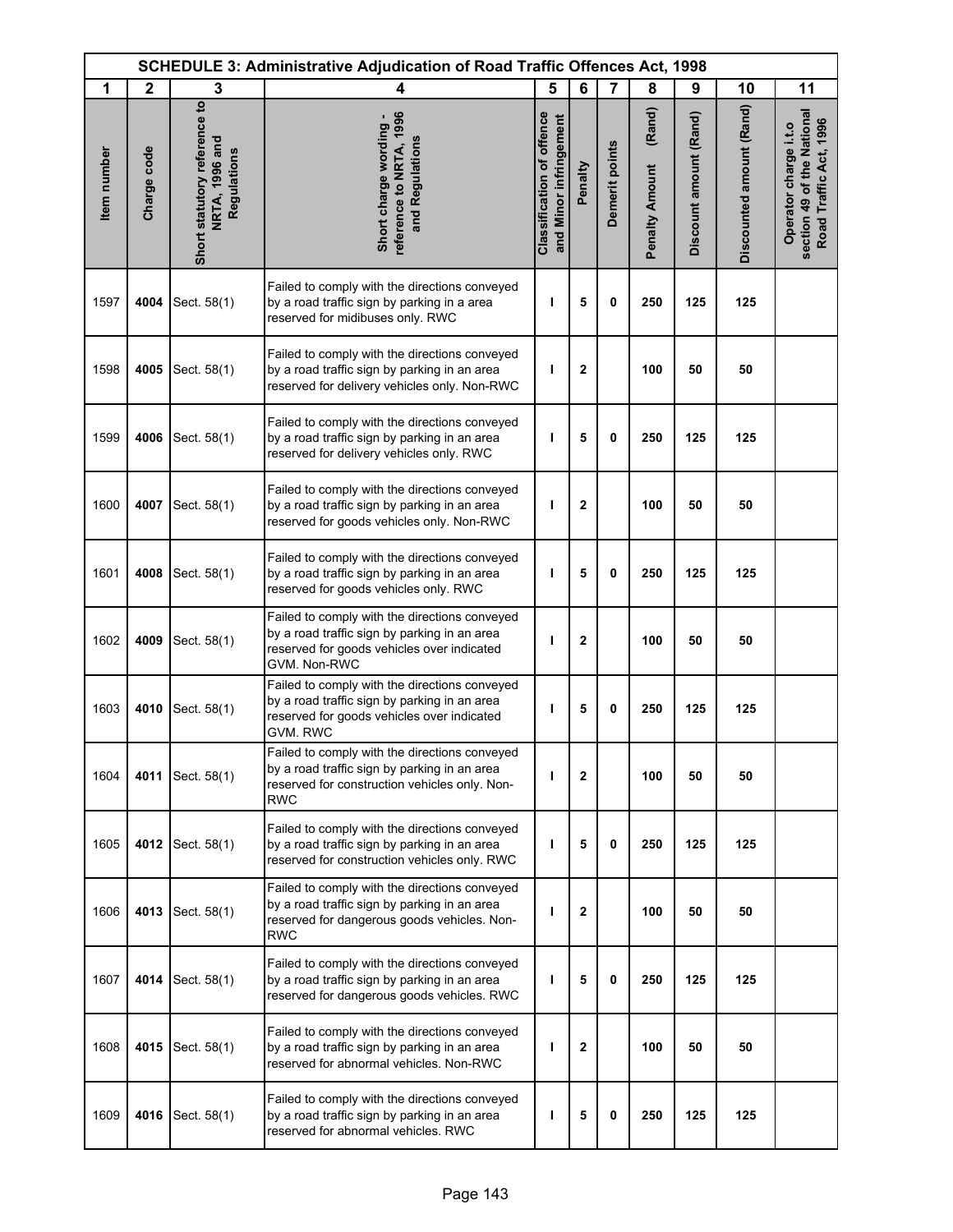| SCHEDULE 3: Administrative Adjudication of Road Traffic Offences Act, 1998 | | | | | | | | | | |
|---|---|---|---|---|---|---|---|---|---|---|
| 1 | 2 | 3 | 4 | 5 | 6 | 7 | 8 | 9 | 10 | 11 |
| Item number | Charge code | Short statutory reference to NRTA, 1996 and Regulations | Short charge wording - reference to NRTA, 1996 and Regulations | Classification of offence and Minor infringement | Penalty | Demerit points | Penalty Amount (Rand) | Discount amount (Rand) | Discounted amount (Rand) | Operator charge i.t.o section 49 of the National Road Traffic Act, 1996 |
| 1597 | 4004 | Sect. 58(1) | Failed to comply with the directions conveyed by a road traffic sign by parking in a area reserved for midibuses only. RWC | I | 5 | 0 | 250 | 125 | 125 | |
| 1598 | 4005 | Sect. 58(1) | Failed to comply with the directions conveyed by a road traffic sign by parking in an area reserved for delivery vehicles only. Non-RWC | I | 2 | | 100 | 50 | 50 | |
| 1599 | 4006 | Sect. 58(1) | Failed to comply with the directions conveyed by a road traffic sign by parking in an area reserved for delivery vehicles only. RWC | I | 5 | 0 | 250 | 125 | 125 | |
| 1600 | 4007 | Sect. 58(1) | Failed to comply with the directions conveyed by a road traffic sign by parking in an area reserved for goods vehicles only. Non-RWC | I | 2 | | 100 | 50 | 50 | |
| 1601 | 4008 | Sect. 58(1) | Failed to comply with the directions conveyed by a road traffic sign by parking in an area reserved for goods vehicles only. RWC | I | 5 | 0 | 250 | 125 | 125 | |
| 1602 | 4009 | Sect. 58(1) | Failed to comply with the directions conveyed by a road traffic sign by parking in an area reserved for goods vehicles over indicated GVM. Non-RWC | I | 2 | | 100 | 50 | 50 | |
| 1603 | 4010 | Sect. 58(1) | Failed to comply with the directions conveyed by a road traffic sign by parking in an area reserved for goods vehicles over indicated GVM. RWC | I | 5 | 0 | 250 | 125 | 125 | |
| 1604 | 4011 | Sect. 58(1) | Failed to comply with the directions conveyed by a road traffic sign by parking in an area reserved for construction vehicles only. Non-RWC | I | 2 | | 100 | 50 | 50 | |
| 1605 | 4012 | Sect. 58(1) | Failed to comply with the directions conveyed by a road traffic sign by parking in an area reserved for construction vehicles only. RWC | I | 5 | 0 | 250 | 125 | 125 | |
| 1606 | 4013 | Sect. 58(1) | Failed to comply with the directions conveyed by a road traffic sign by parking in an area reserved for dangerous goods vehicles. Non-RWC | I | 2 | | 100 | 50 | 50 | |
| 1607 | 4014 | Sect. 58(1) | Failed to comply with the directions conveyed by a road traffic sign by parking in an area reserved for dangerous goods vehicles. RWC | I | 5 | 0 | 250 | 125 | 125 | |
| 1608 | 4015 | Sect. 58(1) | Failed to comply with the directions conveyed by a road traffic sign by parking in an area reserved for abnormal vehicles. Non-RWC | I | 2 | | 100 | 50 | 50 | |
| 1609 | 4016 | Sect. 58(1) | Failed to comply with the directions conveyed by a road traffic sign by parking in an area reserved for abnormal vehicles. RWC | I | 5 | 0 | 250 | 125 | 125 | |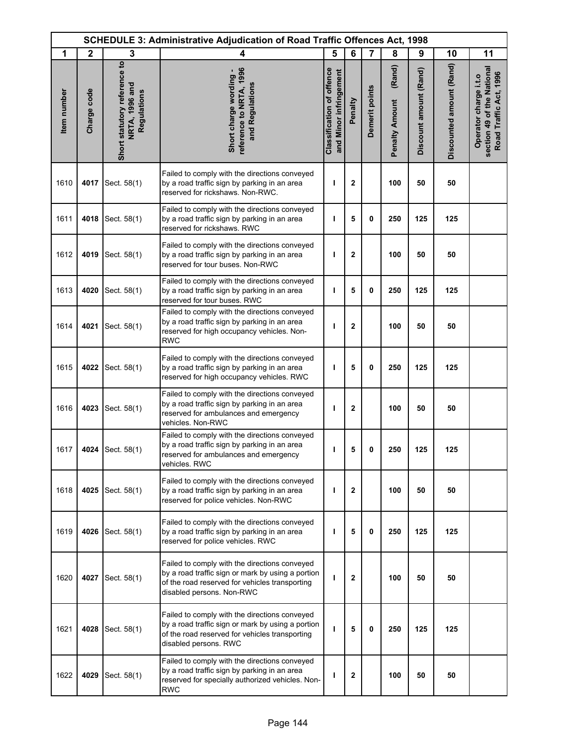| SCHEDULE 3: Administrative Adjudication of Road Traffic Offences Act, 1998 | | | | | | | | | | |
|---|---|---|---|---|---|---|---|---|---|---|
| 1 | 2 | 3 | 4 | 5 | 6 | 7 | 8 | 9 | 10 | 11 |
| Item number | Charge code | Short statutory reference to NRTA, 1996 and Regulations | Short charge wording - reference to NRTA, 1996 and Regulations | Classification of offence and Minor infringement | Penalty | Demerit points | Penalty Amount (Rand) | Discount amount (Rand) | Discounted amount (Rand) | Operator charge i.t.o section 49 of the National Road Traffic Act, 1996 |
| 1610 | **4017** | Sect. 58(1) | Failed to comply with the directions conveyed by a road traffic sign by parking in an area reserved for rickshaws. Non-RWC. | **I** | **2** | | **100** | **50** | **50** | |
| 1611 | **4018** | Sect. 58(1) | Failed to comply with the directions conveyed by a road traffic sign by parking in an area reserved for rickshaws. RWC | **I** | **5** | **0** | **250** | **125** | **125** | |
| 1612 | **4019** | Sect. 58(1) | Failed to comply with the directions conveyed by a road traffic sign by parking in an area reserved for tour buses. Non-RWC | **I** | **2** | | **100** | **50** | **50** | |
| 1613 | **4020** | Sect. 58(1) | Failed to comply with the directions conveyed by a road traffic sign by parking in an area reserved for tour buses. RWC | **I** | **5** | **0** | **250** | **125** | **125** | |
| 1614 | **4021** | Sect. 58(1) | Failed to comply with the directions conveyed by a road traffic sign by parking in an area reserved for high occupancy vehicles. Non-RWC | **I** | **2** | | **100** | **50** | **50** | |
| 1615 | **4022** | Sect. 58(1) | Failed to comply with the directions conveyed by a road traffic sign by parking in an area reserved for high occupancy vehicles. RWC | **I** | **5** | **0** | **250** | **125** | **125** | |
| 1616 | **4023** | Sect. 58(1) | Failed to comply with the directions conveyed by a road traffic sign by parking in an area reserved for ambulances and emergency vehicles. Non-RWC | **I** | **2** | | **100** | **50** | **50** | |
| 1617 | **4024** | Sect. 58(1) | Failed to comply with the directions conveyed by a road traffic sign by parking in an area reserved for ambulances and emergency vehicles. RWC | **I** | **5** | **0** | **250** | **125** | **125** | |
| 1618 | **4025** | Sect. 58(1) | Failed to comply with the directions conveyed by a road traffic sign by parking in an area reserved for police vehicles. Non-RWC | **I** | **2** | | **100** | **50** | **50** | |
| 1619 | **4026** | Sect. 58(1) | Failed to comply with the directions conveyed by a road traffic sign by parking in an area reserved for police vehicles. RWC | **I** | **5** | **0** | **250** | **125** | **125** | |
| 1620 | **4027** | Sect. 58(1) | Failed to comply with the directions conveyed by a road traffic sign or mark by using a portion of the road reserved for vehicles transporting disabled persons. Non-RWC | **I** | **2** | | **100** | **50** | **50** | |
| 1621 | **4028** | Sect. 58(1) | Failed to comply with the directions conveyed by a road traffic sign or mark by using a portion of the road reserved for vehicles transporting disabled persons. RWC | **I** | **5** | **0** | **250** | **125** | **125** | |
| 1622 | **4029** | Sect. 58(1) | Failed to comply with the directions conveyed by a road traffic sign by parking in an area reserved for specially authorized vehicles. Non-RWC | **I** | **2** | | **100** | **50** | **50** | |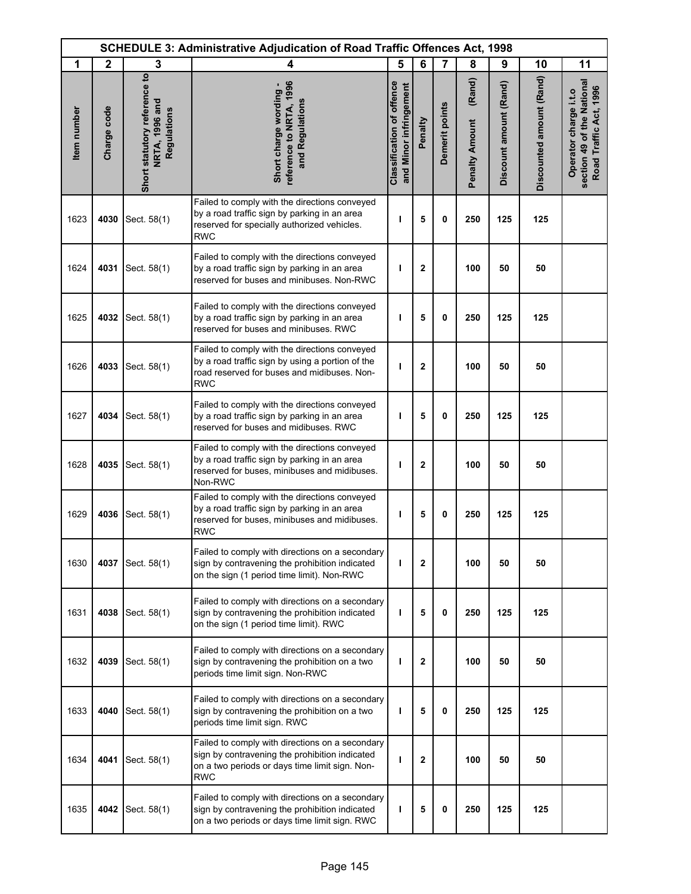| SCHEDULE 3: Administrative Adjudication of Road Traffic Offences Act, 1998 | | | | | | | | | | |
|---|---|---|---|---|---|---|---|---|---|---|
| 1 | 2 | 3 | 4 | 5 | 6 | 7 | 8 | 9 | 10 | 11 |
| Item number | Charge code | Short statutory reference to NRTA, 1996 and Regulations | Short charge wording - reference to NRTA, 1996 and Regulations | Classification of offence and Minor infringement | Penalty | Demerit points | Penalty Amount (Rand) | Discount amount (Rand) | Discounted amount (Rand) | Operator charge i.t.o section 49 of the National Road Traffic Act, 1996 |
| 1623 | **4030** | Sect. 58(1) | Failed to comply with the directions conveyed by a road traffic sign by parking in an area reserved for specially authorized vehicles. RWC | **I** | **5** | **0** | **250** | **125** | **125** | |
| 1624 | **4031** | Sect. 58(1) | Failed to comply with the directions conveyed by a road traffic sign by parking in an area reserved for buses and minibuses. Non-RWC | **I** | **2** | | **100** | **50** | **50** | |
| 1625 | **4032** | Sect. 58(1) | Failed to comply with the directions conveyed by a road traffic sign by parking in an area reserved for buses and minibuses. RWC | **I** | **5** | **0** | **250** | **125** | **125** | |
| 1626 | **4033** | Sect. 58(1) | Failed to comply with the directions conveyed by a road traffic sign by using a portion of the road reserved for buses and midibuses. Non-RWC | **I** | **2** | | **100** | **50** | **50** | |
| 1627 | **4034** | Sect. 58(1) | Failed to comply with the directions conveyed by a road traffic sign by parking in an area reserved for buses and midibuses. RWC | **I** | **5** | **0** | **250** | **125** | **125** | |
| 1628 | **4035** | Sect. 58(1) | Failed to comply with the directions conveyed by a road traffic sign by parking in an area reserved for buses, minibuses and midibuses. Non-RWC | **I** | **2** | | **100** | **50** | **50** | |
| 1629 | **4036** | Sect. 58(1) | Failed to comply with the directions conveyed by a road traffic sign by parking in an area reserved for buses, minibuses and midibuses. RWC | **I** | **5** | **0** | **250** | **125** | **125** | |
| 1630 | **4037** | Sect. 58(1) | Failed to comply with directions on a secondary sign by contravening the prohibition indicated on the sign (1 period time limit). Non-RWC | **I** | **2** | | **100** | **50** | **50** | |
| 1631 | **4038** | Sect. 58(1) | Failed to comply with directions on a secondary sign by contravening the prohibition indicated on the sign (1 period time limit). RWC | **I** | **5** | **0** | **250** | **125** | **125** | |
| 1632 | **4039** | Sect. 58(1) | Failed to comply with directions on a secondary sign by contravening the prohibition on a two periods time limit sign. Non-RWC | **I** | **2** | | **100** | **50** | **50** | |
| 1633 | **4040** | Sect. 58(1) | Failed to comply with directions on a secondary sign by contravening the prohibition on a two periods time limit sign. RWC | **I** | **5** | **0** | **250** | **125** | **125** | |
| 1634 | **4041** | Sect. 58(1) | Failed to comply with directions on a secondary sign by contravening the prohibition indicated on a two periods or days time limit sign. Non-RWC | **I** | **2** | | **100** | **50** | **50** | |
| 1635 | **4042** | Sect. 58(1) | Failed to comply with directions on a secondary sign by contravening the prohibition indicated on a two periods or days time limit sign. RWC | **I** | **5** | **0** | **250** | **125** | **125** | |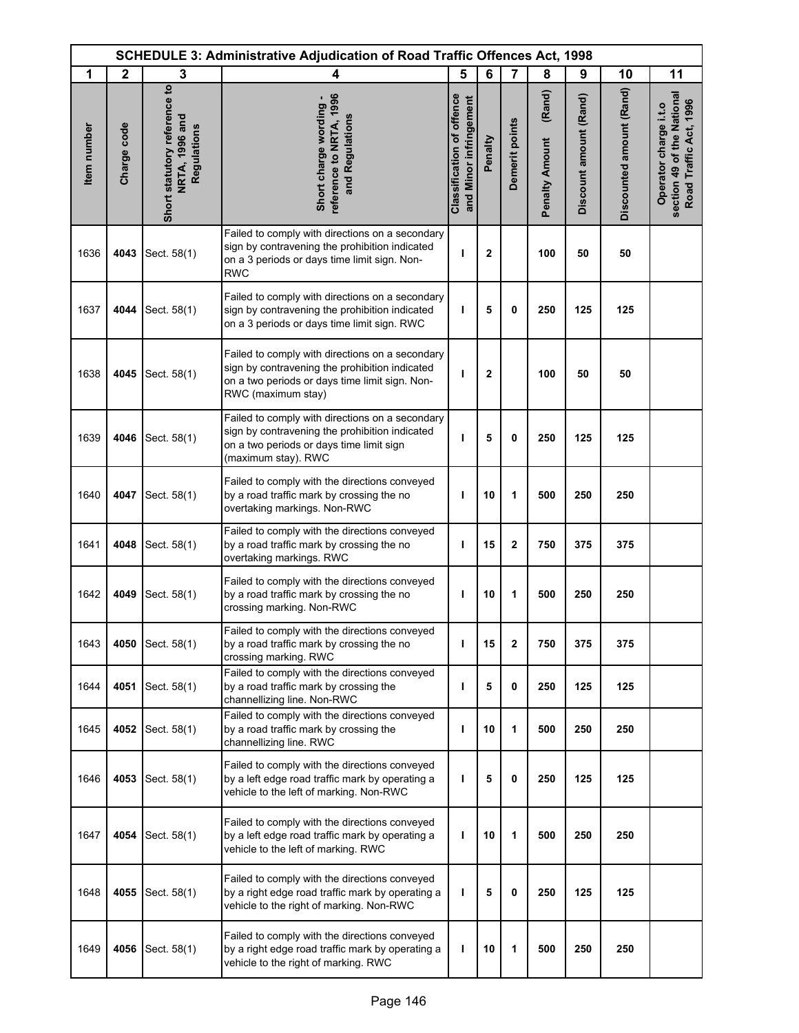| SCHEDULE 3: Administrative Adjudication of Road Traffic Offences Act, 1998 | | | | | | | | | | |
|---|---|---|---|---|---|---|---|---|---|---|
| 1 | 2 | 3 | 4 | 5 | 6 | 7 | 8 | 9 | 10 | 11 |
| Item number | Charge code | Short statutory reference to NRTA, 1996 and Regulations | Short charge wording - reference to NRTA, 1996 and Regulations | Classification of offence and Minor infringement | Penalty | Demerit points | Penalty Amount (Rand) | Discount amount (Rand) | Discounted amount (Rand) | Operator charge i.t.o section 49 of the National Road Traffic Act, 1996 |
| 1636 | **4043** | Sect. 58(1) | Failed to comply with directions on a secondary sign by contravening the prohibition indicated on a 3 periods or days time limit sign. Non-RWC | I | 2 | | 100 | 50 | 50 | |
| 1637 | **4044** | Sect. 58(1) | Failed to comply with directions on a secondary sign by contravening the prohibition indicated on a 3 periods or days time limit sign. RWC | I | 5 | 0 | 250 | 125 | 125 | |
| 1638 | **4045** | Sect. 58(1) | Failed to comply with directions on a secondary sign by contravening the prohibition indicated on a two periods or days time limit sign. Non-RWC (maximum stay) | I | 2 | | 100 | 50 | 50 | |
| 1639 | **4046** | Sect. 58(1) | Failed to comply with directions on a secondary sign by contravening the prohibition indicated on a two periods or days time limit sign (maximum stay). RWC | I | 5 | 0 | 250 | 125 | 125 | |
| 1640 | **4047** | Sect. 58(1) | Failed to comply with the directions conveyed by a road traffic mark by crossing the no overtaking markings. Non-RWC | I | 10 | 1 | 500 | 250 | 250 | |
| 1641 | **4048** | Sect. 58(1) | Failed to comply with the directions conveyed by a road traffic mark by crossing the no overtaking markings. RWC | I | 15 | 2 | 750 | 375 | 375 | |
| 1642 | **4049** | Sect. 58(1) | Failed to comply with the directions conveyed by a road traffic mark by crossing the no crossing marking. Non-RWC | I | 10 | 1 | 500 | 250 | 250 | |
| 1643 | **4050** | Sect. 58(1) | Failed to comply with the directions conveyed by a road traffic mark by crossing the no crossing marking. RWC | I | 15 | 2 | 750 | 375 | 375 | |
| 1644 | **4051** | Sect. 58(1) | Failed to comply with the directions conveyed by a road traffic mark by crossing the channellizing line. Non-RWC | I | 5 | 0 | 250 | 125 | 125 | |
| 1645 | **4052** | Sect. 58(1) | Failed to comply with the directions conveyed by a road traffic mark by crossing the channellizing line. RWC | I | 10 | 1 | 500 | 250 | 250 | |
| 1646 | **4053** | Sect. 58(1) | Failed to comply with the directions conveyed by a left edge road traffic mark by operating a vehicle to the left of marking. Non-RWC | I | 5 | 0 | 250 | 125 | 125 | |
| 1647 | **4054** | Sect. 58(1) | Failed to comply with the directions conveyed by a left edge road traffic mark by operating a vehicle to the left of marking. RWC | I | 10 | 1 | 500 | 250 | 250 | |
| 1648 | **4055** | Sect. 58(1) | Failed to comply with the directions conveyed by a right edge road traffic mark by operating a vehicle to the right of marking. Non-RWC | I | 5 | 0 | 250 | 125 | 125 | |
| 1649 | **4056** | Sect. 58(1) | Failed to comply with the directions conveyed by a right edge road traffic mark by operating a vehicle to the right of marking. RWC | I | 10 | 1 | 500 | 250 | 250 | |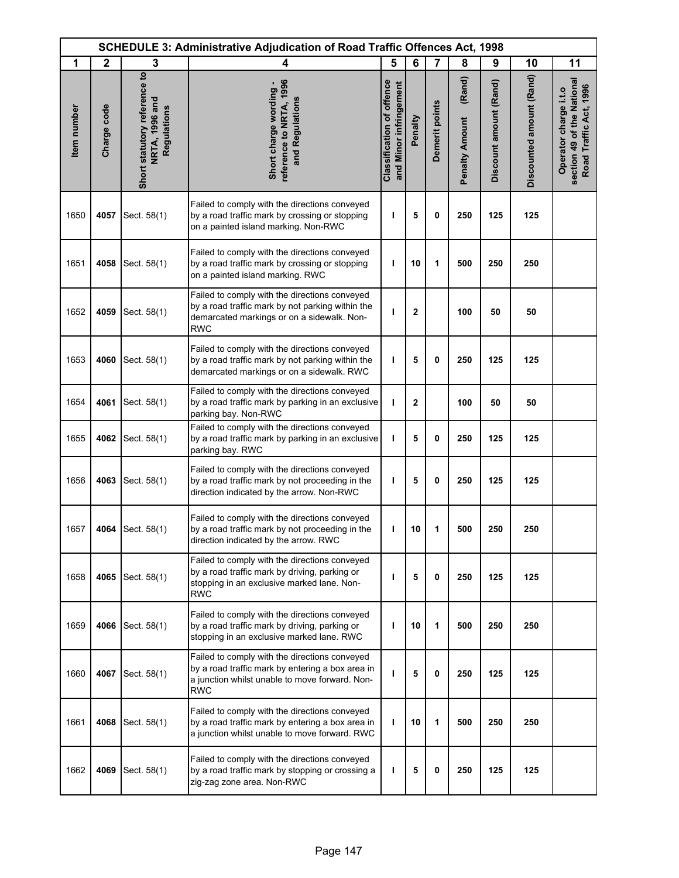| SCHEDULE 3: Administrative Adjudication of Road Traffic Offences Act, 1998 | | | | | | | | | | |
|---|---|---|---|---|---|---|---|---|---|---|
| 1 | 2 | 3 | 4 | 5 | 6 | 7 | 8 | 9 | 10 | 11 |
| Item number | Charge code | Short statutory reference to NRTA, 1996 and Regulations | Short charge wording - reference to NRTA, 1996 and Regulations | Classification of offence and Minor infringement | Penalty | Demerit points | Penalty Amount (Rand) | Discount amount (Rand) | Discounted amount (Rand) | Operator charge i.t.o section 49 of the National Road Traffic Act, 1996 |
| 1650 | **4057** | Sect. 58(1) | Failed to comply with the directions conveyed by a road traffic mark by crossing or stopping on a painted island marking. Non-RWC | **I** | **5** | **0** | **250** | **125** | **125** | |
| 1651 | **4058** | Sect. 58(1) | Failed to comply with the directions conveyed by a road traffic mark by crossing or stopping on a painted island marking. RWC | **I** | **10** | **1** | **500** | **250** | **250** | |
| 1652 | **4059** | Sect. 58(1) | Failed to comply with the directions conveyed by a road traffic mark by not parking within the demarcated markings or on a sidewalk. Non-RWC | **I** | **2** | | **100** | **50** | **50** | |
| 1653 | **4060** | Sect. 58(1) | Failed to comply with the directions conveyed by a road traffic mark by not parking within the demarcated markings or on a sidewalk. RWC | **I** | **5** | **0** | **250** | **125** | **125** | |
| 1654 | **4061** | Sect. 58(1) | Failed to comply with the directions conveyed by a road traffic mark by parking in an exclusive parking bay. Non-RWC | **I** | **2** | | **100** | **50** | **50** | |
| 1655 | **4062** | Sect. 58(1) | Failed to comply with the directions conveyed by a road traffic mark by parking in an exclusive parking bay. RWC | **I** | **5** | **0** | **250** | **125** | **125** | |
| 1656 | **4063** | Sect. 58(1) | Failed to comply with the directions conveyed by a road traffic mark by not proceeding in the direction indicated by the arrow. Non-RWC | **I** | **5** | **0** | **250** | **125** | **125** | |
| 1657 | **4064** | Sect. 58(1) | Failed to comply with the directions conveyed by a road traffic mark by not proceeding in the direction indicated by the arrow. RWC | **I** | **10** | **1** | **500** | **250** | **250** | |
| 1658 | **4065** | Sect. 58(1) | Failed to comply with the directions conveyed by a road traffic mark by driving, parking or stopping in an exclusive marked lane. Non-RWC | **I** | **5** | **0** | **250** | **125** | **125** | |
| 1659 | **4066** | Sect. 58(1) | Failed to comply with the directions conveyed by a road traffic mark by driving, parking or stopping in an exclusive marked lane. RWC | **I** | **10** | **1** | **500** | **250** | **250** | |
| 1660 | **4067** | Sect. 58(1) | Failed to comply with the directions conveyed by a road traffic mark by entering a box area in a junction whilst unable to move forward. Non-RWC | **I** | **5** | **0** | **250** | **125** | **125** | |
| 1661 | **4068** | Sect. 58(1) | Failed to comply with the directions conveyed by a road traffic mark by entering a box area in a junction whilst unable to move forward. RWC | **I** | **10** | **1** | **500** | **250** | **250** | |
| 1662 | **4069** | Sect. 58(1) | Failed to comply with the directions conveyed by a road traffic mark by stopping or crossing a zig-zag zone area. Non-RWC | **I** | **5** | **0** | **250** | **125** | **125** | |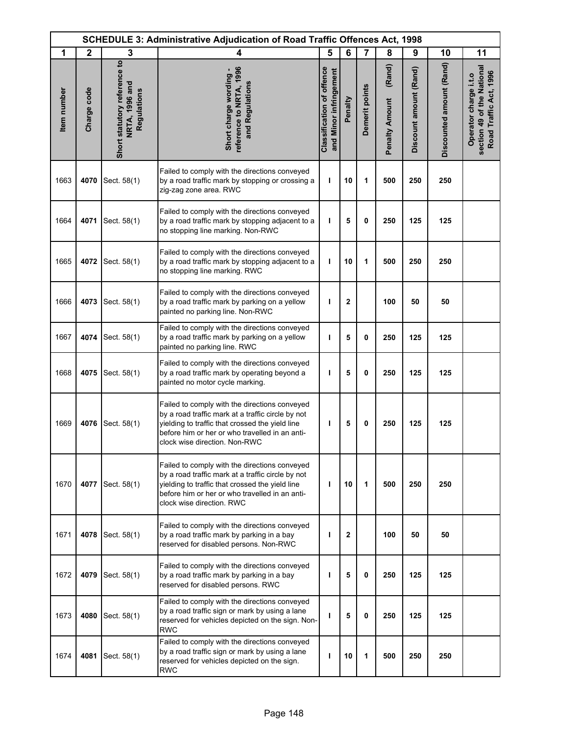| SCHEDULE 3: Administrative Adjudication of Road Traffic Offences Act, 1998 | | | | | | | | | | |
|---|---|---|---|---|---|---|---|---|---|---|
| 1 | 2 | 3 | 4 | 5 | 6 | 7 | 8 | 9 | 10 | 11 |
| Item number | Charge code | Short statutory reference to NRTA, 1996 and Regulations | Short charge wording - reference to NRTA, 1996 and Regulations | Classification of offence and Minor infringement | Penalty | Demerit points | Penalty Amount (Rand) | Discount amount (Rand) | Discounted amount (Rand) | Operator charge i.t.o section 49 of the National Road Traffic Act, 1996 |
| 1663 | **4070** | Sect. 58(1) | Failed to comply with the directions conveyed by a road traffic mark by stopping or crossing a zig-zag zone area. RWC | **I** | **10** | **1** | **500** | **250** | **250** | |
| 1664 | **4071** | Sect. 58(1) | Failed to comply with the directions conveyed by a road traffic mark by stopping adjacent to a no stopping line marking. Non-RWC | **I** | **5** | **0** | **250** | **125** | **125** | |
| 1665 | **4072** | Sect. 58(1) | Failed to comply with the directions conveyed by a road traffic mark by stopping adjacent to a no stopping line marking. RWC | **I** | **10** | **1** | **500** | **250** | **250** | |
| 1666 | **4073** | Sect. 58(1) | Failed to comply with the directions conveyed by a road traffic mark by parking on a yellow painted no parking line. Non-RWC | **I** | **2** | | **100** | **50** | **50** | |
| 1667 | **4074** | Sect. 58(1) | Failed to comply with the directions conveyed by a road traffic mark by parking on a yellow painted no parking line. RWC | **I** | **5** | **0** | **250** | **125** | **125** | |
| 1668 | **4075** | Sect. 58(1) | Failed to comply with the directions conveyed by a road traffic mark by operating beyond a painted no motor cycle marking. | **I** | **5** | **0** | **250** | **125** | **125** | |
| 1669 | **4076** | Sect. 58(1) | Failed to comply with the directions conveyed by a road traffic mark at a traffic circle by not yielding to traffic that crossed the yield line before him or her or who travelled in an anti-clock wise direction. Non-RWC | **I** | **5** | **0** | **250** | **125** | **125** | |
| 1670 | **4077** | Sect. 58(1) | Failed to comply with the directions conveyed by a road traffic mark at a traffic circle by not yielding to traffic that crossed the yield line before him or her or who travelled in an anti-clock wise direction. RWC | **I** | **10** | **1** | **500** | **250** | **250** | |
| 1671 | **4078** | Sect. 58(1) | Failed to comply with the directions conveyed by a road traffic mark by parking in a bay reserved for disabled persons. Non-RWC | **I** | **2** | | **100** | **50** | **50** | |
| 1672 | **4079** | Sect. 58(1) | Failed to comply with the directions conveyed by a road traffic mark by parking in a bay reserved for disabled persons. RWC | **I** | **5** | **0** | **250** | **125** | **125** | |
| 1673 | **4080** | Sect. 58(1) | Failed to comply with the directions conveyed by a road traffic sign or mark by using a lane reserved for vehicles depicted on the sign. Non-RWC | **I** | **5** | **0** | **250** | **125** | **125** | |
| 1674 | **4081** | Sect. 58(1) | Failed to comply with the directions conveyed by a road traffic sign or mark by using a lane reserved for vehicles depicted on the sign. RWC | **I** | **10** | **1** | **500** | **250** | **250** | |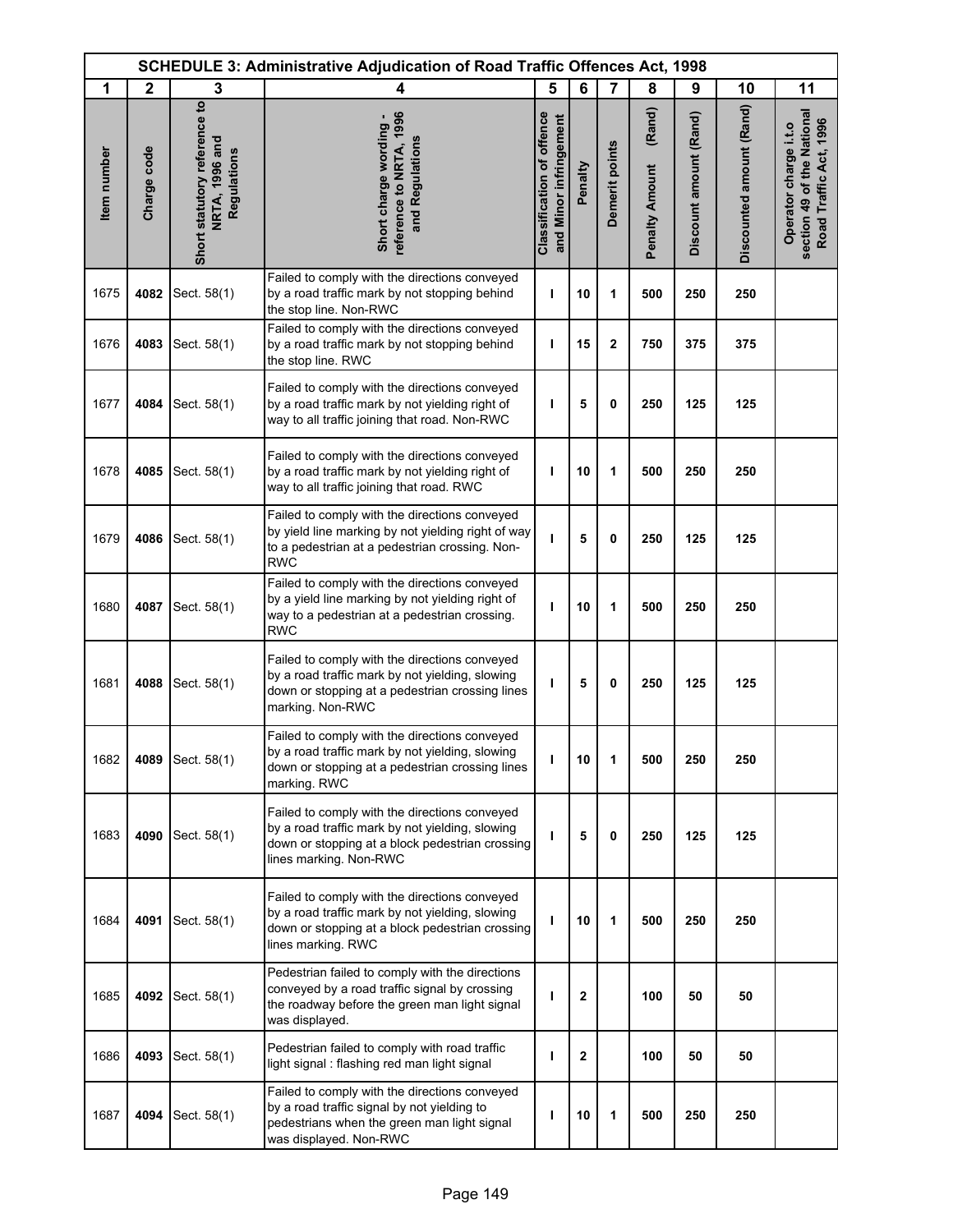| SCHEDULE 3: Administrative Adjudication of Road Traffic Offences Act, 1998 | | | | | | | | | | |
|---|---|---|---|---|---|---|---|---|---|---|
| 1 | 2 | 3 | 4 | 5 | 6 | 7 | 8 | 9 | 10 | 11 |
| Item number | Charge code | Short statutory reference to NRTA, 1996 and Regulations | Short charge wording - reference to NRTA, 1996 and Regulations | Classification of offence and Minor infringement | Penalty | Demerit points | Penalty Amount (Rand) | Discount amount (Rand) | Discounted amount (Rand) | Operator charge i.t.o section 49 of the National Road Traffic Act, 1996 |
| 1675 | **4082** | Sect. 58(1) | Failed to comply with the directions conveyed by a road traffic mark by not stopping behind the stop line. Non-RWC | I | **10** | **1** | **500** | **250** | **250** | |
| 1676 | **4083** | Sect. 58(1) | Failed to comply with the directions conveyed by a road traffic mark by not stopping behind the stop line. RWC | I | **15** | **2** | **750** | **375** | **375** | |
| 1677 | **4084** | Sect. 58(1) | Failed to comply with the directions conveyed by a road traffic mark by not yielding right of way to all traffic joining that road. Non-RWC | I | **5** | **0** | **250** | **125** | **125** | |
| 1678 | **4085** | Sect. 58(1) | Failed to comply with the directions conveyed by a road traffic mark by not yielding right of way to all traffic joining that road. RWC | I | **10** | **1** | **500** | **250** | **250** | |
| 1679 | **4086** | Sect. 58(1) | Failed to comply with the directions conveyed by yield line marking by not yielding right of way to a pedestrian at a pedestrian crossing. Non-RWC | I | **5** | **0** | **250** | **125** | **125** | |
| 1680 | **4087** | Sect. 58(1) | Failed to comply with the directions conveyed by a yield line marking by not yielding right of way to a pedestrian at a pedestrian crossing. RWC | I | **10** | **1** | **500** | **250** | **250** | |
| 1681 | **4088** | Sect. 58(1) | Failed to comply with the directions conveyed by a road traffic mark by not yielding, slowing down or stopping at a pedestrian crossing lines marking. Non-RWC | I | **5** | **0** | **250** | **125** | **125** | |
| 1682 | **4089** | Sect. 58(1) | Failed to comply with the directions conveyed by a road traffic mark by not yielding, slowing down or stopping at a pedestrian crossing lines marking. RWC | I | **10** | **1** | **500** | **250** | **250** | |
| 1683 | **4090** | Sect. 58(1) | Failed to comply with the directions conveyed by a road traffic mark by not yielding, slowing down or stopping at a block pedestrian crossing lines marking. Non-RWC | I | **5** | **0** | **250** | **125** | **125** | |
| 1684 | **4091** | Sect. 58(1) | Failed to comply with the directions conveyed by a road traffic mark by not yielding, slowing down or stopping at a block pedestrian crossing lines marking. RWC | I | **10** | **1** | **500** | **250** | **250** | |
| 1685 | **4092** | Sect. 58(1) | Pedestrian failed to comply with the directions conveyed by a road traffic signal by crossing the roadway before the green man light signal was displayed. | I | **2** | | **100** | **50** | **50** | |
| 1686 | **4093** | Sect. 58(1) | Pedestrian failed to comply with road traffic light signal : flashing red man light signal | I | **2** | | **100** | **50** | **50** | |
| 1687 | **4094** | Sect. 58(1) | Failed to comply with the directions conveyed by a road traffic signal by not yielding to pedestrians when the green man light signal was displayed. Non-RWC | I | **10** | **1** | **500** | **250** | **250** | |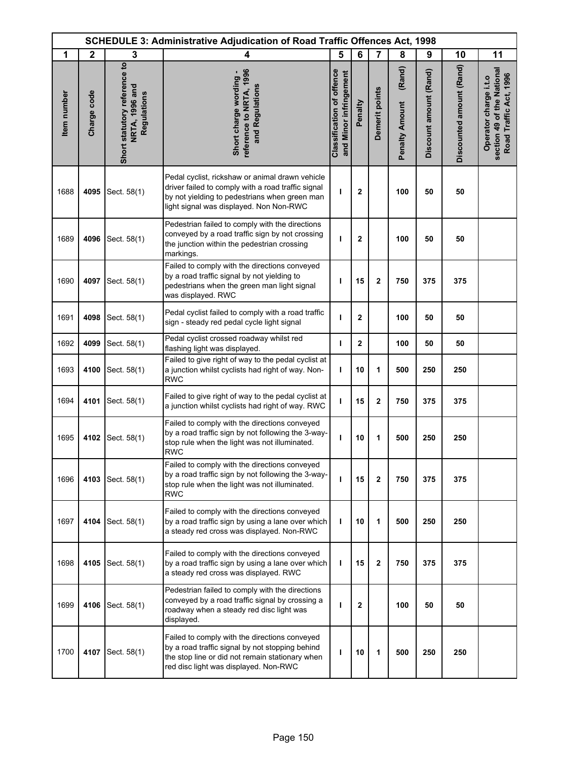| SCHEDULE 3: Administrative Adjudication of Road Traffic Offences Act, 1998 | | | | | | | | | | |
|---|---|---|---|---|---|---|---|---|---|---|
| 1 | 2 | 3 | 4 | 5 | 6 | 7 | 8 | 9 | 10 | 11 |
| Item number | Charge code | Short statutory reference to NRTA, 1996 and Regulations | Short charge wording - reference to NRTA, 1996 and Regulations | Classification of offence and Minor infringement | Penalty | Demerit points | Penalty Amount (Rand) | Discount amount (Rand) | Discounted amount (Rand) | Operator charge i.t.o section 49 of the National Road Traffic Act, 1996 |
| 1688 | **4095** | Sect. 58(1) | Pedal cyclist, rickshaw or animal drawn vehicle driver failed to comply with a road traffic signal by not yielding to pedestrians when green man light signal was displayed. Non Non-RWC | I | 2 | | 100 | 50 | 50 | |
| 1689 | **4096** | Sect. 58(1) | Pedestrian failed to comply with the directions conveyed by a road traffic sign by not crossing the junction within the pedestrian crossing markings. | I | 2 | | 100 | 50 | 50 | |
| 1690 | **4097** | Sect. 58(1) | Failed to comply with the directions conveyed by a road traffic signal by not yielding to pedestrians when the green man light signal was displayed. RWC | I | 15 | 2 | 750 | 375 | 375 | |
| 1691 | **4098** | Sect. 58(1) | Pedal cyclist failed to comply with a road traffic sign - steady red pedal cycle light signal | I | 2 | | 100 | 50 | 50 | |
| 1692 | **4099** | Sect. 58(1) | Pedal cyclist crossed roadway whilst red flashing light was displayed. | I | 2 | | 100 | 50 | 50 | |
| 1693 | **4100** | Sect. 58(1) | Failed to give right of way to the pedal cyclist at a junction whilst cyclists had right of way. Non-RWC | I | 10 | 1 | 500 | 250 | 250 | |
| 1694 | **4101** | Sect. 58(1) | Failed to give right of way to the pedal cyclist at a junction whilst cyclists had right of way. RWC | I | 15 | 2 | 750 | 375 | 375 | |
| 1695 | **4102** | Sect. 58(1) | Failed to comply with the directions conveyed by a road traffic sign by not following the 3-way-stop rule when the light was not illuminated. RWC | I | 10 | 1 | 500 | 250 | 250 | |
| 1696 | **4103** | Sect. 58(1) | Failed to comply with the directions conveyed by a road traffic sign by not following the 3-way-stop rule when the light was not illuminated. RWC | I | 15 | 2 | 750 | 375 | 375 | |
| 1697 | **4104** | Sect. 58(1) | Failed to comply with the directions conveyed by a road traffic sign by using a lane over which a steady red cross was displayed. Non-RWC | I | 10 | 1 | 500 | 250 | 250 | |
| 1698 | **4105** | Sect. 58(1) | Failed to comply with the directions conveyed by a road traffic sign by using a lane over which a steady red cross was displayed. RWC | I | 15 | 2 | 750 | 375 | 375 | |
| 1699 | **4106** | Sect. 58(1) | Pedestrian failed to comply with the directions conveyed by a road traffic signal by crossing a roadway when a steady red disc light was displayed. | I | 2 | | 100 | 50 | 50 | |
| 1700 | **4107** | Sect. 58(1) | Failed to comply with the directions conveyed by a road traffic signal by not stopping behind the stop line or did not remain stationary when red disc light was displayed. Non-RWC | I | 10 | 1 | 500 | 250 | 250 | |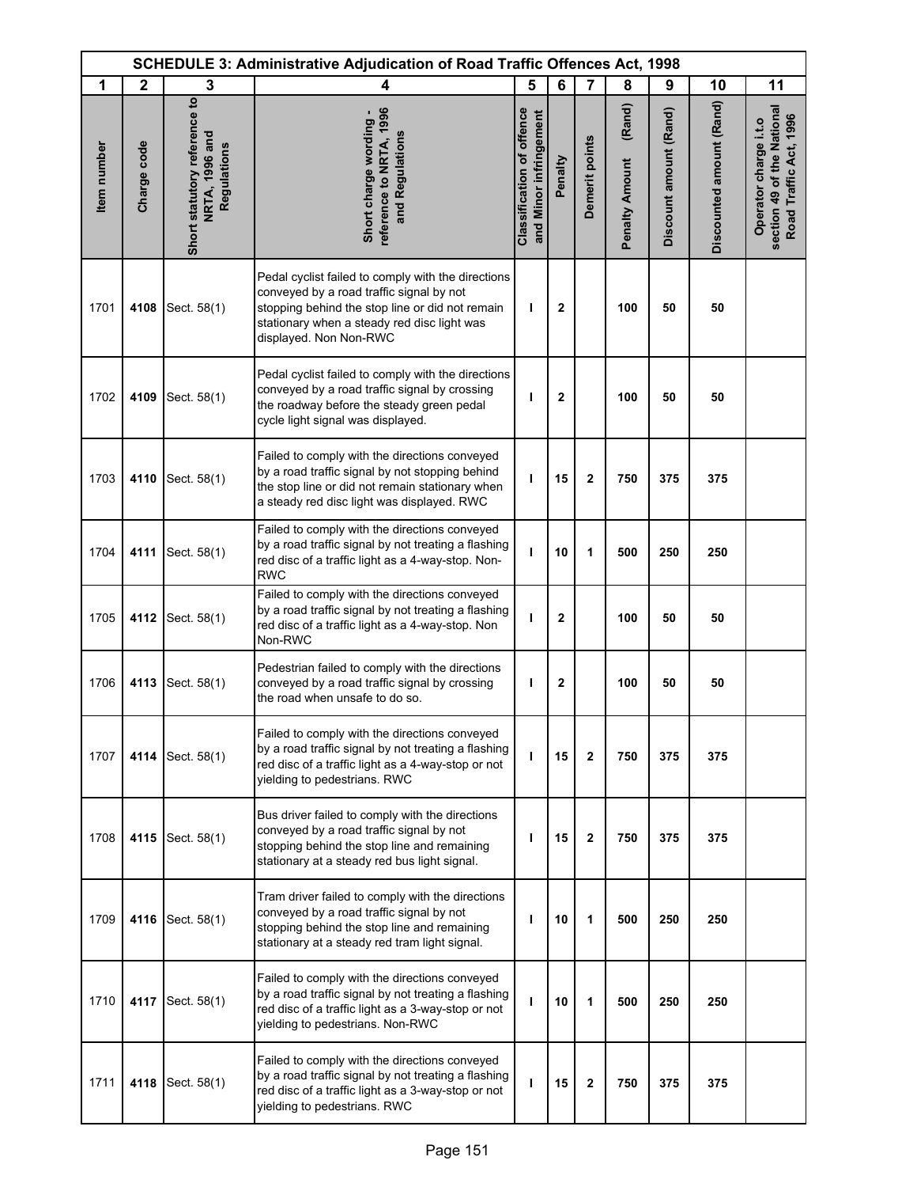| SCHEDULE 3: Administrative Adjudication of Road Traffic Offences Act, 1998 | | | | | | | | | | |
|---|---|---|---|---|---|---|---|---|---|---|
| 1 | 2 | 3 | 4 | 5 | 6 | 7 | 8 | 9 | 10 | 11 |
| Item number | Charge code | Short statutory reference to NRTA, 1996 and Regulations | Short charge wording - reference to NRTA, 1996 and Regulations | Classification of offence and Minor infringement | Penalty | Demerit points | Penalty Amount (Rand) | Discount amount (Rand) | Discounted amount (Rand) | Operator charge i.t.o section 49 of the National Road Traffic Act, 1996 |
| 1701 | **4108** | Sect. 58(1) | Pedal cyclist failed to comply with the directions conveyed by a road traffic signal by not stopping behind the stop line or did not remain stationary when a steady red disc light was displayed. Non Non-RWC | I | **2** | | **100** | **50** | **50** | |
| 1702 | **4109** | Sect. 58(1) | Pedal cyclist failed to comply with the directions conveyed by a road traffic signal by crossing the roadway before the steady green pedal cycle light signal was displayed. | I | **2** | | **100** | **50** | **50** | |
| 1703 | **4110** | Sect. 58(1) | Failed to comply with the directions conveyed by a road traffic signal by not stopping behind the stop line or did not remain stationary when a steady red disc light was displayed. RWC | I | **15** | **2** | **750** | **375** | **375** | |
| 1704 | **4111** | Sect. 58(1) | Failed to comply with the directions conveyed by a road traffic signal by not treating a flashing red disc of a traffic light as a 4-way-stop. Non-RWC | I | **10** | **1** | **500** | **250** | **250** | |
| 1705 | **4112** | Sect. 58(1) | Failed to comply with the directions conveyed by a road traffic signal by not treating a flashing red disc of a traffic light as a 4-way-stop. Non Non-RWC | I | **2** | | **100** | **50** | **50** | |
| 1706 | **4113** | Sect. 58(1) | Pedestrian failed to comply with the directions conveyed by a road traffic signal by crossing the road when unsafe to do so. | I | **2** | | **100** | **50** | **50** | |
| 1707 | **4114** | Sect. 58(1) | Failed to comply with the directions conveyed by a road traffic signal by not treating a flashing red disc of a traffic light as a 4-way-stop or not yielding to pedestrians. RWC | I | **15** | **2** | **750** | **375** | **375** | |
| 1708 | **4115** | Sect. 58(1) | Bus driver failed to comply with the directions conveyed by a road traffic signal by not stopping behind the stop line and remaining stationary at a steady red bus light signal. | I | **15** | **2** | **750** | **375** | **375** | |
| 1709 | **4116** | Sect. 58(1) | Tram driver failed to comply with the directions conveyed by a road traffic signal by not stopping behind the stop line and remaining stationary at a steady red tram light signal. | I | **10** | **1** | **500** | **250** | **250** | |
| 1710 | **4117** | Sect. 58(1) | Failed to comply with the directions conveyed by a road traffic signal by not treating a flashing red disc of a traffic light as a 3-way-stop or not yielding to pedestrians. Non-RWC | I | **10** | **1** | **500** | **250** | **250** | |
| 1711 | **4118** | Sect. 58(1) | Failed to comply with the directions conveyed by a road traffic signal by not treating a flashing red disc of a traffic light as a 3-way-stop or not yielding to pedestrians. RWC | I | **15** | **2** | **750** | **375** | **375** | |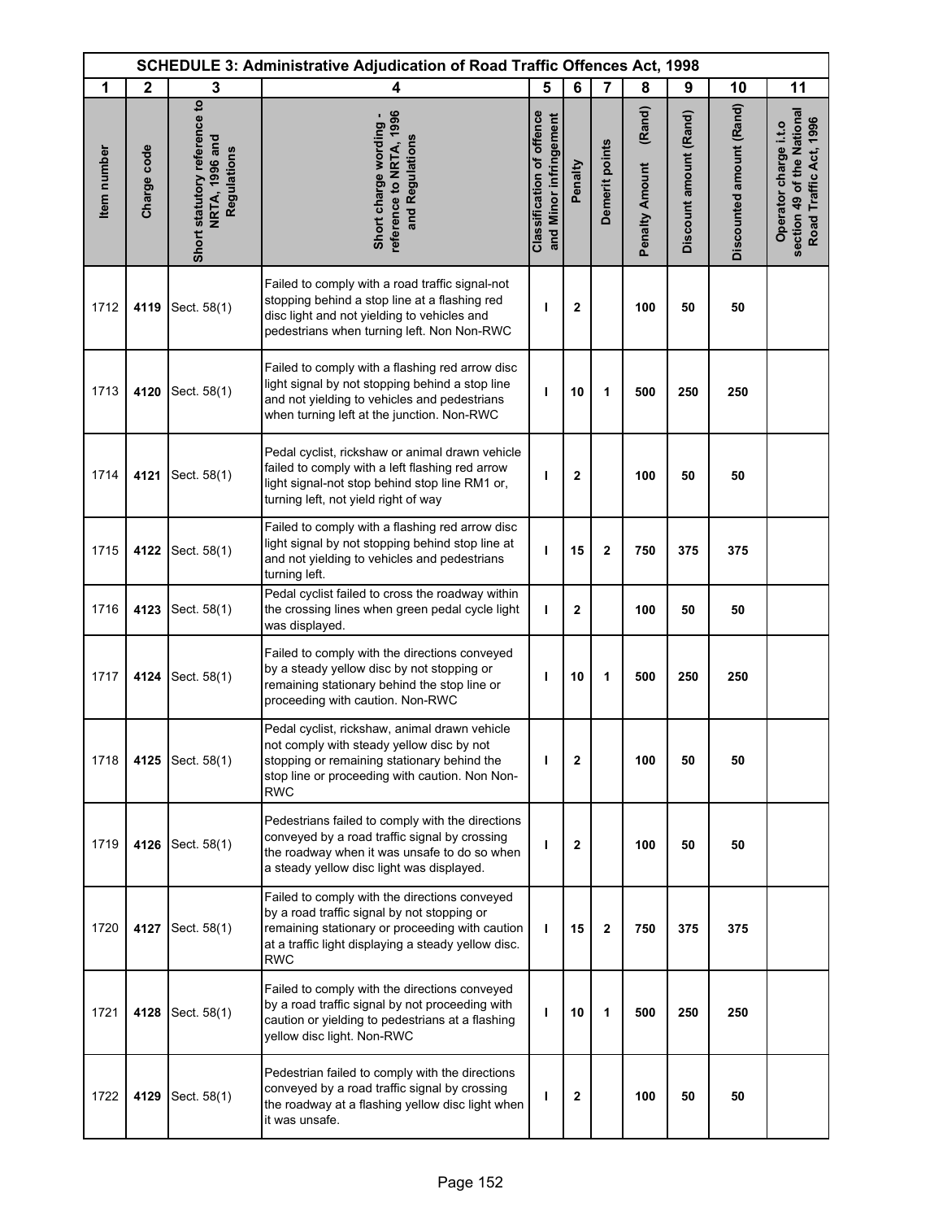| SCHEDULE 3: Administrative Adjudication of Road Traffic Offences Act, 1998 | | | | | | | | | | |
|---|---|---|---|---|---|---|---|---|---|---|
| 1 | 2 | 3 | 4 | 5 | 6 | 7 | 8 | 9 | 10 | 11 |
| Item number | Charge code | Short statutory reference to NRTA, 1996 and Regulations | Short charge wording - reference to NRTA, 1996 and Regulations | Classification of offence and Minor infringement | Penalty | Demerit points | Penalty Amount (Rand) | Discount amount (Rand) | Discounted amount (Rand) | Operator charge i.t.o section 49 of the National Road Traffic Act, 1996 |
| 1712 | 4119 | Sect. 58(1) | Failed to comply with a road traffic signal-not stopping behind a stop line at a flashing red disc light and not yielding to vehicles and pedestrians when turning left. Non Non-RWC | I | 2 | | 100 | 50 | 50 | |
| 1713 | 4120 | Sect. 58(1) | Failed to comply with a flashing red arrow disc light signal by not stopping behind a stop line and not yielding to vehicles and pedestrians when turning left at the junction. Non-RWC | I | 10 | 1 | 500 | 250 | 250 | |
| 1714 | 4121 | Sect. 58(1) | Pedal cyclist, rickshaw or animal drawn vehicle failed to comply with a left flashing red arrow light signal-not stop behind stop line RM1 or, turning left, not yield right of way | I | 2 | | 100 | 50 | 50 | |
| 1715 | 4122 | Sect. 58(1) | Failed to comply with a flashing red arrow disc light signal by not stopping behind stop line at and not yielding to vehicles and pedestrians turning left. | I | 15 | 2 | 750 | 375 | 375 | |
| 1716 | 4123 | Sect. 58(1) | Pedal cyclist failed to cross the roadway within the crossing lines when green pedal cycle light was displayed. | I | 2 | | 100 | 50 | 50 | |
| 1717 | 4124 | Sect. 58(1) | Failed to comply with the directions conveyed by a steady yellow disc by not stopping or remaining stationary behind the stop line or proceeding with caution. Non-RWC | I | 10 | 1 | 500 | 250 | 250 | |
| 1718 | 4125 | Sect. 58(1) | Pedal cyclist, rickshaw, animal drawn vehicle not comply with steady yellow disc by not stopping or remaining stationary behind the stop line or proceeding with caution. Non Non-RWC | I | 2 | | 100 | 50 | 50 | |
| 1719 | 4126 | Sect. 58(1) | Pedestrians failed to comply with the directions conveyed by a road traffic signal by crossing the roadway when it was unsafe to do so when a steady yellow disc light was displayed. | I | 2 | | 100 | 50 | 50 | |
| 1720 | 4127 | Sect. 58(1) | Failed to comply with the directions conveyed by a road traffic signal by not stopping or remaining stationary or proceeding with caution at a traffic light displaying a steady yellow disc. RWC | I | 15 | 2 | 750 | 375 | 375 | |
| 1721 | 4128 | Sect. 58(1) | Failed to comply with the directions conveyed by a road traffic signal by not proceeding with caution or yielding to pedestrians at a flashing yellow disc light. Non-RWC | I | 10 | 1 | 500 | 250 | 250 | |
| 1722 | 4129 | Sect. 58(1) | Pedestrian failed to comply with the directions conveyed by a road traffic signal by crossing the roadway at a flashing yellow disc light when it was unsafe. | I | 2 | | 100 | 50 | 50 | |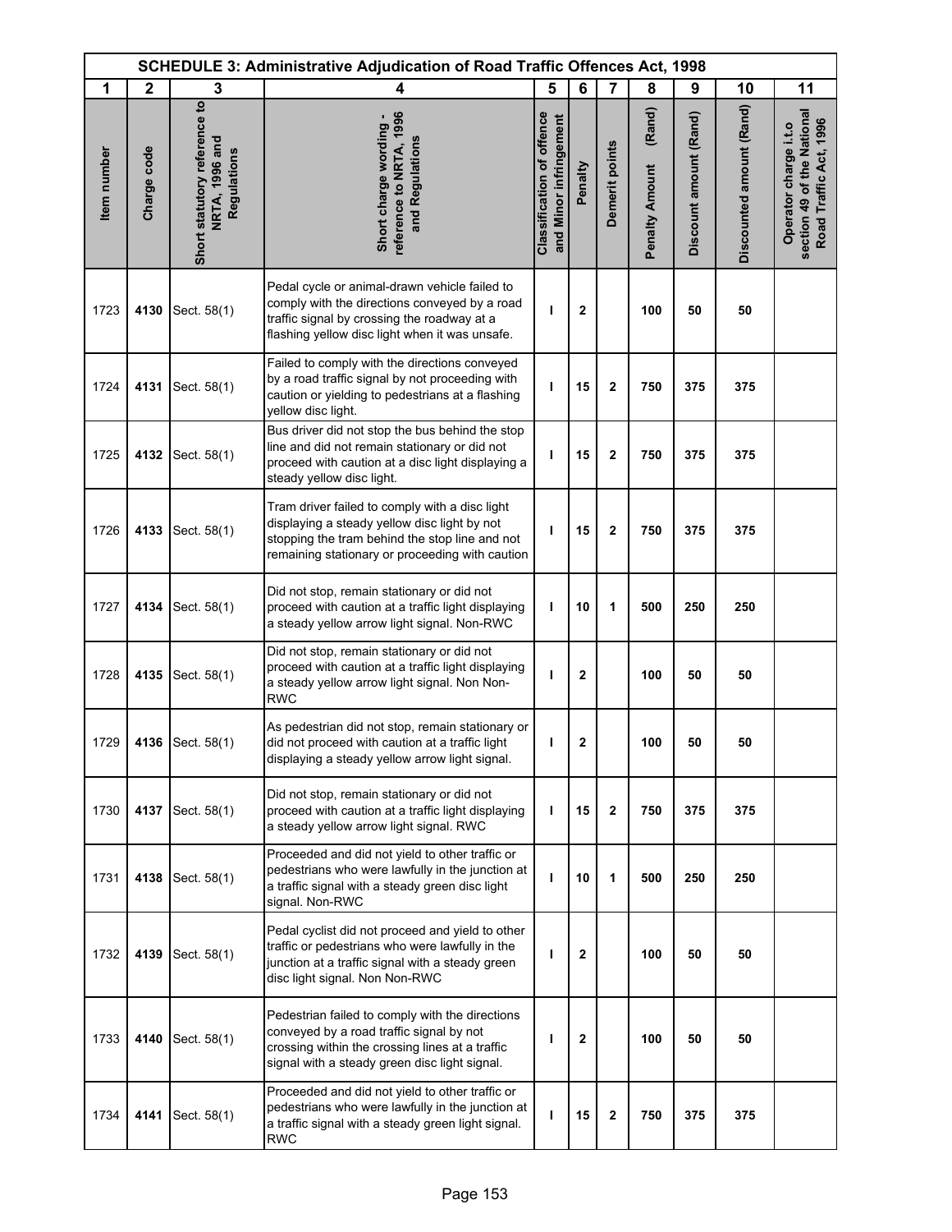| SCHEDULE 3: Administrative Adjudication of Road Traffic Offences Act, 1998 | | | | | | | | | | |
|---|---|---|---|---|---|---|---|---|---|---|
| 1 | 2 | 3 | 4 | 5 | 6 | 7 | 8 | 9 | 10 | 11 |
| Item number | Charge code | Short statutory reference to NRTA, 1996 and Regulations | Short charge wording - reference to NRTA, 1996 and Regulations | Classification of offence and Minor infringement | Penalty | Demerit points | Penalty Amount (Rand) | Discount amount (Rand) | Discounted amount (Rand) | Operator charge i.t.o section 49 of the National Road Traffic Act, 1996 |
| 1723 | **4130** | Sect. 58(1) | Pedal cycle or animal-drawn vehicle failed to comply with the directions conveyed by a road traffic signal by crossing the roadway at a flashing yellow disc light when it was unsafe. | I | 2 | | 100 | 50 | 50 | |
| 1724 | **4131** | Sect. 58(1) | Failed to comply with the directions conveyed by a road traffic signal by not proceeding with caution or yielding to pedestrians at a flashing yellow disc light. | I | 15 | 2 | 750 | 375 | 375 | |
| 1725 | **4132** | Sect. 58(1) | Bus driver did not stop the bus behind the stop line and did not remain stationary or did not proceed with caution at a disc light displaying a steady yellow disc light. | I | 15 | 2 | 750 | 375 | 375 | |
| 1726 | **4133** | Sect. 58(1) | Tram driver failed to comply with a disc light displaying a steady yellow disc light by not stopping the tram behind the stop line and not remaining stationary or proceeding with caution | I | 15 | 2 | 750 | 375 | 375 | |
| 1727 | **4134** | Sect. 58(1) | Did not stop, remain stationary or did not proceed with caution at a traffic light displaying a steady yellow arrow light signal. Non-RWC | I | 10 | 1 | 500 | 250 | 250 | |
| 1728 | **4135** | Sect. 58(1) | Did not stop, remain stationary or did not proceed with caution at a traffic light displaying a steady yellow arrow light signal. Non Non-RWC | I | 2 | | 100 | 50 | 50 | |
| 1729 | **4136** | Sect. 58(1) | As pedestrian did not stop, remain stationary or did not proceed with caution at a traffic light displaying a steady yellow arrow light signal. | I | 2 | | 100 | 50 | 50 | |
| 1730 | **4137** | Sect. 58(1) | Did not stop, remain stationary or did not proceed with caution at a traffic light displaying a steady yellow arrow light signal. RWC | I | 15 | 2 | 750 | 375 | 375 | |
| 1731 | **4138** | Sect. 58(1) | Proceeded and did not yield to other traffic or pedestrians who were lawfully in the junction at a traffic signal with a steady green disc light signal. Non-RWC | I | 10 | 1 | 500 | 250 | 250 | |
| 1732 | **4139** | Sect. 58(1) | Pedal cyclist did not proceed and yield to other traffic or pedestrians who were lawfully in the junction at a traffic signal with a steady green disc light signal. Non Non-RWC | I | 2 | | 100 | 50 | 50 | |
| 1733 | **4140** | Sect. 58(1) | Pedestrian failed to comply with the directions conveyed by a road traffic signal by not crossing within the crossing lines at a traffic signal with a steady green disc light signal. | I | 2 | | 100 | 50 | 50 | |
| 1734 | **4141** | Sect. 58(1) | Proceeded and did not yield to other traffic or pedestrians who were lawfully in the junction at a traffic signal with a steady green light signal. RWC | I | 15 | 2 | 750 | 375 | 375 | |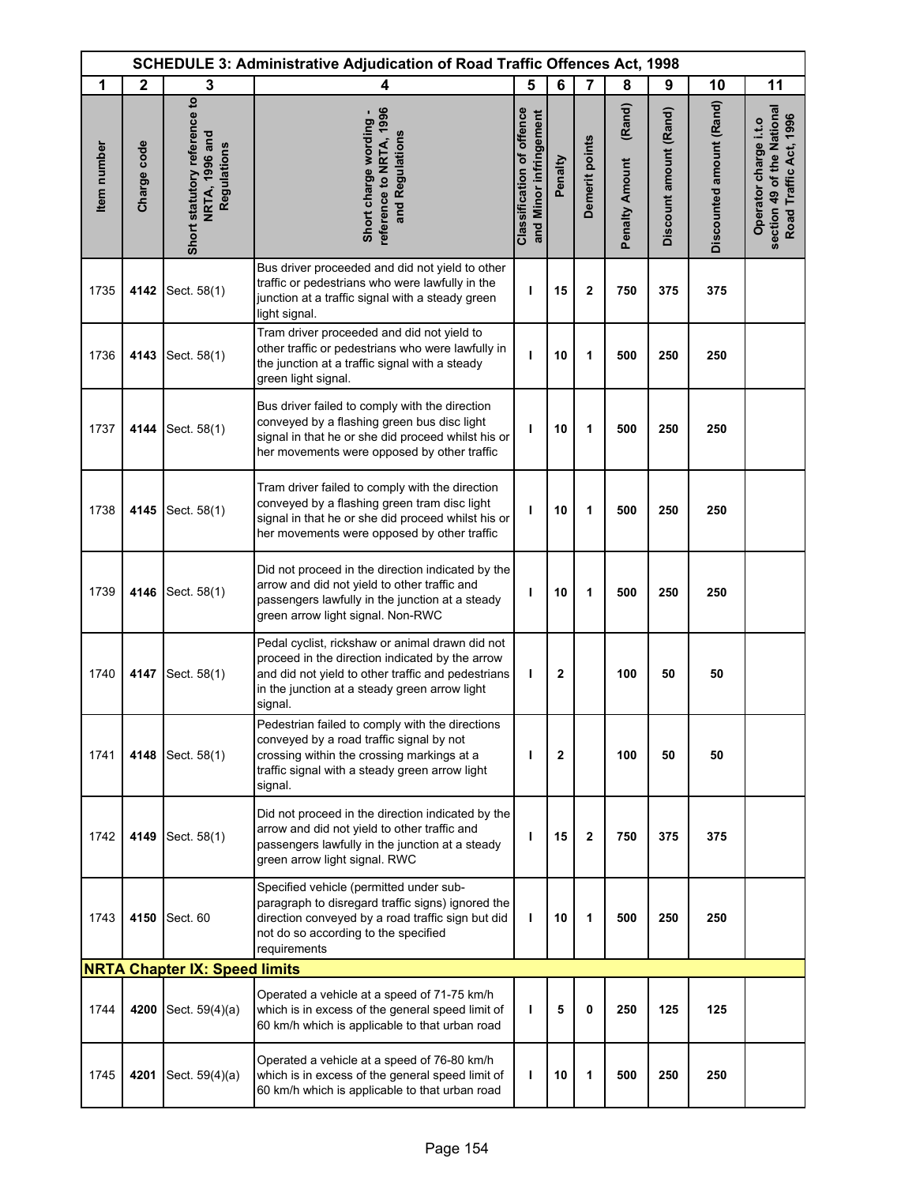| SCHEDULE 3: Administrative Adjudication of Road Traffic Offences Act, 1998 | | | | | | | | | | |
|---|---|---|---|---|---|---|---|---|---|---|
| 1 | 2 | 3 | 4 | 5 | 6 | 7 | 8 | 9 | 10 | 11 |
| Item number | Charge code | Short statutory reference to NRTA, 1996 and Regulations | Short charge wording - reference to NRTA, 1996 and Regulations | Classification of offence and Minor infringement | Penalty | Demerit points | Penalty Amount (Rand) | Discount amount (Rand) | Discounted amount (Rand) | Operator charge i.t.o section 49 of the National Road Traffic Act, 1996 |
| 1735 | **4142** | Sect. 58(1) | Bus driver proceeded and did not yield to other traffic or pedestrians who were lawfully in the junction at a traffic signal with a steady green light signal. | I | 15 | 2 | 750 | 375 | 375 | |
| 1736 | **4143** | Sect. 58(1) | Tram driver proceeded and did not yield to other traffic or pedestrians who were lawfully in the junction at a traffic signal with a steady green light signal. | I | 10 | 1 | 500 | 250 | 250 | |
| 1737 | **4144** | Sect. 58(1) | Bus driver failed to comply with the direction conveyed by a flashing green bus disc light signal in that he or she did proceed whilst his or her movements were opposed by other traffic | I | 10 | 1 | 500 | 250 | 250 | |
| 1738 | **4145** | Sect. 58(1) | Tram driver failed to comply with the direction conveyed by a flashing green tram disc light signal in that he or she did proceed whilst his or her movements were opposed by other traffic | I | 10 | 1 | 500 | 250 | 250 | |
| 1739 | **4146** | Sect. 58(1) | Did not proceed in the direction indicated by the arrow and did not yield to other traffic and passengers lawfully in the junction at a steady green arrow light signal. Non-RWC | I | 10 | 1 | 500 | 250 | 250 | |
| 1740 | **4147** | Sect. 58(1) | Pedal cyclist, rickshaw or animal drawn did not proceed in the direction indicated by the arrow and did not yield to other traffic and pedestrians in the junction at a steady green arrow light signal. | I | 2 | | 100 | 50 | 50 | |
| 1741 | **4148** | Sect. 58(1) | Pedestrian failed to comply with the directions conveyed by a road traffic signal by not crossing within the crossing markings at a traffic signal with a steady green arrow light signal. | I | 2 | | 100 | 50 | 50 | |
| 1742 | **4149** | Sect. 58(1) | Did not proceed in the direction indicated by the arrow and did not yield to other traffic and passengers lawfully in the junction at a steady green arrow light signal. RWC | I | 15 | 2 | 750 | 375 | 375 | |
| 1743 | **4150** | Sect. 60 | Specified vehicle (permitted under sub-paragraph to disregard traffic signs) ignored the direction conveyed by a road traffic sign but did not do so according to the specified requirements | I | 10 | 1 | 500 | 250 | 250 | |
| **NRTA Chapter IX: Speed limits** | | | | | | | | | | |
| 1744 | **4200** | Sect. 59(4)(a) | Operated a vehicle at a speed of 71-75 km/h which is in excess of the general speed limit of 60 km/h which is applicable to that urban road | I | 5 | 0 | 250 | 125 | 125 | |
| 1745 | **4201** | Sect. 59(4)(a) | Operated a vehicle at a speed of 76-80 km/h which is in excess of the general speed limit of 60 km/h which is applicable to that urban road | I | 10 | 1 | 500 | 250 | 250 | |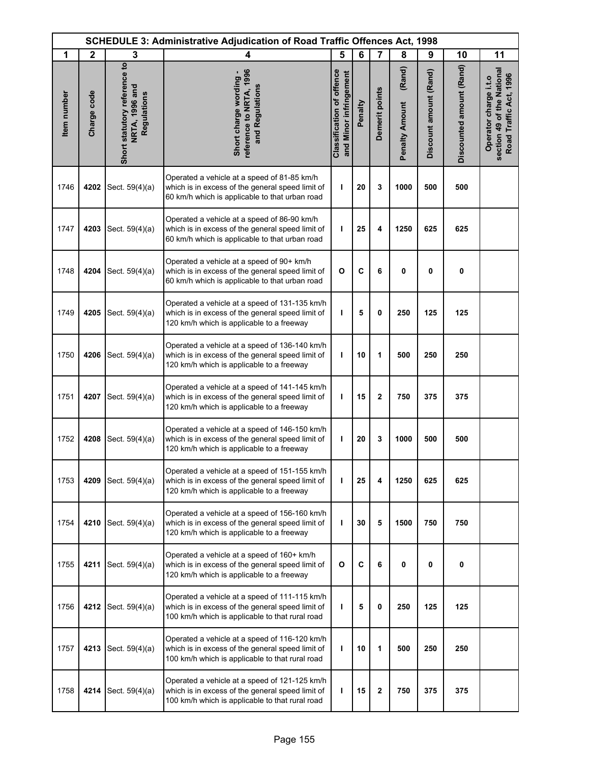| SCHEDULE 3: Administrative Adjudication of Road Traffic Offences Act, 1998 | | | | | | | | | | |
|---|---|---|---|---|---|---|---|---|---|---|
| 1 | 2 | 3 | 4 | 5 | 6 | 7 | 8 | 9 | 10 | 11 |
| Item number | Charge code | Short statutory reference to NRTA, 1996 and Regulations | Short charge wording - reference to NRTA, 1996 and Regulations | Classification of offence and Minor infringement | Penalty | Demerit points | Penalty Amount (Rand) | Discount amount (Rand) | Discounted amount (Rand) | Operator charge i.t.o section 49 of the National Road Traffic Act, 1996 |
| 1746 | **4202** | Sect. 59(4)(a) | Operated a vehicle at a speed of 81-85 km/h which is in excess of the general speed limit of 60 km/h which is applicable to that urban road | **I** | **20** | **3** | **1000** | **500** | **500** | |
| 1747 | **4203** | Sect. 59(4)(a) | Operated a vehicle at a speed of 86-90 km/h which is in excess of the general speed limit of 60 km/h which is applicable to that urban road | **I** | **25** | **4** | **1250** | **625** | **625** | |
| 1748 | **4204** | Sect. 59(4)(a) | Operated a vehicle at a speed of 90+ km/h which is in excess of the general speed limit of 60 km/h which is applicable to that urban road | **O** | **C** | **6** | **0** | **0** | **0** | |
| 1749 | **4205** | Sect. 59(4)(a) | Operated a vehicle at a speed of 131-135 km/h which is in excess of the general speed limit of 120 km/h which is applicable to a freeway | **I** | **5** | **0** | **250** | **125** | **125** | |
| 1750 | **4206** | Sect. 59(4)(a) | Operated a vehicle at a speed of 136-140 km/h which is in excess of the general speed limit of 120 km/h which is applicable to a freeway | **I** | **10** | **1** | **500** | **250** | **250** | |
| 1751 | **4207** | Sect. 59(4)(a) | Operated a vehicle at a speed of 141-145 km/h which is in excess of the general speed limit of 120 km/h which is applicable to a freeway | **I** | **15** | **2** | **750** | **375** | **375** | |
| 1752 | **4208** | Sect. 59(4)(a) | Operated a vehicle at a speed of 146-150 km/h which is in excess of the general speed limit of 120 km/h which is applicable to a freeway | **I** | **20** | **3** | **1000** | **500** | **500** | |
| 1753 | **4209** | Sect. 59(4)(a) | Operated a vehicle at a speed of 151-155 km/h which is in excess of the general speed limit of 120 km/h which is applicable to a freeway | **I** | **25** | **4** | **1250** | **625** | **625** | |
| 1754 | **4210** | Sect. 59(4)(a) | Operated a vehicle at a speed of 156-160 km/h which is in excess of the general speed limit of 120 km/h which is applicable to a freeway | **I** | **30** | **5** | **1500** | **750** | **750** | |
| 1755 | **4211** | Sect. 59(4)(a) | Operated a vehicle at a speed of 160+ km/h which is in excess of the general speed limit of 120 km/h which is applicable to a freeway | **O** | **C** | **6** | **0** | **0** | **0** | |
| 1756 | **4212** | Sect. 59(4)(a) | Operated a vehicle at a speed of 111-115 km/h which is in excess of the general speed limit of 100 km/h which is applicable to that rural road | **I** | **5** | **0** | **250** | **125** | **125** | |
| 1757 | **4213** | Sect. 59(4)(a) | Operated a vehicle at a speed of 116-120 km/h which is in excess of the general speed limit of 100 km/h which is applicable to that rural road | **I** | **10** | **1** | **500** | **250** | **250** | |
| 1758 | **4214** | Sect. 59(4)(a) | Operated a vehicle at a speed of 121-125 km/h which is in excess of the general speed limit of 100 km/h which is applicable to that rural road | **I** | **15** | **2** | **750** | **375** | **375** | |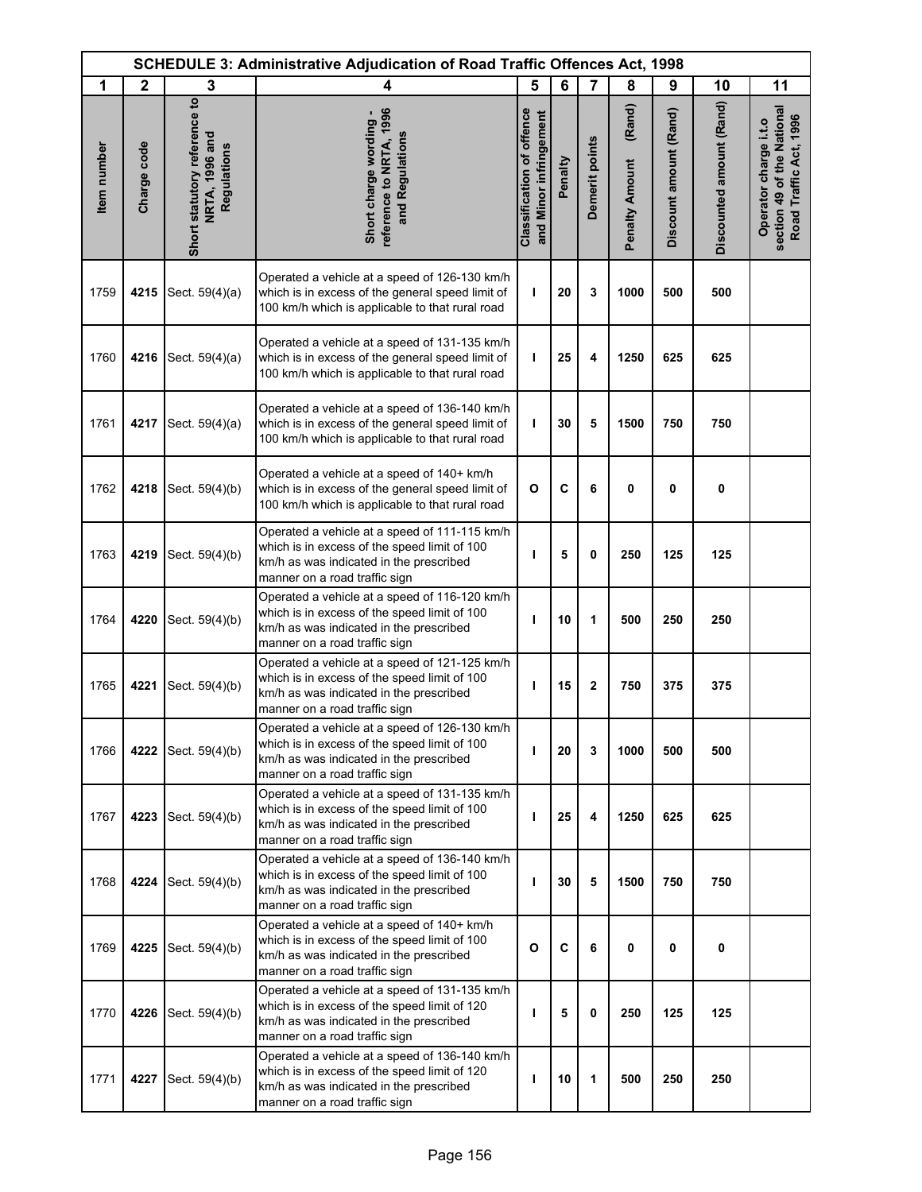| SCHEDULE 3: Administrative Adjudication of Road Traffic Offences Act, 1998 | | | | | | | | | | |
|---|---|---|---|---|---|---|---|---|---|---|
| 1 | 2 | 3 | 4 | 5 | 6 | 7 | 8 | 9 | 10 | 11 |
| Item number | Charge code | Short statutory reference to NRTA, 1996 and Regulations | Short charge wording - reference to NRTA, 1996 and Regulations | Classification of offence and Minor infringement | Penalty | Demerit points | Penalty Amount (Rand) | Discount amount (Rand) | Discounted amount (Rand) | Operator charge i.t.o section 49 of the National Road Traffic Act, 1996 |
| 1759 | **4215** | Sect. 59(4)(a) | Operated a vehicle at a speed of 126-130 km/h which is in excess of the general speed limit of 100 km/h which is applicable to that rural road | **I** | **20** | **3** | **1000** | **500** | **500** | |
| 1760 | **4216** | Sect. 59(4)(a) | Operated a vehicle at a speed of 131-135 km/h which is in excess of the general speed limit of 100 km/h which is applicable to that rural road | **I** | **25** | **4** | **1250** | **625** | **625** | |
| 1761 | **4217** | Sect. 59(4)(a) | Operated a vehicle at a speed of 136-140 km/h which is in excess of the general speed limit of 100 km/h which is applicable to that rural road | **I** | **30** | **5** | **1500** | **750** | **750** | |
| 1762 | **4218** | Sect. 59(4)(b) | Operated a vehicle at a speed of 140+ km/h which is in excess of the general speed limit of 100 km/h which is applicable to that rural road | **O** | **C** | **6** | **0** | **0** | **0** | |
| 1763 | **4219** | Sect. 59(4)(b) | Operated a vehicle at a speed of 111-115 km/h which is in excess of the speed limit of 100 km/h as was indicated in the prescribed manner on a road traffic sign | **I** | **5** | **0** | **250** | **125** | **125** | |
| 1764 | **4220** | Sect. 59(4)(b) | Operated a vehicle at a speed of 116-120 km/h which is in excess of the speed limit of 100 km/h as was indicated in the prescribed manner on a road traffic sign | **I** | **10** | **1** | **500** | **250** | **250** | |
| 1765 | **4221** | Sect. 59(4)(b) | Operated a vehicle at a speed of 121-125 km/h which is in excess of the speed limit of 100 km/h as was indicated in the prescribed manner on a road traffic sign | **I** | **15** | **2** | **750** | **375** | **375** | |
| 1766 | **4222** | Sect. 59(4)(b) | Operated a vehicle at a speed of 126-130 km/h which is in excess of the speed limit of 100 km/h as was indicated in the prescribed manner on a road traffic sign | **I** | **20** | **3** | **1000** | **500** | **500** | |
| 1767 | **4223** | Sect. 59(4)(b) | Operated a vehicle at a speed of 131-135 km/h which is in excess of the speed limit of 100 km/h as was indicated in the prescribed manner on a road traffic sign | **I** | **25** | **4** | **1250** | **625** | **625** | |
| 1768 | **4224** | Sect. 59(4)(b) | Operated a vehicle at a speed of 136-140 km/h which is in excess of the speed limit of 100 km/h as was indicated in the prescribed manner on a road traffic sign | **I** | **30** | **5** | **1500** | **750** | **750** | |
| 1769 | **4225** | Sect. 59(4)(b) | Operated a vehicle at a speed of 140+ km/h which is in excess of the speed limit of 100 km/h as was indicated in the prescribed manner on a road traffic sign | **O** | **C** | **6** | **0** | **0** | **0** | |
| 1770 | **4226** | Sect. 59(4)(b) | Operated a vehicle at a speed of 131-135 km/h which is in excess of the speed limit of 120 km/h as was indicated in the prescribed manner on a road traffic sign | **I** | **5** | **0** | **250** | **125** | **125** | |
| 1771 | **4227** | Sect. 59(4)(b) | Operated a vehicle at a speed of 136-140 km/h which is in excess of the speed limit of 120 km/h as was indicated in the prescribed manner on a road traffic sign | **I** | **10** | **1** | **500** | **250** | **250** | |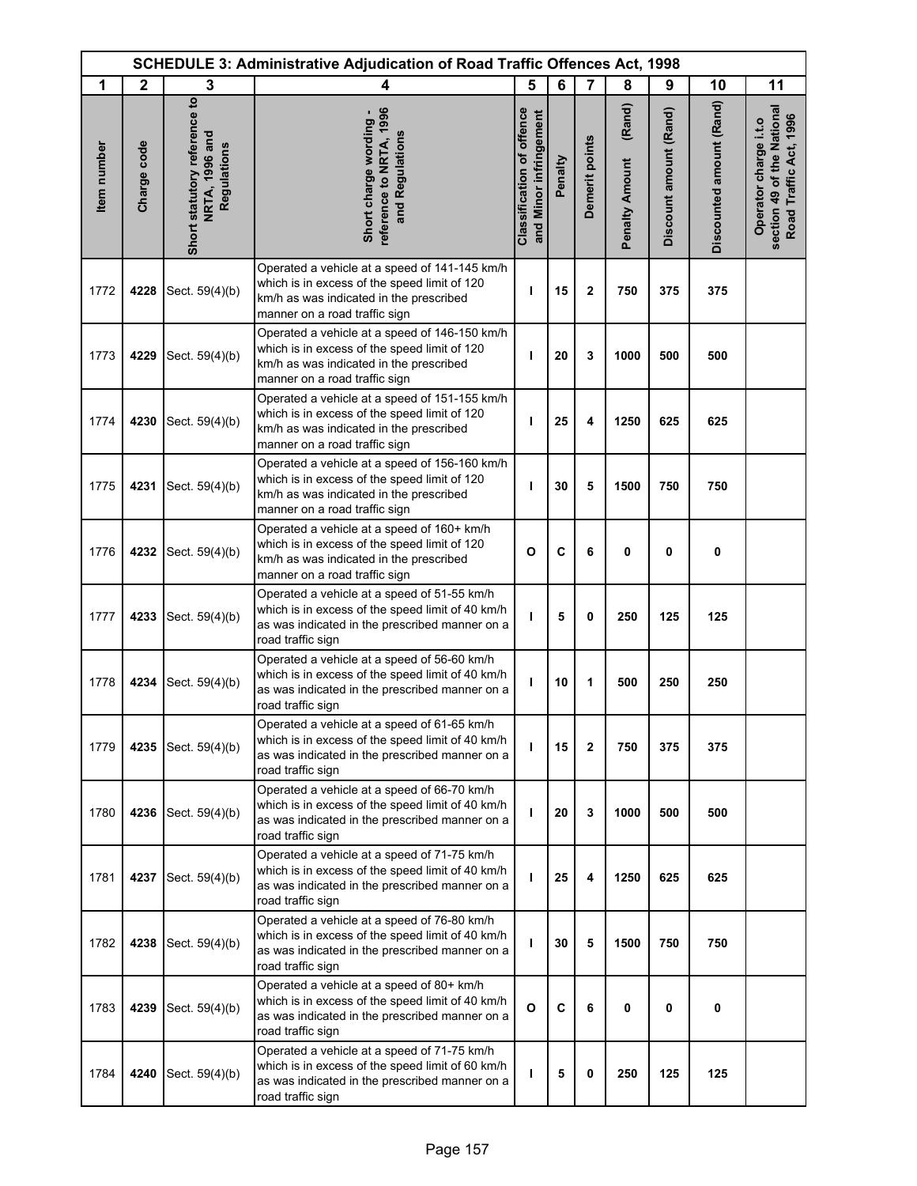| SCHEDULE 3: Administrative Adjudication of Road Traffic Offences Act, 1998 | | | | | | | | | | |
|---|---|---|---|---|---|---|---|---|---|---|
| 1 | 2 | 3 | 4 | 5 | 6 | 7 | 8 | 9 | 10 | 11 |
| Item number | Charge code | Short statutory reference to NRTA, 1996 and Regulations | Short charge wording - reference to NRTA, 1996 and Regulations | Classification of offence and Minor infringement | Penalty | Demerit points | Penalty Amount (Rand) | Discount amount (Rand) | Discounted amount (Rand) | Operator charge i.t.o section 49 of the National Road Traffic Act, 1996 |
| 1772 | **4228** | Sect. 59(4)(b) | Operated a vehicle at a speed of 141-145 km/h which is in excess of the speed limit of 120 km/h as was indicated in the prescribed manner on a road traffic sign | I | 15 | 2 | 750 | 375 | 375 | |
| 1773 | **4229** | Sect. 59(4)(b) | Operated a vehicle at a speed of 146-150 km/h which is in excess of the speed limit of 120 km/h as was indicated in the prescribed manner on a road traffic sign | I | 20 | 3 | 1000 | 500 | 500 | |
| 1774 | **4230** | Sect. 59(4)(b) | Operated a vehicle at a speed of 151-155 km/h which is in excess of the speed limit of 120 km/h as was indicated in the prescribed manner on a road traffic sign | I | 25 | 4 | 1250 | 625 | 625 | |
| 1775 | **4231** | Sect. 59(4)(b) | Operated a vehicle at a speed of 156-160 km/h which is in excess of the speed limit of 120 km/h as was indicated in the prescribed manner on a road traffic sign | I | 30 | 5 | 1500 | 750 | 750 | |
| 1776 | **4232** | Sect. 59(4)(b) | Operated a vehicle at a speed of 160+ km/h which is in excess of the speed limit of 120 km/h as was indicated in the prescribed manner on a road traffic sign | O | C | 6 | 0 | 0 | 0 | |
| 1777 | **4233** | Sect. 59(4)(b) | Operated a vehicle at a speed of 51-55 km/h which is in excess of the speed limit of 40 km/h as was indicated in the prescribed manner on a road traffic sign | I | 5 | 0 | 250 | 125 | 125 | |
| 1778 | **4234** | Sect. 59(4)(b) | Operated a vehicle at a speed of 56-60 km/h which is in excess of the speed limit of 40 km/h as was indicated in the prescribed manner on a road traffic sign | I | 10 | 1 | 500 | 250 | 250 | |
| 1779 | **4235** | Sect. 59(4)(b) | Operated a vehicle at a speed of 61-65 km/h which is in excess of the speed limit of 40 km/h as was indicated in the prescribed manner on a road traffic sign | I | 15 | 2 | 750 | 375 | 375 | |
| 1780 | **4236** | Sect. 59(4)(b) | Operated a vehicle at a speed of 66-70 km/h which is in excess of the speed limit of 40 km/h as was indicated in the prescribed manner on a road traffic sign | I | 20 | 3 | 1000 | 500 | 500 | |
| 1781 | **4237** | Sect. 59(4)(b) | Operated a vehicle at a speed of 71-75 km/h which is in excess of the speed limit of 40 km/h as was indicated in the prescribed manner on a road traffic sign | I | 25 | 4 | 1250 | 625 | 625 | |
| 1782 | **4238** | Sect. 59(4)(b) | Operated a vehicle at a speed of 76-80 km/h which is in excess of the speed limit of 40 km/h as was indicated in the prescribed manner on a road traffic sign | I | 30 | 5 | 1500 | 750 | 750 | |
| 1783 | **4239** | Sect. 59(4)(b) | Operated a vehicle at a speed of 80+ km/h which is in excess of the speed limit of 40 km/h as was indicated in the prescribed manner on a road traffic sign | O | C | 6 | 0 | 0 | 0 | |
| 1784 | **4240** | Sect. 59(4)(b) | Operated a vehicle at a speed of 71-75 km/h which is in excess of the speed limit of 60 km/h as was indicated in the prescribed manner on a road traffic sign | I | 5 | 0 | 250 | 125 | 125 | |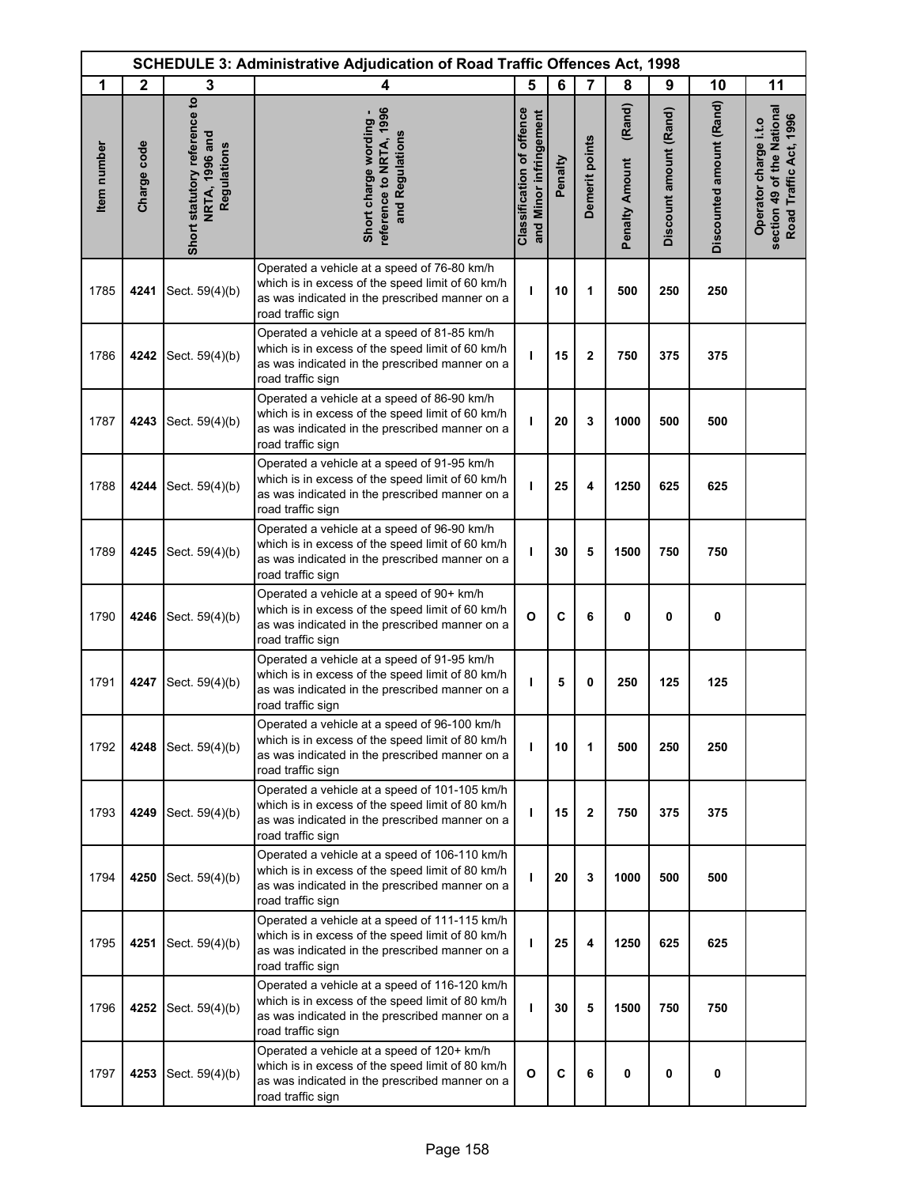| SCHEDULE 3: Administrative Adjudication of Road Traffic Offences Act, 1998 | | | | | | | | | | |
|---|---|---|---|---|---|---|---|---|---|---|
| 1 | 2 | 3 | 4 | 5 | 6 | 7 | 8 | 9 | 10 | 11 |
| Item number | Charge code | Short statutory reference to NRTA, 1996 and Regulations | Short charge wording - reference to NRTA, 1996 and Regulations | Classification of offence and Minor infringement | Penalty | Demerit points | Penalty Amount (Rand) | Discount amount (Rand) | Discounted amount (Rand) | Operator charge i.t.o section 49 of the National Road Traffic Act, 1996 |
| 1785 | **4241** | Sect. 59(4)(b) | Operated a vehicle at a speed of 76-80 km/h which is in excess of the speed limit of 60 km/h as was indicated in the prescribed manner on a road traffic sign | **I** | **10** | **1** | **500** | **250** | **250** | |
| 1786 | **4242** | Sect. 59(4)(b) | Operated a vehicle at a speed of 81-85 km/h which is in excess of the speed limit of 60 km/h as was indicated in the prescribed manner on a road traffic sign | **I** | **15** | **2** | **750** | **375** | **375** | |
| 1787 | **4243** | Sect. 59(4)(b) | Operated a vehicle at a speed of 86-90 km/h which is in excess of the speed limit of 60 km/h as was indicated in the prescribed manner on a road traffic sign | **I** | **20** | **3** | **1000** | **500** | **500** | |
| 1788 | **4244** | Sect. 59(4)(b) | Operated a vehicle at a speed of 91-95 km/h which is in excess of the speed limit of 60 km/h as was indicated in the prescribed manner on a road traffic sign | **I** | **25** | **4** | **1250** | **625** | **625** | |
| 1789 | **4245** | Sect. 59(4)(b) | Operated a vehicle at a speed of 96-90 km/h which is in excess of the speed limit of 60 km/h as was indicated in the prescribed manner on a road traffic sign | **I** | **30** | **5** | **1500** | **750** | **750** | |
| 1790 | **4246** | Sect. 59(4)(b) | Operated a vehicle at a speed of 90+ km/h which is in excess of the speed limit of 60 km/h as was indicated in the prescribed manner on a road traffic sign | **O** | **C** | **6** | **0** | **0** | **0** | |
| 1791 | **4247** | Sect. 59(4)(b) | Operated a vehicle at a speed of 91-95 km/h which is in excess of the speed limit of 80 km/h as was indicated in the prescribed manner on a road traffic sign | **I** | **5** | **0** | **250** | **125** | **125** | |
| 1792 | **4248** | Sect. 59(4)(b) | Operated a vehicle at a speed of 96-100 km/h which is in excess of the speed limit of 80 km/h as was indicated in the prescribed manner on a road traffic sign | **I** | **10** | **1** | **500** | **250** | **250** | |
| 1793 | **4249** | Sect. 59(4)(b) | Operated a vehicle at a speed of 101-105 km/h which is in excess of the speed limit of 80 km/h as was indicated in the prescribed manner on a road traffic sign | **I** | **15** | **2** | **750** | **375** | **375** | |
| 1794 | **4250** | Sect. 59(4)(b) | Operated a vehicle at a speed of 106-110 km/h which is in excess of the speed limit of 80 km/h as was indicated in the prescribed manner on a road traffic sign | **I** | **20** | **3** | **1000** | **500** | **500** | |
| 1795 | **4251** | Sect. 59(4)(b) | Operated a vehicle at a speed of 111-115 km/h which is in excess of the speed limit of 80 km/h as was indicated in the prescribed manner on a road traffic sign | **I** | **25** | **4** | **1250** | **625** | **625** | |
| 1796 | **4252** | Sect. 59(4)(b) | Operated a vehicle at a speed of 116-120 km/h which is in excess of the speed limit of 80 km/h as was indicated in the prescribed manner on a road traffic sign | **I** | **30** | **5** | **1500** | **750** | **750** | |
| 1797 | **4253** | Sect. 59(4)(b) | Operated a vehicle at a speed of 120+ km/h which is in excess of the speed limit of 80 km/h as was indicated in the prescribed manner on a road traffic sign | **O** | **C** | **6** | **0** | **0** | **0** | |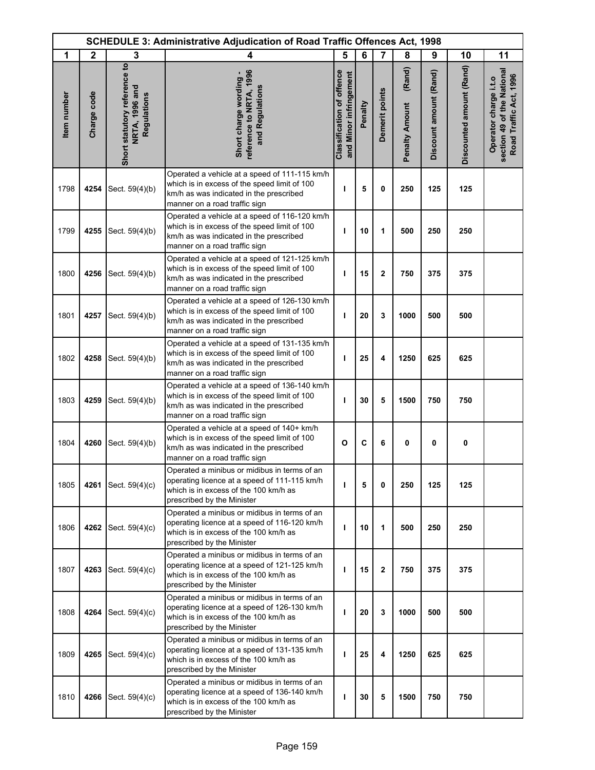| SCHEDULE 3: Administrative Adjudication of Road Traffic Offences Act, 1998 | | | | | | | | | | |
|---|---|---|---|---|---|---|---|---|---|---|
| 1 | 2 | 3 | 4 | 5 | 6 | 7 | 8 | 9 | 10 | 11 |
| Item number | Charge code | Short statutory reference to NRTA, 1996 and Regulations | Short charge wording - reference to NRTA, 1996 and Regulations | Classification of offence and Minor infringement | Penalty | Demerit points | Penalty Amount (Rand) | Discount amount (Rand) | Discounted amount (Rand) | Operator charge i.t.o section 49 of the National Road Traffic Act, 1996 |
| 1798 | **4254** | Sect. 59(4)(b) | Operated a vehicle at a speed of 111-115 km/h which is in excess of the speed limit of 100 km/h as was indicated in the prescribed manner on a road traffic sign | **I** | **5** | **0** | **250** | **125** | **125** | |
| 1799 | **4255** | Sect. 59(4)(b) | Operated a vehicle at a speed of 116-120 km/h which is in excess of the speed limit of 100 km/h as was indicated in the prescribed manner on a road traffic sign | **I** | **10** | **1** | **500** | **250** | **250** | |
| 1800 | **4256** | Sect. 59(4)(b) | Operated a vehicle at a speed of 121-125 km/h which is in excess of the speed limit of 100 km/h as was indicated in the prescribed manner on a road traffic sign | **I** | **15** | **2** | **750** | **375** | **375** | |
| 1801 | **4257** | Sect. 59(4)(b) | Operated a vehicle at a speed of 126-130 km/h which is in excess of the speed limit of 100 km/h as was indicated in the prescribed manner on a road traffic sign | **I** | **20** | **3** | **1000** | **500** | **500** | |
| 1802 | **4258** | Sect. 59(4)(b) | Operated a vehicle at a speed of 131-135 km/h which is in excess of the speed limit of 100 km/h as was indicated in the prescribed manner on a road traffic sign | **I** | **25** | **4** | **1250** | **625** | **625** | |
| 1803 | **4259** | Sect. 59(4)(b) | Operated a vehicle at a speed of 136-140 km/h which is in excess of the speed limit of 100 km/h as was indicated in the prescribed manner on a road traffic sign | **I** | **30** | **5** | **1500** | **750** | **750** | |
| 1804 | **4260** | Sect. 59(4)(b) | Operated a vehicle at a speed of 140+ km/h which is in excess of the speed limit of 100 km/h as was indicated in the prescribed manner on a road traffic sign | **O** | **C** | **6** | **0** | **0** | **0** | |
| 1805 | **4261** | Sect. 59(4)(c) | Operated a minibus or midibus in terms of an operating licence at a speed of 111-115 km/h which is in excess of the 100 km/h as prescribed by the Minister | **I** | **5** | **0** | **250** | **125** | **125** | |
| 1806 | **4262** | Sect. 59(4)(c) | Operated a minibus or midibus in terms of an operating licence at a speed of 116-120 km/h which is in excess of the 100 km/h as prescribed by the Minister | **I** | **10** | **1** | **500** | **250** | **250** | |
| 1807 | **4263** | Sect. 59(4)(c) | Operated a minibus or midibus in terms of an operating licence at a speed of 121-125 km/h which is in excess of the 100 km/h as prescribed by the Minister | **I** | **15** | **2** | **750** | **375** | **375** | |
| 1808 | **4264** | Sect. 59(4)(c) | Operated a minibus or midibus in terms of an operating licence at a speed of 126-130 km/h which is in excess of the 100 km/h as prescribed by the Minister | **I** | **20** | **3** | **1000** | **500** | **500** | |
| 1809 | **4265** | Sect. 59(4)(c) | Operated a minibus or midibus in terms of an operating licence at a speed of 131-135 km/h which is in excess of the 100 km/h as prescribed by the Minister | **I** | **25** | **4** | **1250** | **625** | **625** | |
| 1810 | **4266** | Sect. 59(4)(c) | Operated a minibus or midibus in terms of an operating licence at a speed of 136-140 km/h which is in excess of the 100 km/h as prescribed by the Minister | **I** | **30** | **5** | **1500** | **750** | **750** | |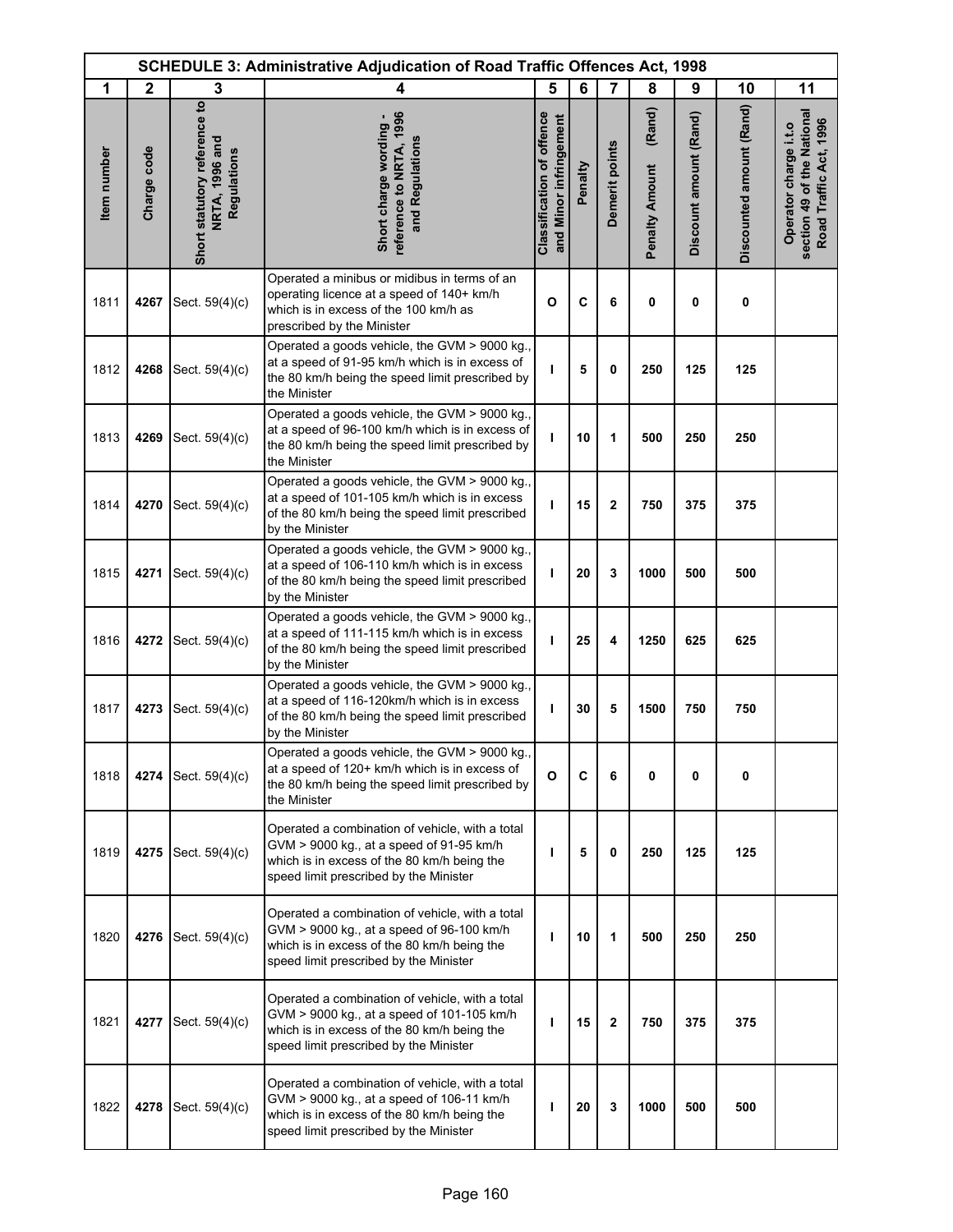| SCHEDULE 3: Administrative Adjudication of Road Traffic Offences Act, 1998 | | | | | | | | | | |
|---|---|---|---|---|---|---|---|---|---|---|
| 1 | 2 | 3 | 4 | 5 | 6 | 7 | 8 | 9 | 10 | 11 |
| Item number | Charge code | Short statutory reference to NRTA, 1996 and Regulations | Short charge wording - reference to NRTA, 1996 and Regulations | Classification of offence and Minor infringement | Penalty | Demerit points | Penalty Amount (Rand) | Discount amount (Rand) | Discounted amount (Rand) | Operator charge i.t.o section 49 of the National Road Traffic Act, 1996 |
| 1811 | **4267** | Sect. 59(4)(c) | Operated a minibus or midibus in terms of an operating licence at a speed of 140+ km/h which is in excess of the 100 km/h as prescribed by the Minister | **O** | **C** | **6** | **0** | **0** | **0** | |
| 1812 | **4268** | Sect. 59(4)(c) | Operated a goods vehicle, the GVM > 9000 kg., at a speed of 91-95 km/h which is in excess of the 80 km/h being the speed limit prescribed by the Minister | **I** | **5** | **0** | **250** | **125** | **125** | |
| 1813 | **4269** | Sect. 59(4)(c) | Operated a goods vehicle, the GVM > 9000 kg., at a speed of 96-100 km/h which is in excess of the 80 km/h being the speed limit prescribed by the Minister | **I** | **10** | **1** | **500** | **250** | **250** | |
| 1814 | **4270** | Sect. 59(4)(c) | Operated a goods vehicle, the GVM > 9000 kg., at a speed of 101-105 km/h which is in excess of the 80 km/h being the speed limit prescribed by the Minister | **I** | **15** | **2** | **750** | **375** | **375** | |
| 1815 | **4271** | Sect. 59(4)(c) | Operated a goods vehicle, the GVM > 9000 kg., at a speed of 106-110 km/h which is in excess of the 80 km/h being the speed limit prescribed by the Minister | **I** | **20** | **3** | **1000** | **500** | **500** | |
| 1816 | **4272** | Sect. 59(4)(c) | Operated a goods vehicle, the GVM > 9000 kg., at a speed of 111-115 km/h which is in excess of the 80 km/h being the speed limit prescribed by the Minister | **I** | **25** | **4** | **1250** | **625** | **625** | |
| 1817 | **4273** | Sect. 59(4)(c) | Operated a goods vehicle, the GVM > 9000 kg., at a speed of 116-120km/h which is in excess of the 80 km/h being the speed limit prescribed by the Minister | **I** | **30** | **5** | **1500** | **750** | **750** | |
| 1818 | **4274** | Sect. 59(4)(c) | Operated a goods vehicle, the GVM > 9000 kg., at a speed of 120+ km/h which is in excess of the 80 km/h being the speed limit prescribed by the Minister | **O** | **C** | **6** | **0** | **0** | **0** | |
| 1819 | **4275** | Sect. 59(4)(c) | Operated a combination of vehicle, with a total GVM > 9000 kg., at a speed of 91-95 km/h which is in excess of the 80 km/h being the speed limit prescribed by the Minister | **I** | **5** | **0** | **250** | **125** | **125** | |
| 1820 | **4276** | Sect. 59(4)(c) | Operated a combination of vehicle, with a total GVM > 9000 kg., at a speed of 96-100 km/h which is in excess of the 80 km/h being the speed limit prescribed by the Minister | **I** | **10** | **1** | **500** | **250** | **250** | |
| 1821 | **4277** | Sect. 59(4)(c) | Operated a combination of vehicle, with a total GVM > 9000 kg., at a speed of 101-105 km/h which is in excess of the 80 km/h being the speed limit prescribed by the Minister | **I** | **15** | **2** | **750** | **375** | **375** | |
| 1822 | **4278** | Sect. 59(4)(c) | Operated a combination of vehicle, with a total GVM > 9000 kg., at a speed of 106-11 km/h which is in excess of the 80 km/h being the speed limit prescribed by the Minister | **I** | **20** | **3** | **1000** | **500** | **500** | |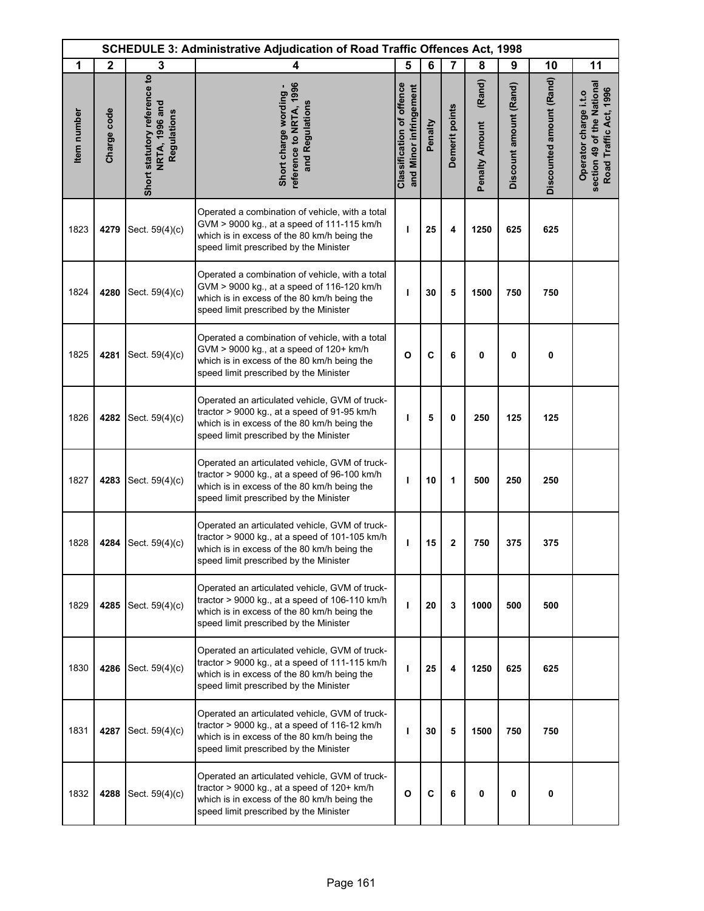| SCHEDULE 3: Administrative Adjudication of Road Traffic Offences Act, 1998 | | | | | | | | | | |
|---|---|---|---|---|---|---|---|---|---|---|
| 1 | 2 | 3 | 4 | 5 | 6 | 7 | 8 | 9 | 10 | 11 |
| Item number | Charge code | Short statutory reference to NRTA, 1996 and Regulations | Short charge wording - reference to NRTA, 1996 and Regulations | Classification of offence and Minor infringement | Penalty | Demerit points | Penalty Amount (Rand) | Discount amount (Rand) | Discounted amount (Rand) | Operator charge i.t.o section 49 of the National Road Traffic Act, 1996 |
| 1823 | **4279** | Sect. 59(4)(c) | Operated a combination of vehicle, with a total GVM > 9000 kg., at a speed of 111-115 km/h which is in excess of the 80 km/h being the speed limit prescribed by the Minister | **I** | **25** | **4** | **1250** | **625** | **625** | |
| 1824 | **4280** | Sect. 59(4)(c) | Operated a combination of vehicle, with a total GVM > 9000 kg., at a speed of 116-120 km/h which is in excess of the 80 km/h being the speed limit prescribed by the Minister | **I** | **30** | **5** | **1500** | **750** | **750** | |
| 1825 | **4281** | Sect. 59(4)(c) | Operated a combination of vehicle, with a total GVM > 9000 kg., at a speed of 120+ km/h which is in excess of the 80 km/h being the speed limit prescribed by the Minister | **O** | **C** | **6** | **0** | **0** | **0** | |
| 1826 | **4282** | Sect. 59(4)(c) | Operated an articulated vehicle, GVM of truck-tractor > 9000 kg., at a speed of 91-95 km/h which is in excess of the 80 km/h being the speed limit prescribed by the Minister | **I** | **5** | **0** | **250** | **125** | **125** | |
| 1827 | **4283** | Sect. 59(4)(c) | Operated an articulated vehicle, GVM of truck-tractor > 9000 kg., at a speed of 96-100 km/h which is in excess of the 80 km/h being the speed limit prescribed by the Minister | **I** | **10** | **1** | **500** | **250** | **250** | |
| 1828 | **4284** | Sect. 59(4)(c) | Operated an articulated vehicle, GVM of truck-tractor > 9000 kg., at a speed of 101-105 km/h which is in excess of the 80 km/h being the speed limit prescribed by the Minister | **I** | **15** | **2** | **750** | **375** | **375** | |
| 1829 | **4285** | Sect. 59(4)(c) | Operated an articulated vehicle, GVM of truck-tractor > 9000 kg., at a speed of 106-110 km/h which is in excess of the 80 km/h being the speed limit prescribed by the Minister | **I** | **20** | **3** | **1000** | **500** | **500** | |
| 1830 | **4286** | Sect. 59(4)(c) | Operated an articulated vehicle, GVM of truck-tractor > 9000 kg., at a speed of 111-115 km/h which is in excess of the 80 km/h being the speed limit prescribed by the Minister | **I** | **25** | **4** | **1250** | **625** | **625** | |
| 1831 | **4287** | Sect. 59(4)(c) | Operated an articulated vehicle, GVM of truck-tractor > 9000 kg., at a speed of 116-12 km/h which is in excess of the 80 km/h being the speed limit prescribed by the Minister | **I** | **30** | **5** | **1500** | **750** | **750** | |
| 1832 | **4288** | Sect. 59(4)(c) | Operated an articulated vehicle, GVM of truck-tractor > 9000 kg., at a speed of 120+ km/h which is in excess of the 80 km/h being the speed limit prescribed by the Minister | **O** | **C** | **6** | **0** | **0** | **0** | |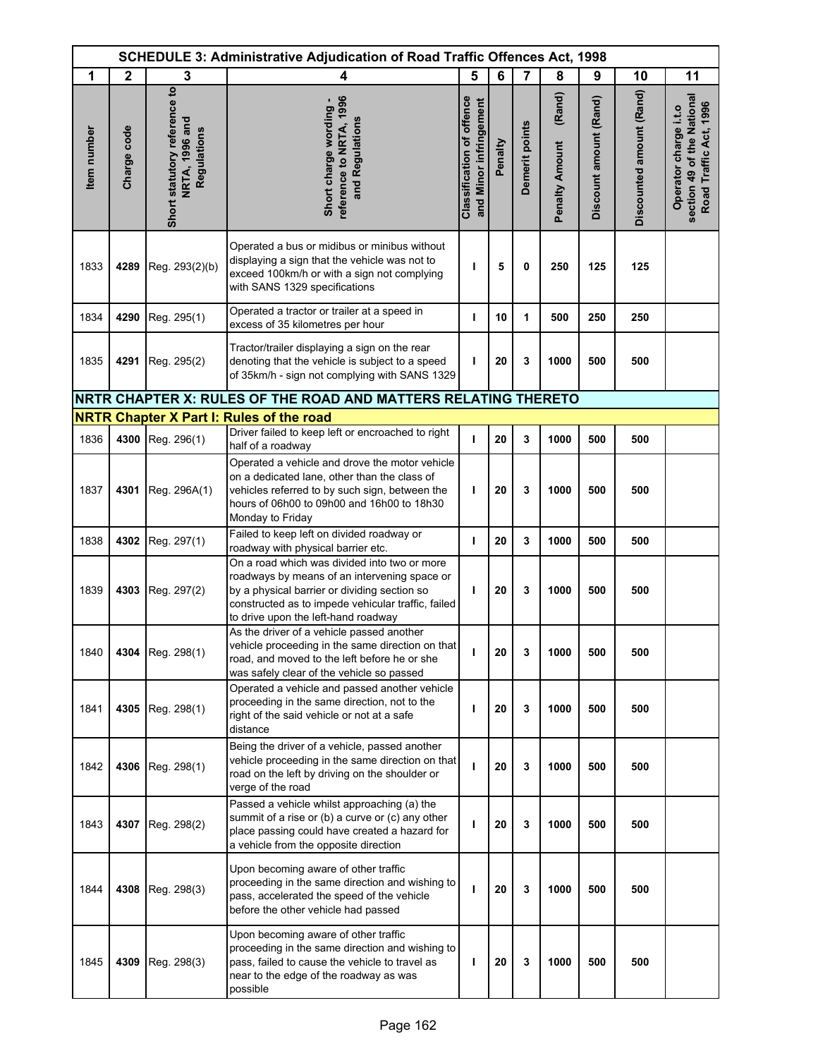| SCHEDULE 3: Administrative Adjudication of Road Traffic Offences Act, 1998 | | | | | | | | | | |
|---|---|---|---|---|---|---|---|---|---|---|
| 1 | 2 | 3 | 4 | 5 | 6 | 7 | 8 | 9 | 10 | 11 |
| Item number | Charge code | Short statutory reference to NRTA, 1996 and Regulations | Short charge wording - reference to NRTA, 1996 and Regulations | Classification of offence and Minor infringement | Penalty | Demerit points | Penalty Amount (Rand) | Discount amount (Rand) | Discounted amount (Rand) | Operator charge i.t.o section 49 of the National Road Traffic Act, 1996 |
| 1833 | **4289** | Reg. 293(2)(b) | Operated a bus or midibus or minibus without displaying a sign that the vehicle was not to exceed 100km/h or with a sign not complying with SANS 1329 specifications | **I** | **5** | **0** | **250** | **125** | **125** | |
| 1834 | **4290** | Reg. 295(1) | Operated a tractor or trailer at a speed in excess of 35 kilometres per hour | **I** | **10** | **1** | **500** | **250** | **250** | |
| 1835 | **4291** | Reg. 295(2) | Tractor/trailer displaying a sign on the rear denoting that the vehicle is subject to a speed of 35km/h - sign not complying with SANS 1329 | **I** | **20** | **3** | **1000** | **500** | **500** | |
| **NRTR CHAPTER X: RULES OF THE ROAD AND MATTERS RELATING THERETO** | | | | | | | | | | |
| **NRTR Chapter X Part I: Rules of the road** | | | | | | | | | | |
| 1836 | **4300** | Reg. 296(1) | Driver failed to keep left or encroached to right half of a roadway | **I** | **20** | **3** | **1000** | **500** | **500** | |
| 1837 | **4301** | Reg. 296A(1) | Operated a vehicle and drove the motor vehicle on a dedicated lane, other than the class of vehicles referred to by such sign, between the hours of 06h00 to 09h00 and 16h00 to 18h30 Monday to Friday | **I** | **20** | **3** | **1000** | **500** | **500** | |
| 1838 | **4302** | Reg. 297(1) | Failed to keep left on divided roadway or roadway with physical barrier etc. | **I** | **20** | **3** | **1000** | **500** | **500** | |
| 1839 | **4303** | Reg. 297(2) | On a road which was divided into two or more roadways by means of an intervening space or by a physical barrier or dividing section so constructed as to impede vehicular traffic, failed to drive upon the left-hand roadway | **I** | **20** | **3** | **1000** | **500** | **500** | |
| 1840 | **4304** | Reg. 298(1) | As the driver of a vehicle passed another vehicle proceeding in the same direction on that road, and moved to the left before he or she was safely clear of the vehicle so passed | **I** | **20** | **3** | **1000** | **500** | **500** | |
| 1841 | **4305** | Reg. 298(1) | Operated a vehicle and passed another vehicle proceeding in the same direction, not to the right of the said vehicle or not at a safe distance | **I** | **20** | **3** | **1000** | **500** | **500** | |
| 1842 | **4306** | Reg. 298(1) | Being the driver of a vehicle, passed another vehicle proceeding in the same direction on that road on the left by driving on the shoulder or verge of the road | **I** | **20** | **3** | **1000** | **500** | **500** | |
| 1843 | **4307** | Reg. 298(2) | Passed a vehicle whilst approaching (a) the summit of a rise or (b) a curve or (c) any other place passing could have created a hazard for a vehicle from the opposite direction | **I** | **20** | **3** | **1000** | **500** | **500** | |
| 1844 | **4308** | Reg. 298(3) | Upon becoming aware of other traffic proceeding in the same direction and wishing to pass, accelerated the speed of the vehicle before the other vehicle had passed | **I** | **20** | **3** | **1000** | **500** | **500** | |
| 1845 | **4309** | Reg. 298(3) | Upon becoming aware of other traffic proceeding in the same direction and wishing to pass, failed to cause the vehicle to travel as near to the edge of the roadway as was possible | **I** | **20** | **3** | **1000** | **500** | **500** | |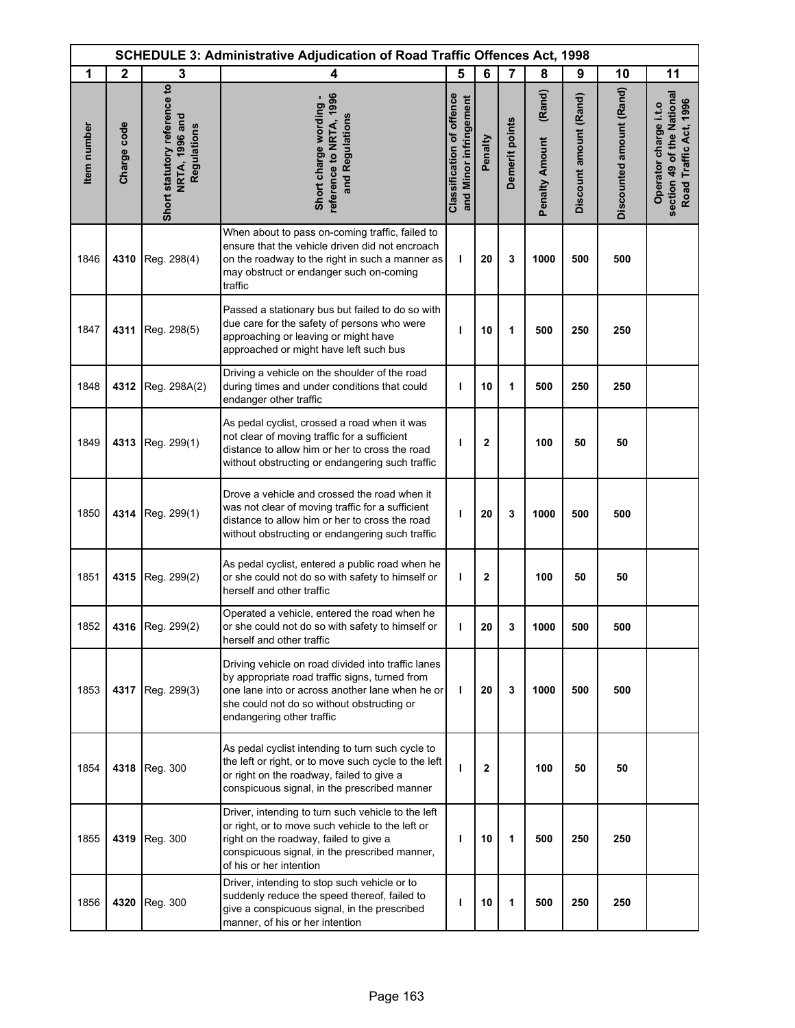| SCHEDULE 3: Administrative Adjudication of Road Traffic Offences Act, 1998 | | | | | | | | | | |
|---|---|---|---|---|---|---|---|---|---|---|
| 1 | 2 | 3 | 4 | 5 | 6 | 7 | 8 | 9 | 10 | 11 |
| Item number | Charge code | Short statutory reference to NRTA, 1996 and Regulations | Short charge wording - reference to NRTA, 1996 and Regulations | Classification of offence and Minor infringement | Penalty | Demerit points | Penalty Amount (Rand) | Discount amount (Rand) | Discounted amount (Rand) | Operator charge i.t.o section 49 of the National Road Traffic Act, 1996 |
| 1846 | 4310 | Reg. 298(4) | When about to pass on-coming traffic, failed to ensure that the vehicle driven did not encroach on the roadway to the right in such a manner as may obstruct or endanger such on-coming traffic | I | 20 | 3 | 1000 | 500 | 500 | |
| 1847 | 4311 | Reg. 298(5) | Passed a stationary bus but failed to do so with due care for the safety of persons who were approaching or leaving or might have approached or might have left such bus | I | 10 | 1 | 500 | 250 | 250 | |
| 1848 | 4312 | Reg. 298A(2) | Driving a vehicle on the shoulder of the road during times and under conditions that could endanger other traffic | I | 10 | 1 | 500 | 250 | 250 | |
| 1849 | 4313 | Reg. 299(1) | As pedal cyclist, crossed a road when it was not clear of moving traffic for a sufficient distance to allow him or her to cross the road without obstructing or endangering such traffic | I | 2 | | 100 | 50 | 50 | |
| 1850 | 4314 | Reg. 299(1) | Drove a vehicle and crossed the road when it was not clear of moving traffic for a sufficient distance to allow him or her to cross the road without obstructing or endangering such traffic | I | 20 | 3 | 1000 | 500 | 500 | |
| 1851 | 4315 | Reg. 299(2) | As pedal cyclist, entered a public road when he or she could not do so with safety to himself or herself and other traffic | I | 2 | | 100 | 50 | 50 | |
| 1852 | 4316 | Reg. 299(2) | Operated a vehicle, entered the road when he or she could not do so with safety to himself or herself and other traffic | I | 20 | 3 | 1000 | 500 | 500 | |
| 1853 | 4317 | Reg. 299(3) | Driving vehicle on road divided into traffic lanes by appropriate road traffic signs, turned from one lane into or across another lane when he or she could not do so without obstructing or endangering other traffic | I | 20 | 3 | 1000 | 500 | 500 | |
| 1854 | 4318 | Reg. 300 | As pedal cyclist intending to turn such cycle to the left or right, or to move such cycle to the left or right on the roadway, failed to give a conspicuous signal, in the prescribed manner | I | 2 | | 100 | 50 | 50 | |
| 1855 | 4319 | Reg. 300 | Driver, intending to turn such vehicle to the left or right, or to move such vehicle to the left or right on the roadway, failed to give a conspicuous signal, in the prescribed manner, of his or her intention | I | 10 | 1 | 500 | 250 | 250 | |
| 1856 | 4320 | Reg. 300 | Driver, intending to stop such vehicle or to suddenly reduce the speed thereof, failed to give a conspicuous signal, in the prescribed manner, of his or her intention | I | 10 | 1 | 500 | 250 | 250 | |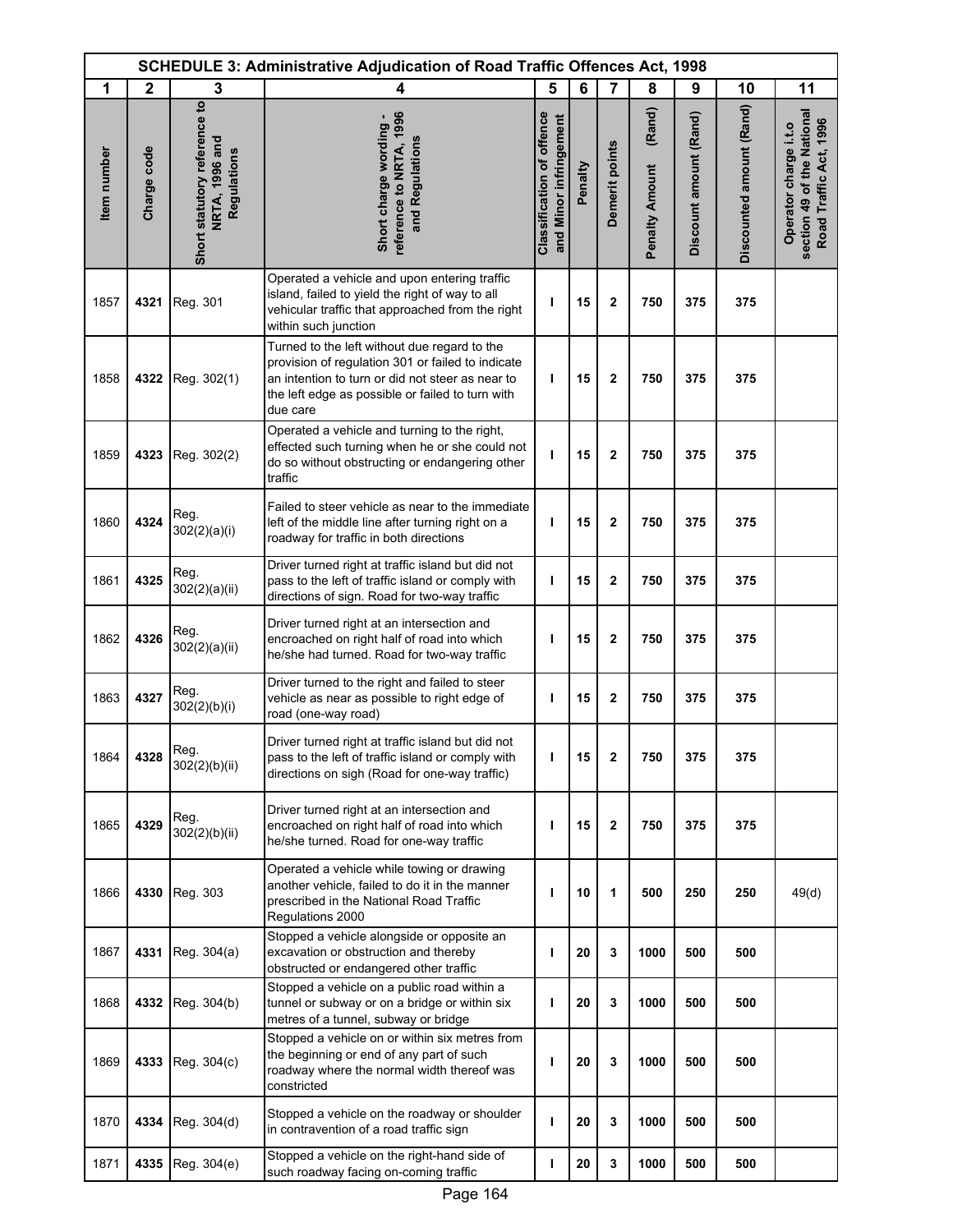| SCHEDULE 3: Administrative Adjudication of Road Traffic Offences Act, 1998 | | | | | | | | | | |
|---|---|---|---|---|---|---|---|---|---|---|
| 1 | 2 | 3 | 4 | 5 | 6 | 7 | 8 | 9 | 10 | 11 |
| Item number | Charge code | Short statutory reference to NRTA, 1996 and Regulations | Short charge wording - reference to NRTA, 1996 and Regulations | Classification of offence and Minor infringement | Penalty | Demerit points | Penalty Amount (Rand) | Discount amount (Rand) | Discounted amount (Rand) | Operator charge i.t.o section 49 of the National Road Traffic Act, 1996 |
| 1857 | **4321** | Reg. 301 | Operated a vehicle and upon entering traffic island, failed to yield the right of way to all vehicular traffic that approached from the right within such junction | **I** | **15** | **2** | **750** | **375** | **375** | |
| 1858 | **4322** | Reg. 302(1) | Turned to the left without due regard to the provision of regulation 301 or failed to indicate an intention to turn or did not steer as near to the left edge as possible or failed to turn with due care | **I** | **15** | **2** | **750** | **375** | **375** | |
| 1859 | **4323** | Reg. 302(2) | Operated a vehicle and turning to the right, effected such turning when he or she could not do so without obstructing or endangering other traffic | **I** | **15** | **2** | **750** | **375** | **375** | |
| 1860 | **4324** | Reg. 302(2)(a)(i) | Failed to steer vehicle as near to the immediate left of the middle line after turning right on a roadway for traffic in both directions | **I** | **15** | **2** | **750** | **375** | **375** | |
| 1861 | **4325** | Reg. 302(2)(a)(ii) | Driver turned right at traffic island but did not pass to the left of traffic island or comply with directions of sign. Road for two-way traffic | **I** | **15** | **2** | **750** | **375** | **375** | |
| 1862 | **4326** | Reg. 302(2)(a)(ii) | Driver turned right at an intersection and encroached on right half of road into which he/she had turned. Road for two-way traffic | **I** | **15** | **2** | **750** | **375** | **375** | |
| 1863 | **4327** | Reg. 302(2)(b)(i) | Driver turned to the right and failed to steer vehicle as near as possible to right edge of road (one-way road) | **I** | **15** | **2** | **750** | **375** | **375** | |
| 1864 | **4328** | Reg. 302(2)(b)(ii) | Driver turned right at traffic island but did not pass to the left of traffic island or comply with directions on sigh (Road for one-way traffic) | **I** | **15** | **2** | **750** | **375** | **375** | |
| 1865 | **4329** | Reg. 302(2)(b)(ii) | Driver turned right at an intersection and encroached on right half of road into which he/she turned. Road for one-way traffic | **I** | **15** | **2** | **750** | **375** | **375** | |
| 1866 | **4330** | Reg. 303 | Operated a vehicle while towing or drawing another vehicle, failed to do it in the manner prescribed in the National Road Traffic Regulations 2000 | **I** | **10** | **1** | **500** | **250** | **250** | 49(d) |
| 1867 | **4331** | Reg. 304(a) | Stopped a vehicle alongside or opposite an excavation or obstruction and thereby obstructed or endangered other traffic | **I** | **20** | **3** | **1000** | **500** | **500** | |
| 1868 | **4332** | Reg. 304(b) | Stopped a vehicle on a public road within a tunnel or subway or on a bridge or within six metres of a tunnel, subway or bridge | **I** | **20** | **3** | **1000** | **500** | **500** | |
| 1869 | **4333** | Reg. 304(c) | Stopped a vehicle on or within six metres from the beginning or end of any part of such roadway where the normal width thereof was constricted | **I** | **20** | **3** | **1000** | **500** | **500** | |
| 1870 | **4334** | Reg. 304(d) | Stopped a vehicle on the roadway or shoulder in contravention of a road traffic sign | **I** | **20** | **3** | **1000** | **500** | **500** | |
| 1871 | **4335** | Reg. 304(e) | Stopped a vehicle on the right-hand side of such roadway facing on-coming traffic | **I** | **20** | **3** | **1000** | **500** | **500** | |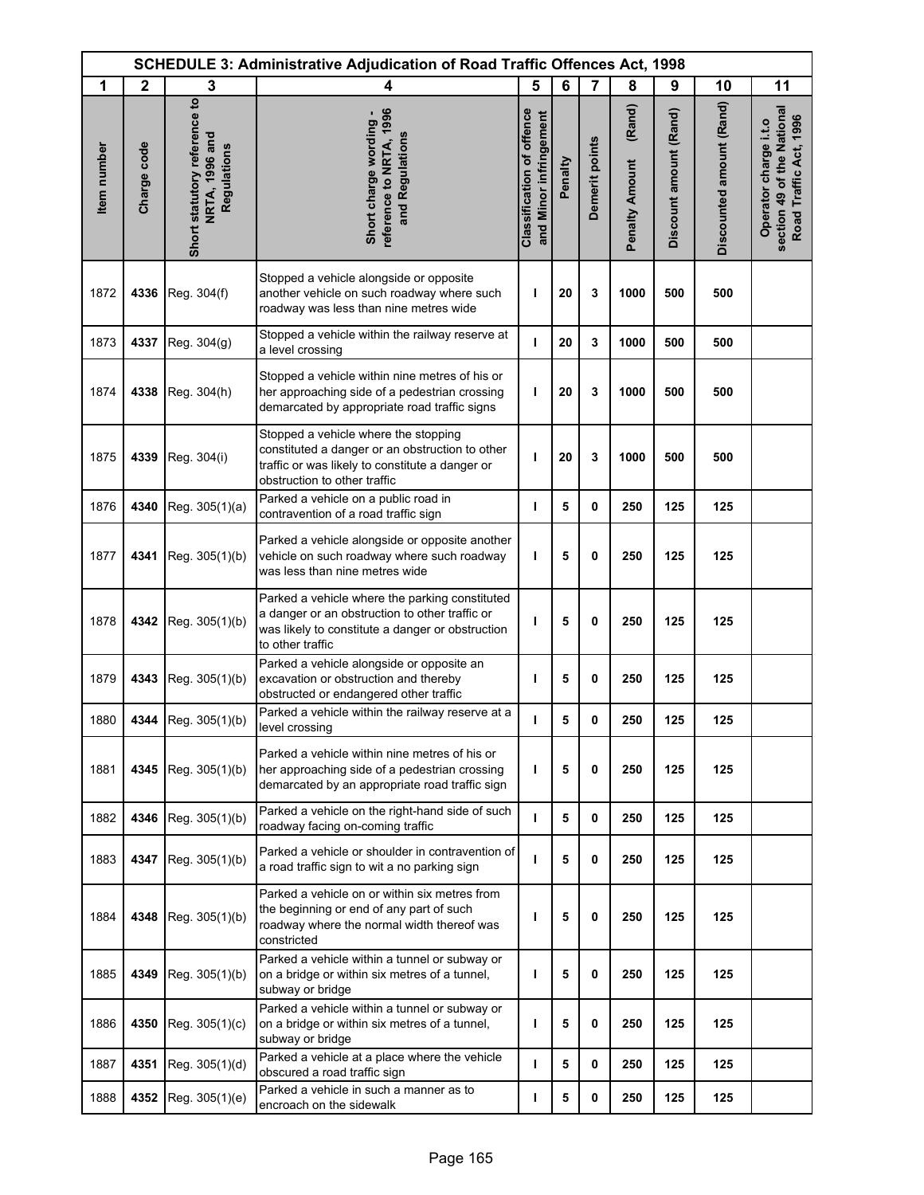| SCHEDULE 3: Administrative Adjudication of Road Traffic Offences Act, 1998 | | | | | | | | | | |
|---|---|---|---|---|---|---|---|---|---|---|
| 1 | 2 | 3 | 4 | 5 | 6 | 7 | 8 | 9 | 10 | 11 |
| Item number | Charge code | Short statutory reference to NRTA, 1996 and Regulations | Short charge wording - reference to NRTA, 1996 and Regulations | Classification of offence and Minor infringement | Penalty | Demerit points | Penalty Amount (Rand) | Discount amount (Rand) | Discounted amount (Rand) | Operator charge i.t.o section 49 of the National Road Traffic Act, 1996 |
| 1872 | 4336 | Reg. 304(f) | Stopped a vehicle alongside or opposite another vehicle on such roadway where such roadway was less than nine metres wide | I | 20 | 3 | 1000 | 500 | 500 | |
| 1873 | 4337 | Reg. 304(g) | Stopped a vehicle within the railway reserve at a level crossing | I | 20 | 3 | 1000 | 500 | 500 | |
| 1874 | 4338 | Reg. 304(h) | Stopped a vehicle within nine metres of his or her approaching side of a pedestrian crossing demarcated by appropriate road traffic signs | I | 20 | 3 | 1000 | 500 | 500 | |
| 1875 | 4339 | Reg. 304(i) | Stopped a vehicle where the stopping constituted a danger or an obstruction to other traffic or was likely to constitute a danger or obstruction to other traffic | I | 20 | 3 | 1000 | 500 | 500 | |
| 1876 | 4340 | Reg. 305(1)(a) | Parked a vehicle on a public road in contravention of a road traffic sign | I | 5 | 0 | 250 | 125 | 125 | |
| 1877 | 4341 | Reg. 305(1)(b) | Parked a vehicle alongside or opposite another vehicle on such roadway where such roadway was less than nine metres wide | I | 5 | 0 | 250 | 125 | 125 | |
| 1878 | 4342 | Reg. 305(1)(b) | Parked a vehicle where the parking constituted a danger or an obstruction to other traffic or was likely to constitute a danger or obstruction to other traffic | I | 5 | 0 | 250 | 125 | 125 | |
| 1879 | 4343 | Reg. 305(1)(b) | Parked a vehicle alongside or opposite an excavation or obstruction and thereby obstructed or endangered other traffic | I | 5 | 0 | 250 | 125 | 125 | |
| 1880 | 4344 | Reg. 305(1)(b) | Parked a vehicle within the railway reserve at a level crossing | I | 5 | 0 | 250 | 125 | 125 | |
| 1881 | 4345 | Reg. 305(1)(b) | Parked a vehicle within nine metres of his or her approaching side of a pedestrian crossing demarcated by an appropriate road traffic sign | I | 5 | 0 | 250 | 125 | 125 | |
| 1882 | 4346 | Reg. 305(1)(b) | Parked a vehicle on the right-hand side of such roadway facing on-coming traffic | I | 5 | 0 | 250 | 125 | 125 | |
| 1883 | 4347 | Reg. 305(1)(b) | Parked a vehicle or shoulder in contravention of a road traffic sign to wit a no parking sign | I | 5 | 0 | 250 | 125 | 125 | |
| 1884 | 4348 | Reg. 305(1)(b) | Parked a vehicle on or within six metres from the beginning or end of any part of such roadway where the normal width thereof was constricted | I | 5 | 0 | 250 | 125 | 125 | |
| 1885 | 4349 | Reg. 305(1)(b) | Parked a vehicle within a tunnel or subway or on a bridge or within six metres of a tunnel, subway or bridge | I | 5 | 0 | 250 | 125 | 125 | |
| 1886 | 4350 | Reg. 305(1)(c) | Parked a vehicle within a tunnel or subway or on a bridge or within six metres of a tunnel, subway or bridge | I | 5 | 0 | 250 | 125 | 125 | |
| 1887 | 4351 | Reg. 305(1)(d) | Parked a vehicle at a place where the vehicle obscured a road traffic sign | I | 5 | 0 | 250 | 125 | 125 | |
| 1888 | 4352 | Reg. 305(1)(e) | Parked a vehicle in such a manner as to encroach on the sidewalk | I | 5 | 0 | 250 | 125 | 125 | |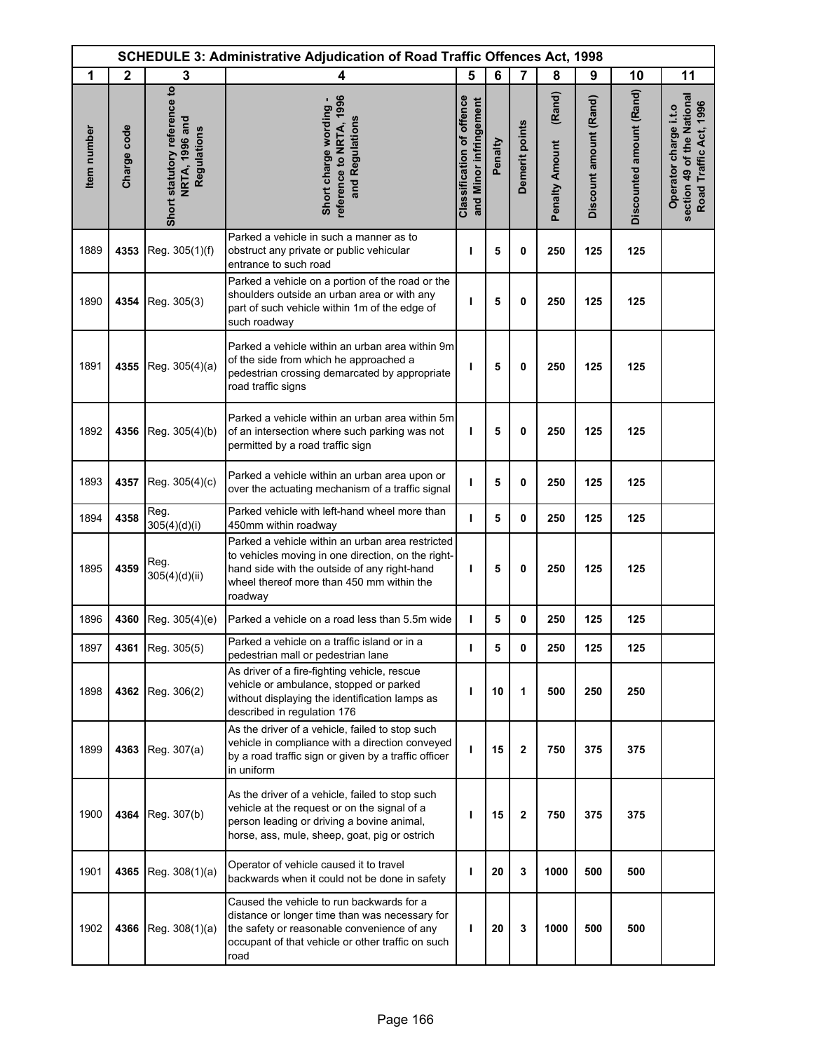| SCHEDULE 3: Administrative Adjudication of Road Traffic Offences Act, 1998 | | | | | | | | | | |
|---|---|---|---|---|---|---|---|---|---|---|
| 1 | 2 | 3 | 4 | 5 | 6 | 7 | 8 | 9 | 10 | 11 |
| Item number | Charge code | Short statutory reference to NRTA, 1996 and Regulations | Short charge wording - reference to NRTA, 1996 and Regulations | Classification of offence and Minor infringement | Penalty | Demerit points | Penalty Amount (Rand) | Discount amount (Rand) | Discounted amount (Rand) | Operator charge i.t.o section 49 of the National Road Traffic Act, 1996 |
| 1889 | 4353 | Reg. 305(1)(f) | Parked a vehicle in such a manner as to obstruct any private or public vehicular entrance to such road | I | 5 | 0 | 250 | 125 | 125 | |
| 1890 | 4354 | Reg. 305(3) | Parked a vehicle on a portion of the road or the shoulders outside an urban area or with any part of such vehicle within 1m of the edge of such roadway | I | 5 | 0 | 250 | 125 | 125 | |
| 1891 | 4355 | Reg. 305(4)(a) | Parked a vehicle within an urban area within 9m of the side from which he approached a pedestrian crossing demarcated by appropriate road traffic signs | I | 5 | 0 | 250 | 125 | 125 | |
| 1892 | 4356 | Reg. 305(4)(b) | Parked a vehicle within an urban area within 5m of an intersection where such parking was not permitted by a road traffic sign | I | 5 | 0 | 250 | 125 | 125 | |
| 1893 | 4357 | Reg. 305(4)(c) | Parked a vehicle within an urban area upon or over the actuating mechanism of a traffic signal | I | 5 | 0 | 250 | 125 | 125 | |
| 1894 | 4358 | Reg. 305(4)(d)(i) | Parked vehicle with left-hand wheel more than 450mm within roadway | I | 5 | 0 | 250 | 125 | 125 | |
| 1895 | 4359 | Reg. 305(4)(d)(ii) | Parked a vehicle within an urban area restricted to vehicles moving in one direction, on the right-hand side with the outside of any right-hand wheel thereof more than 450 mm within the roadway | I | 5 | 0 | 250 | 125 | 125 | |
| 1896 | 4360 | Reg. 305(4)(e) | Parked a vehicle on a road less than 5.5m wide | I | 5 | 0 | 250 | 125 | 125 | |
| 1897 | 4361 | Reg. 305(5) | Parked a vehicle on a traffic island or in a pedestrian mall or pedestrian lane | I | 5 | 0 | 250 | 125 | 125 | |
| 1898 | 4362 | Reg. 306(2) | As driver of a fire-fighting vehicle, rescue vehicle or ambulance, stopped or parked without displaying the identification lamps as described in regulation 176 | I | 10 | 1 | 500 | 250 | 250 | |
| 1899 | 4363 | Reg. 307(a) | As the driver of a vehicle, failed to stop such vehicle in compliance with a direction conveyed by a road traffic sign or given by a traffic officer in uniform | I | 15 | 2 | 750 | 375 | 375 | |
| 1900 | 4364 | Reg. 307(b) | As the driver of a vehicle, failed to stop such vehicle at the request or on the signal of a person leading or driving a bovine animal, horse, ass, mule, sheep, goat, pig or ostrich | I | 15 | 2 | 750 | 375 | 375 | |
| 1901 | 4365 | Reg. 308(1)(a) | Operator of vehicle caused it to travel backwards when it could not be done in safety | I | 20 | 3 | 1000 | 500 | 500 | |
| 1902 | 4366 | Reg. 308(1)(a) | Caused the vehicle to run backwards for a distance or longer time than was necessary for the safety or reasonable convenience of any occupant of that vehicle or other traffic on such road | I | 20 | 3 | 1000 | 500 | 500 | |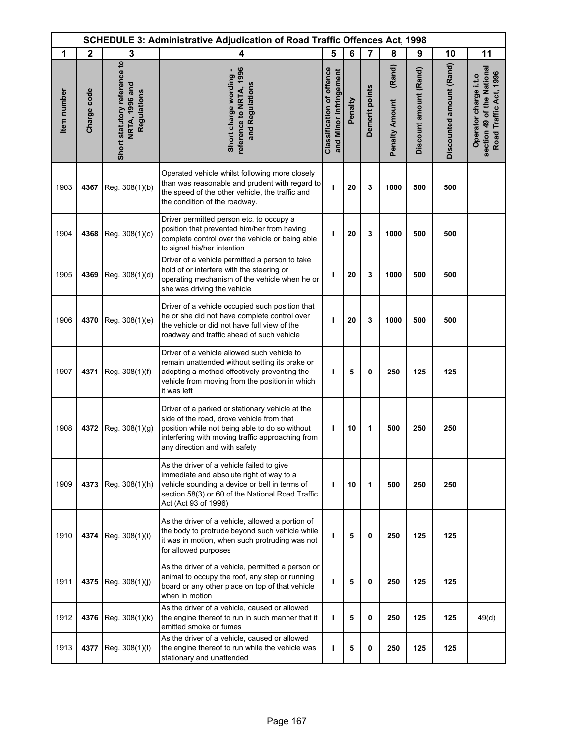| SCHEDULE 3: Administrative Adjudication of Road Traffic Offences Act, 1998 | | | | | | | | | | |
|---|---|---|---|---|---|---|---|---|---|---|
| 1 | 2 | 3 | 4 | 5 | 6 | 7 | 8 | 9 | 10 | 11 |
| Item number | Charge code | Short statutory reference to NRTA, 1996 and Regulations | Short charge wording - reference to NRTA, 1996 and Regulations | Classification of offence and Minor infringement | Penalty | Demerit points | Penalty Amount (Rand) | Discount amount (Rand) | Discounted amount (Rand) | Operator charge i.t.o section 49 of the National Road Traffic Act, 1996 |
| 1903 | **4367** | Reg. 308(1)(b) | Operated vehicle whilst following more closely than was reasonable and prudent with regard to the speed of the other vehicle, the traffic and the condition of the roadway. | I | 20 | 3 | 1000 | 500 | 500 | |
| 1904 | **4368** | Reg. 308(1)(c) | Driver permitted person etc. to occupy a position that prevented him/her from having complete control over the vehicle or being able to signal his/her intention | I | 20 | 3 | 1000 | 500 | 500 | |
| 1905 | **4369** | Reg. 308(1)(d) | Driver of a vehicle permitted a person to take hold of or interfere with the steering or operating mechanism of the vehicle when he or she was driving the vehicle | I | 20 | 3 | 1000 | 500 | 500 | |
| 1906 | **4370** | Reg. 308(1)(e) | Driver of a vehicle occupied such position that he or she did not have complete control over the vehicle or did not have full view of the roadway and traffic ahead of such vehicle | I | 20 | 3 | 1000 | 500 | 500 | |
| 1907 | **4371** | Reg. 308(1)(f) | Driver of a vehicle allowed such vehicle to remain unattended without setting its brake or adopting a method effectively preventing the vehicle from moving from the position in which it was left | I | 5 | 0 | 250 | 125 | 125 | |
| 1908 | **4372** | Reg. 308(1)(g) | Driver of a parked or stationary vehicle at the side of the road, drove vehicle from that position while not being able to do so without interfering with moving traffic approaching from any direction and with safety | I | 10 | 1 | 500 | 250 | 250 | |
| 1909 | **4373** | Reg. 308(1)(h) | As the driver of a vehicle failed to give immediate and absolute right of way to a vehicle sounding a device or bell in terms of section 58(3) or 60 of the National Road Traffic Act (Act 93 of 1996) | I | 10 | 1 | 500 | 250 | 250 | |
| 1910 | **4374** | Reg. 308(1)(i) | As the driver of a vehicle, allowed a portion of the body to protrude beyond such vehicle while it was in motion, when such protruding was not for allowed purposes | I | 5 | 0 | 250 | 125 | 125 | |
| 1911 | **4375** | Reg. 308(1)(j) | As the driver of a vehicle, permitted a person or animal to occupy the roof, any step or running board or any other place on top of that vehicle when in motion | I | 5 | 0 | 250 | 125 | 125 | |
| 1912 | **4376** | Reg. 308(1)(k) | As the driver of a vehicle, caused or allowed the engine thereof to run in such manner that it emitted smoke or fumes | I | 5 | 0 | 250 | 125 | 125 | 49(d) |
| 1913 | **4377** | Reg. 308(1)(l) | As the driver of a vehicle, caused or allowed the engine thereof to run while the vehicle was stationary and unattended | I | 5 | 0 | 250 | 125 | 125 | |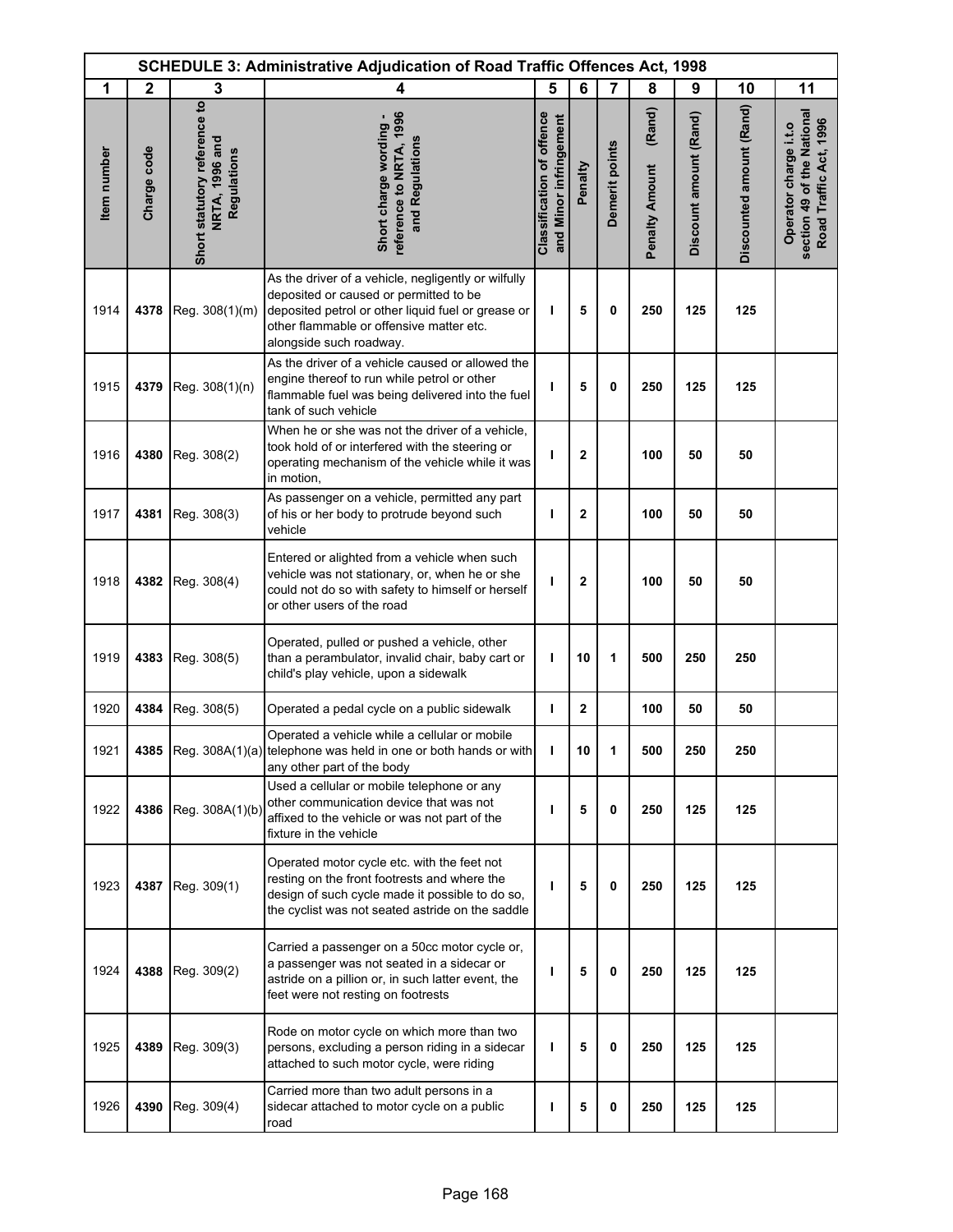# SCHEDULE 3: Administrative Adjudication of Road Traffic Offences Act, 1998

| 1 | 2 | 3 | 4 | 5 | 6 | 7 | 8 | 9 | 10 | 11 |
|---|---|---|---|---|---|---|---|---|---|---|
| Item number | Charge code | Short statutory reference to NRTA, 1996 and Regulations | Short charge wording - reference to NRTA, 1996 and Regulations | Classification of offence and Minor infringement | Penalty | Demerit points | Penalty Amount (Rand) | Discount amount (Rand) | Discounted amount (Rand) | Operator charge i.t.o section 49 of the National Road Traffic Act, 1996 |
| 1914 | **4378** | Reg. 308(1)(m) | As the driver of a vehicle, negligently or wilfully deposited or caused or permitted to be deposited petrol or other liquid fuel or grease or other flammable or offensive matter etc. alongside such roadway. | **I** | **5** | **0** | **250** | **125** | **125** | |
| 1915 | **4379** | Reg. 308(1)(n) | As the driver of a vehicle caused or allowed the engine thereof to run while petrol or other flammable fuel was being delivered into the fuel tank of such vehicle | **I** | **5** | **0** | **250** | **125** | **125** | |
| 1916 | **4380** | Reg. 308(2) | When he or she was not the driver of a vehicle, took hold of or interfered with the steering or operating mechanism of the vehicle while it was in motion, | **I** | **2** | | **100** | **50** | **50** | |
| 1917 | **4381** | Reg. 308(3) | As passenger on a vehicle, permitted any part of his or her body to protrude beyond such vehicle | **I** | **2** | | **100** | **50** | **50** | |
| 1918 | **4382** | Reg. 308(4) | Entered or alighted from a vehicle when such vehicle was not stationary, or, when he or she could not do so with safety to himself or herself or other users of the road | **I** | **2** | | **100** | **50** | **50** | |
| 1919 | **4383** | Reg. 308(5) | Operated, pulled or pushed a vehicle, other than a perambulator, invalid chair, baby cart or child's play vehicle, upon a sidewalk | **I** | **10** | **1** | **500** | **250** | **250** | |
| 1920 | **4384** | Reg. 308(5) | Operated a pedal cycle on a public sidewalk | **I** | **2** | | **100** | **50** | **50** | |
| 1921 | **4385** | Reg. 308A(1)(a) | Operated a vehicle while a cellular or mobile telephone was held in one or both hands or with any other part of the body | **I** | **10** | **1** | **500** | **250** | **250** | |
| 1922 | **4386** | Reg. 308A(1)(b) | Used a cellular or mobile telephone or any other communication device that was not affixed to the vehicle or was not part of the fixture in the vehicle | **I** | **5** | **0** | **250** | **125** | **125** | |
| 1923 | **4387** | Reg. 309(1) | Operated motor cycle etc. with the feet not resting on the front footrests and where the design of such cycle made it possible to do so, the cyclist was not seated astride on the saddle | **I** | **5** | **0** | **250** | **125** | **125** | |
| 1924 | **4388** | Reg. 309(2) | Carried a passenger on a 50cc motor cycle or, a passenger was not seated in a sidecar or astride on a pillion or, in such latter event, the feet were not resting on footrests | **I** | **5** | **0** | **250** | **125** | **125** | |
| 1925 | **4389** | Reg. 309(3) | Rode on motor cycle on which more than two persons, excluding a person riding in a sidecar attached to such motor cycle, were riding | **I** | **5** | **0** | **250** | **125** | **125** | |
| 1926 | **4390** | Reg. 309(4) | Carried more than two adult persons in a sidecar attached to motor cycle on a public road | **I** | **5** | **0** | **250** | **125** | **125** | |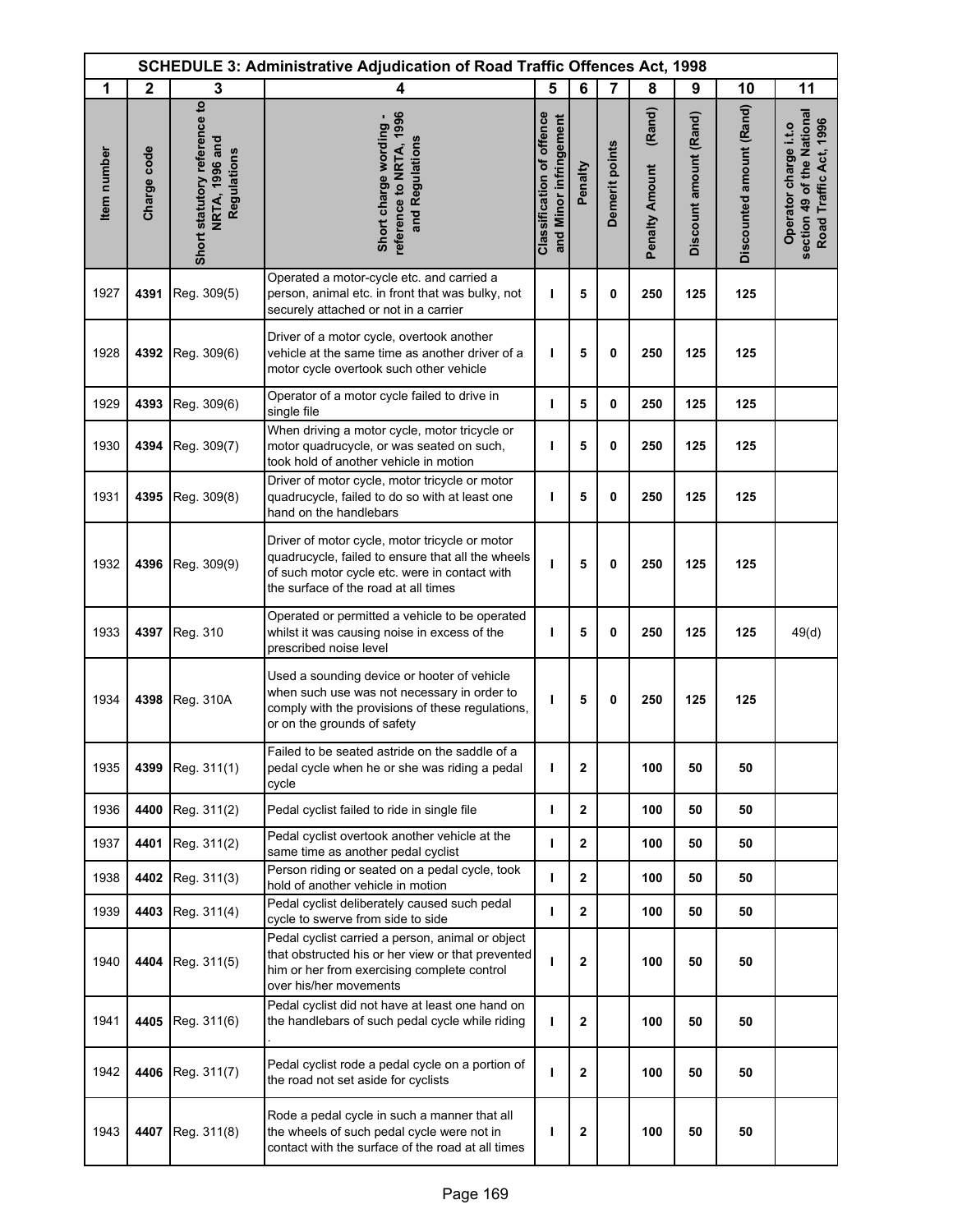| SCHEDULE 3: Administrative Adjudication of Road Traffic Offences Act, 1998 | | | | | | | | | | |
|---|---|---|---|---|---|---|---|---|---|---|
| 1 | 2 | 3 | 4 | 5 | 6 | 7 | 8 | 9 | 10 | 11 |
| Item number | Charge code | Short statutory reference to NRTA, 1996 and Regulations | Short charge wording - reference to NRTA, 1996 and Regulations | Classification of offence and Minor infringement | Penalty | Demerit points | Penalty Amount (Rand) | Discount amount (Rand) | Discounted amount (Rand) | Operator charge i.t.o section 49 of the National Road Traffic Act, 1996 |
| 1927 | 4391 | Reg. 309(5) | Operated a motor-cycle etc. and carried a person, animal etc. in front that was bulky, not securely attached or not in a carrier | I | 5 | 0 | 250 | 125 | 125 | |
| 1928 | 4392 | Reg. 309(6) | Driver of a motor cycle, overtook another vehicle at the same time as another driver of a motor cycle overtook such other vehicle | I | 5 | 0 | 250 | 125 | 125 | |
| 1929 | 4393 | Reg. 309(6) | Operator of a motor cycle failed to drive in single file | I | 5 | 0 | 250 | 125 | 125 | |
| 1930 | 4394 | Reg. 309(7) | When driving a motor cycle, motor tricycle or motor quadrucycle, or was seated on such, took hold of another vehicle in motion | I | 5 | 0 | 250 | 125 | 125 | |
| 1931 | 4395 | Reg. 309(8) | Driver of motor cycle, motor tricycle or motor quadrucycle, failed to do so with at least one hand on the handlebars | I | 5 | 0 | 250 | 125 | 125 | |
| 1932 | 4396 | Reg. 309(9) | Driver of motor cycle, motor tricycle or motor quadrucycle, failed to ensure that all the wheels of such motor cycle etc. were in contact with the surface of the road at all times | I | 5 | 0 | 250 | 125 | 125 | |
| 1933 | 4397 | Reg. 310 | Operated or permitted a vehicle to be operated whilst it was causing noise in excess of the prescribed noise level | I | 5 | 0 | 250 | 125 | 125 | 49(d) |
| 1934 | 4398 | Reg. 310A | Used a sounding device or hooter of vehicle when such use was not necessary in order to comply with the provisions of these regulations, or on the grounds of safety | I | 5 | 0 | 250 | 125 | 125 | |
| 1935 | 4399 | Reg. 311(1) | Failed to be seated astride on the saddle of a pedal cycle when he or she was riding a pedal cycle | I | 2 | | 100 | 50 | 50 | |
| 1936 | 4400 | Reg. 311(2) | Pedal cyclist failed to ride in single file | I | 2 | | 100 | 50 | 50 | |
| 1937 | 4401 | Reg. 311(2) | Pedal cyclist overtook another vehicle at the same time as another pedal cyclist | I | 2 | | 100 | 50 | 50 | |
| 1938 | 4402 | Reg. 311(3) | Person riding or seated on a pedal cycle, took hold of another vehicle in motion | I | 2 | | 100 | 50 | 50 | |
| 1939 | 4403 | Reg. 311(4) | Pedal cyclist deliberately caused such pedal cycle to swerve from side to side | I | 2 | | 100 | 50 | 50 | |
| 1940 | 4404 | Reg. 311(5) | Pedal cyclist carried a person, animal or object that obstructed his or her view or that prevented him or her from exercising complete control over his/her movements | I | 2 | | 100 | 50 | 50 | |
| 1941 | 4405 | Reg. 311(6) | Pedal cyclist did not have at least one hand on the handlebars of such pedal cycle while riding . | I | 2 | | 100 | 50 | 50 | |
| 1942 | 4406 | Reg. 311(7) | Pedal cyclist rode a pedal cycle on a portion of the road not set aside for cyclists | I | 2 | | 100 | 50 | 50 | |
| 1943 | 4407 | Reg. 311(8) | Rode a pedal cycle in such a manner that all the wheels of such pedal cycle were not in contact with the surface of the road at all times | I | 2 | | 100 | 50 | 50 | |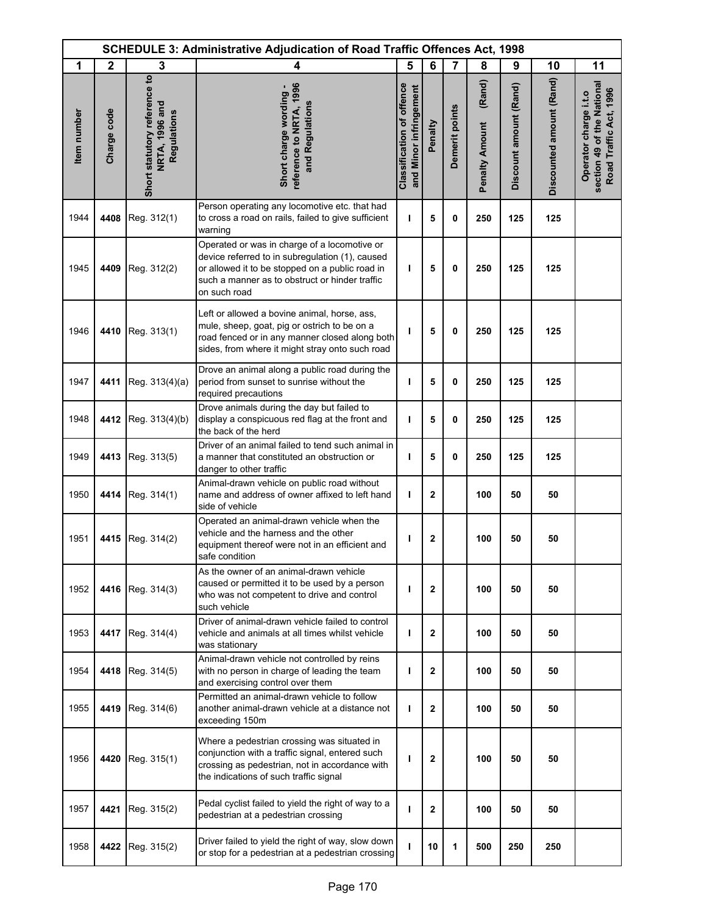| SCHEDULE 3: Administrative Adjudication of Road Traffic Offences Act, 1998 | | | | | | | | | | |
|---|---|---|---|---|---|---|---|---|---|---|
| 1 | 2 | 3 | 4 | 5 | 6 | 7 | 8 | 9 | 10 | 11 |
| Item number | Charge code | Short statutory reference to NRTA, 1996 and Regulations | Short charge wording - reference to NRTA, 1996 and Regulations | Classification of offence and Minor infringement | Penalty | Demerit points | Penalty Amount (Rand) | Discount amount (Rand) | Discounted amount (Rand) | Operator charge i.t.o section 49 of the National Road Traffic Act, 1996 |
| 1944 | **4408** | Reg. 312(1) | Person operating any locomotive etc. that had to cross a road on rails, failed to give sufficient warning | I | **5** | **0** | **250** | **125** | **125** | |
| 1945 | **4409** | Reg. 312(2) | Operated or was in charge of a locomotive or device referred to in subregulation (1), caused or allowed it to be stopped on a public road in such a manner as to obstruct or hinder traffic on such road | I | **5** | **0** | **250** | **125** | **125** | |
| 1946 | **4410** | Reg. 313(1) | Left or allowed a bovine animal, horse, ass, mule, sheep, goat, pig or ostrich to be on a road fenced or in any manner closed along both sides, from where it might stray onto such road | I | **5** | **0** | **250** | **125** | **125** | |
| 1947 | **4411** | Reg. 313(4)(a) | Drove an animal along a public road during the period from sunset to sunrise without the required precautions | I | **5** | **0** | **250** | **125** | **125** | |
| 1948 | **4412** | Reg. 313(4)(b) | Drove animals during the day but failed to display a conspicuous red flag at the front and the back of the herd | I | **5** | **0** | **250** | **125** | **125** | |
| 1949 | **4413** | Reg. 313(5) | Driver of an animal failed to tend such animal in a manner that constituted an obstruction or danger to other traffic | I | **5** | **0** | **250** | **125** | **125** | |
| 1950 | **4414** | Reg. 314(1) | Animal-drawn vehicle on public road without name and address of owner affixed to left hand side of vehicle | I | **2** | | **100** | **50** | **50** | |
| 1951 | **4415** | Reg. 314(2) | Operated an animal-drawn vehicle when the vehicle and the harness and the other equipment thereof were not in an efficient and safe condition | I | **2** | | **100** | **50** | **50** | |
| 1952 | **4416** | Reg. 314(3) | As the owner of an animal-drawn vehicle caused or permitted it to be used by a person who was not competent to drive and control such vehicle | I | **2** | | **100** | **50** | **50** | |
| 1953 | **4417** | Reg. 314(4) | Driver of animal-drawn vehicle failed to control vehicle and animals at all times whilst vehicle was stationary | I | **2** | | **100** | **50** | **50** | |
| 1954 | **4418** | Reg. 314(5) | Animal-drawn vehicle not controlled by reins with no person in charge of leading the team and exercising control over them | I | **2** | | **100** | **50** | **50** | |
| 1955 | **4419** | Reg. 314(6) | Permitted an animal-drawn vehicle to follow another animal-drawn vehicle at a distance not exceeding 150m | I | **2** | | **100** | **50** | **50** | |
| 1956 | **4420** | Reg. 315(1) | Where a pedestrian crossing was situated in conjunction with a traffic signal, entered such crossing as pedestrian, not in accordance with the indications of such traffic signal | I | **2** | | **100** | **50** | **50** | |
| 1957 | **4421** | Reg. 315(2) | Pedal cyclist failed to yield the right of way to a pedestrian at a pedestrian crossing | I | **2** | | **100** | **50** | **50** | |
| 1958 | **4422** | Reg. 315(2) | Driver failed to yield the right of way, slow down or stop for a pedestrian at a pedestrian crossing | I | **10** | **1** | **500** | **250** | **250** | |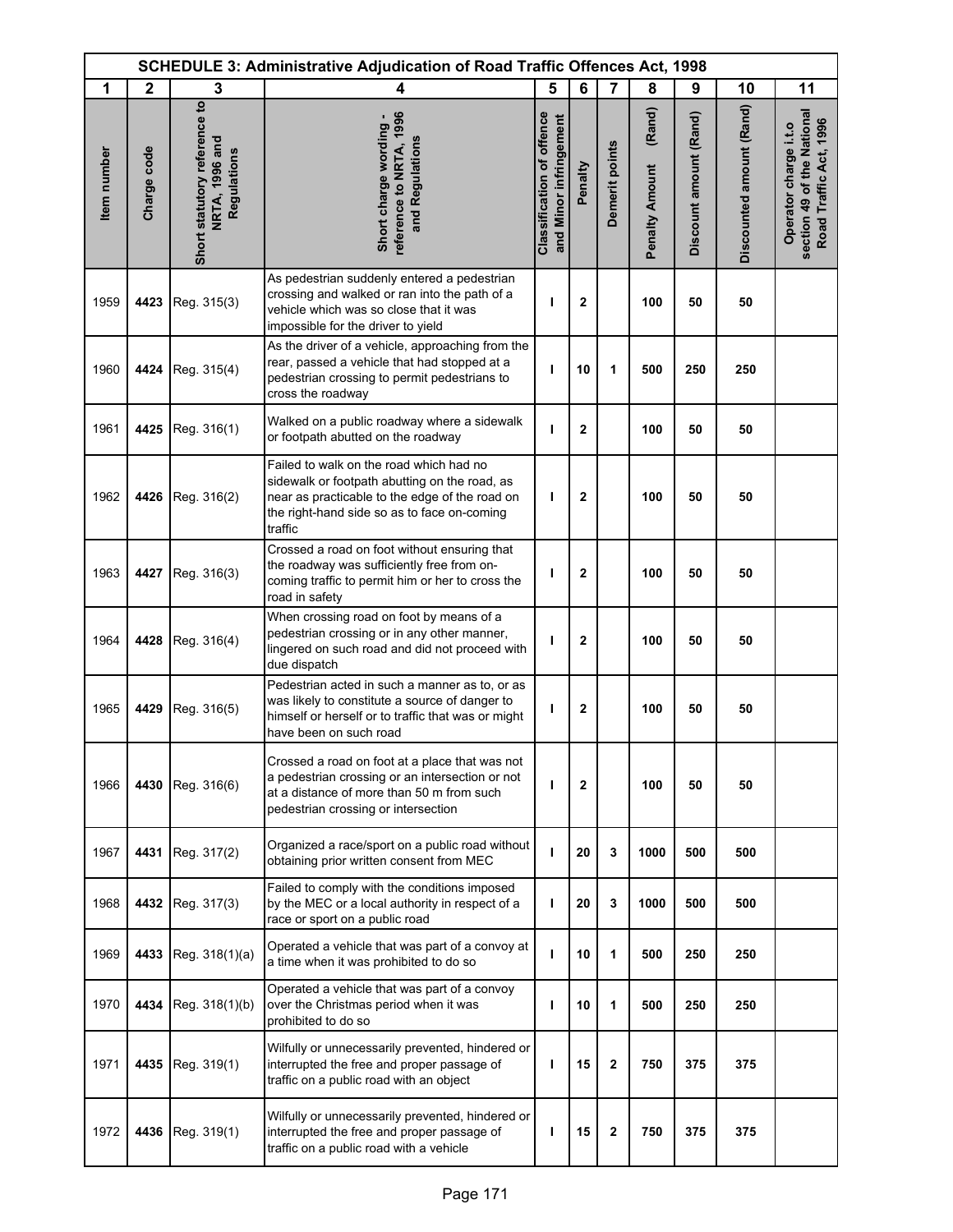| SCHEDULE 3: Administrative Adjudication of Road Traffic Offences Act, 1998 | | | | | | | | | | |
|---|---|---|---|---|---|---|---|---|---|---|
| 1 | 2 | 3 | 4 | 5 | 6 | 7 | 8 | 9 | 10 | 11 |
| Item number | Charge code | Short statutory reference to NRTA, 1996 and Regulations | Short charge wording - reference to NRTA, 1996 and Regulations | Classification of offence and Minor infringement | Penalty | Demerit points | Penalty Amount (Rand) | Discount amount (Rand) | Discounted amount (Rand) | Operator charge i.t.o section 49 of the National Road Traffic Act, 1996 |
| 1959 | **4423** | Reg. 315(3) | As pedestrian suddenly entered a pedestrian crossing and walked or ran into the path of a vehicle which was so close that it was impossible for the driver to yield | I | 2 | | 100 | 50 | 50 | |
| 1960 | **4424** | Reg. 315(4) | As the driver of a vehicle, approaching from the rear, passed a vehicle that had stopped at a pedestrian crossing to permit pedestrians to cross the roadway | I | 10 | 1 | 500 | 250 | 250 | |
| 1961 | **4425** | Reg. 316(1) | Walked on a public roadway where a sidewalk or footpath abutted on the roadway | I | 2 | | 100 | 50 | 50 | |
| 1962 | **4426** | Reg. 316(2) | Failed to walk on the road which had no sidewalk or footpath abutting on the road, as near as practicable to the edge of the road on the right-hand side so as to face on-coming traffic | I | 2 | | 100 | 50 | 50 | |
| 1963 | **4427** | Reg. 316(3) | Crossed a road on foot without ensuring that the roadway was sufficiently free from on-coming traffic to permit him or her to cross the road in safety | I | 2 | | 100 | 50 | 50 | |
| 1964 | **4428** | Reg. 316(4) | When crossing road on foot by means of a pedestrian crossing or in any other manner, lingered on such road and did not proceed with due dispatch | I | 2 | | 100 | 50 | 50 | |
| 1965 | **4429** | Reg. 316(5) | Pedestrian acted in such a manner as to, or as was likely to constitute a source of danger to himself or herself or to traffic that was or might have been on such road | I | 2 | | 100 | 50 | 50 | |
| 1966 | **4430** | Reg. 316(6) | Crossed a road on foot at a place that was not a pedestrian crossing or an intersection or not at a distance of more than 50 m from such pedestrian crossing or intersection | I | 2 | | 100 | 50 | 50 | |
| 1967 | **4431** | Reg. 317(2) | Organized a race/sport on a public road without obtaining prior written consent from MEC | I | 20 | 3 | 1000 | 500 | 500 | |
| 1968 | **4432** | Reg. 317(3) | Failed to comply with the conditions imposed by the MEC or a local authority in respect of a race or sport on a public road | I | 20 | 3 | 1000 | 500 | 500 | |
| 1969 | **4433** | Reg. 318(1)(a) | Operated a vehicle that was part of a convoy at a time when it was prohibited to do so | I | 10 | 1 | 500 | 250 | 250 | |
| 1970 | **4434** | Reg. 318(1)(b) | Operated a vehicle that was part of a convoy over the Christmas period when it was prohibited to do so | I | 10 | 1 | 500 | 250 | 250 | |
| 1971 | **4435** | Reg. 319(1) | Wilfully or unnecessarily prevented, hindered or interrupted the free and proper passage of traffic on a public road with an object | I | 15 | 2 | 750 | 375 | 375 | |
| 1972 | **4436** | Reg. 319(1) | Wilfully or unnecessarily prevented, hindered or interrupted the free and proper passage of traffic on a public road with a vehicle | I | 15 | 2 | 750 | 375 | 375 | |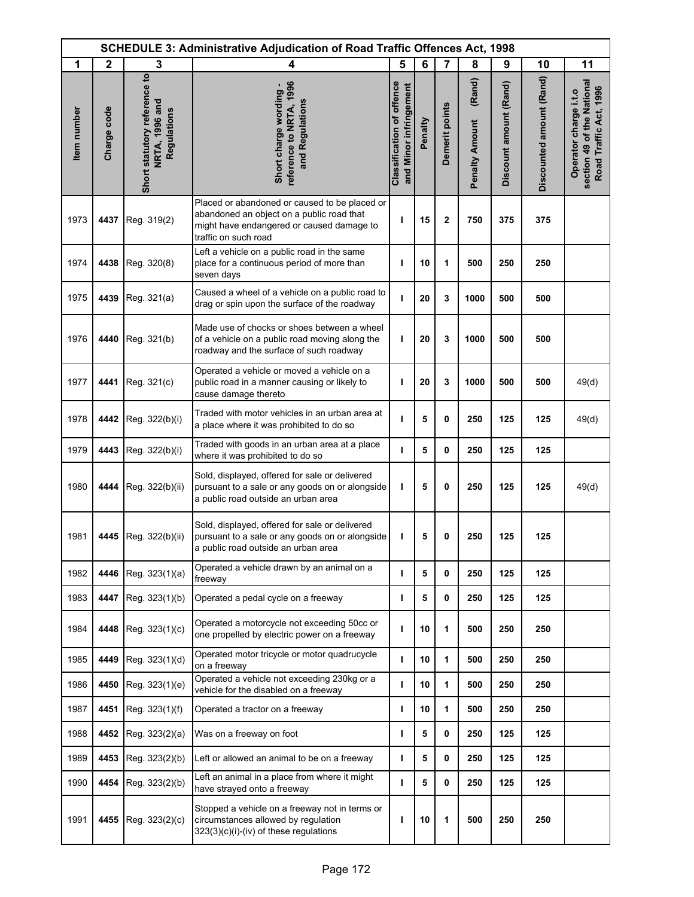| SCHEDULE 3: Administrative Adjudication of Road Traffic Offences Act, 1998 | | | | | | | | | | |
|---|---|---|---|---|---|---|---|---|---|---|
| 1 | 2 | 3 | 4 | 5 | 6 | 7 | 8 | 9 | 10 | 11 |
| Item number | Charge code | Short statutory reference to NRTA, 1996 and Regulations | Short charge wording - reference to NRTA, 1996 and Regulations | Classification of offence and Minor infringement | Penalty | Demerit points | Penalty Amount (Rand) | Discount amount (Rand) | Discounted amount (Rand) | Operator charge i.t.o section 49 of the National Road Traffic Act, 1996 |
| 1973 | **4437** | Reg. 319(2) | Placed or abandoned or caused to be placed or abandoned an object on a public road that might have endangered or caused damage to traffic on such road | **I** | **15** | **2** | **750** | **375** | **375** | |
| 1974 | **4438** | Reg. 320(8) | Left a vehicle on a public road in the same place for a continuous period of more than seven days | **I** | **10** | **1** | **500** | **250** | **250** | |
| 1975 | **4439** | Reg. 321(a) | Caused a wheel of a vehicle on a public road to drag or spin upon the surface of the roadway | **I** | **20** | **3** | **1000** | **500** | **500** | |
| 1976 | **4440** | Reg. 321(b) | Made use of chocks or shoes between a wheel of a vehicle on a public road moving along the roadway and the surface of such roadway | **I** | **20** | **3** | **1000** | **500** | **500** | |
| 1977 | **4441** | Reg. 321(c) | Operated a vehicle or moved a vehicle on a public road in a manner causing or likely to cause damage thereto | **I** | **20** | **3** | **1000** | **500** | **500** | 49(d) |
| 1978 | **4442** | Reg. 322(b)(i) | Traded with motor vehicles in an urban area at a place where it was prohibited to do so | **I** | **5** | **0** | **250** | **125** | **125** | 49(d) |
| 1979 | **4443** | Reg. 322(b)(i) | Traded with goods in an urban area at a place where it was prohibited to do so | **I** | **5** | **0** | **250** | **125** | **125** | |
| 1980 | **4444** | Reg. 322(b)(ii) | Sold, displayed, offered for sale or delivered pursuant to a sale or any goods on or alongside a public road outside an urban area | **I** | **5** | **0** | **250** | **125** | **125** | 49(d) |
| 1981 | **4445** | Reg. 322(b)(ii) | Sold, displayed, offered for sale or delivered pursuant to a sale or any goods on or alongside a public road outside an urban area | **I** | **5** | **0** | **250** | **125** | **125** | |
| 1982 | **4446** | Reg. 323(1)(a) | Operated a vehicle drawn by an animal on a freeway | **I** | **5** | **0** | **250** | **125** | **125** | |
| 1983 | **4447** | Reg. 323(1)(b) | Operated a pedal cycle on a freeway | **I** | **5** | **0** | **250** | **125** | **125** | |
| 1984 | **4448** | Reg. 323(1)(c) | Operated a motorcycle not exceeding 50cc or one propelled by electric power on a freeway | **I** | **10** | **1** | **500** | **250** | **250** | |
| 1985 | **4449** | Reg. 323(1)(d) | Operated motor tricycle or motor quadrucycle on a freeway | **I** | **10** | **1** | **500** | **250** | **250** | |
| 1986 | **4450** | Reg. 323(1)(e) | Operated a vehicle not exceeding 230kg or a vehicle for the disabled on a freeway | **I** | **10** | **1** | **500** | **250** | **250** | |
| 1987 | **4451** | Reg. 323(1)(f) | Operated a tractor on a freeway | **I** | **10** | **1** | **500** | **250** | **250** | |
| 1988 | **4452** | Reg. 323(2)(a) | Was on a freeway on foot | **I** | **5** | **0** | **250** | **125** | **125** | |
| 1989 | **4453** | Reg. 323(2)(b) | Left or allowed an animal to be on a freeway | **I** | **5** | **0** | **250** | **125** | **125** | |
| 1990 | **4454** | Reg. 323(2)(b) | Left an animal in a place from where it might have strayed onto a freeway | **I** | **5** | **0** | **250** | **125** | **125** | |
| 1991 | **4455** | Reg. 323(2)(c) | Stopped a vehicle on a freeway not in terms or circumstances allowed by regulation 323(3)(c)(i)-(iv) of these regulations | **I** | **10** | **1** | **500** | **250** | **250** | |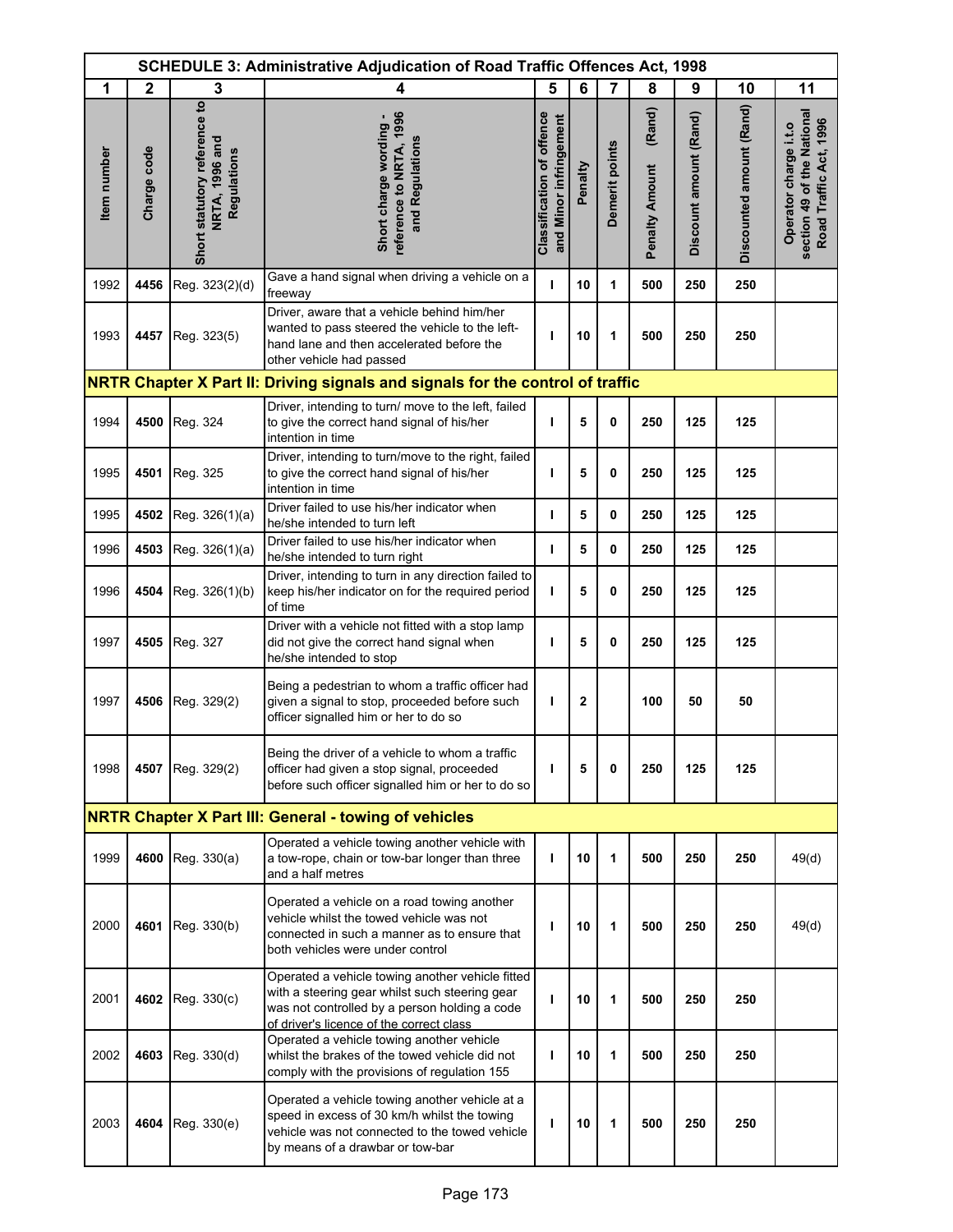| SCHEDULE 3: Administrative Adjudication of Road Traffic Offences Act, 1998 | | | | | | | | | | |
|---|---|---|---|---|---|---|---|---|---|---|
| 1 | 2 | 3 | 4 | 5 | 6 | 7 | 8 | 9 | 10 | 11 |
| Item number | Charge code | Short statutory reference to NRTA, 1996 and Regulations | Short charge wording - reference to NRTA, 1996 and Regulations | Classification of offence and Minor infringement | Penalty | Demerit points | Penalty Amount (Rand) | Discount amount (Rand) | Discounted amount (Rand) | Operator charge i.t.o section 49 of the National Road Traffic Act, 1996 |
| 1992 | 4456 | Reg. 323(2)(d) | Gave a hand signal when driving a vehicle on a freeway | I | 10 | 1 | 500 | 250 | 250 | |
| 1993 | 4457 | Reg. 323(5) | Driver, aware that a vehicle behind him/her wanted to pass steered the vehicle to the left-hand lane and then accelerated before the other vehicle had passed | I | 10 | 1 | 500 | 250 | 250 | |
| **NRTR Chapter X Part II: Driving signals and signals for the control of traffic** | | | | | | | | | | |
| 1994 | 4500 | Reg. 324 | Driver, intending to turn/ move to the left, failed to give the correct hand signal of his/her intention in time | I | 5 | 0 | 250 | 125 | 125 | |
| 1995 | 4501 | Reg. 325 | Driver, intending to turn/move to the right, failed to give the correct hand signal of his/her intention in time | I | 5 | 0 | 250 | 125 | 125 | |
| 1995 | 4502 | Reg. 326(1)(a) | Driver failed to use his/her indicator when he/she intended to turn left | I | 5 | 0 | 250 | 125 | 125 | |
| 1996 | 4503 | Reg. 326(1)(a) | Driver failed to use his/her indicator when he/she intended to turn right | I | 5 | 0 | 250 | 125 | 125 | |
| 1996 | 4504 | Reg. 326(1)(b) | Driver, intending to turn in any direction failed to keep his/her indicator on for the required period of time | I | 5 | 0 | 250 | 125 | 125 | |
| 1997 | 4505 | Reg. 327 | Driver with a vehicle not fitted with a stop lamp did not give the correct hand signal when he/she intended to stop | I | 5 | 0 | 250 | 125 | 125 | |
| 1997 | 4506 | Reg. 329(2) | Being a pedestrian to whom a traffic officer had given a signal to stop, proceeded before such officer signalled him or her to do so | I | 2 | | 100 | 50 | 50 | |
| 1998 | 4507 | Reg. 329(2) | Being the driver of a vehicle to whom a traffic officer had given a stop signal, proceeded before such officer signalled him or her to do so | I | 5 | 0 | 250 | 125 | 125 | |
| **NRTR Chapter X Part III: General - towing of vehicles** | | | | | | | | | | |
| 1999 | 4600 | Reg. 330(a) | Operated a vehicle towing another vehicle with a tow-rope, chain or tow-bar longer than three and a half metres | I | 10 | 1 | 500 | 250 | 250 | 49(d) |
| 2000 | 4601 | Reg. 330(b) | Operated a vehicle on a road towing another vehicle whilst the towed vehicle was not connected in such a manner as to ensure that both vehicles were under control | I | 10 | 1 | 500 | 250 | 250 | 49(d) |
| 2001 | 4602 | Reg. 330(c) | Operated a vehicle towing another vehicle fitted with a steering gear whilst such steering gear was not controlled by a person holding a code of driver's licence of the correct class | I | 10 | 1 | 500 | 250 | 250 | |
| 2002 | 4603 | Reg. 330(d) | Operated a vehicle towing another vehicle whilst the brakes of the towed vehicle did not comply with the provisions of regulation 155 | I | 10 | 1 | 500 | 250 | 250 | |
| 2003 | 4604 | Reg. 330(e) | Operated a vehicle towing another vehicle at a speed in excess of 30 km/h whilst the towing vehicle was not connected to the towed vehicle by means of a drawbar or tow-bar | I | 10 | 1 | 500 | 250 | 250 | |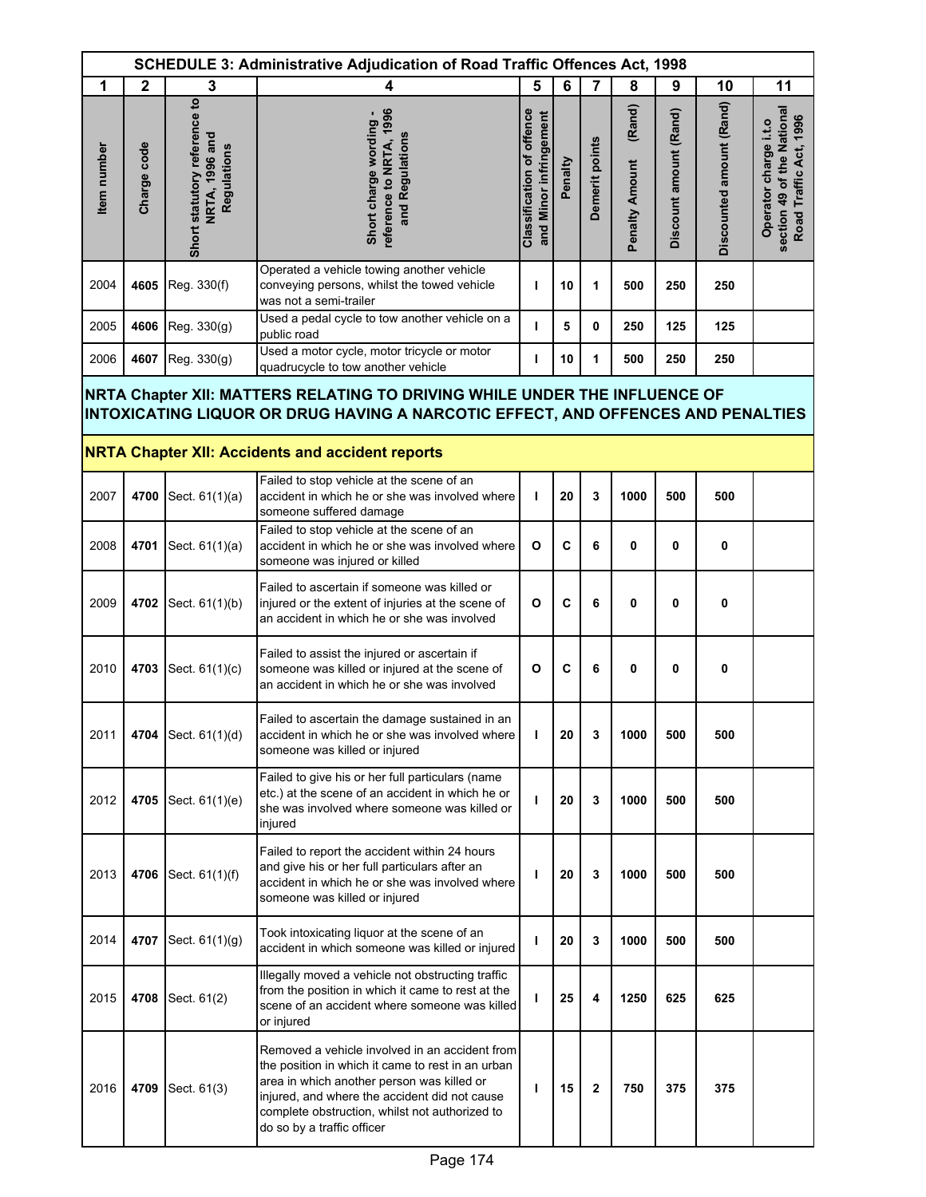# SCHEDULE 3: Administrative Adjudication of Road Traffic Offences Act, 1998

| 1 | 2 | 3 | 4 | 5 | 6 | 7 | 8 | 9 | 10 | 11 |
|---|---|---|---|---|---|---|---|---|---|---|
| Item number | Charge code | Short statutory reference to NRTA, 1996 and Regulations | Short charge wording - reference to NRTA, 1996 and Regulations | Classification of offence and Minor infringement | Penalty | Demerit points | Penalty Amount (Rand) | Discount amount (Rand) | Discounted amount (Rand) | Operator charge i.t.o section 49 of the National Road Traffic Act, 1996 |
| 2004 | **4605** | Reg. 330(f) | Operated a vehicle towing another vehicle conveying persons, whilst the towed vehicle was not a semi-trailer | **I** | **10** | **1** | **500** | **250** | **250** | |
| 2005 | **4606** | Reg. 330(g) | Used a pedal cycle to tow another vehicle on a public road | **I** | **5** | **0** | **250** | **125** | **125** | |
| 2006 | **4607** | Reg. 330(g) | Used a motor cycle, motor tricycle or motor quadrucycle to tow another vehicle | **I** | **10** | **1** | **500** | **250** | **250** | |
| **NRTA Chapter XII: MATTERS RELATING TO DRIVING WHILE UNDER THE INFLUENCE OF INTOXICATING LIQUOR OR DRUG HAVING A NARCOTIC EFFECT, AND OFFENCES AND PENALTIES** | | | | | | | | | | |
| **NRTA Chapter XII: Accidents and accident reports** | | | | | | | | | | |
| 2007 | **4700** | Sect. 61(1)(a) | Failed to stop vehicle at the scene of an accident in which he or she was involved where someone suffered damage | **I** | **20** | **3** | **1000** | **500** | **500** | |
| 2008 | **4701** | Sect. 61(1)(a) | Failed to stop vehicle at the scene of an accident in which he or she was involved where someone was injured or killed | **O** | **C** | **6** | **0** | **0** | **0** | |
| 2009 | **4702** | Sect. 61(1)(b) | Failed to ascertain if someone was killed or injured or the extent of injuries at the scene of an accident in which he or she was involved | **O** | **C** | **6** | **0** | **0** | **0** | |
| 2010 | **4703** | Sect. 61(1)(c) | Failed to assist the injured or ascertain if someone was killed or injured at the scene of an accident in which he or she was involved | **O** | **C** | **6** | **0** | **0** | **0** | |
| 2011 | **4704** | Sect. 61(1)(d) | Failed to ascertain the damage sustained in an accident in which he or she was involved where someone was killed or injured | **I** | **20** | **3** | **1000** | **500** | **500** | |
| 2012 | **4705** | Sect. 61(1)(e) | Failed to give his or her full particulars (name etc.) at the scene of an accident in which he or she was involved where someone was killed or injured | **I** | **20** | **3** | **1000** | **500** | **500** | |
| 2013 | **4706** | Sect. 61(1)(f) | Failed to report the accident within 24 hours and give his or her full particulars after an accident in which he or she was involved where someone was killed or injured | **I** | **20** | **3** | **1000** | **500** | **500** | |
| 2014 | **4707** | Sect. 61(1)(g) | Took intoxicating liquor at the scene of an accident in which someone was killed or injured | **I** | **20** | **3** | **1000** | **500** | **500** | |
| 2015 | **4708** | Sect. 61(2) | Illegally moved a vehicle not obstructing traffic from the position in which it came to rest at the scene of an accident where someone was killed or injured | **I** | **25** | **4** | **1250** | **625** | **625** | |
| 2016 | **4709** | Sect. 61(3) | Removed a vehicle involved in an accident from the position in which it came to rest in an urban area in which another person was killed or injured, and where the accident did not cause complete obstruction, whilst not authorized to do so by a traffic officer | **I** | **15** | **2** | **750** | **375** | **375** | |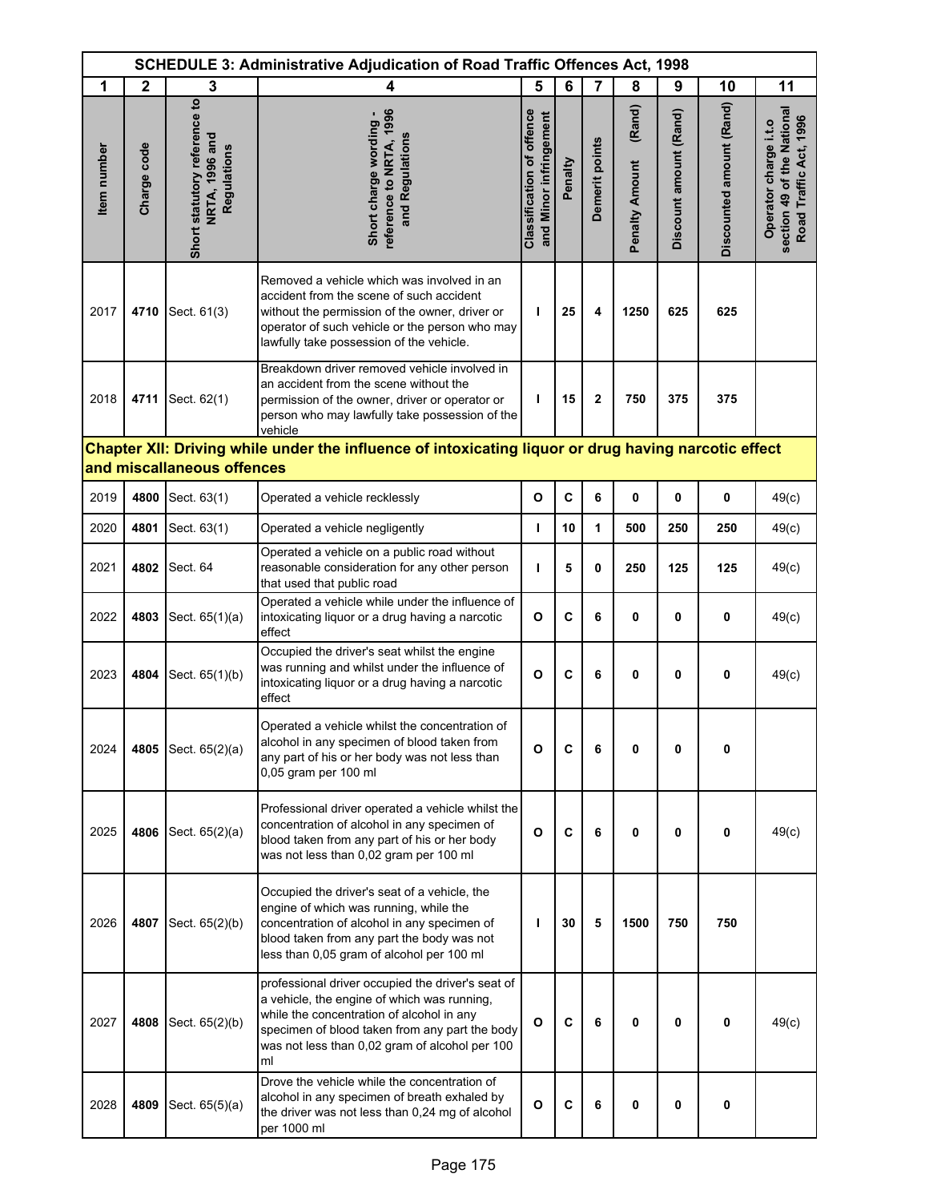# SCHEDULE 3: Administrative Adjudication of Road Traffic Offences Act, 1998

| 1 | 2 | 3 | 4 | 5 | 6 | 7 | 8 | 9 | 10 | 11 |
|---|---|---|---|---|---|---|---|---|---|---|
| Item number | Charge code | Short statutory reference to NRTA, 1996 and Regulations | Short charge wording - reference to NRTA, 1996 and Regulations | Classification of offence and Minor infringement | Penalty | Demerit points | Penalty Amount (Rand) | Discount amount (Rand) | Discounted amount (Rand) | Operator charge i.t.o section 49 of the National Road Traffic Act, 1996 |
| 2017 | 4710 | Sect. 61(3) | Removed a vehicle which was involved in an accident from the scene of such accident without the permission of the owner, driver or operator of such vehicle or the person who may lawfully take possession of the vehicle. | I | 25 | 4 | 1250 | 625 | 625 | |
| 2018 | 4711 | Sect. 62(1) | Breakdown driver removed vehicle involved in an accident from the scene without the permission of the owner, driver or operator or person who may lawfully take possession of the vehicle | I | 15 | 2 | 750 | 375 | 375 | |
| **Chapter XII: Driving while under the influence of intoxicating liquor or drug having narcotic effect and miscallaneous offences** | | | | | | | | | | |
| 2019 | 4800 | Sect. 63(1) | Operated a vehicle recklessly | O | C | 6 | 0 | 0 | 0 | 49(c) |
| 2020 | 4801 | Sect. 63(1) | Operated a vehicle negligently | I | 10 | 1 | 500 | 250 | 250 | 49(c) |
| 2021 | 4802 | Sect. 64 | Operated a vehicle on a public road without reasonable consideration for any other person that used that public road | I | 5 | 0 | 250 | 125 | 125 | 49(c) |
| 2022 | 4803 | Sect. 65(1)(a) | Operated a vehicle while under the influence of intoxicating liquor or a drug having a narcotic effect | O | C | 6 | 0 | 0 | 0 | 49(c) |
| 2023 | 4804 | Sect. 65(1)(b) | Occupied the driver's seat whilst the engine was running and whilst under the influence of intoxicating liquor or a drug having a narcotic effect | O | C | 6 | 0 | 0 | 0 | 49(c) |
| 2024 | 4805 | Sect. 65(2)(a) | Operated a vehicle whilst the concentration of alcohol in any specimen of blood taken from any part of his or her body was not less than 0,05 gram per 100 ml | O | C | 6 | 0 | 0 | 0 | |
| 2025 | 4806 | Sect. 65(2)(a) | Professional driver operated a vehicle whilst the concentration of alcohol in any specimen of blood taken from any part of his or her body was not less than 0,02 gram per 100 ml | O | C | 6 | 0 | 0 | 0 | 49(c) |
| 2026 | 4807 | Sect. 65(2)(b) | Occupied the driver's seat of a vehicle, the engine of which was running, while the concentration of alcohol in any specimen of blood taken from any part the body was not less than 0,05 gram of alcohol per 100 ml | I | 30 | 5 | 1500 | 750 | 750 | |
| 2027 | 4808 | Sect. 65(2)(b) | professional driver occupied the driver's seat of a vehicle, the engine of which was running, while the concentration of alcohol in any specimen of blood taken from any part the body was not less than 0,02 gram of alcohol per 100 ml | O | C | 6 | 0 | 0 | 0 | 49(c) |
| 2028 | 4809 | Sect. 65(5)(a) | Drove the vehicle while the concentration of alcohol in any specimen of breath exhaled by the driver was not less than 0,24 mg of alcohol per 1000 ml | O | C | 6 | 0 | 0 | 0 | |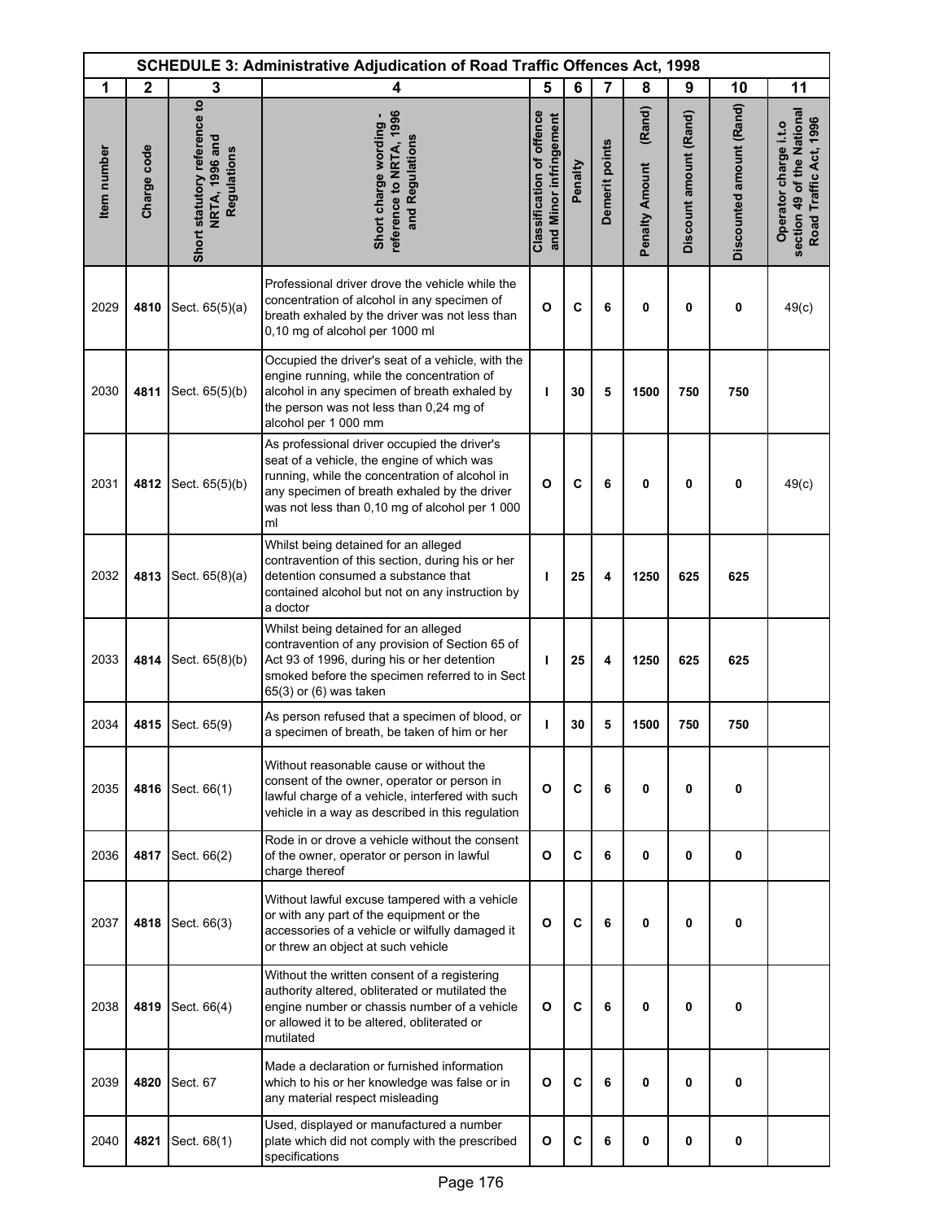| SCHEDULE 3: Administrative Adjudication of Road Traffic Offences Act, 1998 | | | | | | | | | | |
|---|---|---|---|---|---|---|---|---|---|---|
| 1 | 2 | 3 | 4 | 5 | 6 | 7 | 8 | 9 | 10 | 11 |
| Item number | Charge code | Short statutory reference to NRTA, 1996 and Regulations | Short charge wording - reference to NRTA, 1996 and Regulations | Classification of offence and Minor infringement | Penalty | Demerit points | Penalty Amount (Rand) | Discount amount (Rand) | Discounted amount (Rand) | Operator charge i.t.o section 49 of the National Road Traffic Act, 1996 |
| 2029 | 4810 | Sect. 65(5)(a) | Professional driver drove the vehicle while the concentration of alcohol in any specimen of breath exhaled by the driver was not less than 0,10 mg of alcohol per 1000 ml | O | C | 6 | 0 | 0 | 0 | 49(c) |
| 2030 | 4811 | Sect. 65(5)(b) | Occupied the driver's seat of a vehicle, with the engine running, while the concentration of alcohol in any specimen of breath exhaled by the person was not less than 0,24 mg of alcohol per 1 000 mm | I | 30 | 5 | 1500 | 750 | 750 | |
| 2031 | 4812 | Sect. 65(5)(b) | As professional driver occupied the driver's seat of a vehicle, the engine of which was running, while the concentration of alcohol in any specimen of breath exhaled by the driver was not less than 0,10 mg of alcohol per 1 000 ml | O | C | 6 | 0 | 0 | 0 | 49(c) |
| 2032 | 4813 | Sect. 65(8)(a) | Whilst being detained for an alleged contravention of this section, during his or her detention consumed a substance that contained alcohol but not on any instruction by a doctor | I | 25 | 4 | 1250 | 625 | 625 | |
| 2033 | 4814 | Sect. 65(8)(b) | Whilst being detained for an alleged contravention of any provision of Section 65 of Act 93 of 1996, during his or her detention smoked before the specimen referred to in Sect 65(3) or (6) was taken | I | 25 | 4 | 1250 | 625 | 625 | |
| 2034 | 4815 | Sect. 65(9) | As person refused that a specimen of blood, or a specimen of breath, be taken of him or her | I | 30 | 5 | 1500 | 750 | 750 | |
| 2035 | 4816 | Sect. 66(1) | Without reasonable cause or without the consent of the owner, operator or person in lawful charge of a vehicle, interfered with such vehicle in a way as described in this regulation | O | C | 6 | 0 | 0 | 0 | |
| 2036 | 4817 | Sect. 66(2) | Rode in or drove a vehicle without the consent of the owner, operator or person in lawful charge thereof | O | C | 6 | 0 | 0 | 0 | |
| 2037 | 4818 | Sect. 66(3) | Without lawful excuse tampered with a vehicle or with any part of the equipment or the accessories of a vehicle or wilfully damaged it or threw an object at such vehicle | O | C | 6 | 0 | 0 | 0 | |
| 2038 | 4819 | Sect. 66(4) | Without the written consent of a registering authority altered, obliterated or mutilated the engine number or chassis number of a vehicle or allowed it to be altered, obliterated or mutilated | O | C | 6 | 0 | 0 | 0 | |
| 2039 | 4820 | Sect. 67 | Made a declaration or furnished information which to his or her knowledge was false or in any material respect misleading | O | C | 6 | 0 | 0 | 0 | |
| 2040 | 4821 | Sect. 68(1) | Used, displayed or manufactured a number plate which did not comply with the prescribed specifications | O | C | 6 | 0 | 0 | 0 | |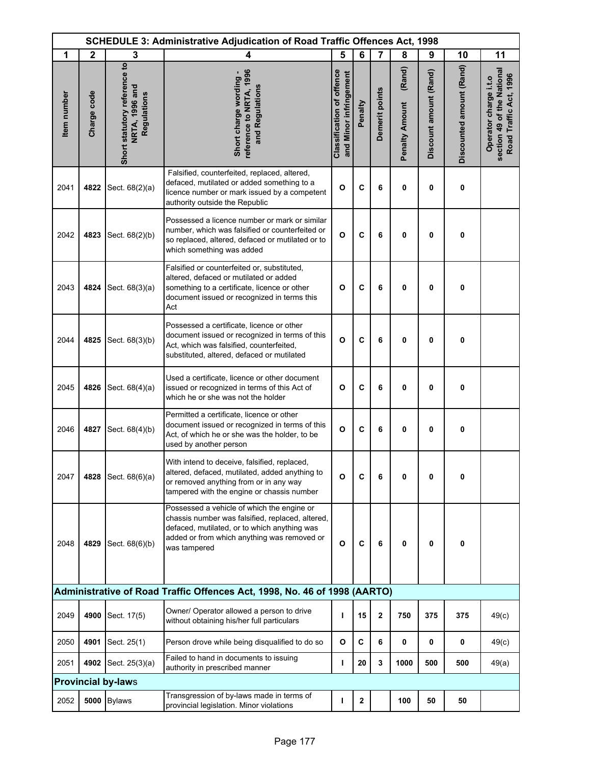| SCHEDULE 3: Administrative Adjudication of Road Traffic Offences Act, 1998 | | | | | | | | | | |
|---|---|---|---|---|---|---|---|---|---|---|
| 1 | 2 | 3 | 4 | 5 | 6 | 7 | 8 | 9 | 10 | 11 |
| Item number | Charge code | Short statutory reference to NRTA, 1996 and Regulations | Short charge wording - reference to NRTA, 1996 and Regulations | Classification of offence and Minor infringement | Penalty | Demerit points | Penalty Amount (Rand) | Discount amount (Rand) | Discounted amount (Rand) | Operator charge i.t.o section 49 of the National Road Traffic Act, 1996 |
| 2041 | **4822** | Sect. 68(2)(a) | Falsified, counterfeited, replaced, altered, defaced, mutilated or added something to a licence number or mark issued by a competent authority outside the Republic | **O** | **C** | **6** | **0** | **0** | **0** | |
| 2042 | **4823** | Sect. 68(2)(b) | Possessed a licence number or mark or similar number, which was falsified or counterfeited or so replaced, altered, defaced or mutilated or to which something was added | **O** | **C** | **6** | **0** | **0** | **0** | |
| 2043 | **4824** | Sect. 68(3)(a) | Falsified or counterfeited or, substituted, altered, defaced or mutilated or added something to a certificate, licence or other document issued or recognized in terms this Act | **O** | **C** | **6** | **0** | **0** | **0** | |
| 2044 | **4825** | Sect. 68(3)(b) | Possessed a certificate, licence or other document issued or recognized in terms of this Act, which was falsified, counterfeited, substituted, altered, defaced or mutilated | **O** | **C** | **6** | **0** | **0** | **0** | |
| 2045 | **4826** | Sect. 68(4)(a) | Used a certificate, licence or other document issued or recognized in terms of this Act of which he or she was not the holder | **O** | **C** | **6** | **0** | **0** | **0** | |
| 2046 | **4827** | Sect. 68(4)(b) | Permitted a certificate, licence or other document issued or recognized in terms of this Act, of which he or she was the holder, to be used by another person | **O** | **C** | **6** | **0** | **0** | **0** | |
| 2047 | **4828** | Sect. 68(6)(a) | With intend to deceive, falsified, replaced, altered, defaced, mutilated, added anything to or removed anything from or in any way tampered with the engine or chassis number | **O** | **C** | **6** | **0** | **0** | **0** | |
| 2048 | **4829** | Sect. 68(6)(b) | Possessed a vehicle of which the engine or chassis number was falsified, replaced, altered, defaced, mutilated, or to which anything was added or from which anything was removed or was tampered | **O** | **C** | **6** | **0** | **0** | **0** | |
| ***Administrative of Road Traffic Offences Act, 1998, No. 46 of 1998 (AARTO)*** | | | | | | | | | | |
| 2049 | **4900** | Sect. 17(5) | Owner/ Operator allowed a person to drive without obtaining his/her full particulars | **I** | **15** | **2** | **750** | **375** | **375** | 49(c) |
| 2050 | **4901** | Sect. 25(1) | Person drove while being disqualified to do so | **O** | **C** | **6** | **0** | **0** | **0** | 49(c) |
| 2051 | **4902** | Sect. 25(3)(a) | Failed to hand in documents to issuing authority in prescribed manner | **I** | **20** | **3** | **1000** | **500** | **500** | 49(a) |
| **Provincial by-laws** | | | | | | | | | | |
| 2052 | **5000** | Bylaws | Transgression of by-laws made in terms of provincial legislation. Minor violations | **I** | **2** | | **100** | **50** | **50** | |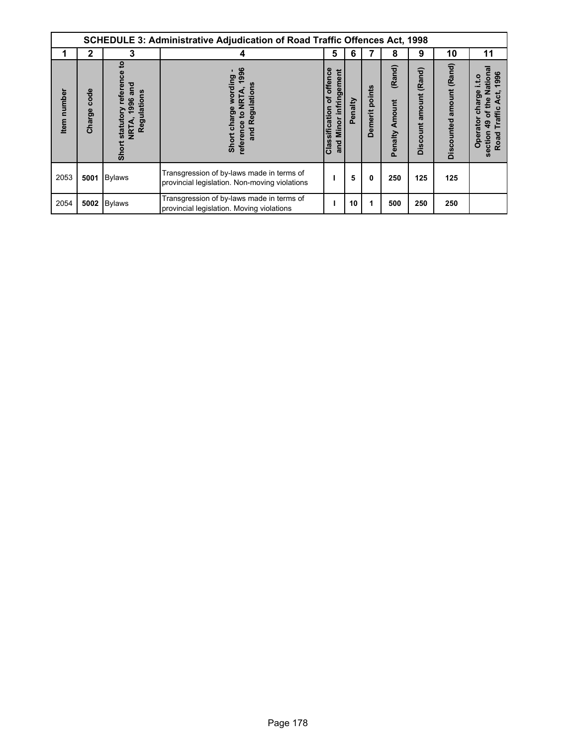| SCHEDULE 3: Administrative Adjudication of Road Traffic Offences Act, 1998 | | | | | | | | | | |
|---|---|---|---|---|---|---|---|---|---|---|
| 1 | 2 | 3 | 4 | 5 | 6 | 7 | 8 | 9 | 10 | 11 |
| Item number | Charge code | Short statutory reference to NRTA, 1996 and Regulations | Short charge wording - reference to NRTA, 1996 and Regulations | Classification of offence and Minor infringement | Penalty | Demerit points | Penalty Amount (Rand) | Discount amount (Rand) | Discounted amount (Rand) | Operator charge i.t.o section 49 of the National Road Traffic Act, 1996 |
| 2053 | 5001 | Bylaws | Transgression of by-laws made in terms of provincial legislation. Non-moving violations | I | 5 | 0 | 250 | 125 | 125 | |
| 2054 | 5002 | Bylaws | Transgression of by-laws made in terms of provincial legislation. Moving violations | I | 10 | 1 | 500 | 250 | 250 | |